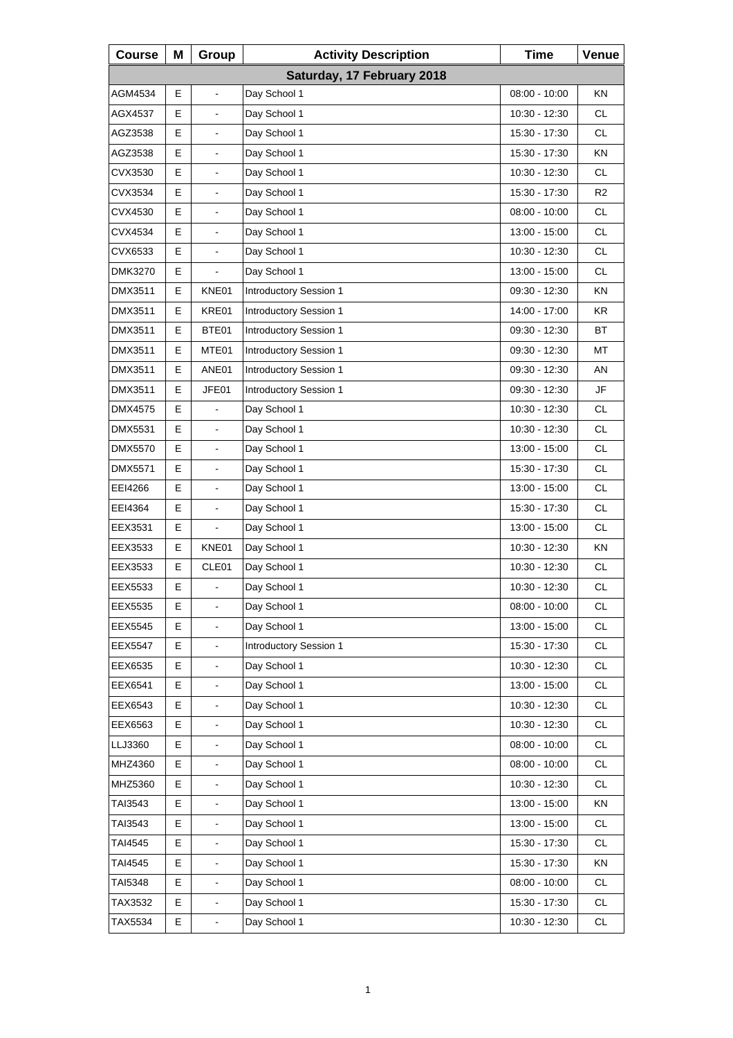| Course | M | Group | Activity Description | Time | Venue |
|---|---|---|---|---|---|
| **Saturday, 17 February 2018** | | | | | |
| AGM4534 | E | - | Day School 1 | 08:00 - 10:00 | KN |
| AGX4537 | E | - | Day School 1 | 10:30 - 12:30 | CL |
| AGZ3538 | E | - | Day School 1 | 15:30 - 17:30 | CL |
| AGZ3538 | E | - | Day School 1 | 15:30 - 17:30 | KN |
| CVX3530 | E | - | Day School 1 | 10:30 - 12:30 | CL |
| CVX3534 | E | - | Day School 1 | 15:30 - 17:30 | R2 |
| CVX4530 | E | - | Day School 1 | 08:00 - 10:00 | CL |
| CVX4534 | E | - | Day School 1 | 13:00 - 15:00 | CL |
| CVX6533 | E | - | Day School 1 | 10:30 - 12:30 | CL |
| DMK3270 | E | - | Day School 1 | 13:00 - 15:00 | CL |
| DMX3511 | E | KNE01 | Introductory Session 1 | 09:30 - 12:30 | KN |
| DMX3511 | E | KRE01 | Introductory Session 1 | 14:00 - 17:00 | KR |
| DMX3511 | E | BTE01 | Introductory Session 1 | 09:30 - 12:30 | BT |
| DMX3511 | E | MTE01 | Introductory Session 1 | 09:30 - 12:30 | MT |
| DMX3511 | E | ANE01 | Introductory Session 1 | 09:30 - 12:30 | AN |
| DMX3511 | E | JFE01 | Introductory Session 1 | 09:30 - 12:30 | JF |
| DMX4575 | E | - | Day School 1 | 10:30 - 12:30 | CL |
| DMX5531 | E | - | Day School 1 | 10:30 - 12:30 | CL |
| DMX5570 | E | - | Day School 1 | 13:00 - 15:00 | CL |
| DMX5571 | E | - | Day School 1 | 15:30 - 17:30 | CL |
| EEI4266 | E | - | Day School 1 | 13:00 - 15:00 | CL |
| EEI4364 | E | - | Day School 1 | 15:30 - 17:30 | CL |
| EEX3531 | E | - | Day School 1 | 13:00 - 15:00 | CL |
| EEX3533 | E | KNE01 | Day School 1 | 10:30 - 12:30 | KN |
| EEX3533 | E | CLE01 | Day School 1 | 10:30 - 12:30 | CL |
| EEX5533 | E | - | Day School 1 | 10:30 - 12:30 | CL |
| EEX5535 | E | - | Day School 1 | 08:00 - 10:00 | CL |
| EEX5545 | E | - | Day School 1 | 13:00 - 15:00 | CL |
| EEX5547 | E | - | Introductory Session 1 | 15:30 - 17:30 | CL |
| EEX6535 | E | - | Day School 1 | 10:30 - 12:30 | CL |
| EEX6541 | E | - | Day School 1 | 13:00 - 15:00 | CL |
| EEX6543 | E | - | Day School 1 | 10:30 - 12:30 | CL |
| EEX6563 | E | - | Day School 1 | 10:30 - 12:30 | CL |
| LLJ3360 | E | - | Day School 1 | 08:00 - 10:00 | CL |
| MHZ4360 | E | - | Day School 1 | 08:00 - 10:00 | CL |
| MHZ5360 | E | - | Day School 1 | 10:30 - 12:30 | CL |
| TAI3543 | E | - | Day School 1 | 13:00 - 15:00 | KN |
| TAI3543 | E | - | Day School 1 | 13:00 - 15:00 | CL |
| TAI4545 | E | - | Day School 1 | 15:30 - 17:30 | CL |
| TAI4545 | E | - | Day School 1 | 15:30 - 17:30 | KN |
| TAI5348 | E | - | Day School 1 | 08:00 - 10:00 | CL |
| TAX3532 | E | - | Day School 1 | 15:30 - 17:30 | CL |
| TAX5534 | E | - | Day School 1 | 10:30 - 12:30 | CL |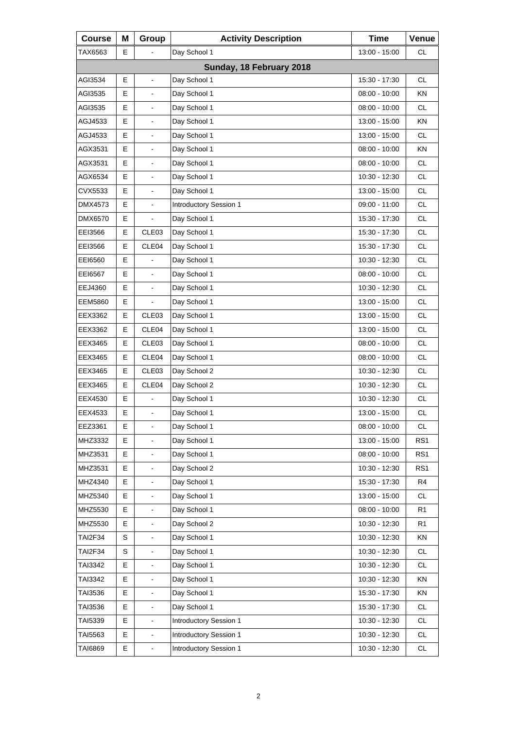| Course | M | Group | Activity Description | Time | Venue |
|---|---|---|---|---|---|
| TAX6563 | E | - | Day School 1 | 13:00 - 15:00 | CL |
| **Sunday, 18 February 2018** | | | | | |
| AGI3534 | E | - | Day School 1 | 15:30 - 17:30 | CL |
| AGI3535 | E | - | Day School 1 | 08:00 - 10:00 | KN |
| AGI3535 | E | - | Day School 1 | 08:00 - 10:00 | CL |
| AGJ4533 | E | - | Day School 1 | 13:00 - 15:00 | KN |
| AGJ4533 | E | - | Day School 1 | 13:00 - 15:00 | CL |
| AGX3531 | E | - | Day School 1 | 08:00 - 10:00 | KN |
| AGX3531 | E | - | Day School 1 | 08:00 - 10:00 | CL |
| AGX6534 | E | - | Day School 1 | 10:30 - 12:30 | CL |
| CVX5533 | E | - | Day School 1 | 13:00 - 15:00 | CL |
| DMX4573 | E | - | Introductory Session 1 | 09:00 - 11:00 | CL |
| DMX6570 | E | - | Day School 1 | 15:30 - 17:30 | CL |
| EEI3566 | E | CLE03 | Day School 1 | 15:30 - 17:30 | CL |
| EEI3566 | E | CLE04 | Day School 1 | 15:30 - 17:30 | CL |
| EEI6560 | E | - | Day School 1 | 10:30 - 12:30 | CL |
| EEI6567 | E | - | Day School 1 | 08:00 - 10:00 | CL |
| EEJ4360 | E | - | Day School 1 | 10:30 - 12:30 | CL |
| EEM5860 | E | - | Day School 1 | 13:00 - 15:00 | CL |
| EEX3362 | E | CLE03 | Day School 1 | 13:00 - 15:00 | CL |
| EEX3362 | E | CLE04 | Day School 1 | 13:00 - 15:00 | CL |
| EEX3465 | E | CLE03 | Day School 1 | 08:00 - 10:00 | CL |
| EEX3465 | E | CLE04 | Day School 1 | 08:00 - 10:00 | CL |
| EEX3465 | E | CLE03 | Day School 2 | 10:30 - 12:30 | CL |
| EEX3465 | E | CLE04 | Day School 2 | 10:30 - 12:30 | CL |
| EEX4530 | E | - | Day School 1 | 10:30 - 12:30 | CL |
| EEX4533 | E | - | Day School 1 | 13:00 - 15:00 | CL |
| EEZ3361 | E | - | Day School 1 | 08:00 - 10:00 | CL |
| MHZ3332 | E | - | Day School 1 | 13:00 - 15:00 | RS1 |
| MHZ3531 | E | - | Day School 1 | 08:00 - 10:00 | RS1 |
| MHZ3531 | E | - | Day School 2 | 10:30 - 12:30 | RS1 |
| MHZ4340 | E | - | Day School 1 | 15:30 - 17:30 | R4 |
| MHZ5340 | E | - | Day School 1 | 13:00 - 15:00 | CL |
| MHZ5530 | E | - | Day School 1 | 08:00 - 10:00 | R1 |
| MHZ5530 | E | - | Day School 2 | 10:30 - 12:30 | R1 |
| TAI2F34 | S | - | Day School 1 | 10:30 - 12:30 | KN |
| TAI2F34 | S | - | Day School 1 | 10:30 - 12:30 | CL |
| TAI3342 | E | - | Day School 1 | 10:30 - 12:30 | CL |
| TAI3342 | E | - | Day School 1 | 10:30 - 12:30 | KN |
| TAI3536 | E | - | Day School 1 | 15:30 - 17:30 | KN |
| TAI3536 | E | - | Day School 1 | 15:30 - 17:30 | CL |
| TAI5339 | E | - | Introductory Session 1 | 10:30 - 12:30 | CL |
| TAI5563 | E | - | Introductory Session 1 | 10:30 - 12:30 | CL |
| TAI6869 | E | - | Introductory Session 1 | 10:30 - 12:30 | CL |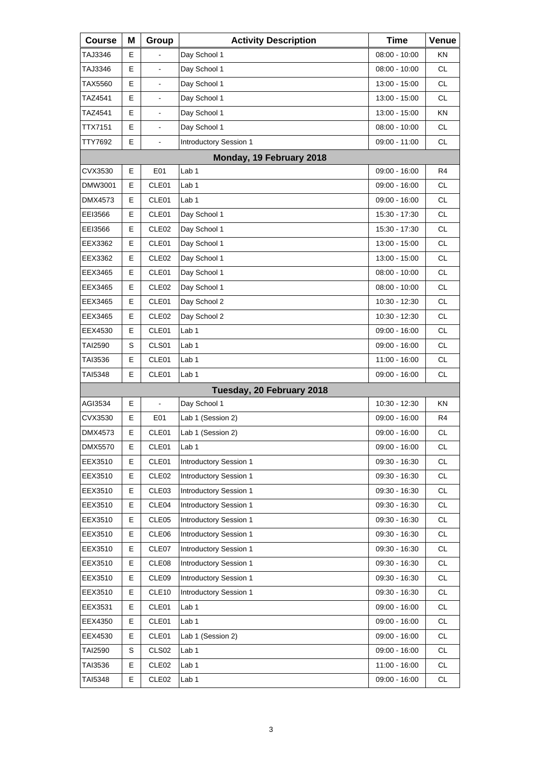| Course | M | Group | Activity Description | Time | Venue |
|---|---|---|---|---|---|
| TAJ3346 | E | - | Day School 1 | 08:00 - 10:00 | KN |
| TAJ3346 | E | - | Day School 1 | 08:00 - 10:00 | CL |
| TAX5560 | E | - | Day School 1 | 13:00 - 15:00 | CL |
| TAZ4541 | E | - | Day School 1 | 13:00 - 15:00 | CL |
| TAZ4541 | E | - | Day School 1 | 13:00 - 15:00 | KN |
| TTX7151 | E | - | Day School 1 | 08:00 - 10:00 | CL |
| TTY7692 | E | - | Introductory Session 1 | 09:00 - 11:00 | CL |
| **Monday, 19 February 2018** | | | | | |
| CVX3530 | E | E01 | Lab 1 | 09:00 - 16:00 | R4 |
| DMW3001 | E | CLE01 | Lab 1 | 09:00 - 16:00 | CL |
| DMX4573 | E | CLE01 | Lab 1 | 09:00 - 16:00 | CL |
| EEI3566 | E | CLE01 | Day School 1 | 15:30 - 17:30 | CL |
| EEI3566 | E | CLE02 | Day School 1 | 15:30 - 17:30 | CL |
| EEX3362 | E | CLE01 | Day School 1 | 13:00 - 15:00 | CL |
| EEX3362 | E | CLE02 | Day School 1 | 13:00 - 15:00 | CL |
| EEX3465 | E | CLE01 | Day School 1 | 08:00 - 10:00 | CL |
| EEX3465 | E | CLE02 | Day School 1 | 08:00 - 10:00 | CL |
| EEX3465 | E | CLE01 | Day School 2 | 10:30 - 12:30 | CL |
| EEX3465 | E | CLE02 | Day School 2 | 10:30 - 12:30 | CL |
| EEX4530 | E | CLE01 | Lab 1 | 09:00 - 16:00 | CL |
| TAI2590 | S | CLS01 | Lab 1 | 09:00 - 16:00 | CL |
| TAI3536 | E | CLE01 | Lab 1 | 11:00 - 16:00 | CL |
| TAI5348 | E | CLE01 | Lab 1 | 09:00 - 16:00 | CL |
| **Tuesday, 20 February 2018** | | | | | |
| AGI3534 | E | - | Day School 1 | 10:30 - 12:30 | KN |
| CVX3530 | E | E01 | Lab 1 (Session 2) | 09:00 - 16:00 | R4 |
| DMX4573 | E | CLE01 | Lab 1 (Session 2) | 09:00 - 16:00 | CL |
| DMX5570 | E | CLE01 | Lab 1 | 09:00 - 16:00 | CL |
| EEX3510 | E | CLE01 | Introductory Session 1 | 09:30 - 16:30 | CL |
| EEX3510 | E | CLE02 | Introductory Session 1 | 09:30 - 16:30 | CL |
| EEX3510 | E | CLE03 | Introductory Session 1 | 09:30 - 16:30 | CL |
| EEX3510 | E | CLE04 | Introductory Session 1 | 09:30 - 16:30 | CL |
| EEX3510 | E | CLE05 | Introductory Session 1 | 09:30 - 16:30 | CL |
| EEX3510 | E | CLE06 | Introductory Session 1 | 09:30 - 16:30 | CL |
| EEX3510 | E | CLE07 | Introductory Session 1 | 09:30 - 16:30 | CL |
| EEX3510 | E | CLE08 | Introductory Session 1 | 09:30 - 16:30 | CL |
| EEX3510 | E | CLE09 | Introductory Session 1 | 09:30 - 16:30 | CL |
| EEX3510 | E | CLE10 | Introductory Session 1 | 09:30 - 16:30 | CL |
| EEX3531 | E | CLE01 | Lab 1 | 09:00 - 16:00 | CL |
| EEX4350 | E | CLE01 | Lab 1 | 09:00 - 16:00 | CL |
| EEX4530 | E | CLE01 | Lab 1 (Session 2) | 09:00 - 16:00 | CL |
| TAI2590 | S | CLS02 | Lab 1 | 09:00 - 16:00 | CL |
| TAI3536 | E | CLE02 | Lab 1 | 11:00 - 16:00 | CL |
| TAI5348 | E | CLE02 | Lab 1 | 09:00 - 16:00 | CL |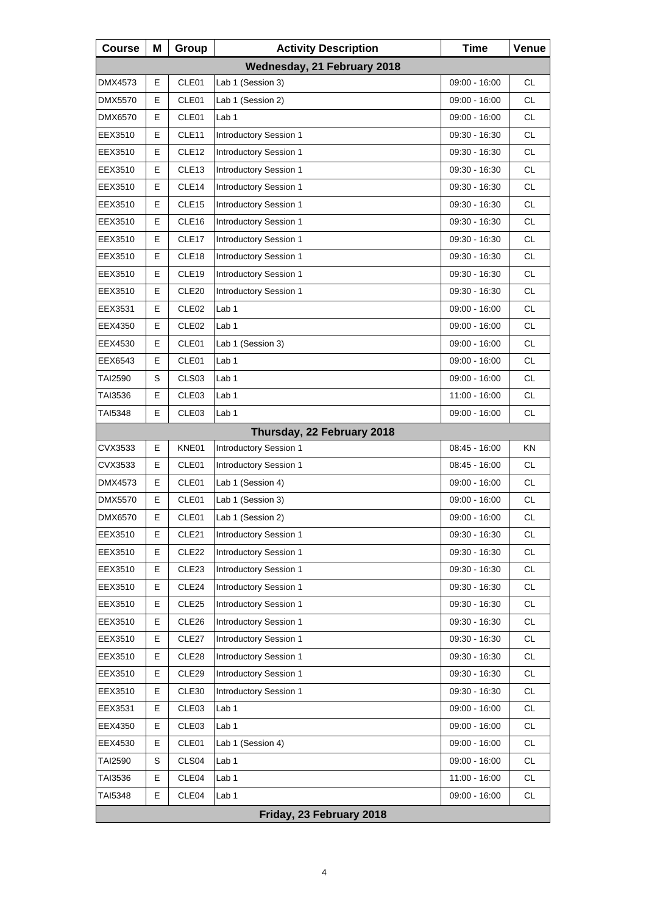| Course | M | Group | Activity Description | Time | Venue |
|---|---|---|---|---|---|
| **Wednesday, 21 February 2018** | | | | | |
| DMX4573 | E | CLE01 | Lab 1 (Session 3) | 09:00 - 16:00 | CL |
| DMX5570 | E | CLE01 | Lab 1 (Session 2) | 09:00 - 16:00 | CL |
| DMX6570 | E | CLE01 | Lab 1 | 09:00 - 16:00 | CL |
| EEX3510 | E | CLE11 | Introductory Session 1 | 09:30 - 16:30 | CL |
| EEX3510 | E | CLE12 | Introductory Session 1 | 09:30 - 16:30 | CL |
| EEX3510 | E | CLE13 | Introductory Session 1 | 09:30 - 16:30 | CL |
| EEX3510 | E | CLE14 | Introductory Session 1 | 09:30 - 16:30 | CL |
| EEX3510 | E | CLE15 | Introductory Session 1 | 09:30 - 16:30 | CL |
| EEX3510 | E | CLE16 | Introductory Session 1 | 09:30 - 16:30 | CL |
| EEX3510 | E | CLE17 | Introductory Session 1 | 09:30 - 16:30 | CL |
| EEX3510 | E | CLE18 | Introductory Session 1 | 09:30 - 16:30 | CL |
| EEX3510 | E | CLE19 | Introductory Session 1 | 09:30 - 16:30 | CL |
| EEX3510 | E | CLE20 | Introductory Session 1 | 09:30 - 16:30 | CL |
| EEX3531 | E | CLE02 | Lab 1 | 09:00 - 16:00 | CL |
| EEX4350 | E | CLE02 | Lab 1 | 09:00 - 16:00 | CL |
| EEX4530 | E | CLE01 | Lab 1 (Session 3) | 09:00 - 16:00 | CL |
| EEX6543 | E | CLE01 | Lab 1 | 09:00 - 16:00 | CL |
| TAI2590 | S | CLS03 | Lab 1 | 09:00 - 16:00 | CL |
| TAI3536 | E | CLE03 | Lab 1 | 11:00 - 16:00 | CL |
| TAI5348 | E | CLE03 | Lab 1 | 09:00 - 16:00 | CL |
| **Thursday, 22 February 2018** | | | | | |
| CVX3533 | E | KNE01 | Introductory Session 1 | 08:45 - 16:00 | KN |
| CVX3533 | E | CLE01 | Introductory Session 1 | 08:45 - 16:00 | CL |
| DMX4573 | E | CLE01 | Lab 1 (Session 4) | 09:00 - 16:00 | CL |
| DMX5570 | E | CLE01 | Lab 1 (Session 3) | 09:00 - 16:00 | CL |
| DMX6570 | E | CLE01 | Lab 1 (Session 2) | 09:00 - 16:00 | CL |
| EEX3510 | E | CLE21 | Introductory Session 1 | 09:30 - 16:30 | CL |
| EEX3510 | E | CLE22 | Introductory Session 1 | 09:30 - 16:30 | CL |
| EEX3510 | E | CLE23 | Introductory Session 1 | 09:30 - 16:30 | CL |
| EEX3510 | E | CLE24 | Introductory Session 1 | 09:30 - 16:30 | CL |
| EEX3510 | E | CLE25 | Introductory Session 1 | 09:30 - 16:30 | CL |
| EEX3510 | E | CLE26 | Introductory Session 1 | 09:30 - 16:30 | CL |
| EEX3510 | E | CLE27 | Introductory Session 1 | 09:30 - 16:30 | CL |
| EEX3510 | E | CLE28 | Introductory Session 1 | 09:30 - 16:30 | CL |
| EEX3510 | E | CLE29 | Introductory Session 1 | 09:30 - 16:30 | CL |
| EEX3510 | E | CLE30 | Introductory Session 1 | 09:30 - 16:30 | CL |
| EEX3531 | E | CLE03 | Lab 1 | 09:00 - 16:00 | CL |
| EEX4350 | E | CLE03 | Lab 1 | 09:00 - 16:00 | CL |
| EEX4530 | E | CLE01 | Lab 1 (Session 4) | 09:00 - 16:00 | CL |
| TAI2590 | S | CLS04 | Lab 1 | 09:00 - 16:00 | CL |
| TAI3536 | E | CLE04 | Lab 1 | 11:00 - 16:00 | CL |
| TAI5348 | E | CLE04 | Lab 1 | 09:00 - 16:00 | CL |
| **Friday, 23 February 2018** | | | | | |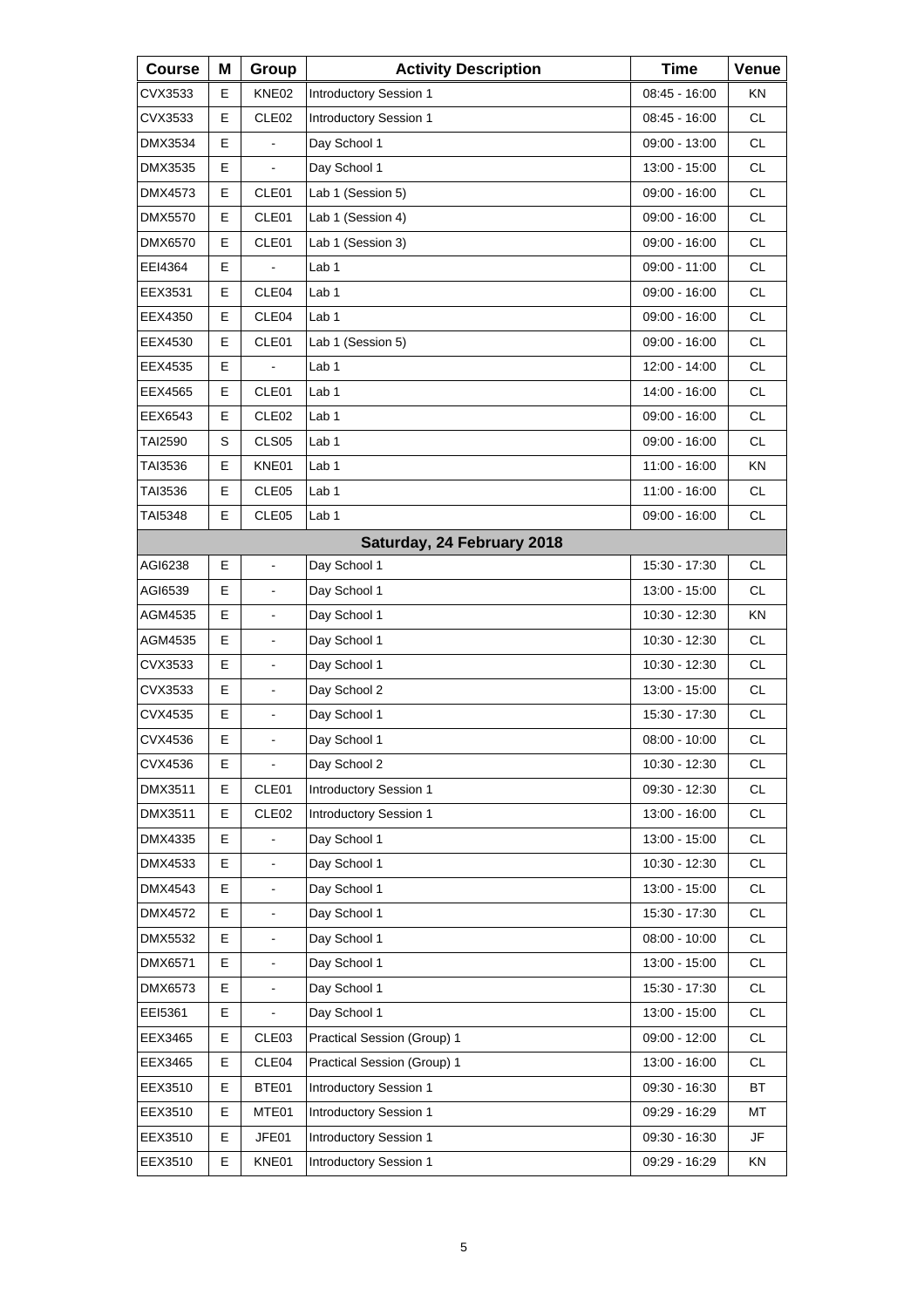| Course | M | Group | Activity Description | Time | Venue |
| --- | --- | --- | --- | --- | --- |
| CVX3533 | E | KNE02 | Introductory Session 1 | 08:45 - 16:00 | KN |
| CVX3533 | E | CLE02 | Introductory Session 1 | 08:45 - 16:00 | CL |
| DMX3534 | E | - | Day School 1 | 09:00 - 13:00 | CL |
| DMX3535 | E | - | Day School 1 | 13:00 - 15:00 | CL |
| DMX4573 | E | CLE01 | Lab 1 (Session 5) | 09:00 - 16:00 | CL |
| DMX5570 | E | CLE01 | Lab 1 (Session 4) | 09:00 - 16:00 | CL |
| DMX6570 | E | CLE01 | Lab 1 (Session 3) | 09:00 - 16:00 | CL |
| EEI4364 | E | - | Lab 1 | 09:00 - 11:00 | CL |
| EEX3531 | E | CLE04 | Lab 1 | 09:00 - 16:00 | CL |
| EEX4350 | E | CLE04 | Lab 1 | 09:00 - 16:00 | CL |
| EEX4530 | E | CLE01 | Lab 1 (Session 5) | 09:00 - 16:00 | CL |
| EEX4535 | E | - | Lab 1 | 12:00 - 14:00 | CL |
| EEX4565 | E | CLE01 | Lab 1 | 14:00 - 16:00 | CL |
| EEX6543 | E | CLE02 | Lab 1 | 09:00 - 16:00 | CL |
| TAI2590 | S | CLS05 | Lab 1 | 09:00 - 16:00 | CL |
| TAI3536 | E | KNE01 | Lab 1 | 11:00 - 16:00 | KN |
| TAI3536 | E | CLE05 | Lab 1 | 11:00 - 16:00 | CL |
| TAI5348 | E | CLE05 | Lab 1 | 09:00 - 16:00 | CL |
| | | | **Saturday, 24 February 2018** | | |
| AGI6238 | E | - | Day School 1 | 15:30 - 17:30 | CL |
| AGI6539 | E | - | Day School 1 | 13:00 - 15:00 | CL |
| AGM4535 | E | - | Day School 1 | 10:30 - 12:30 | KN |
| AGM4535 | E | - | Day School 1 | 10:30 - 12:30 | CL |
| CVX3533 | E | - | Day School 1 | 10:30 - 12:30 | CL |
| CVX3533 | E | - | Day School 2 | 13:00 - 15:00 | CL |
| CVX4535 | E | - | Day School 1 | 15:30 - 17:30 | CL |
| CVX4536 | E | - | Day School 1 | 08:00 - 10:00 | CL |
| CVX4536 | E | - | Day School 2 | 10:30 - 12:30 | CL |
| DMX3511 | E | CLE01 | Introductory Session 1 | 09:30 - 12:30 | CL |
| DMX3511 | E | CLE02 | Introductory Session 1 | 13:00 - 16:00 | CL |
| DMX4335 | E | - | Day School 1 | 13:00 - 15:00 | CL |
| DMX4533 | E | - | Day School 1 | 10:30 - 12:30 | CL |
| DMX4543 | E | - | Day School 1 | 13:00 - 15:00 | CL |
| DMX4572 | E | - | Day School 1 | 15:30 - 17:30 | CL |
| DMX5532 | E | - | Day School 1 | 08:00 - 10:00 | CL |
| DMX6571 | E | - | Day School 1 | 13:00 - 15:00 | CL |
| DMX6573 | E | - | Day School 1 | 15:30 - 17:30 | CL |
| EEI5361 | E | - | Day School 1 | 13:00 - 15:00 | CL |
| EEX3465 | E | CLE03 | Practical Session (Group) 1 | 09:00 - 12:00 | CL |
| EEX3465 | E | CLE04 | Practical Session (Group) 1 | 13:00 - 16:00 | CL |
| EEX3510 | E | BTE01 | Introductory Session 1 | 09:30 - 16:30 | BT |
| EEX3510 | E | MTE01 | Introductory Session 1 | 09:29 - 16:29 | MT |
| EEX3510 | E | JFE01 | Introductory Session 1 | 09:30 - 16:30 | JF |
| EEX3510 | E | KNE01 | Introductory Session 1 | 09:29 - 16:29 | KN |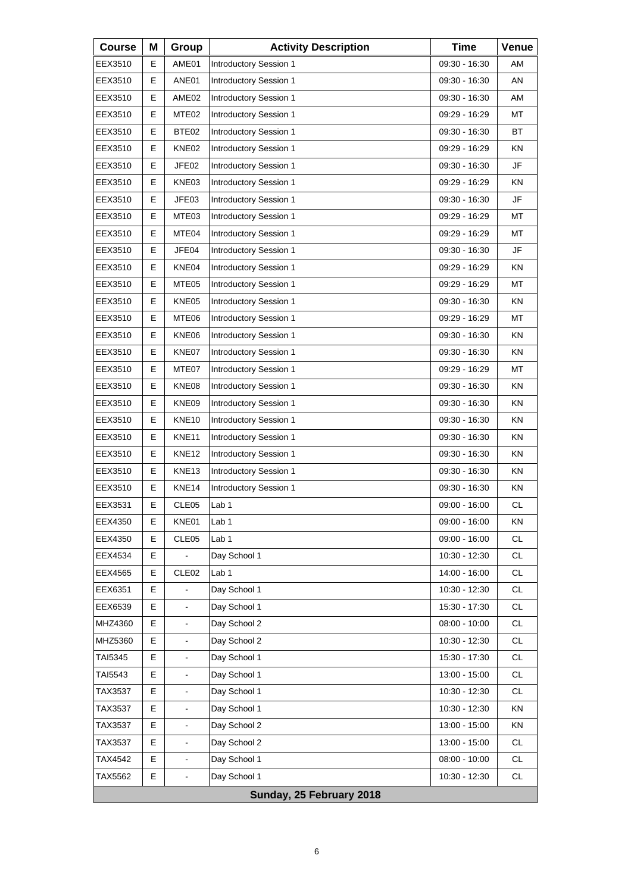| Course | M | Group | Activity Description | Time | Venue |
| --- | --- | --- | --- | --- | --- |
| EEX3510 | E | AME01 | Introductory Session 1 | 09:30 - 16:30 | AM |
| EEX3510 | E | ANE01 | Introductory Session 1 | 09:30 - 16:30 | AN |
| EEX3510 | E | AME02 | Introductory Session 1 | 09:30 - 16:30 | AM |
| EEX3510 | E | MTE02 | Introductory Session 1 | 09:29 - 16:29 | MT |
| EEX3510 | E | BTE02 | Introductory Session 1 | 09:30 - 16:30 | BT |
| EEX3510 | E | KNE02 | Introductory Session 1 | 09:29 - 16:29 | KN |
| EEX3510 | E | JFE02 | Introductory Session 1 | 09:30 - 16:30 | JF |
| EEX3510 | E | KNE03 | Introductory Session 1 | 09:29 - 16:29 | KN |
| EEX3510 | E | JFE03 | Introductory Session 1 | 09:30 - 16:30 | JF |
| EEX3510 | E | MTE03 | Introductory Session 1 | 09:29 - 16:29 | MT |
| EEX3510 | E | MTE04 | Introductory Session 1 | 09:29 - 16:29 | MT |
| EEX3510 | E | JFE04 | Introductory Session 1 | 09:30 - 16:30 | JF |
| EEX3510 | E | KNE04 | Introductory Session 1 | 09:29 - 16:29 | KN |
| EEX3510 | E | MTE05 | Introductory Session 1 | 09:29 - 16:29 | MT |
| EEX3510 | E | KNE05 | Introductory Session 1 | 09:30 - 16:30 | KN |
| EEX3510 | E | MTE06 | Introductory Session 1 | 09:29 - 16:29 | MT |
| EEX3510 | E | KNE06 | Introductory Session 1 | 09:30 - 16:30 | KN |
| EEX3510 | E | KNE07 | Introductory Session 1 | 09:30 - 16:30 | KN |
| EEX3510 | E | MTE07 | Introductory Session 1 | 09:29 - 16:29 | MT |
| EEX3510 | E | KNE08 | Introductory Session 1 | 09:30 - 16:30 | KN |
| EEX3510 | E | KNE09 | Introductory Session 1 | 09:30 - 16:30 | KN |
| EEX3510 | E | KNE10 | Introductory Session 1 | 09:30 - 16:30 | KN |
| EEX3510 | E | KNE11 | Introductory Session 1 | 09:30 - 16:30 | KN |
| EEX3510 | E | KNE12 | Introductory Session 1 | 09:30 - 16:30 | KN |
| EEX3510 | E | KNE13 | Introductory Session 1 | 09:30 - 16:30 | KN |
| EEX3510 | E | KNE14 | Introductory Session 1 | 09:30 - 16:30 | KN |
| EEX3531 | E | CLE05 | Lab 1 | 09:00 - 16:00 | CL |
| EEX4350 | E | KNE01 | Lab 1 | 09:00 - 16:00 | KN |
| EEX4350 | E | CLE05 | Lab 1 | 09:00 - 16:00 | CL |
| EEX4534 | E | - | Day School 1 | 10:30 - 12:30 | CL |
| EEX4565 | E | CLE02 | Lab 1 | 14:00 - 16:00 | CL |
| EEX6351 | E | - | Day School 1 | 10:30 - 12:30 | CL |
| EEX6539 | E | - | Day School 1 | 15:30 - 17:30 | CL |
| MHZ4360 | E | - | Day School 2 | 08:00 - 10:00 | CL |
| MHZ5360 | E | - | Day School 2 | 10:30 - 12:30 | CL |
| TAI5345 | E | - | Day School 1 | 15:30 - 17:30 | CL |
| TAI5543 | E | - | Day School 1 | 13:00 - 15:00 | CL |
| TAX3537 | E | - | Day School 1 | 10:30 - 12:30 | CL |
| TAX3537 | E | - | Day School 1 | 10:30 - 12:30 | KN |
| TAX3537 | E | - | Day School 2 | 13:00 - 15:00 | KN |
| TAX3537 | E | - | Day School 2 | 13:00 - 15:00 | CL |
| TAX4542 | E | - | Day School 1 | 08:00 - 10:00 | CL |
| TAX5562 | E | - | Day School 1 | 10:30 - 12:30 | CL |
| **Sunday, 25 February 2018** | | | | | |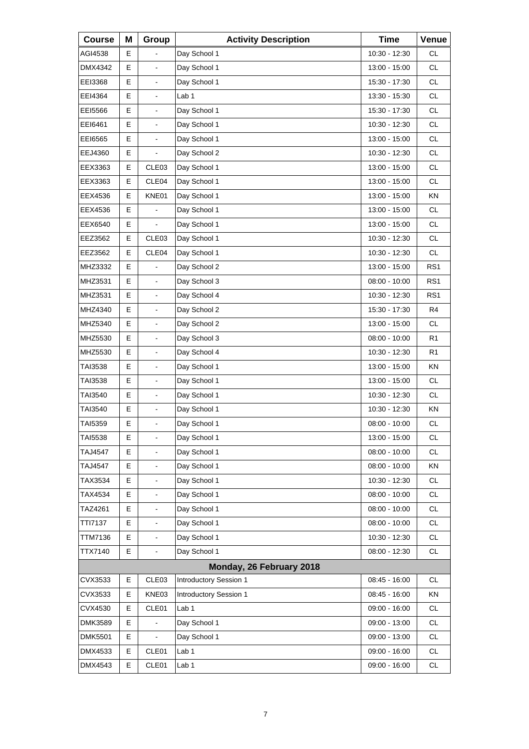| Course | M | Group | Activity Description | Time | Venue |
|---|---|---|---|---|---|
| AGI4538 | E | - | Day School 1 | 10:30 - 12:30 | CL |
| DMX4342 | E | - | Day School 1 | 13:00 - 15:00 | CL |
| EEI3368 | E | - | Day School 1 | 15:30 - 17:30 | CL |
| EEI4364 | E | - | Lab 1 | 13:30 - 15:30 | CL |
| EEI5566 | E | - | Day School 1 | 15:30 - 17:30 | CL |
| EEI6461 | E | - | Day School 1 | 10:30 - 12:30 | CL |
| EEI6565 | E | - | Day School 1 | 13:00 - 15:00 | CL |
| EEJ4360 | E | - | Day School 2 | 10:30 - 12:30 | CL |
| EEX3363 | E | CLE03 | Day School 1 | 13:00 - 15:00 | CL |
| EEX3363 | E | CLE04 | Day School 1 | 13:00 - 15:00 | CL |
| EEX4536 | E | KNE01 | Day School 1 | 13:00 - 15:00 | KN |
| EEX4536 | E | - | Day School 1 | 13:00 - 15:00 | CL |
| EEX6540 | E | - | Day School 1 | 13:00 - 15:00 | CL |
| EEZ3562 | E | CLE03 | Day School 1 | 10:30 - 12:30 | CL |
| EEZ3562 | E | CLE04 | Day School 1 | 10:30 - 12:30 | CL |
| MHZ3332 | E | - | Day School 2 | 13:00 - 15:00 | RS1 |
| MHZ3531 | E | - | Day School 3 | 08:00 - 10:00 | RS1 |
| MHZ3531 | E | - | Day School 4 | 10:30 - 12:30 | RS1 |
| MHZ4340 | E | - | Day School 2 | 15:30 - 17:30 | R4 |
| MHZ5340 | E | - | Day School 2 | 13:00 - 15:00 | CL |
| MHZ5530 | E | - | Day School 3 | 08:00 - 10:00 | R1 |
| MHZ5530 | E | - | Day School 4 | 10:30 - 12:30 | R1 |
| TAI3538 | E | - | Day School 1 | 13:00 - 15:00 | KN |
| TAI3538 | E | - | Day School 1 | 13:00 - 15:00 | CL |
| TAI3540 | E | - | Day School 1 | 10:30 - 12:30 | CL |
| TAI3540 | E | - | Day School 1 | 10:30 - 12:30 | KN |
| TAI5359 | E | - | Day School 1 | 08:00 - 10:00 | CL |
| TAI5538 | E | - | Day School 1 | 13:00 - 15:00 | CL |
| TAJ4547 | E | - | Day School 1 | 08:00 - 10:00 | CL |
| TAJ4547 | E | - | Day School 1 | 08:00 - 10:00 | KN |
| TAX3534 | E | - | Day School 1 | 10:30 - 12:30 | CL |
| TAX4534 | E | - | Day School 1 | 08:00 - 10:00 | CL |
| TAZ4261 | E | - | Day School 1 | 08:00 - 10:00 | CL |
| TTI7137 | E | - | Day School 1 | 08:00 - 10:00 | CL |
| TTM7136 | E | - | Day School 1 | 10:30 - 12:30 | CL |
| TTX7140 | E | - | Day School 1 | 08:00 - 12:30 | CL |
| | | | **Monday, 26 February 2018** | | |
| CVX3533 | E | CLE03 | Introductory Session 1 | 08:45 - 16:00 | CL |
| CVX3533 | E | KNE03 | Introductory Session 1 | 08:45 - 16:00 | KN |
| CVX4530 | E | CLE01 | Lab 1 | 09:00 - 16:00 | CL |
| DMK3589 | E | - | Day School 1 | 09:00 - 13:00 | CL |
| DMK5501 | E | - | Day School 1 | 09:00 - 13:00 | CL |
| DMX4533 | E | CLE01 | Lab 1 | 09:00 - 16:00 | CL |
| DMX4543 | E | CLE01 | Lab 1 | 09:00 - 16:00 | CL |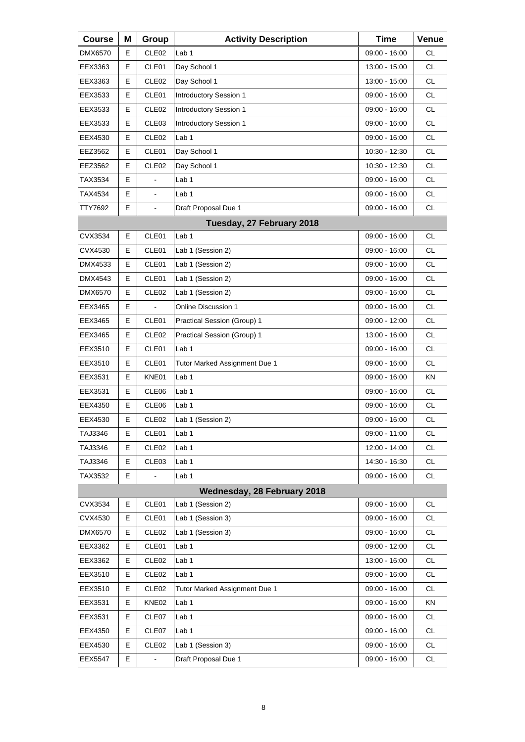| Course | M | Group | Activity Description | Time | Venue |
|---|---|---|---|---|---|
| DMX6570 | E | CLE02 | Lab 1 | 09:00 - 16:00 | CL |
| EEX3363 | E | CLE01 | Day School 1 | 13:00 - 15:00 | CL |
| EEX3363 | E | CLE02 | Day School 1 | 13:00 - 15:00 | CL |
| EEX3533 | E | CLE01 | Introductory Session 1 | 09:00 - 16:00 | CL |
| EEX3533 | E | CLE02 | Introductory Session 1 | 09:00 - 16:00 | CL |
| EEX3533 | E | CLE03 | Introductory Session 1 | 09:00 - 16:00 | CL |
| EEX4530 | E | CLE02 | Lab 1 | 09:00 - 16:00 | CL |
| EEZ3562 | E | CLE01 | Day School 1 | 10:30 - 12:30 | CL |
| EEZ3562 | E | CLE02 | Day School 1 | 10:30 - 12:30 | CL |
| TAX3534 | E | - | Lab 1 | 09:00 - 16:00 | CL |
| TAX4534 | E | - | Lab 1 | 09:00 - 16:00 | CL |
| TTY7692 | E | - | Draft Proposal Due 1 | 09:00 - 16:00 | CL |
| | | | **Tuesday, 27 February 2018** | | |
| CVX3534 | E | CLE01 | Lab 1 | 09:00 - 16:00 | CL |
| CVX4530 | E | CLE01 | Lab 1 (Session 2) | 09:00 - 16:00 | CL |
| DMX4533 | E | CLE01 | Lab 1 (Session 2) | 09:00 - 16:00 | CL |
| DMX4543 | E | CLE01 | Lab 1 (Session 2) | 09:00 - 16:00 | CL |
| DMX6570 | E | CLE02 | Lab 1 (Session 2) | 09:00 - 16:00 | CL |
| EEX3465 | E | - | Online Discussion 1 | 09:00 - 16:00 | CL |
| EEX3465 | E | CLE01 | Practical Session (Group) 1 | 09:00 - 12:00 | CL |
| EEX3465 | E | CLE02 | Practical Session (Group) 1 | 13:00 - 16:00 | CL |
| EEX3510 | E | CLE01 | Lab 1 | 09:00 - 16:00 | CL |
| EEX3510 | E | CLE01 | Tutor Marked Assignment Due 1 | 09:00 - 16:00 | CL |
| EEX3531 | E | KNE01 | Lab 1 | 09:00 - 16:00 | KN |
| EEX3531 | E | CLE06 | Lab 1 | 09:00 - 16:00 | CL |
| EEX4350 | E | CLE06 | Lab 1 | 09:00 - 16:00 | CL |
| EEX4530 | E | CLE02 | Lab 1 (Session 2) | 09:00 - 16:00 | CL |
| TAJ3346 | E | CLE01 | Lab 1 | 09:00 - 11:00 | CL |
| TAJ3346 | E | CLE02 | Lab 1 | 12:00 - 14:00 | CL |
| TAJ3346 | E | CLE03 | Lab 1 | 14:30 - 16:30 | CL |
| TAX3532 | E | - | Lab 1 | 09:00 - 16:00 | CL |
| | | | **Wednesday, 28 February 2018** | | |
| CVX3534 | E | CLE01 | Lab 1 (Session 2) | 09:00 - 16:00 | CL |
| CVX4530 | E | CLE01 | Lab 1 (Session 3) | 09:00 - 16:00 | CL |
| DMX6570 | E | CLE02 | Lab 1 (Session 3) | 09:00 - 16:00 | CL |
| EEX3362 | E | CLE01 | Lab 1 | 09:00 - 12:00 | CL |
| EEX3362 | E | CLE02 | Lab 1 | 13:00 - 16:00 | CL |
| EEX3510 | E | CLE02 | Lab 1 | 09:00 - 16:00 | CL |
| EEX3510 | E | CLE02 | Tutor Marked Assignment Due 1 | 09:00 - 16:00 | CL |
| EEX3531 | E | KNE02 | Lab 1 | 09:00 - 16:00 | KN |
| EEX3531 | E | CLE07 | Lab 1 | 09:00 - 16:00 | CL |
| EEX4350 | E | CLE07 | Lab 1 | 09:00 - 16:00 | CL |
| EEX4530 | E | CLE02 | Lab 1 (Session 3) | 09:00 - 16:00 | CL |
| EEX5547 | E | - | Draft Proposal Due 1 | 09:00 - 16:00 | CL |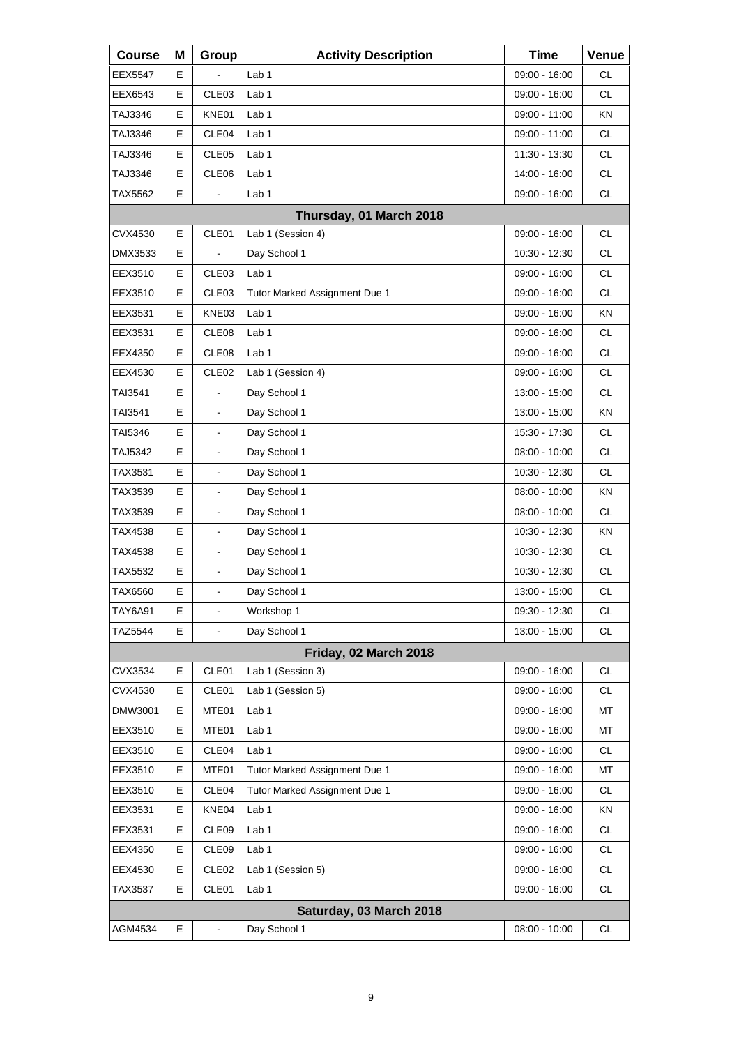| Course | M | Group | Activity Description | Time | Venue |
|---|---|---|---|---|---|
| EEX5547 | E | - | Lab 1 | 09:00 - 16:00 | CL |
| EEX6543 | E | CLE03 | Lab 1 | 09:00 - 16:00 | CL |
| TAJ3346 | E | KNE01 | Lab 1 | 09:00 - 11:00 | KN |
| TAJ3346 | E | CLE04 | Lab 1 | 09:00 - 11:00 | CL |
| TAJ3346 | E | CLE05 | Lab 1 | 11:30 - 13:30 | CL |
| TAJ3346 | E | CLE06 | Lab 1 | 14:00 - 16:00 | CL |
| TAX5562 | E | - | Lab 1 | 09:00 - 16:00 | CL |
| | | | **Thursday, 01 March 2018** | | |
| CVX4530 | E | CLE01 | Lab 1 (Session 4) | 09:00 - 16:00 | CL |
| DMX3533 | E | - | Day School 1 | 10:30 - 12:30 | CL |
| EEX3510 | E | CLE03 | Lab 1 | 09:00 - 16:00 | CL |
| EEX3510 | E | CLE03 | Tutor Marked Assignment Due 1 | 09:00 - 16:00 | CL |
| EEX3531 | E | KNE03 | Lab 1 | 09:00 - 16:00 | KN |
| EEX3531 | E | CLE08 | Lab 1 | 09:00 - 16:00 | CL |
| EEX4350 | E | CLE08 | Lab 1 | 09:00 - 16:00 | CL |
| EEX4530 | E | CLE02 | Lab 1 (Session 4) | 09:00 - 16:00 | CL |
| TAI3541 | E | - | Day School 1 | 13:00 - 15:00 | CL |
| TAI3541 | E | - | Day School 1 | 13:00 - 15:00 | KN |
| TAI5346 | E | - | Day School 1 | 15:30 - 17:30 | CL |
| TAJ5342 | E | - | Day School 1 | 08:00 - 10:00 | CL |
| TAX3531 | E | - | Day School 1 | 10:30 - 12:30 | CL |
| TAX3539 | E | - | Day School 1 | 08:00 - 10:00 | KN |
| TAX3539 | E | - | Day School 1 | 08:00 - 10:00 | CL |
| TAX4538 | E | - | Day School 1 | 10:30 - 12:30 | KN |
| TAX4538 | E | - | Day School 1 | 10:30 - 12:30 | CL |
| TAX5532 | E | - | Day School 1 | 10:30 - 12:30 | CL |
| TAX6560 | E | - | Day School 1 | 13:00 - 15:00 | CL |
| TAY6A91 | E | - | Workshop 1 | 09:30 - 12:30 | CL |
| TAZ5544 | E | - | Day School 1 | 13:00 - 15:00 | CL |
| | | | **Friday, 02 March 2018** | | |
| CVX3534 | E | CLE01 | Lab 1 (Session 3) | 09:00 - 16:00 | CL |
| CVX4530 | E | CLE01 | Lab 1 (Session 5) | 09:00 - 16:00 | CL |
| DMW3001 | E | MTE01 | Lab 1 | 09:00 - 16:00 | MT |
| EEX3510 | E | MTE01 | Lab 1 | 09:00 - 16:00 | MT |
| EEX3510 | E | CLE04 | Lab 1 | 09:00 - 16:00 | CL |
| EEX3510 | E | MTE01 | Tutor Marked Assignment Due 1 | 09:00 - 16:00 | MT |
| EEX3510 | E | CLE04 | Tutor Marked Assignment Due 1 | 09:00 - 16:00 | CL |
| EEX3531 | E | KNE04 | Lab 1 | 09:00 - 16:00 | KN |
| EEX3531 | E | CLE09 | Lab 1 | 09:00 - 16:00 | CL |
| EEX4350 | E | CLE09 | Lab 1 | 09:00 - 16:00 | CL |
| EEX4530 | E | CLE02 | Lab 1 (Session 5) | 09:00 - 16:00 | CL |
| TAX3537 | E | CLE01 | Lab 1 | 09:00 - 16:00 | CL |
| | | | **Saturday, 03 March 2018** | | |
| AGM4534 | E | - | Day School 1 | 08:00 - 10:00 | CL |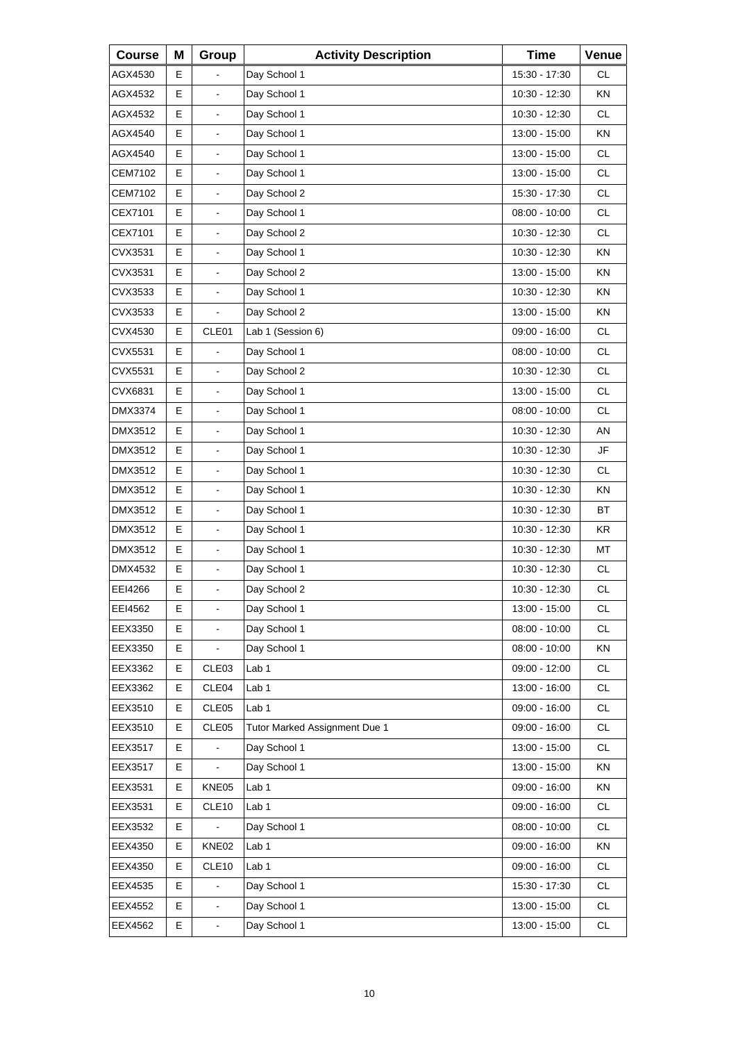| Course | M | Group | Activity Description | Time | Venue |
|---|---|---|---|---|---|
| AGX4530 | E | - | Day School 1 | 15:30 - 17:30 | CL |
| AGX4532 | E | - | Day School 1 | 10:30 - 12:30 | KN |
| AGX4532 | E | - | Day School 1 | 10:30 - 12:30 | CL |
| AGX4540 | E | - | Day School 1 | 13:00 - 15:00 | KN |
| AGX4540 | E | - | Day School 1 | 13:00 - 15:00 | CL |
| CEM7102 | E | - | Day School 1 | 13:00 - 15:00 | CL |
| CEM7102 | E | - | Day School 2 | 15:30 - 17:30 | CL |
| CEX7101 | E | - | Day School 1 | 08:00 - 10:00 | CL |
| CEX7101 | E | - | Day School 2 | 10:30 - 12:30 | CL |
| CVX3531 | E | - | Day School 1 | 10:30 - 12:30 | KN |
| CVX3531 | E | - | Day School 2 | 13:00 - 15:00 | KN |
| CVX3533 | E | - | Day School 1 | 10:30 - 12:30 | KN |
| CVX3533 | E | - | Day School 2 | 13:00 - 15:00 | KN |
| CVX4530 | E | CLE01 | Lab 1 (Session 6) | 09:00 - 16:00 | CL |
| CVX5531 | E | - | Day School 1 | 08:00 - 10:00 | CL |
| CVX5531 | E | - | Day School 2 | 10:30 - 12:30 | CL |
| CVX6831 | E | - | Day School 1 | 13:00 - 15:00 | CL |
| DMX3374 | E | - | Day School 1 | 08:00 - 10:00 | CL |
| DMX3512 | E | - | Day School 1 | 10:30 - 12:30 | AN |
| DMX3512 | E | - | Day School 1 | 10:30 - 12:30 | JF |
| DMX3512 | E | - | Day School 1 | 10:30 - 12:30 | CL |
| DMX3512 | E | - | Day School 1 | 10:30 - 12:30 | KN |
| DMX3512 | E | - | Day School 1 | 10:30 - 12:30 | BT |
| DMX3512 | E | - | Day School 1 | 10:30 - 12:30 | KR |
| DMX3512 | E | - | Day School 1 | 10:30 - 12:30 | MT |
| DMX4532 | E | - | Day School 1 | 10:30 - 12:30 | CL |
| EEI4266 | E | - | Day School 2 | 10:30 - 12:30 | CL |
| EEI4562 | E | - | Day School 1 | 13:00 - 15:00 | CL |
| EEX3350 | E | - | Day School 1 | 08:00 - 10:00 | CL |
| EEX3350 | E | - | Day School 1 | 08:00 - 10:00 | KN |
| EEX3362 | E | CLE03 | Lab 1 | 09:00 - 12:00 | CL |
| EEX3362 | E | CLE04 | Lab 1 | 13:00 - 16:00 | CL |
| EEX3510 | E | CLE05 | Lab 1 | 09:00 - 16:00 | CL |
| EEX3510 | E | CLE05 | Tutor Marked Assignment Due 1 | 09:00 - 16:00 | CL |
| EEX3517 | E | - | Day School 1 | 13:00 - 15:00 | CL |
| EEX3517 | E | - | Day School 1 | 13:00 - 15:00 | KN |
| EEX3531 | E | KNE05 | Lab 1 | 09:00 - 16:00 | KN |
| EEX3531 | E | CLE10 | Lab 1 | 09:00 - 16:00 | CL |
| EEX3532 | E | - | Day School 1 | 08:00 - 10:00 | CL |
| EEX4350 | E | KNE02 | Lab 1 | 09:00 - 16:00 | KN |
| EEX4350 | E | CLE10 | Lab 1 | 09:00 - 16:00 | CL |
| EEX4535 | E | - | Day School 1 | 15:30 - 17:30 | CL |
| EEX4552 | E | - | Day School 1 | 13:00 - 15:00 | CL |
| EEX4562 | E | - | Day School 1 | 13:00 - 15:00 | CL |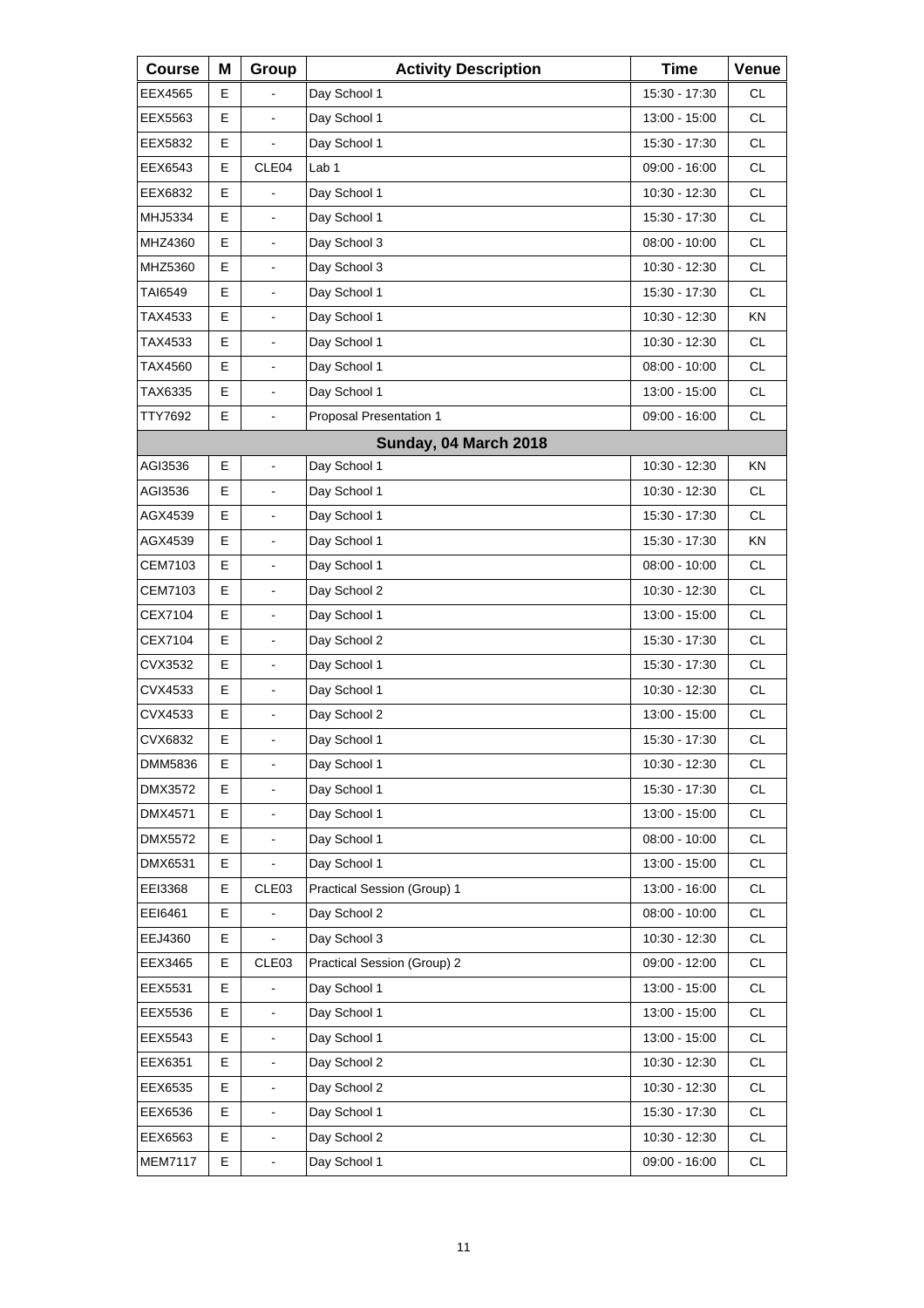| Course | M | Group | Activity Description | Time | Venue |
|---|---|---|---|---|---|
| EEX4565 | E | - | Day School 1 | 15:30 - 17:30 | CL |
| EEX5563 | E | - | Day School 1 | 13:00 - 15:00 | CL |
| EEX5832 | E | - | Day School 1 | 15:30 - 17:30 | CL |
| EEX6543 | E | CLE04 | Lab 1 | 09:00 - 16:00 | CL |
| EEX6832 | E | - | Day School 1 | 10:30 - 12:30 | CL |
| MHJ5334 | E | - | Day School 1 | 15:30 - 17:30 | CL |
| MHZ4360 | E | - | Day School 3 | 08:00 - 10:00 | CL |
| MHZ5360 | E | - | Day School 3 | 10:30 - 12:30 | CL |
| TAI6549 | E | - | Day School 1 | 15:30 - 17:30 | CL |
| TAX4533 | E | - | Day School 1 | 10:30 - 12:30 | KN |
| TAX4533 | E | - | Day School 1 | 10:30 - 12:30 | CL |
| TAX4560 | E | - | Day School 1 | 08:00 - 10:00 | CL |
| TAX6335 | E | - | Day School 1 | 13:00 - 15:00 | CL |
| TTY7692 | E | - | Proposal Presentation 1 | 09:00 - 16:00 | CL |
| | | | **Sunday, 04 March 2018** | | |
| AGI3536 | E | - | Day School 1 | 10:30 - 12:30 | KN |
| AGI3536 | E | - | Day School 1 | 10:30 - 12:30 | CL |
| AGX4539 | E | - | Day School 1 | 15:30 - 17:30 | CL |
| AGX4539 | E | - | Day School 1 | 15:30 - 17:30 | KN |
| CEM7103 | E | - | Day School 1 | 08:00 - 10:00 | CL |
| CEM7103 | E | - | Day School 2 | 10:30 - 12:30 | CL |
| CEX7104 | E | - | Day School 1 | 13:00 - 15:00 | CL |
| CEX7104 | E | - | Day School 2 | 15:30 - 17:30 | CL |
| CVX3532 | E | - | Day School 1 | 15:30 - 17:30 | CL |
| CVX4533 | E | - | Day School 1 | 10:30 - 12:30 | CL |
| CVX4533 | E | - | Day School 2 | 13:00 - 15:00 | CL |
| CVX6832 | E | - | Day School 1 | 15:30 - 17:30 | CL |
| DMM5836 | E | - | Day School 1 | 10:30 - 12:30 | CL |
| DMX3572 | E | - | Day School 1 | 15:30 - 17:30 | CL |
| DMX4571 | E | - | Day School 1 | 13:00 - 15:00 | CL |
| DMX5572 | E | - | Day School 1 | 08:00 - 10:00 | CL |
| DMX6531 | E | - | Day School 1 | 13:00 - 15:00 | CL |
| EEI3368 | E | CLE03 | Practical Session (Group) 1 | 13:00 - 16:00 | CL |
| EEI6461 | E | - | Day School 2 | 08:00 - 10:00 | CL |
| EEJ4360 | E | - | Day School 3 | 10:30 - 12:30 | CL |
| EEX3465 | E | CLE03 | Practical Session (Group) 2 | 09:00 - 12:00 | CL |
| EEX5531 | E | - | Day School 1 | 13:00 - 15:00 | CL |
| EEX5536 | E | - | Day School 1 | 13:00 - 15:00 | CL |
| EEX5543 | E | - | Day School 1 | 13:00 - 15:00 | CL |
| EEX6351 | E | - | Day School 2 | 10:30 - 12:30 | CL |
| EEX6535 | E | - | Day School 2 | 10:30 - 12:30 | CL |
| EEX6536 | E | - | Day School 1 | 15:30 - 17:30 | CL |
| EEX6563 | E | - | Day School 2 | 10:30 - 12:30 | CL |
| MEM7117 | E | - | Day School 1 | 09:00 - 16:00 | CL |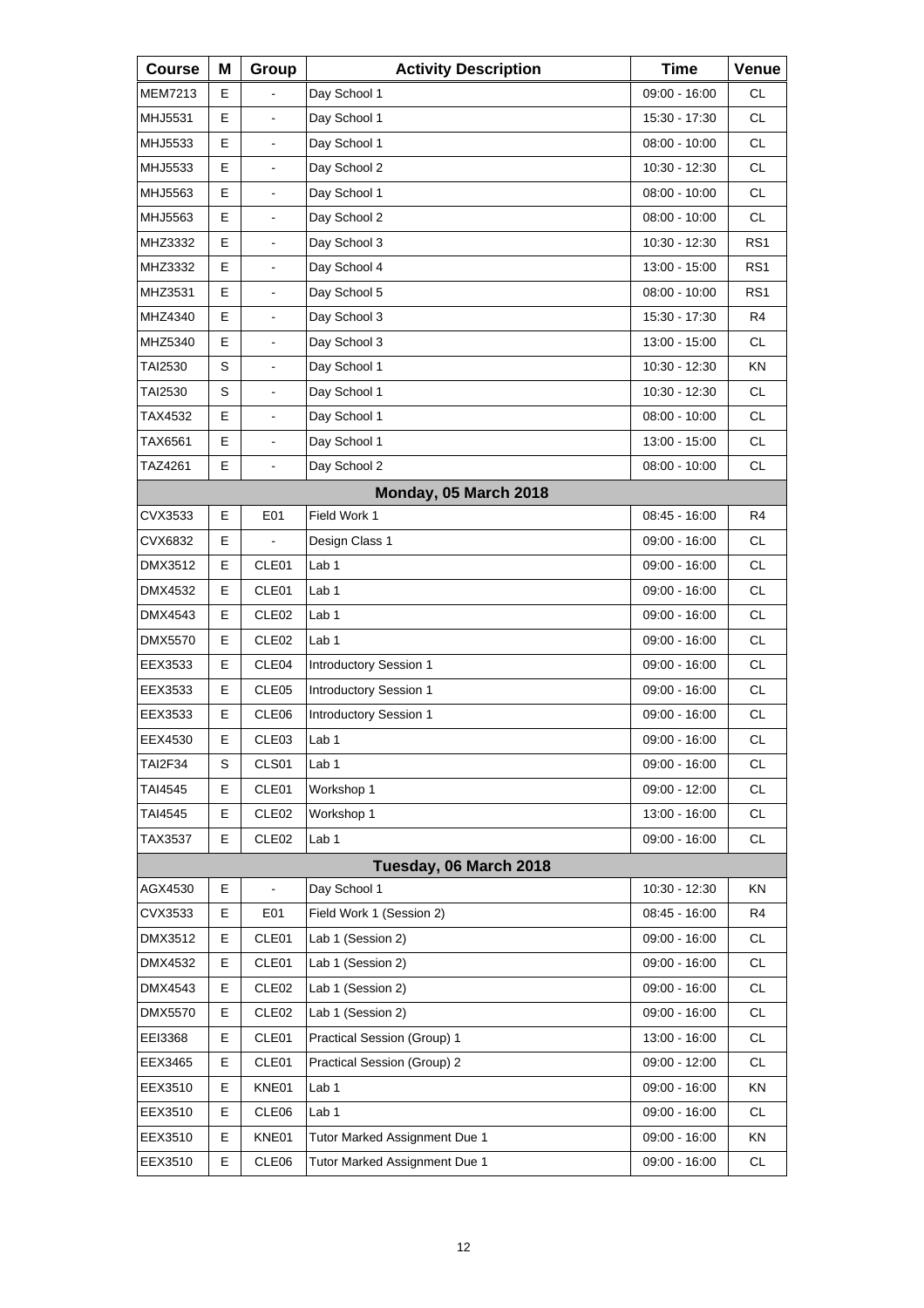| Course | M | Group | Activity Description | Time | Venue |
|---|---|---|---|---|---|
| MEM7213 | E | - | Day School 1 | 09:00 - 16:00 | CL |
| MHJ5531 | E | - | Day School 1 | 15:30 - 17:30 | CL |
| MHJ5533 | E | - | Day School 1 | 08:00 - 10:00 | CL |
| MHJ5533 | E | - | Day School 2 | 10:30 - 12:30 | CL |
| MHJ5563 | E | - | Day School 1 | 08:00 - 10:00 | CL |
| MHJ5563 | E | - | Day School 2 | 08:00 - 10:00 | CL |
| MHZ3332 | E | - | Day School 3 | 10:30 - 12:30 | RS1 |
| MHZ3332 | E | - | Day School 4 | 13:00 - 15:00 | RS1 |
| MHZ3531 | E | - | Day School 5 | 08:00 - 10:00 | RS1 |
| MHZ4340 | E | - | Day School 3 | 15:30 - 17:30 | R4 |
| MHZ5340 | E | - | Day School 3 | 13:00 - 15:00 | CL |
| TAI2530 | S | - | Day School 1 | 10:30 - 12:30 | KN |
| TAI2530 | S | - | Day School 1 | 10:30 - 12:30 | CL |
| TAX4532 | E | - | Day School 1 | 08:00 - 10:00 | CL |
| TAX6561 | E | - | Day School 1 | 13:00 - 15:00 | CL |
| TAZ4261 | E | - | Day School 2 | 08:00 - 10:00 | CL |
| | | | **Monday, 05 March 2018** | | |
| CVX3533 | E | E01 | Field Work 1 | 08:45 - 16:00 | R4 |
| CVX6832 | E | - | Design Class 1 | 09:00 - 16:00 | CL |
| DMX3512 | E | CLE01 | Lab 1 | 09:00 - 16:00 | CL |
| DMX4532 | E | CLE01 | Lab 1 | 09:00 - 16:00 | CL |
| DMX4543 | E | CLE02 | Lab 1 | 09:00 - 16:00 | CL |
| DMX5570 | E | CLE02 | Lab 1 | 09:00 - 16:00 | CL |
| EEX3533 | E | CLE04 | Introductory Session 1 | 09:00 - 16:00 | CL |
| EEX3533 | E | CLE05 | Introductory Session 1 | 09:00 - 16:00 | CL |
| EEX3533 | E | CLE06 | Introductory Session 1 | 09:00 - 16:00 | CL |
| EEX4530 | E | CLE03 | Lab 1 | 09:00 - 16:00 | CL |
| TAI2F34 | S | CLS01 | Lab 1 | 09:00 - 16:00 | CL |
| TAI4545 | E | CLE01 | Workshop 1 | 09:00 - 12:00 | CL |
| TAI4545 | E | CLE02 | Workshop 1 | 13:00 - 16:00 | CL |
| TAX3537 | E | CLE02 | Lab 1 | 09:00 - 16:00 | CL |
| | | | **Tuesday, 06 March 2018** | | |
| AGX4530 | E | - | Day School 1 | 10:30 - 12:30 | KN |
| CVX3533 | E | E01 | Field Work 1 (Session 2) | 08:45 - 16:00 | R4 |
| DMX3512 | E | CLE01 | Lab 1 (Session 2) | 09:00 - 16:00 | CL |
| DMX4532 | E | CLE01 | Lab 1 (Session 2) | 09:00 - 16:00 | CL |
| DMX4543 | E | CLE02 | Lab 1 (Session 2) | 09:00 - 16:00 | CL |
| DMX5570 | E | CLE02 | Lab 1 (Session 2) | 09:00 - 16:00 | CL |
| EEI3368 | E | CLE01 | Practical Session (Group) 1 | 13:00 - 16:00 | CL |
| EEX3465 | E | CLE01 | Practical Session (Group) 2 | 09:00 - 12:00 | CL |
| EEX3510 | E | KNE01 | Lab 1 | 09:00 - 16:00 | KN |
| EEX3510 | E | CLE06 | Lab 1 | 09:00 - 16:00 | CL |
| EEX3510 | E | KNE01 | Tutor Marked Assignment Due 1 | 09:00 - 16:00 | KN |
| EEX3510 | E | CLE06 | Tutor Marked Assignment Due 1 | 09:00 - 16:00 | CL |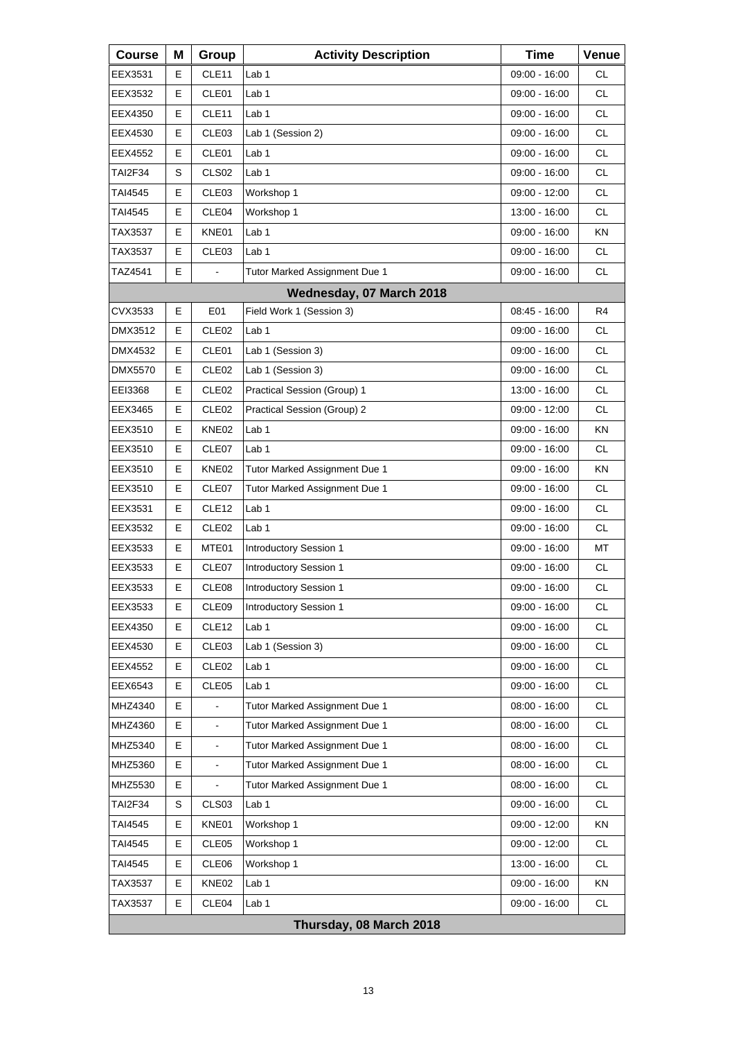| Course | M | Group | Activity Description | Time | Venue |
| --- | --- | --- | --- | --- | --- |
| EEX3531 | E | CLE11 | Lab 1 | 09:00 - 16:00 | CL |
| EEX3532 | E | CLE01 | Lab 1 | 09:00 - 16:00 | CL |
| EEX4350 | E | CLE11 | Lab 1 | 09:00 - 16:00 | CL |
| EEX4530 | E | CLE03 | Lab 1 (Session 2) | 09:00 - 16:00 | CL |
| EEX4552 | E | CLE01 | Lab 1 | 09:00 - 16:00 | CL |
| TAI2F34 | S | CLS02 | Lab 1 | 09:00 - 16:00 | CL |
| TAI4545 | E | CLE03 | Workshop 1 | 09:00 - 12:00 | CL |
| TAI4545 | E | CLE04 | Workshop 1 | 13:00 - 16:00 | CL |
| TAX3537 | E | KNE01 | Lab 1 | 09:00 - 16:00 | KN |
| TAX3537 | E | CLE03 | Lab 1 | 09:00 - 16:00 | CL |
| TAZ4541 | E | - | Tutor Marked Assignment Due 1 | 09:00 - 16:00 | CL |
| | | | **Wednesday, 07 March 2018** | | |
| CVX3533 | E | E01 | Field Work 1 (Session 3) | 08:45 - 16:00 | R4 |
| DMX3512 | E | CLE02 | Lab 1 | 09:00 - 16:00 | CL |
| DMX4532 | E | CLE01 | Lab 1 (Session 3) | 09:00 - 16:00 | CL |
| DMX5570 | E | CLE02 | Lab 1 (Session 3) | 09:00 - 16:00 | CL |
| EEI3368 | E | CLE02 | Practical Session (Group) 1 | 13:00 - 16:00 | CL |
| EEX3465 | E | CLE02 | Practical Session (Group) 2 | 09:00 - 12:00 | CL |
| EEX3510 | E | KNE02 | Lab 1 | 09:00 - 16:00 | KN |
| EEX3510 | E | CLE07 | Lab 1 | 09:00 - 16:00 | CL |
| EEX3510 | E | KNE02 | Tutor Marked Assignment Due 1 | 09:00 - 16:00 | KN |
| EEX3510 | E | CLE07 | Tutor Marked Assignment Due 1 | 09:00 - 16:00 | CL |
| EEX3531 | E | CLE12 | Lab 1 | 09:00 - 16:00 | CL |
| EEX3532 | E | CLE02 | Lab 1 | 09:00 - 16:00 | CL |
| EEX3533 | E | MTE01 | Introductory Session 1 | 09:00 - 16:00 | MT |
| EEX3533 | E | CLE07 | Introductory Session 1 | 09:00 - 16:00 | CL |
| EEX3533 | E | CLE08 | Introductory Session 1 | 09:00 - 16:00 | CL |
| EEX3533 | E | CLE09 | Introductory Session 1 | 09:00 - 16:00 | CL |
| EEX4350 | E | CLE12 | Lab 1 | 09:00 - 16:00 | CL |
| EEX4530 | E | CLE03 | Lab 1 (Session 3) | 09:00 - 16:00 | CL |
| EEX4552 | E | CLE02 | Lab 1 | 09:00 - 16:00 | CL |
| EEX6543 | E | CLE05 | Lab 1 | 09:00 - 16:00 | CL |
| MHZ4340 | E | - | Tutor Marked Assignment Due 1 | 08:00 - 16:00 | CL |
| MHZ4360 | E | - | Tutor Marked Assignment Due 1 | 08:00 - 16:00 | CL |
| MHZ5340 | E | - | Tutor Marked Assignment Due 1 | 08:00 - 16:00 | CL |
| MHZ5360 | E | - | Tutor Marked Assignment Due 1 | 08:00 - 16:00 | CL |
| MHZ5530 | E | - | Tutor Marked Assignment Due 1 | 08:00 - 16:00 | CL |
| TAI2F34 | S | CLS03 | Lab 1 | 09:00 - 16:00 | CL |
| TAI4545 | E | KNE01 | Workshop 1 | 09:00 - 12:00 | KN |
| TAI4545 | E | CLE05 | Workshop 1 | 09:00 - 12:00 | CL |
| TAI4545 | E | CLE06 | Workshop 1 | 13:00 - 16:00 | CL |
| TAX3537 | E | KNE02 | Lab 1 | 09:00 - 16:00 | KN |
| TAX3537 | E | CLE04 | Lab 1 | 09:00 - 16:00 | CL |
| | | | **Thursday, 08 March 2018** | | |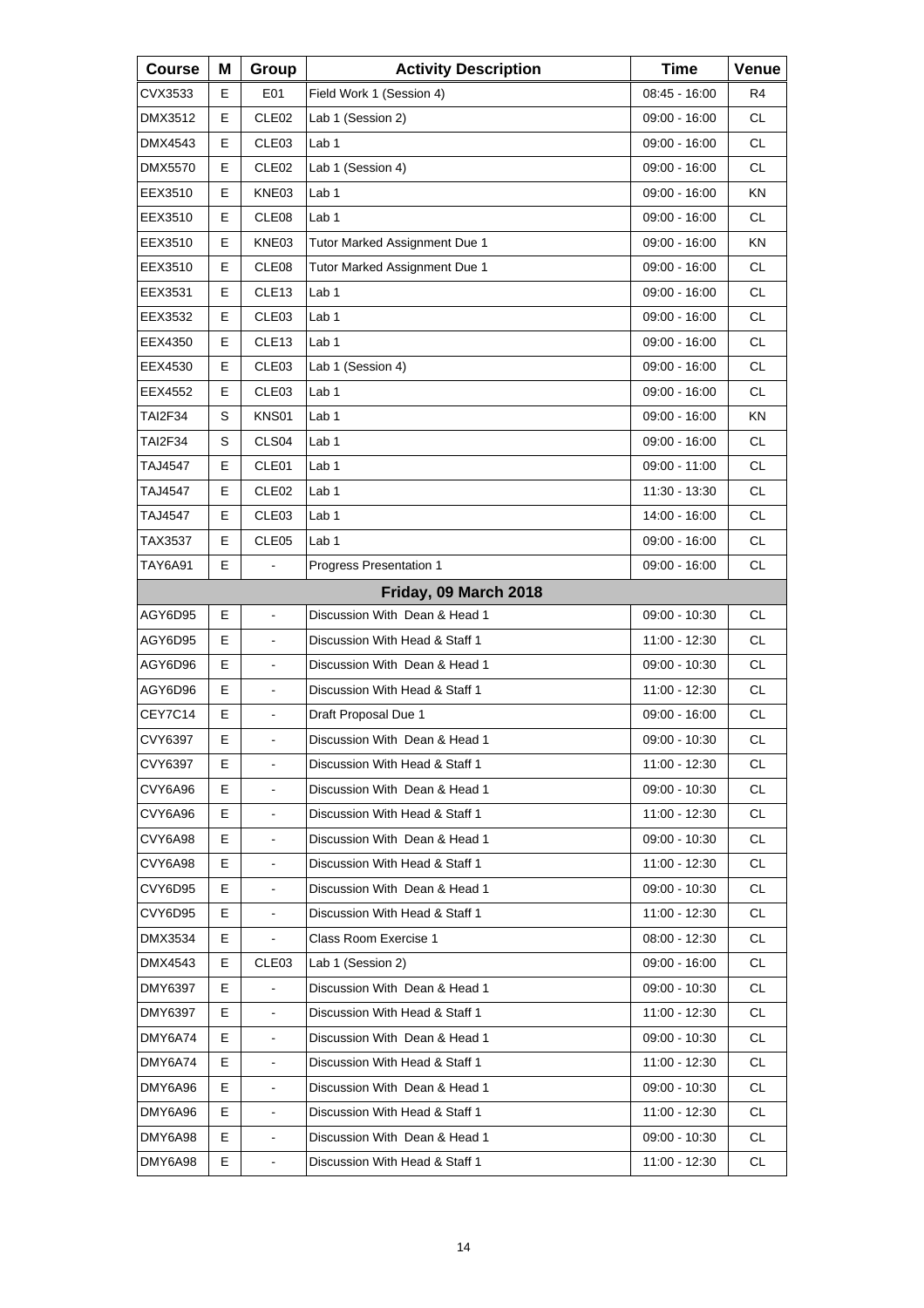| Course | M | Group | Activity Description | Time | Venue |
|---|---|---|---|---|---|
| CVX3533 | E | E01 | Field Work 1 (Session 4) | 08:45 - 16:00 | R4 |
| DMX3512 | E | CLE02 | Lab 1 (Session 2) | 09:00 - 16:00 | CL |
| DMX4543 | E | CLE03 | Lab 1 | 09:00 - 16:00 | CL |
| DMX5570 | E | CLE02 | Lab 1 (Session 4) | 09:00 - 16:00 | CL |
| EEX3510 | E | KNE03 | Lab 1 | 09:00 - 16:00 | KN |
| EEX3510 | E | CLE08 | Lab 1 | 09:00 - 16:00 | CL |
| EEX3510 | E | KNE03 | Tutor Marked Assignment Due 1 | 09:00 - 16:00 | KN |
| EEX3510 | E | CLE08 | Tutor Marked Assignment Due 1 | 09:00 - 16:00 | CL |
| EEX3531 | E | CLE13 | Lab 1 | 09:00 - 16:00 | CL |
| EEX3532 | E | CLE03 | Lab 1 | 09:00 - 16:00 | CL |
| EEX4350 | E | CLE13 | Lab 1 | 09:00 - 16:00 | CL |
| EEX4530 | E | CLE03 | Lab 1 (Session 4) | 09:00 - 16:00 | CL |
| EEX4552 | E | CLE03 | Lab 1 | 09:00 - 16:00 | CL |
| TAI2F34 | S | KNS01 | Lab 1 | 09:00 - 16:00 | KN |
| TAI2F34 | S | CLS04 | Lab 1 | 09:00 - 16:00 | CL |
| TAJ4547 | E | CLE01 | Lab 1 | 09:00 - 11:00 | CL |
| TAJ4547 | E | CLE02 | Lab 1 | 11:30 - 13:30 | CL |
| TAJ4547 | E | CLE03 | Lab 1 | 14:00 - 16:00 | CL |
| TAX3537 | E | CLE05 | Lab 1 | 09:00 - 16:00 | CL |
| TAY6A91 | E | - | Progress Presentation 1 | 09:00 - 16:00 | CL |
| | | | **Friday, 09 March 2018** | | |
| AGY6D95 | E | - | Discussion With Dean & Head 1 | 09:00 - 10:30 | CL |
| AGY6D95 | E | - | Discussion With Head & Staff 1 | 11:00 - 12:30 | CL |
| AGY6D96 | E | - | Discussion With Dean & Head 1 | 09:00 - 10:30 | CL |
| AGY6D96 | E | - | Discussion With Head & Staff 1 | 11:00 - 12:30 | CL |
| CEY7C14 | E | - | Draft Proposal Due 1 | 09:00 - 16:00 | CL |
| CVY6397 | E | - | Discussion With Dean & Head 1 | 09:00 - 10:30 | CL |
| CVY6397 | E | - | Discussion With Head & Staff 1 | 11:00 - 12:30 | CL |
| CVY6A96 | E | - | Discussion With Dean & Head 1 | 09:00 - 10:30 | CL |
| CVY6A96 | E | - | Discussion With Head & Staff 1 | 11:00 - 12:30 | CL |
| CVY6A98 | E | - | Discussion With Dean & Head 1 | 09:00 - 10:30 | CL |
| CVY6A98 | E | - | Discussion With Head & Staff 1 | 11:00 - 12:30 | CL |
| CVY6D95 | E | - | Discussion With Dean & Head 1 | 09:00 - 10:30 | CL |
| CVY6D95 | E | - | Discussion With Head & Staff 1 | 11:00 - 12:30 | CL |
| DMX3534 | E | - | Class Room Exercise 1 | 08:00 - 12:30 | CL |
| DMX4543 | E | CLE03 | Lab 1 (Session 2) | 09:00 - 16:00 | CL |
| DMY6397 | E | - | Discussion With Dean & Head 1 | 09:00 - 10:30 | CL |
| DMY6397 | E | - | Discussion With Head & Staff 1 | 11:00 - 12:30 | CL |
| DMY6A74 | E | - | Discussion With Dean & Head 1 | 09:00 - 10:30 | CL |
| DMY6A74 | E | - | Discussion With Head & Staff 1 | 11:00 - 12:30 | CL |
| DMY6A96 | E | - | Discussion With Dean & Head 1 | 09:00 - 10:30 | CL |
| DMY6A96 | E | - | Discussion With Head & Staff 1 | 11:00 - 12:30 | CL |
| DMY6A98 | E | - | Discussion With Dean & Head 1 | 09:00 - 10:30 | CL |
| DMY6A98 | E | - | Discussion With Head & Staff 1 | 11:00 - 12:30 | CL |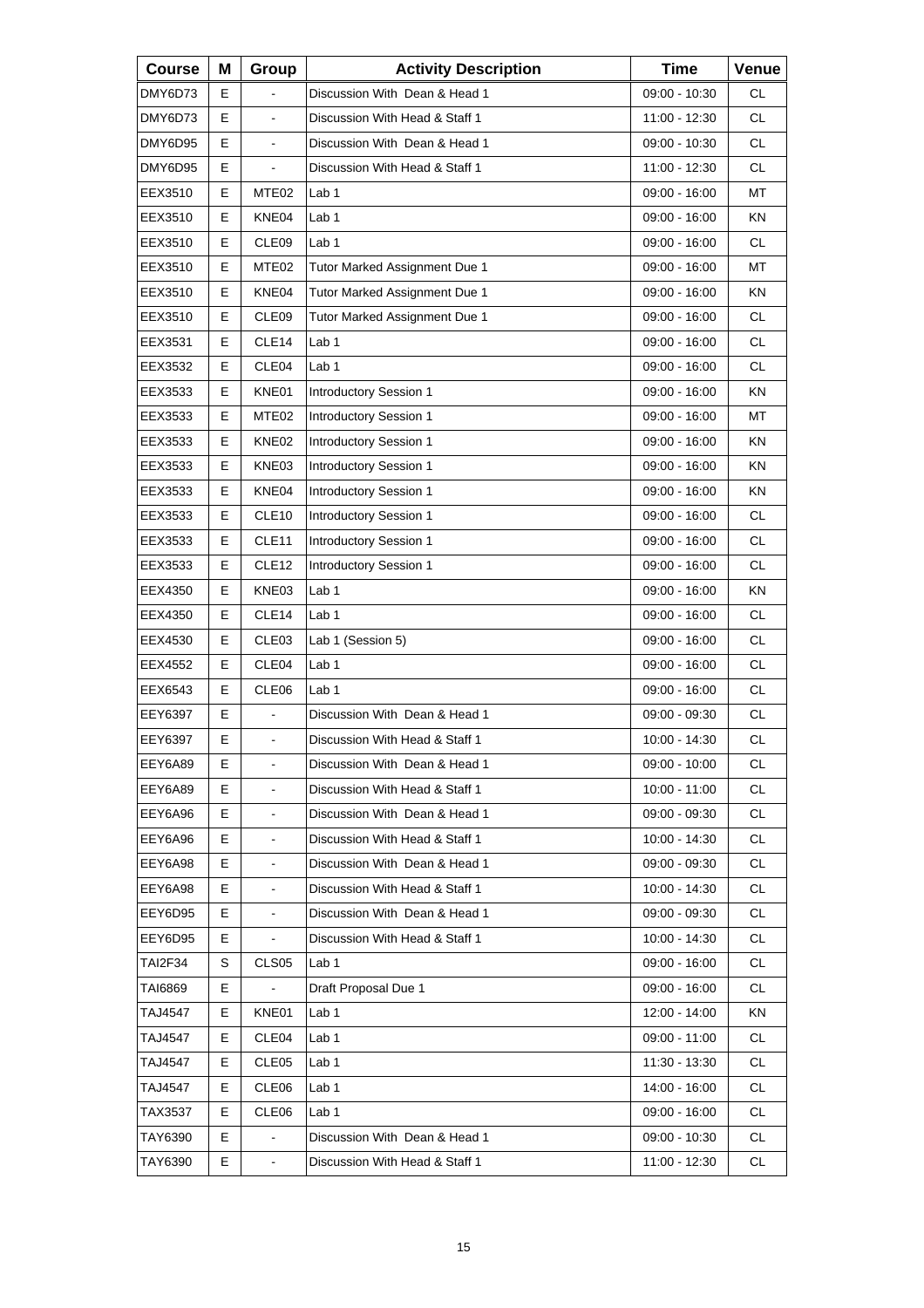| Course | M | Group | Activity Description | Time | Venue |
|---|---|---|---|---|---|
| DMY6D73 | E | - | Discussion With Dean & Head 1 | 09:00 - 10:30 | CL |
| DMY6D73 | E | - | Discussion With Head & Staff 1 | 11:00 - 12:30 | CL |
| DMY6D95 | E | - | Discussion With Dean & Head 1 | 09:00 - 10:30 | CL |
| DMY6D95 | E | - | Discussion With Head & Staff 1 | 11:00 - 12:30 | CL |
| EEX3510 | E | MTE02 | Lab 1 | 09:00 - 16:00 | MT |
| EEX3510 | E | KNE04 | Lab 1 | 09:00 - 16:00 | KN |
| EEX3510 | E | CLE09 | Lab 1 | 09:00 - 16:00 | CL |
| EEX3510 | E | MTE02 | Tutor Marked Assignment Due 1 | 09:00 - 16:00 | MT |
| EEX3510 | E | KNE04 | Tutor Marked Assignment Due 1 | 09:00 - 16:00 | KN |
| EEX3510 | E | CLE09 | Tutor Marked Assignment Due 1 | 09:00 - 16:00 | CL |
| EEX3531 | E | CLE14 | Lab 1 | 09:00 - 16:00 | CL |
| EEX3532 | E | CLE04 | Lab 1 | 09:00 - 16:00 | CL |
| EEX3533 | E | KNE01 | Introductory Session 1 | 09:00 - 16:00 | KN |
| EEX3533 | E | MTE02 | Introductory Session 1 | 09:00 - 16:00 | MT |
| EEX3533 | E | KNE02 | Introductory Session 1 | 09:00 - 16:00 | KN |
| EEX3533 | E | KNE03 | Introductory Session 1 | 09:00 - 16:00 | KN |
| EEX3533 | E | KNE04 | Introductory Session 1 | 09:00 - 16:00 | KN |
| EEX3533 | E | CLE10 | Introductory Session 1 | 09:00 - 16:00 | CL |
| EEX3533 | E | CLE11 | Introductory Session 1 | 09:00 - 16:00 | CL |
| EEX3533 | E | CLE12 | Introductory Session 1 | 09:00 - 16:00 | CL |
| EEX4350 | E | KNE03 | Lab 1 | 09:00 - 16:00 | KN |
| EEX4350 | E | CLE14 | Lab 1 | 09:00 - 16:00 | CL |
| EEX4530 | E | CLE03 | Lab 1 (Session 5) | 09:00 - 16:00 | CL |
| EEX4552 | E | CLE04 | Lab 1 | 09:00 - 16:00 | CL |
| EEX6543 | E | CLE06 | Lab 1 | 09:00 - 16:00 | CL |
| EEY6397 | E | - | Discussion With Dean & Head 1 | 09:00 - 09:30 | CL |
| EEY6397 | E | - | Discussion With Head & Staff 1 | 10:00 - 14:30 | CL |
| EEY6A89 | E | - | Discussion With Dean & Head 1 | 09:00 - 10:00 | CL |
| EEY6A89 | E | - | Discussion With Head & Staff 1 | 10:00 - 11:00 | CL |
| EEY6A96 | E | - | Discussion With Dean & Head 1 | 09:00 - 09:30 | CL |
| EEY6A96 | E | - | Discussion With Head & Staff 1 | 10:00 - 14:30 | CL |
| EEY6A98 | E | - | Discussion With Dean & Head 1 | 09:00 - 09:30 | CL |
| EEY6A98 | E | - | Discussion With Head & Staff 1 | 10:00 - 14:30 | CL |
| EEY6D95 | E | - | Discussion With Dean & Head 1 | 09:00 - 09:30 | CL |
| EEY6D95 | E | - | Discussion With Head & Staff 1 | 10:00 - 14:30 | CL |
| TAI2F34 | S | CLS05 | Lab 1 | 09:00 - 16:00 | CL |
| TAI6869 | E | - | Draft Proposal Due 1 | 09:00 - 16:00 | CL |
| TAJ4547 | E | KNE01 | Lab 1 | 12:00 - 14:00 | KN |
| TAJ4547 | E | CLE04 | Lab 1 | 09:00 - 11:00 | CL |
| TAJ4547 | E | CLE05 | Lab 1 | 11:30 - 13:30 | CL |
| TAJ4547 | E | CLE06 | Lab 1 | 14:00 - 16:00 | CL |
| TAX3537 | E | CLE06 | Lab 1 | 09:00 - 16:00 | CL |
| TAY6390 | E | - | Discussion With Dean & Head 1 | 09:00 - 10:30 | CL |
| TAY6390 | E | - | Discussion With Head & Staff 1 | 11:00 - 12:30 | CL |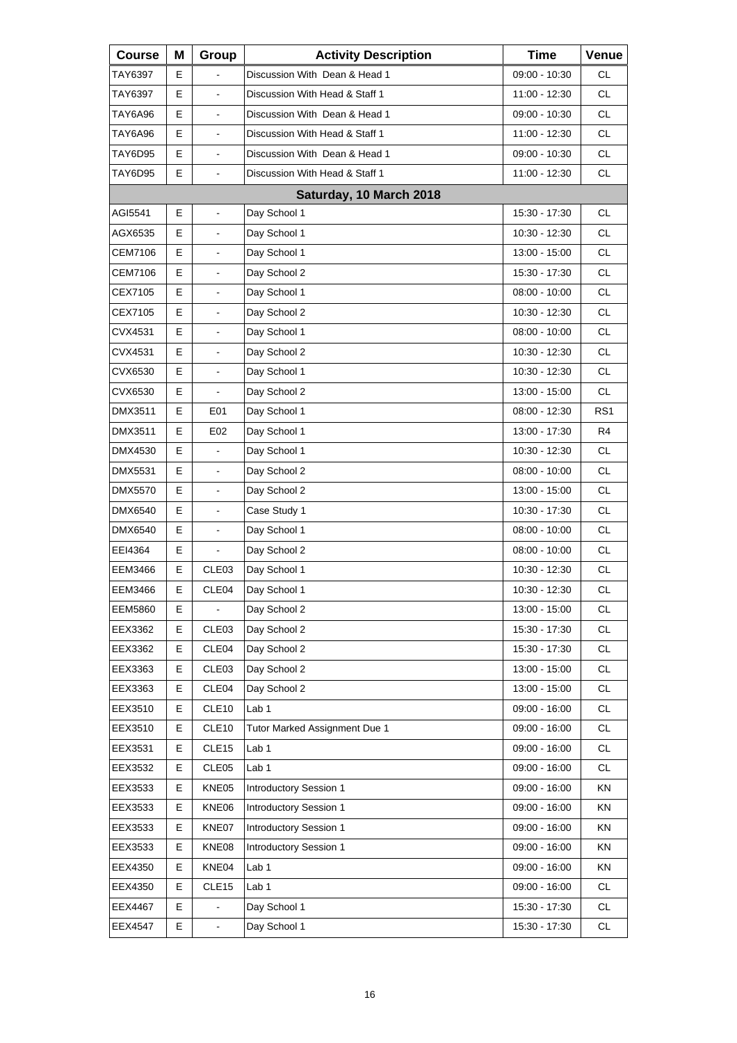| Course | M | Group | Activity Description | Time | Venue |
| --- | --- | --- | --- | --- | --- |
| TAY6397 | E | - | Discussion With Dean & Head 1 | 09:00 - 10:30 | CL |
| TAY6397 | E | - | Discussion With Head & Staff 1 | 11:00 - 12:30 | CL |
| TAY6A96 | E | - | Discussion With Dean & Head 1 | 09:00 - 10:30 | CL |
| TAY6A96 | E | - | Discussion With Head & Staff 1 | 11:00 - 12:30 | CL |
| TAY6D95 | E | - | Discussion With Dean & Head 1 | 09:00 - 10:30 | CL |
| TAY6D95 | E | - | Discussion With Head & Staff 1 | 11:00 - 12:30 | CL |
| | | | **Saturday, 10 March 2018** | | |
| AGI5541 | E | - | Day School 1 | 15:30 - 17:30 | CL |
| AGX6535 | E | - | Day School 1 | 10:30 - 12:30 | CL |
| CEM7106 | E | - | Day School 1 | 13:00 - 15:00 | CL |
| CEM7106 | E | - | Day School 2 | 15:30 - 17:30 | CL |
| CEX7105 | E | - | Day School 1 | 08:00 - 10:00 | CL |
| CEX7105 | E | - | Day School 2 | 10:30 - 12:30 | CL |
| CVX4531 | E | - | Day School 1 | 08:00 - 10:00 | CL |
| CVX4531 | E | - | Day School 2 | 10:30 - 12:30 | CL |
| CVX6530 | E | - | Day School 1 | 10:30 - 12:30 | CL |
| CVX6530 | E | - | Day School 2 | 13:00 - 15:00 | CL |
| DMX3511 | E | E01 | Day School 1 | 08:00 - 12:30 | RS1 |
| DMX3511 | E | E02 | Day School 1 | 13:00 - 17:30 | R4 |
| DMX4530 | E | - | Day School 1 | 10:30 - 12:30 | CL |
| DMX5531 | E | - | Day School 2 | 08:00 - 10:00 | CL |
| DMX5570 | E | - | Day School 2 | 13:00 - 15:00 | CL |
| DMX6540 | E | - | Case Study 1 | 10:30 - 17:30 | CL |
| DMX6540 | E | - | Day School 1 | 08:00 - 10:00 | CL |
| EEI4364 | E | - | Day School 2 | 08:00 - 10:00 | CL |
| EEM3466 | E | CLE03 | Day School 1 | 10:30 - 12:30 | CL |
| EEM3466 | E | CLE04 | Day School 1 | 10:30 - 12:30 | CL |
| EEM5860 | E | - | Day School 2 | 13:00 - 15:00 | CL |
| EEX3362 | E | CLE03 | Day School 2 | 15:30 - 17:30 | CL |
| EEX3362 | E | CLE04 | Day School 2 | 15:30 - 17:30 | CL |
| EEX3363 | E | CLE03 | Day School 2 | 13:00 - 15:00 | CL |
| EEX3363 | E | CLE04 | Day School 2 | 13:00 - 15:00 | CL |
| EEX3510 | E | CLE10 | Lab 1 | 09:00 - 16:00 | CL |
| EEX3510 | E | CLE10 | Tutor Marked Assignment Due 1 | 09:00 - 16:00 | CL |
| EEX3531 | E | CLE15 | Lab 1 | 09:00 - 16:00 | CL |
| EEX3532 | E | CLE05 | Lab 1 | 09:00 - 16:00 | CL |
| EEX3533 | E | KNE05 | Introductory Session 1 | 09:00 - 16:00 | KN |
| EEX3533 | E | KNE06 | Introductory Session 1 | 09:00 - 16:00 | KN |
| EEX3533 | E | KNE07 | Introductory Session 1 | 09:00 - 16:00 | KN |
| EEX3533 | E | KNE08 | Introductory Session 1 | 09:00 - 16:00 | KN |
| EEX4350 | E | KNE04 | Lab 1 | 09:00 - 16:00 | KN |
| EEX4350 | E | CLE15 | Lab 1 | 09:00 - 16:00 | CL |
| EEX4467 | E | - | Day School 1 | 15:30 - 17:30 | CL |
| EEX4547 | E | - | Day School 1 | 15:30 - 17:30 | CL |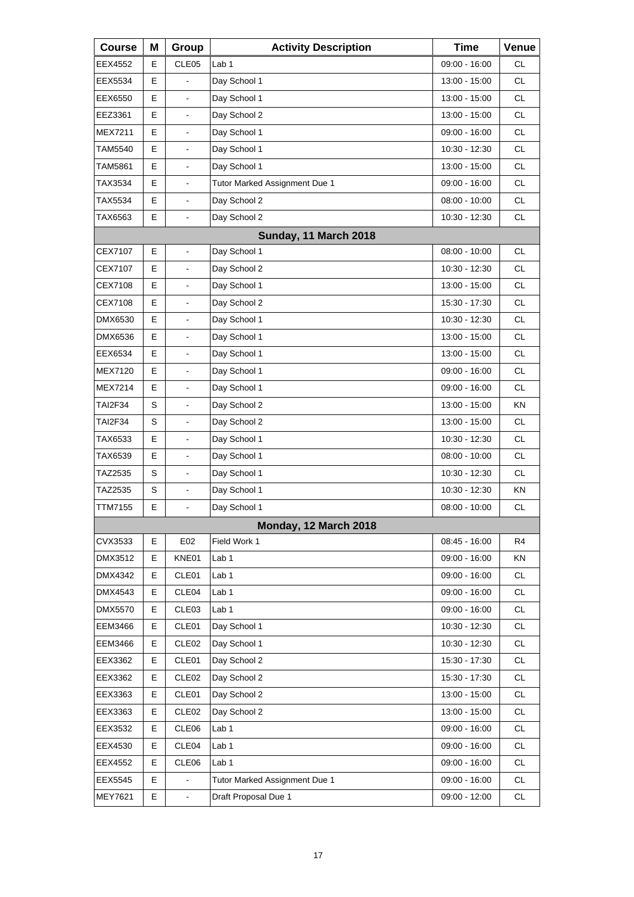| Course | M | Group | Activity Description | Time | Venue |
|---|---|---|---|---|---|
| EEX4552 | E | CLE05 | Lab 1 | 09:00 - 16:00 | CL |
| EEX5534 | E | - | Day School 1 | 13:00 - 15:00 | CL |
| EEX6550 | E | - | Day School 1 | 13:00 - 15:00 | CL |
| EEZ3361 | E | - | Day School 2 | 13:00 - 15:00 | CL |
| MEX7211 | E | - | Day School 1 | 09:00 - 16:00 | CL |
| TAM5540 | E | - | Day School 1 | 10:30 - 12:30 | CL |
| TAM5861 | E | - | Day School 1 | 13:00 - 15:00 | CL |
| TAX3534 | E | - | Tutor Marked Assignment Due 1 | 09:00 - 16:00 | CL |
| TAX5534 | E | - | Day School 2 | 08:00 - 10:00 | CL |
| TAX6563 | E | - | Day School 2 | 10:30 - 12:30 | CL |
| **Sunday, 11 March 2018** | | | | | |
| CEX7107 | E | - | Day School 1 | 08:00 - 10:00 | CL |
| CEX7107 | E | - | Day School 2 | 10:30 - 12:30 | CL |
| CEX7108 | E | - | Day School 1 | 13:00 - 15:00 | CL |
| CEX7108 | E | - | Day School 2 | 15:30 - 17:30 | CL |
| DMX6530 | E | - | Day School 1 | 10:30 - 12:30 | CL |
| DMX6536 | E | - | Day School 1 | 13:00 - 15:00 | CL |
| EEX6534 | E | - | Day School 1 | 13:00 - 15:00 | CL |
| MEX7120 | E | - | Day School 1 | 09:00 - 16:00 | CL |
| MEX7214 | E | - | Day School 1 | 09:00 - 16:00 | CL |
| TAI2F34 | S | - | Day School 2 | 13:00 - 15:00 | KN |
| TAI2F34 | S | - | Day School 2 | 13:00 - 15:00 | CL |
| TAX6533 | E | - | Day School 1 | 10:30 - 12:30 | CL |
| TAX6539 | E | - | Day School 1 | 08:00 - 10:00 | CL |
| TAZ2535 | S | - | Day School 1 | 10:30 - 12:30 | CL |
| TAZ2535 | S | - | Day School 1 | 10:30 - 12:30 | KN |
| TTM7155 | E | - | Day School 1 | 08:00 - 10:00 | CL |
| **Monday, 12 March 2018** | | | | | |
| CVX3533 | E | E02 | Field Work 1 | 08:45 - 16:00 | R4 |
| DMX3512 | E | KNE01 | Lab 1 | 09:00 - 16:00 | KN |
| DMX4342 | E | CLE01 | Lab 1 | 09:00 - 16:00 | CL |
| DMX4543 | E | CLE04 | Lab 1 | 09:00 - 16:00 | CL |
| DMX5570 | E | CLE03 | Lab 1 | 09:00 - 16:00 | CL |
| EEM3466 | E | CLE01 | Day School 1 | 10:30 - 12:30 | CL |
| EEM3466 | E | CLE02 | Day School 1 | 10:30 - 12:30 | CL |
| EEX3362 | E | CLE01 | Day School 2 | 15:30 - 17:30 | CL |
| EEX3362 | E | CLE02 | Day School 2 | 15:30 - 17:30 | CL |
| EEX3363 | E | CLE01 | Day School 2 | 13:00 - 15:00 | CL |
| EEX3363 | E | CLE02 | Day School 2 | 13:00 - 15:00 | CL |
| EEX3532 | E | CLE06 | Lab 1 | 09:00 - 16:00 | CL |
| EEX4530 | E | CLE04 | Lab 1 | 09:00 - 16:00 | CL |
| EEX4552 | E | CLE06 | Lab 1 | 09:00 - 16:00 | CL |
| EEX5545 | E | - | Tutor Marked Assignment Due 1 | 09:00 - 16:00 | CL |
| MEY7621 | E | - | Draft Proposal Due 1 | 09:00 - 12:00 | CL |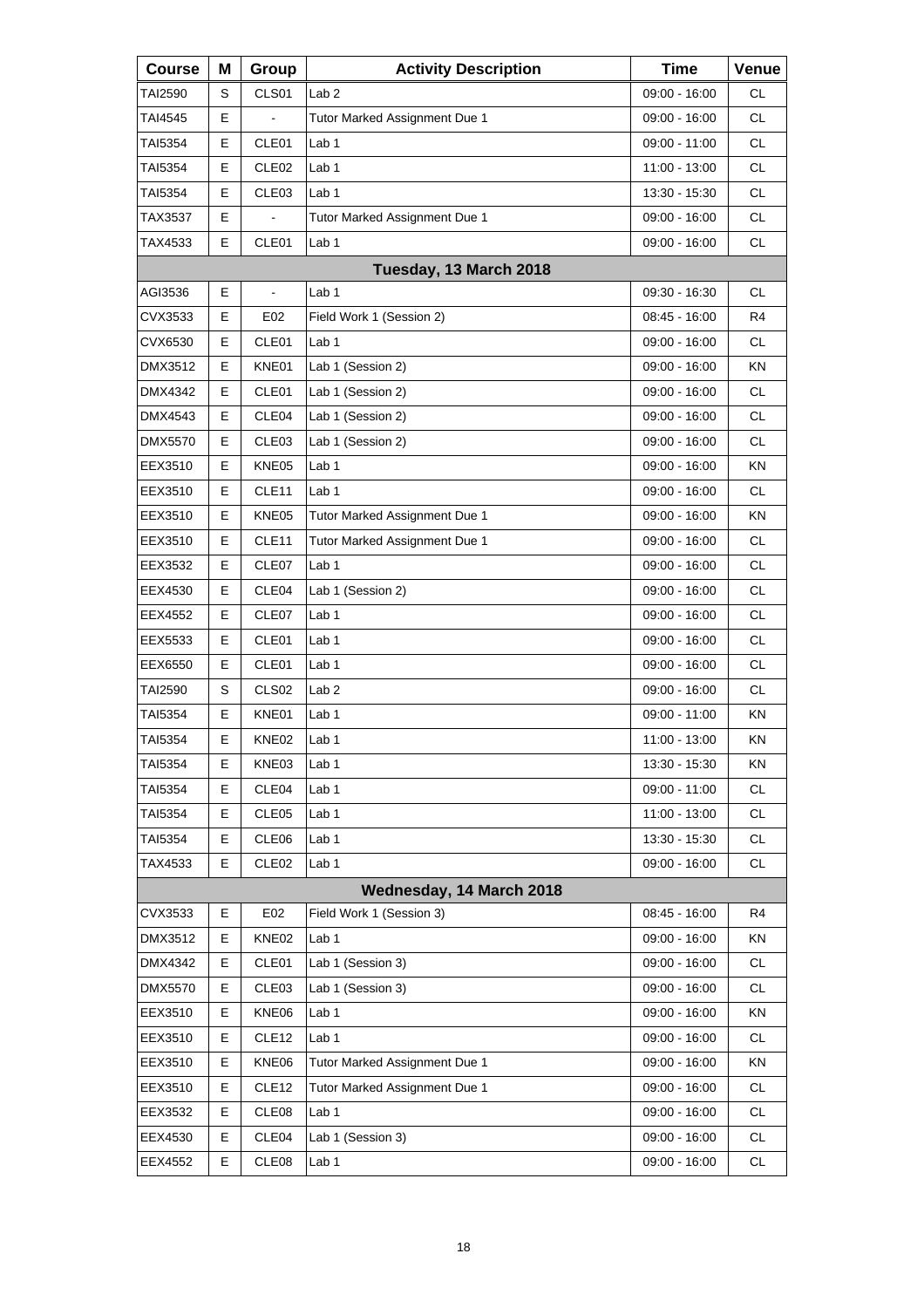| Course | M | Group | Activity Description | Time | Venue |
|---|---|---|---|---|---|
| TAI2590 | S | CLS01 | Lab 2 | 09:00 - 16:00 | CL |
| TAI4545 | E | - | Tutor Marked Assignment Due 1 | 09:00 - 16:00 | CL |
| TAI5354 | E | CLE01 | Lab 1 | 09:00 - 11:00 | CL |
| TAI5354 | E | CLE02 | Lab 1 | 11:00 - 13:00 | CL |
| TAI5354 | E | CLE03 | Lab 1 | 13:30 - 15:30 | CL |
| TAX3537 | E | - | Tutor Marked Assignment Due 1 | 09:00 - 16:00 | CL |
| TAX4533 | E | CLE01 | Lab 1 | 09:00 - 16:00 | CL |
| **Tuesday, 13 March 2018** | | | | | |
| AGI3536 | E | - | Lab 1 | 09:30 - 16:30 | CL |
| CVX3533 | E | E02 | Field Work 1 (Session 2) | 08:45 - 16:00 | R4 |
| CVX6530 | E | CLE01 | Lab 1 | 09:00 - 16:00 | CL |
| DMX3512 | E | KNE01 | Lab 1 (Session 2) | 09:00 - 16:00 | KN |
| DMX4342 | E | CLE01 | Lab 1 (Session 2) | 09:00 - 16:00 | CL |
| DMX4543 | E | CLE04 | Lab 1 (Session 2) | 09:00 - 16:00 | CL |
| DMX5570 | E | CLE03 | Lab 1 (Session 2) | 09:00 - 16:00 | CL |
| EEX3510 | E | KNE05 | Lab 1 | 09:00 - 16:00 | KN |
| EEX3510 | E | CLE11 | Lab 1 | 09:00 - 16:00 | CL |
| EEX3510 | E | KNE05 | Tutor Marked Assignment Due 1 | 09:00 - 16:00 | KN |
| EEX3510 | E | CLE11 | Tutor Marked Assignment Due 1 | 09:00 - 16:00 | CL |
| EEX3532 | E | CLE07 | Lab 1 | 09:00 - 16:00 | CL |
| EEX4530 | E | CLE04 | Lab 1 (Session 2) | 09:00 - 16:00 | CL |
| EEX4552 | E | CLE07 | Lab 1 | 09:00 - 16:00 | CL |
| EEX5533 | E | CLE01 | Lab 1 | 09:00 - 16:00 | CL |
| EEX6550 | E | CLE01 | Lab 1 | 09:00 - 16:00 | CL |
| TAI2590 | S | CLS02 | Lab 2 | 09:00 - 16:00 | CL |
| TAI5354 | E | KNE01 | Lab 1 | 09:00 - 11:00 | KN |
| TAI5354 | E | KNE02 | Lab 1 | 11:00 - 13:00 | KN |
| TAI5354 | E | KNE03 | Lab 1 | 13:30 - 15:30 | KN |
| TAI5354 | E | CLE04 | Lab 1 | 09:00 - 11:00 | CL |
| TAI5354 | E | CLE05 | Lab 1 | 11:00 - 13:00 | CL |
| TAI5354 | E | CLE06 | Lab 1 | 13:30 - 15:30 | CL |
| TAX4533 | E | CLE02 | Lab 1 | 09:00 - 16:00 | CL |
| **Wednesday, 14 March 2018** | | | | | |
| CVX3533 | E | E02 | Field Work 1 (Session 3) | 08:45 - 16:00 | R4 |
| DMX3512 | E | KNE02 | Lab 1 | 09:00 - 16:00 | KN |
| DMX4342 | E | CLE01 | Lab 1 (Session 3) | 09:00 - 16:00 | CL |
| DMX5570 | E | CLE03 | Lab 1 (Session 3) | 09:00 - 16:00 | CL |
| EEX3510 | E | KNE06 | Lab 1 | 09:00 - 16:00 | KN |
| EEX3510 | E | CLE12 | Lab 1 | 09:00 - 16:00 | CL |
| EEX3510 | E | KNE06 | Tutor Marked Assignment Due 1 | 09:00 - 16:00 | KN |
| EEX3510 | E | CLE12 | Tutor Marked Assignment Due 1 | 09:00 - 16:00 | CL |
| EEX3532 | E | CLE08 | Lab 1 | 09:00 - 16:00 | CL |
| EEX4530 | E | CLE04 | Lab 1 (Session 3) | 09:00 - 16:00 | CL |
| EEX4552 | E | CLE08 | Lab 1 | 09:00 - 16:00 | CL |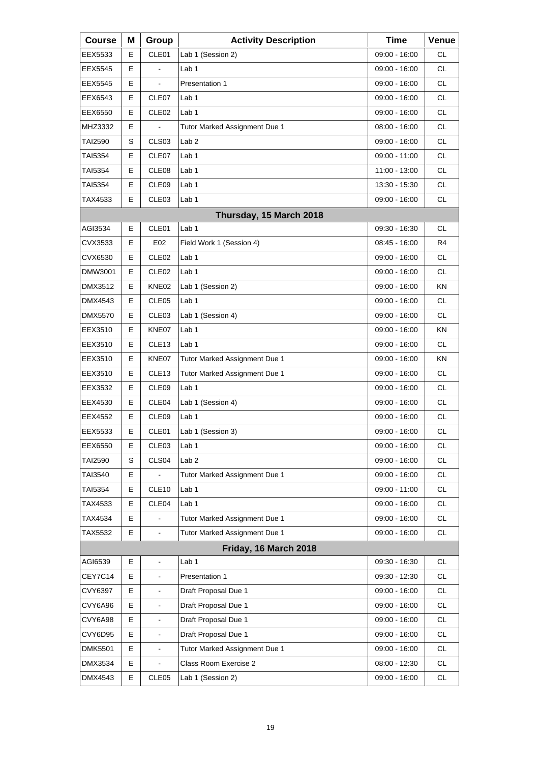| Course | M | Group | Activity Description | Time | Venue |
|---|---|---|---|---|---|
| EEX5533 | E | CLE01 | Lab 1 (Session 2) | 09:00 - 16:00 | CL |
| EEX5545 | E | - | Lab 1 | 09:00 - 16:00 | CL |
| EEX5545 | E | - | Presentation 1 | 09:00 - 16:00 | CL |
| EEX6543 | E | CLE07 | Lab 1 | 09:00 - 16:00 | CL |
| EEX6550 | E | CLE02 | Lab 1 | 09:00 - 16:00 | CL |
| MHZ3332 | E | - | Tutor Marked Assignment Due 1 | 08:00 - 16:00 | CL |
| TAI2590 | S | CLS03 | Lab 2 | 09:00 - 16:00 | CL |
| TAI5354 | E | CLE07 | Lab 1 | 09:00 - 11:00 | CL |
| TAI5354 | E | CLE08 | Lab 1 | 11:00 - 13:00 | CL |
| TAI5354 | E | CLE09 | Lab 1 | 13:30 - 15:30 | CL |
| TAX4533 | E | CLE03 | Lab 1 | 09:00 - 16:00 | CL |
| | | | **Thursday, 15 March 2018** | | |
| AGI3534 | E | CLE01 | Lab 1 | 09:30 - 16:30 | CL |
| CVX3533 | E | E02 | Field Work 1 (Session 4) | 08:45 - 16:00 | R4 |
| CVX6530 | E | CLE02 | Lab 1 | 09:00 - 16:00 | CL |
| DMW3001 | E | CLE02 | Lab 1 | 09:00 - 16:00 | CL |
| DMX3512 | E | KNE02 | Lab 1 (Session 2) | 09:00 - 16:00 | KN |
| DMX4543 | E | CLE05 | Lab 1 | 09:00 - 16:00 | CL |
| DMX5570 | E | CLE03 | Lab 1 (Session 4) | 09:00 - 16:00 | CL |
| EEX3510 | E | KNE07 | Lab 1 | 09:00 - 16:00 | KN |
| EEX3510 | E | CLE13 | Lab 1 | 09:00 - 16:00 | CL |
| EEX3510 | E | KNE07 | Tutor Marked Assignment Due 1 | 09:00 - 16:00 | KN |
| EEX3510 | E | CLE13 | Tutor Marked Assignment Due 1 | 09:00 - 16:00 | CL |
| EEX3532 | E | CLE09 | Lab 1 | 09:00 - 16:00 | CL |
| EEX4530 | E | CLE04 | Lab 1 (Session 4) | 09:00 - 16:00 | CL |
| EEX4552 | E | CLE09 | Lab 1 | 09:00 - 16:00 | CL |
| EEX5533 | E | CLE01 | Lab 1 (Session 3) | 09:00 - 16:00 | CL |
| EEX6550 | E | CLE03 | Lab 1 | 09:00 - 16:00 | CL |
| TAI2590 | S | CLS04 | Lab 2 | 09:00 - 16:00 | CL |
| TAI3540 | E | - | Tutor Marked Assignment Due 1 | 09:00 - 16:00 | CL |
| TAI5354 | E | CLE10 | Lab 1 | 09:00 - 11:00 | CL |
| TAX4533 | E | CLE04 | Lab 1 | 09:00 - 16:00 | CL |
| TAX4534 | E | - | Tutor Marked Assignment Due 1 | 09:00 - 16:00 | CL |
| TAX5532 | E | - | Tutor Marked Assignment Due 1 | 09:00 - 16:00 | CL |
| | | | **Friday, 16 March 2018** | | |
| AGI6539 | E | - | Lab 1 | 09:30 - 16:30 | CL |
| CEY7C14 | E | - | Presentation 1 | 09:30 - 12:30 | CL |
| CVY6397 | E | - | Draft Proposal Due 1 | 09:00 - 16:00 | CL |
| CVY6A96 | E | - | Draft Proposal Due 1 | 09:00 - 16:00 | CL |
| CVY6A98 | E | - | Draft Proposal Due 1 | 09:00 - 16:00 | CL |
| CVY6D95 | E | - | Draft Proposal Due 1 | 09:00 - 16:00 | CL |
| DMK5501 | E | - | Tutor Marked Assignment Due 1 | 09:00 - 16:00 | CL |
| DMX3534 | E | - | Class Room Exercise 2 | 08:00 - 12:30 | CL |
| DMX4543 | E | CLE05 | Lab 1 (Session 2) | 09:00 - 16:00 | CL |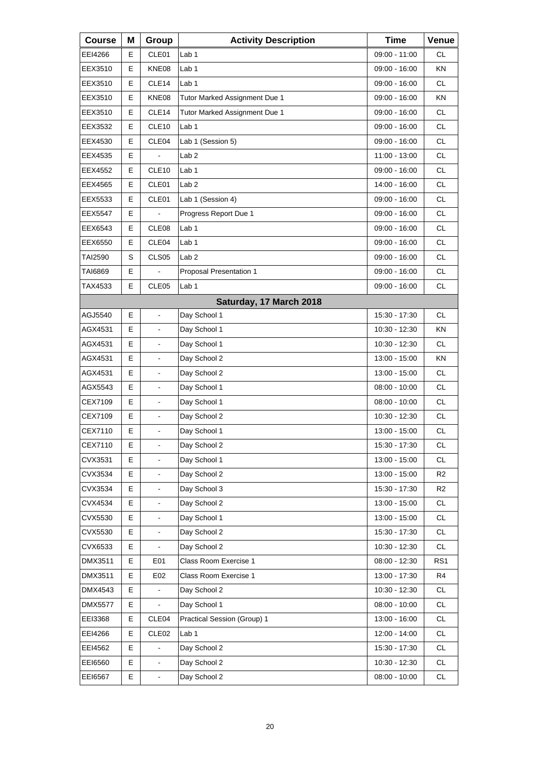| Course | M | Group | Activity Description | Time | Venue |
|---|---|---|---|---|---|
| EEI4266 | E | CLE01 | Lab 1 | 09:00 - 11:00 | CL |
| EEX3510 | E | KNE08 | Lab 1 | 09:00 - 16:00 | KN |
| EEX3510 | E | CLE14 | Lab 1 | 09:00 - 16:00 | CL |
| EEX3510 | E | KNE08 | Tutor Marked Assignment Due 1 | 09:00 - 16:00 | KN |
| EEX3510 | E | CLE14 | Tutor Marked Assignment Due 1 | 09:00 - 16:00 | CL |
| EEX3532 | E | CLE10 | Lab 1 | 09:00 - 16:00 | CL |
| EEX4530 | E | CLE04 | Lab 1 (Session 5) | 09:00 - 16:00 | CL |
| EEX4535 | E | - | Lab 2 | 11:00 - 13:00 | CL |
| EEX4552 | E | CLE10 | Lab 1 | 09:00 - 16:00 | CL |
| EEX4565 | E | CLE01 | Lab 2 | 14:00 - 16:00 | CL |
| EEX5533 | E | CLE01 | Lab 1 (Session 4) | 09:00 - 16:00 | CL |
| EEX5547 | E | - | Progress Report Due 1 | 09:00 - 16:00 | CL |
| EEX6543 | E | CLE08 | Lab 1 | 09:00 - 16:00 | CL |
| EEX6550 | E | CLE04 | Lab 1 | 09:00 - 16:00 | CL |
| TAI2590 | S | CLS05 | Lab 2 | 09:00 - 16:00 | CL |
| TAI6869 | E | - | Proposal Presentation 1 | 09:00 - 16:00 | CL |
| TAX4533 | E | CLE05 | Lab 1 | 09:00 - 16:00 | CL |
| | | | **Saturday, 17 March 2018** | | |
| AGJ5540 | E | - | Day School 1 | 15:30 - 17:30 | CL |
| AGX4531 | E | - | Day School 1 | 10:30 - 12:30 | KN |
| AGX4531 | E | - | Day School 1 | 10:30 - 12:30 | CL |
| AGX4531 | E | - | Day School 2 | 13:00 - 15:00 | KN |
| AGX4531 | E | - | Day School 2 | 13:00 - 15:00 | CL |
| AGX5543 | E | - | Day School 1 | 08:00 - 10:00 | CL |
| CEX7109 | E | - | Day School 1 | 08:00 - 10:00 | CL |
| CEX7109 | E | - | Day School 2 | 10:30 - 12:30 | CL |
| CEX7110 | E | - | Day School 1 | 13:00 - 15:00 | CL |
| CEX7110 | E | - | Day School 2 | 15:30 - 17:30 | CL |
| CVX3531 | E | - | Day School 1 | 13:00 - 15:00 | CL |
| CVX3534 | E | - | Day School 2 | 13:00 - 15:00 | R2 |
| CVX3534 | E | - | Day School 3 | 15:30 - 17:30 | R2 |
| CVX4534 | E | - | Day School 2 | 13:00 - 15:00 | CL |
| CVX5530 | E | - | Day School 1 | 13:00 - 15:00 | CL |
| CVX5530 | E | - | Day School 2 | 15:30 - 17:30 | CL |
| CVX6533 | E | - | Day School 2 | 10:30 - 12:30 | CL |
| DMX3511 | E | E01 | Class Room Exercise 1 | 08:00 - 12:30 | RS1 |
| DMX3511 | E | E02 | Class Room Exercise 1 | 13:00 - 17:30 | R4 |
| DMX4543 | E | - | Day School 2 | 10:30 - 12:30 | CL |
| DMX5577 | E | - | Day School 1 | 08:00 - 10:00 | CL |
| EEI3368 | E | CLE04 | Practical Session (Group) 1 | 13:00 - 16:00 | CL |
| EEI4266 | E | CLE02 | Lab 1 | 12:00 - 14:00 | CL |
| EEI4562 | E | - | Day School 2 | 15:30 - 17:30 | CL |
| EEI6560 | E | - | Day School 2 | 10:30 - 12:30 | CL |
| EEI6567 | E | - | Day School 2 | 08:00 - 10:00 | CL |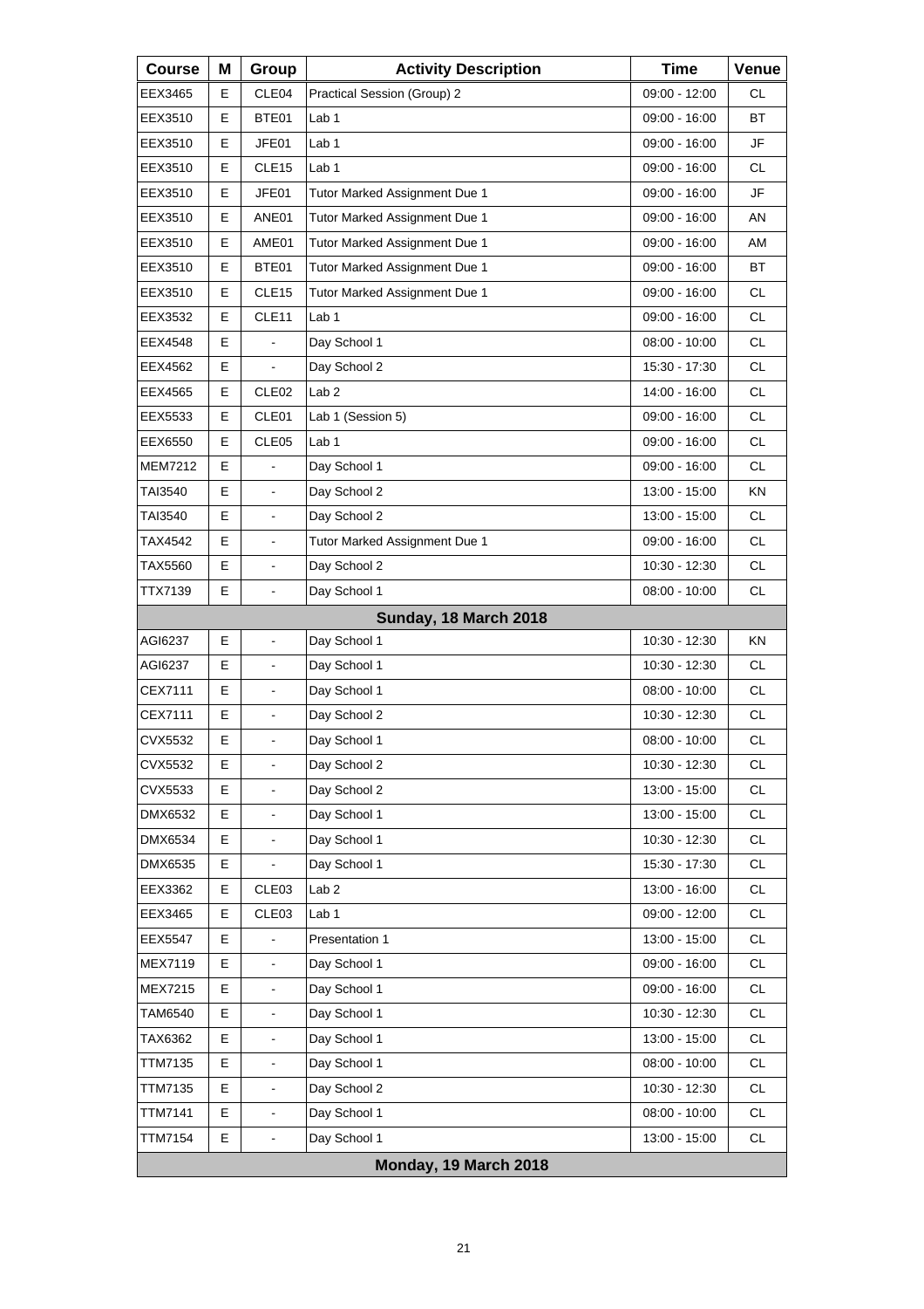| Course | M | Group | Activity Description | Time | Venue |
|---|---|---|---|---|---|
| EEX3465 | E | CLE04 | Practical Session (Group) 2 | 09:00 - 12:00 | CL |
| EEX3510 | E | BTE01 | Lab 1 | 09:00 - 16:00 | BT |
| EEX3510 | E | JFE01 | Lab 1 | 09:00 - 16:00 | JF |
| EEX3510 | E | CLE15 | Lab 1 | 09:00 - 16:00 | CL |
| EEX3510 | E | JFE01 | Tutor Marked Assignment Due 1 | 09:00 - 16:00 | JF |
| EEX3510 | E | ANE01 | Tutor Marked Assignment Due 1 | 09:00 - 16:00 | AN |
| EEX3510 | E | AME01 | Tutor Marked Assignment Due 1 | 09:00 - 16:00 | AM |
| EEX3510 | E | BTE01 | Tutor Marked Assignment Due 1 | 09:00 - 16:00 | BT |
| EEX3510 | E | CLE15 | Tutor Marked Assignment Due 1 | 09:00 - 16:00 | CL |
| EEX3532 | E | CLE11 | Lab 1 | 09:00 - 16:00 | CL |
| EEX4548 | E | - | Day School 1 | 08:00 - 10:00 | CL |
| EEX4562 | E | - | Day School 2 | 15:30 - 17:30 | CL |
| EEX4565 | E | CLE02 | Lab 2 | 14:00 - 16:00 | CL |
| EEX5533 | E | CLE01 | Lab 1 (Session 5) | 09:00 - 16:00 | CL |
| EEX6550 | E | CLE05 | Lab 1 | 09:00 - 16:00 | CL |
| MEM7212 | E | - | Day School 1 | 09:00 - 16:00 | CL |
| TAI3540 | E | - | Day School 2 | 13:00 - 15:00 | KN |
| TAI3540 | E | - | Day School 2 | 13:00 - 15:00 | CL |
| TAX4542 | E | - | Tutor Marked Assignment Due 1 | 09:00 - 16:00 | CL |
| TAX5560 | E | - | Day School 2 | 10:30 - 12:30 | CL |
| TTX7139 | E | - | Day School 1 | 08:00 - 10:00 | CL |
| | | | **Sunday, 18 March 2018** | | |
| AGI6237 | E | - | Day School 1 | 10:30 - 12:30 | KN |
| AGI6237 | E | - | Day School 1 | 10:30 - 12:30 | CL |
| CEX7111 | E | - | Day School 1 | 08:00 - 10:00 | CL |
| CEX7111 | E | - | Day School 2 | 10:30 - 12:30 | CL |
| CVX5532 | E | - | Day School 1 | 08:00 - 10:00 | CL |
| CVX5532 | E | - | Day School 2 | 10:30 - 12:30 | CL |
| CVX5533 | E | - | Day School 2 | 13:00 - 15:00 | CL |
| DMX6532 | E | - | Day School 1 | 13:00 - 15:00 | CL |
| DMX6534 | E | - | Day School 1 | 10:30 - 12:30 | CL |
| DMX6535 | E | - | Day School 1 | 15:30 - 17:30 | CL |
| EEX3362 | E | CLE03 | Lab 2 | 13:00 - 16:00 | CL |
| EEX3465 | E | CLE03 | Lab 1 | 09:00 - 12:00 | CL |
| EEX5547 | E | - | Presentation 1 | 13:00 - 15:00 | CL |
| MEX7119 | E | - | Day School 1 | 09:00 - 16:00 | CL |
| MEX7215 | E | - | Day School 1 | 09:00 - 16:00 | CL |
| TAM6540 | E | - | Day School 1 | 10:30 - 12:30 | CL |
| TAX6362 | E | - | Day School 1 | 13:00 - 15:00 | CL |
| TTM7135 | E | - | Day School 1 | 08:00 - 10:00 | CL |
| TTM7135 | E | - | Day School 2 | 10:30 - 12:30 | CL |
| TTM7141 | E | - | Day School 1 | 08:00 - 10:00 | CL |
| TTM7154 | E | - | Day School 1 | 13:00 - 15:00 | CL |
| | | | **Monday, 19 March 2018** | | |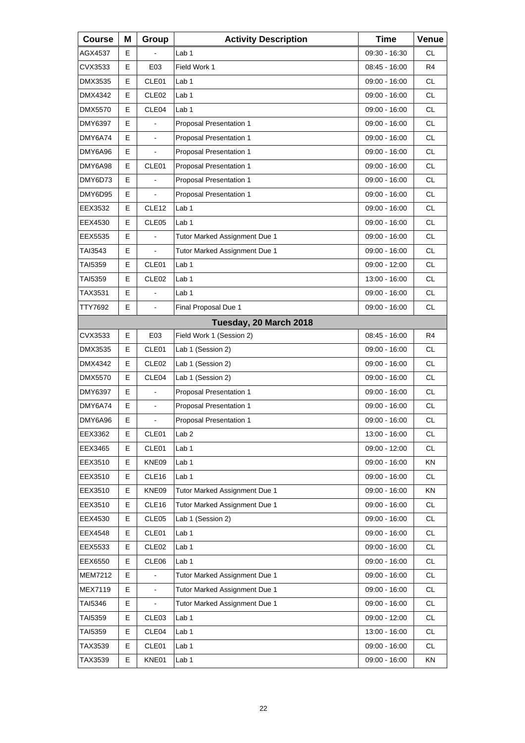| Course | M | Group | Activity Description | Time | Venue |
|---|---|---|---|---|---|
| AGX4537 | E | - | Lab 1 | 09:30 - 16:30 | CL |
| CVX3533 | E | E03 | Field Work 1 | 08:45 - 16:00 | R4 |
| DMX3535 | E | CLE01 | Lab 1 | 09:00 - 16:00 | CL |
| DMX4342 | E | CLE02 | Lab 1 | 09:00 - 16:00 | CL |
| DMX5570 | E | CLE04 | Lab 1 | 09:00 - 16:00 | CL |
| DMY6397 | E | - | Proposal Presentation 1 | 09:00 - 16:00 | CL |
| DMY6A74 | E | - | Proposal Presentation 1 | 09:00 - 16:00 | CL |
| DMY6A96 | E | - | Proposal Presentation 1 | 09:00 - 16:00 | CL |
| DMY6A98 | E | CLE01 | Proposal Presentation 1 | 09:00 - 16:00 | CL |
| DMY6D73 | E | - | Proposal Presentation 1 | 09:00 - 16:00 | CL |
| DMY6D95 | E | - | Proposal Presentation 1 | 09:00 - 16:00 | CL |
| EEX3532 | E | CLE12 | Lab 1 | 09:00 - 16:00 | CL |
| EEX4530 | E | CLE05 | Lab 1 | 09:00 - 16:00 | CL |
| EEX5535 | E | - | Tutor Marked Assignment Due 1 | 09:00 - 16:00 | CL |
| TAI3543 | E | - | Tutor Marked Assignment Due 1 | 09:00 - 16:00 | CL |
| TAI5359 | E | CLE01 | Lab 1 | 09:00 - 12:00 | CL |
| TAI5359 | E | CLE02 | Lab 1 | 13:00 - 16:00 | CL |
| TAX3531 | E | - | Lab 1 | 09:00 - 16:00 | CL |
| TTY7692 | E | - | Final Proposal Due 1 | 09:00 - 16:00 | CL |
| **Tuesday, 20 March 2018** | | | | | |
| CVX3533 | E | E03 | Field Work 1 (Session 2) | 08:45 - 16:00 | R4 |
| DMX3535 | E | CLE01 | Lab 1 (Session 2) | 09:00 - 16:00 | CL |
| DMX4342 | E | CLE02 | Lab 1 (Session 2) | 09:00 - 16:00 | CL |
| DMX5570 | E | CLE04 | Lab 1 (Session 2) | 09:00 - 16:00 | CL |
| DMY6397 | E | - | Proposal Presentation 1 | 09:00 - 16:00 | CL |
| DMY6A74 | E | - | Proposal Presentation 1 | 09:00 - 16:00 | CL |
| DMY6A96 | E | - | Proposal Presentation 1 | 09:00 - 16:00 | CL |
| EEX3362 | E | CLE01 | Lab 2 | 13:00 - 16:00 | CL |
| EEX3465 | E | CLE01 | Lab 1 | 09:00 - 12:00 | CL |
| EEX3510 | E | KNE09 | Lab 1 | 09:00 - 16:00 | KN |
| EEX3510 | E | CLE16 | Lab 1 | 09:00 - 16:00 | CL |
| EEX3510 | E | KNE09 | Tutor Marked Assignment Due 1 | 09:00 - 16:00 | KN |
| EEX3510 | E | CLE16 | Tutor Marked Assignment Due 1 | 09:00 - 16:00 | CL |
| EEX4530 | E | CLE05 | Lab 1 (Session 2) | 09:00 - 16:00 | CL |
| EEX4548 | E | CLE01 | Lab 1 | 09:00 - 16:00 | CL |
| EEX5533 | E | CLE02 | Lab 1 | 09:00 - 16:00 | CL |
| EEX6550 | E | CLE06 | Lab 1 | 09:00 - 16:00 | CL |
| MEM7212 | E | - | Tutor Marked Assignment Due 1 | 09:00 - 16:00 | CL |
| MEX7119 | E | - | Tutor Marked Assignment Due 1 | 09:00 - 16:00 | CL |
| TAI5346 | E | - | Tutor Marked Assignment Due 1 | 09:00 - 16:00 | CL |
| TAI5359 | E | CLE03 | Lab 1 | 09:00 - 12:00 | CL |
| TAI5359 | E | CLE04 | Lab 1 | 13:00 - 16:00 | CL |
| TAX3539 | E | CLE01 | Lab 1 | 09:00 - 16:00 | CL |
| TAX3539 | E | KNE01 | Lab 1 | 09:00 - 16:00 | KN |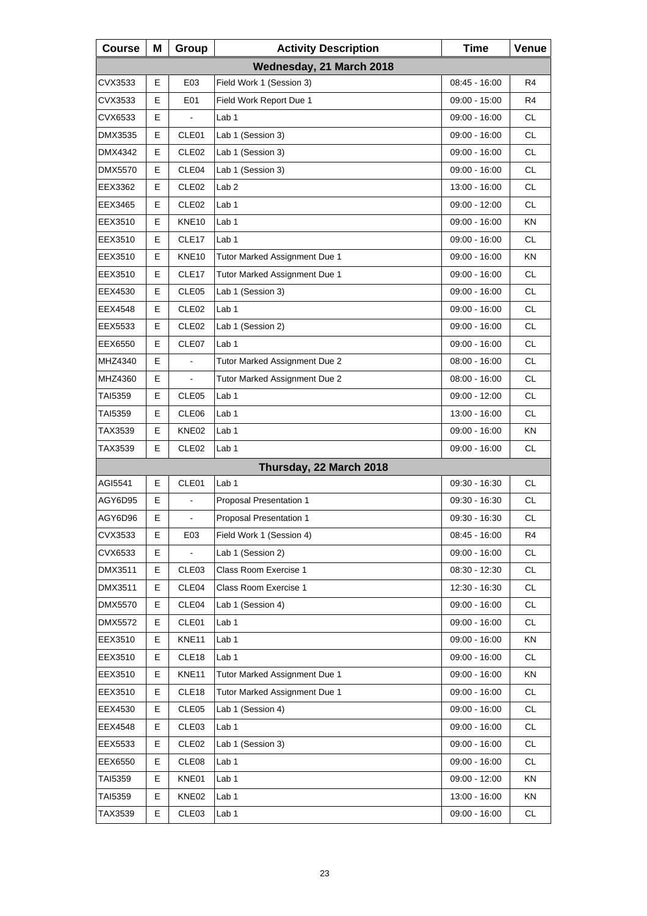| Course | M | Group | Activity Description | Time | Venue |
|---|---|---|---|---|---|
| **Wednesday, 21 March 2018** | | | | | |
| CVX3533 | E | E03 | Field Work 1 (Session 3) | 08:45 - 16:00 | R4 |
| CVX3533 | E | E01 | Field Work Report Due 1 | 09:00 - 15:00 | R4 |
| CVX6533 | E | - | Lab 1 | 09:00 - 16:00 | CL |
| DMX3535 | E | CLE01 | Lab 1 (Session 3) | 09:00 - 16:00 | CL |
| DMX4342 | E | CLE02 | Lab 1 (Session 3) | 09:00 - 16:00 | CL |
| DMX5570 | E | CLE04 | Lab 1 (Session 3) | 09:00 - 16:00 | CL |
| EEX3362 | E | CLE02 | Lab 2 | 13:00 - 16:00 | CL |
| EEX3465 | E | CLE02 | Lab 1 | 09:00 - 12:00 | CL |
| EEX3510 | E | KNE10 | Lab 1 | 09:00 - 16:00 | KN |
| EEX3510 | E | CLE17 | Lab 1 | 09:00 - 16:00 | CL |
| EEX3510 | E | KNE10 | Tutor Marked Assignment Due 1 | 09:00 - 16:00 | KN |
| EEX3510 | E | CLE17 | Tutor Marked Assignment Due 1 | 09:00 - 16:00 | CL |
| EEX4530 | E | CLE05 | Lab 1 (Session 3) | 09:00 - 16:00 | CL |
| EEX4548 | E | CLE02 | Lab 1 | 09:00 - 16:00 | CL |
| EEX5533 | E | CLE02 | Lab 1 (Session 2) | 09:00 - 16:00 | CL |
| EEX6550 | E | CLE07 | Lab 1 | 09:00 - 16:00 | CL |
| MHZ4340 | E | - | Tutor Marked Assignment Due 2 | 08:00 - 16:00 | CL |
| MHZ4360 | E | - | Tutor Marked Assignment Due 2 | 08:00 - 16:00 | CL |
| TAI5359 | E | CLE05 | Lab 1 | 09:00 - 12:00 | CL |
| TAI5359 | E | CLE06 | Lab 1 | 13:00 - 16:00 | CL |
| TAX3539 | E | KNE02 | Lab 1 | 09:00 - 16:00 | KN |
| TAX3539 | E | CLE02 | Lab 1 | 09:00 - 16:00 | CL |
| **Thursday, 22 March 2018** | | | | | |
| AGI5541 | E | CLE01 | Lab 1 | 09:30 - 16:30 | CL |
| AGY6D95 | E | - | Proposal Presentation 1 | 09:30 - 16:30 | CL |
| AGY6D96 | E | - | Proposal Presentation 1 | 09:30 - 16:30 | CL |
| CVX3533 | E | E03 | Field Work 1 (Session 4) | 08:45 - 16:00 | R4 |
| CVX6533 | E | - | Lab 1 (Session 2) | 09:00 - 16:00 | CL |
| DMX3511 | E | CLE03 | Class Room Exercise 1 | 08:30 - 12:30 | CL |
| DMX3511 | E | CLE04 | Class Room Exercise 1 | 12:30 - 16:30 | CL |
| DMX5570 | E | CLE04 | Lab 1 (Session 4) | 09:00 - 16:00 | CL |
| DMX5572 | E | CLE01 | Lab 1 | 09:00 - 16:00 | CL |
| EEX3510 | E | KNE11 | Lab 1 | 09:00 - 16:00 | KN |
| EEX3510 | E | CLE18 | Lab 1 | 09:00 - 16:00 | CL |
| EEX3510 | E | KNE11 | Tutor Marked Assignment Due 1 | 09:00 - 16:00 | KN |
| EEX3510 | E | CLE18 | Tutor Marked Assignment Due 1 | 09:00 - 16:00 | CL |
| EEX4530 | E | CLE05 | Lab 1 (Session 4) | 09:00 - 16:00 | CL |
| EEX4548 | E | CLE03 | Lab 1 | 09:00 - 16:00 | CL |
| EEX5533 | E | CLE02 | Lab 1 (Session 3) | 09:00 - 16:00 | CL |
| EEX6550 | E | CLE08 | Lab 1 | 09:00 - 16:00 | CL |
| TAI5359 | E | KNE01 | Lab 1 | 09:00 - 12:00 | KN |
| TAI5359 | E | KNE02 | Lab 1 | 13:00 - 16:00 | KN |
| TAX3539 | E | CLE03 | Lab 1 | 09:00 - 16:00 | CL |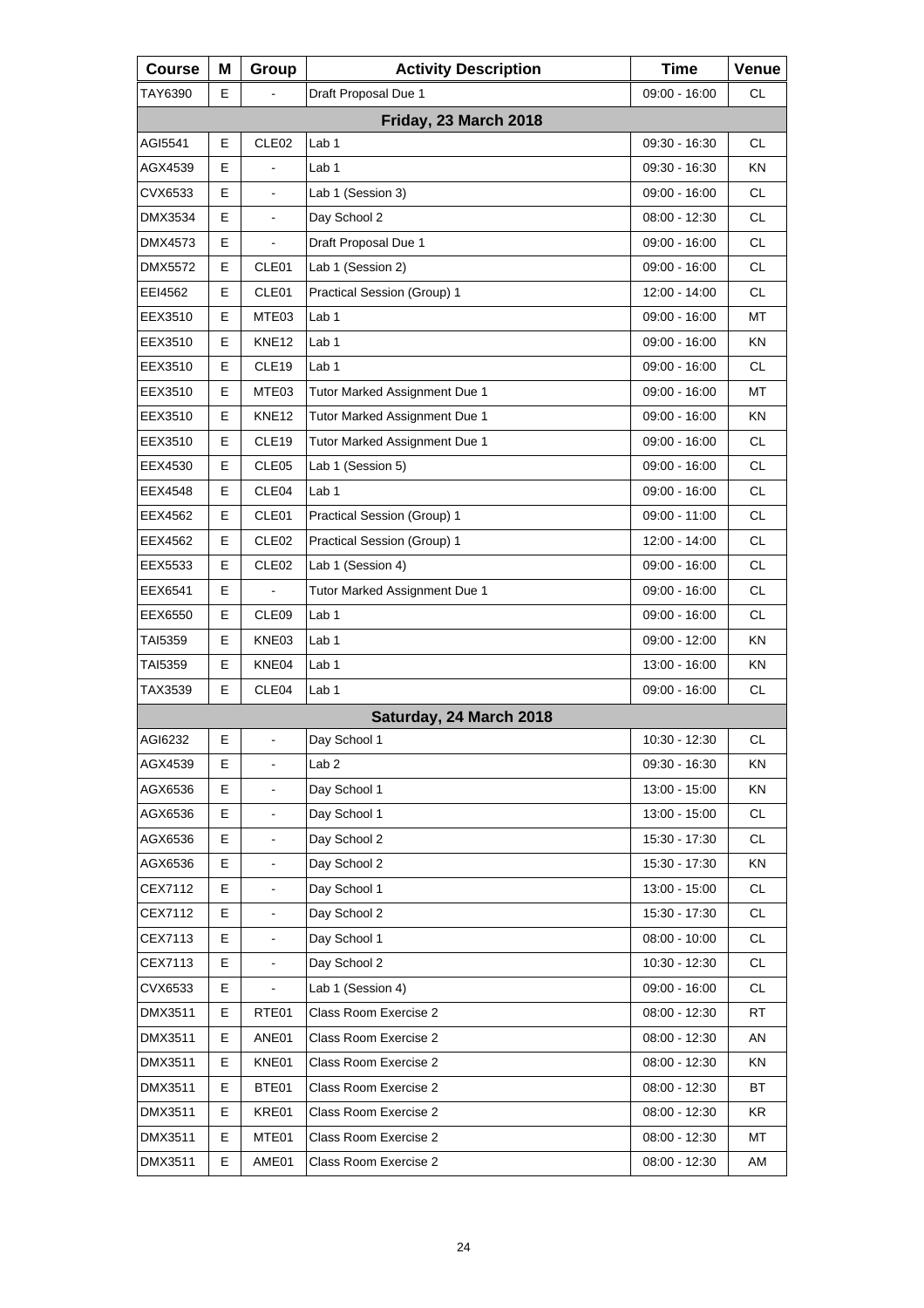| Course | M | Group | Activity Description | Time | Venue |
|---|---|---|---|---|---|
| TAY6390 | E | - | Draft Proposal Due 1 | 09:00 - 16:00 | CL |
| **Friday, 23 March 2018** | | | | | |
| AGI5541 | E | CLE02 | Lab 1 | 09:30 - 16:30 | CL |
| AGX4539 | E | - | Lab 1 | 09:30 - 16:30 | KN |
| CVX6533 | E | - | Lab 1 (Session 3) | 09:00 - 16:00 | CL |
| DMX3534 | E | - | Day School 2 | 08:00 - 12:30 | CL |
| DMX4573 | E | - | Draft Proposal Due 1 | 09:00 - 16:00 | CL |
| DMX5572 | E | CLE01 | Lab 1 (Session 2) | 09:00 - 16:00 | CL |
| EEI4562 | E | CLE01 | Practical Session (Group) 1 | 12:00 - 14:00 | CL |
| EEX3510 | E | MTE03 | Lab 1 | 09:00 - 16:00 | MT |
| EEX3510 | E | KNE12 | Lab 1 | 09:00 - 16:00 | KN |
| EEX3510 | E | CLE19 | Lab 1 | 09:00 - 16:00 | CL |
| EEX3510 | E | MTE03 | Tutor Marked Assignment Due 1 | 09:00 - 16:00 | MT |
| EEX3510 | E | KNE12 | Tutor Marked Assignment Due 1 | 09:00 - 16:00 | KN |
| EEX3510 | E | CLE19 | Tutor Marked Assignment Due 1 | 09:00 - 16:00 | CL |
| EEX4530 | E | CLE05 | Lab 1 (Session 5) | 09:00 - 16:00 | CL |
| EEX4548 | E | CLE04 | Lab 1 | 09:00 - 16:00 | CL |
| EEX4562 | E | CLE01 | Practical Session (Group) 1 | 09:00 - 11:00 | CL |
| EEX4562 | E | CLE02 | Practical Session (Group) 1 | 12:00 - 14:00 | CL |
| EEX5533 | E | CLE02 | Lab 1 (Session 4) | 09:00 - 16:00 | CL |
| EEX6541 | E | - | Tutor Marked Assignment Due 1 | 09:00 - 16:00 | CL |
| EEX6550 | E | CLE09 | Lab 1 | 09:00 - 16:00 | CL |
| TAI5359 | E | KNE03 | Lab 1 | 09:00 - 12:00 | KN |
| TAI5359 | E | KNE04 | Lab 1 | 13:00 - 16:00 | KN |
| TAX3539 | E | CLE04 | Lab 1 | 09:00 - 16:00 | CL |
| **Saturday, 24 March 2018** | | | | | |
| AGI6232 | E | - | Day School 1 | 10:30 - 12:30 | CL |
| AGX4539 | E | - | Lab 2 | 09:30 - 16:30 | KN |
| AGX6536 | E | - | Day School 1 | 13:00 - 15:00 | KN |
| AGX6536 | E | - | Day School 1 | 13:00 - 15:00 | CL |
| AGX6536 | E | - | Day School 2 | 15:30 - 17:30 | CL |
| AGX6536 | E | - | Day School 2 | 15:30 - 17:30 | KN |
| CEX7112 | E | - | Day School 1 | 13:00 - 15:00 | CL |
| CEX7112 | E | - | Day School 2 | 15:30 - 17:30 | CL |
| CEX7113 | E | - | Day School 1 | 08:00 - 10:00 | CL |
| CEX7113 | E | - | Day School 2 | 10:30 - 12:30 | CL |
| CVX6533 | E | - | Lab 1 (Session 4) | 09:00 - 16:00 | CL |
| DMX3511 | E | RTE01 | Class Room Exercise 2 | 08:00 - 12:30 | RT |
| DMX3511 | E | ANE01 | Class Room Exercise 2 | 08:00 - 12:30 | AN |
| DMX3511 | E | KNE01 | Class Room Exercise 2 | 08:00 - 12:30 | KN |
| DMX3511 | E | BTE01 | Class Room Exercise 2 | 08:00 - 12:30 | BT |
| DMX3511 | E | KRE01 | Class Room Exercise 2 | 08:00 - 12:30 | KR |
| DMX3511 | E | MTE01 | Class Room Exercise 2 | 08:00 - 12:30 | MT |
| DMX3511 | E | AME01 | Class Room Exercise 2 | 08:00 - 12:30 | AM |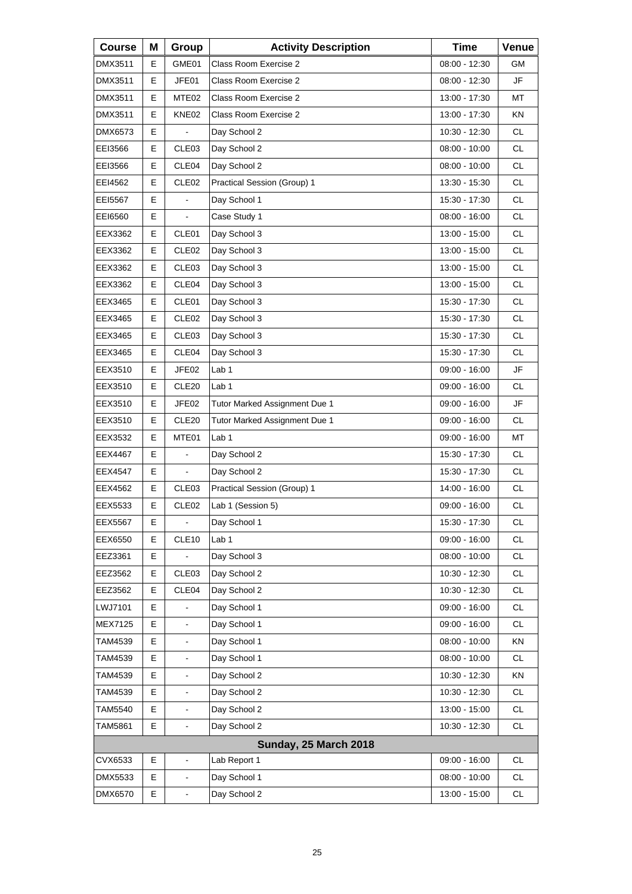| Course | M | Group | Activity Description | Time | Venue |
|---|---|---|---|---|---|
| DMX3511 | E | GME01 | Class Room Exercise 2 | 08:00 - 12:30 | GM |
| DMX3511 | E | JFE01 | Class Room Exercise 2 | 08:00 - 12:30 | JF |
| DMX3511 | E | MTE02 | Class Room Exercise 2 | 13:00 - 17:30 | MT |
| DMX3511 | E | KNE02 | Class Room Exercise 2 | 13:00 - 17:30 | KN |
| DMX6573 | E | - | Day School 2 | 10:30 - 12:30 | CL |
| EEI3566 | E | CLE03 | Day School 2 | 08:00 - 10:00 | CL |
| EEI3566 | E | CLE04 | Day School 2 | 08:00 - 10:00 | CL |
| EEI4562 | E | CLE02 | Practical Session (Group) 1 | 13:30 - 15:30 | CL |
| EEI5567 | E | - | Day School 1 | 15:30 - 17:30 | CL |
| EEI6560 | E | - | Case Study 1 | 08:00 - 16:00 | CL |
| EEX3362 | E | CLE01 | Day School 3 | 13:00 - 15:00 | CL |
| EEX3362 | E | CLE02 | Day School 3 | 13:00 - 15:00 | CL |
| EEX3362 | E | CLE03 | Day School 3 | 13:00 - 15:00 | CL |
| EEX3362 | E | CLE04 | Day School 3 | 13:00 - 15:00 | CL |
| EEX3465 | E | CLE01 | Day School 3 | 15:30 - 17:30 | CL |
| EEX3465 | E | CLE02 | Day School 3 | 15:30 - 17:30 | CL |
| EEX3465 | E | CLE03 | Day School 3 | 15:30 - 17:30 | CL |
| EEX3465 | E | CLE04 | Day School 3 | 15:30 - 17:30 | CL |
| EEX3510 | E | JFE02 | Lab 1 | 09:00 - 16:00 | JF |
| EEX3510 | E | CLE20 | Lab 1 | 09:00 - 16:00 | CL |
| EEX3510 | E | JFE02 | Tutor Marked Assignment Due 1 | 09:00 - 16:00 | JF |
| EEX3510 | E | CLE20 | Tutor Marked Assignment Due 1 | 09:00 - 16:00 | CL |
| EEX3532 | E | MTE01 | Lab 1 | 09:00 - 16:00 | MT |
| EEX4467 | E | - | Day School 2 | 15:30 - 17:30 | CL |
| EEX4547 | E | - | Day School 2 | 15:30 - 17:30 | CL |
| EEX4562 | E | CLE03 | Practical Session (Group) 1 | 14:00 - 16:00 | CL |
| EEX5533 | E | CLE02 | Lab 1 (Session 5) | 09:00 - 16:00 | CL |
| EEX5567 | E | - | Day School 1 | 15:30 - 17:30 | CL |
| EEX6550 | E | CLE10 | Lab 1 | 09:00 - 16:00 | CL |
| EEZ3361 | E | - | Day School 3 | 08:00 - 10:00 | CL |
| EEZ3562 | E | CLE03 | Day School 2 | 10:30 - 12:30 | CL |
| EEZ3562 | E | CLE04 | Day School 2 | 10:30 - 12:30 | CL |
| LWJ7101 | E | - | Day School 1 | 09:00 - 16:00 | CL |
| MEX7125 | E | - | Day School 1 | 09:00 - 16:00 | CL |
| TAM4539 | E | - | Day School 1 | 08:00 - 10:00 | KN |
| TAM4539 | E | - | Day School 1 | 08:00 - 10:00 | CL |
| TAM4539 | E | - | Day School 2 | 10:30 - 12:30 | KN |
| TAM4539 | E | - | Day School 2 | 10:30 - 12:30 | CL |
| TAM5540 | E | - | Day School 2 | 13:00 - 15:00 | CL |
| TAM5861 | E | - | Day School 2 | 10:30 - 12:30 | CL |
| **Sunday, 25 March 2018** | | | | | |
| CVX6533 | E | - | Lab Report 1 | 09:00 - 16:00 | CL |
| DMX5533 | E | - | Day School 1 | 08:00 - 10:00 | CL |
| DMX6570 | E | - | Day School 2 | 13:00 - 15:00 | CL |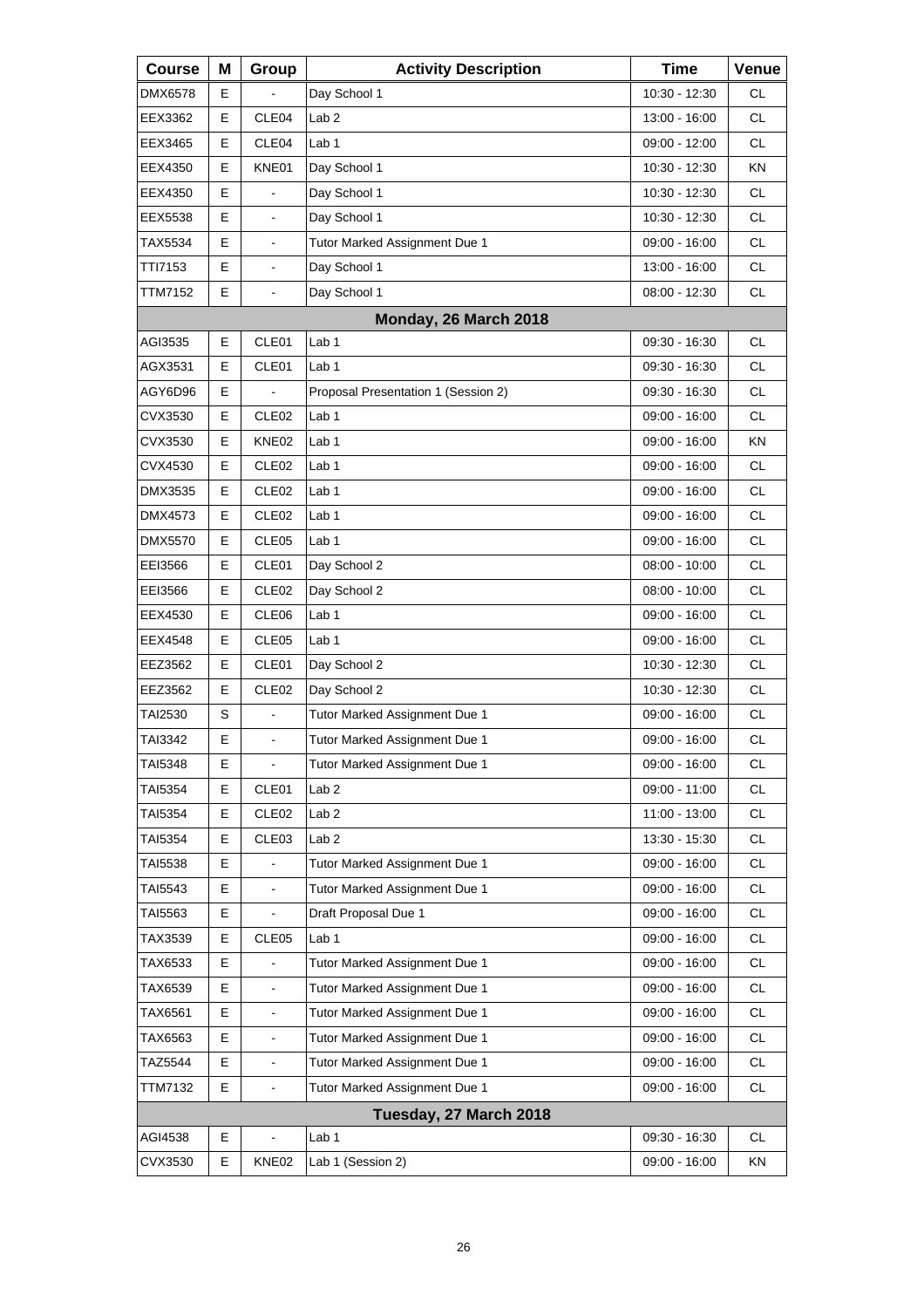| Course | M | Group | Activity Description | Time | Venue |
|---|---|---|---|---|---|
| DMX6578 | E | - | Day School 1 | 10:30 - 12:30 | CL |
| EEX3362 | E | CLE04 | Lab 2 | 13:00 - 16:00 | CL |
| EEX3465 | E | CLE04 | Lab 1 | 09:00 - 12:00 | CL |
| EEX4350 | E | KNE01 | Day School 1 | 10:30 - 12:30 | KN |
| EEX4350 | E | - | Day School 1 | 10:30 - 12:30 | CL |
| EEX5538 | E | - | Day School 1 | 10:30 - 12:30 | CL |
| TAX5534 | E | - | Tutor Marked Assignment Due 1 | 09:00 - 16:00 | CL |
| TTI7153 | E | - | Day School 1 | 13:00 - 16:00 | CL |
| TTM7152 | E | - | Day School 1 | 08:00 - 12:30 | CL |
| | | | **Monday, 26 March 2018** | | |
| AGI3535 | E | CLE01 | Lab 1 | 09:30 - 16:30 | CL |
| AGX3531 | E | CLE01 | Lab 1 | 09:30 - 16:30 | CL |
| AGY6D96 | E | - | Proposal Presentation 1 (Session 2) | 09:30 - 16:30 | CL |
| CVX3530 | E | CLE02 | Lab 1 | 09:00 - 16:00 | CL |
| CVX3530 | E | KNE02 | Lab 1 | 09:00 - 16:00 | KN |
| CVX4530 | E | CLE02 | Lab 1 | 09:00 - 16:00 | CL |
| DMX3535 | E | CLE02 | Lab 1 | 09:00 - 16:00 | CL |
| DMX4573 | E | CLE02 | Lab 1 | 09:00 - 16:00 | CL |
| DMX5570 | E | CLE05 | Lab 1 | 09:00 - 16:00 | CL |
| EEI3566 | E | CLE01 | Day School 2 | 08:00 - 10:00 | CL |
| EEI3566 | E | CLE02 | Day School 2 | 08:00 - 10:00 | CL |
| EEX4530 | E | CLE06 | Lab 1 | 09:00 - 16:00 | CL |
| EEX4548 | E | CLE05 | Lab 1 | 09:00 - 16:00 | CL |
| EEZ3562 | E | CLE01 | Day School 2 | 10:30 - 12:30 | CL |
| EEZ3562 | E | CLE02 | Day School 2 | 10:30 - 12:30 | CL |
| TAI2530 | S | - | Tutor Marked Assignment Due 1 | 09:00 - 16:00 | CL |
| TAI3342 | E | - | Tutor Marked Assignment Due 1 | 09:00 - 16:00 | CL |
| TAI5348 | E | - | Tutor Marked Assignment Due 1 | 09:00 - 16:00 | CL |
| TAI5354 | E | CLE01 | Lab 2 | 09:00 - 11:00 | CL |
| TAI5354 | E | CLE02 | Lab 2 | 11:00 - 13:00 | CL |
| TAI5354 | E | CLE03 | Lab 2 | 13:30 - 15:30 | CL |
| TAI5538 | E | - | Tutor Marked Assignment Due 1 | 09:00 - 16:00 | CL |
| TAI5543 | E | - | Tutor Marked Assignment Due 1 | 09:00 - 16:00 | CL |
| TAI5563 | E | - | Draft Proposal Due 1 | 09:00 - 16:00 | CL |
| TAX3539 | E | CLE05 | Lab 1 | 09:00 - 16:00 | CL |
| TAX6533 | E | - | Tutor Marked Assignment Due 1 | 09:00 - 16:00 | CL |
| TAX6539 | E | - | Tutor Marked Assignment Due 1 | 09:00 - 16:00 | CL |
| TAX6561 | E | - | Tutor Marked Assignment Due 1 | 09:00 - 16:00 | CL |
| TAX6563 | E | - | Tutor Marked Assignment Due 1 | 09:00 - 16:00 | CL |
| TAZ5544 | E | - | Tutor Marked Assignment Due 1 | 09:00 - 16:00 | CL |
| TTM7132 | E | - | Tutor Marked Assignment Due 1 | 09:00 - 16:00 | CL |
| | | | **Tuesday, 27 March 2018** | | |
| AGI4538 | E | - | Lab 1 | 09:30 - 16:30 | CL |
| CVX3530 | E | KNE02 | Lab 1 (Session 2) | 09:00 - 16:00 | KN |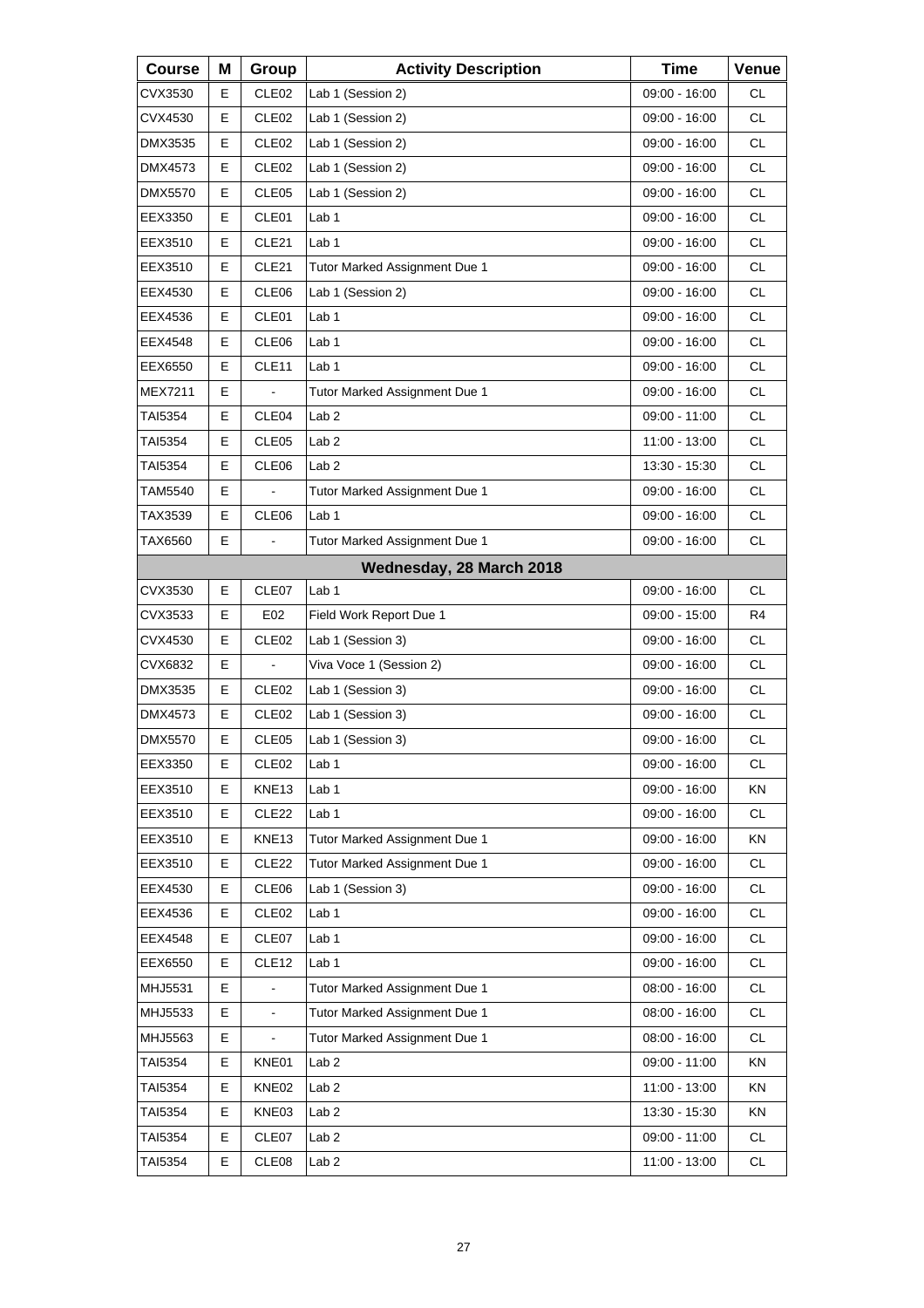| Course | M | Group | Activity Description | Time | Venue |
|---|---|---|---|---|---|
| CVX3530 | E | CLE02 | Lab 1 (Session 2) | 09:00 - 16:00 | CL |
| CVX4530 | E | CLE02 | Lab 1 (Session 2) | 09:00 - 16:00 | CL |
| DMX3535 | E | CLE02 | Lab 1 (Session 2) | 09:00 - 16:00 | CL |
| DMX4573 | E | CLE02 | Lab 1 (Session 2) | 09:00 - 16:00 | CL |
| DMX5570 | E | CLE05 | Lab 1 (Session 2) | 09:00 - 16:00 | CL |
| EEX3350 | E | CLE01 | Lab 1 | 09:00 - 16:00 | CL |
| EEX3510 | E | CLE21 | Lab 1 | 09:00 - 16:00 | CL |
| EEX3510 | E | CLE21 | Tutor Marked Assignment Due 1 | 09:00 - 16:00 | CL |
| EEX4530 | E | CLE06 | Lab 1 (Session 2) | 09:00 - 16:00 | CL |
| EEX4536 | E | CLE01 | Lab 1 | 09:00 - 16:00 | CL |
| EEX4548 | E | CLE06 | Lab 1 | 09:00 - 16:00 | CL |
| EEX6550 | E | CLE11 | Lab 1 | 09:00 - 16:00 | CL |
| MEX7211 | E | - | Tutor Marked Assignment Due 1 | 09:00 - 16:00 | CL |
| TAI5354 | E | CLE04 | Lab 2 | 09:00 - 11:00 | CL |
| TAI5354 | E | CLE05 | Lab 2 | 11:00 - 13:00 | CL |
| TAI5354 | E | CLE06 | Lab 2 | 13:30 - 15:30 | CL |
| TAM5540 | E | - | Tutor Marked Assignment Due 1 | 09:00 - 16:00 | CL |
| TAX3539 | E | CLE06 | Lab 1 | 09:00 - 16:00 | CL |
| TAX6560 | E | - | Tutor Marked Assignment Due 1 | 09:00 - 16:00 | CL |
| | | | **Wednesday, 28 March 2018** | | |
| CVX3530 | E | CLE07 | Lab 1 | 09:00 - 16:00 | CL |
| CVX3533 | E | E02 | Field Work Report Due 1 | 09:00 - 15:00 | R4 |
| CVX4530 | E | CLE02 | Lab 1 (Session 3) | 09:00 - 16:00 | CL |
| CVX6832 | E | - | Viva Voce 1 (Session 2) | 09:00 - 16:00 | CL |
| DMX3535 | E | CLE02 | Lab 1 (Session 3) | 09:00 - 16:00 | CL |
| DMX4573 | E | CLE02 | Lab 1 (Session 3) | 09:00 - 16:00 | CL |
| DMX5570 | E | CLE05 | Lab 1 (Session 3) | 09:00 - 16:00 | CL |
| EEX3350 | E | CLE02 | Lab 1 | 09:00 - 16:00 | CL |
| EEX3510 | E | KNE13 | Lab 1 | 09:00 - 16:00 | KN |
| EEX3510 | E | CLE22 | Lab 1 | 09:00 - 16:00 | CL |
| EEX3510 | E | KNE13 | Tutor Marked Assignment Due 1 | 09:00 - 16:00 | KN |
| EEX3510 | E | CLE22 | Tutor Marked Assignment Due 1 | 09:00 - 16:00 | CL |
| EEX4530 | E | CLE06 | Lab 1 (Session 3) | 09:00 - 16:00 | CL |
| EEX4536 | E | CLE02 | Lab 1 | 09:00 - 16:00 | CL |
| EEX4548 | E | CLE07 | Lab 1 | 09:00 - 16:00 | CL |
| EEX6550 | E | CLE12 | Lab 1 | 09:00 - 16:00 | CL |
| MHJ5531 | E | - | Tutor Marked Assignment Due 1 | 08:00 - 16:00 | CL |
| MHJ5533 | E | - | Tutor Marked Assignment Due 1 | 08:00 - 16:00 | CL |
| MHJ5563 | E | - | Tutor Marked Assignment Due 1 | 08:00 - 16:00 | CL |
| TAI5354 | E | KNE01 | Lab 2 | 09:00 - 11:00 | KN |
| TAI5354 | E | KNE02 | Lab 2 | 11:00 - 13:00 | KN |
| TAI5354 | E | KNE03 | Lab 2 | 13:30 - 15:30 | KN |
| TAI5354 | E | CLE07 | Lab 2 | 09:00 - 11:00 | CL |
| TAI5354 | E | CLE08 | Lab 2 | 11:00 - 13:00 | CL |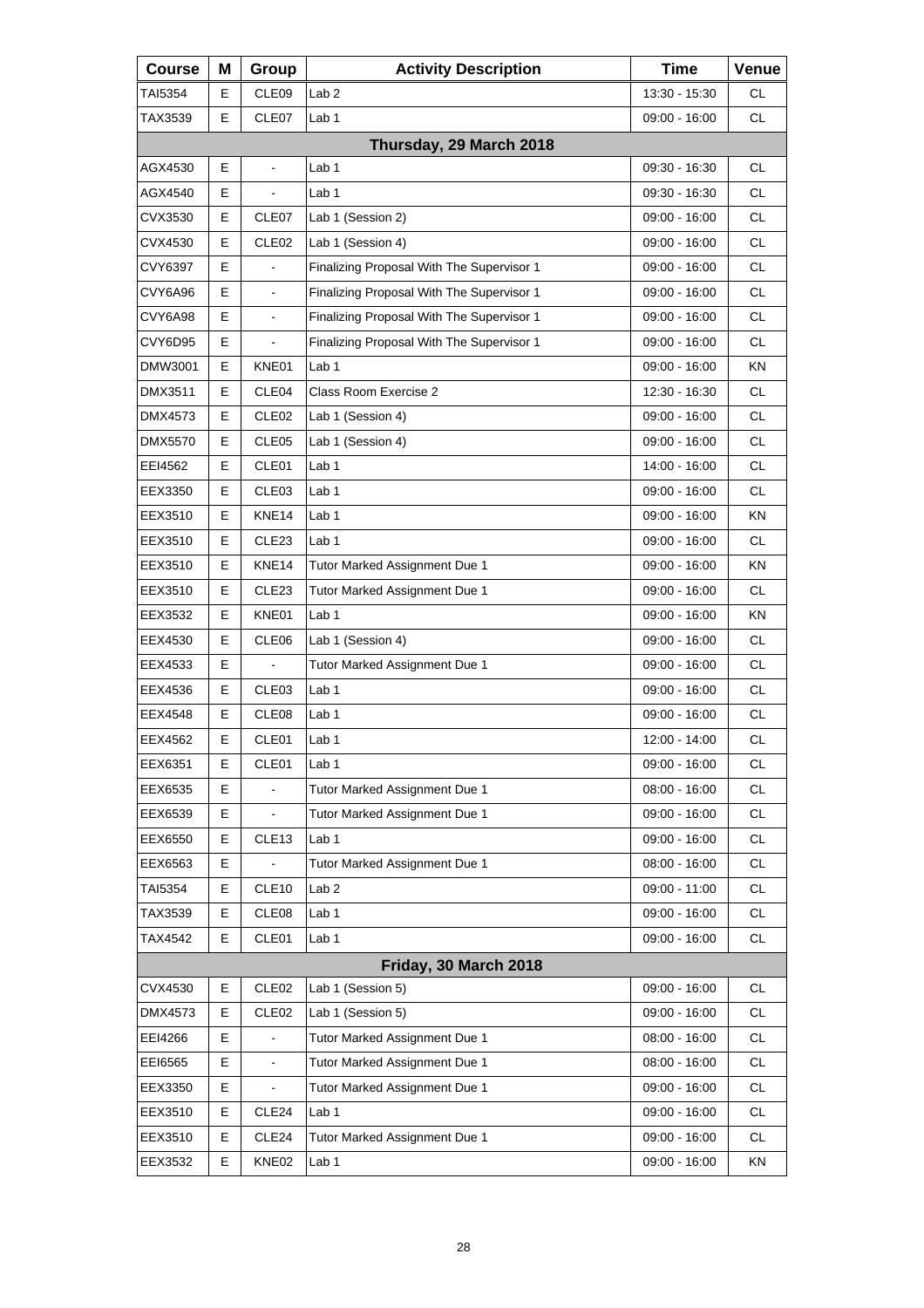| Course | M | Group | Activity Description | Time | Venue |
|---|---|---|---|---|---|
| TAI5354 | E | CLE09 | Lab 2 | 13:30 - 15:30 | CL |
| TAX3539 | E | CLE07 | Lab 1 | 09:00 - 16:00 | CL |
| **Thursday, 29 March 2018** | | | | | |
| AGX4530 | E | - | Lab 1 | 09:30 - 16:30 | CL |
| AGX4540 | E | - | Lab 1 | 09:30 - 16:30 | CL |
| CVX3530 | E | CLE07 | Lab 1 (Session 2) | 09:00 - 16:00 | CL |
| CVX4530 | E | CLE02 | Lab 1 (Session 4) | 09:00 - 16:00 | CL |
| CVY6397 | E | - | Finalizing Proposal With The Supervisor 1 | 09:00 - 16:00 | CL |
| CVY6A96 | E | - | Finalizing Proposal With The Supervisor 1 | 09:00 - 16:00 | CL |
| CVY6A98 | E | - | Finalizing Proposal With The Supervisor 1 | 09:00 - 16:00 | CL |
| CVY6D95 | E | - | Finalizing Proposal With The Supervisor 1 | 09:00 - 16:00 | CL |
| DMW3001 | E | KNE01 | Lab 1 | 09:00 - 16:00 | KN |
| DMX3511 | E | CLE04 | Class Room Exercise 2 | 12:30 - 16:30 | CL |
| DMX4573 | E | CLE02 | Lab 1 (Session 4) | 09:00 - 16:00 | CL |
| DMX5570 | E | CLE05 | Lab 1 (Session 4) | 09:00 - 16:00 | CL |
| EEI4562 | E | CLE01 | Lab 1 | 14:00 - 16:00 | CL |
| EEX3350 | E | CLE03 | Lab 1 | 09:00 - 16:00 | CL |
| EEX3510 | E | KNE14 | Lab 1 | 09:00 - 16:00 | KN |
| EEX3510 | E | CLE23 | Lab 1 | 09:00 - 16:00 | CL |
| EEX3510 | E | KNE14 | Tutor Marked Assignment Due 1 | 09:00 - 16:00 | KN |
| EEX3510 | E | CLE23 | Tutor Marked Assignment Due 1 | 09:00 - 16:00 | CL |
| EEX3532 | E | KNE01 | Lab 1 | 09:00 - 16:00 | KN |
| EEX4530 | E | CLE06 | Lab 1 (Session 4) | 09:00 - 16:00 | CL |
| EEX4533 | E | - | Tutor Marked Assignment Due 1 | 09:00 - 16:00 | CL |
| EEX4536 | E | CLE03 | Lab 1 | 09:00 - 16:00 | CL |
| EEX4548 | E | CLE08 | Lab 1 | 09:00 - 16:00 | CL |
| EEX4562 | E | CLE01 | Lab 1 | 12:00 - 14:00 | CL |
| EEX6351 | E | CLE01 | Lab 1 | 09:00 - 16:00 | CL |
| EEX6535 | E | - | Tutor Marked Assignment Due 1 | 08:00 - 16:00 | CL |
| EEX6539 | E | - | Tutor Marked Assignment Due 1 | 09:00 - 16:00 | CL |
| EEX6550 | E | CLE13 | Lab 1 | 09:00 - 16:00 | CL |
| EEX6563 | E | - | Tutor Marked Assignment Due 1 | 08:00 - 16:00 | CL |
| TAI5354 | E | CLE10 | Lab 2 | 09:00 - 11:00 | CL |
| TAX3539 | E | CLE08 | Lab 1 | 09:00 - 16:00 | CL |
| TAX4542 | E | CLE01 | Lab 1 | 09:00 - 16:00 | CL |
| **Friday, 30 March 2018** | | | | | |
| CVX4530 | E | CLE02 | Lab 1 (Session 5) | 09:00 - 16:00 | CL |
| DMX4573 | E | CLE02 | Lab 1 (Session 5) | 09:00 - 16:00 | CL |
| EEI4266 | E | - | Tutor Marked Assignment Due 1 | 08:00 - 16:00 | CL |
| EEI6565 | E | - | Tutor Marked Assignment Due 1 | 08:00 - 16:00 | CL |
| EEX3350 | E | - | Tutor Marked Assignment Due 1 | 09:00 - 16:00 | CL |
| EEX3510 | E | CLE24 | Lab 1 | 09:00 - 16:00 | CL |
| EEX3510 | E | CLE24 | Tutor Marked Assignment Due 1 | 09:00 - 16:00 | CL |
| EEX3532 | E | KNE02 | Lab 1 | 09:00 - 16:00 | KN |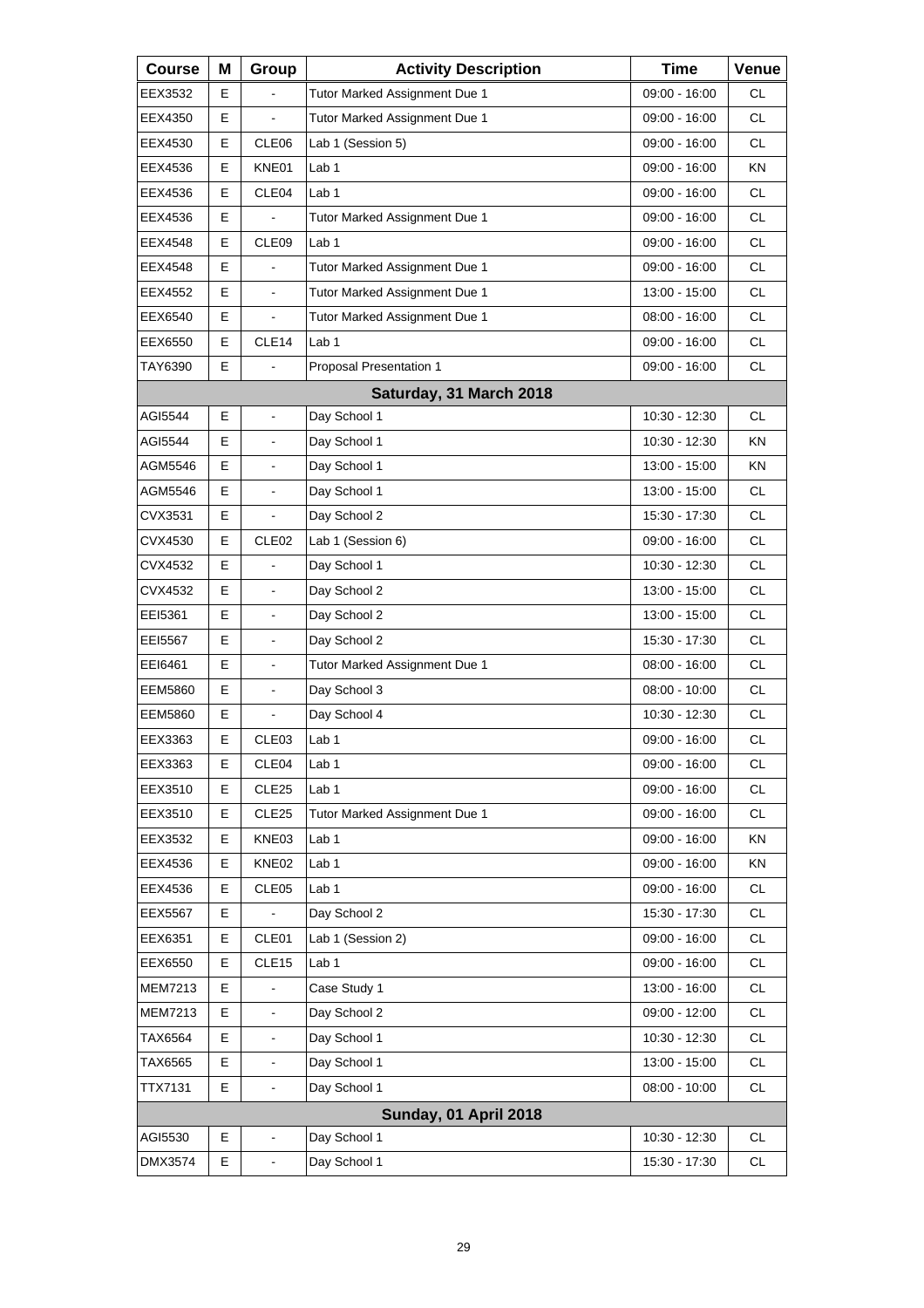| Course | M | Group | Activity Description | Time | Venue |
|---|---|---|---|---|---|
| EEX3532 | E | - | Tutor Marked Assignment Due 1 | 09:00 - 16:00 | CL |
| EEX4350 | E | - | Tutor Marked Assignment Due 1 | 09:00 - 16:00 | CL |
| EEX4530 | E | CLE06 | Lab 1 (Session 5) | 09:00 - 16:00 | CL |
| EEX4536 | E | KNE01 | Lab 1 | 09:00 - 16:00 | KN |
| EEX4536 | E | CLE04 | Lab 1 | 09:00 - 16:00 | CL |
| EEX4536 | E | - | Tutor Marked Assignment Due 1 | 09:00 - 16:00 | CL |
| EEX4548 | E | CLE09 | Lab 1 | 09:00 - 16:00 | CL |
| EEX4548 | E | - | Tutor Marked Assignment Due 1 | 09:00 - 16:00 | CL |
| EEX4552 | E | - | Tutor Marked Assignment Due 1 | 13:00 - 15:00 | CL |
| EEX6540 | E | - | Tutor Marked Assignment Due 1 | 08:00 - 16:00 | CL |
| EEX6550 | E | CLE14 | Lab 1 | 09:00 - 16:00 | CL |
| TAY6390 | E | - | Proposal Presentation 1 | 09:00 - 16:00 | CL |
| **Saturday, 31 March 2018** | | | | | |
| AGI5544 | E | - | Day School 1 | 10:30 - 12:30 | CL |
| AGI5544 | E | - | Day School 1 | 10:30 - 12:30 | KN |
| AGM5546 | E | - | Day School 1 | 13:00 - 15:00 | KN |
| AGM5546 | E | - | Day School 1 | 13:00 - 15:00 | CL |
| CVX3531 | E | - | Day School 2 | 15:30 - 17:30 | CL |
| CVX4530 | E | CLE02 | Lab 1 (Session 6) | 09:00 - 16:00 | CL |
| CVX4532 | E | - | Day School 1 | 10:30 - 12:30 | CL |
| CVX4532 | E | - | Day School 2 | 13:00 - 15:00 | CL |
| EEI5361 | E | - | Day School 2 | 13:00 - 15:00 | CL |
| EEI5567 | E | - | Day School 2 | 15:30 - 17:30 | CL |
| EEI6461 | E | - | Tutor Marked Assignment Due 1 | 08:00 - 16:00 | CL |
| EEM5860 | E | - | Day School 3 | 08:00 - 10:00 | CL |
| EEM5860 | E | - | Day School 4 | 10:30 - 12:30 | CL |
| EEX3363 | E | CLE03 | Lab 1 | 09:00 - 16:00 | CL |
| EEX3363 | E | CLE04 | Lab 1 | 09:00 - 16:00 | CL |
| EEX3510 | E | CLE25 | Lab 1 | 09:00 - 16:00 | CL |
| EEX3510 | E | CLE25 | Tutor Marked Assignment Due 1 | 09:00 - 16:00 | CL |
| EEX3532 | E | KNE03 | Lab 1 | 09:00 - 16:00 | KN |
| EEX4536 | E | KNE02 | Lab 1 | 09:00 - 16:00 | KN |
| EEX4536 | E | CLE05 | Lab 1 | 09:00 - 16:00 | CL |
| EEX5567 | E | - | Day School 2 | 15:30 - 17:30 | CL |
| EEX6351 | E | CLE01 | Lab 1 (Session 2) | 09:00 - 16:00 | CL |
| EEX6550 | E | CLE15 | Lab 1 | 09:00 - 16:00 | CL |
| MEM7213 | E | - | Case Study 1 | 13:00 - 16:00 | CL |
| MEM7213 | E | - | Day School 2 | 09:00 - 12:00 | CL |
| TAX6564 | E | - | Day School 1 | 10:30 - 12:30 | CL |
| TAX6565 | E | - | Day School 1 | 13:00 - 15:00 | CL |
| TTX7131 | E | - | Day School 1 | 08:00 - 10:00 | CL |
| **Sunday, 01 April 2018** | | | | | |
| AGI5530 | E | - | Day School 1 | 10:30 - 12:30 | CL |
| DMX3574 | E | - | Day School 1 | 15:30 - 17:30 | CL |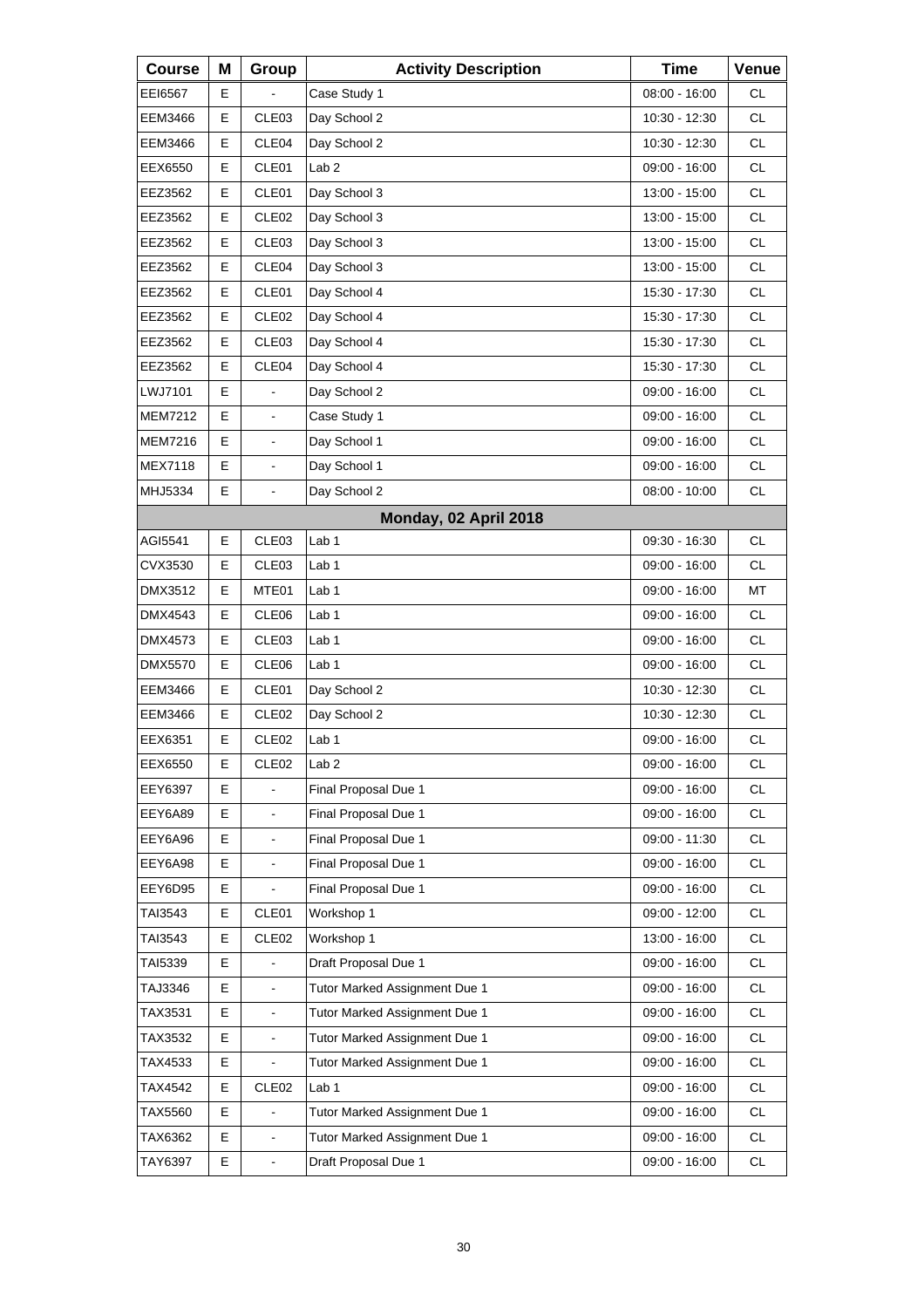| Course | M | Group | Activity Description | Time | Venue |
|---|---|---|---|---|---|
| EEI6567 | E | - | Case Study 1 | 08:00 - 16:00 | CL |
| EEM3466 | E | CLE03 | Day School 2 | 10:30 - 12:30 | CL |
| EEM3466 | E | CLE04 | Day School 2 | 10:30 - 12:30 | CL |
| EEX6550 | E | CLE01 | Lab 2 | 09:00 - 16:00 | CL |
| EEZ3562 | E | CLE01 | Day School 3 | 13:00 - 15:00 | CL |
| EEZ3562 | E | CLE02 | Day School 3 | 13:00 - 15:00 | CL |
| EEZ3562 | E | CLE03 | Day School 3 | 13:00 - 15:00 | CL |
| EEZ3562 | E | CLE04 | Day School 3 | 13:00 - 15:00 | CL |
| EEZ3562 | E | CLE01 | Day School 4 | 15:30 - 17:30 | CL |
| EEZ3562 | E | CLE02 | Day School 4 | 15:30 - 17:30 | CL |
| EEZ3562 | E | CLE03 | Day School 4 | 15:30 - 17:30 | CL |
| EEZ3562 | E | CLE04 | Day School 4 | 15:30 - 17:30 | CL |
| LWJ7101 | E | - | Day School 2 | 09:00 - 16:00 | CL |
| MEM7212 | E | - | Case Study 1 | 09:00 - 16:00 | CL |
| MEM7216 | E | - | Day School 1 | 09:00 - 16:00 | CL |
| MEX7118 | E | - | Day School 1 | 09:00 - 16:00 | CL |
| MHJ5334 | E | - | Day School 2 | 08:00 - 10:00 | CL |
| | | | **Monday, 02 April 2018** | | |
| AGI5541 | E | CLE03 | Lab 1 | 09:30 - 16:30 | CL |
| CVX3530 | E | CLE03 | Lab 1 | 09:00 - 16:00 | CL |
| DMX3512 | E | MTE01 | Lab 1 | 09:00 - 16:00 | MT |
| DMX4543 | E | CLE06 | Lab 1 | 09:00 - 16:00 | CL |
| DMX4573 | E | CLE03 | Lab 1 | 09:00 - 16:00 | CL |
| DMX5570 | E | CLE06 | Lab 1 | 09:00 - 16:00 | CL |
| EEM3466 | E | CLE01 | Day School 2 | 10:30 - 12:30 | CL |
| EEM3466 | E | CLE02 | Day School 2 | 10:30 - 12:30 | CL |
| EEX6351 | E | CLE02 | Lab 1 | 09:00 - 16:00 | CL |
| EEX6550 | E | CLE02 | Lab 2 | 09:00 - 16:00 | CL |
| EEY6397 | E | - | Final Proposal Due 1 | 09:00 - 16:00 | CL |
| EEY6A89 | E | - | Final Proposal Due 1 | 09:00 - 16:00 | CL |
| EEY6A96 | E | - | Final Proposal Due 1 | 09:00 - 11:30 | CL |
| EEY6A98 | E | - | Final Proposal Due 1 | 09:00 - 16:00 | CL |
| EEY6D95 | E | - | Final Proposal Due 1 | 09:00 - 16:00 | CL |
| TAI3543 | E | CLE01 | Workshop 1 | 09:00 - 12:00 | CL |
| TAI3543 | E | CLE02 | Workshop 1 | 13:00 - 16:00 | CL |
| TAI5339 | E | - | Draft Proposal Due 1 | 09:00 - 16:00 | CL |
| TAJ3346 | E | - | Tutor Marked Assignment Due 1 | 09:00 - 16:00 | CL |
| TAX3531 | E | - | Tutor Marked Assignment Due 1 | 09:00 - 16:00 | CL |
| TAX3532 | E | - | Tutor Marked Assignment Due 1 | 09:00 - 16:00 | CL |
| TAX4533 | E | - | Tutor Marked Assignment Due 1 | 09:00 - 16:00 | CL |
| TAX4542 | E | CLE02 | Lab 1 | 09:00 - 16:00 | CL |
| TAX5560 | E | - | Tutor Marked Assignment Due 1 | 09:00 - 16:00 | CL |
| TAX6362 | E | - | Tutor Marked Assignment Due 1 | 09:00 - 16:00 | CL |
| TAY6397 | E | - | Draft Proposal Due 1 | 09:00 - 16:00 | CL |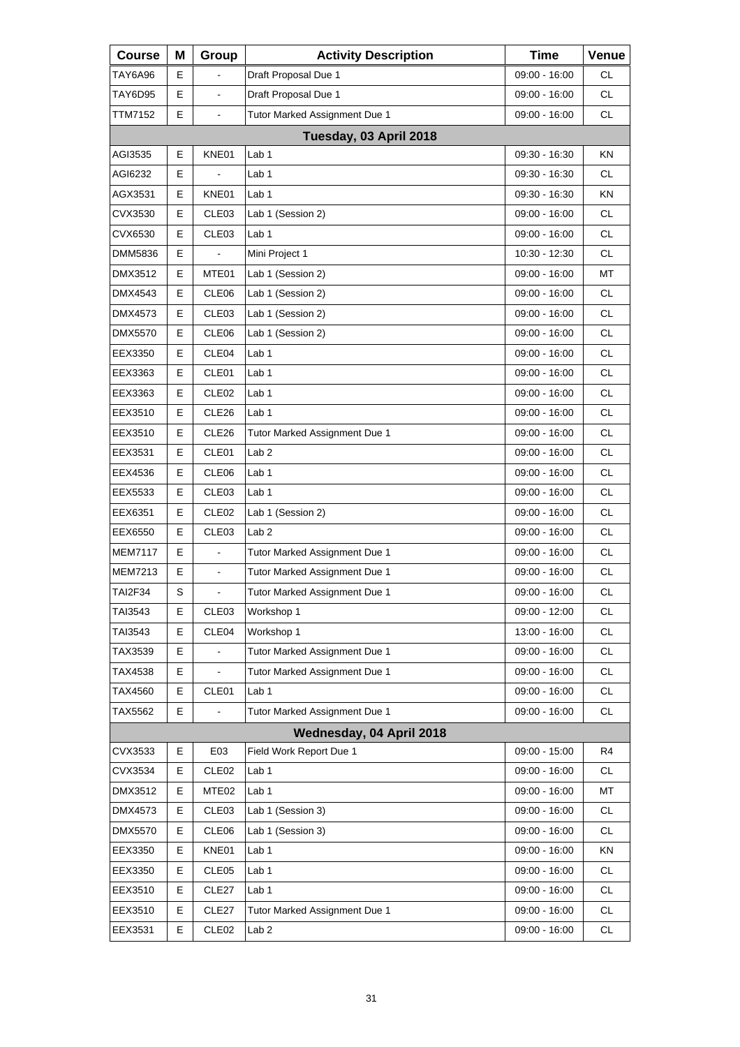| Course | M | Group | Activity Description | Time | Venue |
|---|---|---|---|---|---|
| TAY6A96 | E | - | Draft Proposal Due 1 | 09:00 - 16:00 | CL |
| TAY6D95 | E | - | Draft Proposal Due 1 | 09:00 - 16:00 | CL |
| TTM7152 | E | - | Tutor Marked Assignment Due 1 | 09:00 - 16:00 | CL |
| **Tuesday, 03 April 2018** | | | | | |
| AGI3535 | E | KNE01 | Lab 1 | 09:30 - 16:30 | KN |
| AGI6232 | E | - | Lab 1 | 09:30 - 16:30 | CL |
| AGX3531 | E | KNE01 | Lab 1 | 09:30 - 16:30 | KN |
| CVX3530 | E | CLE03 | Lab 1 (Session 2) | 09:00 - 16:00 | CL |
| CVX6530 | E | CLE03 | Lab 1 | 09:00 - 16:00 | CL |
| DMM5836 | E | - | Mini Project 1 | 10:30 - 12:30 | CL |
| DMX3512 | E | MTE01 | Lab 1 (Session 2) | 09:00 - 16:00 | MT |
| DMX4543 | E | CLE06 | Lab 1 (Session 2) | 09:00 - 16:00 | CL |
| DMX4573 | E | CLE03 | Lab 1 (Session 2) | 09:00 - 16:00 | CL |
| DMX5570 | E | CLE06 | Lab 1 (Session 2) | 09:00 - 16:00 | CL |
| EEX3350 | E | CLE04 | Lab 1 | 09:00 - 16:00 | CL |
| EEX3363 | E | CLE01 | Lab 1 | 09:00 - 16:00 | CL |
| EEX3363 | E | CLE02 | Lab 1 | 09:00 - 16:00 | CL |
| EEX3510 | E | CLE26 | Lab 1 | 09:00 - 16:00 | CL |
| EEX3510 | E | CLE26 | Tutor Marked Assignment Due 1 | 09:00 - 16:00 | CL |
| EEX3531 | E | CLE01 | Lab 2 | 09:00 - 16:00 | CL |
| EEX4536 | E | CLE06 | Lab 1 | 09:00 - 16:00 | CL |
| EEX5533 | E | CLE03 | Lab 1 | 09:00 - 16:00 | CL |
| EEX6351 | E | CLE02 | Lab 1 (Session 2) | 09:00 - 16:00 | CL |
| EEX6550 | E | CLE03 | Lab 2 | 09:00 - 16:00 | CL |
| MEM7117 | E | - | Tutor Marked Assignment Due 1 | 09:00 - 16:00 | CL |
| MEM7213 | E | - | Tutor Marked Assignment Due 1 | 09:00 - 16:00 | CL |
| TAI2F34 | S | - | Tutor Marked Assignment Due 1 | 09:00 - 16:00 | CL |
| TAI3543 | E | CLE03 | Workshop 1 | 09:00 - 12:00 | CL |
| TAI3543 | E | CLE04 | Workshop 1 | 13:00 - 16:00 | CL |
| TAX3539 | E | - | Tutor Marked Assignment Due 1 | 09:00 - 16:00 | CL |
| TAX4538 | E | - | Tutor Marked Assignment Due 1 | 09:00 - 16:00 | CL |
| TAX4560 | E | CLE01 | Lab 1 | 09:00 - 16:00 | CL |
| TAX5562 | E | - | Tutor Marked Assignment Due 1 | 09:00 - 16:00 | CL |
| **Wednesday, 04 April 2018** | | | | | |
| CVX3533 | E | E03 | Field Work Report Due 1 | 09:00 - 15:00 | R4 |
| CVX3534 | E | CLE02 | Lab 1 | 09:00 - 16:00 | CL |
| DMX3512 | E | MTE02 | Lab 1 | 09:00 - 16:00 | MT |
| DMX4573 | E | CLE03 | Lab 1 (Session 3) | 09:00 - 16:00 | CL |
| DMX5570 | E | CLE06 | Lab 1 (Session 3) | 09:00 - 16:00 | CL |
| EEX3350 | E | KNE01 | Lab 1 | 09:00 - 16:00 | KN |
| EEX3350 | E | CLE05 | Lab 1 | 09:00 - 16:00 | CL |
| EEX3510 | E | CLE27 | Lab 1 | 09:00 - 16:00 | CL |
| EEX3510 | E | CLE27 | Tutor Marked Assignment Due 1 | 09:00 - 16:00 | CL |
| EEX3531 | E | CLE02 | Lab 2 | 09:00 - 16:00 | CL |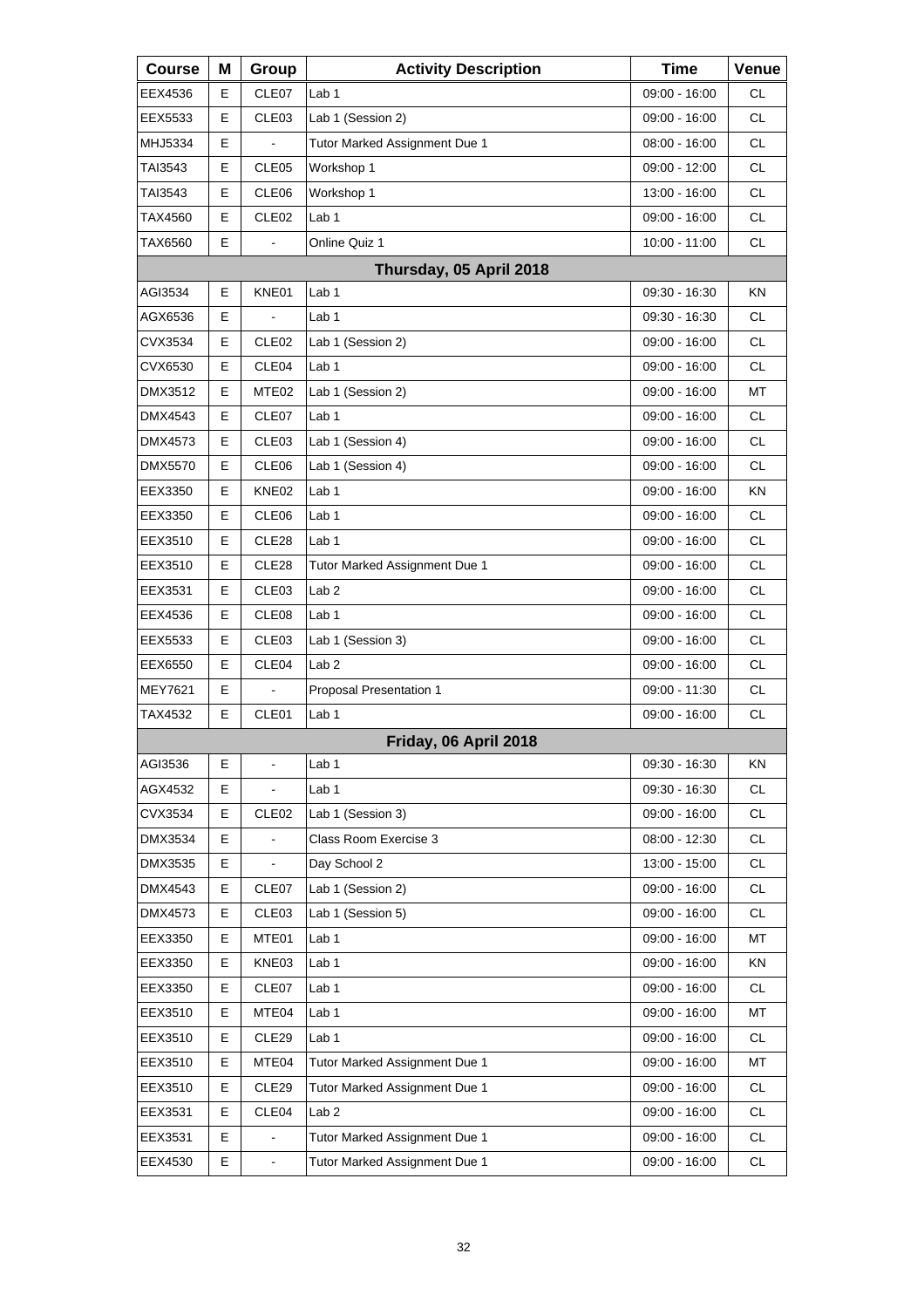| Course | M | Group | Activity Description | Time | Venue |
|---|---|---|---|---|---|
| EEX4536 | E | CLE07 | Lab 1 | 09:00 - 16:00 | CL |
| EEX5533 | E | CLE03 | Lab 1 (Session 2) | 09:00 - 16:00 | CL |
| MHJ5334 | E | - | Tutor Marked Assignment Due 1 | 08:00 - 16:00 | CL |
| TAI3543 | E | CLE05 | Workshop 1 | 09:00 - 12:00 | CL |
| TAI3543 | E | CLE06 | Workshop 1 | 13:00 - 16:00 | CL |
| TAX4560 | E | CLE02 | Lab 1 | 09:00 - 16:00 | CL |
| TAX6560 | E | - | Online Quiz 1 | 10:00 - 11:00 | CL |
| | | | **Thursday, 05 April 2018** | | |
| AGI3534 | E | KNE01 | Lab 1 | 09:30 - 16:30 | KN |
| AGX6536 | E | - | Lab 1 | 09:30 - 16:30 | CL |
| CVX3534 | E | CLE02 | Lab 1 (Session 2) | 09:00 - 16:00 | CL |
| CVX6530 | E | CLE04 | Lab 1 | 09:00 - 16:00 | CL |
| DMX3512 | E | MTE02 | Lab 1 (Session 2) | 09:00 - 16:00 | MT |
| DMX4543 | E | CLE07 | Lab 1 | 09:00 - 16:00 | CL |
| DMX4573 | E | CLE03 | Lab 1 (Session 4) | 09:00 - 16:00 | CL |
| DMX5570 | E | CLE06 | Lab 1 (Session 4) | 09:00 - 16:00 | CL |
| EEX3350 | E | KNE02 | Lab 1 | 09:00 - 16:00 | KN |
| EEX3350 | E | CLE06 | Lab 1 | 09:00 - 16:00 | CL |
| EEX3510 | E | CLE28 | Lab 1 | 09:00 - 16:00 | CL |
| EEX3510 | E | CLE28 | Tutor Marked Assignment Due 1 | 09:00 - 16:00 | CL |
| EEX3531 | E | CLE03 | Lab 2 | 09:00 - 16:00 | CL |
| EEX4536 | E | CLE08 | Lab 1 | 09:00 - 16:00 | CL |
| EEX5533 | E | CLE03 | Lab 1 (Session 3) | 09:00 - 16:00 | CL |
| EEX6550 | E | CLE04 | Lab 2 | 09:00 - 16:00 | CL |
| MEY7621 | E | - | Proposal Presentation 1 | 09:00 - 11:30 | CL |
| TAX4532 | E | CLE01 | Lab 1 | 09:00 - 16:00 | CL |
| | | | **Friday, 06 April 2018** | | |
| AGI3536 | E | - | Lab 1 | 09:30 - 16:30 | KN |
| AGX4532 | E | - | Lab 1 | 09:30 - 16:30 | CL |
| CVX3534 | E | CLE02 | Lab 1 (Session 3) | 09:00 - 16:00 | CL |
| DMX3534 | E | - | Class Room Exercise 3 | 08:00 - 12:30 | CL |
| DMX3535 | E | - | Day School 2 | 13:00 - 15:00 | CL |
| DMX4543 | E | CLE07 | Lab 1 (Session 2) | 09:00 - 16:00 | CL |
| DMX4573 | E | CLE03 | Lab 1 (Session 5) | 09:00 - 16:00 | CL |
| EEX3350 | E | MTE01 | Lab 1 | 09:00 - 16:00 | MT |
| EEX3350 | E | KNE03 | Lab 1 | 09:00 - 16:00 | KN |
| EEX3350 | E | CLE07 | Lab 1 | 09:00 - 16:00 | CL |
| EEX3510 | E | MTE04 | Lab 1 | 09:00 - 16:00 | MT |
| EEX3510 | E | CLE29 | Lab 1 | 09:00 - 16:00 | CL |
| EEX3510 | E | MTE04 | Tutor Marked Assignment Due 1 | 09:00 - 16:00 | MT |
| EEX3510 | E | CLE29 | Tutor Marked Assignment Due 1 | 09:00 - 16:00 | CL |
| EEX3531 | E | CLE04 | Lab 2 | 09:00 - 16:00 | CL |
| EEX3531 | E | - | Tutor Marked Assignment Due 1 | 09:00 - 16:00 | CL |
| EEX4530 | E | - | Tutor Marked Assignment Due 1 | 09:00 - 16:00 | CL |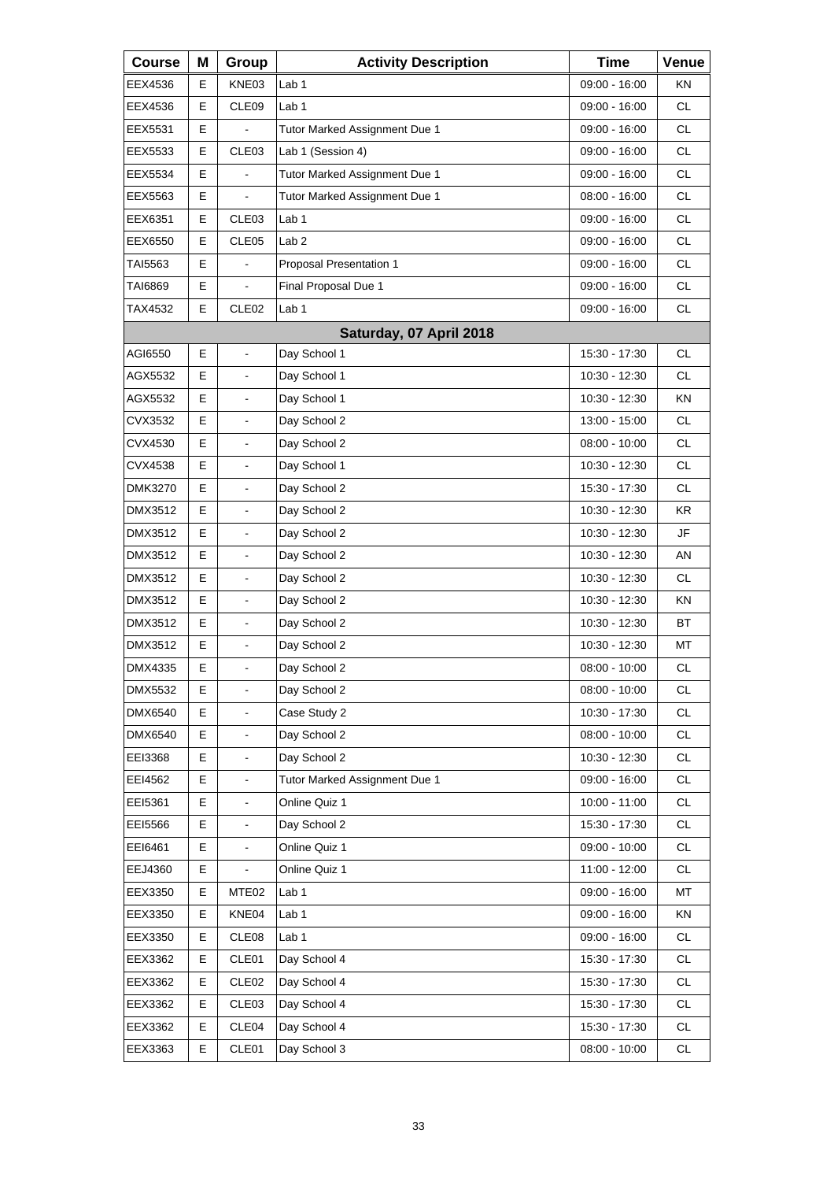| Course | M | Group | Activity Description | Time | Venue |
|---|---|---|---|---|---|
| EEX4536 | E | KNE03 | Lab 1 | 09:00 - 16:00 | KN |
| EEX4536 | E | CLE09 | Lab 1 | 09:00 - 16:00 | CL |
| EEX5531 | E | - | Tutor Marked Assignment Due 1 | 09:00 - 16:00 | CL |
| EEX5533 | E | CLE03 | Lab 1 (Session 4) | 09:00 - 16:00 | CL |
| EEX5534 | E | - | Tutor Marked Assignment Due 1 | 09:00 - 16:00 | CL |
| EEX5563 | E | - | Tutor Marked Assignment Due 1 | 08:00 - 16:00 | CL |
| EEX6351 | E | CLE03 | Lab 1 | 09:00 - 16:00 | CL |
| EEX6550 | E | CLE05 | Lab 2 | 09:00 - 16:00 | CL |
| TAI5563 | E | - | Proposal Presentation 1 | 09:00 - 16:00 | CL |
| TAI6869 | E | - | Final Proposal Due 1 | 09:00 - 16:00 | CL |
| TAX4532 | E | CLE02 | Lab 1 | 09:00 - 16:00 | CL |
| | | | **Saturday, 07 April 2018** | | |
| AGI6550 | E | - | Day School 1 | 15:30 - 17:30 | CL |
| AGX5532 | E | - | Day School 1 | 10:30 - 12:30 | CL |
| AGX5532 | E | - | Day School 1 | 10:30 - 12:30 | KN |
| CVX3532 | E | - | Day School 2 | 13:00 - 15:00 | CL |
| CVX4530 | E | - | Day School 2 | 08:00 - 10:00 | CL |
| CVX4538 | E | - | Day School 1 | 10:30 - 12:30 | CL |
| DMK3270 | E | - | Day School 2 | 15:30 - 17:30 | CL |
| DMX3512 | E | - | Day School 2 | 10:30 - 12:30 | KR |
| DMX3512 | E | - | Day School 2 | 10:30 - 12:30 | JF |
| DMX3512 | E | - | Day School 2 | 10:30 - 12:30 | AN |
| DMX3512 | E | - | Day School 2 | 10:30 - 12:30 | CL |
| DMX3512 | E | - | Day School 2 | 10:30 - 12:30 | KN |
| DMX3512 | E | - | Day School 2 | 10:30 - 12:30 | BT |
| DMX3512 | E | - | Day School 2 | 10:30 - 12:30 | MT |
| DMX4335 | E | - | Day School 2 | 08:00 - 10:00 | CL |
| DMX5532 | E | - | Day School 2 | 08:00 - 10:00 | CL |
| DMX6540 | E | - | Case Study 2 | 10:30 - 17:30 | CL |
| DMX6540 | E | - | Day School 2 | 08:00 - 10:00 | CL |
| EEI3368 | E | - | Day School 2 | 10:30 - 12:30 | CL |
| EEI4562 | E | - | Tutor Marked Assignment Due 1 | 09:00 - 16:00 | CL |
| EEI5361 | E | - | Online Quiz 1 | 10:00 - 11:00 | CL |
| EEI5566 | E | - | Day School 2 | 15:30 - 17:30 | CL |
| EEI6461 | E | - | Online Quiz 1 | 09:00 - 10:00 | CL |
| EEJ4360 | E | - | Online Quiz 1 | 11:00 - 12:00 | CL |
| EEX3350 | E | MTE02 | Lab 1 | 09:00 - 16:00 | MT |
| EEX3350 | E | KNE04 | Lab 1 | 09:00 - 16:00 | KN |
| EEX3350 | E | CLE08 | Lab 1 | 09:00 - 16:00 | CL |
| EEX3362 | E | CLE01 | Day School 4 | 15:30 - 17:30 | CL |
| EEX3362 | E | CLE02 | Day School 4 | 15:30 - 17:30 | CL |
| EEX3362 | E | CLE03 | Day School 4 | 15:30 - 17:30 | CL |
| EEX3362 | E | CLE04 | Day School 4 | 15:30 - 17:30 | CL |
| EEX3363 | E | CLE01 | Day School 3 | 08:00 - 10:00 | CL |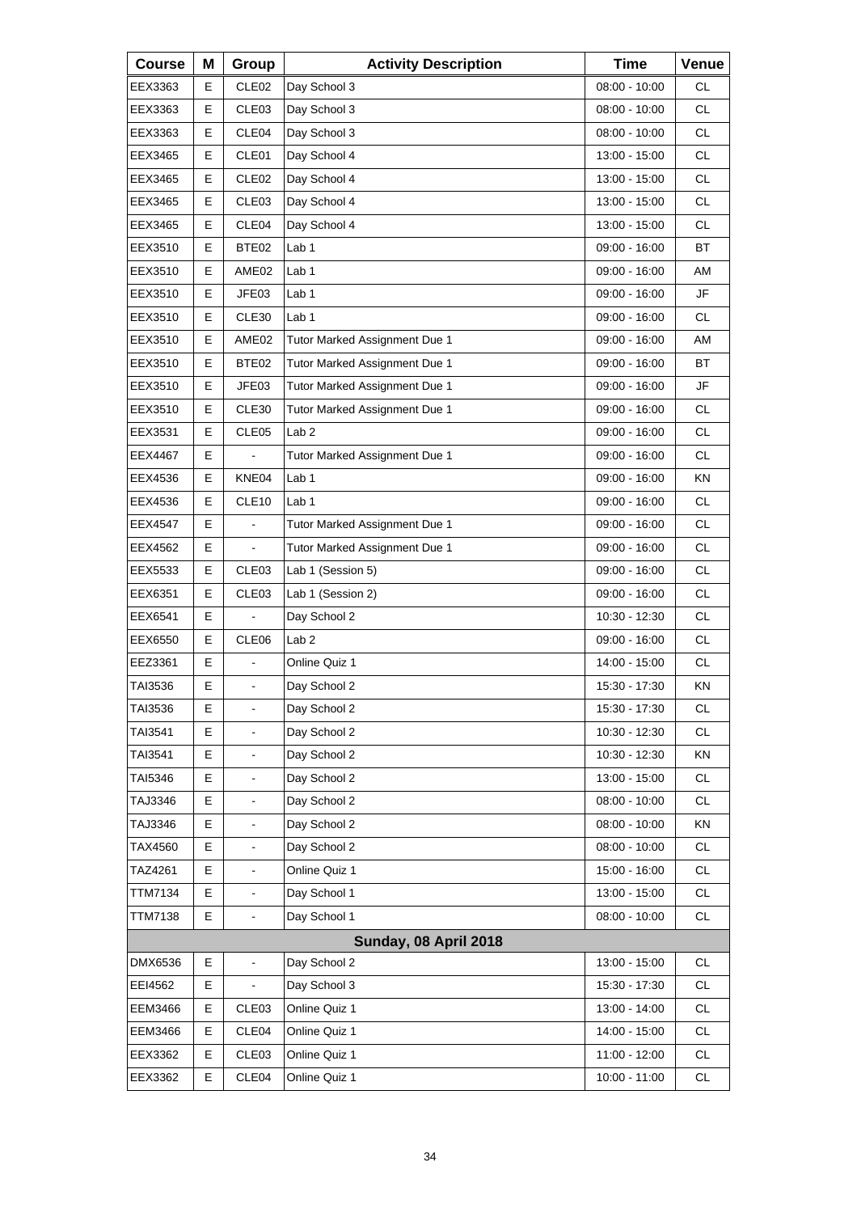| Course | M | Group | Activity Description | Time | Venue |
| --- | --- | --- | --- | --- | --- |
| EEX3363 | E | CLE02 | Day School 3 | 08:00 - 10:00 | CL |
| EEX3363 | E | CLE03 | Day School 3 | 08:00 - 10:00 | CL |
| EEX3363 | E | CLE04 | Day School 3 | 08:00 - 10:00 | CL |
| EEX3465 | E | CLE01 | Day School 4 | 13:00 - 15:00 | CL |
| EEX3465 | E | CLE02 | Day School 4 | 13:00 - 15:00 | CL |
| EEX3465 | E | CLE03 | Day School 4 | 13:00 - 15:00 | CL |
| EEX3465 | E | CLE04 | Day School 4 | 13:00 - 15:00 | CL |
| EEX3510 | E | BTE02 | Lab 1 | 09:00 - 16:00 | BT |
| EEX3510 | E | AME02 | Lab 1 | 09:00 - 16:00 | AM |
| EEX3510 | E | JFE03 | Lab 1 | 09:00 - 16:00 | JF |
| EEX3510 | E | CLE30 | Lab 1 | 09:00 - 16:00 | CL |
| EEX3510 | E | AME02 | Tutor Marked Assignment Due 1 | 09:00 - 16:00 | AM |
| EEX3510 | E | BTE02 | Tutor Marked Assignment Due 1 | 09:00 - 16:00 | BT |
| EEX3510 | E | JFE03 | Tutor Marked Assignment Due 1 | 09:00 - 16:00 | JF |
| EEX3510 | E | CLE30 | Tutor Marked Assignment Due 1 | 09:00 - 16:00 | CL |
| EEX3531 | E | CLE05 | Lab 2 | 09:00 - 16:00 | CL |
| EEX4467 | E | - | Tutor Marked Assignment Due 1 | 09:00 - 16:00 | CL |
| EEX4536 | E | KNE04 | Lab 1 | 09:00 - 16:00 | KN |
| EEX4536 | E | CLE10 | Lab 1 | 09:00 - 16:00 | CL |
| EEX4547 | E | - | Tutor Marked Assignment Due 1 | 09:00 - 16:00 | CL |
| EEX4562 | E | - | Tutor Marked Assignment Due 1 | 09:00 - 16:00 | CL |
| EEX5533 | E | CLE03 | Lab 1 (Session 5) | 09:00 - 16:00 | CL |
| EEX6351 | E | CLE03 | Lab 1 (Session 2) | 09:00 - 16:00 | CL |
| EEX6541 | E | - | Day School 2 | 10:30 - 12:30 | CL |
| EEX6550 | E | CLE06 | Lab 2 | 09:00 - 16:00 | CL |
| EEZ3361 | E | - | Online Quiz 1 | 14:00 - 15:00 | CL |
| TAI3536 | E | - | Day School 2 | 15:30 - 17:30 | KN |
| TAI3536 | E | - | Day School 2 | 15:30 - 17:30 | CL |
| TAI3541 | E | - | Day School 2 | 10:30 - 12:30 | CL |
| TAI3541 | E | - | Day School 2 | 10:30 - 12:30 | KN |
| TAI5346 | E | - | Day School 2 | 13:00 - 15:00 | CL |
| TAJ3346 | E | - | Day School 2 | 08:00 - 10:00 | CL |
| TAJ3346 | E | - | Day School 2 | 08:00 - 10:00 | KN |
| TAX4560 | E | - | Day School 2 | 08:00 - 10:00 | CL |
| TAZ4261 | E | - | Online Quiz 1 | 15:00 - 16:00 | CL |
| TTM7134 | E | - | Day School 1 | 13:00 - 15:00 | CL |
| TTM7138 | E | - | Day School 1 | 08:00 - 10:00 | CL |
| | | | **Sunday, 08 April 2018** | | |
| DMX6536 | E | - | Day School 2 | 13:00 - 15:00 | CL |
| EEI4562 | E | - | Day School 3 | 15:30 - 17:30 | CL |
| EEM3466 | E | CLE03 | Online Quiz 1 | 13:00 - 14:00 | CL |
| EEM3466 | E | CLE04 | Online Quiz 1 | 14:00 - 15:00 | CL |
| EEX3362 | E | CLE03 | Online Quiz 1 | 11:00 - 12:00 | CL |
| EEX3362 | E | CLE04 | Online Quiz 1 | 10:00 - 11:00 | CL |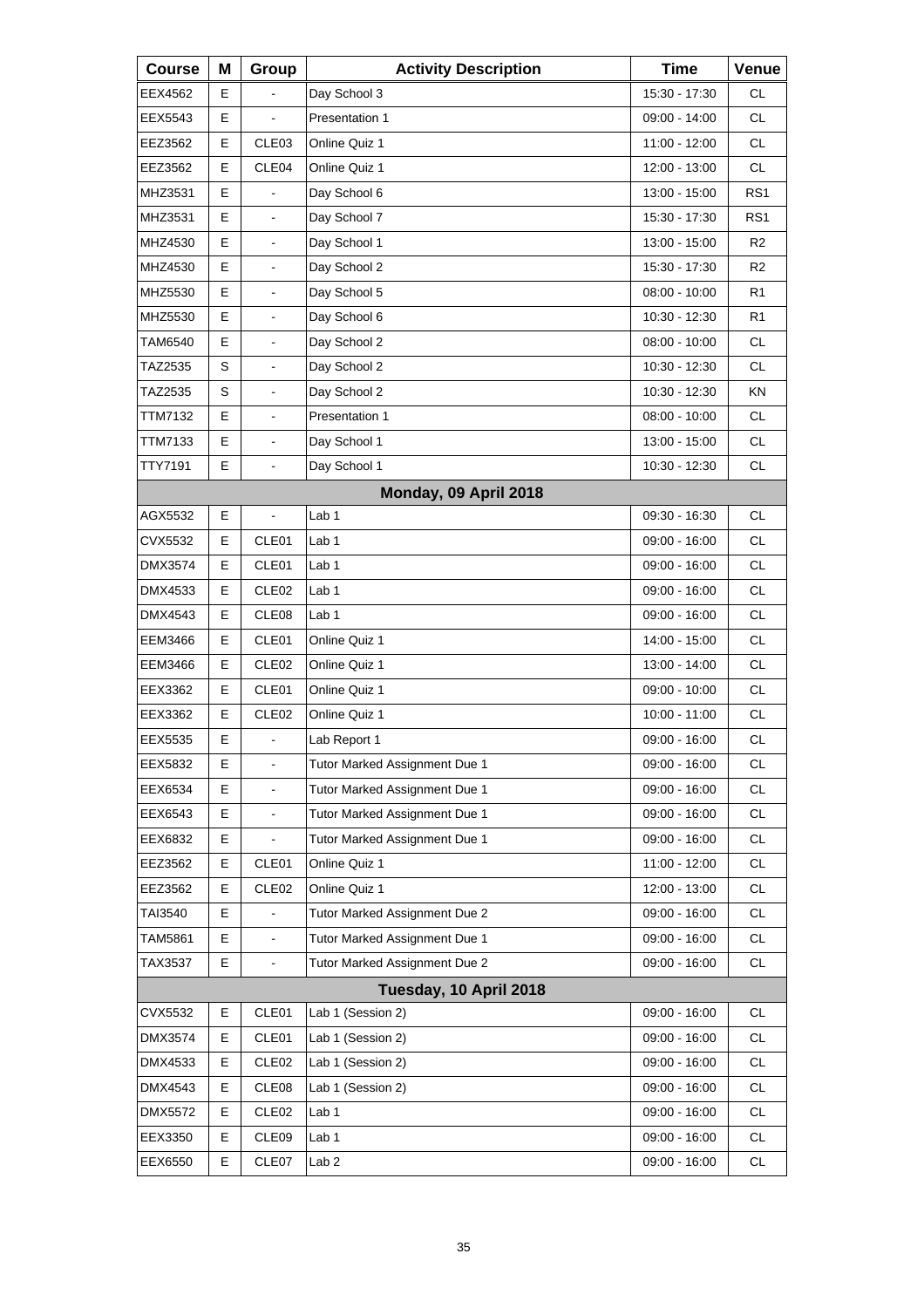| Course | M | Group | Activity Description | Time | Venue |
|---|---|---|---|---|---|
| EEX4562 | E | - | Day School 3 | 15:30 - 17:30 | CL |
| EEX5543 | E | - | Presentation 1 | 09:00 - 14:00 | CL |
| EEZ3562 | E | CLE03 | Online Quiz 1 | 11:00 - 12:00 | CL |
| EEZ3562 | E | CLE04 | Online Quiz 1 | 12:00 - 13:00 | CL |
| MHZ3531 | E | - | Day School 6 | 13:00 - 15:00 | RS1 |
| MHZ3531 | E | - | Day School 7 | 15:30 - 17:30 | RS1 |
| MHZ4530 | E | - | Day School 1 | 13:00 - 15:00 | R2 |
| MHZ4530 | E | - | Day School 2 | 15:30 - 17:30 | R2 |
| MHZ5530 | E | - | Day School 5 | 08:00 - 10:00 | R1 |
| MHZ5530 | E | - | Day School 6 | 10:30 - 12:30 | R1 |
| TAM6540 | E | - | Day School 2 | 08:00 - 10:00 | CL |
| TAZ2535 | S | - | Day School 2 | 10:30 - 12:30 | CL |
| TAZ2535 | S | - | Day School 2 | 10:30 - 12:30 | KN |
| TTM7132 | E | - | Presentation 1 | 08:00 - 10:00 | CL |
| TTM7133 | E | - | Day School 1 | 13:00 - 15:00 | CL |
| TTY7191 | E | - | Day School 1 | 10:30 - 12:30 | CL |
| **Monday, 09 April 2018** | | | | | |
| AGX5532 | E | - | Lab 1 | 09:30 - 16:30 | CL |
| CVX5532 | E | CLE01 | Lab 1 | 09:00 - 16:00 | CL |
| DMX3574 | E | CLE01 | Lab 1 | 09:00 - 16:00 | CL |
| DMX4533 | E | CLE02 | Lab 1 | 09:00 - 16:00 | CL |
| DMX4543 | E | CLE08 | Lab 1 | 09:00 - 16:00 | CL |
| EEM3466 | E | CLE01 | Online Quiz 1 | 14:00 - 15:00 | CL |
| EEM3466 | E | CLE02 | Online Quiz 1 | 13:00 - 14:00 | CL |
| EEX3362 | E | CLE01 | Online Quiz 1 | 09:00 - 10:00 | CL |
| EEX3362 | E | CLE02 | Online Quiz 1 | 10:00 - 11:00 | CL |
| EEX5535 | E | - | Lab Report 1 | 09:00 - 16:00 | CL |
| EEX5832 | E | - | Tutor Marked Assignment Due 1 | 09:00 - 16:00 | CL |
| EEX6534 | E | - | Tutor Marked Assignment Due 1 | 09:00 - 16:00 | CL |
| EEX6543 | E | - | Tutor Marked Assignment Due 1 | 09:00 - 16:00 | CL |
| EEX6832 | E | - | Tutor Marked Assignment Due 1 | 09:00 - 16:00 | CL |
| EEZ3562 | E | CLE01 | Online Quiz 1 | 11:00 - 12:00 | CL |
| EEZ3562 | E | CLE02 | Online Quiz 1 | 12:00 - 13:00 | CL |
| TAI3540 | E | - | Tutor Marked Assignment Due 2 | 09:00 - 16:00 | CL |
| TAM5861 | E | - | Tutor Marked Assignment Due 1 | 09:00 - 16:00 | CL |
| TAX3537 | E | - | Tutor Marked Assignment Due 2 | 09:00 - 16:00 | CL |
| **Tuesday, 10 April 2018** | | | | | |
| CVX5532 | E | CLE01 | Lab 1 (Session 2) | 09:00 - 16:00 | CL |
| DMX3574 | E | CLE01 | Lab 1 (Session 2) | 09:00 - 16:00 | CL |
| DMX4533 | E | CLE02 | Lab 1 (Session 2) | 09:00 - 16:00 | CL |
| DMX4543 | E | CLE08 | Lab 1 (Session 2) | 09:00 - 16:00 | CL |
| DMX5572 | E | CLE02 | Lab 1 | 09:00 - 16:00 | CL |
| EEX3350 | E | CLE09 | Lab 1 | 09:00 - 16:00 | CL |
| EEX6550 | E | CLE07 | Lab 2 | 09:00 - 16:00 | CL |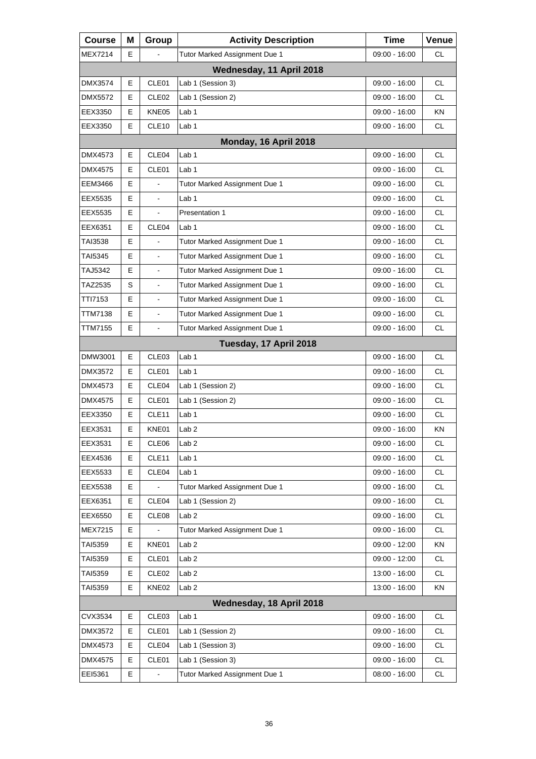| Course | M | Group | Activity Description | Time | Venue |
|---|---|---|---|---|---|
| MEX7214 | E | - | Tutor Marked Assignment Due 1 | 09:00 - 16:00 | CL |
| **Wednesday, 11 April 2018** | | | | | |
| DMX3574 | E | CLE01 | Lab 1 (Session 3) | 09:00 - 16:00 | CL |
| DMX5572 | E | CLE02 | Lab 1 (Session 2) | 09:00 - 16:00 | CL |
| EEX3350 | E | KNE05 | Lab 1 | 09:00 - 16:00 | KN |
| EEX3350 | E | CLE10 | Lab 1 | 09:00 - 16:00 | CL |
| **Monday, 16 April 2018** | | | | | |
| DMX4573 | E | CLE04 | Lab 1 | 09:00 - 16:00 | CL |
| DMX4575 | E | CLE01 | Lab 1 | 09:00 - 16:00 | CL |
| EEM3466 | E | - | Tutor Marked Assignment Due 1 | 09:00 - 16:00 | CL |
| EEX5535 | E | - | Lab 1 | 09:00 - 16:00 | CL |
| EEX5535 | E | - | Presentation 1 | 09:00 - 16:00 | CL |
| EEX6351 | E | CLE04 | Lab 1 | 09:00 - 16:00 | CL |
| TAI3538 | E | - | Tutor Marked Assignment Due 1 | 09:00 - 16:00 | CL |
| TAI5345 | E | - | Tutor Marked Assignment Due 1 | 09:00 - 16:00 | CL |
| TAJ5342 | E | - | Tutor Marked Assignment Due 1 | 09:00 - 16:00 | CL |
| TAZ2535 | S | - | Tutor Marked Assignment Due 1 | 09:00 - 16:00 | CL |
| TTI7153 | E | - | Tutor Marked Assignment Due 1 | 09:00 - 16:00 | CL |
| TTM7138 | E | - | Tutor Marked Assignment Due 1 | 09:00 - 16:00 | CL |
| TTM7155 | E | - | Tutor Marked Assignment Due 1 | 09:00 - 16:00 | CL |
| **Tuesday, 17 April 2018** | | | | | |
| DMW3001 | E | CLE03 | Lab 1 | 09:00 - 16:00 | CL |
| DMX3572 | E | CLE01 | Lab 1 | 09:00 - 16:00 | CL |
| DMX4573 | E | CLE04 | Lab 1 (Session 2) | 09:00 - 16:00 | CL |
| DMX4575 | E | CLE01 | Lab 1 (Session 2) | 09:00 - 16:00 | CL |
| EEX3350 | E | CLE11 | Lab 1 | 09:00 - 16:00 | CL |
| EEX3531 | E | KNE01 | Lab 2 | 09:00 - 16:00 | KN |
| EEX3531 | E | CLE06 | Lab 2 | 09:00 - 16:00 | CL |
| EEX4536 | E | CLE11 | Lab 1 | 09:00 - 16:00 | CL |
| EEX5533 | E | CLE04 | Lab 1 | 09:00 - 16:00 | CL |
| EEX5538 | E | - | Tutor Marked Assignment Due 1 | 09:00 - 16:00 | CL |
| EEX6351 | E | CLE04 | Lab 1 (Session 2) | 09:00 - 16:00 | CL |
| EEX6550 | E | CLE08 | Lab 2 | 09:00 - 16:00 | CL |
| MEX7215 | E | - | Tutor Marked Assignment Due 1 | 09:00 - 16:00 | CL |
| TAI5359 | E | KNE01 | Lab 2 | 09:00 - 12:00 | KN |
| TAI5359 | E | CLE01 | Lab 2 | 09:00 - 12:00 | CL |
| TAI5359 | E | CLE02 | Lab 2 | 13:00 - 16:00 | CL |
| TAI5359 | E | KNE02 | Lab 2 | 13:00 - 16:00 | KN |
| **Wednesday, 18 April 2018** | | | | | |
| CVX3534 | E | CLE03 | Lab 1 | 09:00 - 16:00 | CL |
| DMX3572 | E | CLE01 | Lab 1 (Session 2) | 09:00 - 16:00 | CL |
| DMX4573 | E | CLE04 | Lab 1 (Session 3) | 09:00 - 16:00 | CL |
| DMX4575 | E | CLE01 | Lab 1 (Session 3) | 09:00 - 16:00 | CL |
| EEI5361 | E | - | Tutor Marked Assignment Due 1 | 08:00 - 16:00 | CL |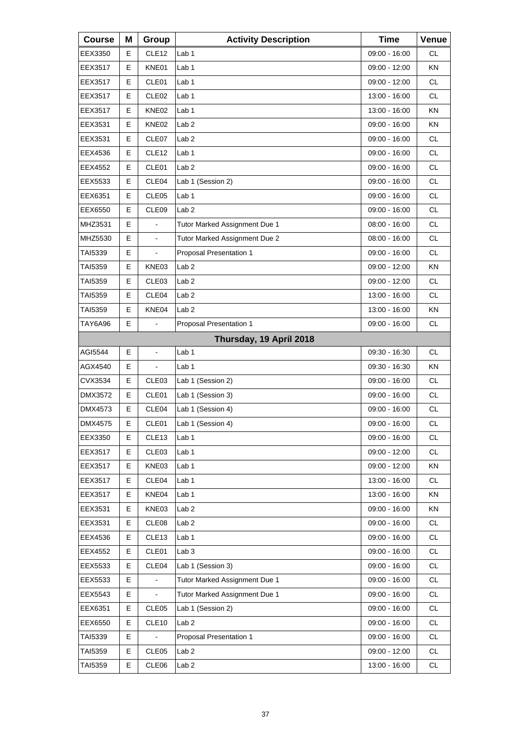| Course | M | Group | Activity Description | Time | Venue |
|---|---|---|---|---|---|
| EEX3350 | E | CLE12 | Lab 1 | 09:00 - 16:00 | CL |
| EEX3517 | E | KNE01 | Lab 1 | 09:00 - 12:00 | KN |
| EEX3517 | E | CLE01 | Lab 1 | 09:00 - 12:00 | CL |
| EEX3517 | E | CLE02 | Lab 1 | 13:00 - 16:00 | CL |
| EEX3517 | E | KNE02 | Lab 1 | 13:00 - 16:00 | KN |
| EEX3531 | E | KNE02 | Lab 2 | 09:00 - 16:00 | KN |
| EEX3531 | E | CLE07 | Lab 2 | 09:00 - 16:00 | CL |
| EEX4536 | E | CLE12 | Lab 1 | 09:00 - 16:00 | CL |
| EEX4552 | E | CLE01 | Lab 2 | 09:00 - 16:00 | CL |
| EEX5533 | E | CLE04 | Lab 1 (Session 2) | 09:00 - 16:00 | CL |
| EEX6351 | E | CLE05 | Lab 1 | 09:00 - 16:00 | CL |
| EEX6550 | E | CLE09 | Lab 2 | 09:00 - 16:00 | CL |
| MHZ3531 | E | - | Tutor Marked Assignment Due 1 | 08:00 - 16:00 | CL |
| MHZ5530 | E | - | Tutor Marked Assignment Due 2 | 08:00 - 16:00 | CL |
| TAI5339 | E | - | Proposal Presentation 1 | 09:00 - 16:00 | CL |
| TAI5359 | E | KNE03 | Lab 2 | 09:00 - 12:00 | KN |
| TAI5359 | E | CLE03 | Lab 2 | 09:00 - 12:00 | CL |
| TAI5359 | E | CLE04 | Lab 2 | 13:00 - 16:00 | CL |
| TAI5359 | E | KNE04 | Lab 2 | 13:00 - 16:00 | KN |
| TAY6A96 | E | - | Proposal Presentation 1 | 09:00 - 16:00 | CL |
| | | | **Thursday, 19 April 2018** | | |
| AGI5544 | E | - | Lab 1 | 09:30 - 16:30 | CL |
| AGX4540 | E | - | Lab 1 | 09:30 - 16:30 | KN |
| CVX3534 | E | CLE03 | Lab 1 (Session 2) | 09:00 - 16:00 | CL |
| DMX3572 | E | CLE01 | Lab 1 (Session 3) | 09:00 - 16:00 | CL |
| DMX4573 | E | CLE04 | Lab 1 (Session 4) | 09:00 - 16:00 | CL |
| DMX4575 | E | CLE01 | Lab 1 (Session 4) | 09:00 - 16:00 | CL |
| EEX3350 | E | CLE13 | Lab 1 | 09:00 - 16:00 | CL |
| EEX3517 | E | CLE03 | Lab 1 | 09:00 - 12:00 | CL |
| EEX3517 | E | KNE03 | Lab 1 | 09:00 - 12:00 | KN |
| EEX3517 | E | CLE04 | Lab 1 | 13:00 - 16:00 | CL |
| EEX3517 | E | KNE04 | Lab 1 | 13:00 - 16:00 | KN |
| EEX3531 | E | KNE03 | Lab 2 | 09:00 - 16:00 | KN |
| EEX3531 | E | CLE08 | Lab 2 | 09:00 - 16:00 | CL |
| EEX4536 | E | CLE13 | Lab 1 | 09:00 - 16:00 | CL |
| EEX4552 | E | CLE01 | Lab 3 | 09:00 - 16:00 | CL |
| EEX5533 | E | CLE04 | Lab 1 (Session 3) | 09:00 - 16:00 | CL |
| EEX5533 | E | - | Tutor Marked Assignment Due 1 | 09:00 - 16:00 | CL |
| EEX5543 | E | - | Tutor Marked Assignment Due 1 | 09:00 - 16:00 | CL |
| EEX6351 | E | CLE05 | Lab 1 (Session 2) | 09:00 - 16:00 | CL |
| EEX6550 | E | CLE10 | Lab 2 | 09:00 - 16:00 | CL |
| TAI5339 | E | - | Proposal Presentation 1 | 09:00 - 16:00 | CL |
| TAI5359 | E | CLE05 | Lab 2 | 09:00 - 12:00 | CL |
| TAI5359 | E | CLE06 | Lab 2 | 13:00 - 16:00 | CL |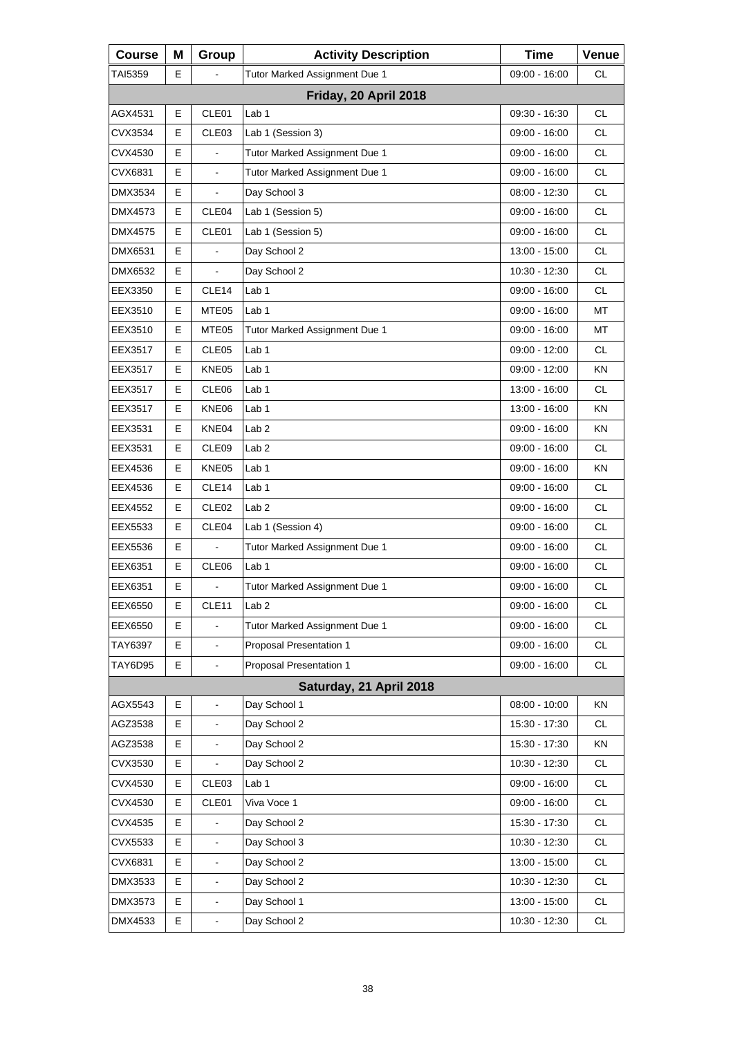| Course | M | Group | Activity Description | Time | Venue |
|---|---|---|---|---|---|
| TAI5359 | E | - | Tutor Marked Assignment Due 1 | 09:00 - 16:00 | CL |
| **Friday, 20 April 2018** | | | | | |
| AGX4531 | E | CLE01 | Lab 1 | 09:30 - 16:30 | CL |
| CVX3534 | E | CLE03 | Lab 1 (Session 3) | 09:00 - 16:00 | CL |
| CVX4530 | E | - | Tutor Marked Assignment Due 1 | 09:00 - 16:00 | CL |
| CVX6831 | E | - | Tutor Marked Assignment Due 1 | 09:00 - 16:00 | CL |
| DMX3534 | E | - | Day School 3 | 08:00 - 12:30 | CL |
| DMX4573 | E | CLE04 | Lab 1 (Session 5) | 09:00 - 16:00 | CL |
| DMX4575 | E | CLE01 | Lab 1 (Session 5) | 09:00 - 16:00 | CL |
| DMX6531 | E | - | Day School 2 | 13:00 - 15:00 | CL |
| DMX6532 | E | - | Day School 2 | 10:30 - 12:30 | CL |
| EEX3350 | E | CLE14 | Lab 1 | 09:00 - 16:00 | CL |
| EEX3510 | E | MTE05 | Lab 1 | 09:00 - 16:00 | MT |
| EEX3510 | E | MTE05 | Tutor Marked Assignment Due 1 | 09:00 - 16:00 | MT |
| EEX3517 | E | CLE05 | Lab 1 | 09:00 - 12:00 | CL |
| EEX3517 | E | KNE05 | Lab 1 | 09:00 - 12:00 | KN |
| EEX3517 | E | CLE06 | Lab 1 | 13:00 - 16:00 | CL |
| EEX3517 | E | KNE06 | Lab 1 | 13:00 - 16:00 | KN |
| EEX3531 | E | KNE04 | Lab 2 | 09:00 - 16:00 | KN |
| EEX3531 | E | CLE09 | Lab 2 | 09:00 - 16:00 | CL |
| EEX4536 | E | KNE05 | Lab 1 | 09:00 - 16:00 | KN |
| EEX4536 | E | CLE14 | Lab 1 | 09:00 - 16:00 | CL |
| EEX4552 | E | CLE02 | Lab 2 | 09:00 - 16:00 | CL |
| EEX5533 | E | CLE04 | Lab 1 (Session 4) | 09:00 - 16:00 | CL |
| EEX5536 | E | - | Tutor Marked Assignment Due 1 | 09:00 - 16:00 | CL |
| EEX6351 | E | CLE06 | Lab 1 | 09:00 - 16:00 | CL |
| EEX6351 | E | - | Tutor Marked Assignment Due 1 | 09:00 - 16:00 | CL |
| EEX6550 | E | CLE11 | Lab 2 | 09:00 - 16:00 | CL |
| EEX6550 | E | - | Tutor Marked Assignment Due 1 | 09:00 - 16:00 | CL |
| TAY6397 | E | - | Proposal Presentation 1 | 09:00 - 16:00 | CL |
| TAY6D95 | E | - | Proposal Presentation 1 | 09:00 - 16:00 | CL |
| **Saturday, 21 April 2018** | | | | | |
| AGX5543 | E | - | Day School 1 | 08:00 - 10:00 | KN |
| AGZ3538 | E | - | Day School 2 | 15:30 - 17:30 | CL |
| AGZ3538 | E | - | Day School 2 | 15:30 - 17:30 | KN |
| CVX3530 | E | - | Day School 2 | 10:30 - 12:30 | CL |
| CVX4530 | E | CLE03 | Lab 1 | 09:00 - 16:00 | CL |
| CVX4530 | E | CLE01 | Viva Voce 1 | 09:00 - 16:00 | CL |
| CVX4535 | E | - | Day School 2 | 15:30 - 17:30 | CL |
| CVX5533 | E | - | Day School 3 | 10:30 - 12:30 | CL |
| CVX6831 | E | - | Day School 2 | 13:00 - 15:00 | CL |
| DMX3533 | E | - | Day School 2 | 10:30 - 12:30 | CL |
| DMX3573 | E | - | Day School 1 | 13:00 - 15:00 | CL |
| DMX4533 | E | - | Day School 2 | 10:30 - 12:30 | CL |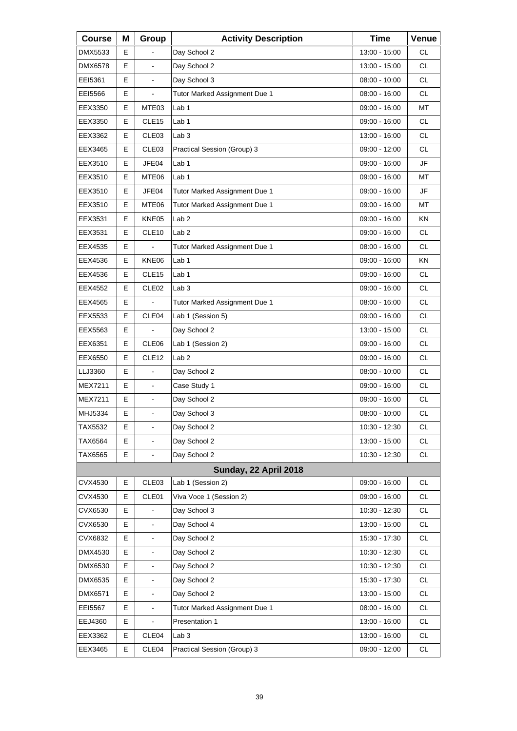| Course | M | Group | Activity Description | Time | Venue |
|---|---|---|---|---|---|
| DMX5533 | E | - | Day School 2 | 13:00 - 15:00 | CL |
| DMX6578 | E | - | Day School 2 | 13:00 - 15:00 | CL |
| EEI5361 | E | - | Day School 3 | 08:00 - 10:00 | CL |
| EEI5566 | E | - | Tutor Marked Assignment Due 1 | 08:00 - 16:00 | CL |
| EEX3350 | E | MTE03 | Lab 1 | 09:00 - 16:00 | MT |
| EEX3350 | E | CLE15 | Lab 1 | 09:00 - 16:00 | CL |
| EEX3362 | E | CLE03 | Lab 3 | 13:00 - 16:00 | CL |
| EEX3465 | E | CLE03 | Practical Session (Group) 3 | 09:00 - 12:00 | CL |
| EEX3510 | E | JFE04 | Lab 1 | 09:00 - 16:00 | JF |
| EEX3510 | E | MTE06 | Lab 1 | 09:00 - 16:00 | MT |
| EEX3510 | E | JFE04 | Tutor Marked Assignment Due 1 | 09:00 - 16:00 | JF |
| EEX3510 | E | MTE06 | Tutor Marked Assignment Due 1 | 09:00 - 16:00 | MT |
| EEX3531 | E | KNE05 | Lab 2 | 09:00 - 16:00 | KN |
| EEX3531 | E | CLE10 | Lab 2 | 09:00 - 16:00 | CL |
| EEX4535 | E | - | Tutor Marked Assignment Due 1 | 08:00 - 16:00 | CL |
| EEX4536 | E | KNE06 | Lab 1 | 09:00 - 16:00 | KN |
| EEX4536 | E | CLE15 | Lab 1 | 09:00 - 16:00 | CL |
| EEX4552 | E | CLE02 | Lab 3 | 09:00 - 16:00 | CL |
| EEX4565 | E | - | Tutor Marked Assignment Due 1 | 08:00 - 16:00 | CL |
| EEX5533 | E | CLE04 | Lab 1 (Session 5) | 09:00 - 16:00 | CL |
| EEX5563 | E | - | Day School 2 | 13:00 - 15:00 | CL |
| EEX6351 | E | CLE06 | Lab 1 (Session 2) | 09:00 - 16:00 | CL |
| EEX6550 | E | CLE12 | Lab 2 | 09:00 - 16:00 | CL |
| LLJ3360 | E | - | Day School 2 | 08:00 - 10:00 | CL |
| MEX7211 | E | - | Case Study 1 | 09:00 - 16:00 | CL |
| MEX7211 | E | - | Day School 2 | 09:00 - 16:00 | CL |
| MHJ5334 | E | - | Day School 3 | 08:00 - 10:00 | CL |
| TAX5532 | E | - | Day School 2 | 10:30 - 12:30 | CL |
| TAX6564 | E | - | Day School 2 | 13:00 - 15:00 | CL |
| TAX6565 | E | - | Day School 2 | 10:30 - 12:30 | CL |
| | | | **Sunday, 22 April 2018** | | |
| CVX4530 | E | CLE03 | Lab 1 (Session 2) | 09:00 - 16:00 | CL |
| CVX4530 | E | CLE01 | Viva Voce 1 (Session 2) | 09:00 - 16:00 | CL |
| CVX6530 | E | - | Day School 3 | 10:30 - 12:30 | CL |
| CVX6530 | E | - | Day School 4 | 13:00 - 15:00 | CL |
| CVX6832 | E | - | Day School 2 | 15:30 - 17:30 | CL |
| DMX4530 | E | - | Day School 2 | 10:30 - 12:30 | CL |
| DMX6530 | E | - | Day School 2 | 10:30 - 12:30 | CL |
| DMX6535 | E | - | Day School 2 | 15:30 - 17:30 | CL |
| DMX6571 | E | - | Day School 2 | 13:00 - 15:00 | CL |
| EEI5567 | E | - | Tutor Marked Assignment Due 1 | 08:00 - 16:00 | CL |
| EEJ4360 | E | - | Presentation 1 | 13:00 - 16:00 | CL |
| EEX3362 | E | CLE04 | Lab 3 | 13:00 - 16:00 | CL |
| EEX3465 | E | CLE04 | Practical Session (Group) 3 | 09:00 - 12:00 | CL |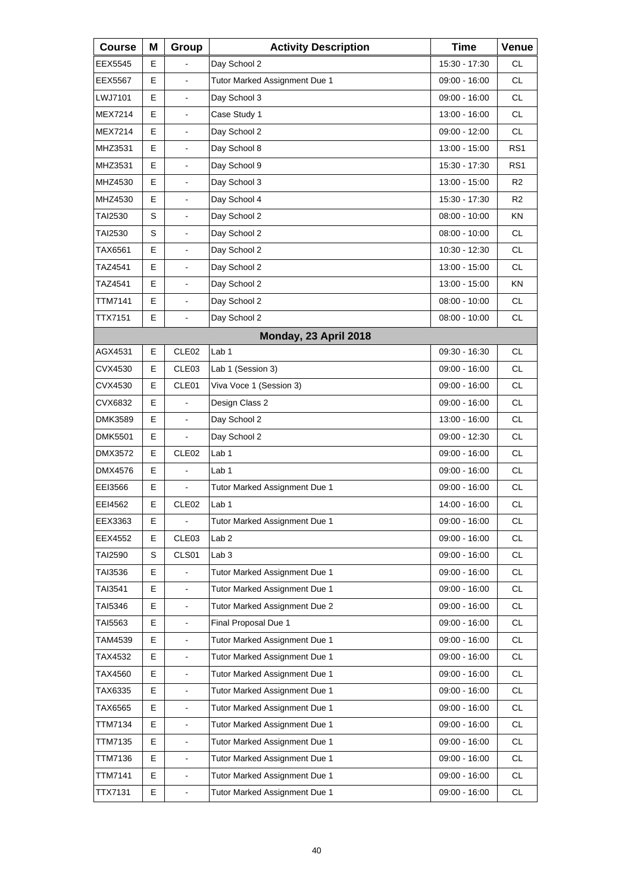| Course | M | Group | Activity Description | Time | Venue |
|---|---|---|---|---|---|
| EEX5545 | E | - | Day School 2 | 15:30 - 17:30 | CL |
| EEX5567 | E | - | Tutor Marked Assignment Due 1 | 09:00 - 16:00 | CL |
| LWJ7101 | E | - | Day School 3 | 09:00 - 16:00 | CL |
| MEX7214 | E | - | Case Study 1 | 13:00 - 16:00 | CL |
| MEX7214 | E | - | Day School 2 | 09:00 - 12:00 | CL |
| MHZ3531 | E | - | Day School 8 | 13:00 - 15:00 | RS1 |
| MHZ3531 | E | - | Day School 9 | 15:30 - 17:30 | RS1 |
| MHZ4530 | E | - | Day School 3 | 13:00 - 15:00 | R2 |
| MHZ4530 | E | - | Day School 4 | 15:30 - 17:30 | R2 |
| TAI2530 | S | - | Day School 2 | 08:00 - 10:00 | KN |
| TAI2530 | S | - | Day School 2 | 08:00 - 10:00 | CL |
| TAX6561 | E | - | Day School 2 | 10:30 - 12:30 | CL |
| TAZ4541 | E | - | Day School 2 | 13:00 - 15:00 | CL |
| TAZ4541 | E | - | Day School 2 | 13:00 - 15:00 | KN |
| TTM7141 | E | - | Day School 2 | 08:00 - 10:00 | CL |
| TTX7151 | E | - | Day School 2 | 08:00 - 10:00 | CL |
| **Monday, 23 April 2018** | | | | | |
| AGX4531 | E | CLE02 | Lab 1 | 09:30 - 16:30 | CL |
| CVX4530 | E | CLE03 | Lab 1 (Session 3) | 09:00 - 16:00 | CL |
| CVX4530 | E | CLE01 | Viva Voce 1 (Session 3) | 09:00 - 16:00 | CL |
| CVX6832 | E | - | Design Class 2 | 09:00 - 16:00 | CL |
| DMK3589 | E | - | Day School 2 | 13:00 - 16:00 | CL |
| DMK5501 | E | - | Day School 2 | 09:00 - 12:30 | CL |
| DMX3572 | E | CLE02 | Lab 1 | 09:00 - 16:00 | CL |
| DMX4576 | E | - | Lab 1 | 09:00 - 16:00 | CL |
| EEI3566 | E | - | Tutor Marked Assignment Due 1 | 09:00 - 16:00 | CL |
| EEI4562 | E | CLE02 | Lab 1 | 14:00 - 16:00 | CL |
| EEX3363 | E | - | Tutor Marked Assignment Due 1 | 09:00 - 16:00 | CL |
| EEX4552 | E | CLE03 | Lab 2 | 09:00 - 16:00 | CL |
| TAI2590 | S | CLS01 | Lab 3 | 09:00 - 16:00 | CL |
| TAI3536 | E | - | Tutor Marked Assignment Due 1 | 09:00 - 16:00 | CL |
| TAI3541 | E | - | Tutor Marked Assignment Due 1 | 09:00 - 16:00 | CL |
| TAI5346 | E | - | Tutor Marked Assignment Due 2 | 09:00 - 16:00 | CL |
| TAI5563 | E | - | Final Proposal Due 1 | 09:00 - 16:00 | CL |
| TAM4539 | E | - | Tutor Marked Assignment Due 1 | 09:00 - 16:00 | CL |
| TAX4532 | E | - | Tutor Marked Assignment Due 1 | 09:00 - 16:00 | CL |
| TAX4560 | E | - | Tutor Marked Assignment Due 1 | 09:00 - 16:00 | CL |
| TAX6335 | E | - | Tutor Marked Assignment Due 1 | 09:00 - 16:00 | CL |
| TAX6565 | E | - | Tutor Marked Assignment Due 1 | 09:00 - 16:00 | CL |
| TTM7134 | E | - | Tutor Marked Assignment Due 1 | 09:00 - 16:00 | CL |
| TTM7135 | E | - | Tutor Marked Assignment Due 1 | 09:00 - 16:00 | CL |
| TTM7136 | E | - | Tutor Marked Assignment Due 1 | 09:00 - 16:00 | CL |
| TTM7141 | E | - | Tutor Marked Assignment Due 1 | 09:00 - 16:00 | CL |
| TTX7131 | E | - | Tutor Marked Assignment Due 1 | 09:00 - 16:00 | CL |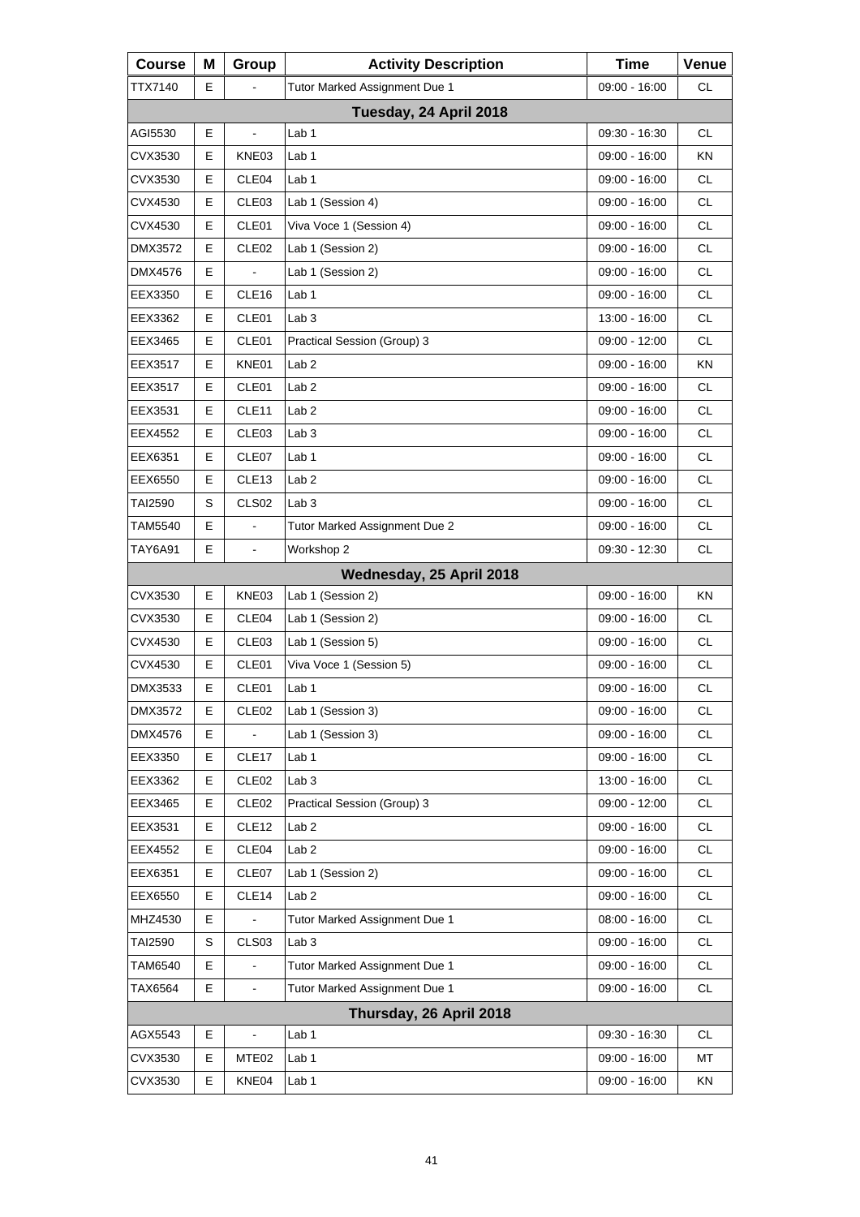| Course | M | Group | Activity Description | Time | Venue |
|---|---|---|---|---|---|
| TTX7140 | E | - | Tutor Marked Assignment Due 1 | 09:00 - 16:00 | CL |
| **Tuesday, 24 April 2018** | | | | | |
| AGI5530 | E | - | Lab 1 | 09:30 - 16:30 | CL |
| CVX3530 | E | KNE03 | Lab 1 | 09:00 - 16:00 | KN |
| CVX3530 | E | CLE04 | Lab 1 | 09:00 - 16:00 | CL |
| CVX4530 | E | CLE03 | Lab 1 (Session 4) | 09:00 - 16:00 | CL |
| CVX4530 | E | CLE01 | Viva Voce 1 (Session 4) | 09:00 - 16:00 | CL |
| DMX3572 | E | CLE02 | Lab 1 (Session 2) | 09:00 - 16:00 | CL |
| DMX4576 | E | - | Lab 1 (Session 2) | 09:00 - 16:00 | CL |
| EEX3350 | E | CLE16 | Lab 1 | 09:00 - 16:00 | CL |
| EEX3362 | E | CLE01 | Lab 3 | 13:00 - 16:00 | CL |
| EEX3465 | E | CLE01 | Practical Session (Group) 3 | 09:00 - 12:00 | CL |
| EEX3517 | E | KNE01 | Lab 2 | 09:00 - 16:00 | KN |
| EEX3517 | E | CLE01 | Lab 2 | 09:00 - 16:00 | CL |
| EEX3531 | E | CLE11 | Lab 2 | 09:00 - 16:00 | CL |
| EEX4552 | E | CLE03 | Lab 3 | 09:00 - 16:00 | CL |
| EEX6351 | E | CLE07 | Lab 1 | 09:00 - 16:00 | CL |
| EEX6550 | E | CLE13 | Lab 2 | 09:00 - 16:00 | CL |
| TAI2590 | S | CLS02 | Lab 3 | 09:00 - 16:00 | CL |
| TAM5540 | E | - | Tutor Marked Assignment Due 2 | 09:00 - 16:00 | CL |
| TAY6A91 | E | - | Workshop 2 | 09:30 - 12:30 | CL |
| **Wednesday, 25 April 2018** | | | | | |
| CVX3530 | E | KNE03 | Lab 1 (Session 2) | 09:00 - 16:00 | KN |
| CVX3530 | E | CLE04 | Lab 1 (Session 2) | 09:00 - 16:00 | CL |
| CVX4530 | E | CLE03 | Lab 1 (Session 5) | 09:00 - 16:00 | CL |
| CVX4530 | E | CLE01 | Viva Voce 1 (Session 5) | 09:00 - 16:00 | CL |
| DMX3533 | E | CLE01 | Lab 1 | 09:00 - 16:00 | CL |
| DMX3572 | E | CLE02 | Lab 1 (Session 3) | 09:00 - 16:00 | CL |
| DMX4576 | E | - | Lab 1 (Session 3) | 09:00 - 16:00 | CL |
| EEX3350 | E | CLE17 | Lab 1 | 09:00 - 16:00 | CL |
| EEX3362 | E | CLE02 | Lab 3 | 13:00 - 16:00 | CL |
| EEX3465 | E | CLE02 | Practical Session (Group) 3 | 09:00 - 12:00 | CL |
| EEX3531 | E | CLE12 | Lab 2 | 09:00 - 16:00 | CL |
| EEX4552 | E | CLE04 | Lab 2 | 09:00 - 16:00 | CL |
| EEX6351 | E | CLE07 | Lab 1 (Session 2) | 09:00 - 16:00 | CL |
| EEX6550 | E | CLE14 | Lab 2 | 09:00 - 16:00 | CL |
| MHZ4530 | E | - | Tutor Marked Assignment Due 1 | 08:00 - 16:00 | CL |
| TAI2590 | S | CLS03 | Lab 3 | 09:00 - 16:00 | CL |
| TAM6540 | E | - | Tutor Marked Assignment Due 1 | 09:00 - 16:00 | CL |
| TAX6564 | E | - | Tutor Marked Assignment Due 1 | 09:00 - 16:00 | CL |
| **Thursday, 26 April 2018** | | | | | |
| AGX5543 | E | - | Lab 1 | 09:30 - 16:30 | CL |
| CVX3530 | E | MTE02 | Lab 1 | 09:00 - 16:00 | MT |
| CVX3530 | E | KNE04 | Lab 1 | 09:00 - 16:00 | KN |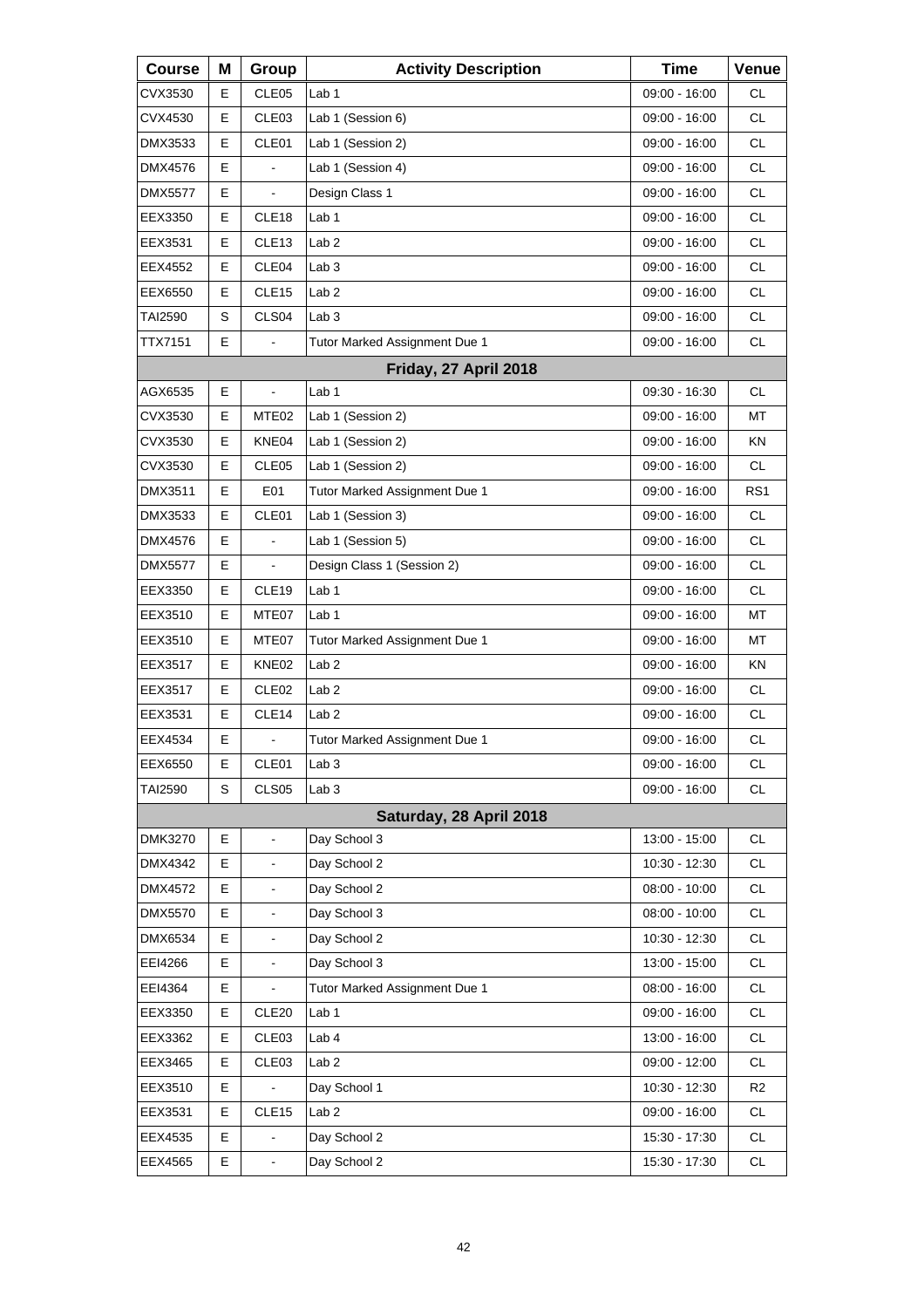| Course | M | Group | Activity Description | Time | Venue |
|---|---|---|---|---|---|
| CVX3530 | E | CLE05 | Lab 1 | 09:00 - 16:00 | CL |
| CVX4530 | E | CLE03 | Lab 1 (Session 6) | 09:00 - 16:00 | CL |
| DMX3533 | E | CLE01 | Lab 1 (Session 2) | 09:00 - 16:00 | CL |
| DMX4576 | E | - | Lab 1 (Session 4) | 09:00 - 16:00 | CL |
| DMX5577 | E | - | Design Class 1 | 09:00 - 16:00 | CL |
| EEX3350 | E | CLE18 | Lab 1 | 09:00 - 16:00 | CL |
| EEX3531 | E | CLE13 | Lab 2 | 09:00 - 16:00 | CL |
| EEX4552 | E | CLE04 | Lab 3 | 09:00 - 16:00 | CL |
| EEX6550 | E | CLE15 | Lab 2 | 09:00 - 16:00 | CL |
| TAI2590 | S | CLS04 | Lab 3 | 09:00 - 16:00 | CL |
| TTX7151 | E | - | Tutor Marked Assignment Due 1 | 09:00 - 16:00 | CL |
| | | | **Friday, 27 April 2018** | | |
| AGX6535 | E | - | Lab 1 | 09:30 - 16:30 | CL |
| CVX3530 | E | MTE02 | Lab 1 (Session 2) | 09:00 - 16:00 | MT |
| CVX3530 | E | KNE04 | Lab 1 (Session 2) | 09:00 - 16:00 | KN |
| CVX3530 | E | CLE05 | Lab 1 (Session 2) | 09:00 - 16:00 | CL |
| DMX3511 | E | E01 | Tutor Marked Assignment Due 1 | 09:00 - 16:00 | RS1 |
| DMX3533 | E | CLE01 | Lab 1 (Session 3) | 09:00 - 16:00 | CL |
| DMX4576 | E | - | Lab 1 (Session 5) | 09:00 - 16:00 | CL |
| DMX5577 | E | - | Design Class 1 (Session 2) | 09:00 - 16:00 | CL |
| EEX3350 | E | CLE19 | Lab 1 | 09:00 - 16:00 | CL |
| EEX3510 | E | MTE07 | Lab 1 | 09:00 - 16:00 | MT |
| EEX3510 | E | MTE07 | Tutor Marked Assignment Due 1 | 09:00 - 16:00 | MT |
| EEX3517 | E | KNE02 | Lab 2 | 09:00 - 16:00 | KN |
| EEX3517 | E | CLE02 | Lab 2 | 09:00 - 16:00 | CL |
| EEX3531 | E | CLE14 | Lab 2 | 09:00 - 16:00 | CL |
| EEX4534 | E | - | Tutor Marked Assignment Due 1 | 09:00 - 16:00 | CL |
| EEX6550 | E | CLE01 | Lab 3 | 09:00 - 16:00 | CL |
| TAI2590 | S | CLS05 | Lab 3 | 09:00 - 16:00 | CL |
| | | | **Saturday, 28 April 2018** | | |
| DMK3270 | E | - | Day School 3 | 13:00 - 15:00 | CL |
| DMX4342 | E | - | Day School 2 | 10:30 - 12:30 | CL |
| DMX4572 | E | - | Day School 2 | 08:00 - 10:00 | CL |
| DMX5570 | E | - | Day School 3 | 08:00 - 10:00 | CL |
| DMX6534 | E | - | Day School 2 | 10:30 - 12:30 | CL |
| EEI4266 | E | - | Day School 3 | 13:00 - 15:00 | CL |
| EEI4364 | E | - | Tutor Marked Assignment Due 1 | 08:00 - 16:00 | CL |
| EEX3350 | E | CLE20 | Lab 1 | 09:00 - 16:00 | CL |
| EEX3362 | E | CLE03 | Lab 4 | 13:00 - 16:00 | CL |
| EEX3465 | E | CLE03 | Lab 2 | 09:00 - 12:00 | CL |
| EEX3510 | E | - | Day School 1 | 10:30 - 12:30 | R2 |
| EEX3531 | E | CLE15 | Lab 2 | 09:00 - 16:00 | CL |
| EEX4535 | E | - | Day School 2 | 15:30 - 17:30 | CL |
| EEX4565 | E | - | Day School 2 | 15:30 - 17:30 | CL |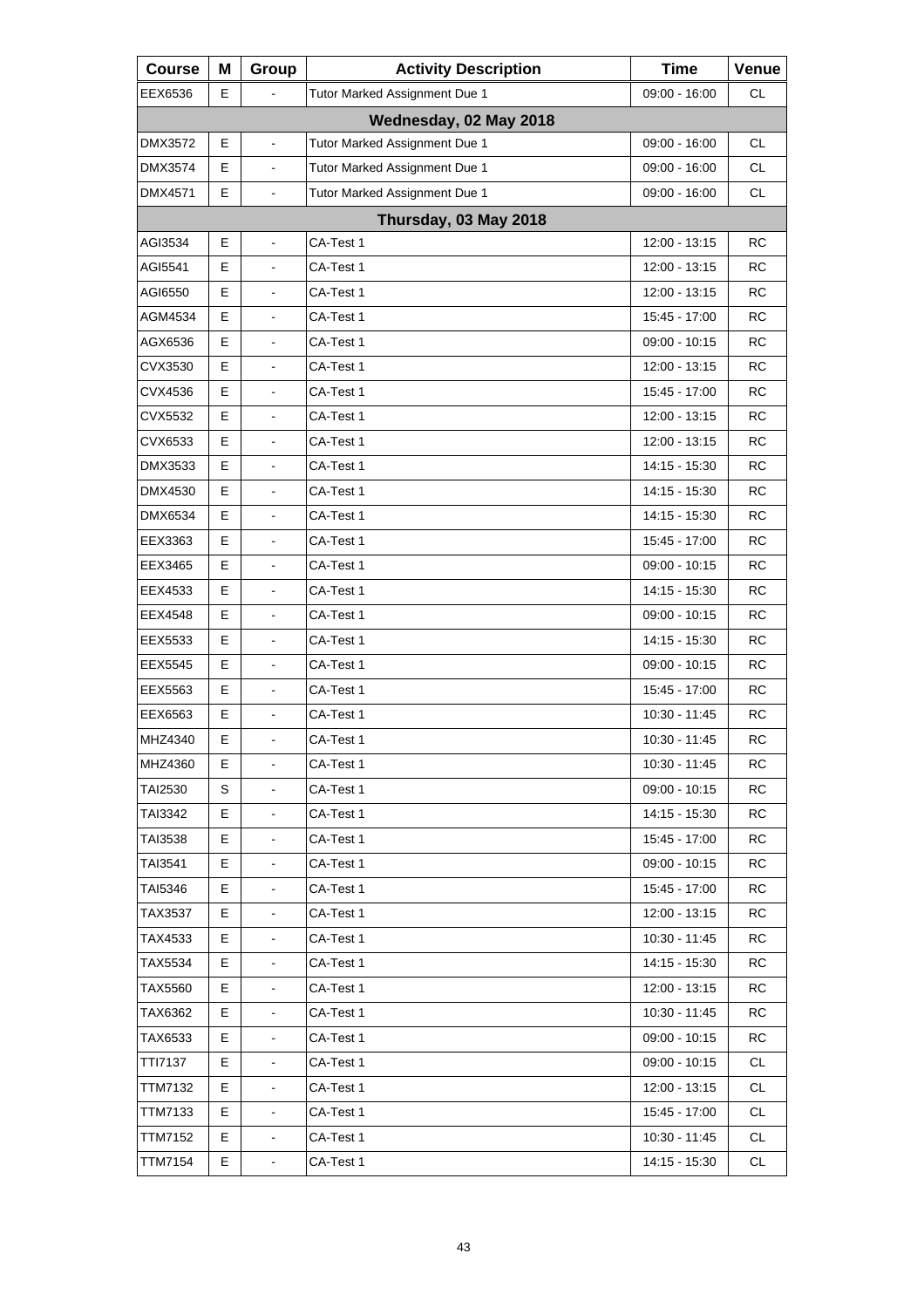| Course | M | Group | Activity Description | Time | Venue |
|---|---|---|---|---|---|
| EEX6536 | E | - | Tutor Marked Assignment Due 1 | 09:00 - 16:00 | CL |
| **Wednesday, 02 May 2018** | | | | | |
| DMX3572 | E | - | Tutor Marked Assignment Due 1 | 09:00 - 16:00 | CL |
| DMX3574 | E | - | Tutor Marked Assignment Due 1 | 09:00 - 16:00 | CL |
| DMX4571 | E | - | Tutor Marked Assignment Due 1 | 09:00 - 16:00 | CL |
| **Thursday, 03 May 2018** | | | | | |
| AGI3534 | E | - | CA-Test 1 | 12:00 - 13:15 | RC |
| AGI5541 | E | - | CA-Test 1 | 12:00 - 13:15 | RC |
| AGI6550 | E | - | CA-Test 1 | 12:00 - 13:15 | RC |
| AGM4534 | E | - | CA-Test 1 | 15:45 - 17:00 | RC |
| AGX6536 | E | - | CA-Test 1 | 09:00 - 10:15 | RC |
| CVX3530 | E | - | CA-Test 1 | 12:00 - 13:15 | RC |
| CVX4536 | E | - | CA-Test 1 | 15:45 - 17:00 | RC |
| CVX5532 | E | - | CA-Test 1 | 12:00 - 13:15 | RC |
| CVX6533 | E | - | CA-Test 1 | 12:00 - 13:15 | RC |
| DMX3533 | E | - | CA-Test 1 | 14:15 - 15:30 | RC |
| DMX4530 | E | - | CA-Test 1 | 14:15 - 15:30 | RC |
| DMX6534 | E | - | CA-Test 1 | 14:15 - 15:30 | RC |
| EEX3363 | E | - | CA-Test 1 | 15:45 - 17:00 | RC |
| EEX3465 | E | - | CA-Test 1 | 09:00 - 10:15 | RC |
| EEX4533 | E | - | CA-Test 1 | 14:15 - 15:30 | RC |
| EEX4548 | E | - | CA-Test 1 | 09:00 - 10:15 | RC |
| EEX5533 | E | - | CA-Test 1 | 14:15 - 15:30 | RC |
| EEX5545 | E | - | CA-Test 1 | 09:00 - 10:15 | RC |
| EEX5563 | E | - | CA-Test 1 | 15:45 - 17:00 | RC |
| EEX6563 | E | - | CA-Test 1 | 10:30 - 11:45 | RC |
| MHZ4340 | E | - | CA-Test 1 | 10:30 - 11:45 | RC |
| MHZ4360 | E | - | CA-Test 1 | 10:30 - 11:45 | RC |
| TAI2530 | S | - | CA-Test 1 | 09:00 - 10:15 | RC |
| TAI3342 | E | - | CA-Test 1 | 14:15 - 15:30 | RC |
| TAI3538 | E | - | CA-Test 1 | 15:45 - 17:00 | RC |
| TAI3541 | E | - | CA-Test 1 | 09:00 - 10:15 | RC |
| TAI5346 | E | - | CA-Test 1 | 15:45 - 17:00 | RC |
| TAX3537 | E | - | CA-Test 1 | 12:00 - 13:15 | RC |
| TAX4533 | E | - | CA-Test 1 | 10:30 - 11:45 | RC |
| TAX5534 | E | - | CA-Test 1 | 14:15 - 15:30 | RC |
| TAX5560 | E | - | CA-Test 1 | 12:00 - 13:15 | RC |
| TAX6362 | E | - | CA-Test 1 | 10:30 - 11:45 | RC |
| TAX6533 | E | - | CA-Test 1 | 09:00 - 10:15 | RC |
| TTI7137 | E | - | CA-Test 1 | 09:00 - 10:15 | CL |
| TTM7132 | E | - | CA-Test 1 | 12:00 - 13:15 | CL |
| TTM7133 | E | - | CA-Test 1 | 15:45 - 17:00 | CL |
| TTM7152 | E | - | CA-Test 1 | 10:30 - 11:45 | CL |
| TTM7154 | E | - | CA-Test 1 | 14:15 - 15:30 | CL |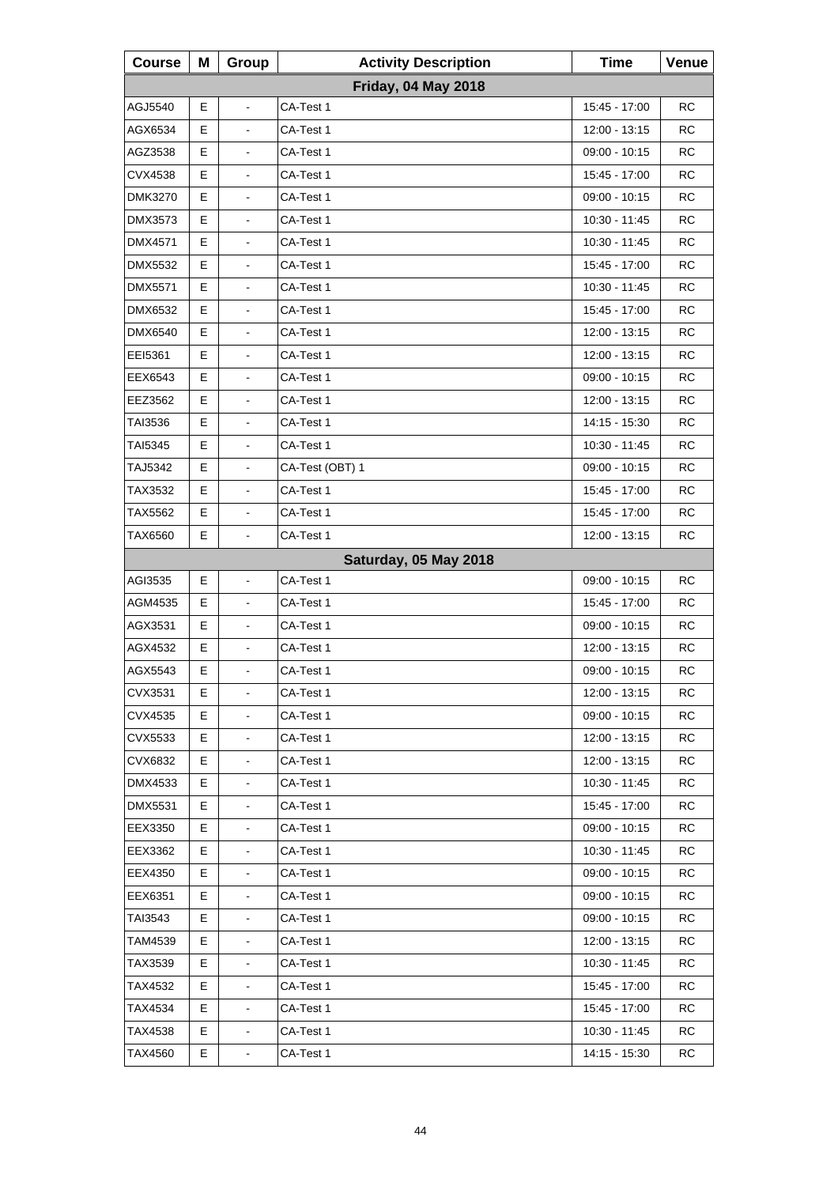| Course | M | Group | Activity Description | Time | Venue |
| --- | --- | --- | --- | --- | --- |
| **Friday, 04 May 2018** | | | | | |
| AGJ5540 | E | - | CA-Test 1 | 15:45 - 17:00 | RC |
| AGX6534 | E | - | CA-Test 1 | 12:00 - 13:15 | RC |
| AGZ3538 | E | - | CA-Test 1 | 09:00 - 10:15 | RC |
| CVX4538 | E | - | CA-Test 1 | 15:45 - 17:00 | RC |
| DMK3270 | E | - | CA-Test 1 | 09:00 - 10:15 | RC |
| DMX3573 | E | - | CA-Test 1 | 10:30 - 11:45 | RC |
| DMX4571 | E | - | CA-Test 1 | 10:30 - 11:45 | RC |
| DMX5532 | E | - | CA-Test 1 | 15:45 - 17:00 | RC |
| DMX5571 | E | - | CA-Test 1 | 10:30 - 11:45 | RC |
| DMX6532 | E | - | CA-Test 1 | 15:45 - 17:00 | RC |
| DMX6540 | E | - | CA-Test 1 | 12:00 - 13:15 | RC |
| EEI5361 | E | - | CA-Test 1 | 12:00 - 13:15 | RC |
| EEX6543 | E | - | CA-Test 1 | 09:00 - 10:15 | RC |
| EEZ3562 | E | - | CA-Test 1 | 12:00 - 13:15 | RC |
| TAI3536 | E | - | CA-Test 1 | 14:15 - 15:30 | RC |
| TAI5345 | E | - | CA-Test 1 | 10:30 - 11:45 | RC |
| TAJ5342 | E | - | CA-Test (OBT) 1 | 09:00 - 10:15 | RC |
| TAX3532 | E | - | CA-Test 1 | 15:45 - 17:00 | RC |
| TAX5562 | E | - | CA-Test 1 | 15:45 - 17:00 | RC |
| TAX6560 | E | - | CA-Test 1 | 12:00 - 13:15 | RC |
| **Saturday, 05 May 2018** | | | | | |
| AGI3535 | E | - | CA-Test 1 | 09:00 - 10:15 | RC |
| AGM4535 | E | - | CA-Test 1 | 15:45 - 17:00 | RC |
| AGX3531 | E | - | CA-Test 1 | 09:00 - 10:15 | RC |
| AGX4532 | E | - | CA-Test 1 | 12:00 - 13:15 | RC |
| AGX5543 | E | - | CA-Test 1 | 09:00 - 10:15 | RC |
| CVX3531 | E | - | CA-Test 1 | 12:00 - 13:15 | RC |
| CVX4535 | E | - | CA-Test 1 | 09:00 - 10:15 | RC |
| CVX5533 | E | - | CA-Test 1 | 12:00 - 13:15 | RC |
| CVX6832 | E | - | CA-Test 1 | 12:00 - 13:15 | RC |
| DMX4533 | E | - | CA-Test 1 | 10:30 - 11:45 | RC |
| DMX5531 | E | - | CA-Test 1 | 15:45 - 17:00 | RC |
| EEX3350 | E | - | CA-Test 1 | 09:00 - 10:15 | RC |
| EEX3362 | E | - | CA-Test 1 | 10:30 - 11:45 | RC |
| EEX4350 | E | - | CA-Test 1 | 09:00 - 10:15 | RC |
| EEX6351 | E | - | CA-Test 1 | 09:00 - 10:15 | RC |
| TAI3543 | E | - | CA-Test 1 | 09:00 - 10:15 | RC |
| TAM4539 | E | - | CA-Test 1 | 12:00 - 13:15 | RC |
| TAX3539 | E | - | CA-Test 1 | 10:30 - 11:45 | RC |
| TAX4532 | E | - | CA-Test 1 | 15:45 - 17:00 | RC |
| TAX4534 | E | - | CA-Test 1 | 15:45 - 17:00 | RC |
| TAX4538 | E | - | CA-Test 1 | 10:30 - 11:45 | RC |
| TAX4560 | E | - | CA-Test 1 | 14:15 - 15:30 | RC |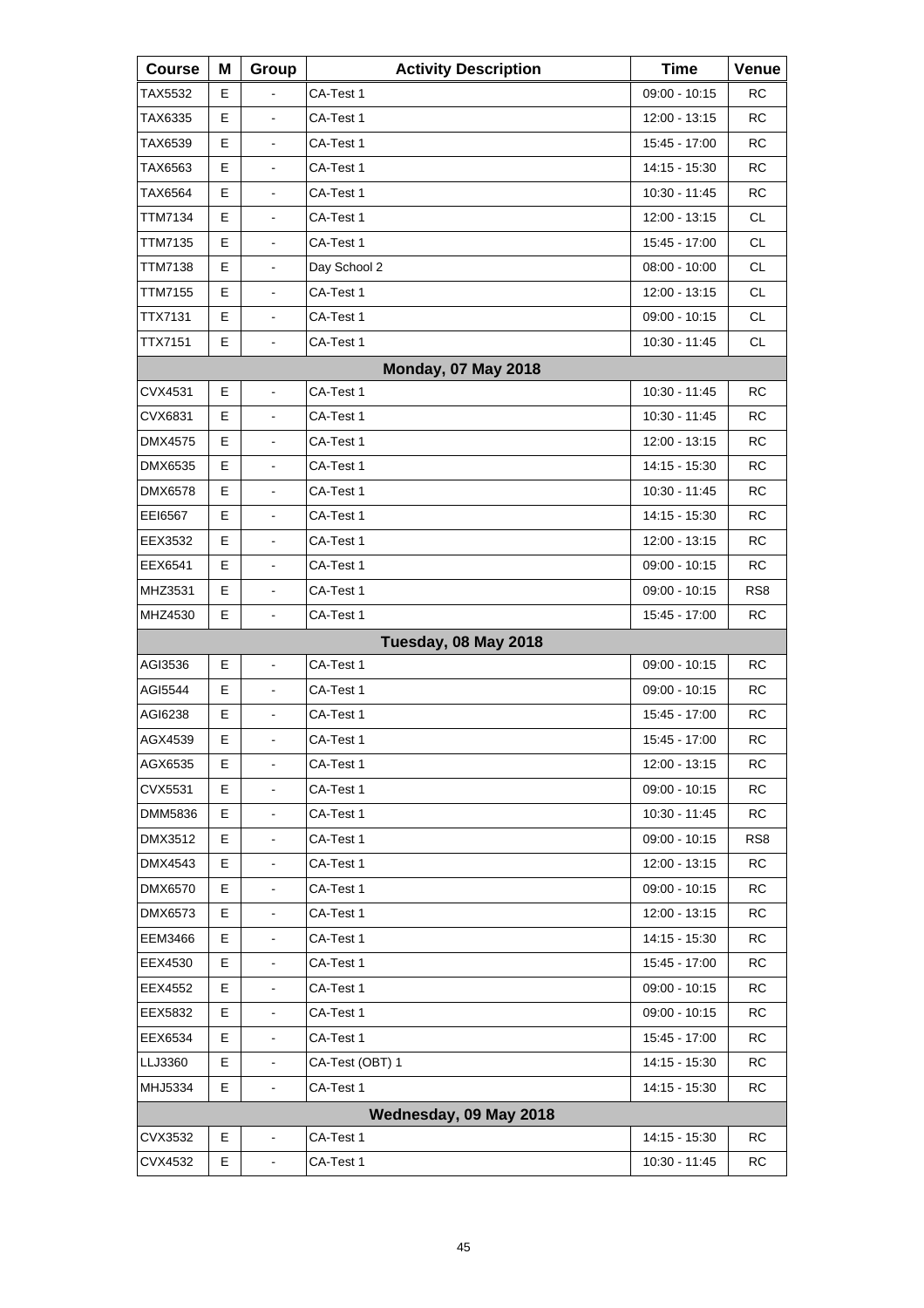| Course | M | Group | Activity Description | Time | Venue |
|---|---|---|---|---|---|
| TAX5532 | E | - | CA-Test 1 | 09:00 - 10:15 | RC |
| TAX6335 | E | - | CA-Test 1 | 12:00 - 13:15 | RC |
| TAX6539 | E | - | CA-Test 1 | 15:45 - 17:00 | RC |
| TAX6563 | E | - | CA-Test 1 | 14:15 - 15:30 | RC |
| TAX6564 | E | - | CA-Test 1 | 10:30 - 11:45 | RC |
| TTM7134 | E | - | CA-Test 1 | 12:00 - 13:15 | CL |
| TTM7135 | E | - | CA-Test 1 | 15:45 - 17:00 | CL |
| TTM7138 | E | - | Day School 2 | 08:00 - 10:00 | CL |
| TTM7155 | E | - | CA-Test 1 | 12:00 - 13:15 | CL |
| TTX7131 | E | - | CA-Test 1 | 09:00 - 10:15 | CL |
| TTX7151 | E | - | CA-Test 1 | 10:30 - 11:45 | CL |
| **Monday, 07 May 2018** | | | | | |
| CVX4531 | E | - | CA-Test 1 | 10:30 - 11:45 | RC |
| CVX6831 | E | - | CA-Test 1 | 10:30 - 11:45 | RC |
| DMX4575 | E | - | CA-Test 1 | 12:00 - 13:15 | RC |
| DMX6535 | E | - | CA-Test 1 | 14:15 - 15:30 | RC |
| DMX6578 | E | - | CA-Test 1 | 10:30 - 11:45 | RC |
| EEI6567 | E | - | CA-Test 1 | 14:15 - 15:30 | RC |
| EEX3532 | E | - | CA-Test 1 | 12:00 - 13:15 | RC |
| EEX6541 | E | - | CA-Test 1 | 09:00 - 10:15 | RC |
| MHZ3531 | E | - | CA-Test 1 | 09:00 - 10:15 | RS8 |
| MHZ4530 | E | - | CA-Test 1 | 15:45 - 17:00 | RC |
| **Tuesday, 08 May 2018** | | | | | |
| AGI3536 | E | - | CA-Test 1 | 09:00 - 10:15 | RC |
| AGI5544 | E | - | CA-Test 1 | 09:00 - 10:15 | RC |
| AGI6238 | E | - | CA-Test 1 | 15:45 - 17:00 | RC |
| AGX4539 | E | - | CA-Test 1 | 15:45 - 17:00 | RC |
| AGX6535 | E | - | CA-Test 1 | 12:00 - 13:15 | RC |
| CVX5531 | E | - | CA-Test 1 | 09:00 - 10:15 | RC |
| DMM5836 | E | - | CA-Test 1 | 10:30 - 11:45 | RC |
| DMX3512 | E | - | CA-Test 1 | 09:00 - 10:15 | RS8 |
| DMX4543 | E | - | CA-Test 1 | 12:00 - 13:15 | RC |
| DMX6570 | E | - | CA-Test 1 | 09:00 - 10:15 | RC |
| DMX6573 | E | - | CA-Test 1 | 12:00 - 13:15 | RC |
| EEM3466 | E | - | CA-Test 1 | 14:15 - 15:30 | RC |
| EEX4530 | E | - | CA-Test 1 | 15:45 - 17:00 | RC |
| EEX4552 | E | - | CA-Test 1 | 09:00 - 10:15 | RC |
| EEX5832 | E | - | CA-Test 1 | 09:00 - 10:15 | RC |
| EEX6534 | E | - | CA-Test 1 | 15:45 - 17:00 | RC |
| LLJ3360 | E | - | CA-Test (OBT) 1 | 14:15 - 15:30 | RC |
| MHJ5334 | E | - | CA-Test 1 | 14:15 - 15:30 | RC |
| **Wednesday, 09 May 2018** | | | | | |
| CVX3532 | E | - | CA-Test 1 | 14:15 - 15:30 | RC |
| CVX4532 | E | - | CA-Test 1 | 10:30 - 11:45 | RC |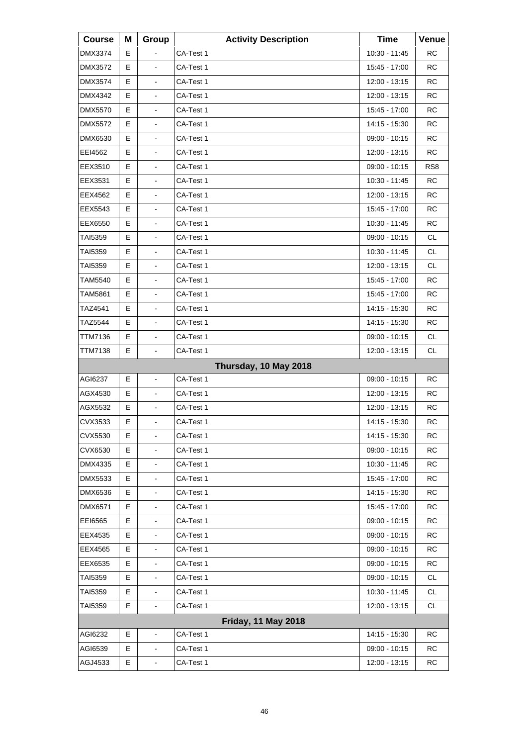| Course | M | Group | Activity Description | Time | Venue |
|---|---|---|---|---|---|
| DMX3374 | E | - | CA-Test 1 | 10:30 - 11:45 | RC |
| DMX3572 | E | - | CA-Test 1 | 15:45 - 17:00 | RC |
| DMX3574 | E | - | CA-Test 1 | 12:00 - 13:15 | RC |
| DMX4342 | E | - | CA-Test 1 | 12:00 - 13:15 | RC |
| DMX5570 | E | - | CA-Test 1 | 15:45 - 17:00 | RC |
| DMX5572 | E | - | CA-Test 1 | 14:15 - 15:30 | RC |
| DMX6530 | E | - | CA-Test 1 | 09:00 - 10:15 | RC |
| EEI4562 | E | - | CA-Test 1 | 12:00 - 13:15 | RC |
| EEX3510 | E | - | CA-Test 1 | 09:00 - 10:15 | RS8 |
| EEX3531 | E | - | CA-Test 1 | 10:30 - 11:45 | RC |
| EEX4562 | E | - | CA-Test 1 | 12:00 - 13:15 | RC |
| EEX5543 | E | - | CA-Test 1 | 15:45 - 17:00 | RC |
| EEX6550 | E | - | CA-Test 1 | 10:30 - 11:45 | RC |
| TAI5359 | E | - | CA-Test 1 | 09:00 - 10:15 | CL |
| TAI5359 | E | - | CA-Test 1 | 10:30 - 11:45 | CL |
| TAI5359 | E | - | CA-Test 1 | 12:00 - 13:15 | CL |
| TAM5540 | E | - | CA-Test 1 | 15:45 - 17:00 | RC |
| TAM5861 | E | - | CA-Test 1 | 15:45 - 17:00 | RC |
| TAZ4541 | E | - | CA-Test 1 | 14:15 - 15:30 | RC |
| TAZ5544 | E | - | CA-Test 1 | 14:15 - 15:30 | RC |
| TTM7136 | E | - | CA-Test 1 | 09:00 - 10:15 | CL |
| TTM7138 | E | - | CA-Test 1 | 12:00 - 13:15 | CL |
| **Thursday, 10 May 2018** | | | | | |
| AGI6237 | E | - | CA-Test 1 | 09:00 - 10:15 | RC |
| AGX4530 | E | - | CA-Test 1 | 12:00 - 13:15 | RC |
| AGX5532 | E | - | CA-Test 1 | 12:00 - 13:15 | RC |
| CVX3533 | E | - | CA-Test 1 | 14:15 - 15:30 | RC |
| CVX5530 | E | - | CA-Test 1 | 14:15 - 15:30 | RC |
| CVX6530 | E | - | CA-Test 1 | 09:00 - 10:15 | RC |
| DMX4335 | E | - | CA-Test 1 | 10:30 - 11:45 | RC |
| DMX5533 | E | - | CA-Test 1 | 15:45 - 17:00 | RC |
| DMX6536 | E | - | CA-Test 1 | 14:15 - 15:30 | RC |
| DMX6571 | E | - | CA-Test 1 | 15:45 - 17:00 | RC |
| EEI6565 | E | - | CA-Test 1 | 09:00 - 10:15 | RC |
| EEX4535 | E | - | CA-Test 1 | 09:00 - 10:15 | RC |
| EEX4565 | E | - | CA-Test 1 | 09:00 - 10:15 | RC |
| EEX6535 | E | - | CA-Test 1 | 09:00 - 10:15 | RC |
| TAI5359 | E | - | CA-Test 1 | 09:00 - 10:15 | CL |
| TAI5359 | E | - | CA-Test 1 | 10:30 - 11:45 | CL |
| TAI5359 | E | - | CA-Test 1 | 12:00 - 13:15 | CL |
| **Friday, 11 May 2018** | | | | | |
| AGI6232 | E | - | CA-Test 1 | 14:15 - 15:30 | RC |
| AGI6539 | E | - | CA-Test 1 | 09:00 - 10:15 | RC |
| AGJ4533 | E | - | CA-Test 1 | 12:00 - 13:15 | RC |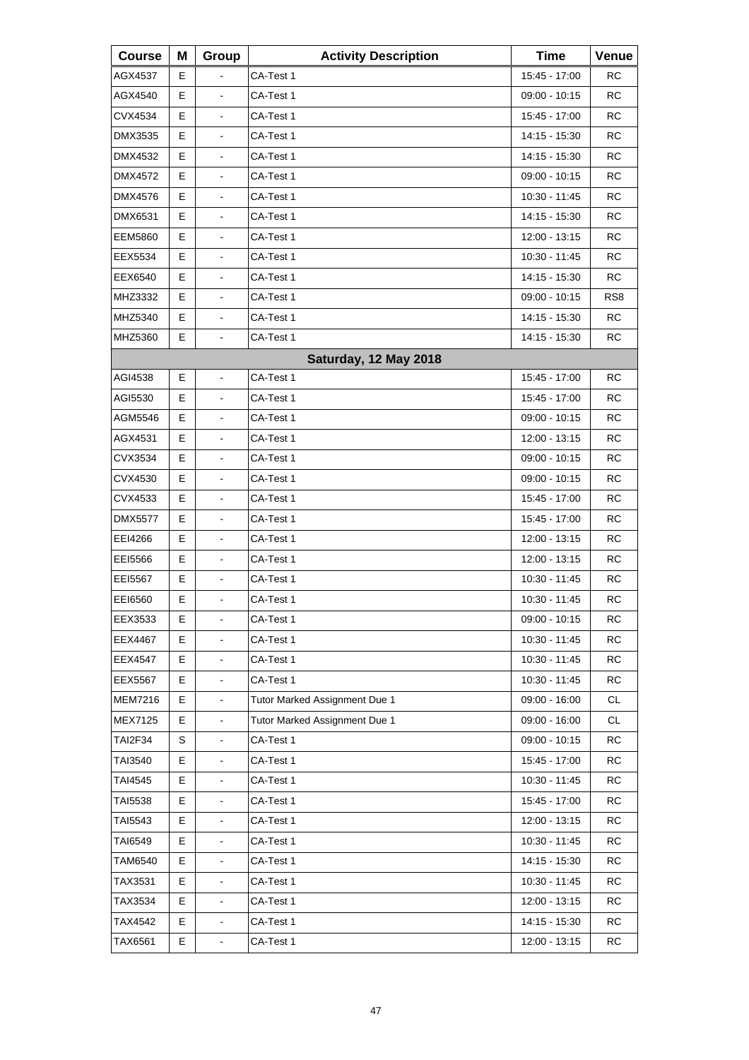| Course | M | Group | Activity Description | Time | Venue |
|---|---|---|---|---|---|
| AGX4537 | E | - | CA-Test 1 | 15:45 - 17:00 | RC |
| AGX4540 | E | - | CA-Test 1 | 09:00 - 10:15 | RC |
| CVX4534 | E | - | CA-Test 1 | 15:45 - 17:00 | RC |
| DMX3535 | E | - | CA-Test 1 | 14:15 - 15:30 | RC |
| DMX4532 | E | - | CA-Test 1 | 14:15 - 15:30 | RC |
| DMX4572 | E | - | CA-Test 1 | 09:00 - 10:15 | RC |
| DMX4576 | E | - | CA-Test 1 | 10:30 - 11:45 | RC |
| DMX6531 | E | - | CA-Test 1 | 14:15 - 15:30 | RC |
| EEM5860 | E | - | CA-Test 1 | 12:00 - 13:15 | RC |
| EEX5534 | E | - | CA-Test 1 | 10:30 - 11:45 | RC |
| EEX6540 | E | - | CA-Test 1 | 14:15 - 15:30 | RC |
| MHZ3332 | E | - | CA-Test 1 | 09:00 - 10:15 | RS8 |
| MHZ5340 | E | - | CA-Test 1 | 14:15 - 15:30 | RC |
| MHZ5360 | E | - | CA-Test 1 | 14:15 - 15:30 | RC |
| **Saturday, 12 May 2018** | | | | | |
| AGI4538 | E | - | CA-Test 1 | 15:45 - 17:00 | RC |
| AGI5530 | E | - | CA-Test 1 | 15:45 - 17:00 | RC |
| AGM5546 | E | - | CA-Test 1 | 09:00 - 10:15 | RC |
| AGX4531 | E | - | CA-Test 1 | 12:00 - 13:15 | RC |
| CVX3534 | E | - | CA-Test 1 | 09:00 - 10:15 | RC |
| CVX4530 | E | - | CA-Test 1 | 09:00 - 10:15 | RC |
| CVX4533 | E | - | CA-Test 1 | 15:45 - 17:00 | RC |
| DMX5577 | E | - | CA-Test 1 | 15:45 - 17:00 | RC |
| EEI4266 | E | - | CA-Test 1 | 12:00 - 13:15 | RC |
| EEI5566 | E | - | CA-Test 1 | 12:00 - 13:15 | RC |
| EEI5567 | E | - | CA-Test 1 | 10:30 - 11:45 | RC |
| EEI6560 | E | - | CA-Test 1 | 10:30 - 11:45 | RC |
| EEX3533 | E | - | CA-Test 1 | 09:00 - 10:15 | RC |
| EEX4467 | E | - | CA-Test 1 | 10:30 - 11:45 | RC |
| EEX4547 | E | - | CA-Test 1 | 10:30 - 11:45 | RC |
| EEX5567 | E | - | CA-Test 1 | 10:30 - 11:45 | RC |
| MEM7216 | E | - | Tutor Marked Assignment Due 1 | 09:00 - 16:00 | CL |
| MEX7125 | E | - | Tutor Marked Assignment Due 1 | 09:00 - 16:00 | CL |
| TAI2F34 | S | - | CA-Test 1 | 09:00 - 10:15 | RC |
| TAI3540 | E | - | CA-Test 1 | 15:45 - 17:00 | RC |
| TAI4545 | E | - | CA-Test 1 | 10:30 - 11:45 | RC |
| TAI5538 | E | - | CA-Test 1 | 15:45 - 17:00 | RC |
| TAI5543 | E | - | CA-Test 1 | 12:00 - 13:15 | RC |
| TAI6549 | E | - | CA-Test 1 | 10:30 - 11:45 | RC |
| TAM6540 | E | - | CA-Test 1 | 14:15 - 15:30 | RC |
| TAX3531 | E | - | CA-Test 1 | 10:30 - 11:45 | RC |
| TAX3534 | E | - | CA-Test 1 | 12:00 - 13:15 | RC |
| TAX4542 | E | - | CA-Test 1 | 14:15 - 15:30 | RC |
| TAX6561 | E | - | CA-Test 1 | 12:00 - 13:15 | RC |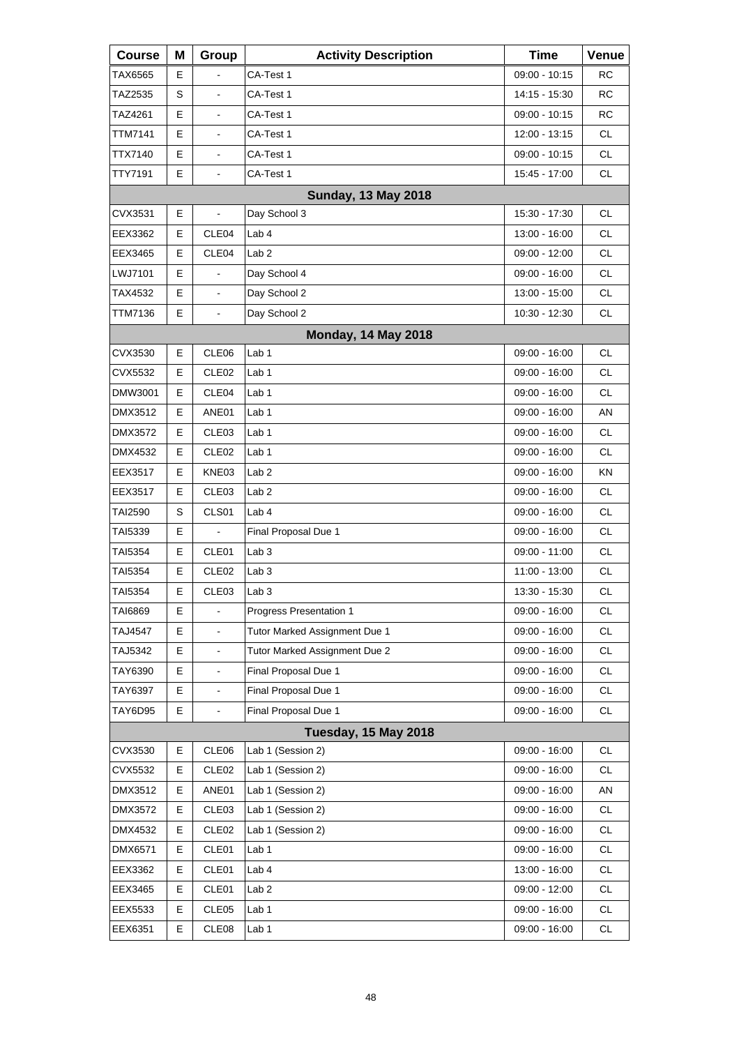| Course | M | Group | Activity Description | Time | Venue |
|---|---|---|---|---|---|
| TAX6565 | E | - | CA-Test 1 | 09:00 - 10:15 | RC |
| TAZ2535 | S | - | CA-Test 1 | 14:15 - 15:30 | RC |
| TAZ4261 | E | - | CA-Test 1 | 09:00 - 10:15 | RC |
| TTM7141 | E | - | CA-Test 1 | 12:00 - 13:15 | CL |
| TTX7140 | E | - | CA-Test 1 | 09:00 - 10:15 | CL |
| TTY7191 | E | - | CA-Test 1 | 15:45 - 17:00 | CL |
| | | | **Sunday, 13 May 2018** | | |
| CVX3531 | E | - | Day School 3 | 15:30 - 17:30 | CL |
| EEX3362 | E | CLE04 | Lab 4 | 13:00 - 16:00 | CL |
| EEX3465 | E | CLE04 | Lab 2 | 09:00 - 12:00 | CL |
| LWJ7101 | E | - | Day School 4 | 09:00 - 16:00 | CL |
| TAX4532 | E | - | Day School 2 | 13:00 - 15:00 | CL |
| TTM7136 | E | - | Day School 2 | 10:30 - 12:30 | CL |
| | | | **Monday, 14 May 2018** | | |
| CVX3530 | E | CLE06 | Lab 1 | 09:00 - 16:00 | CL |
| CVX5532 | E | CLE02 | Lab 1 | 09:00 - 16:00 | CL |
| DMW3001 | E | CLE04 | Lab 1 | 09:00 - 16:00 | CL |
| DMX3512 | E | ANE01 | Lab 1 | 09:00 - 16:00 | AN |
| DMX3572 | E | CLE03 | Lab 1 | 09:00 - 16:00 | CL |
| DMX4532 | E | CLE02 | Lab 1 | 09:00 - 16:00 | CL |
| EEX3517 | E | KNE03 | Lab 2 | 09:00 - 16:00 | KN |
| EEX3517 | E | CLE03 | Lab 2 | 09:00 - 16:00 | CL |
| TAI2590 | S | CLS01 | Lab 4 | 09:00 - 16:00 | CL |
| TAI5339 | E | - | Final Proposal Due 1 | 09:00 - 16:00 | CL |
| TAI5354 | E | CLE01 | Lab 3 | 09:00 - 11:00 | CL |
| TAI5354 | E | CLE02 | Lab 3 | 11:00 - 13:00 | CL |
| TAI5354 | E | CLE03 | Lab 3 | 13:30 - 15:30 | CL |
| TAI6869 | E | - | Progress Presentation 1 | 09:00 - 16:00 | CL |
| TAJ4547 | E | - | Tutor Marked Assignment Due 1 | 09:00 - 16:00 | CL |
| TAJ5342 | E | - | Tutor Marked Assignment Due 2 | 09:00 - 16:00 | CL |
| TAY6390 | E | - | Final Proposal Due 1 | 09:00 - 16:00 | CL |
| TAY6397 | E | - | Final Proposal Due 1 | 09:00 - 16:00 | CL |
| TAY6D95 | E | - | Final Proposal Due 1 | 09:00 - 16:00 | CL |
| | | | **Tuesday, 15 May 2018** | | |
| CVX3530 | E | CLE06 | Lab 1 (Session 2) | 09:00 - 16:00 | CL |
| CVX5532 | E | CLE02 | Lab 1 (Session 2) | 09:00 - 16:00 | CL |
| DMX3512 | E | ANE01 | Lab 1 (Session 2) | 09:00 - 16:00 | AN |
| DMX3572 | E | CLE03 | Lab 1 (Session 2) | 09:00 - 16:00 | CL |
| DMX4532 | E | CLE02 | Lab 1 (Session 2) | 09:00 - 16:00 | CL |
| DMX6571 | E | CLE01 | Lab 1 | 09:00 - 16:00 | CL |
| EEX3362 | E | CLE01 | Lab 4 | 13:00 - 16:00 | CL |
| EEX3465 | E | CLE01 | Lab 2 | 09:00 - 12:00 | CL |
| EEX5533 | E | CLE05 | Lab 1 | 09:00 - 16:00 | CL |
| EEX6351 | E | CLE08 | Lab 1 | 09:00 - 16:00 | CL |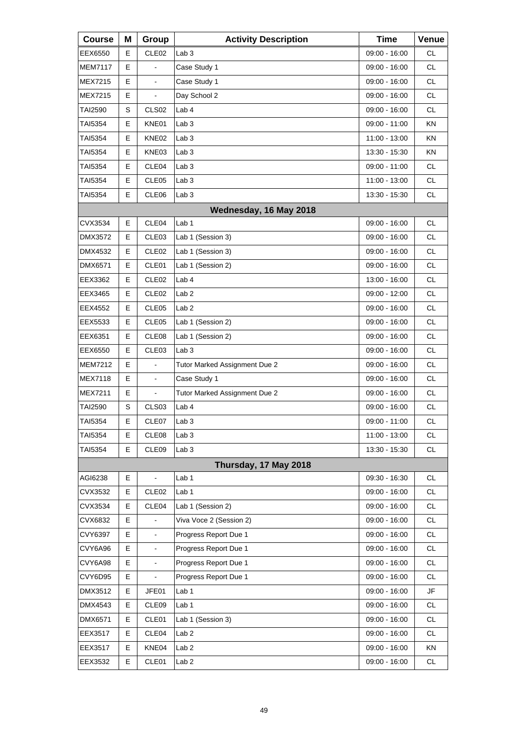| Course | M | Group | Activity Description | Time | Venue |
|---|---|---|---|---|---|
| EEX6550 | E | CLE02 | Lab 3 | 09:00 - 16:00 | CL |
| MEM7117 | E | - | Case Study 1 | 09:00 - 16:00 | CL |
| MEX7215 | E | - | Case Study 1 | 09:00 - 16:00 | CL |
| MEX7215 | E | - | Day School 2 | 09:00 - 16:00 | CL |
| TAI2590 | S | CLS02 | Lab 4 | 09:00 - 16:00 | CL |
| TAI5354 | E | KNE01 | Lab 3 | 09:00 - 11:00 | KN |
| TAI5354 | E | KNE02 | Lab 3 | 11:00 - 13:00 | KN |
| TAI5354 | E | KNE03 | Lab 3 | 13:30 - 15:30 | KN |
| TAI5354 | E | CLE04 | Lab 3 | 09:00 - 11:00 | CL |
| TAI5354 | E | CLE05 | Lab 3 | 11:00 - 13:00 | CL |
| TAI5354 | E | CLE06 | Lab 3 | 13:30 - 15:30 | CL |
| **Wednesday, 16 May 2018** | | | | | |
| CVX3534 | E | CLE04 | Lab 1 | 09:00 - 16:00 | CL |
| DMX3572 | E | CLE03 | Lab 1 (Session 3) | 09:00 - 16:00 | CL |
| DMX4532 | E | CLE02 | Lab 1 (Session 3) | 09:00 - 16:00 | CL |
| DMX6571 | E | CLE01 | Lab 1 (Session 2) | 09:00 - 16:00 | CL |
| EEX3362 | E | CLE02 | Lab 4 | 13:00 - 16:00 | CL |
| EEX3465 | E | CLE02 | Lab 2 | 09:00 - 12:00 | CL |
| EEX4552 | E | CLE05 | Lab 2 | 09:00 - 16:00 | CL |
| EEX5533 | E | CLE05 | Lab 1 (Session 2) | 09:00 - 16:00 | CL |
| EEX6351 | E | CLE08 | Lab 1 (Session 2) | 09:00 - 16:00 | CL |
| EEX6550 | E | CLE03 | Lab 3 | 09:00 - 16:00 | CL |
| MEM7212 | E | - | Tutor Marked Assignment Due 2 | 09:00 - 16:00 | CL |
| MEX7118 | E | - | Case Study 1 | 09:00 - 16:00 | CL |
| MEX7211 | E | - | Tutor Marked Assignment Due 2 | 09:00 - 16:00 | CL |
| TAI2590 | S | CLS03 | Lab 4 | 09:00 - 16:00 | CL |
| TAI5354 | E | CLE07 | Lab 3 | 09:00 - 11:00 | CL |
| TAI5354 | E | CLE08 | Lab 3 | 11:00 - 13:00 | CL |
| TAI5354 | E | CLE09 | Lab 3 | 13:30 - 15:30 | CL |
| **Thursday, 17 May 2018** | | | | | |
| AGI6238 | E | - | Lab 1 | 09:30 - 16:30 | CL |
| CVX3532 | E | CLE02 | Lab 1 | 09:00 - 16:00 | CL |
| CVX3534 | E | CLE04 | Lab 1 (Session 2) | 09:00 - 16:00 | CL |
| CVX6832 | E | - | Viva Voce 2 (Session 2) | 09:00 - 16:00 | CL |
| CVY6397 | E | - | Progress Report Due 1 | 09:00 - 16:00 | CL |
| CVY6A96 | E | - | Progress Report Due 1 | 09:00 - 16:00 | CL |
| CVY6A98 | E | - | Progress Report Due 1 | 09:00 - 16:00 | CL |
| CVY6D95 | E | - | Progress Report Due 1 | 09:00 - 16:00 | CL |
| DMX3512 | E | JFE01 | Lab 1 | 09:00 - 16:00 | JF |
| DMX4543 | E | CLE09 | Lab 1 | 09:00 - 16:00 | CL |
| DMX6571 | E | CLE01 | Lab 1 (Session 3) | 09:00 - 16:00 | CL |
| EEX3517 | E | CLE04 | Lab 2 | 09:00 - 16:00 | CL |
| EEX3517 | E | KNE04 | Lab 2 | 09:00 - 16:00 | KN |
| EEX3532 | E | CLE01 | Lab 2 | 09:00 - 16:00 | CL |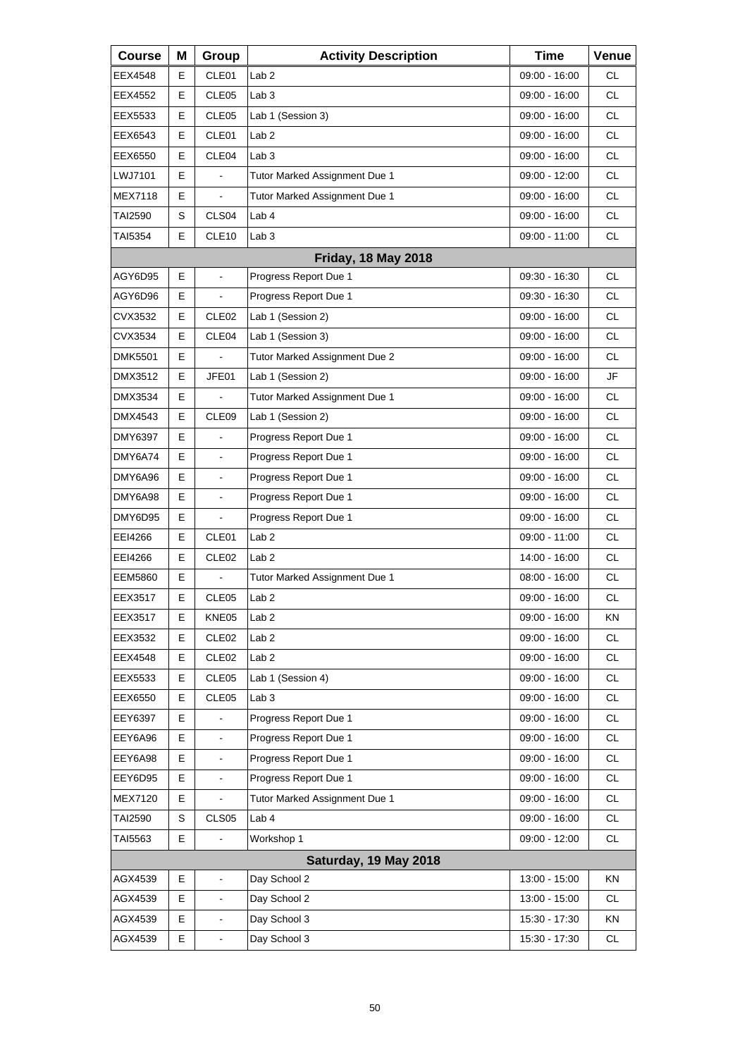| Course | M | Group | Activity Description | Time | Venue |
|---|---|---|---|---|---|
| EEX4548 | E | CLE01 | Lab 2 | 09:00 - 16:00 | CL |
| EEX4552 | E | CLE05 | Lab 3 | 09:00 - 16:00 | CL |
| EEX5533 | E | CLE05 | Lab 1 (Session 3) | 09:00 - 16:00 | CL |
| EEX6543 | E | CLE01 | Lab 2 | 09:00 - 16:00 | CL |
| EEX6550 | E | CLE04 | Lab 3 | 09:00 - 16:00 | CL |
| LWJ7101 | E | - | Tutor Marked Assignment Due 1 | 09:00 - 12:00 | CL |
| MEX7118 | E | - | Tutor Marked Assignment Due 1 | 09:00 - 16:00 | CL |
| TAI2590 | S | CLS04 | Lab 4 | 09:00 - 16:00 | CL |
| TAI5354 | E | CLE10 | Lab 3 | 09:00 - 11:00 | CL |
| | | | **Friday, 18 May 2018** | | |
| AGY6D95 | E | - | Progress Report Due 1 | 09:30 - 16:30 | CL |
| AGY6D96 | E | - | Progress Report Due 1 | 09:30 - 16:30 | CL |
| CVX3532 | E | CLE02 | Lab 1 (Session 2) | 09:00 - 16:00 | CL |
| CVX3534 | E | CLE04 | Lab 1 (Session 3) | 09:00 - 16:00 | CL |
| DMK5501 | E | - | Tutor Marked Assignment Due 2 | 09:00 - 16:00 | CL |
| DMX3512 | E | JFE01 | Lab 1 (Session 2) | 09:00 - 16:00 | JF |
| DMX3534 | E | - | Tutor Marked Assignment Due 1 | 09:00 - 16:00 | CL |
| DMX4543 | E | CLE09 | Lab 1 (Session 2) | 09:00 - 16:00 | CL |
| DMY6397 | E | - | Progress Report Due 1 | 09:00 - 16:00 | CL |
| DMY6A74 | E | - | Progress Report Due 1 | 09:00 - 16:00 | CL |
| DMY6A96 | E | - | Progress Report Due 1 | 09:00 - 16:00 | CL |
| DMY6A98 | E | - | Progress Report Due 1 | 09:00 - 16:00 | CL |
| DMY6D95 | E | - | Progress Report Due 1 | 09:00 - 16:00 | CL |
| EEI4266 | E | CLE01 | Lab 2 | 09:00 - 11:00 | CL |
| EEI4266 | E | CLE02 | Lab 2 | 14:00 - 16:00 | CL |
| EEM5860 | E | - | Tutor Marked Assignment Due 1 | 08:00 - 16:00 | CL |
| EEX3517 | E | CLE05 | Lab 2 | 09:00 - 16:00 | CL |
| EEX3517 | E | KNE05 | Lab 2 | 09:00 - 16:00 | KN |
| EEX3532 | E | CLE02 | Lab 2 | 09:00 - 16:00 | CL |
| EEX4548 | E | CLE02 | Lab 2 | 09:00 - 16:00 | CL |
| EEX5533 | E | CLE05 | Lab 1 (Session 4) | 09:00 - 16:00 | CL |
| EEX6550 | E | CLE05 | Lab 3 | 09:00 - 16:00 | CL |
| EEY6397 | E | - | Progress Report Due 1 | 09:00 - 16:00 | CL |
| EEY6A96 | E | - | Progress Report Due 1 | 09:00 - 16:00 | CL |
| EEY6A98 | E | - | Progress Report Due 1 | 09:00 - 16:00 | CL |
| EEY6D95 | E | - | Progress Report Due 1 | 09:00 - 16:00 | CL |
| MEX7120 | E | - | Tutor Marked Assignment Due 1 | 09:00 - 16:00 | CL |
| TAI2590 | S | CLS05 | Lab 4 | 09:00 - 16:00 | CL |
| TAI5563 | E | - | Workshop 1 | 09:00 - 12:00 | CL |
| | | | **Saturday, 19 May 2018** | | |
| AGX4539 | E | - | Day School 2 | 13:00 - 15:00 | KN |
| AGX4539 | E | - | Day School 2 | 13:00 - 15:00 | CL |
| AGX4539 | E | - | Day School 3 | 15:30 - 17:30 | KN |
| AGX4539 | E | - | Day School 3 | 15:30 - 17:30 | CL |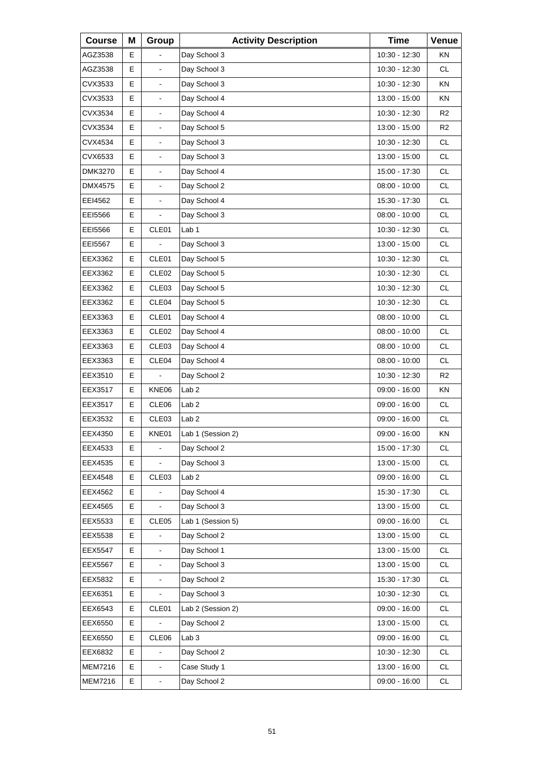| Course | M | Group | Activity Description | Time | Venue |
|---|---|---|---|---|---|
| AGZ3538 | E | - | Day School 3 | 10:30 - 12:30 | KN |
| AGZ3538 | E | - | Day School 3 | 10:30 - 12:30 | CL |
| CVX3533 | E | - | Day School 3 | 10:30 - 12:30 | KN |
| CVX3533 | E | - | Day School 4 | 13:00 - 15:00 | KN |
| CVX3534 | E | - | Day School 4 | 10:30 - 12:30 | R2 |
| CVX3534 | E | - | Day School 5 | 13:00 - 15:00 | R2 |
| CVX4534 | E | - | Day School 3 | 10:30 - 12:30 | CL |
| CVX6533 | E | - | Day School 3 | 13:00 - 15:00 | CL |
| DMK3270 | E | - | Day School 4 | 15:00 - 17:30 | CL |
| DMX4575 | E | - | Day School 2 | 08:00 - 10:00 | CL |
| EEI4562 | E | - | Day School 4 | 15:30 - 17:30 | CL |
| EEI5566 | E | - | Day School 3 | 08:00 - 10:00 | CL |
| EEI5566 | E | CLE01 | Lab 1 | 10:30 - 12:30 | CL |
| EEI5567 | E | - | Day School 3 | 13:00 - 15:00 | CL |
| EEX3362 | E | CLE01 | Day School 5 | 10:30 - 12:30 | CL |
| EEX3362 | E | CLE02 | Day School 5 | 10:30 - 12:30 | CL |
| EEX3362 | E | CLE03 | Day School 5 | 10:30 - 12:30 | CL |
| EEX3362 | E | CLE04 | Day School 5 | 10:30 - 12:30 | CL |
| EEX3363 | E | CLE01 | Day School 4 | 08:00 - 10:00 | CL |
| EEX3363 | E | CLE02 | Day School 4 | 08:00 - 10:00 | CL |
| EEX3363 | E | CLE03 | Day School 4 | 08:00 - 10:00 | CL |
| EEX3363 | E | CLE04 | Day School 4 | 08:00 - 10:00 | CL |
| EEX3510 | E | - | Day School 2 | 10:30 - 12:30 | R2 |
| EEX3517 | E | KNE06 | Lab 2 | 09:00 - 16:00 | KN |
| EEX3517 | E | CLE06 | Lab 2 | 09:00 - 16:00 | CL |
| EEX3532 | E | CLE03 | Lab 2 | 09:00 - 16:00 | CL |
| EEX4350 | E | KNE01 | Lab 1 (Session 2) | 09:00 - 16:00 | KN |
| EEX4533 | E | - | Day School 2 | 15:00 - 17:30 | CL |
| EEX4535 | E | - | Day School 3 | 13:00 - 15:00 | CL |
| EEX4548 | E | CLE03 | Lab 2 | 09:00 - 16:00 | CL |
| EEX4562 | E | - | Day School 4 | 15:30 - 17:30 | CL |
| EEX4565 | E | - | Day School 3 | 13:00 - 15:00 | CL |
| EEX5533 | E | CLE05 | Lab 1 (Session 5) | 09:00 - 16:00 | CL |
| EEX5538 | E | - | Day School 2 | 13:00 - 15:00 | CL |
| EEX5547 | E | - | Day School 1 | 13:00 - 15:00 | CL |
| EEX5567 | E | - | Day School 3 | 13:00 - 15:00 | CL |
| EEX5832 | E | - | Day School 2 | 15:30 - 17:30 | CL |
| EEX6351 | E | - | Day School 3 | 10:30 - 12:30 | CL |
| EEX6543 | E | CLE01 | Lab 2 (Session 2) | 09:00 - 16:00 | CL |
| EEX6550 | E | - | Day School 2 | 13:00 - 15:00 | CL |
| EEX6550 | E | CLE06 | Lab 3 | 09:00 - 16:00 | CL |
| EEX6832 | E | - | Day School 2 | 10:30 - 12:30 | CL |
| MEM7216 | E | - | Case Study 1 | 13:00 - 16:00 | CL |
| MEM7216 | E | - | Day School 2 | 09:00 - 16:00 | CL |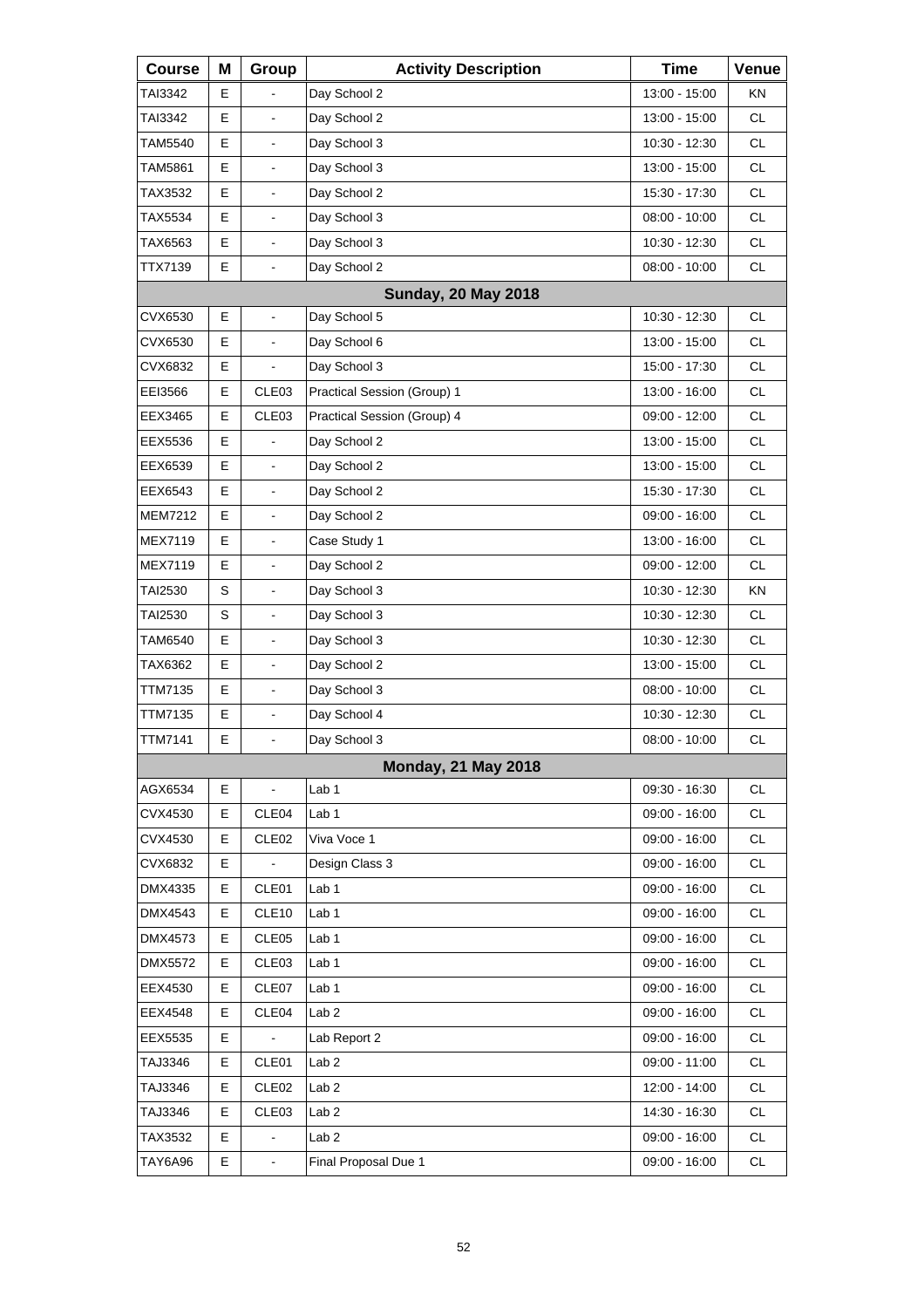| Course | M | Group | Activity Description | Time | Venue |
|---|---|---|---|---|---|
| TAI3342 | E | - | Day School 2 | 13:00 - 15:00 | KN |
| TAI3342 | E | - | Day School 2 | 13:00 - 15:00 | CL |
| TAM5540 | E | - | Day School 3 | 10:30 - 12:30 | CL |
| TAM5861 | E | - | Day School 3 | 13:00 - 15:00 | CL |
| TAX3532 | E | - | Day School 2 | 15:30 - 17:30 | CL |
| TAX5534 | E | - | Day School 3 | 08:00 - 10:00 | CL |
| TAX6563 | E | - | Day School 3 | 10:30 - 12:30 | CL |
| TTX7139 | E | - | Day School 2 | 08:00 - 10:00 | CL |
| | | | **Sunday, 20 May 2018** | | |
| CVX6530 | E | - | Day School 5 | 10:30 - 12:30 | CL |
| CVX6530 | E | - | Day School 6 | 13:00 - 15:00 | CL |
| CVX6832 | E | - | Day School 3 | 15:00 - 17:30 | CL |
| EEI3566 | E | CLE03 | Practical Session (Group) 1 | 13:00 - 16:00 | CL |
| EEX3465 | E | CLE03 | Practical Session (Group) 4 | 09:00 - 12:00 | CL |
| EEX5536 | E | - | Day School 2 | 13:00 - 15:00 | CL |
| EEX6539 | E | - | Day School 2 | 13:00 - 15:00 | CL |
| EEX6543 | E | - | Day School 2 | 15:30 - 17:30 | CL |
| MEM7212 | E | - | Day School 2 | 09:00 - 16:00 | CL |
| MEX7119 | E | - | Case Study 1 | 13:00 - 16:00 | CL |
| MEX7119 | E | - | Day School 2 | 09:00 - 12:00 | CL |
| TAI2530 | S | - | Day School 3 | 10:30 - 12:30 | KN |
| TAI2530 | S | - | Day School 3 | 10:30 - 12:30 | CL |
| TAM6540 | E | - | Day School 3 | 10:30 - 12:30 | CL |
| TAX6362 | E | - | Day School 2 | 13:00 - 15:00 | CL |
| TTM7135 | E | - | Day School 3 | 08:00 - 10:00 | CL |
| TTM7135 | E | - | Day School 4 | 10:30 - 12:30 | CL |
| TTM7141 | E | - | Day School 3 | 08:00 - 10:00 | CL |
| | | | **Monday, 21 May 2018** | | |
| AGX6534 | E | - | Lab 1 | 09:30 - 16:30 | CL |
| CVX4530 | E | CLE04 | Lab 1 | 09:00 - 16:00 | CL |
| CVX4530 | E | CLE02 | Viva Voce 1 | 09:00 - 16:00 | CL |
| CVX6832 | E | - | Design Class 3 | 09:00 - 16:00 | CL |
| DMX4335 | E | CLE01 | Lab 1 | 09:00 - 16:00 | CL |
| DMX4543 | E | CLE10 | Lab 1 | 09:00 - 16:00 | CL |
| DMX4573 | E | CLE05 | Lab 1 | 09:00 - 16:00 | CL |
| DMX5572 | E | CLE03 | Lab 1 | 09:00 - 16:00 | CL |
| EEX4530 | E | CLE07 | Lab 1 | 09:00 - 16:00 | CL |
| EEX4548 | E | CLE04 | Lab 2 | 09:00 - 16:00 | CL |
| EEX5535 | E | - | Lab Report 2 | 09:00 - 16:00 | CL |
| TAJ3346 | E | CLE01 | Lab 2 | 09:00 - 11:00 | CL |
| TAJ3346 | E | CLE02 | Lab 2 | 12:00 - 14:00 | CL |
| TAJ3346 | E | CLE03 | Lab 2 | 14:30 - 16:30 | CL |
| TAX3532 | E | - | Lab 2 | 09:00 - 16:00 | CL |
| TAY6A96 | E | - | Final Proposal Due 1 | 09:00 - 16:00 | CL |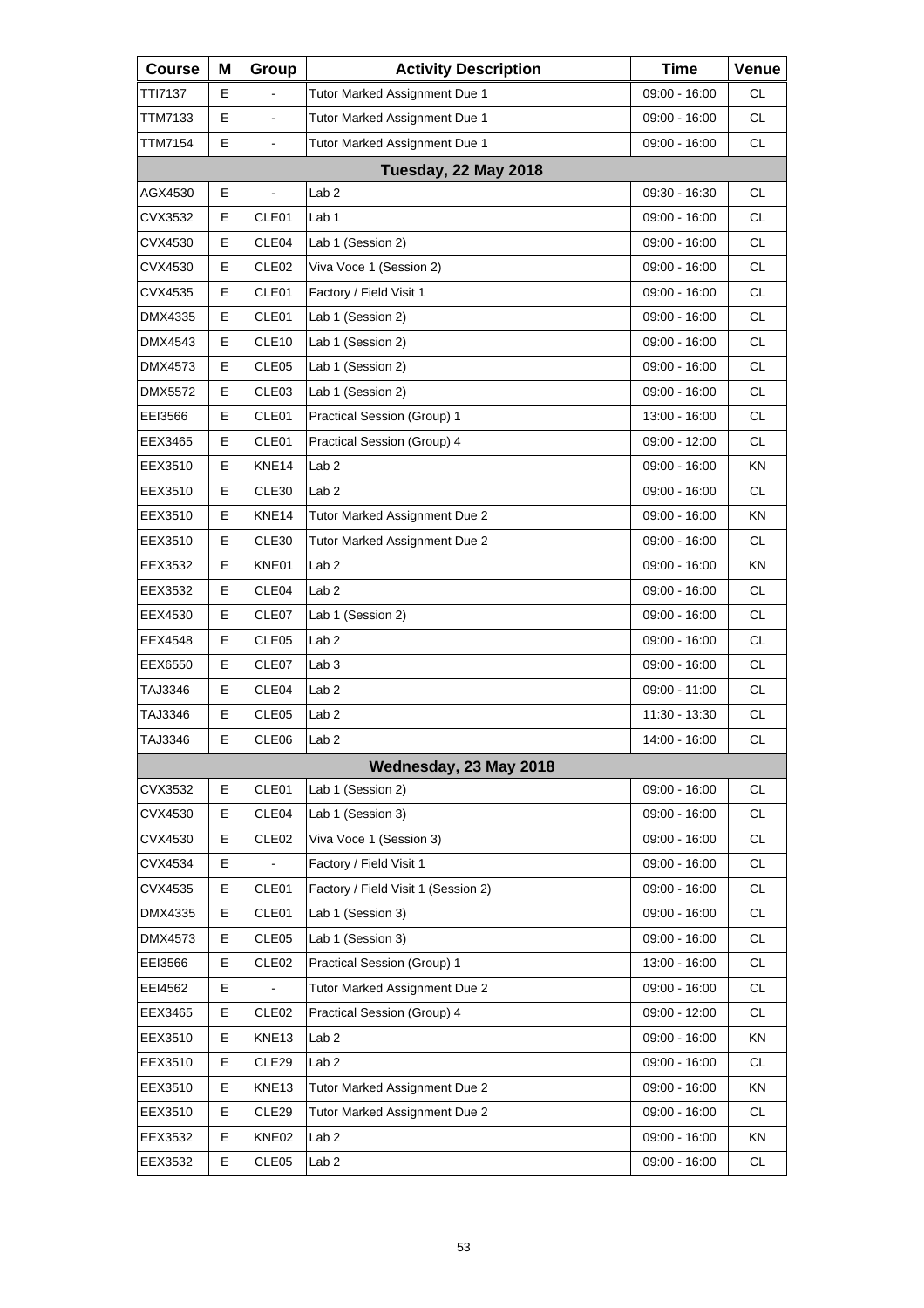| Course | M | Group | Activity Description | Time | Venue |
|---|---|---|---|---|---|
| TTI7137 | E | - | Tutor Marked Assignment Due 1 | 09:00 - 16:00 | CL |
| TTM7133 | E | - | Tutor Marked Assignment Due 1 | 09:00 - 16:00 | CL |
| TTM7154 | E | - | Tutor Marked Assignment Due 1 | 09:00 - 16:00 | CL |
| **Tuesday, 22 May 2018** | | | | | |
| AGX4530 | E | - | Lab 2 | 09:30 - 16:30 | CL |
| CVX3532 | E | CLE01 | Lab 1 | 09:00 - 16:00 | CL |
| CVX4530 | E | CLE04 | Lab 1 (Session 2) | 09:00 - 16:00 | CL |
| CVX4530 | E | CLE02 | Viva Voce 1 (Session 2) | 09:00 - 16:00 | CL |
| CVX4535 | E | CLE01 | Factory / Field Visit 1 | 09:00 - 16:00 | CL |
| DMX4335 | E | CLE01 | Lab 1 (Session 2) | 09:00 - 16:00 | CL |
| DMX4543 | E | CLE10 | Lab 1 (Session 2) | 09:00 - 16:00 | CL |
| DMX4573 | E | CLE05 | Lab 1 (Session 2) | 09:00 - 16:00 | CL |
| DMX5572 | E | CLE03 | Lab 1 (Session 2) | 09:00 - 16:00 | CL |
| EEI3566 | E | CLE01 | Practical Session (Group) 1 | 13:00 - 16:00 | CL |
| EEX3465 | E | CLE01 | Practical Session (Group) 4 | 09:00 - 12:00 | CL |
| EEX3510 | E | KNE14 | Lab 2 | 09:00 - 16:00 | KN |
| EEX3510 | E | CLE30 | Lab 2 | 09:00 - 16:00 | CL |
| EEX3510 | E | KNE14 | Tutor Marked Assignment Due 2 | 09:00 - 16:00 | KN |
| EEX3510 | E | CLE30 | Tutor Marked Assignment Due 2 | 09:00 - 16:00 | CL |
| EEX3532 | E | KNE01 | Lab 2 | 09:00 - 16:00 | KN |
| EEX3532 | E | CLE04 | Lab 2 | 09:00 - 16:00 | CL |
| EEX4530 | E | CLE07 | Lab 1 (Session 2) | 09:00 - 16:00 | CL |
| EEX4548 | E | CLE05 | Lab 2 | 09:00 - 16:00 | CL |
| EEX6550 | E | CLE07 | Lab 3 | 09:00 - 16:00 | CL |
| TAJ3346 | E | CLE04 | Lab 2 | 09:00 - 11:00 | CL |
| TAJ3346 | E | CLE05 | Lab 2 | 11:30 - 13:30 | CL |
| TAJ3346 | E | CLE06 | Lab 2 | 14:00 - 16:00 | CL |
| **Wednesday, 23 May 2018** | | | | | |
| CVX3532 | E | CLE01 | Lab 1 (Session 2) | 09:00 - 16:00 | CL |
| CVX4530 | E | CLE04 | Lab 1 (Session 3) | 09:00 - 16:00 | CL |
| CVX4530 | E | CLE02 | Viva Voce 1 (Session 3) | 09:00 - 16:00 | CL |
| CVX4534 | E | - | Factory / Field Visit 1 | 09:00 - 16:00 | CL |
| CVX4535 | E | CLE01 | Factory / Field Visit 1 (Session 2) | 09:00 - 16:00 | CL |
| DMX4335 | E | CLE01 | Lab 1 (Session 3) | 09:00 - 16:00 | CL |
| DMX4573 | E | CLE05 | Lab 1 (Session 3) | 09:00 - 16:00 | CL |
| EEI3566 | E | CLE02 | Practical Session (Group) 1 | 13:00 - 16:00 | CL |
| EEI4562 | E | - | Tutor Marked Assignment Due 2 | 09:00 - 16:00 | CL |
| EEX3465 | E | CLE02 | Practical Session (Group) 4 | 09:00 - 12:00 | CL |
| EEX3510 | E | KNE13 | Lab 2 | 09:00 - 16:00 | KN |
| EEX3510 | E | CLE29 | Lab 2 | 09:00 - 16:00 | CL |
| EEX3510 | E | KNE13 | Tutor Marked Assignment Due 2 | 09:00 - 16:00 | KN |
| EEX3510 | E | CLE29 | Tutor Marked Assignment Due 2 | 09:00 - 16:00 | CL |
| EEX3532 | E | KNE02 | Lab 2 | 09:00 - 16:00 | KN |
| EEX3532 | E | CLE05 | Lab 2 | 09:00 - 16:00 | CL |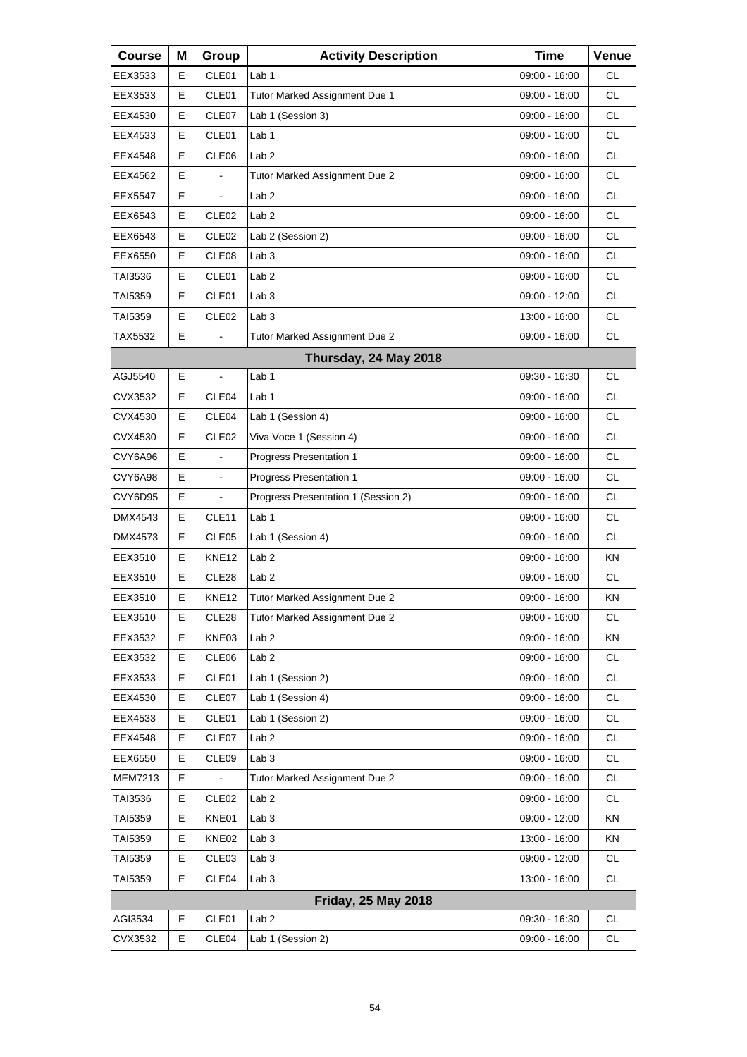| Course | M | Group | Activity Description | Time | Venue |
|---|---|---|---|---|---|
| EEX3533 | E | CLE01 | Lab 1 | 09:00 - 16:00 | CL |
| EEX3533 | E | CLE01 | Tutor Marked Assignment Due 1 | 09:00 - 16:00 | CL |
| EEX4530 | E | CLE07 | Lab 1 (Session 3) | 09:00 - 16:00 | CL |
| EEX4533 | E | CLE01 | Lab 1 | 09:00 - 16:00 | CL |
| EEX4548 | E | CLE06 | Lab 2 | 09:00 - 16:00 | CL |
| EEX4562 | E | - | Tutor Marked Assignment Due 2 | 09:00 - 16:00 | CL |
| EEX5547 | E | - | Lab 2 | 09:00 - 16:00 | CL |
| EEX6543 | E | CLE02 | Lab 2 | 09:00 - 16:00 | CL |
| EEX6543 | E | CLE02 | Lab 2 (Session 2) | 09:00 - 16:00 | CL |
| EEX6550 | E | CLE08 | Lab 3 | 09:00 - 16:00 | CL |
| TAI3536 | E | CLE01 | Lab 2 | 09:00 - 16:00 | CL |
| TAI5359 | E | CLE01 | Lab 3 | 09:00 - 12:00 | CL |
| TAI5359 | E | CLE02 | Lab 3 | 13:00 - 16:00 | CL |
| TAX5532 | E | - | Tutor Marked Assignment Due 2 | 09:00 - 16:00 | CL |
| | | | **Thursday, 24 May 2018** | | |
| AGJ5540 | E | - | Lab 1 | 09:30 - 16:30 | CL |
| CVX3532 | E | CLE04 | Lab 1 | 09:00 - 16:00 | CL |
| CVX4530 | E | CLE04 | Lab 1 (Session 4) | 09:00 - 16:00 | CL |
| CVX4530 | E | CLE02 | Viva Voce 1 (Session 4) | 09:00 - 16:00 | CL |
| CVY6A96 | E | - | Progress Presentation 1 | 09:00 - 16:00 | CL |
| CVY6A98 | E | - | Progress Presentation 1 | 09:00 - 16:00 | CL |
| CVY6D95 | E | - | Progress Presentation 1 (Session 2) | 09:00 - 16:00 | CL |
| DMX4543 | E | CLE11 | Lab 1 | 09:00 - 16:00 | CL |
| DMX4573 | E | CLE05 | Lab 1 (Session 4) | 09:00 - 16:00 | CL |
| EEX3510 | E | KNE12 | Lab 2 | 09:00 - 16:00 | KN |
| EEX3510 | E | CLE28 | Lab 2 | 09:00 - 16:00 | CL |
| EEX3510 | E | KNE12 | Tutor Marked Assignment Due 2 | 09:00 - 16:00 | KN |
| EEX3510 | E | CLE28 | Tutor Marked Assignment Due 2 | 09:00 - 16:00 | CL |
| EEX3532 | E | KNE03 | Lab 2 | 09:00 - 16:00 | KN |
| EEX3532 | E | CLE06 | Lab 2 | 09:00 - 16:00 | CL |
| EEX3533 | E | CLE01 | Lab 1 (Session 2) | 09:00 - 16:00 | CL |
| EEX4530 | E | CLE07 | Lab 1 (Session 4) | 09:00 - 16:00 | CL |
| EEX4533 | E | CLE01 | Lab 1 (Session 2) | 09:00 - 16:00 | CL |
| EEX4548 | E | CLE07 | Lab 2 | 09:00 - 16:00 | CL |
| EEX6550 | E | CLE09 | Lab 3 | 09:00 - 16:00 | CL |
| MEM7213 | E | - | Tutor Marked Assignment Due 2 | 09:00 - 16:00 | CL |
| TAI3536 | E | CLE02 | Lab 2 | 09:00 - 16:00 | CL |
| TAI5359 | E | KNE01 | Lab 3 | 09:00 - 12:00 | KN |
| TAI5359 | E | KNE02 | Lab 3 | 13:00 - 16:00 | KN |
| TAI5359 | E | CLE03 | Lab 3 | 09:00 - 12:00 | CL |
| TAI5359 | E | CLE04 | Lab 3 | 13:00 - 16:00 | CL |
| | | | **Friday, 25 May 2018** | | |
| AGI3534 | E | CLE01 | Lab 2 | 09:30 - 16:30 | CL |
| CVX3532 | E | CLE04 | Lab 1 (Session 2) | 09:00 - 16:00 | CL |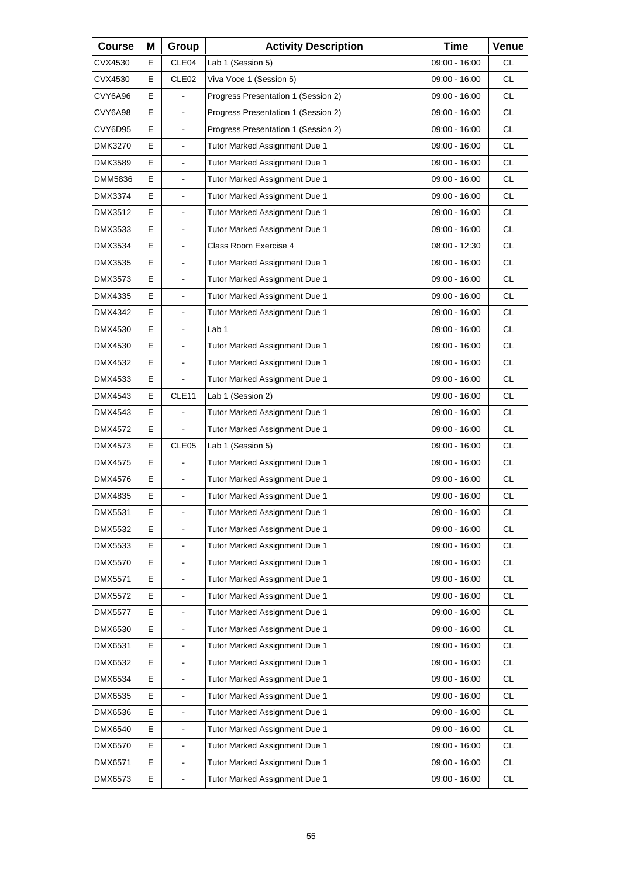| Course | M | Group | Activity Description | Time | Venue |
|---|---|---|---|---|---|
| CVX4530 | E | CLE04 | Lab 1 (Session 5) | 09:00 - 16:00 | CL |
| CVX4530 | E | CLE02 | Viva Voce 1 (Session 5) | 09:00 - 16:00 | CL |
| CVY6A96 | E | - | Progress Presentation 1 (Session 2) | 09:00 - 16:00 | CL |
| CVY6A98 | E | - | Progress Presentation 1 (Session 2) | 09:00 - 16:00 | CL |
| CVY6D95 | E | - | Progress Presentation 1 (Session 2) | 09:00 - 16:00 | CL |
| DMK3270 | E | - | Tutor Marked Assignment Due 1 | 09:00 - 16:00 | CL |
| DMK3589 | E | - | Tutor Marked Assignment Due 1 | 09:00 - 16:00 | CL |
| DMM5836 | E | - | Tutor Marked Assignment Due 1 | 09:00 - 16:00 | CL |
| DMX3374 | E | - | Tutor Marked Assignment Due 1 | 09:00 - 16:00 | CL |
| DMX3512 | E | - | Tutor Marked Assignment Due 1 | 09:00 - 16:00 | CL |
| DMX3533 | E | - | Tutor Marked Assignment Due 1 | 09:00 - 16:00 | CL |
| DMX3534 | E | - | Class Room Exercise 4 | 08:00 - 12:30 | CL |
| DMX3535 | E | - | Tutor Marked Assignment Due 1 | 09:00 - 16:00 | CL |
| DMX3573 | E | - | Tutor Marked Assignment Due 1 | 09:00 - 16:00 | CL |
| DMX4335 | E | - | Tutor Marked Assignment Due 1 | 09:00 - 16:00 | CL |
| DMX4342 | E | - | Tutor Marked Assignment Due 1 | 09:00 - 16:00 | CL |
| DMX4530 | E | - | Lab 1 | 09:00 - 16:00 | CL |
| DMX4530 | E | - | Tutor Marked Assignment Due 1 | 09:00 - 16:00 | CL |
| DMX4532 | E | - | Tutor Marked Assignment Due 1 | 09:00 - 16:00 | CL |
| DMX4533 | E | - | Tutor Marked Assignment Due 1 | 09:00 - 16:00 | CL |
| DMX4543 | E | CLE11 | Lab 1 (Session 2) | 09:00 - 16:00 | CL |
| DMX4543 | E | - | Tutor Marked Assignment Due 1 | 09:00 - 16:00 | CL |
| DMX4572 | E | - | Tutor Marked Assignment Due 1 | 09:00 - 16:00 | CL |
| DMX4573 | E | CLE05 | Lab 1 (Session 5) | 09:00 - 16:00 | CL |
| DMX4575 | E | - | Tutor Marked Assignment Due 1 | 09:00 - 16:00 | CL |
| DMX4576 | E | - | Tutor Marked Assignment Due 1 | 09:00 - 16:00 | CL |
| DMX4835 | E | - | Tutor Marked Assignment Due 1 | 09:00 - 16:00 | CL |
| DMX5531 | E | - | Tutor Marked Assignment Due 1 | 09:00 - 16:00 | CL |
| DMX5532 | E | - | Tutor Marked Assignment Due 1 | 09:00 - 16:00 | CL |
| DMX5533 | E | - | Tutor Marked Assignment Due 1 | 09:00 - 16:00 | CL |
| DMX5570 | E | - | Tutor Marked Assignment Due 1 | 09:00 - 16:00 | CL |
| DMX5571 | E | - | Tutor Marked Assignment Due 1 | 09:00 - 16:00 | CL |
| DMX5572 | E | - | Tutor Marked Assignment Due 1 | 09:00 - 16:00 | CL |
| DMX5577 | E | - | Tutor Marked Assignment Due 1 | 09:00 - 16:00 | CL |
| DMX6530 | E | - | Tutor Marked Assignment Due 1 | 09:00 - 16:00 | CL |
| DMX6531 | E | - | Tutor Marked Assignment Due 1 | 09:00 - 16:00 | CL |
| DMX6532 | E | - | Tutor Marked Assignment Due 1 | 09:00 - 16:00 | CL |
| DMX6534 | E | - | Tutor Marked Assignment Due 1 | 09:00 - 16:00 | CL |
| DMX6535 | E | - | Tutor Marked Assignment Due 1 | 09:00 - 16:00 | CL |
| DMX6536 | E | - | Tutor Marked Assignment Due 1 | 09:00 - 16:00 | CL |
| DMX6540 | E | - | Tutor Marked Assignment Due 1 | 09:00 - 16:00 | CL |
| DMX6570 | E | - | Tutor Marked Assignment Due 1 | 09:00 - 16:00 | CL |
| DMX6571 | E | - | Tutor Marked Assignment Due 1 | 09:00 - 16:00 | CL |
| DMX6573 | E | - | Tutor Marked Assignment Due 1 | 09:00 - 16:00 | CL |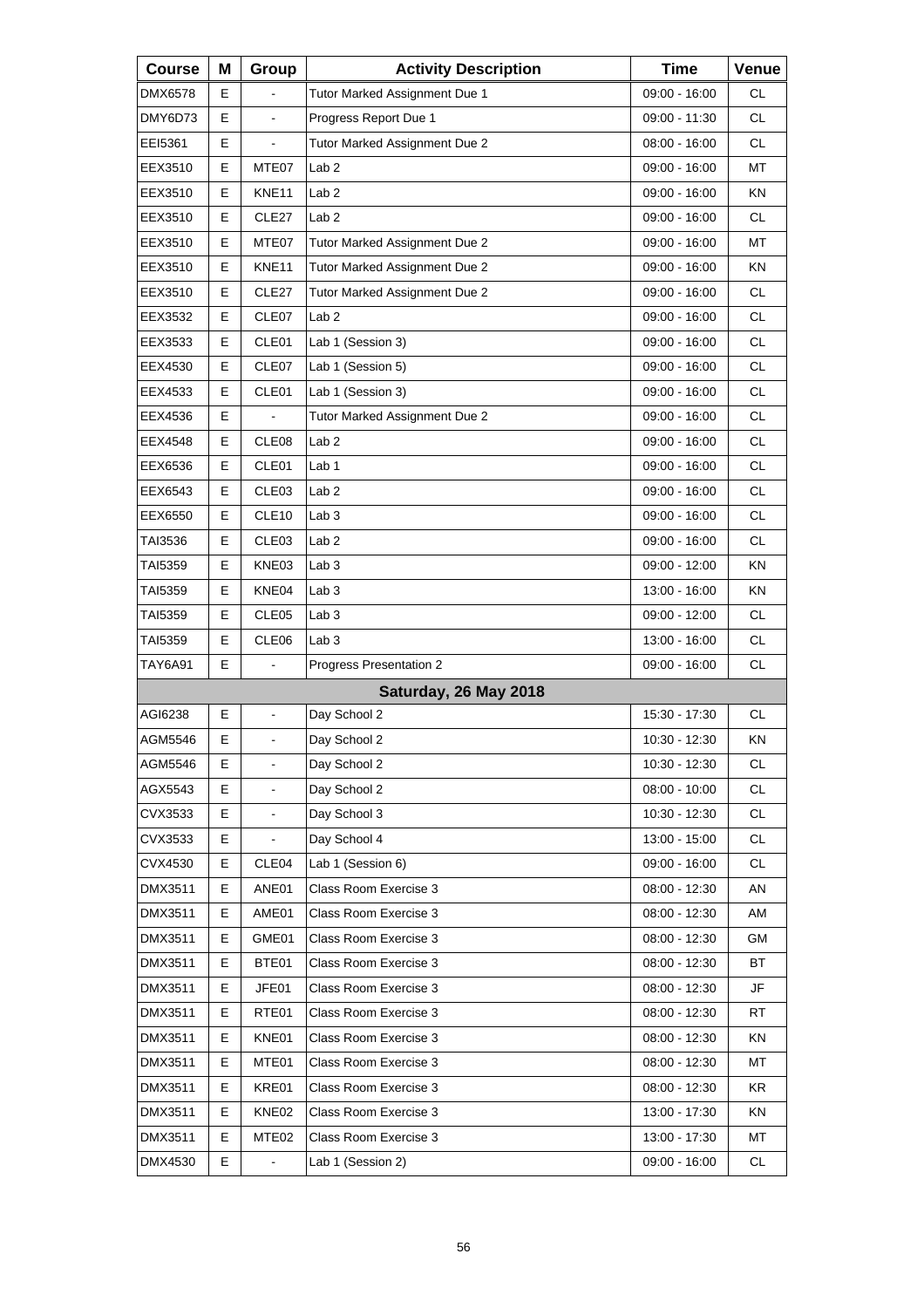| Course | M | Group | Activity Description | Time | Venue |
|---|---|---|---|---|---|
| DMX6578 | E | - | Tutor Marked Assignment Due 1 | 09:00 - 16:00 | CL |
| DMY6D73 | E | - | Progress Report Due 1 | 09:00 - 11:30 | CL |
| EEI5361 | E | - | Tutor Marked Assignment Due 2 | 08:00 - 16:00 | CL |
| EEX3510 | E | MTE07 | Lab 2 | 09:00 - 16:00 | MT |
| EEX3510 | E | KNE11 | Lab 2 | 09:00 - 16:00 | KN |
| EEX3510 | E | CLE27 | Lab 2 | 09:00 - 16:00 | CL |
| EEX3510 | E | MTE07 | Tutor Marked Assignment Due 2 | 09:00 - 16:00 | MT |
| EEX3510 | E | KNE11 | Tutor Marked Assignment Due 2 | 09:00 - 16:00 | KN |
| EEX3510 | E | CLE27 | Tutor Marked Assignment Due 2 | 09:00 - 16:00 | CL |
| EEX3532 | E | CLE07 | Lab 2 | 09:00 - 16:00 | CL |
| EEX3533 | E | CLE01 | Lab 1 (Session 3) | 09:00 - 16:00 | CL |
| EEX4530 | E | CLE07 | Lab 1 (Session 5) | 09:00 - 16:00 | CL |
| EEX4533 | E | CLE01 | Lab 1 (Session 3) | 09:00 - 16:00 | CL |
| EEX4536 | E | - | Tutor Marked Assignment Due 2 | 09:00 - 16:00 | CL |
| EEX4548 | E | CLE08 | Lab 2 | 09:00 - 16:00 | CL |
| EEX6536 | E | CLE01 | Lab 1 | 09:00 - 16:00 | CL |
| EEX6543 | E | CLE03 | Lab 2 | 09:00 - 16:00 | CL |
| EEX6550 | E | CLE10 | Lab 3 | 09:00 - 16:00 | CL |
| TAI3536 | E | CLE03 | Lab 2 | 09:00 - 16:00 | CL |
| TAI5359 | E | KNE03 | Lab 3 | 09:00 - 12:00 | KN |
| TAI5359 | E | KNE04 | Lab 3 | 13:00 - 16:00 | KN |
| TAI5359 | E | CLE05 | Lab 3 | 09:00 - 12:00 | CL |
| TAI5359 | E | CLE06 | Lab 3 | 13:00 - 16:00 | CL |
| TAY6A91 | E | - | Progress Presentation 2 | 09:00 - 16:00 | CL |
| | | | **Saturday, 26 May 2018** | | |
| AGI6238 | E | - | Day School 2 | 15:30 - 17:30 | CL |
| AGM5546 | E | - | Day School 2 | 10:30 - 12:30 | KN |
| AGM5546 | E | - | Day School 2 | 10:30 - 12:30 | CL |
| AGX5543 | E | - | Day School 2 | 08:00 - 10:00 | CL |
| CVX3533 | E | - | Day School 3 | 10:30 - 12:30 | CL |
| CVX3533 | E | - | Day School 4 | 13:00 - 15:00 | CL |
| CVX4530 | E | CLE04 | Lab 1 (Session 6) | 09:00 - 16:00 | CL |
| DMX3511 | E | ANE01 | Class Room Exercise 3 | 08:00 - 12:30 | AN |
| DMX3511 | E | AME01 | Class Room Exercise 3 | 08:00 - 12:30 | AM |
| DMX3511 | E | GME01 | Class Room Exercise 3 | 08:00 - 12:30 | GM |
| DMX3511 | E | BTE01 | Class Room Exercise 3 | 08:00 - 12:30 | BT |
| DMX3511 | E | JFE01 | Class Room Exercise 3 | 08:00 - 12:30 | JF |
| DMX3511 | E | RTE01 | Class Room Exercise 3 | 08:00 - 12:30 | RT |
| DMX3511 | E | KNE01 | Class Room Exercise 3 | 08:00 - 12:30 | KN |
| DMX3511 | E | MTE01 | Class Room Exercise 3 | 08:00 - 12:30 | MT |
| DMX3511 | E | KRE01 | Class Room Exercise 3 | 08:00 - 12:30 | KR |
| DMX3511 | E | KNE02 | Class Room Exercise 3 | 13:00 - 17:30 | KN |
| DMX3511 | E | MTE02 | Class Room Exercise 3 | 13:00 - 17:30 | MT |
| DMX4530 | E | - | Lab 1 (Session 2) | 09:00 - 16:00 | CL |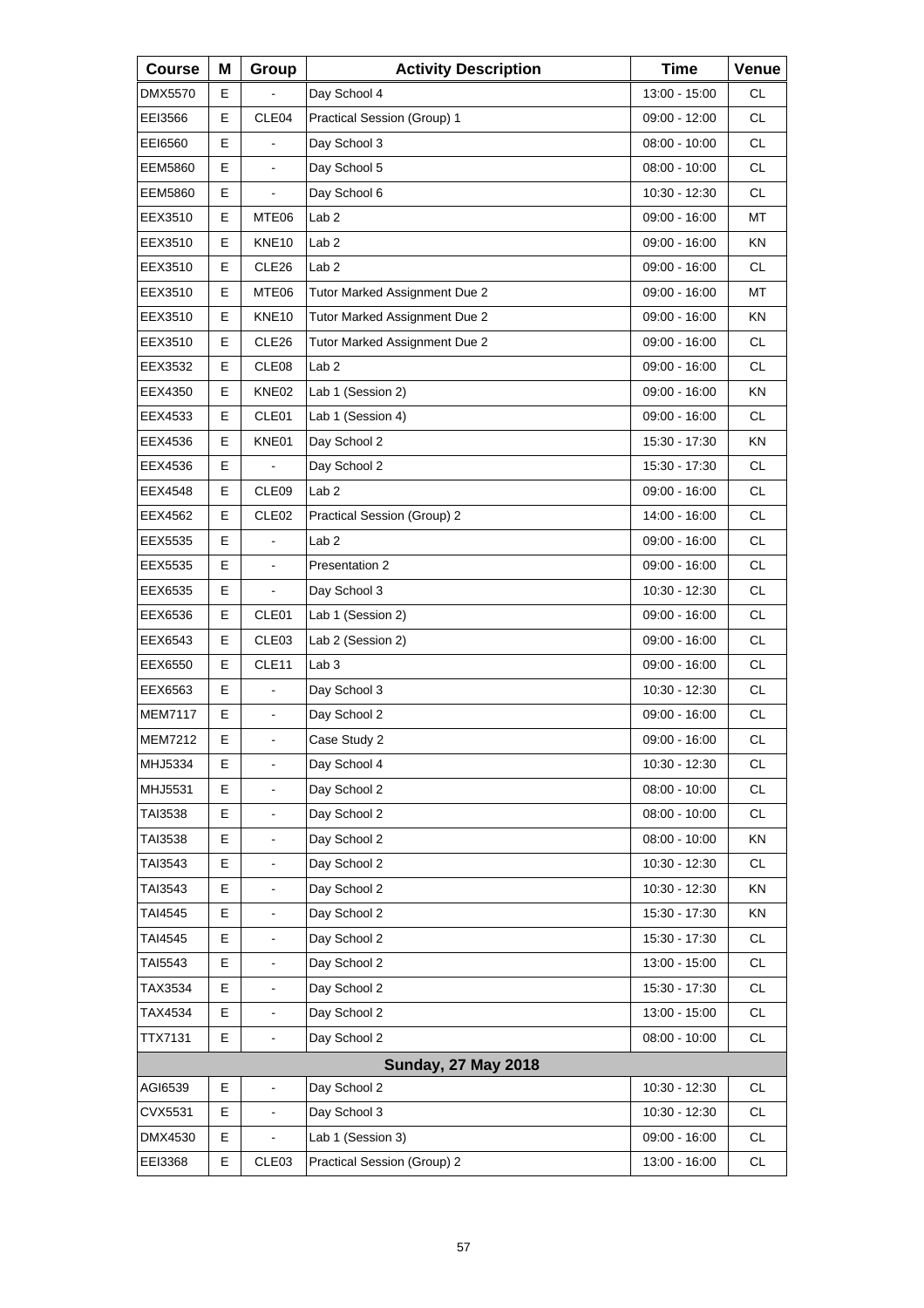| Course | M | Group | Activity Description | Time | Venue |
|---|---|---|---|---|---|
| DMX5570 | E | - | Day School 4 | 13:00 - 15:00 | CL |
| EEI3566 | E | CLE04 | Practical Session (Group) 1 | 09:00 - 12:00 | CL |
| EEI6560 | E | - | Day School 3 | 08:00 - 10:00 | CL |
| EEM5860 | E | - | Day School 5 | 08:00 - 10:00 | CL |
| EEM5860 | E | - | Day School 6 | 10:30 - 12:30 | CL |
| EEX3510 | E | MTE06 | Lab 2 | 09:00 - 16:00 | MT |
| EEX3510 | E | KNE10 | Lab 2 | 09:00 - 16:00 | KN |
| EEX3510 | E | CLE26 | Lab 2 | 09:00 - 16:00 | CL |
| EEX3510 | E | MTE06 | Tutor Marked Assignment Due 2 | 09:00 - 16:00 | MT |
| EEX3510 | E | KNE10 | Tutor Marked Assignment Due 2 | 09:00 - 16:00 | KN |
| EEX3510 | E | CLE26 | Tutor Marked Assignment Due 2 | 09:00 - 16:00 | CL |
| EEX3532 | E | CLE08 | Lab 2 | 09:00 - 16:00 | CL |
| EEX4350 | E | KNE02 | Lab 1 (Session 2) | 09:00 - 16:00 | KN |
| EEX4533 | E | CLE01 | Lab 1 (Session 4) | 09:00 - 16:00 | CL |
| EEX4536 | E | KNE01 | Day School 2 | 15:30 - 17:30 | KN |
| EEX4536 | E | - | Day School 2 | 15:30 - 17:30 | CL |
| EEX4548 | E | CLE09 | Lab 2 | 09:00 - 16:00 | CL |
| EEX4562 | E | CLE02 | Practical Session (Group) 2 | 14:00 - 16:00 | CL |
| EEX5535 | E | - | Lab 2 | 09:00 - 16:00 | CL |
| EEX5535 | E | - | Presentation 2 | 09:00 - 16:00 | CL |
| EEX6535 | E | - | Day School 3 | 10:30 - 12:30 | CL |
| EEX6536 | E | CLE01 | Lab 1 (Session 2) | 09:00 - 16:00 | CL |
| EEX6543 | E | CLE03 | Lab 2 (Session 2) | 09:00 - 16:00 | CL |
| EEX6550 | E | CLE11 | Lab 3 | 09:00 - 16:00 | CL |
| EEX6563 | E | - | Day School 3 | 10:30 - 12:30 | CL |
| MEM7117 | E | - | Day School 2 | 09:00 - 16:00 | CL |
| MEM7212 | E | - | Case Study 2 | 09:00 - 16:00 | CL |
| MHJ5334 | E | - | Day School 4 | 10:30 - 12:30 | CL |
| MHJ5531 | E | - | Day School 2 | 08:00 - 10:00 | CL |
| TAI3538 | E | - | Day School 2 | 08:00 - 10:00 | CL |
| TAI3538 | E | - | Day School 2 | 08:00 - 10:00 | KN |
| TAI3543 | E | - | Day School 2 | 10:30 - 12:30 | CL |
| TAI3543 | E | - | Day School 2 | 10:30 - 12:30 | KN |
| TAI4545 | E | - | Day School 2 | 15:30 - 17:30 | KN |
| TAI4545 | E | - | Day School 2 | 15:30 - 17:30 | CL |
| TAI5543 | E | - | Day School 2 | 13:00 - 15:00 | CL |
| TAX3534 | E | - | Day School 2 | 15:30 - 17:30 | CL |
| TAX4534 | E | - | Day School 2 | 13:00 - 15:00 | CL |
| TTX7131 | E | - | Day School 2 | 08:00 - 10:00 | CL |
| **Sunday, 27 May 2018** | | | | | |
| AGI6539 | E | - | Day School 2 | 10:30 - 12:30 | CL |
| CVX5531 | E | - | Day School 3 | 10:30 - 12:30 | CL |
| DMX4530 | E | - | Lab 1 (Session 3) | 09:00 - 16:00 | CL |
| EEI3368 | E | CLE03 | Practical Session (Group) 2 | 13:00 - 16:00 | CL |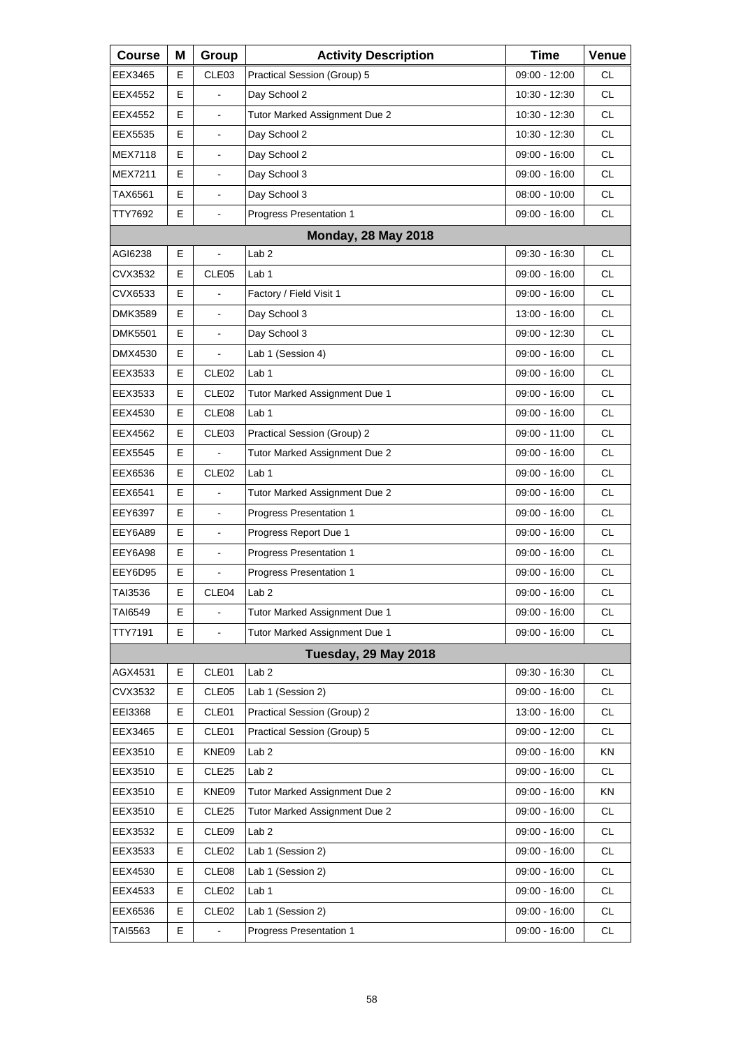| Course | M | Group | Activity Description | Time | Venue |
|---|---|---|---|---|---|
| EEX3465 | E | CLE03 | Practical Session (Group) 5 | 09:00 - 12:00 | CL |
| EEX4552 | E | - | Day School 2 | 10:30 - 12:30 | CL |
| EEX4552 | E | - | Tutor Marked Assignment Due 2 | 10:30 - 12:30 | CL |
| EEX5535 | E | - | Day School 2 | 10:30 - 12:30 | CL |
| MEX7118 | E | - | Day School 2 | 09:00 - 16:00 | CL |
| MEX7211 | E | - | Day School 3 | 09:00 - 16:00 | CL |
| TAX6561 | E | - | Day School 3 | 08:00 - 10:00 | CL |
| TTY7692 | E | - | Progress Presentation 1 | 09:00 - 16:00 | CL |
| | | | **Monday, 28 May 2018** | | |
| AGI6238 | E | - | Lab 2 | 09:30 - 16:30 | CL |
| CVX3532 | E | CLE05 | Lab 1 | 09:00 - 16:00 | CL |
| CVX6533 | E | - | Factory / Field Visit 1 | 09:00 - 16:00 | CL |
| DMK3589 | E | - | Day School 3 | 13:00 - 16:00 | CL |
| DMK5501 | E | - | Day School 3 | 09:00 - 12:30 | CL |
| DMX4530 | E | - | Lab 1 (Session 4) | 09:00 - 16:00 | CL |
| EEX3533 | E | CLE02 | Lab 1 | 09:00 - 16:00 | CL |
| EEX3533 | E | CLE02 | Tutor Marked Assignment Due 1 | 09:00 - 16:00 | CL |
| EEX4530 | E | CLE08 | Lab 1 | 09:00 - 16:00 | CL |
| EEX4562 | E | CLE03 | Practical Session (Group) 2 | 09:00 - 11:00 | CL |
| EEX5545 | E | - | Tutor Marked Assignment Due 2 | 09:00 - 16:00 | CL |
| EEX6536 | E | CLE02 | Lab 1 | 09:00 - 16:00 | CL |
| EEX6541 | E | - | Tutor Marked Assignment Due 2 | 09:00 - 16:00 | CL |
| EEY6397 | E | - | Progress Presentation 1 | 09:00 - 16:00 | CL |
| EEY6A89 | E | - | Progress Report Due 1 | 09:00 - 16:00 | CL |
| EEY6A98 | E | - | Progress Presentation 1 | 09:00 - 16:00 | CL |
| EEY6D95 | E | - | Progress Presentation 1 | 09:00 - 16:00 | CL |
| TAI3536 | E | CLE04 | Lab 2 | 09:00 - 16:00 | CL |
| TAI6549 | E | - | Tutor Marked Assignment Due 1 | 09:00 - 16:00 | CL |
| TTY7191 | E | - | Tutor Marked Assignment Due 1 | 09:00 - 16:00 | CL |
| | | | **Tuesday, 29 May 2018** | | |
| AGX4531 | E | CLE01 | Lab 2 | 09:30 - 16:30 | CL |
| CVX3532 | E | CLE05 | Lab 1 (Session 2) | 09:00 - 16:00 | CL |
| EEI3368 | E | CLE01 | Practical Session (Group) 2 | 13:00 - 16:00 | CL |
| EEX3465 | E | CLE01 | Practical Session (Group) 5 | 09:00 - 12:00 | CL |
| EEX3510 | E | KNE09 | Lab 2 | 09:00 - 16:00 | KN |
| EEX3510 | E | CLE25 | Lab 2 | 09:00 - 16:00 | CL |
| EEX3510 | E | KNE09 | Tutor Marked Assignment Due 2 | 09:00 - 16:00 | KN |
| EEX3510 | E | CLE25 | Tutor Marked Assignment Due 2 | 09:00 - 16:00 | CL |
| EEX3532 | E | CLE09 | Lab 2 | 09:00 - 16:00 | CL |
| EEX3533 | E | CLE02 | Lab 1 (Session 2) | 09:00 - 16:00 | CL |
| EEX4530 | E | CLE08 | Lab 1 (Session 2) | 09:00 - 16:00 | CL |
| EEX4533 | E | CLE02 | Lab 1 | 09:00 - 16:00 | CL |
| EEX6536 | E | CLE02 | Lab 1 (Session 2) | 09:00 - 16:00 | CL |
| TAI5563 | E | - | Progress Presentation 1 | 09:00 - 16:00 | CL |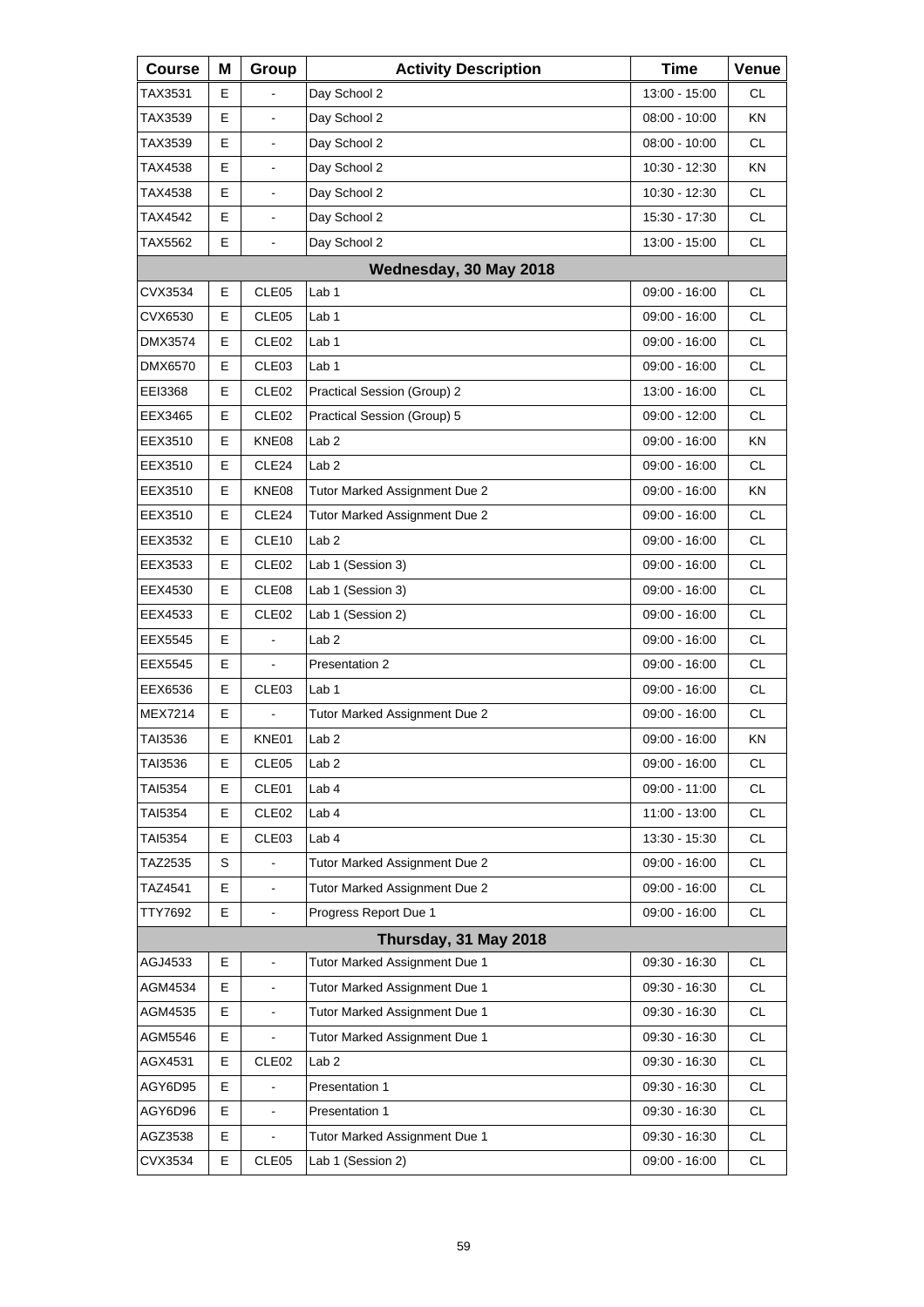| Course | M | Group | Activity Description | Time | Venue |
|---|---|---|---|---|---|
| TAX3531 | E | - | Day School 2 | 13:00 - 15:00 | CL |
| TAX3539 | E | - | Day School 2 | 08:00 - 10:00 | KN |
| TAX3539 | E | - | Day School 2 | 08:00 - 10:00 | CL |
| TAX4538 | E | - | Day School 2 | 10:30 - 12:30 | KN |
| TAX4538 | E | - | Day School 2 | 10:30 - 12:30 | CL |
| TAX4542 | E | - | Day School 2 | 15:30 - 17:30 | CL |
| TAX5562 | E | - | Day School 2 | 13:00 - 15:00 | CL |
| | | | **Wednesday, 30 May 2018** | | |
| CVX3534 | E | CLE05 | Lab 1 | 09:00 - 16:00 | CL |
| CVX6530 | E | CLE05 | Lab 1 | 09:00 - 16:00 | CL |
| DMX3574 | E | CLE02 | Lab 1 | 09:00 - 16:00 | CL |
| DMX6570 | E | CLE03 | Lab 1 | 09:00 - 16:00 | CL |
| EEI3368 | E | CLE02 | Practical Session (Group) 2 | 13:00 - 16:00 | CL |
| EEX3465 | E | CLE02 | Practical Session (Group) 5 | 09:00 - 12:00 | CL |
| EEX3510 | E | KNE08 | Lab 2 | 09:00 - 16:00 | KN |
| EEX3510 | E | CLE24 | Lab 2 | 09:00 - 16:00 | CL |
| EEX3510 | E | KNE08 | Tutor Marked Assignment Due 2 | 09:00 - 16:00 | KN |
| EEX3510 | E | CLE24 | Tutor Marked Assignment Due 2 | 09:00 - 16:00 | CL |
| EEX3532 | E | CLE10 | Lab 2 | 09:00 - 16:00 | CL |
| EEX3533 | E | CLE02 | Lab 1 (Session 3) | 09:00 - 16:00 | CL |
| EEX4530 | E | CLE08 | Lab 1 (Session 3) | 09:00 - 16:00 | CL |
| EEX4533 | E | CLE02 | Lab 1 (Session 2) | 09:00 - 16:00 | CL |
| EEX5545 | E | - | Lab 2 | 09:00 - 16:00 | CL |
| EEX5545 | E | - | Presentation 2 | 09:00 - 16:00 | CL |
| EEX6536 | E | CLE03 | Lab 1 | 09:00 - 16:00 | CL |
| MEX7214 | E | - | Tutor Marked Assignment Due 2 | 09:00 - 16:00 | CL |
| TAI3536 | E | KNE01 | Lab 2 | 09:00 - 16:00 | KN |
| TAI3536 | E | CLE05 | Lab 2 | 09:00 - 16:00 | CL |
| TAI5354 | E | CLE01 | Lab 4 | 09:00 - 11:00 | CL |
| TAI5354 | E | CLE02 | Lab 4 | 11:00 - 13:00 | CL |
| TAI5354 | E | CLE03 | Lab 4 | 13:30 - 15:30 | CL |
| TAZ2535 | S | - | Tutor Marked Assignment Due 2 | 09:00 - 16:00 | CL |
| TAZ4541 | E | - | Tutor Marked Assignment Due 2 | 09:00 - 16:00 | CL |
| TTY7692 | E | - | Progress Report Due 1 | 09:00 - 16:00 | CL |
| | | | **Thursday, 31 May 2018** | | |
| AGJ4533 | E | - | Tutor Marked Assignment Due 1 | 09:30 - 16:30 | CL |
| AGM4534 | E | - | Tutor Marked Assignment Due 1 | 09:30 - 16:30 | CL |
| AGM4535 | E | - | Tutor Marked Assignment Due 1 | 09:30 - 16:30 | CL |
| AGM5546 | E | - | Tutor Marked Assignment Due 1 | 09:30 - 16:30 | CL |
| AGX4531 | E | CLE02 | Lab 2 | 09:30 - 16:30 | CL |
| AGY6D95 | E | - | Presentation 1 | 09:30 - 16:30 | CL |
| AGY6D96 | E | - | Presentation 1 | 09:30 - 16:30 | CL |
| AGZ3538 | E | - | Tutor Marked Assignment Due 1 | 09:30 - 16:30 | CL |
| CVX3534 | E | CLE05 | Lab 1 (Session 2) | 09:00 - 16:00 | CL |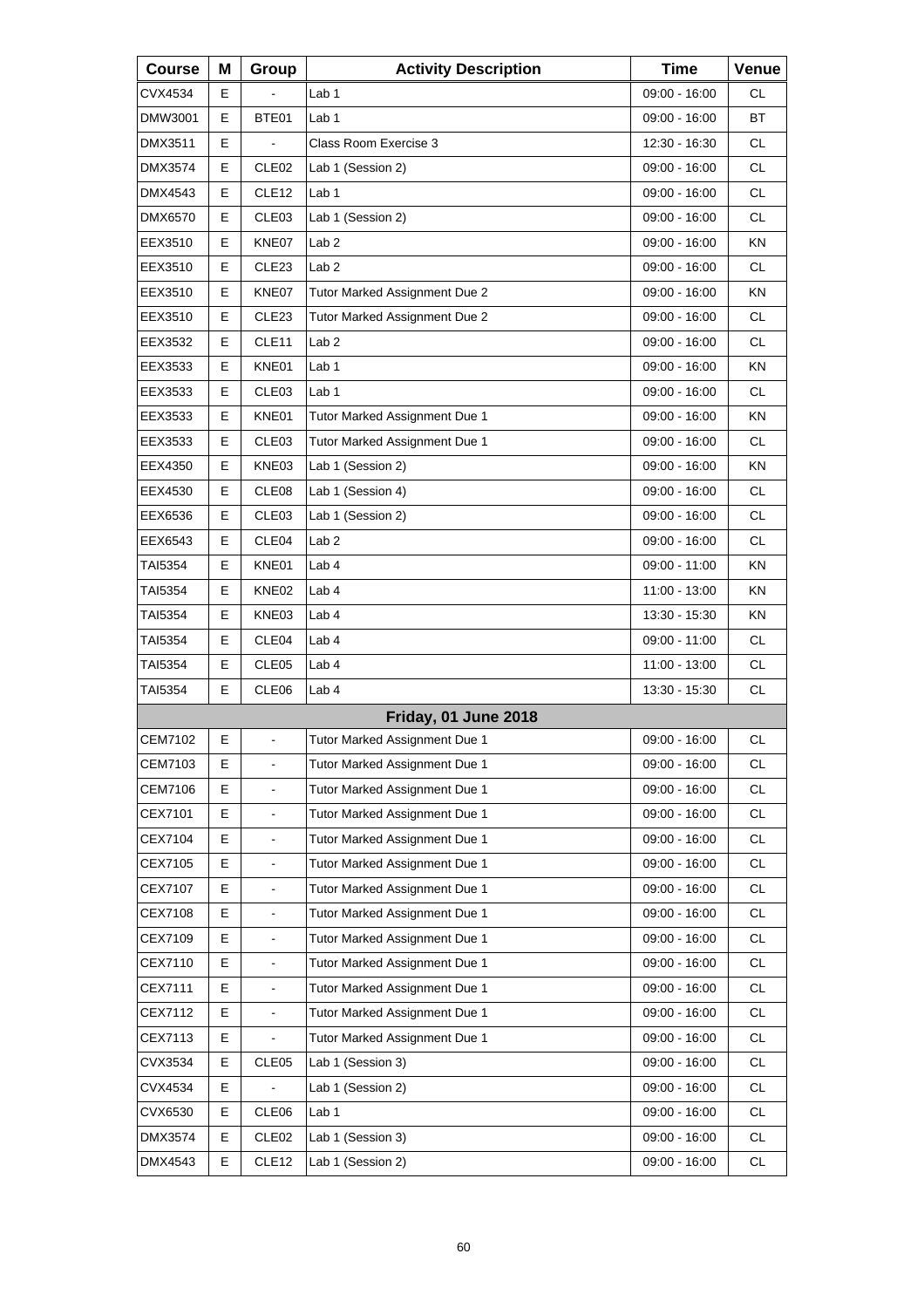| Course | M | Group | Activity Description | Time | Venue |
|---|---|---|---|---|---|
| CVX4534 | E | - | Lab 1 | 09:00 - 16:00 | CL |
| DMW3001 | E | BTE01 | Lab 1 | 09:00 - 16:00 | BT |
| DMX3511 | E | - | Class Room Exercise 3 | 12:30 - 16:30 | CL |
| DMX3574 | E | CLE02 | Lab 1 (Session 2) | 09:00 - 16:00 | CL |
| DMX4543 | E | CLE12 | Lab 1 | 09:00 - 16:00 | CL |
| DMX6570 | E | CLE03 | Lab 1 (Session 2) | 09:00 - 16:00 | CL |
| EEX3510 | E | KNE07 | Lab 2 | 09:00 - 16:00 | KN |
| EEX3510 | E | CLE23 | Lab 2 | 09:00 - 16:00 | CL |
| EEX3510 | E | KNE07 | Tutor Marked Assignment Due 2 | 09:00 - 16:00 | KN |
| EEX3510 | E | CLE23 | Tutor Marked Assignment Due 2 | 09:00 - 16:00 | CL |
| EEX3532 | E | CLE11 | Lab 2 | 09:00 - 16:00 | CL |
| EEX3533 | E | KNE01 | Lab 1 | 09:00 - 16:00 | KN |
| EEX3533 | E | CLE03 | Lab 1 | 09:00 - 16:00 | CL |
| EEX3533 | E | KNE01 | Tutor Marked Assignment Due 1 | 09:00 - 16:00 | KN |
| EEX3533 | E | CLE03 | Tutor Marked Assignment Due 1 | 09:00 - 16:00 | CL |
| EEX4350 | E | KNE03 | Lab 1 (Session 2) | 09:00 - 16:00 | KN |
| EEX4530 | E | CLE08 | Lab 1 (Session 4) | 09:00 - 16:00 | CL |
| EEX6536 | E | CLE03 | Lab 1 (Session 2) | 09:00 - 16:00 | CL |
| EEX6543 | E | CLE04 | Lab 2 | 09:00 - 16:00 | CL |
| TAI5354 | E | KNE01 | Lab 4 | 09:00 - 11:00 | KN |
| TAI5354 | E | KNE02 | Lab 4 | 11:00 - 13:00 | KN |
| TAI5354 | E | KNE03 | Lab 4 | 13:30 - 15:30 | KN |
| TAI5354 | E | CLE04 | Lab 4 | 09:00 - 11:00 | CL |
| TAI5354 | E | CLE05 | Lab 4 | 11:00 - 13:00 | CL |
| TAI5354 | E | CLE06 | Lab 4 | 13:30 - 15:30 | CL |
| | | | **Friday, 01 June 2018** | | |
| CEM7102 | E | - | Tutor Marked Assignment Due 1 | 09:00 - 16:00 | CL |
| CEM7103 | E | - | Tutor Marked Assignment Due 1 | 09:00 - 16:00 | CL |
| CEM7106 | E | - | Tutor Marked Assignment Due 1 | 09:00 - 16:00 | CL |
| CEX7101 | E | - | Tutor Marked Assignment Due 1 | 09:00 - 16:00 | CL |
| CEX7104 | E | - | Tutor Marked Assignment Due 1 | 09:00 - 16:00 | CL |
| CEX7105 | E | - | Tutor Marked Assignment Due 1 | 09:00 - 16:00 | CL |
| CEX7107 | E | - | Tutor Marked Assignment Due 1 | 09:00 - 16:00 | CL |
| CEX7108 | E | - | Tutor Marked Assignment Due 1 | 09:00 - 16:00 | CL |
| CEX7109 | E | - | Tutor Marked Assignment Due 1 | 09:00 - 16:00 | CL |
| CEX7110 | E | - | Tutor Marked Assignment Due 1 | 09:00 - 16:00 | CL |
| CEX7111 | E | - | Tutor Marked Assignment Due 1 | 09:00 - 16:00 | CL |
| CEX7112 | E | - | Tutor Marked Assignment Due 1 | 09:00 - 16:00 | CL |
| CEX7113 | E | - | Tutor Marked Assignment Due 1 | 09:00 - 16:00 | CL |
| CVX3534 | E | CLE05 | Lab 1 (Session 3) | 09:00 - 16:00 | CL |
| CVX4534 | E | - | Lab 1 (Session 2) | 09:00 - 16:00 | CL |
| CVX6530 | E | CLE06 | Lab 1 | 09:00 - 16:00 | CL |
| DMX3574 | E | CLE02 | Lab 1 (Session 3) | 09:00 - 16:00 | CL |
| DMX4543 | E | CLE12 | Lab 1 (Session 2) | 09:00 - 16:00 | CL |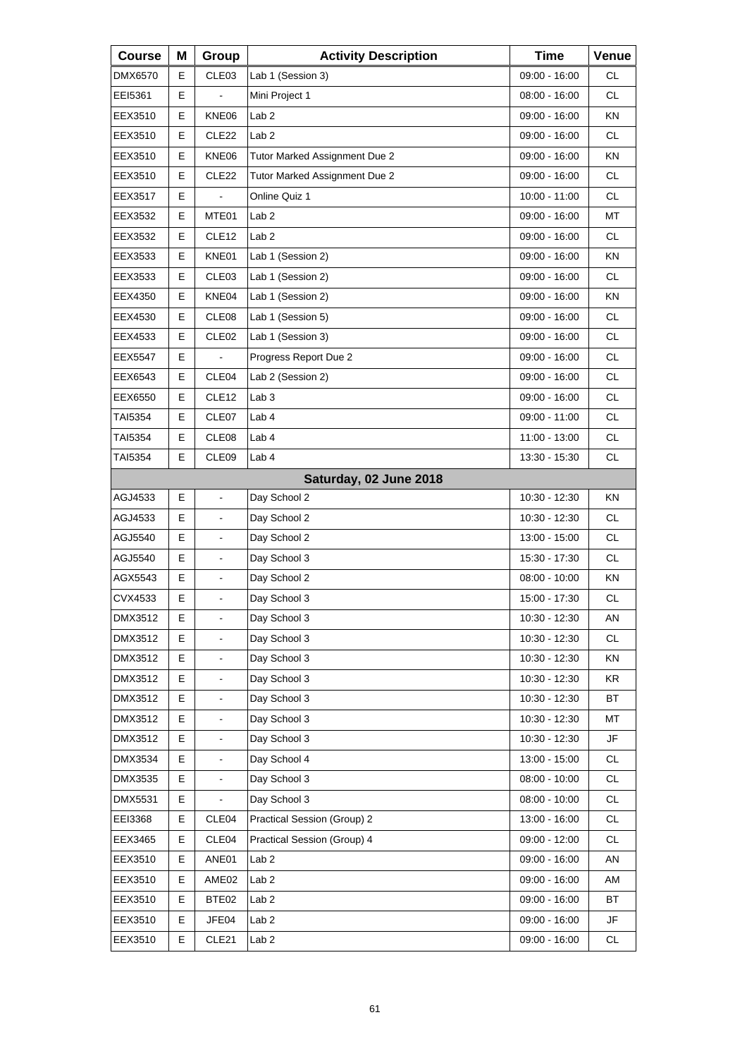| Course | M | Group | Activity Description | Time | Venue |
|---|---|---|---|---|---|
| DMX6570 | E | CLE03 | Lab 1 (Session 3) | 09:00 - 16:00 | CL |
| EEI5361 | E | - | Mini Project 1 | 08:00 - 16:00 | CL |
| EEX3510 | E | KNE06 | Lab 2 | 09:00 - 16:00 | KN |
| EEX3510 | E | CLE22 | Lab 2 | 09:00 - 16:00 | CL |
| EEX3510 | E | KNE06 | Tutor Marked Assignment Due 2 | 09:00 - 16:00 | KN |
| EEX3510 | E | CLE22 | Tutor Marked Assignment Due 2 | 09:00 - 16:00 | CL |
| EEX3517 | E | - | Online Quiz 1 | 10:00 - 11:00 | CL |
| EEX3532 | E | MTE01 | Lab 2 | 09:00 - 16:00 | MT |
| EEX3532 | E | CLE12 | Lab 2 | 09:00 - 16:00 | CL |
| EEX3533 | E | KNE01 | Lab 1 (Session 2) | 09:00 - 16:00 | KN |
| EEX3533 | E | CLE03 | Lab 1 (Session 2) | 09:00 - 16:00 | CL |
| EEX4350 | E | KNE04 | Lab 1 (Session 2) | 09:00 - 16:00 | KN |
| EEX4530 | E | CLE08 | Lab 1 (Session 5) | 09:00 - 16:00 | CL |
| EEX4533 | E | CLE02 | Lab 1 (Session 3) | 09:00 - 16:00 | CL |
| EEX5547 | E | - | Progress Report Due 2 | 09:00 - 16:00 | CL |
| EEX6543 | E | CLE04 | Lab 2 (Session 2) | 09:00 - 16:00 | CL |
| EEX6550 | E | CLE12 | Lab 3 | 09:00 - 16:00 | CL |
| TAI5354 | E | CLE07 | Lab 4 | 09:00 - 11:00 | CL |
| TAI5354 | E | CLE08 | Lab 4 | 11:00 - 13:00 | CL |
| TAI5354 | E | CLE09 | Lab 4 | 13:30 - 15:30 | CL |
| | | | **Saturday, 02 June 2018** | | |
| AGJ4533 | E | - | Day School 2 | 10:30 - 12:30 | KN |
| AGJ4533 | E | - | Day School 2 | 10:30 - 12:30 | CL |
| AGJ5540 | E | - | Day School 2 | 13:00 - 15:00 | CL |
| AGJ5540 | E | - | Day School 3 | 15:30 - 17:30 | CL |
| AGX5543 | E | - | Day School 2 | 08:00 - 10:00 | KN |
| CVX4533 | E | - | Day School 3 | 15:00 - 17:30 | CL |
| DMX3512 | E | - | Day School 3 | 10:30 - 12:30 | AN |
| DMX3512 | E | - | Day School 3 | 10:30 - 12:30 | CL |
| DMX3512 | E | - | Day School 3 | 10:30 - 12:30 | KN |
| DMX3512 | E | - | Day School 3 | 10:30 - 12:30 | KR |
| DMX3512 | E | - | Day School 3 | 10:30 - 12:30 | BT |
| DMX3512 | E | - | Day School 3 | 10:30 - 12:30 | MT |
| DMX3512 | E | - | Day School 3 | 10:30 - 12:30 | JF |
| DMX3534 | E | - | Day School 4 | 13:00 - 15:00 | CL |
| DMX3535 | E | - | Day School 3 | 08:00 - 10:00 | CL |
| DMX5531 | E | - | Day School 3 | 08:00 - 10:00 | CL |
| EEI3368 | E | CLE04 | Practical Session (Group) 2 | 13:00 - 16:00 | CL |
| EEX3465 | E | CLE04 | Practical Session (Group) 4 | 09:00 - 12:00 | CL |
| EEX3510 | E | ANE01 | Lab 2 | 09:00 - 16:00 | AN |
| EEX3510 | E | AME02 | Lab 2 | 09:00 - 16:00 | AM |
| EEX3510 | E | BTE02 | Lab 2 | 09:00 - 16:00 | BT |
| EEX3510 | E | JFE04 | Lab 2 | 09:00 - 16:00 | JF |
| EEX3510 | E | CLE21 | Lab 2 | 09:00 - 16:00 | CL |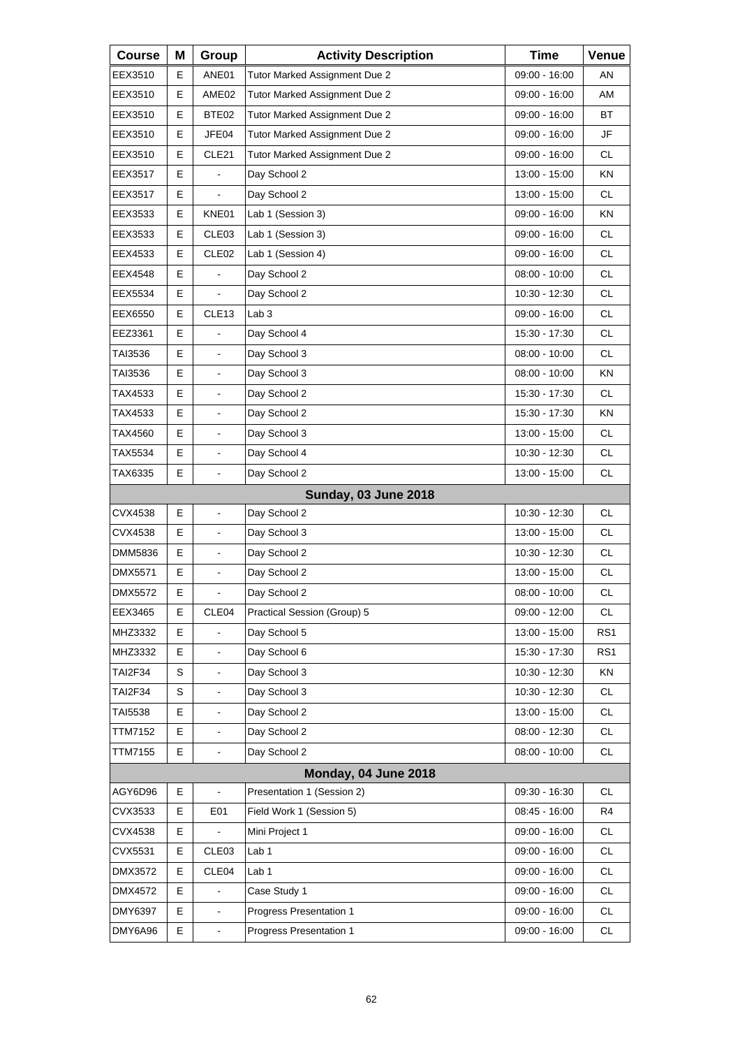| Course | M | Group | Activity Description | Time | Venue |
|---|---|---|---|---|---|
| EEX3510 | E | ANE01 | Tutor Marked Assignment Due 2 | 09:00 - 16:00 | AN |
| EEX3510 | E | AME02 | Tutor Marked Assignment Due 2 | 09:00 - 16:00 | AM |
| EEX3510 | E | BTE02 | Tutor Marked Assignment Due 2 | 09:00 - 16:00 | BT |
| EEX3510 | E | JFE04 | Tutor Marked Assignment Due 2 | 09:00 - 16:00 | JF |
| EEX3510 | E | CLE21 | Tutor Marked Assignment Due 2 | 09:00 - 16:00 | CL |
| EEX3517 | E | - | Day School 2 | 13:00 - 15:00 | KN |
| EEX3517 | E | - | Day School 2 | 13:00 - 15:00 | CL |
| EEX3533 | E | KNE01 | Lab 1 (Session 3) | 09:00 - 16:00 | KN |
| EEX3533 | E | CLE03 | Lab 1 (Session 3) | 09:00 - 16:00 | CL |
| EEX4533 | E | CLE02 | Lab 1 (Session 4) | 09:00 - 16:00 | CL |
| EEX4548 | E | - | Day School 2 | 08:00 - 10:00 | CL |
| EEX5534 | E | - | Day School 2 | 10:30 - 12:30 | CL |
| EEX6550 | E | CLE13 | Lab 3 | 09:00 - 16:00 | CL |
| EEZ3361 | E | - | Day School 4 | 15:30 - 17:30 | CL |
| TAI3536 | E | - | Day School 3 | 08:00 - 10:00 | CL |
| TAI3536 | E | - | Day School 3 | 08:00 - 10:00 | KN |
| TAX4533 | E | - | Day School 2 | 15:30 - 17:30 | CL |
| TAX4533 | E | - | Day School 2 | 15:30 - 17:30 | KN |
| TAX4560 | E | - | Day School 3 | 13:00 - 15:00 | CL |
| TAX5534 | E | - | Day School 4 | 10:30 - 12:30 | CL |
| TAX6335 | E | - | Day School 2 | 13:00 - 15:00 | CL |
| | | | **Sunday, 03 June 2018** | | |
| CVX4538 | E | - | Day School 2 | 10:30 - 12:30 | CL |
| CVX4538 | E | - | Day School 3 | 13:00 - 15:00 | CL |
| DMM5836 | E | - | Day School 2 | 10:30 - 12:30 | CL |
| DMX5571 | E | - | Day School 2 | 13:00 - 15:00 | CL |
| DMX5572 | E | - | Day School 2 | 08:00 - 10:00 | CL |
| EEX3465 | E | CLE04 | Practical Session (Group) 5 | 09:00 - 12:00 | CL |
| MHZ3332 | E | - | Day School 5 | 13:00 - 15:00 | RS1 |
| MHZ3332 | E | - | Day School 6 | 15:30 - 17:30 | RS1 |
| TAI2F34 | S | - | Day School 3 | 10:30 - 12:30 | KN |
| TAI2F34 | S | - | Day School 3 | 10:30 - 12:30 | CL |
| TAI5538 | E | - | Day School 2 | 13:00 - 15:00 | CL |
| TTM7152 | E | - | Day School 2 | 08:00 - 12:30 | CL |
| TTM7155 | E | - | Day School 2 | 08:00 - 10:00 | CL |
| | | | **Monday, 04 June 2018** | | |
| AGY6D96 | E | - | Presentation 1 (Session 2) | 09:30 - 16:30 | CL |
| CVX3533 | E | E01 | Field Work 1 (Session 5) | 08:45 - 16:00 | R4 |
| CVX4538 | E | - | Mini Project 1 | 09:00 - 16:00 | CL |
| CVX5531 | E | CLE03 | Lab 1 | 09:00 - 16:00 | CL |
| DMX3572 | E | CLE04 | Lab 1 | 09:00 - 16:00 | CL |
| DMX4572 | E | - | Case Study 1 | 09:00 - 16:00 | CL |
| DMY6397 | E | - | Progress Presentation 1 | 09:00 - 16:00 | CL |
| DMY6A96 | E | - | Progress Presentation 1 | 09:00 - 16:00 | CL |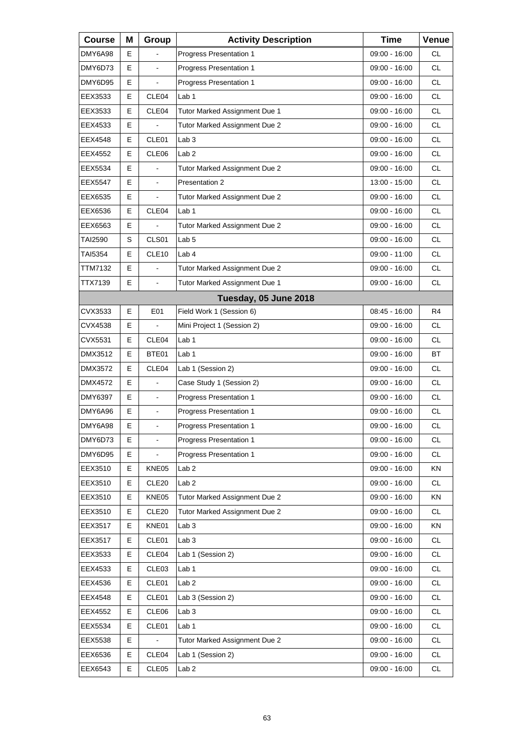| Course | M | Group | Activity Description | Time | Venue |
|---|---|---|---|---|---|
| DMY6A98 | E | - | Progress Presentation 1 | 09:00 - 16:00 | CL |
| DMY6D73 | E | - | Progress Presentation 1 | 09:00 - 16:00 | CL |
| DMY6D95 | E | - | Progress Presentation 1 | 09:00 - 16:00 | CL |
| EEX3533 | E | CLE04 | Lab 1 | 09:00 - 16:00 | CL |
| EEX3533 | E | CLE04 | Tutor Marked Assignment Due 1 | 09:00 - 16:00 | CL |
| EEX4533 | E | - | Tutor Marked Assignment Due 2 | 09:00 - 16:00 | CL |
| EEX4548 | E | CLE01 | Lab 3 | 09:00 - 16:00 | CL |
| EEX4552 | E | CLE06 | Lab 2 | 09:00 - 16:00 | CL |
| EEX5534 | E | - | Tutor Marked Assignment Due 2 | 09:00 - 16:00 | CL |
| EEX5547 | E | - | Presentation 2 | 13:00 - 15:00 | CL |
| EEX6535 | E | - | Tutor Marked Assignment Due 2 | 09:00 - 16:00 | CL |
| EEX6536 | E | CLE04 | Lab 1 | 09:00 - 16:00 | CL |
| EEX6563 | E | - | Tutor Marked Assignment Due 2 | 09:00 - 16:00 | CL |
| TAI2590 | S | CLS01 | Lab 5 | 09:00 - 16:00 | CL |
| TAI5354 | E | CLE10 | Lab 4 | 09:00 - 11:00 | CL |
| TTM7132 | E | - | Tutor Marked Assignment Due 2 | 09:00 - 16:00 | CL |
| TTX7139 | E | - | Tutor Marked Assignment Due 1 | 09:00 - 16:00 | CL |
| | | | **Tuesday, 05 June 2018** | | |
| CVX3533 | E | E01 | Field Work 1 (Session 6) | 08:45 - 16:00 | R4 |
| CVX4538 | E | - | Mini Project 1 (Session 2) | 09:00 - 16:00 | CL |
| CVX5531 | E | CLE04 | Lab 1 | 09:00 - 16:00 | CL |
| DMX3512 | E | BTE01 | Lab 1 | 09:00 - 16:00 | BT |
| DMX3572 | E | CLE04 | Lab 1 (Session 2) | 09:00 - 16:00 | CL |
| DMX4572 | E | - | Case Study 1 (Session 2) | 09:00 - 16:00 | CL |
| DMY6397 | E | - | Progress Presentation 1 | 09:00 - 16:00 | CL |
| DMY6A96 | E | - | Progress Presentation 1 | 09:00 - 16:00 | CL |
| DMY6A98 | E | - | Progress Presentation 1 | 09:00 - 16:00 | CL |
| DMY6D73 | E | - | Progress Presentation 1 | 09:00 - 16:00 | CL |
| DMY6D95 | E | - | Progress Presentation 1 | 09:00 - 16:00 | CL |
| EEX3510 | E | KNE05 | Lab 2 | 09:00 - 16:00 | KN |
| EEX3510 | E | CLE20 | Lab 2 | 09:00 - 16:00 | CL |
| EEX3510 | E | KNE05 | Tutor Marked Assignment Due 2 | 09:00 - 16:00 | KN |
| EEX3510 | E | CLE20 | Tutor Marked Assignment Due 2 | 09:00 - 16:00 | CL |
| EEX3517 | E | KNE01 | Lab 3 | 09:00 - 16:00 | KN |
| EEX3517 | E | CLE01 | Lab 3 | 09:00 - 16:00 | CL |
| EEX3533 | E | CLE04 | Lab 1 (Session 2) | 09:00 - 16:00 | CL |
| EEX4533 | E | CLE03 | Lab 1 | 09:00 - 16:00 | CL |
| EEX4536 | E | CLE01 | Lab 2 | 09:00 - 16:00 | CL |
| EEX4548 | E | CLE01 | Lab 3 (Session 2) | 09:00 - 16:00 | CL |
| EEX4552 | E | CLE06 | Lab 3 | 09:00 - 16:00 | CL |
| EEX5534 | E | CLE01 | Lab 1 | 09:00 - 16:00 | CL |
| EEX5538 | E | - | Tutor Marked Assignment Due 2 | 09:00 - 16:00 | CL |
| EEX6536 | E | CLE04 | Lab 1 (Session 2) | 09:00 - 16:00 | CL |
| EEX6543 | E | CLE05 | Lab 2 | 09:00 - 16:00 | CL |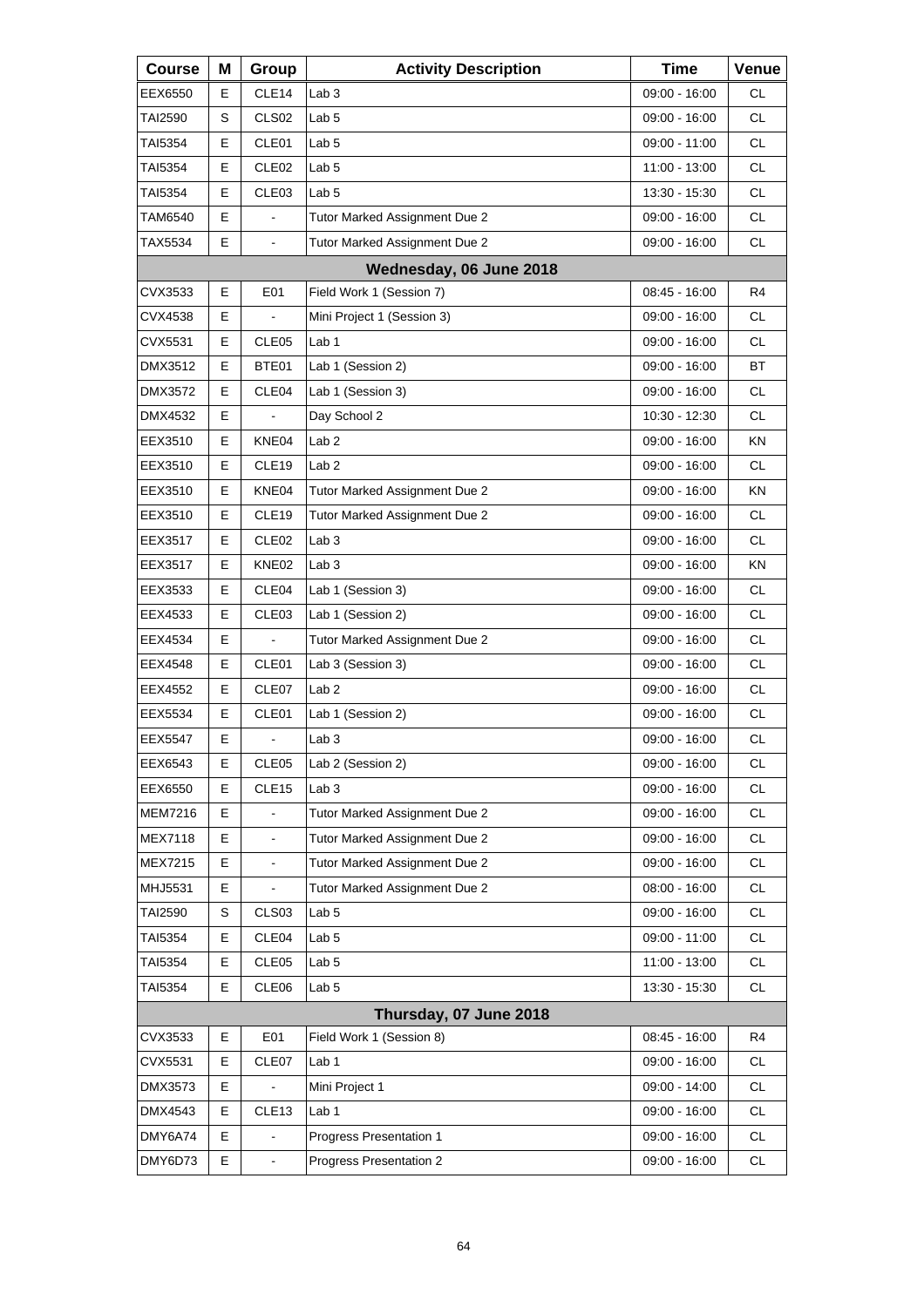| Course | M | Group | Activity Description | Time | Venue |
|---|---|---|---|---|---|
| EEX6550 | E | CLE14 | Lab 3 | 09:00 - 16:00 | CL |
| TAI2590 | S | CLS02 | Lab 5 | 09:00 - 16:00 | CL |
| TAI5354 | E | CLE01 | Lab 5 | 09:00 - 11:00 | CL |
| TAI5354 | E | CLE02 | Lab 5 | 11:00 - 13:00 | CL |
| TAI5354 | E | CLE03 | Lab 5 | 13:30 - 15:30 | CL |
| TAM6540 | E | - | Tutor Marked Assignment Due 2 | 09:00 - 16:00 | CL |
| TAX5534 | E | - | Tutor Marked Assignment Due 2 | 09:00 - 16:00 | CL |
| **Wednesday, 06 June 2018** | | | | | |
| CVX3533 | E | E01 | Field Work 1 (Session 7) | 08:45 - 16:00 | R4 |
| CVX4538 | E | - | Mini Project 1 (Session 3) | 09:00 - 16:00 | CL |
| CVX5531 | E | CLE05 | Lab 1 | 09:00 - 16:00 | CL |
| DMX3512 | E | BTE01 | Lab 1 (Session 2) | 09:00 - 16:00 | BT |
| DMX3572 | E | CLE04 | Lab 1 (Session 3) | 09:00 - 16:00 | CL |
| DMX4532 | E | - | Day School 2 | 10:30 - 12:30 | CL |
| EEX3510 | E | KNE04 | Lab 2 | 09:00 - 16:00 | KN |
| EEX3510 | E | CLE19 | Lab 2 | 09:00 - 16:00 | CL |
| EEX3510 | E | KNE04 | Tutor Marked Assignment Due 2 | 09:00 - 16:00 | KN |
| EEX3510 | E | CLE19 | Tutor Marked Assignment Due 2 | 09:00 - 16:00 | CL |
| EEX3517 | E | CLE02 | Lab 3 | 09:00 - 16:00 | CL |
| EEX3517 | E | KNE02 | Lab 3 | 09:00 - 16:00 | KN |
| EEX3533 | E | CLE04 | Lab 1 (Session 3) | 09:00 - 16:00 | CL |
| EEX4533 | E | CLE03 | Lab 1 (Session 2) | 09:00 - 16:00 | CL |
| EEX4534 | E | - | Tutor Marked Assignment Due 2 | 09:00 - 16:00 | CL |
| EEX4548 | E | CLE01 | Lab 3 (Session 3) | 09:00 - 16:00 | CL |
| EEX4552 | E | CLE07 | Lab 2 | 09:00 - 16:00 | CL |
| EEX5534 | E | CLE01 | Lab 1 (Session 2) | 09:00 - 16:00 | CL |
| EEX5547 | E | - | Lab 3 | 09:00 - 16:00 | CL |
| EEX6543 | E | CLE05 | Lab 2 (Session 2) | 09:00 - 16:00 | CL |
| EEX6550 | E | CLE15 | Lab 3 | 09:00 - 16:00 | CL |
| MEM7216 | E | - | Tutor Marked Assignment Due 2 | 09:00 - 16:00 | CL |
| MEX7118 | E | - | Tutor Marked Assignment Due 2 | 09:00 - 16:00 | CL |
| MEX7215 | E | - | Tutor Marked Assignment Due 2 | 09:00 - 16:00 | CL |
| MHJ5531 | E | - | Tutor Marked Assignment Due 2 | 08:00 - 16:00 | CL |
| TAI2590 | S | CLS03 | Lab 5 | 09:00 - 16:00 | CL |
| TAI5354 | E | CLE04 | Lab 5 | 09:00 - 11:00 | CL |
| TAI5354 | E | CLE05 | Lab 5 | 11:00 - 13:00 | CL |
| TAI5354 | E | CLE06 | Lab 5 | 13:30 - 15:30 | CL |
| **Thursday, 07 June 2018** | | | | | |
| CVX3533 | E | E01 | Field Work 1 (Session 8) | 08:45 - 16:00 | R4 |
| CVX5531 | E | CLE07 | Lab 1 | 09:00 - 16:00 | CL |
| DMX3573 | E | - | Mini Project 1 | 09:00 - 14:00 | CL |
| DMX4543 | E | CLE13 | Lab 1 | 09:00 - 16:00 | CL |
| DMY6A74 | E | - | Progress Presentation 1 | 09:00 - 16:00 | CL |
| DMY6D73 | E | - | Progress Presentation 2 | 09:00 - 16:00 | CL |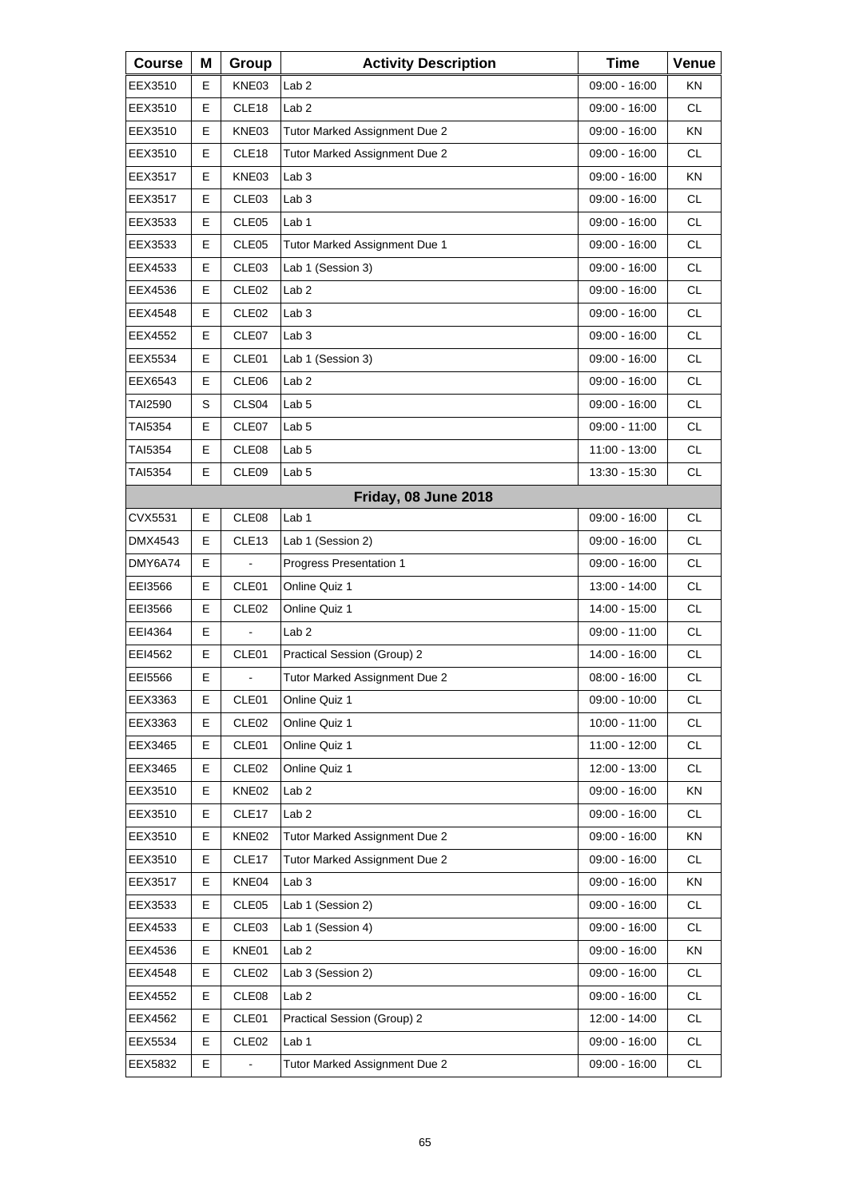| Course | M | Group | Activity Description | Time | Venue |
|---|---|---|---|---|---|
| EEX3510 | E | KNE03 | Lab 2 | 09:00 - 16:00 | KN |
| EEX3510 | E | CLE18 | Lab 2 | 09:00 - 16:00 | CL |
| EEX3510 | E | KNE03 | Tutor Marked Assignment Due 2 | 09:00 - 16:00 | KN |
| EEX3510 | E | CLE18 | Tutor Marked Assignment Due 2 | 09:00 - 16:00 | CL |
| EEX3517 | E | KNE03 | Lab 3 | 09:00 - 16:00 | KN |
| EEX3517 | E | CLE03 | Lab 3 | 09:00 - 16:00 | CL |
| EEX3533 | E | CLE05 | Lab 1 | 09:00 - 16:00 | CL |
| EEX3533 | E | CLE05 | Tutor Marked Assignment Due 1 | 09:00 - 16:00 | CL |
| EEX4533 | E | CLE03 | Lab 1 (Session 3) | 09:00 - 16:00 | CL |
| EEX4536 | E | CLE02 | Lab 2 | 09:00 - 16:00 | CL |
| EEX4548 | E | CLE02 | Lab 3 | 09:00 - 16:00 | CL |
| EEX4552 | E | CLE07 | Lab 3 | 09:00 - 16:00 | CL |
| EEX5534 | E | CLE01 | Lab 1 (Session 3) | 09:00 - 16:00 | CL |
| EEX6543 | E | CLE06 | Lab 2 | 09:00 - 16:00 | CL |
| TAI2590 | S | CLS04 | Lab 5 | 09:00 - 16:00 | CL |
| TAI5354 | E | CLE07 | Lab 5 | 09:00 - 11:00 | CL |
| TAI5354 | E | CLE08 | Lab 5 | 11:00 - 13:00 | CL |
| TAI5354 | E | CLE09 | Lab 5 | 13:30 - 15:30 | CL |
| | | | **Friday, 08 June 2018** | | |
| CVX5531 | E | CLE08 | Lab 1 | 09:00 - 16:00 | CL |
| DMX4543 | E | CLE13 | Lab 1 (Session 2) | 09:00 - 16:00 | CL |
| DMY6A74 | E | - | Progress Presentation 1 | 09:00 - 16:00 | CL |
| EEI3566 | E | CLE01 | Online Quiz 1 | 13:00 - 14:00 | CL |
| EEI3566 | E | CLE02 | Online Quiz 1 | 14:00 - 15:00 | CL |
| EEI4364 | E | - | Lab 2 | 09:00 - 11:00 | CL |
| EEI4562 | E | CLE01 | Practical Session (Group) 2 | 14:00 - 16:00 | CL |
| EEI5566 | E | - | Tutor Marked Assignment Due 2 | 08:00 - 16:00 | CL |
| EEX3363 | E | CLE01 | Online Quiz 1 | 09:00 - 10:00 | CL |
| EEX3363 | E | CLE02 | Online Quiz 1 | 10:00 - 11:00 | CL |
| EEX3465 | E | CLE01 | Online Quiz 1 | 11:00 - 12:00 | CL |
| EEX3465 | E | CLE02 | Online Quiz 1 | 12:00 - 13:00 | CL |
| EEX3510 | E | KNE02 | Lab 2 | 09:00 - 16:00 | KN |
| EEX3510 | E | CLE17 | Lab 2 | 09:00 - 16:00 | CL |
| EEX3510 | E | KNE02 | Tutor Marked Assignment Due 2 | 09:00 - 16:00 | KN |
| EEX3510 | E | CLE17 | Tutor Marked Assignment Due 2 | 09:00 - 16:00 | CL |
| EEX3517 | E | KNE04 | Lab 3 | 09:00 - 16:00 | KN |
| EEX3533 | E | CLE05 | Lab 1 (Session 2) | 09:00 - 16:00 | CL |
| EEX4533 | E | CLE03 | Lab 1 (Session 4) | 09:00 - 16:00 | CL |
| EEX4536 | E | KNE01 | Lab 2 | 09:00 - 16:00 | KN |
| EEX4548 | E | CLE02 | Lab 3 (Session 2) | 09:00 - 16:00 | CL |
| EEX4552 | E | CLE08 | Lab 2 | 09:00 - 16:00 | CL |
| EEX4562 | E | CLE01 | Practical Session (Group) 2 | 12:00 - 14:00 | CL |
| EEX5534 | E | CLE02 | Lab 1 | 09:00 - 16:00 | CL |
| EEX5832 | E | - | Tutor Marked Assignment Due 2 | 09:00 - 16:00 | CL |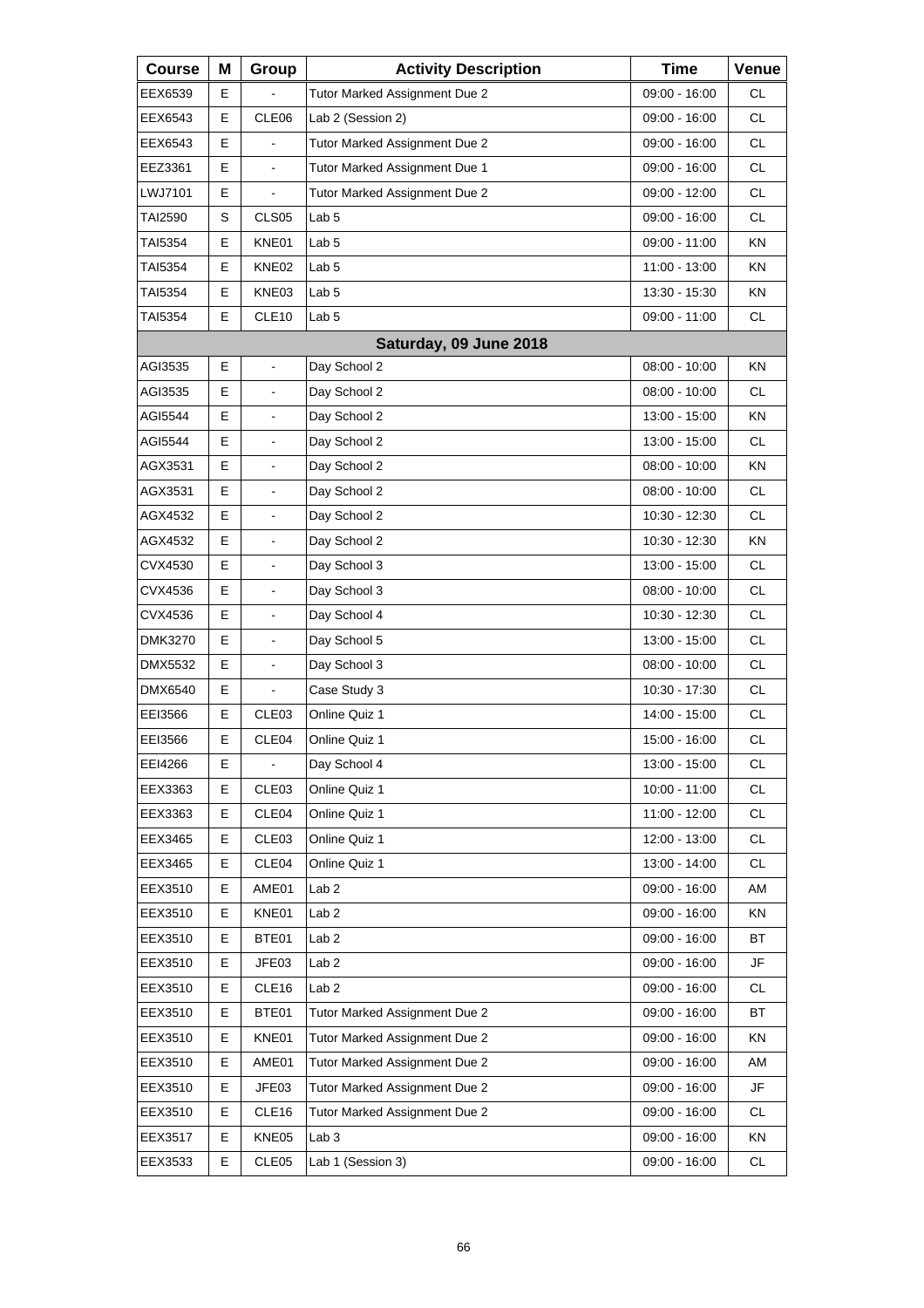| Course | M | Group | Activity Description | Time | Venue |
|---|---|---|---|---|---|
| EEX6539 | E | - | Tutor Marked Assignment Due 2 | 09:00 - 16:00 | CL |
| EEX6543 | E | CLE06 | Lab 2 (Session 2) | 09:00 - 16:00 | CL |
| EEX6543 | E | - | Tutor Marked Assignment Due 2 | 09:00 - 16:00 | CL |
| EEZ3361 | E | - | Tutor Marked Assignment Due 1 | 09:00 - 16:00 | CL |
| LWJ7101 | E | - | Tutor Marked Assignment Due 2 | 09:00 - 12:00 | CL |
| TAI2590 | S | CLS05 | Lab 5 | 09:00 - 16:00 | CL |
| TAI5354 | E | KNE01 | Lab 5 | 09:00 - 11:00 | KN |
| TAI5354 | E | KNE02 | Lab 5 | 11:00 - 13:00 | KN |
| TAI5354 | E | KNE03 | Lab 5 | 13:30 - 15:30 | KN |
| TAI5354 | E | CLE10 | Lab 5 | 09:00 - 11:00 | CL |
| | | | **Saturday, 09 June 2018** | | |
| AGI3535 | E | - | Day School 2 | 08:00 - 10:00 | KN |
| AGI3535 | E | - | Day School 2 | 08:00 - 10:00 | CL |
| AGI5544 | E | - | Day School 2 | 13:00 - 15:00 | KN |
| AGI5544 | E | - | Day School 2 | 13:00 - 15:00 | CL |
| AGX3531 | E | - | Day School 2 | 08:00 - 10:00 | KN |
| AGX3531 | E | - | Day School 2 | 08:00 - 10:00 | CL |
| AGX4532 | E | - | Day School 2 | 10:30 - 12:30 | CL |
| AGX4532 | E | - | Day School 2 | 10:30 - 12:30 | KN |
| CVX4530 | E | - | Day School 3 | 13:00 - 15:00 | CL |
| CVX4536 | E | - | Day School 3 | 08:00 - 10:00 | CL |
| CVX4536 | E | - | Day School 4 | 10:30 - 12:30 | CL |
| DMK3270 | E | - | Day School 5 | 13:00 - 15:00 | CL |
| DMX5532 | E | - | Day School 3 | 08:00 - 10:00 | CL |
| DMX6540 | E | - | Case Study 3 | 10:30 - 17:30 | CL |
| EEI3566 | E | CLE03 | Online Quiz 1 | 14:00 - 15:00 | CL |
| EEI3566 | E | CLE04 | Online Quiz 1 | 15:00 - 16:00 | CL |
| EEI4266 | E | - | Day School 4 | 13:00 - 15:00 | CL |
| EEX3363 | E | CLE03 | Online Quiz 1 | 10:00 - 11:00 | CL |
| EEX3363 | E | CLE04 | Online Quiz 1 | 11:00 - 12:00 | CL |
| EEX3465 | E | CLE03 | Online Quiz 1 | 12:00 - 13:00 | CL |
| EEX3465 | E | CLE04 | Online Quiz 1 | 13:00 - 14:00 | CL |
| EEX3510 | E | AME01 | Lab 2 | 09:00 - 16:00 | AM |
| EEX3510 | E | KNE01 | Lab 2 | 09:00 - 16:00 | KN |
| EEX3510 | E | BTE01 | Lab 2 | 09:00 - 16:00 | BT |
| EEX3510 | E | JFE03 | Lab 2 | 09:00 - 16:00 | JF |
| EEX3510 | E | CLE16 | Lab 2 | 09:00 - 16:00 | CL |
| EEX3510 | E | BTE01 | Tutor Marked Assignment Due 2 | 09:00 - 16:00 | BT |
| EEX3510 | E | KNE01 | Tutor Marked Assignment Due 2 | 09:00 - 16:00 | KN |
| EEX3510 | E | AME01 | Tutor Marked Assignment Due 2 | 09:00 - 16:00 | AM |
| EEX3510 | E | JFE03 | Tutor Marked Assignment Due 2 | 09:00 - 16:00 | JF |
| EEX3510 | E | CLE16 | Tutor Marked Assignment Due 2 | 09:00 - 16:00 | CL |
| EEX3517 | E | KNE05 | Lab 3 | 09:00 - 16:00 | KN |
| EEX3533 | E | CLE05 | Lab 1 (Session 3) | 09:00 - 16:00 | CL |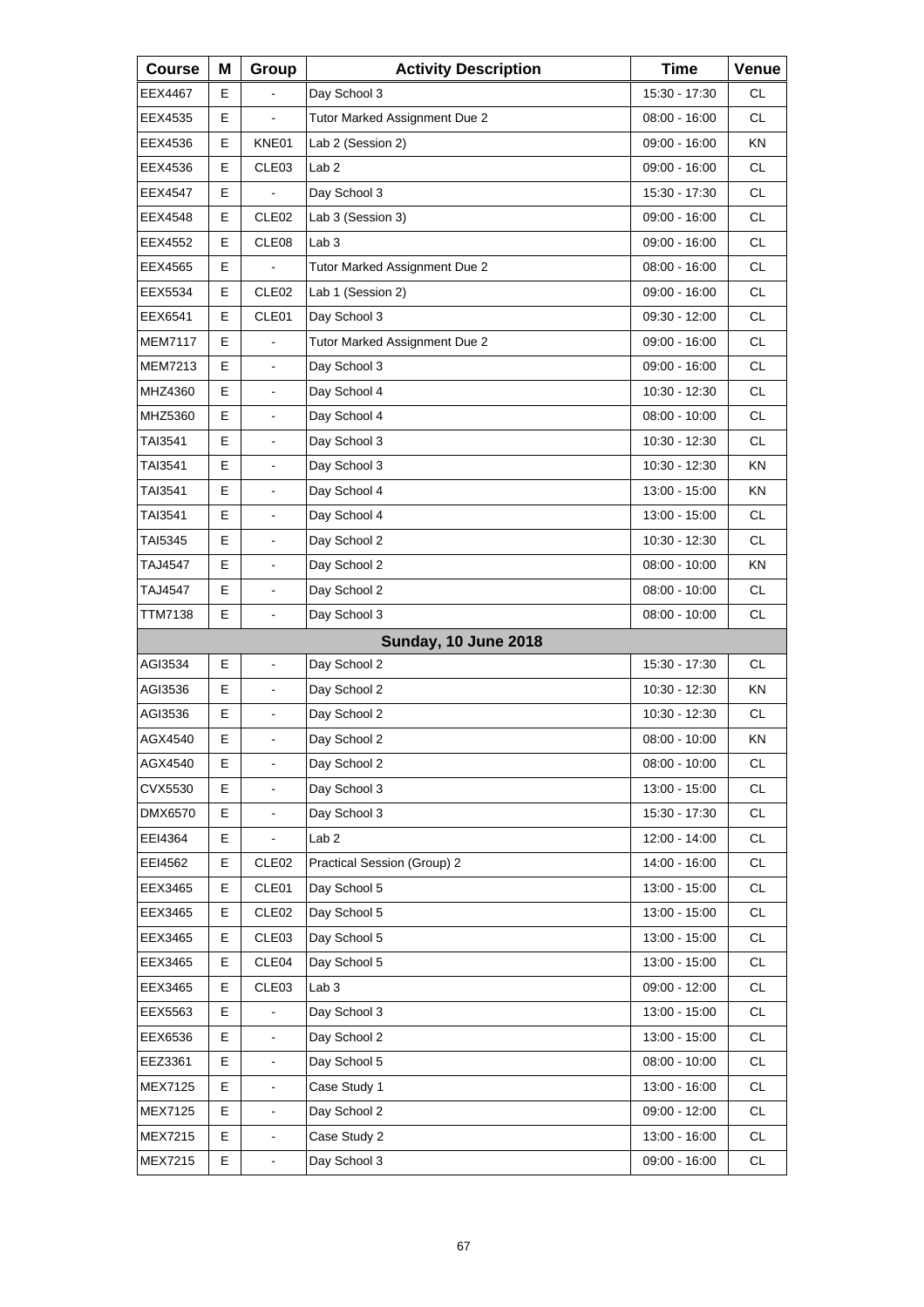| Course | M | Group | Activity Description | Time | Venue |
| --- | --- | --- | --- | --- | --- |
| EEX4467 | E | - | Day School 3 | 15:30 - 17:30 | CL |
| EEX4535 | E | - | Tutor Marked Assignment Due 2 | 08:00 - 16:00 | CL |
| EEX4536 | E | KNE01 | Lab 2 (Session 2) | 09:00 - 16:00 | KN |
| EEX4536 | E | CLE03 | Lab 2 | 09:00 - 16:00 | CL |
| EEX4547 | E | - | Day School 3 | 15:30 - 17:30 | CL |
| EEX4548 | E | CLE02 | Lab 3 (Session 3) | 09:00 - 16:00 | CL |
| EEX4552 | E | CLE08 | Lab 3 | 09:00 - 16:00 | CL |
| EEX4565 | E | - | Tutor Marked Assignment Due 2 | 08:00 - 16:00 | CL |
| EEX5534 | E | CLE02 | Lab 1 (Session 2) | 09:00 - 16:00 | CL |
| EEX6541 | E | CLE01 | Day School 3 | 09:30 - 12:00 | CL |
| MEM7117 | E | - | Tutor Marked Assignment Due 2 | 09:00 - 16:00 | CL |
| MEM7213 | E | - | Day School 3 | 09:00 - 16:00 | CL |
| MHZ4360 | E | - | Day School 4 | 10:30 - 12:30 | CL |
| MHZ5360 | E | - | Day School 4 | 08:00 - 10:00 | CL |
| TAI3541 | E | - | Day School 3 | 10:30 - 12:30 | CL |
| TAI3541 | E | - | Day School 3 | 10:30 - 12:30 | KN |
| TAI3541 | E | - | Day School 4 | 13:00 - 15:00 | KN |
| TAI3541 | E | - | Day School 4 | 13:00 - 15:00 | CL |
| TAI5345 | E | - | Day School 2 | 10:30 - 12:30 | CL |
| TAJ4547 | E | - | Day School 2 | 08:00 - 10:00 | KN |
| TAJ4547 | E | - | Day School 2 | 08:00 - 10:00 | CL |
| TTM7138 | E | - | Day School 3 | 08:00 - 10:00 | CL |
| | | | **Sunday, 10 June 2018** | | |
| AGI3534 | E | - | Day School 2 | 15:30 - 17:30 | CL |
| AGI3536 | E | - | Day School 2 | 10:30 - 12:30 | KN |
| AGI3536 | E | - | Day School 2 | 10:30 - 12:30 | CL |
| AGX4540 | E | - | Day School 2 | 08:00 - 10:00 | KN |
| AGX4540 | E | - | Day School 2 | 08:00 - 10:00 | CL |
| CVX5530 | E | - | Day School 3 | 13:00 - 15:00 | CL |
| DMX6570 | E | - | Day School 3 | 15:30 - 17:30 | CL |
| EEI4364 | E | - | Lab 2 | 12:00 - 14:00 | CL |
| EEI4562 | E | CLE02 | Practical Session (Group) 2 | 14:00 - 16:00 | CL |
| EEX3465 | E | CLE01 | Day School 5 | 13:00 - 15:00 | CL |
| EEX3465 | E | CLE02 | Day School 5 | 13:00 - 15:00 | CL |
| EEX3465 | E | CLE03 | Day School 5 | 13:00 - 15:00 | CL |
| EEX3465 | E | CLE04 | Day School 5 | 13:00 - 15:00 | CL |
| EEX3465 | E | CLE03 | Lab 3 | 09:00 - 12:00 | CL |
| EEX5563 | E | - | Day School 3 | 13:00 - 15:00 | CL |
| EEX6536 | E | - | Day School 2 | 13:00 - 15:00 | CL |
| EEZ3361 | E | - | Day School 5 | 08:00 - 10:00 | CL |
| MEX7125 | E | - | Case Study 1 | 13:00 - 16:00 | CL |
| MEX7125 | E | - | Day School 2 | 09:00 - 12:00 | CL |
| MEX7215 | E | - | Case Study 2 | 13:00 - 16:00 | CL |
| MEX7215 | E | - | Day School 3 | 09:00 - 16:00 | CL |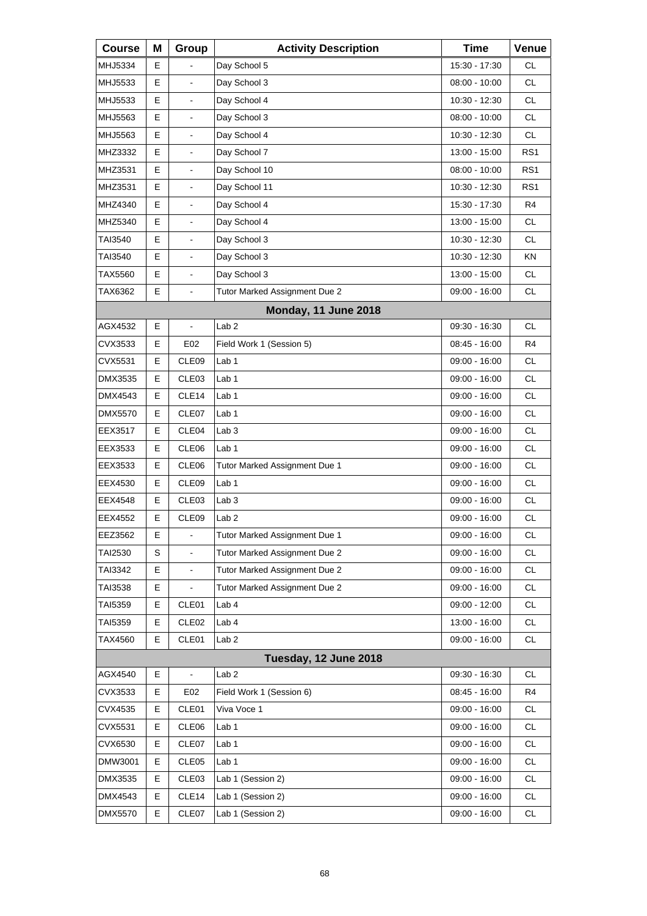| Course | M | Group | Activity Description | Time | Venue |
|---|---|---|---|---|---|
| MHJ5334 | E | - | Day School 5 | 15:30 - 17:30 | CL |
| MHJ5533 | E | - | Day School 3 | 08:00 - 10:00 | CL |
| MHJ5533 | E | - | Day School 4 | 10:30 - 12:30 | CL |
| MHJ5563 | E | - | Day School 3 | 08:00 - 10:00 | CL |
| MHJ5563 | E | - | Day School 4 | 10:30 - 12:30 | CL |
| MHZ3332 | E | - | Day School 7 | 13:00 - 15:00 | RS1 |
| MHZ3531 | E | - | Day School 10 | 08:00 - 10:00 | RS1 |
| MHZ3531 | E | - | Day School 11 | 10:30 - 12:30 | RS1 |
| MHZ4340 | E | - | Day School 4 | 15:30 - 17:30 | R4 |
| MHZ5340 | E | - | Day School 4 | 13:00 - 15:00 | CL |
| TAI3540 | E | - | Day School 3 | 10:30 - 12:30 | CL |
| TAI3540 | E | - | Day School 3 | 10:30 - 12:30 | KN |
| TAX5560 | E | - | Day School 3 | 13:00 - 15:00 | CL |
| TAX6362 | E | - | Tutor Marked Assignment Due 2 | 09:00 - 16:00 | CL |
| **Monday, 11 June 2018** | | | | | |
| AGX4532 | E | - | Lab 2 | 09:30 - 16:30 | CL |
| CVX3533 | E | E02 | Field Work 1 (Session 5) | 08:45 - 16:00 | R4 |
| CVX5531 | E | CLE09 | Lab 1 | 09:00 - 16:00 | CL |
| DMX3535 | E | CLE03 | Lab 1 | 09:00 - 16:00 | CL |
| DMX4543 | E | CLE14 | Lab 1 | 09:00 - 16:00 | CL |
| DMX5570 | E | CLE07 | Lab 1 | 09:00 - 16:00 | CL |
| EEX3517 | E | CLE04 | Lab 3 | 09:00 - 16:00 | CL |
| EEX3533 | E | CLE06 | Lab 1 | 09:00 - 16:00 | CL |
| EEX3533 | E | CLE06 | Tutor Marked Assignment Due 1 | 09:00 - 16:00 | CL |
| EEX4530 | E | CLE09 | Lab 1 | 09:00 - 16:00 | CL |
| EEX4548 | E | CLE03 | Lab 3 | 09:00 - 16:00 | CL |
| EEX4552 | E | CLE09 | Lab 2 | 09:00 - 16:00 | CL |
| EEZ3562 | E | - | Tutor Marked Assignment Due 1 | 09:00 - 16:00 | CL |
| TAI2530 | S | - | Tutor Marked Assignment Due 2 | 09:00 - 16:00 | CL |
| TAI3342 | E | - | Tutor Marked Assignment Due 2 | 09:00 - 16:00 | CL |
| TAI3538 | E | - | Tutor Marked Assignment Due 2 | 09:00 - 16:00 | CL |
| TAI5359 | E | CLE01 | Lab 4 | 09:00 - 12:00 | CL |
| TAI5359 | E | CLE02 | Lab 4 | 13:00 - 16:00 | CL |
| TAX4560 | E | CLE01 | Lab 2 | 09:00 - 16:00 | CL |
| **Tuesday, 12 June 2018** | | | | | |
| AGX4540 | E | - | Lab 2 | 09:30 - 16:30 | CL |
| CVX3533 | E | E02 | Field Work 1 (Session 6) | 08:45 - 16:00 | R4 |
| CVX4535 | E | CLE01 | Viva Voce 1 | 09:00 - 16:00 | CL |
| CVX5531 | E | CLE06 | Lab 1 | 09:00 - 16:00 | CL |
| CVX6530 | E | CLE07 | Lab 1 | 09:00 - 16:00 | CL |
| DMW3001 | E | CLE05 | Lab 1 | 09:00 - 16:00 | CL |
| DMX3535 | E | CLE03 | Lab 1 (Session 2) | 09:00 - 16:00 | CL |
| DMX4543 | E | CLE14 | Lab 1 (Session 2) | 09:00 - 16:00 | CL |
| DMX5570 | E | CLE07 | Lab 1 (Session 2) | 09:00 - 16:00 | CL |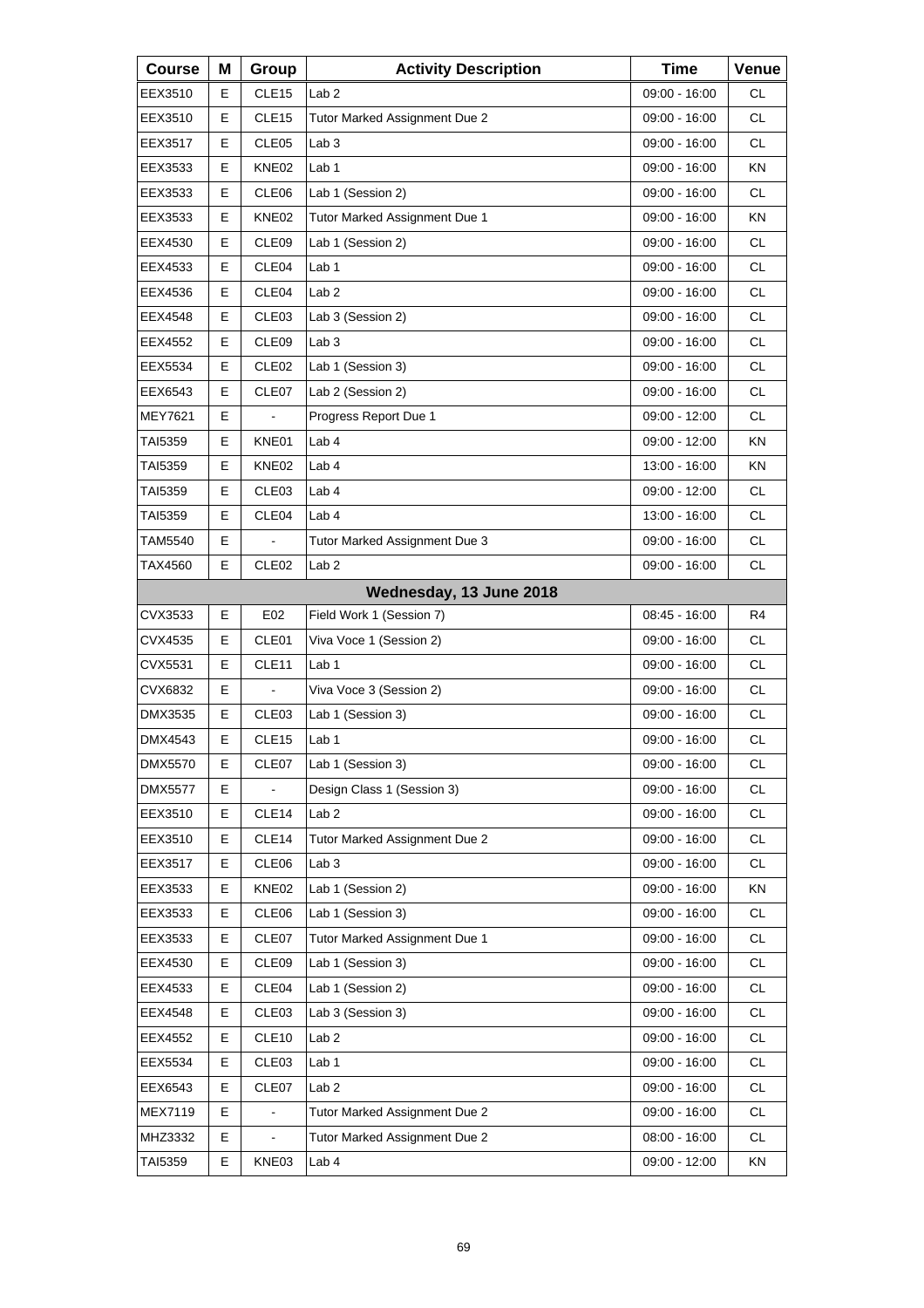| Course | M | Group | Activity Description | Time | Venue |
|---|---|---|---|---|---|
| EEX3510 | E | CLE15 | Lab 2 | 09:00 - 16:00 | CL |
| EEX3510 | E | CLE15 | Tutor Marked Assignment Due 2 | 09:00 - 16:00 | CL |
| EEX3517 | E | CLE05 | Lab 3 | 09:00 - 16:00 | CL |
| EEX3533 | E | KNE02 | Lab 1 | 09:00 - 16:00 | KN |
| EEX3533 | E | CLE06 | Lab 1 (Session 2) | 09:00 - 16:00 | CL |
| EEX3533 | E | KNE02 | Tutor Marked Assignment Due 1 | 09:00 - 16:00 | KN |
| EEX4530 | E | CLE09 | Lab 1 (Session 2) | 09:00 - 16:00 | CL |
| EEX4533 | E | CLE04 | Lab 1 | 09:00 - 16:00 | CL |
| EEX4536 | E | CLE04 | Lab 2 | 09:00 - 16:00 | CL |
| EEX4548 | E | CLE03 | Lab 3 (Session 2) | 09:00 - 16:00 | CL |
| EEX4552 | E | CLE09 | Lab 3 | 09:00 - 16:00 | CL |
| EEX5534 | E | CLE02 | Lab 1 (Session 3) | 09:00 - 16:00 | CL |
| EEX6543 | E | CLE07 | Lab 2 (Session 2) | 09:00 - 16:00 | CL |
| MEY7621 | E | - | Progress Report Due 1 | 09:00 - 12:00 | CL |
| TAI5359 | E | KNE01 | Lab 4 | 09:00 - 12:00 | KN |
| TAI5359 | E | KNE02 | Lab 4 | 13:00 - 16:00 | KN |
| TAI5359 | E | CLE03 | Lab 4 | 09:00 - 12:00 | CL |
| TAI5359 | E | CLE04 | Lab 4 | 13:00 - 16:00 | CL |
| TAM5540 | E | - | Tutor Marked Assignment Due 3 | 09:00 - 16:00 | CL |
| TAX4560 | E | CLE02 | Lab 2 | 09:00 - 16:00 | CL |
| | | | **Wednesday, 13 June 2018** | | |
| CVX3533 | E | E02 | Field Work 1 (Session 7) | 08:45 - 16:00 | R4 |
| CVX4535 | E | CLE01 | Viva Voce 1 (Session 2) | 09:00 - 16:00 | CL |
| CVX5531 | E | CLE11 | Lab 1 | 09:00 - 16:00 | CL |
| CVX6832 | E | - | Viva Voce 3 (Session 2) | 09:00 - 16:00 | CL |
| DMX3535 | E | CLE03 | Lab 1 (Session 3) | 09:00 - 16:00 | CL |
| DMX4543 | E | CLE15 | Lab 1 | 09:00 - 16:00 | CL |
| DMX5570 | E | CLE07 | Lab 1 (Session 3) | 09:00 - 16:00 | CL |
| DMX5577 | E | - | Design Class 1 (Session 3) | 09:00 - 16:00 | CL |
| EEX3510 | E | CLE14 | Lab 2 | 09:00 - 16:00 | CL |
| EEX3510 | E | CLE14 | Tutor Marked Assignment Due 2 | 09:00 - 16:00 | CL |
| EEX3517 | E | CLE06 | Lab 3 | 09:00 - 16:00 | CL |
| EEX3533 | E | KNE02 | Lab 1 (Session 2) | 09:00 - 16:00 | KN |
| EEX3533 | E | CLE06 | Lab 1 (Session 3) | 09:00 - 16:00 | CL |
| EEX3533 | E | CLE07 | Tutor Marked Assignment Due 1 | 09:00 - 16:00 | CL |
| EEX4530 | E | CLE09 | Lab 1 (Session 3) | 09:00 - 16:00 | CL |
| EEX4533 | E | CLE04 | Lab 1 (Session 2) | 09:00 - 16:00 | CL |
| EEX4548 | E | CLE03 | Lab 3 (Session 3) | 09:00 - 16:00 | CL |
| EEX4552 | E | CLE10 | Lab 2 | 09:00 - 16:00 | CL |
| EEX5534 | E | CLE03 | Lab 1 | 09:00 - 16:00 | CL |
| EEX6543 | E | CLE07 | Lab 2 | 09:00 - 16:00 | CL |
| MEX7119 | E | - | Tutor Marked Assignment Due 2 | 09:00 - 16:00 | CL |
| MHZ3332 | E | - | Tutor Marked Assignment Due 2 | 08:00 - 16:00 | CL |
| TAI5359 | E | KNE03 | Lab 4 | 09:00 - 12:00 | KN |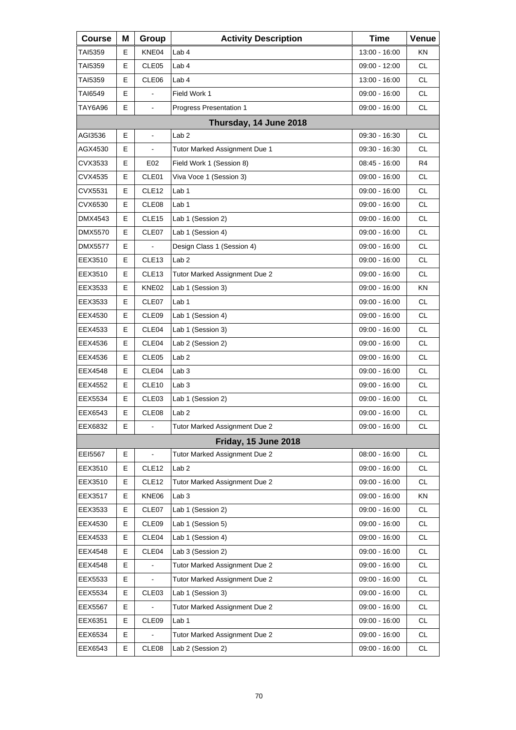| Course | M | Group | Activity Description | Time | Venue |
|---|---|---|---|---|---|
| TAI5359 | E | KNE04 | Lab 4 | 13:00 - 16:00 | KN |
| TAI5359 | E | CLE05 | Lab 4 | 09:00 - 12:00 | CL |
| TAI5359 | E | CLE06 | Lab 4 | 13:00 - 16:00 | CL |
| TAI6549 | E | - | Field Work 1 | 09:00 - 16:00 | CL |
| TAY6A96 | E | - | Progress Presentation 1 | 09:00 - 16:00 | CL |
| **Thursday, 14 June 2018** | | | | | |
| AGI3536 | E | - | Lab 2 | 09:30 - 16:30 | CL |
| AGX4530 | E | - | Tutor Marked Assignment Due 1 | 09:30 - 16:30 | CL |
| CVX3533 | E | E02 | Field Work 1 (Session 8) | 08:45 - 16:00 | R4 |
| CVX4535 | E | CLE01 | Viva Voce 1 (Session 3) | 09:00 - 16:00 | CL |
| CVX5531 | E | CLE12 | Lab 1 | 09:00 - 16:00 | CL |
| CVX6530 | E | CLE08 | Lab 1 | 09:00 - 16:00 | CL |
| DMX4543 | E | CLE15 | Lab 1 (Session 2) | 09:00 - 16:00 | CL |
| DMX5570 | E | CLE07 | Lab 1 (Session 4) | 09:00 - 16:00 | CL |
| DMX5577 | E | - | Design Class 1 (Session 4) | 09:00 - 16:00 | CL |
| EEX3510 | E | CLE13 | Lab 2 | 09:00 - 16:00 | CL |
| EEX3510 | E | CLE13 | Tutor Marked Assignment Due 2 | 09:00 - 16:00 | CL |
| EEX3533 | E | KNE02 | Lab 1 (Session 3) | 09:00 - 16:00 | KN |
| EEX3533 | E | CLE07 | Lab 1 | 09:00 - 16:00 | CL |
| EEX4530 | E | CLE09 | Lab 1 (Session 4) | 09:00 - 16:00 | CL |
| EEX4533 | E | CLE04 | Lab 1 (Session 3) | 09:00 - 16:00 | CL |
| EEX4536 | E | CLE04 | Lab 2 (Session 2) | 09:00 - 16:00 | CL |
| EEX4536 | E | CLE05 | Lab 2 | 09:00 - 16:00 | CL |
| EEX4548 | E | CLE04 | Lab 3 | 09:00 - 16:00 | CL |
| EEX4552 | E | CLE10 | Lab 3 | 09:00 - 16:00 | CL |
| EEX5534 | E | CLE03 | Lab 1 (Session 2) | 09:00 - 16:00 | CL |
| EEX6543 | E | CLE08 | Lab 2 | 09:00 - 16:00 | CL |
| EEX6832 | E | - | Tutor Marked Assignment Due 2 | 09:00 - 16:00 | CL |
| **Friday, 15 June 2018** | | | | | |
| EEI5567 | E | - | Tutor Marked Assignment Due 2 | 08:00 - 16:00 | CL |
| EEX3510 | E | CLE12 | Lab 2 | 09:00 - 16:00 | CL |
| EEX3510 | E | CLE12 | Tutor Marked Assignment Due 2 | 09:00 - 16:00 | CL |
| EEX3517 | E | KNE06 | Lab 3 | 09:00 - 16:00 | KN |
| EEX3533 | E | CLE07 | Lab 1 (Session 2) | 09:00 - 16:00 | CL |
| EEX4530 | E | CLE09 | Lab 1 (Session 5) | 09:00 - 16:00 | CL |
| EEX4533 | E | CLE04 | Lab 1 (Session 4) | 09:00 - 16:00 | CL |
| EEX4548 | E | CLE04 | Lab 3 (Session 2) | 09:00 - 16:00 | CL |
| EEX4548 | E | - | Tutor Marked Assignment Due 2 | 09:00 - 16:00 | CL |
| EEX5533 | E | - | Tutor Marked Assignment Due 2 | 09:00 - 16:00 | CL |
| EEX5534 | E | CLE03 | Lab 1 (Session 3) | 09:00 - 16:00 | CL |
| EEX5567 | E | - | Tutor Marked Assignment Due 2 | 09:00 - 16:00 | CL |
| EEX6351 | E | CLE09 | Lab 1 | 09:00 - 16:00 | CL |
| EEX6534 | E | - | Tutor Marked Assignment Due 2 | 09:00 - 16:00 | CL |
| EEX6543 | E | CLE08 | Lab 2 (Session 2) | 09:00 - 16:00 | CL |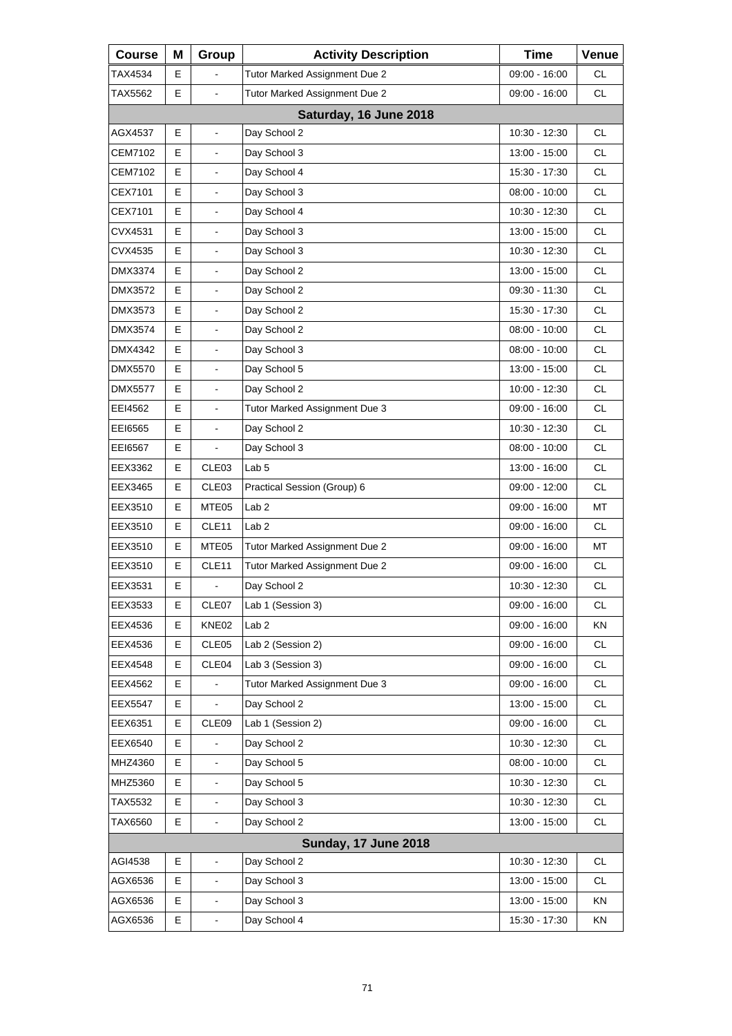| Course | M | Group | Activity Description | Time | Venue |
|---|---|---|---|---|---|
| TAX4534 | E | - | Tutor Marked Assignment Due 2 | 09:00 - 16:00 | CL |
| TAX5562 | E | - | Tutor Marked Assignment Due 2 | 09:00 - 16:00 | CL |
| **Saturday, 16 June 2018** | | | | | |
| AGX4537 | E | - | Day School 2 | 10:30 - 12:30 | CL |
| CEM7102 | E | - | Day School 3 | 13:00 - 15:00 | CL |
| CEM7102 | E | - | Day School 4 | 15:30 - 17:30 | CL |
| CEX7101 | E | - | Day School 3 | 08:00 - 10:00 | CL |
| CEX7101 | E | - | Day School 4 | 10:30 - 12:30 | CL |
| CVX4531 | E | - | Day School 3 | 13:00 - 15:00 | CL |
| CVX4535 | E | - | Day School 3 | 10:30 - 12:30 | CL |
| DMX3374 | E | - | Day School 2 | 13:00 - 15:00 | CL |
| DMX3572 | E | - | Day School 2 | 09:30 - 11:30 | CL |
| DMX3573 | E | - | Day School 2 | 15:30 - 17:30 | CL |
| DMX3574 | E | - | Day School 2 | 08:00 - 10:00 | CL |
| DMX4342 | E | - | Day School 3 | 08:00 - 10:00 | CL |
| DMX5570 | E | - | Day School 5 | 13:00 - 15:00 | CL |
| DMX5577 | E | - | Day School 2 | 10:00 - 12:30 | CL |
| EEI4562 | E | - | Tutor Marked Assignment Due 3 | 09:00 - 16:00 | CL |
| EEI6565 | E | - | Day School 2 | 10:30 - 12:30 | CL |
| EEI6567 | E | - | Day School 3 | 08:00 - 10:00 | CL |
| EEX3362 | E | CLE03 | Lab 5 | 13:00 - 16:00 | CL |
| EEX3465 | E | CLE03 | Practical Session (Group) 6 | 09:00 - 12:00 | CL |
| EEX3510 | E | MTE05 | Lab 2 | 09:00 - 16:00 | MT |
| EEX3510 | E | CLE11 | Lab 2 | 09:00 - 16:00 | CL |
| EEX3510 | E | MTE05 | Tutor Marked Assignment Due 2 | 09:00 - 16:00 | MT |
| EEX3510 | E | CLE11 | Tutor Marked Assignment Due 2 | 09:00 - 16:00 | CL |
| EEX3531 | E | - | Day School 2 | 10:30 - 12:30 | CL |
| EEX3533 | E | CLE07 | Lab 1 (Session 3) | 09:00 - 16:00 | CL |
| EEX4536 | E | KNE02 | Lab 2 | 09:00 - 16:00 | KN |
| EEX4536 | E | CLE05 | Lab 2 (Session 2) | 09:00 - 16:00 | CL |
| EEX4548 | E | CLE04 | Lab 3 (Session 3) | 09:00 - 16:00 | CL |
| EEX4562 | E | - | Tutor Marked Assignment Due 3 | 09:00 - 16:00 | CL |
| EEX5547 | E | - | Day School 2 | 13:00 - 15:00 | CL |
| EEX6351 | E | CLE09 | Lab 1 (Session 2) | 09:00 - 16:00 | CL |
| EEX6540 | E | - | Day School 2 | 10:30 - 12:30 | CL |
| MHZ4360 | E | - | Day School 5 | 08:00 - 10:00 | CL |
| MHZ5360 | E | - | Day School 5 | 10:30 - 12:30 | CL |
| TAX5532 | E | - | Day School 3 | 10:30 - 12:30 | CL |
| TAX6560 | E | - | Day School 2 | 13:00 - 15:00 | CL |
| **Sunday, 17 June 2018** | | | | | |
| AGI4538 | E | - | Day School 2 | 10:30 - 12:30 | CL |
| AGX6536 | E | - | Day School 3 | 13:00 - 15:00 | CL |
| AGX6536 | E | - | Day School 3 | 13:00 - 15:00 | KN |
| AGX6536 | E | - | Day School 4 | 15:30 - 17:30 | KN |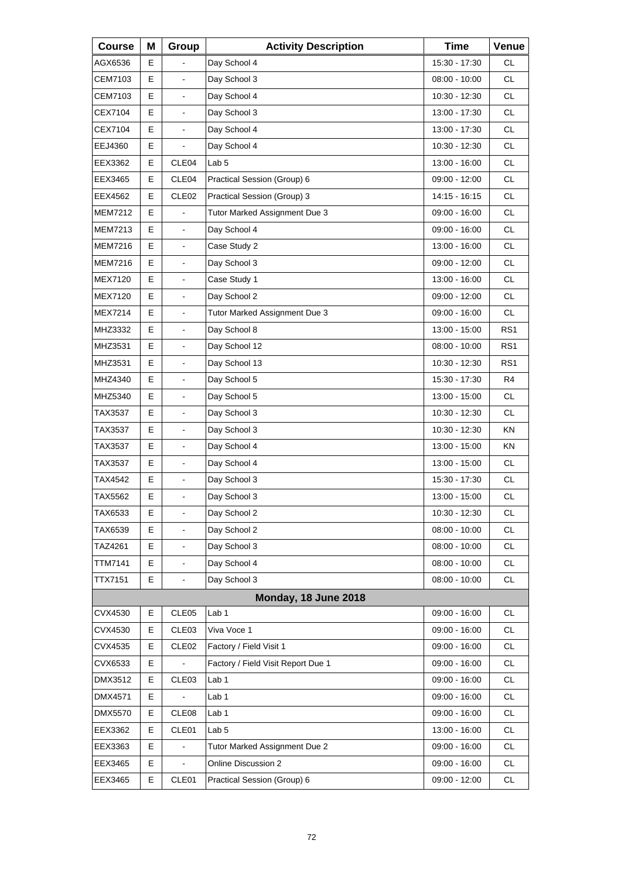| Course | M | Group | Activity Description | Time | Venue |
|---|---|---|---|---|---|
| AGX6536 | E | - | Day School 4 | 15:30 - 17:30 | CL |
| CEM7103 | E | - | Day School 3 | 08:00 - 10:00 | CL |
| CEM7103 | E | - | Day School 4 | 10:30 - 12:30 | CL |
| CEX7104 | E | - | Day School 3 | 13:00 - 17:30 | CL |
| CEX7104 | E | - | Day School 4 | 13:00 - 17:30 | CL |
| EEJ4360 | E | - | Day School 4 | 10:30 - 12:30 | CL |
| EEX3362 | E | CLE04 | Lab 5 | 13:00 - 16:00 | CL |
| EEX3465 | E | CLE04 | Practical Session (Group) 6 | 09:00 - 12:00 | CL |
| EEX4562 | E | CLE02 | Practical Session (Group) 3 | 14:15 - 16:15 | CL |
| MEM7212 | E | - | Tutor Marked Assignment Due 3 | 09:00 - 16:00 | CL |
| MEM7213 | E | - | Day School 4 | 09:00 - 16:00 | CL |
| MEM7216 | E | - | Case Study 2 | 13:00 - 16:00 | CL |
| MEM7216 | E | - | Day School 3 | 09:00 - 12:00 | CL |
| MEX7120 | E | - | Case Study 1 | 13:00 - 16:00 | CL |
| MEX7120 | E | - | Day School 2 | 09:00 - 12:00 | CL |
| MEX7214 | E | - | Tutor Marked Assignment Due 3 | 09:00 - 16:00 | CL |
| MHZ3332 | E | - | Day School 8 | 13:00 - 15:00 | RS1 |
| MHZ3531 | E | - | Day School 12 | 08:00 - 10:00 | RS1 |
| MHZ3531 | E | - | Day School 13 | 10:30 - 12:30 | RS1 |
| MHZ4340 | E | - | Day School 5 | 15:30 - 17:30 | R4 |
| MHZ5340 | E | - | Day School 5 | 13:00 - 15:00 | CL |
| TAX3537 | E | - | Day School 3 | 10:30 - 12:30 | CL |
| TAX3537 | E | - | Day School 3 | 10:30 - 12:30 | KN |
| TAX3537 | E | - | Day School 4 | 13:00 - 15:00 | KN |
| TAX3537 | E | - | Day School 4 | 13:00 - 15:00 | CL |
| TAX4542 | E | - | Day School 3 | 15:30 - 17:30 | CL |
| TAX5562 | E | - | Day School 3 | 13:00 - 15:00 | CL |
| TAX6533 | E | - | Day School 2 | 10:30 - 12:30 | CL |
| TAX6539 | E | - | Day School 2 | 08:00 - 10:00 | CL |
| TAZ4261 | E | - | Day School 3 | 08:00 - 10:00 | CL |
| TTM7141 | E | - | Day School 4 | 08:00 - 10:00 | CL |
| TTX7151 | E | - | Day School 3 | 08:00 - 10:00 | CL |
| **Monday, 18 June 2018** | | | | | |
| CVX4530 | E | CLE05 | Lab 1 | 09:00 - 16:00 | CL |
| CVX4530 | E | CLE03 | Viva Voce 1 | 09:00 - 16:00 | CL |
| CVX4535 | E | CLE02 | Factory / Field Visit 1 | 09:00 - 16:00 | CL |
| CVX6533 | E | - | Factory / Field Visit Report Due 1 | 09:00 - 16:00 | CL |
| DMX3512 | E | CLE03 | Lab 1 | 09:00 - 16:00 | CL |
| DMX4571 | E | - | Lab 1 | 09:00 - 16:00 | CL |
| DMX5570 | E | CLE08 | Lab 1 | 09:00 - 16:00 | CL |
| EEX3362 | E | CLE01 | Lab 5 | 13:00 - 16:00 | CL |
| EEX3363 | E | - | Tutor Marked Assignment Due 2 | 09:00 - 16:00 | CL |
| EEX3465 | E | - | Online Discussion 2 | 09:00 - 16:00 | CL |
| EEX3465 | E | CLE01 | Practical Session (Group) 6 | 09:00 - 12:00 | CL |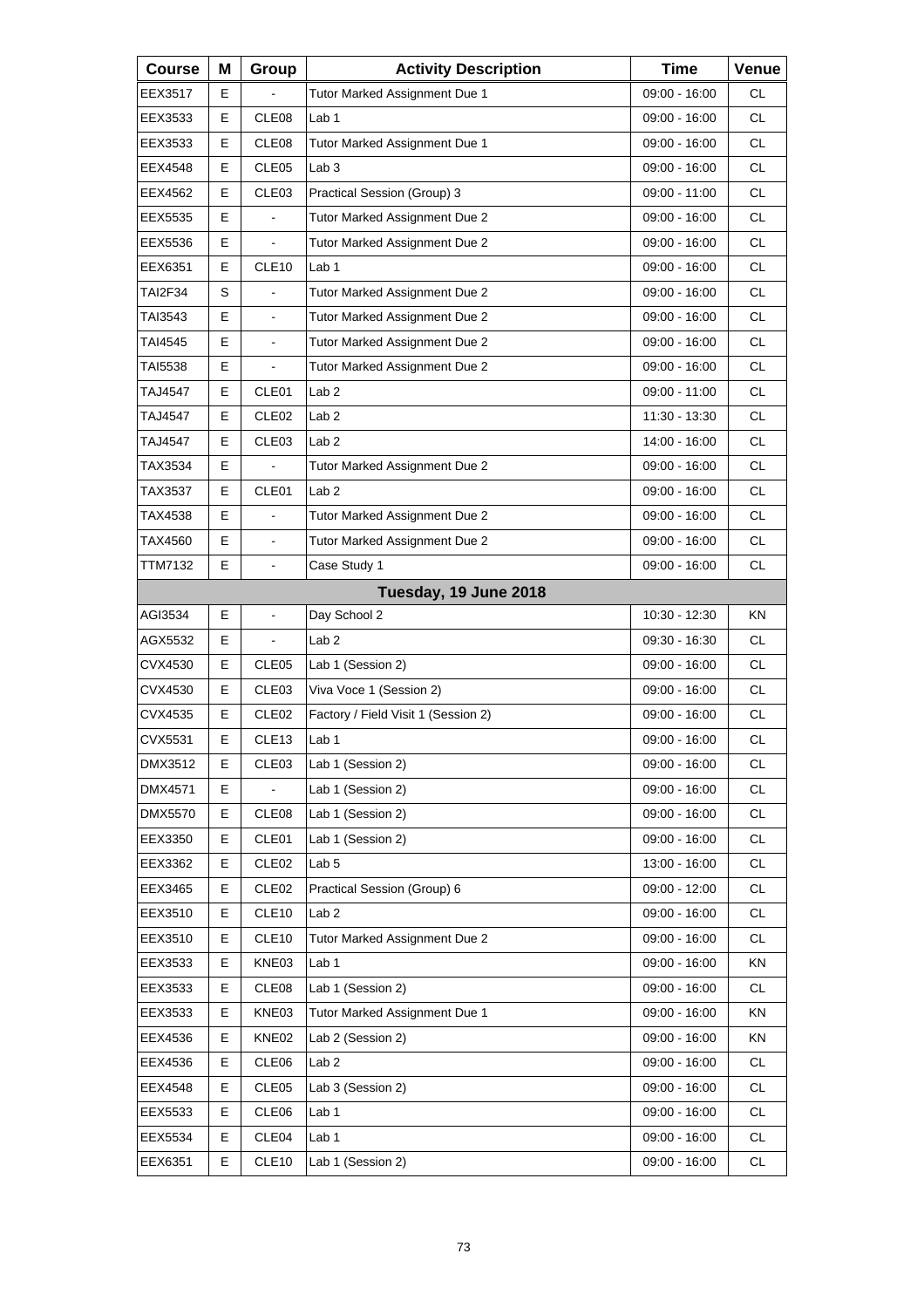| Course | M | Group | Activity Description | Time | Venue |
|---|---|---|---|---|---|
| EEX3517 | E | - | Tutor Marked Assignment Due 1 | 09:00 - 16:00 | CL |
| EEX3533 | E | CLE08 | Lab 1 | 09:00 - 16:00 | CL |
| EEX3533 | E | CLE08 | Tutor Marked Assignment Due 1 | 09:00 - 16:00 | CL |
| EEX4548 | E | CLE05 | Lab 3 | 09:00 - 16:00 | CL |
| EEX4562 | E | CLE03 | Practical Session (Group) 3 | 09:00 - 11:00 | CL |
| EEX5535 | E | - | Tutor Marked Assignment Due 2 | 09:00 - 16:00 | CL |
| EEX5536 | E | - | Tutor Marked Assignment Due 2 | 09:00 - 16:00 | CL |
| EEX6351 | E | CLE10 | Lab 1 | 09:00 - 16:00 | CL |
| TAI2F34 | S | - | Tutor Marked Assignment Due 2 | 09:00 - 16:00 | CL |
| TAI3543 | E | - | Tutor Marked Assignment Due 2 | 09:00 - 16:00 | CL |
| TAI4545 | E | - | Tutor Marked Assignment Due 2 | 09:00 - 16:00 | CL |
| TAI5538 | E | - | Tutor Marked Assignment Due 2 | 09:00 - 16:00 | CL |
| TAJ4547 | E | CLE01 | Lab 2 | 09:00 - 11:00 | CL |
| TAJ4547 | E | CLE02 | Lab 2 | 11:30 - 13:30 | CL |
| TAJ4547 | E | CLE03 | Lab 2 | 14:00 - 16:00 | CL |
| TAX3534 | E | - | Tutor Marked Assignment Due 2 | 09:00 - 16:00 | CL |
| TAX3537 | E | CLE01 | Lab 2 | 09:00 - 16:00 | CL |
| TAX4538 | E | - | Tutor Marked Assignment Due 2 | 09:00 - 16:00 | CL |
| TAX4560 | E | - | Tutor Marked Assignment Due 2 | 09:00 - 16:00 | CL |
| TTM7132 | E | - | Case Study 1 | 09:00 - 16:00 | CL |
| | | | **Tuesday, 19 June 2018** | | |
| AGI3534 | E | - | Day School 2 | 10:30 - 12:30 | KN |
| AGX5532 | E | - | Lab 2 | 09:30 - 16:30 | CL |
| CVX4530 | E | CLE05 | Lab 1 (Session 2) | 09:00 - 16:00 | CL |
| CVX4530 | E | CLE03 | Viva Voce 1 (Session 2) | 09:00 - 16:00 | CL |
| CVX4535 | E | CLE02 | Factory / Field Visit 1 (Session 2) | 09:00 - 16:00 | CL |
| CVX5531 | E | CLE13 | Lab 1 | 09:00 - 16:00 | CL |
| DMX3512 | E | CLE03 | Lab 1 (Session 2) | 09:00 - 16:00 | CL |
| DMX4571 | E | - | Lab 1 (Session 2) | 09:00 - 16:00 | CL |
| DMX5570 | E | CLE08 | Lab 1 (Session 2) | 09:00 - 16:00 | CL |
| EEX3350 | E | CLE01 | Lab 1 (Session 2) | 09:00 - 16:00 | CL |
| EEX3362 | E | CLE02 | Lab 5 | 13:00 - 16:00 | CL |
| EEX3465 | E | CLE02 | Practical Session (Group) 6 | 09:00 - 12:00 | CL |
| EEX3510 | E | CLE10 | Lab 2 | 09:00 - 16:00 | CL |
| EEX3510 | E | CLE10 | Tutor Marked Assignment Due 2 | 09:00 - 16:00 | CL |
| EEX3533 | E | KNE03 | Lab 1 | 09:00 - 16:00 | KN |
| EEX3533 | E | CLE08 | Lab 1 (Session 2) | 09:00 - 16:00 | CL |
| EEX3533 | E | KNE03 | Tutor Marked Assignment Due 1 | 09:00 - 16:00 | KN |
| EEX4536 | E | KNE02 | Lab 2 (Session 2) | 09:00 - 16:00 | KN |
| EEX4536 | E | CLE06 | Lab 2 | 09:00 - 16:00 | CL |
| EEX4548 | E | CLE05 | Lab 3 (Session 2) | 09:00 - 16:00 | CL |
| EEX5533 | E | CLE06 | Lab 1 | 09:00 - 16:00 | CL |
| EEX5534 | E | CLE04 | Lab 1 | 09:00 - 16:00 | CL |
| EEX6351 | E | CLE10 | Lab 1 (Session 2) | 09:00 - 16:00 | CL |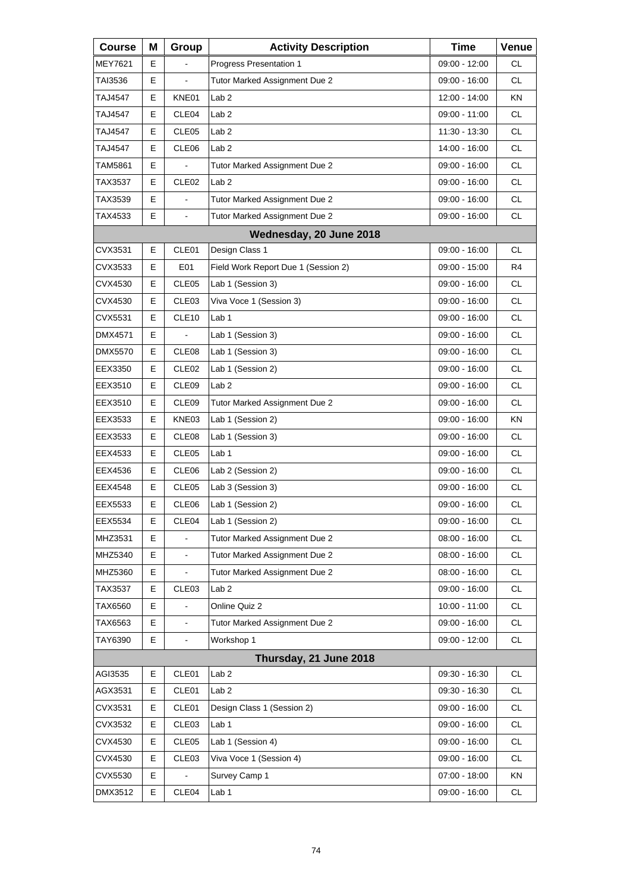| Course | M | Group | Activity Description | Time | Venue |
|---|---|---|---|---|---|
| MEY7621 | E | - | Progress Presentation 1 | 09:00 - 12:00 | CL |
| TAI3536 | E | - | Tutor Marked Assignment Due 2 | 09:00 - 16:00 | CL |
| TAJ4547 | E | KNE01 | Lab 2 | 12:00 - 14:00 | KN |
| TAJ4547 | E | CLE04 | Lab 2 | 09:00 - 11:00 | CL |
| TAJ4547 | E | CLE05 | Lab 2 | 11:30 - 13:30 | CL |
| TAJ4547 | E | CLE06 | Lab 2 | 14:00 - 16:00 | CL |
| TAM5861 | E | - | Tutor Marked Assignment Due 2 | 09:00 - 16:00 | CL |
| TAX3537 | E | CLE02 | Lab 2 | 09:00 - 16:00 | CL |
| TAX3539 | E | - | Tutor Marked Assignment Due 2 | 09:00 - 16:00 | CL |
| TAX4533 | E | - | Tutor Marked Assignment Due 2 | 09:00 - 16:00 | CL |
| | | | **Wednesday, 20 June 2018** | | |
| CVX3531 | E | CLE01 | Design Class 1 | 09:00 - 16:00 | CL |
| CVX3533 | E | E01 | Field Work Report Due 1 (Session 2) | 09:00 - 15:00 | R4 |
| CVX4530 | E | CLE05 | Lab 1 (Session 3) | 09:00 - 16:00 | CL |
| CVX4530 | E | CLE03 | Viva Voce 1 (Session 3) | 09:00 - 16:00 | CL |
| CVX5531 | E | CLE10 | Lab 1 | 09:00 - 16:00 | CL |
| DMX4571 | E | - | Lab 1 (Session 3) | 09:00 - 16:00 | CL |
| DMX5570 | E | CLE08 | Lab 1 (Session 3) | 09:00 - 16:00 | CL |
| EEX3350 | E | CLE02 | Lab 1 (Session 2) | 09:00 - 16:00 | CL |
| EEX3510 | E | CLE09 | Lab 2 | 09:00 - 16:00 | CL |
| EEX3510 | E | CLE09 | Tutor Marked Assignment Due 2 | 09:00 - 16:00 | CL |
| EEX3533 | E | KNE03 | Lab 1 (Session 2) | 09:00 - 16:00 | KN |
| EEX3533 | E | CLE08 | Lab 1 (Session 3) | 09:00 - 16:00 | CL |
| EEX4533 | E | CLE05 | Lab 1 | 09:00 - 16:00 | CL |
| EEX4536 | E | CLE06 | Lab 2 (Session 2) | 09:00 - 16:00 | CL |
| EEX4548 | E | CLE05 | Lab 3 (Session 3) | 09:00 - 16:00 | CL |
| EEX5533 | E | CLE06 | Lab 1 (Session 2) | 09:00 - 16:00 | CL |
| EEX5534 | E | CLE04 | Lab 1 (Session 2) | 09:00 - 16:00 | CL |
| MHZ3531 | E | - | Tutor Marked Assignment Due 2 | 08:00 - 16:00 | CL |
| MHZ5340 | E | - | Tutor Marked Assignment Due 2 | 08:00 - 16:00 | CL |
| MHZ5360 | E | - | Tutor Marked Assignment Due 2 | 08:00 - 16:00 | CL |
| TAX3537 | E | CLE03 | Lab 2 | 09:00 - 16:00 | CL |
| TAX6560 | E | - | Online Quiz 2 | 10:00 - 11:00 | CL |
| TAX6563 | E | - | Tutor Marked Assignment Due 2 | 09:00 - 16:00 | CL |
| TAY6390 | E | - | Workshop 1 | 09:00 - 12:00 | CL |
| | | | **Thursday, 21 June 2018** | | |
| AGI3535 | E | CLE01 | Lab 2 | 09:30 - 16:30 | CL |
| AGX3531 | E | CLE01 | Lab 2 | 09:30 - 16:30 | CL |
| CVX3531 | E | CLE01 | Design Class 1 (Session 2) | 09:00 - 16:00 | CL |
| CVX3532 | E | CLE03 | Lab 1 | 09:00 - 16:00 | CL |
| CVX4530 | E | CLE05 | Lab 1 (Session 4) | 09:00 - 16:00 | CL |
| CVX4530 | E | CLE03 | Viva Voce 1 (Session 4) | 09:00 - 16:00 | CL |
| CVX5530 | E | - | Survey Camp 1 | 07:00 - 18:00 | KN |
| DMX3512 | E | CLE04 | Lab 1 | 09:00 - 16:00 | CL |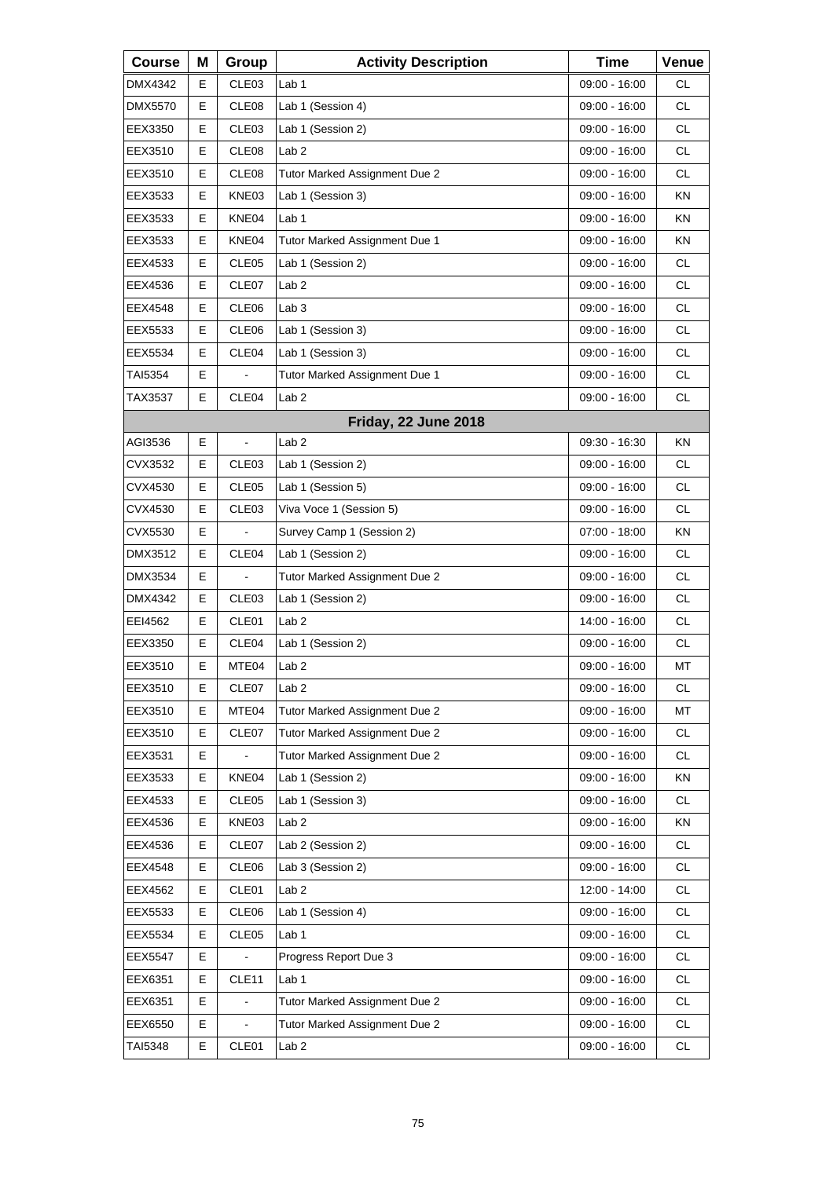| Course | M | Group | Activity Description | Time | Venue |
|---|---|---|---|---|---|
| DMX4342 | E | CLE03 | Lab 1 | 09:00 - 16:00 | CL |
| DMX5570 | E | CLE08 | Lab 1 (Session 4) | 09:00 - 16:00 | CL |
| EEX3350 | E | CLE03 | Lab 1 (Session 2) | 09:00 - 16:00 | CL |
| EEX3510 | E | CLE08 | Lab 2 | 09:00 - 16:00 | CL |
| EEX3510 | E | CLE08 | Tutor Marked Assignment Due 2 | 09:00 - 16:00 | CL |
| EEX3533 | E | KNE03 | Lab 1 (Session 3) | 09:00 - 16:00 | KN |
| EEX3533 | E | KNE04 | Lab 1 | 09:00 - 16:00 | KN |
| EEX3533 | E | KNE04 | Tutor Marked Assignment Due 1 | 09:00 - 16:00 | KN |
| EEX4533 | E | CLE05 | Lab 1 (Session 2) | 09:00 - 16:00 | CL |
| EEX4536 | E | CLE07 | Lab 2 | 09:00 - 16:00 | CL |
| EEX4548 | E | CLE06 | Lab 3 | 09:00 - 16:00 | CL |
| EEX5533 | E | CLE06 | Lab 1 (Session 3) | 09:00 - 16:00 | CL |
| EEX5534 | E | CLE04 | Lab 1 (Session 3) | 09:00 - 16:00 | CL |
| TAI5354 | E | - | Tutor Marked Assignment Due 1 | 09:00 - 16:00 | CL |
| TAX3537 | E | CLE04 | Lab 2 | 09:00 - 16:00 | CL |
| | | | **Friday, 22 June 2018** | | |
| AGI3536 | E | - | Lab 2 | 09:30 - 16:30 | KN |
| CVX3532 | E | CLE03 | Lab 1 (Session 2) | 09:00 - 16:00 | CL |
| CVX4530 | E | CLE05 | Lab 1 (Session 5) | 09:00 - 16:00 | CL |
| CVX4530 | E | CLE03 | Viva Voce 1 (Session 5) | 09:00 - 16:00 | CL |
| CVX5530 | E | - | Survey Camp 1 (Session 2) | 07:00 - 18:00 | KN |
| DMX3512 | E | CLE04 | Lab 1 (Session 2) | 09:00 - 16:00 | CL |
| DMX3534 | E | - | Tutor Marked Assignment Due 2 | 09:00 - 16:00 | CL |
| DMX4342 | E | CLE03 | Lab 1 (Session 2) | 09:00 - 16:00 | CL |
| EEI4562 | E | CLE01 | Lab 2 | 14:00 - 16:00 | CL |
| EEX3350 | E | CLE04 | Lab 1 (Session 2) | 09:00 - 16:00 | CL |
| EEX3510 | E | MTE04 | Lab 2 | 09:00 - 16:00 | MT |
| EEX3510 | E | CLE07 | Lab 2 | 09:00 - 16:00 | CL |
| EEX3510 | E | MTE04 | Tutor Marked Assignment Due 2 | 09:00 - 16:00 | MT |
| EEX3510 | E | CLE07 | Tutor Marked Assignment Due 2 | 09:00 - 16:00 | CL |
| EEX3531 | E | - | Tutor Marked Assignment Due 2 | 09:00 - 16:00 | CL |
| EEX3533 | E | KNE04 | Lab 1 (Session 2) | 09:00 - 16:00 | KN |
| EEX4533 | E | CLE05 | Lab 1 (Session 3) | 09:00 - 16:00 | CL |
| EEX4536 | E | KNE03 | Lab 2 | 09:00 - 16:00 | KN |
| EEX4536 | E | CLE07 | Lab 2 (Session 2) | 09:00 - 16:00 | CL |
| EEX4548 | E | CLE06 | Lab 3 (Session 2) | 09:00 - 16:00 | CL |
| EEX4562 | E | CLE01 | Lab 2 | 12:00 - 14:00 | CL |
| EEX5533 | E | CLE06 | Lab 1 (Session 4) | 09:00 - 16:00 | CL |
| EEX5534 | E | CLE05 | Lab 1 | 09:00 - 16:00 | CL |
| EEX5547 | E | - | Progress Report Due 3 | 09:00 - 16:00 | CL |
| EEX6351 | E | CLE11 | Lab 1 | 09:00 - 16:00 | CL |
| EEX6351 | E | - | Tutor Marked Assignment Due 2 | 09:00 - 16:00 | CL |
| EEX6550 | E | - | Tutor Marked Assignment Due 2 | 09:00 - 16:00 | CL |
| TAI5348 | E | CLE01 | Lab 2 | 09:00 - 16:00 | CL |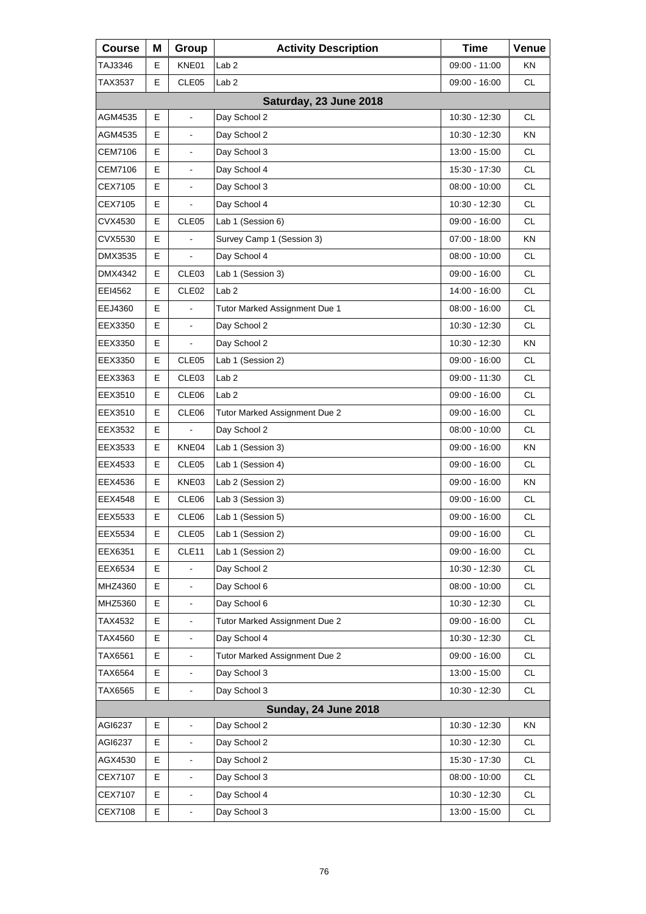| Course | M | Group | Activity Description | Time | Venue |
|---|---|---|---|---|---|
| TAJ3346 | E | KNE01 | Lab 2 | 09:00 - 11:00 | KN |
| TAX3537 | E | CLE05 | Lab 2 | 09:00 - 16:00 | CL |
| **Saturday, 23 June 2018** | | | | | |
| AGM4535 | E | - | Day School 2 | 10:30 - 12:30 | CL |
| AGM4535 | E | - | Day School 2 | 10:30 - 12:30 | KN |
| CEM7106 | E | - | Day School 3 | 13:00 - 15:00 | CL |
| CEM7106 | E | - | Day School 4 | 15:30 - 17:30 | CL |
| CEX7105 | E | - | Day School 3 | 08:00 - 10:00 | CL |
| CEX7105 | E | - | Day School 4 | 10:30 - 12:30 | CL |
| CVX4530 | E | CLE05 | Lab 1 (Session 6) | 09:00 - 16:00 | CL |
| CVX5530 | E | - | Survey Camp 1 (Session 3) | 07:00 - 18:00 | KN |
| DMX3535 | E | - | Day School 4 | 08:00 - 10:00 | CL |
| DMX4342 | E | CLE03 | Lab 1 (Session 3) | 09:00 - 16:00 | CL |
| EEI4562 | E | CLE02 | Lab 2 | 14:00 - 16:00 | CL |
| EEJ4360 | E | - | Tutor Marked Assignment Due 1 | 08:00 - 16:00 | CL |
| EEX3350 | E | - | Day School 2 | 10:30 - 12:30 | CL |
| EEX3350 | E | - | Day School 2 | 10:30 - 12:30 | KN |
| EEX3350 | E | CLE05 | Lab 1 (Session 2) | 09:00 - 16:00 | CL |
| EEX3363 | E | CLE03 | Lab 2 | 09:00 - 11:30 | CL |
| EEX3510 | E | CLE06 | Lab 2 | 09:00 - 16:00 | CL |
| EEX3510 | E | CLE06 | Tutor Marked Assignment Due 2 | 09:00 - 16:00 | CL |
| EEX3532 | E | - | Day School 2 | 08:00 - 10:00 | CL |
| EEX3533 | E | KNE04 | Lab 1 (Session 3) | 09:00 - 16:00 | KN |
| EEX4533 | E | CLE05 | Lab 1 (Session 4) | 09:00 - 16:00 | CL |
| EEX4536 | E | KNE03 | Lab 2 (Session 2) | 09:00 - 16:00 | KN |
| EEX4548 | E | CLE06 | Lab 3 (Session 3) | 09:00 - 16:00 | CL |
| EEX5533 | E | CLE06 | Lab 1 (Session 5) | 09:00 - 16:00 | CL |
| EEX5534 | E | CLE05 | Lab 1 (Session 2) | 09:00 - 16:00 | CL |
| EEX6351 | E | CLE11 | Lab 1 (Session 2) | 09:00 - 16:00 | CL |
| EEX6534 | E | - | Day School 2 | 10:30 - 12:30 | CL |
| MHZ4360 | E | - | Day School 6 | 08:00 - 10:00 | CL |
| MHZ5360 | E | - | Day School 6 | 10:30 - 12:30 | CL |
| TAX4532 | E | - | Tutor Marked Assignment Due 2 | 09:00 - 16:00 | CL |
| TAX4560 | E | - | Day School 4 | 10:30 - 12:30 | CL |
| TAX6561 | E | - | Tutor Marked Assignment Due 2 | 09:00 - 16:00 | CL |
| TAX6564 | E | - | Day School 3 | 13:00 - 15:00 | CL |
| TAX6565 | E | - | Day School 3 | 10:30 - 12:30 | CL |
| **Sunday, 24 June 2018** | | | | | |
| AGI6237 | E | - | Day School 2 | 10:30 - 12:30 | KN |
| AGI6237 | E | - | Day School 2 | 10:30 - 12:30 | CL |
| AGX4530 | E | - | Day School 2 | 15:30 - 17:30 | CL |
| CEX7107 | E | - | Day School 3 | 08:00 - 10:00 | CL |
| CEX7107 | E | - | Day School 4 | 10:30 - 12:30 | CL |
| CEX7108 | E | - | Day School 3 | 13:00 - 15:00 | CL |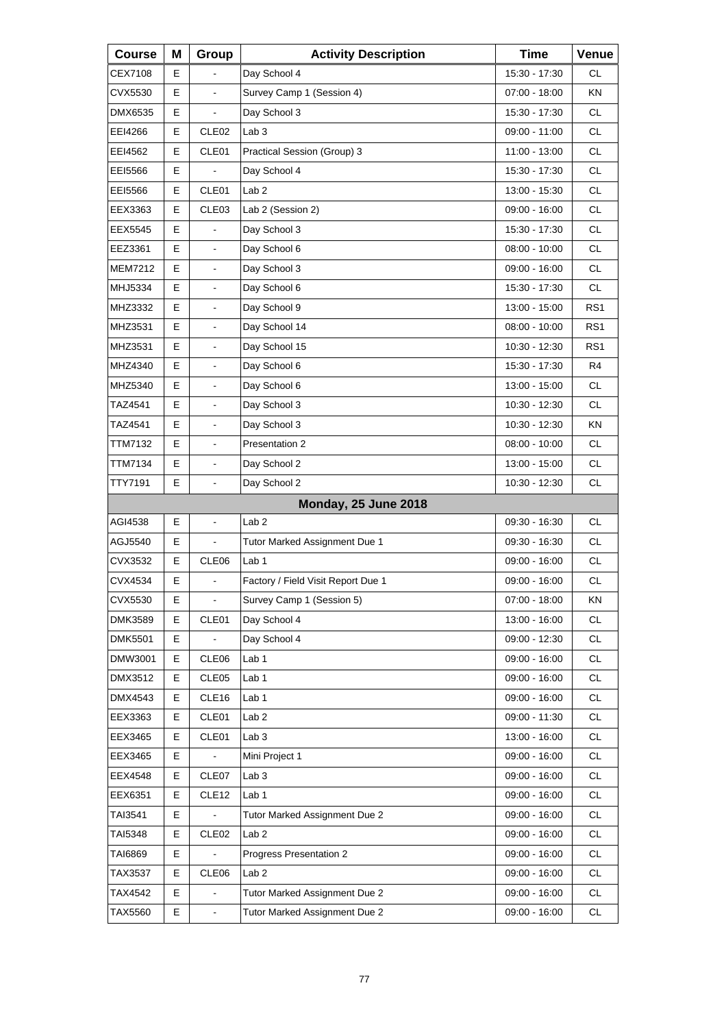| Course | M | Group | Activity Description | Time | Venue |
|---|---|---|---|---|---|
| CEX7108 | E | - | Day School 4 | 15:30 - 17:30 | CL |
| CVX5530 | E | - | Survey Camp 1 (Session 4) | 07:00 - 18:00 | KN |
| DMX6535 | E | - | Day School 3 | 15:30 - 17:30 | CL |
| EEI4266 | E | CLE02 | Lab 3 | 09:00 - 11:00 | CL |
| EEI4562 | E | CLE01 | Practical Session (Group) 3 | 11:00 - 13:00 | CL |
| EEI5566 | E | - | Day School 4 | 15:30 - 17:30 | CL |
| EEI5566 | E | CLE01 | Lab 2 | 13:00 - 15:30 | CL |
| EEX3363 | E | CLE03 | Lab 2 (Session 2) | 09:00 - 16:00 | CL |
| EEX5545 | E | - | Day School 3 | 15:30 - 17:30 | CL |
| EEZ3361 | E | - | Day School 6 | 08:00 - 10:00 | CL |
| MEM7212 | E | - | Day School 3 | 09:00 - 16:00 | CL |
| MHJ5334 | E | - | Day School 6 | 15:30 - 17:30 | CL |
| MHZ3332 | E | - | Day School 9 | 13:00 - 15:00 | RS1 |
| MHZ3531 | E | - | Day School 14 | 08:00 - 10:00 | RS1 |
| MHZ3531 | E | - | Day School 15 | 10:30 - 12:30 | RS1 |
| MHZ4340 | E | - | Day School 6 | 15:30 - 17:30 | R4 |
| MHZ5340 | E | - | Day School 6 | 13:00 - 15:00 | CL |
| TAZ4541 | E | - | Day School 3 | 10:30 - 12:30 | CL |
| TAZ4541 | E | - | Day School 3 | 10:30 - 12:30 | KN |
| TTM7132 | E | - | Presentation 2 | 08:00 - 10:00 | CL |
| TTM7134 | E | - | Day School 2 | 13:00 - 15:00 | CL |
| TTY7191 | E | - | Day School 2 | 10:30 - 12:30 | CL |
| | | | **Monday, 25 June 2018** | | |
| AGI4538 | E | - | Lab 2 | 09:30 - 16:30 | CL |
| AGJ5540 | E | - | Tutor Marked Assignment Due 1 | 09:30 - 16:30 | CL |
| CVX3532 | E | CLE06 | Lab 1 | 09:00 - 16:00 | CL |
| CVX4534 | E | - | Factory / Field Visit Report Due 1 | 09:00 - 16:00 | CL |
| CVX5530 | E | - | Survey Camp 1 (Session 5) | 07:00 - 18:00 | KN |
| DMK3589 | E | CLE01 | Day School 4 | 13:00 - 16:00 | CL |
| DMK5501 | E | - | Day School 4 | 09:00 - 12:30 | CL |
| DMW3001 | E | CLE06 | Lab 1 | 09:00 - 16:00 | CL |
| DMX3512 | E | CLE05 | Lab 1 | 09:00 - 16:00 | CL |
| DMX4543 | E | CLE16 | Lab 1 | 09:00 - 16:00 | CL |
| EEX3363 | E | CLE01 | Lab 2 | 09:00 - 11:30 | CL |
| EEX3465 | E | CLE01 | Lab 3 | 13:00 - 16:00 | CL |
| EEX3465 | E | - | Mini Project 1 | 09:00 - 16:00 | CL |
| EEX4548 | E | CLE07 | Lab 3 | 09:00 - 16:00 | CL |
| EEX6351 | E | CLE12 | Lab 1 | 09:00 - 16:00 | CL |
| TAI3541 | E | - | Tutor Marked Assignment Due 2 | 09:00 - 16:00 | CL |
| TAI5348 | E | CLE02 | Lab 2 | 09:00 - 16:00 | CL |
| TAI6869 | E | - | Progress Presentation 2 | 09:00 - 16:00 | CL |
| TAX3537 | E | CLE06 | Lab 2 | 09:00 - 16:00 | CL |
| TAX4542 | E | - | Tutor Marked Assignment Due 2 | 09:00 - 16:00 | CL |
| TAX5560 | E | - | Tutor Marked Assignment Due 2 | 09:00 - 16:00 | CL |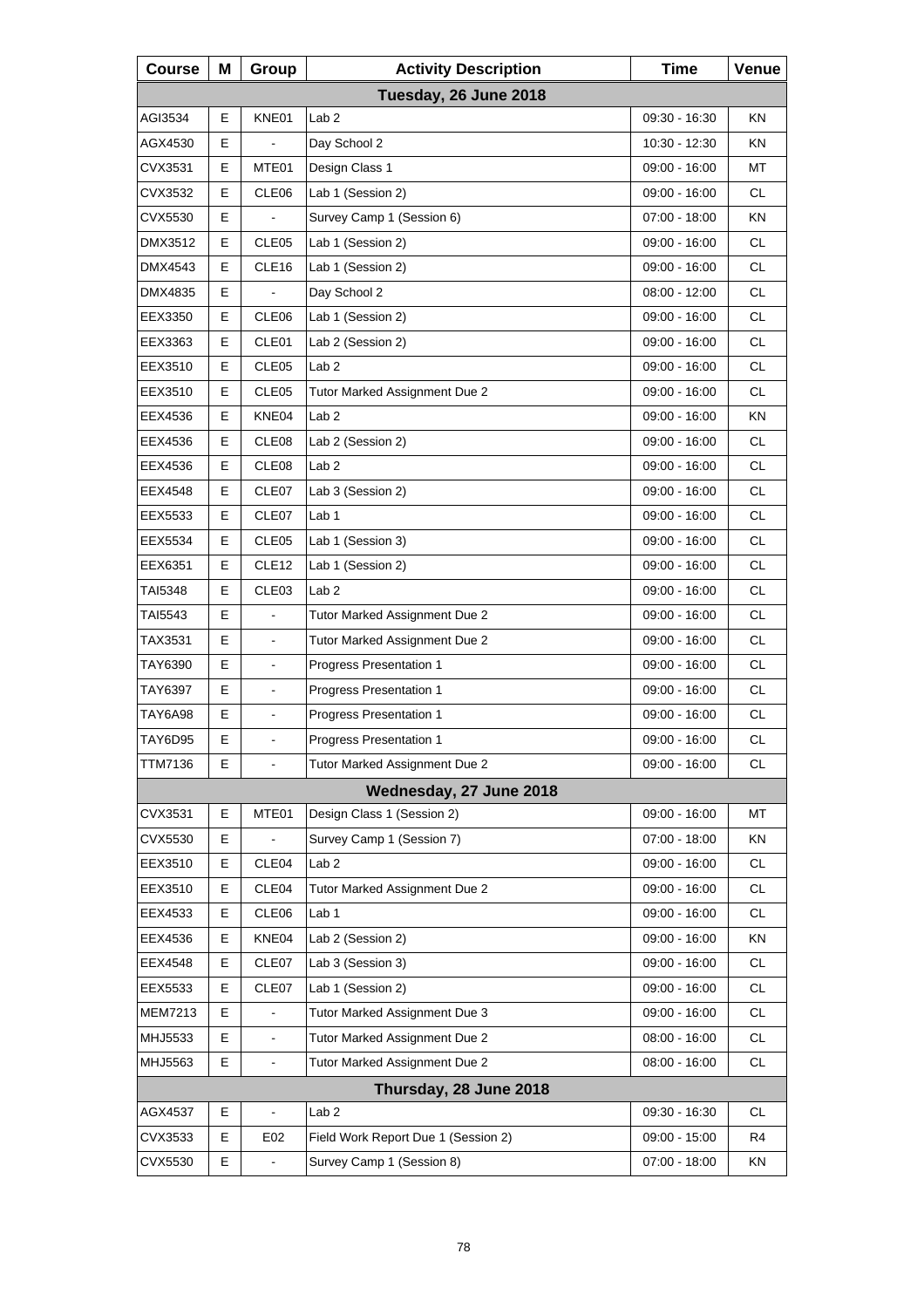| Course | M | Group | Activity Description | Time | Venue |
|---|---|---|---|---|---|
| **Tuesday, 26 June 2018** | | | | | |
| AGI3534 | E | KNE01 | Lab 2 | 09:30 - 16:30 | KN |
| AGX4530 | E | - | Day School 2 | 10:30 - 12:30 | KN |
| CVX3531 | E | MTE01 | Design Class 1 | 09:00 - 16:00 | MT |
| CVX3532 | E | CLE06 | Lab 1 (Session 2) | 09:00 - 16:00 | CL |
| CVX5530 | E | - | Survey Camp 1 (Session 6) | 07:00 - 18:00 | KN |
| DMX3512 | E | CLE05 | Lab 1 (Session 2) | 09:00 - 16:00 | CL |
| DMX4543 | E | CLE16 | Lab 1 (Session 2) | 09:00 - 16:00 | CL |
| DMX4835 | E | - | Day School 2 | 08:00 - 12:00 | CL |
| EEX3350 | E | CLE06 | Lab 1 (Session 2) | 09:00 - 16:00 | CL |
| EEX3363 | E | CLE01 | Lab 2 (Session 2) | 09:00 - 16:00 | CL |
| EEX3510 | E | CLE05 | Lab 2 | 09:00 - 16:00 | CL |
| EEX3510 | E | CLE05 | Tutor Marked Assignment Due 2 | 09:00 - 16:00 | CL |
| EEX4536 | E | KNE04 | Lab 2 | 09:00 - 16:00 | KN |
| EEX4536 | E | CLE08 | Lab 2 (Session 2) | 09:00 - 16:00 | CL |
| EEX4536 | E | CLE08 | Lab 2 | 09:00 - 16:00 | CL |
| EEX4548 | E | CLE07 | Lab 3 (Session 2) | 09:00 - 16:00 | CL |
| EEX5533 | E | CLE07 | Lab 1 | 09:00 - 16:00 | CL |
| EEX5534 | E | CLE05 | Lab 1 (Session 3) | 09:00 - 16:00 | CL |
| EEX6351 | E | CLE12 | Lab 1 (Session 2) | 09:00 - 16:00 | CL |
| TAI5348 | E | CLE03 | Lab 2 | 09:00 - 16:00 | CL |
| TAI5543 | E | - | Tutor Marked Assignment Due 2 | 09:00 - 16:00 | CL |
| TAX3531 | E | - | Tutor Marked Assignment Due 2 | 09:00 - 16:00 | CL |
| TAY6390 | E | - | Progress Presentation 1 | 09:00 - 16:00 | CL |
| TAY6397 | E | - | Progress Presentation 1 | 09:00 - 16:00 | CL |
| TAY6A98 | E | - | Progress Presentation 1 | 09:00 - 16:00 | CL |
| TAY6D95 | E | - | Progress Presentation 1 | 09:00 - 16:00 | CL |
| TTM7136 | E | - | Tutor Marked Assignment Due 2 | 09:00 - 16:00 | CL |
| **Wednesday, 27 June 2018** | | | | | |
| CVX3531 | E | MTE01 | Design Class 1 (Session 2) | 09:00 - 16:00 | MT |
| CVX5530 | E | - | Survey Camp 1 (Session 7) | 07:00 - 18:00 | KN |
| EEX3510 | E | CLE04 | Lab 2 | 09:00 - 16:00 | CL |
| EEX3510 | E | CLE04 | Tutor Marked Assignment Due 2 | 09:00 - 16:00 | CL |
| EEX4533 | E | CLE06 | Lab 1 | 09:00 - 16:00 | CL |
| EEX4536 | E | KNE04 | Lab 2 (Session 2) | 09:00 - 16:00 | KN |
| EEX4548 | E | CLE07 | Lab 3 (Session 3) | 09:00 - 16:00 | CL |
| EEX5533 | E | CLE07 | Lab 1 (Session 2) | 09:00 - 16:00 | CL |
| MEM7213 | E | - | Tutor Marked Assignment Due 3 | 09:00 - 16:00 | CL |
| MHJ5533 | E | - | Tutor Marked Assignment Due 2 | 08:00 - 16:00 | CL |
| MHJ5563 | E | - | Tutor Marked Assignment Due 2 | 08:00 - 16:00 | CL |
| **Thursday, 28 June 2018** | | | | | |
| AGX4537 | E | - | Lab 2 | 09:30 - 16:30 | CL |
| CVX3533 | E | E02 | Field Work Report Due 1 (Session 2) | 09:00 - 15:00 | R4 |
| CVX5530 | E | - | Survey Camp 1 (Session 8) | 07:00 - 18:00 | KN |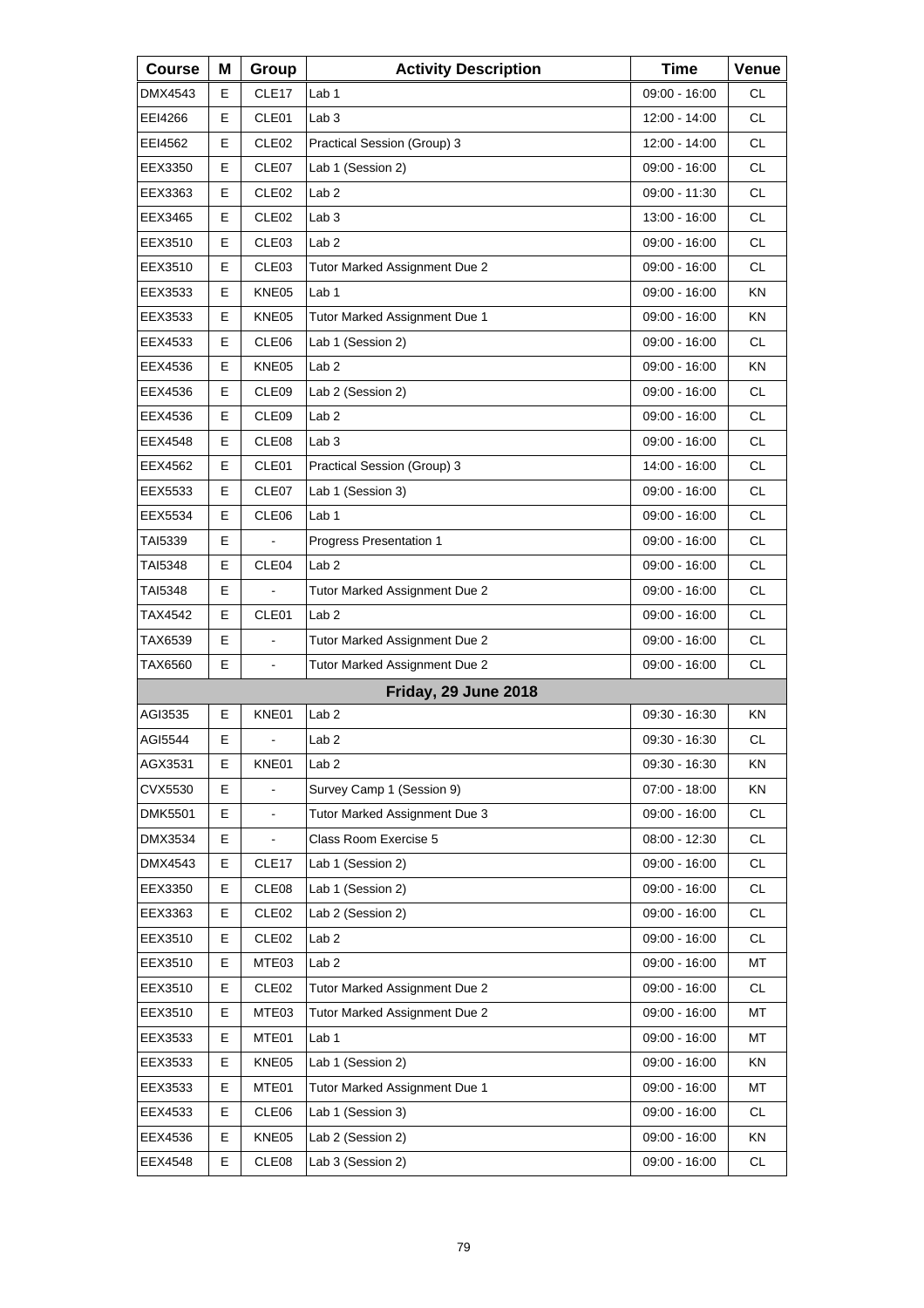| Course | M | Group | Activity Description | Time | Venue |
|---|---|---|---|---|---|
| DMX4543 | E | CLE17 | Lab 1 | 09:00 - 16:00 | CL |
| EEI4266 | E | CLE01 | Lab 3 | 12:00 - 14:00 | CL |
| EEI4562 | E | CLE02 | Practical Session (Group) 3 | 12:00 - 14:00 | CL |
| EEX3350 | E | CLE07 | Lab 1 (Session 2) | 09:00 - 16:00 | CL |
| EEX3363 | E | CLE02 | Lab 2 | 09:00 - 11:30 | CL |
| EEX3465 | E | CLE02 | Lab 3 | 13:00 - 16:00 | CL |
| EEX3510 | E | CLE03 | Lab 2 | 09:00 - 16:00 | CL |
| EEX3510 | E | CLE03 | Tutor Marked Assignment Due 2 | 09:00 - 16:00 | CL |
| EEX3533 | E | KNE05 | Lab 1 | 09:00 - 16:00 | KN |
| EEX3533 | E | KNE05 | Tutor Marked Assignment Due 1 | 09:00 - 16:00 | KN |
| EEX4533 | E | CLE06 | Lab 1 (Session 2) | 09:00 - 16:00 | CL |
| EEX4536 | E | KNE05 | Lab 2 | 09:00 - 16:00 | KN |
| EEX4536 | E | CLE09 | Lab 2 (Session 2) | 09:00 - 16:00 | CL |
| EEX4536 | E | CLE09 | Lab 2 | 09:00 - 16:00 | CL |
| EEX4548 | E | CLE08 | Lab 3 | 09:00 - 16:00 | CL |
| EEX4562 | E | CLE01 | Practical Session (Group) 3 | 14:00 - 16:00 | CL |
| EEX5533 | E | CLE07 | Lab 1 (Session 3) | 09:00 - 16:00 | CL |
| EEX5534 | E | CLE06 | Lab 1 | 09:00 - 16:00 | CL |
| TAI5339 | E | - | Progress Presentation 1 | 09:00 - 16:00 | CL |
| TAI5348 | E | CLE04 | Lab 2 | 09:00 - 16:00 | CL |
| TAI5348 | E | - | Tutor Marked Assignment Due 2 | 09:00 - 16:00 | CL |
| TAX4542 | E | CLE01 | Lab 2 | 09:00 - 16:00 | CL |
| TAX6539 | E | - | Tutor Marked Assignment Due 2 | 09:00 - 16:00 | CL |
| TAX6560 | E | - | Tutor Marked Assignment Due 2 | 09:00 - 16:00 | CL |
| | | | **Friday, 29 June 2018** | | |
| AGI3535 | E | KNE01 | Lab 2 | 09:30 - 16:30 | KN |
| AGI5544 | E | - | Lab 2 | 09:30 - 16:30 | CL |
| AGX3531 | E | KNE01 | Lab 2 | 09:30 - 16:30 | KN |
| CVX5530 | E | - | Survey Camp 1 (Session 9) | 07:00 - 18:00 | KN |
| DMK5501 | E | - | Tutor Marked Assignment Due 3 | 09:00 - 16:00 | CL |
| DMX3534 | E | - | Class Room Exercise 5 | 08:00 - 12:30 | CL |
| DMX4543 | E | CLE17 | Lab 1 (Session 2) | 09:00 - 16:00 | CL |
| EEX3350 | E | CLE08 | Lab 1 (Session 2) | 09:00 - 16:00 | CL |
| EEX3363 | E | CLE02 | Lab 2 (Session 2) | 09:00 - 16:00 | CL |
| EEX3510 | E | CLE02 | Lab 2 | 09:00 - 16:00 | CL |
| EEX3510 | E | MTE03 | Lab 2 | 09:00 - 16:00 | MT |
| EEX3510 | E | CLE02 | Tutor Marked Assignment Due 2 | 09:00 - 16:00 | CL |
| EEX3510 | E | MTE03 | Tutor Marked Assignment Due 2 | 09:00 - 16:00 | MT |
| EEX3533 | E | MTE01 | Lab 1 | 09:00 - 16:00 | MT |
| EEX3533 | E | KNE05 | Lab 1 (Session 2) | 09:00 - 16:00 | KN |
| EEX3533 | E | MTE01 | Tutor Marked Assignment Due 1 | 09:00 - 16:00 | MT |
| EEX4533 | E | CLE06 | Lab 1 (Session 3) | 09:00 - 16:00 | CL |
| EEX4536 | E | KNE05 | Lab 2 (Session 2) | 09:00 - 16:00 | KN |
| EEX4548 | E | CLE08 | Lab 3 (Session 2) | 09:00 - 16:00 | CL |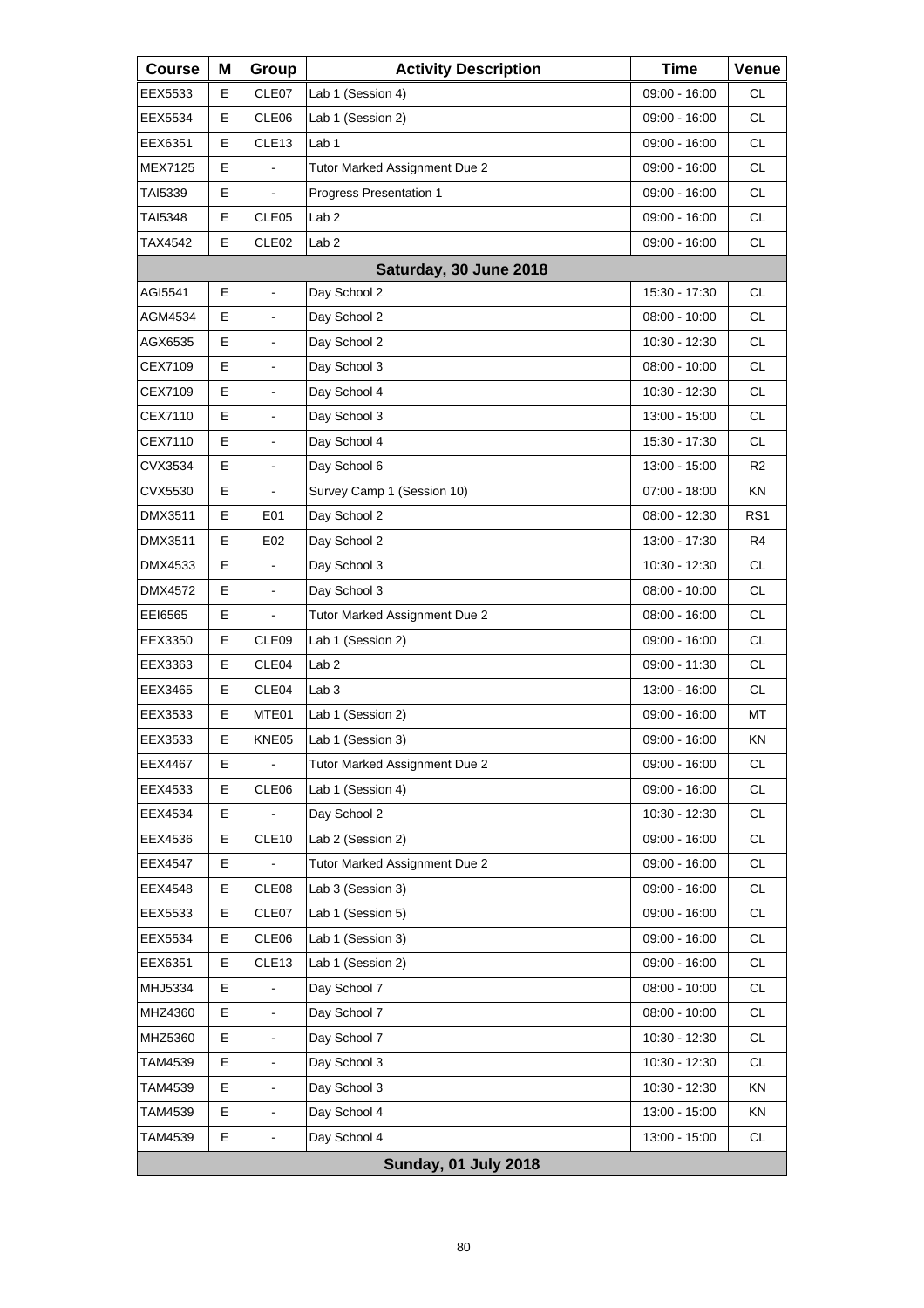| Course | M | Group | Activity Description | Time | Venue |
|---|---|---|---|---|---|
| EEX5533 | E | CLE07 | Lab 1 (Session 4) | 09:00 - 16:00 | CL |
| EEX5534 | E | CLE06 | Lab 1 (Session 2) | 09:00 - 16:00 | CL |
| EEX6351 | E | CLE13 | Lab 1 | 09:00 - 16:00 | CL |
| MEX7125 | E | - | Tutor Marked Assignment Due 2 | 09:00 - 16:00 | CL |
| TAI5339 | E | - | Progress Presentation 1 | 09:00 - 16:00 | CL |
| TAI5348 | E | CLE05 | Lab 2 | 09:00 - 16:00 | CL |
| TAX4542 | E | CLE02 | Lab 2 | 09:00 - 16:00 | CL |
| **Saturday, 30 June 2018** | | | | | |
| AGI5541 | E | - | Day School 2 | 15:30 - 17:30 | CL |
| AGM4534 | E | - | Day School 2 | 08:00 - 10:00 | CL |
| AGX6535 | E | - | Day School 2 | 10:30 - 12:30 | CL |
| CEX7109 | E | - | Day School 3 | 08:00 - 10:00 | CL |
| CEX7109 | E | - | Day School 4 | 10:30 - 12:30 | CL |
| CEX7110 | E | - | Day School 3 | 13:00 - 15:00 | CL |
| CEX7110 | E | - | Day School 4 | 15:30 - 17:30 | CL |
| CVX3534 | E | - | Day School 6 | 13:00 - 15:00 | R2 |
| CVX5530 | E | - | Survey Camp 1 (Session 10) | 07:00 - 18:00 | KN |
| DMX3511 | E | E01 | Day School 2 | 08:00 - 12:30 | RS1 |
| DMX3511 | E | E02 | Day School 2 | 13:00 - 17:30 | R4 |
| DMX4533 | E | - | Day School 3 | 10:30 - 12:30 | CL |
| DMX4572 | E | - | Day School 3 | 08:00 - 10:00 | CL |
| EEI6565 | E | - | Tutor Marked Assignment Due 2 | 08:00 - 16:00 | CL |
| EEX3350 | E | CLE09 | Lab 1 (Session 2) | 09:00 - 16:00 | CL |
| EEX3363 | E | CLE04 | Lab 2 | 09:00 - 11:30 | CL |
| EEX3465 | E | CLE04 | Lab 3 | 13:00 - 16:00 | CL |
| EEX3533 | E | MTE01 | Lab 1 (Session 2) | 09:00 - 16:00 | MT |
| EEX3533 | E | KNE05 | Lab 1 (Session 3) | 09:00 - 16:00 | KN |
| EEX4467 | E | - | Tutor Marked Assignment Due 2 | 09:00 - 16:00 | CL |
| EEX4533 | E | CLE06 | Lab 1 (Session 4) | 09:00 - 16:00 | CL |
| EEX4534 | E | - | Day School 2 | 10:30 - 12:30 | CL |
| EEX4536 | E | CLE10 | Lab 2 (Session 2) | 09:00 - 16:00 | CL |
| EEX4547 | E | - | Tutor Marked Assignment Due 2 | 09:00 - 16:00 | CL |
| EEX4548 | E | CLE08 | Lab 3 (Session 3) | 09:00 - 16:00 | CL |
| EEX5533 | E | CLE07 | Lab 1 (Session 5) | 09:00 - 16:00 | CL |
| EEX5534 | E | CLE06 | Lab 1 (Session 3) | 09:00 - 16:00 | CL |
| EEX6351 | E | CLE13 | Lab 1 (Session 2) | 09:00 - 16:00 | CL |
| MHJ5334 | E | - | Day School 7 | 08:00 - 10:00 | CL |
| MHZ4360 | E | - | Day School 7 | 08:00 - 10:00 | CL |
| MHZ5360 | E | - | Day School 7 | 10:30 - 12:30 | CL |
| TAM4539 | E | - | Day School 3 | 10:30 - 12:30 | CL |
| TAM4539 | E | - | Day School 3 | 10:30 - 12:30 | KN |
| TAM4539 | E | - | Day School 4 | 13:00 - 15:00 | KN |
| TAM4539 | E | - | Day School 4 | 13:00 - 15:00 | CL |
| **Sunday, 01 July 2018** | | | | | |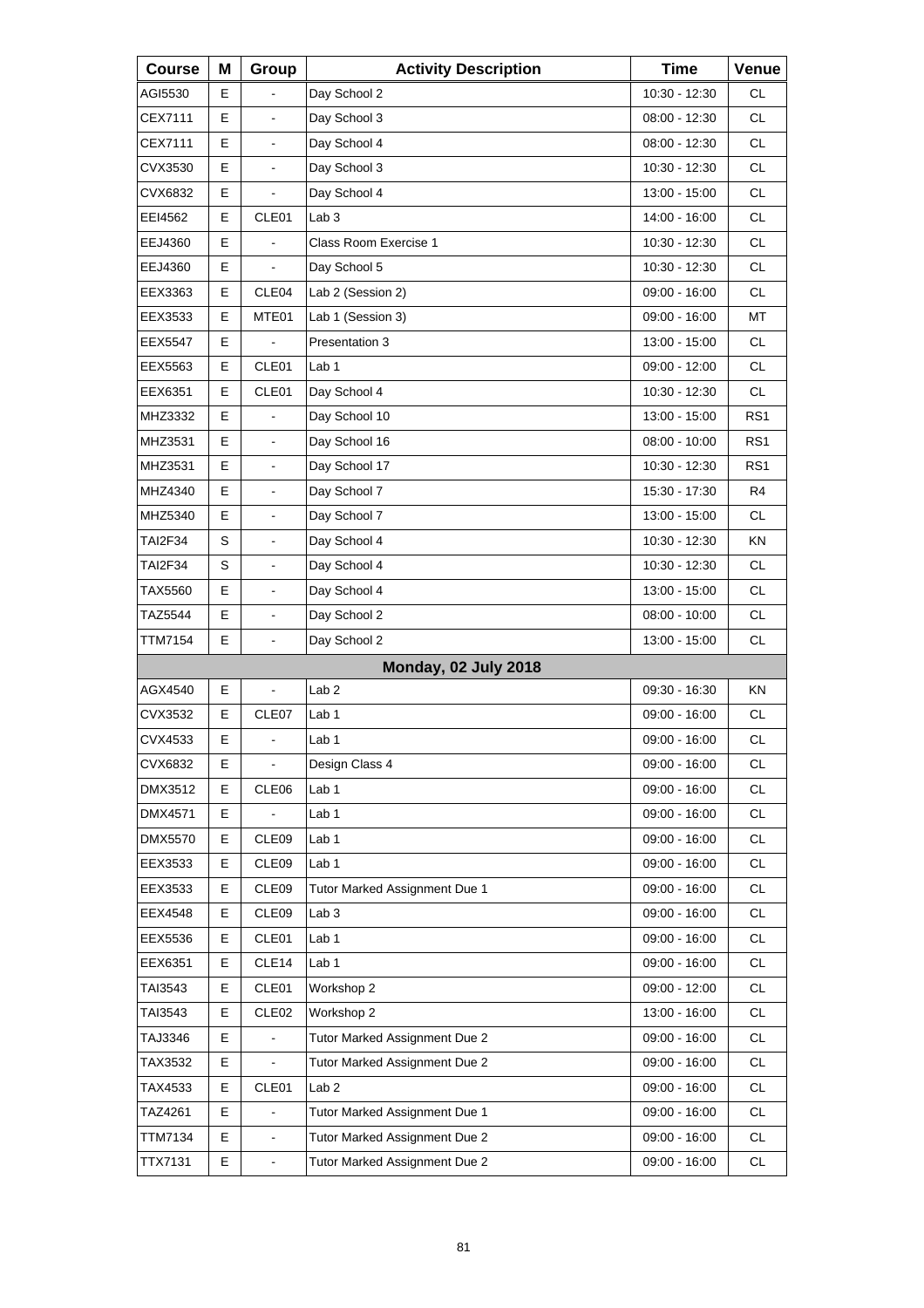| Course | M | Group | Activity Description | Time | Venue |
|---|---|---|---|---|---|
| AGI5530 | E | - | Day School 2 | 10:30 - 12:30 | CL |
| CEX7111 | E | - | Day School 3 | 08:00 - 12:30 | CL |
| CEX7111 | E | - | Day School 4 | 08:00 - 12:30 | CL |
| CVX3530 | E | - | Day School 3 | 10:30 - 12:30 | CL |
| CVX6832 | E | - | Day School 4 | 13:00 - 15:00 | CL |
| EEI4562 | E | CLE01 | Lab 3 | 14:00 - 16:00 | CL |
| EEJ4360 | E | - | Class Room Exercise 1 | 10:30 - 12:30 | CL |
| EEJ4360 | E | - | Day School 5 | 10:30 - 12:30 | CL |
| EEX3363 | E | CLE04 | Lab 2 (Session 2) | 09:00 - 16:00 | CL |
| EEX3533 | E | MTE01 | Lab 1 (Session 3) | 09:00 - 16:00 | MT |
| EEX5547 | E | - | Presentation 3 | 13:00 - 15:00 | CL |
| EEX5563 | E | CLE01 | Lab 1 | 09:00 - 12:00 | CL |
| EEX6351 | E | CLE01 | Day School 4 | 10:30 - 12:30 | CL |
| MHZ3332 | E | - | Day School 10 | 13:00 - 15:00 | RS1 |
| MHZ3531 | E | - | Day School 16 | 08:00 - 10:00 | RS1 |
| MHZ3531 | E | - | Day School 17 | 10:30 - 12:30 | RS1 |
| MHZ4340 | E | - | Day School 7 | 15:30 - 17:30 | R4 |
| MHZ5340 | E | - | Day School 7 | 13:00 - 15:00 | CL |
| TAI2F34 | S | - | Day School 4 | 10:30 - 12:30 | KN |
| TAI2F34 | S | - | Day School 4 | 10:30 - 12:30 | CL |
| TAX5560 | E | - | Day School 4 | 13:00 - 15:00 | CL |
| TAZ5544 | E | - | Day School 2 | 08:00 - 10:00 | CL |
| TTM7154 | E | - | Day School 2 | 13:00 - 15:00 | CL |
| | | | **Monday, 02 July 2018** | | |
| AGX4540 | E | - | Lab 2 | 09:30 - 16:30 | KN |
| CVX3532 | E | CLE07 | Lab 1 | 09:00 - 16:00 | CL |
| CVX4533 | E | - | Lab 1 | 09:00 - 16:00 | CL |
| CVX6832 | E | - | Design Class 4 | 09:00 - 16:00 | CL |
| DMX3512 | E | CLE06 | Lab 1 | 09:00 - 16:00 | CL |
| DMX4571 | E | - | Lab 1 | 09:00 - 16:00 | CL |
| DMX5570 | E | CLE09 | Lab 1 | 09:00 - 16:00 | CL |
| EEX3533 | E | CLE09 | Lab 1 | 09:00 - 16:00 | CL |
| EEX3533 | E | CLE09 | Tutor Marked Assignment Due 1 | 09:00 - 16:00 | CL |
| EEX4548 | E | CLE09 | Lab 3 | 09:00 - 16:00 | CL |
| EEX5536 | E | CLE01 | Lab 1 | 09:00 - 16:00 | CL |
| EEX6351 | E | CLE14 | Lab 1 | 09:00 - 16:00 | CL |
| TAI3543 | E | CLE01 | Workshop 2 | 09:00 - 12:00 | CL |
| TAI3543 | E | CLE02 | Workshop 2 | 13:00 - 16:00 | CL |
| TAJ3346 | E | - | Tutor Marked Assignment Due 2 | 09:00 - 16:00 | CL |
| TAX3532 | E | - | Tutor Marked Assignment Due 2 | 09:00 - 16:00 | CL |
| TAX4533 | E | CLE01 | Lab 2 | 09:00 - 16:00 | CL |
| TAZ4261 | E | - | Tutor Marked Assignment Due 1 | 09:00 - 16:00 | CL |
| TTM7134 | E | - | Tutor Marked Assignment Due 2 | 09:00 - 16:00 | CL |
| TTX7131 | E | - | Tutor Marked Assignment Due 2 | 09:00 - 16:00 | CL |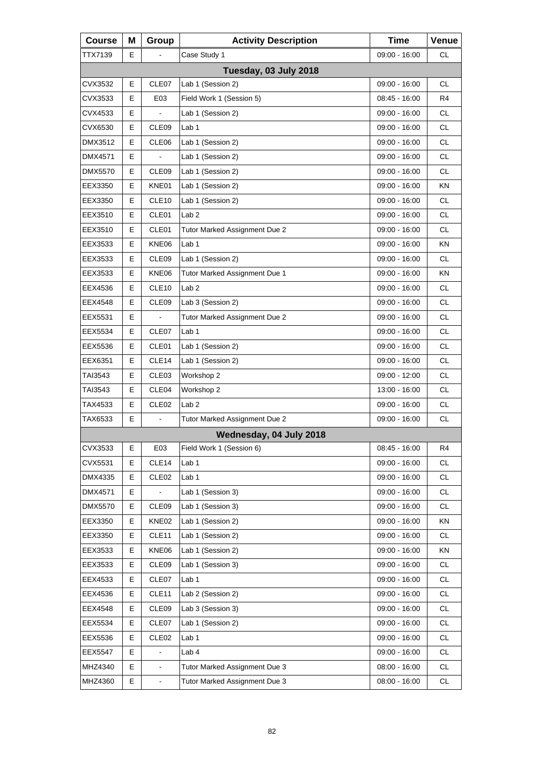| Course | M | Group | Activity Description | Time | Venue |
|---|---|---|---|---|---|
| TTX7139 | E | - | Case Study 1 | 09:00 - 16:00 | CL |
| **Tuesday, 03 July 2018** | | | | | |
| CVX3532 | E | CLE07 | Lab 1 (Session 2) | 09:00 - 16:00 | CL |
| CVX3533 | E | E03 | Field Work 1 (Session 5) | 08:45 - 16:00 | R4 |
| CVX4533 | E | - | Lab 1 (Session 2) | 09:00 - 16:00 | CL |
| CVX6530 | E | CLE09 | Lab 1 | 09:00 - 16:00 | CL |
| DMX3512 | E | CLE06 | Lab 1 (Session 2) | 09:00 - 16:00 | CL |
| DMX4571 | E | - | Lab 1 (Session 2) | 09:00 - 16:00 | CL |
| DMX5570 | E | CLE09 | Lab 1 (Session 2) | 09:00 - 16:00 | CL |
| EEX3350 | E | KNE01 | Lab 1 (Session 2) | 09:00 - 16:00 | KN |
| EEX3350 | E | CLE10 | Lab 1 (Session 2) | 09:00 - 16:00 | CL |
| EEX3510 | E | CLE01 | Lab 2 | 09:00 - 16:00 | CL |
| EEX3510 | E | CLE01 | Tutor Marked Assignment Due 2 | 09:00 - 16:00 | CL |
| EEX3533 | E | KNE06 | Lab 1 | 09:00 - 16:00 | KN |
| EEX3533 | E | CLE09 | Lab 1 (Session 2) | 09:00 - 16:00 | CL |
| EEX3533 | E | KNE06 | Tutor Marked Assignment Due 1 | 09:00 - 16:00 | KN |
| EEX4536 | E | CLE10 | Lab 2 | 09:00 - 16:00 | CL |
| EEX4548 | E | CLE09 | Lab 3 (Session 2) | 09:00 - 16:00 | CL |
| EEX5531 | E | - | Tutor Marked Assignment Due 2 | 09:00 - 16:00 | CL |
| EEX5534 | E | CLE07 | Lab 1 | 09:00 - 16:00 | CL |
| EEX5536 | E | CLE01 | Lab 1 (Session 2) | 09:00 - 16:00 | CL |
| EEX6351 | E | CLE14 | Lab 1 (Session 2) | 09:00 - 16:00 | CL |
| TAI3543 | E | CLE03 | Workshop 2 | 09:00 - 12:00 | CL |
| TAI3543 | E | CLE04 | Workshop 2 | 13:00 - 16:00 | CL |
| TAX4533 | E | CLE02 | Lab 2 | 09:00 - 16:00 | CL |
| TAX6533 | E | - | Tutor Marked Assignment Due 2 | 09:00 - 16:00 | CL |
| **Wednesday, 04 July 2018** | | | | | |
| CVX3533 | E | E03 | Field Work 1 (Session 6) | 08:45 - 16:00 | R4 |
| CVX5531 | E | CLE14 | Lab 1 | 09:00 - 16:00 | CL |
| DMX4335 | E | CLE02 | Lab 1 | 09:00 - 16:00 | CL |
| DMX4571 | E | - | Lab 1 (Session 3) | 09:00 - 16:00 | CL |
| DMX5570 | E | CLE09 | Lab 1 (Session 3) | 09:00 - 16:00 | CL |
| EEX3350 | E | KNE02 | Lab 1 (Session 2) | 09:00 - 16:00 | KN |
| EEX3350 | E | CLE11 | Lab 1 (Session 2) | 09:00 - 16:00 | CL |
| EEX3533 | E | KNE06 | Lab 1 (Session 2) | 09:00 - 16:00 | KN |
| EEX3533 | E | CLE09 | Lab 1 (Session 3) | 09:00 - 16:00 | CL |
| EEX4533 | E | CLE07 | Lab 1 | 09:00 - 16:00 | CL |
| EEX4536 | E | CLE11 | Lab 2 (Session 2) | 09:00 - 16:00 | CL |
| EEX4548 | E | CLE09 | Lab 3 (Session 3) | 09:00 - 16:00 | CL |
| EEX5534 | E | CLE07 | Lab 1 (Session 2) | 09:00 - 16:00 | CL |
| EEX5536 | E | CLE02 | Lab 1 | 09:00 - 16:00 | CL |
| EEX5547 | E | - | Lab 4 | 09:00 - 16:00 | CL |
| MHZ4340 | E | - | Tutor Marked Assignment Due 3 | 08:00 - 16:00 | CL |
| MHZ4360 | E | - | Tutor Marked Assignment Due 3 | 08:00 - 16:00 | CL |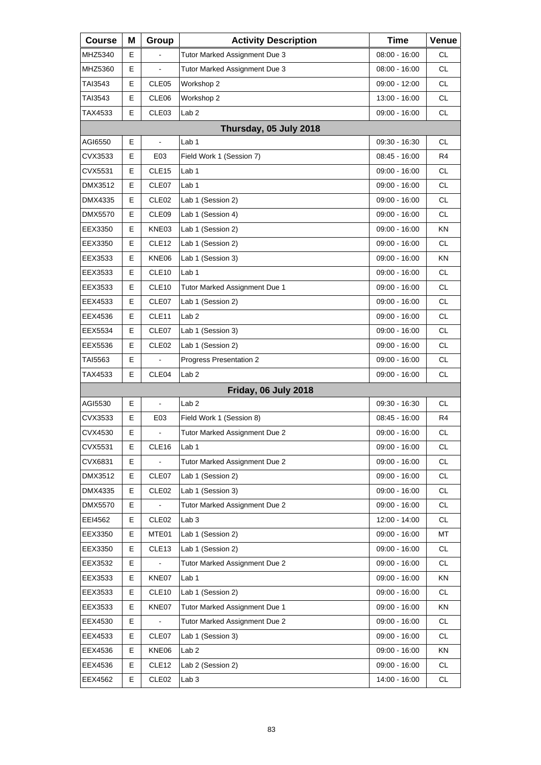| Course | M | Group | Activity Description | Time | Venue |
|---|---|---|---|---|---|
| MHZ5340 | E | - | Tutor Marked Assignment Due 3 | 08:00 - 16:00 | CL |
| MHZ5360 | E | - | Tutor Marked Assignment Due 3 | 08:00 - 16:00 | CL |
| TAI3543 | E | CLE05 | Workshop 2 | 09:00 - 12:00 | CL |
| TAI3543 | E | CLE06 | Workshop 2 | 13:00 - 16:00 | CL |
| TAX4533 | E | CLE03 | Lab 2 | 09:00 - 16:00 | CL |
| | | | **Thursday, 05 July 2018** | | |
| AGI6550 | E | - | Lab 1 | 09:30 - 16:30 | CL |
| CVX3533 | E | E03 | Field Work 1 (Session 7) | 08:45 - 16:00 | R4 |
| CVX5531 | E | CLE15 | Lab 1 | 09:00 - 16:00 | CL |
| DMX3512 | E | CLE07 | Lab 1 | 09:00 - 16:00 | CL |
| DMX4335 | E | CLE02 | Lab 1 (Session 2) | 09:00 - 16:00 | CL |
| DMX5570 | E | CLE09 | Lab 1 (Session 4) | 09:00 - 16:00 | CL |
| EEX3350 | E | KNE03 | Lab 1 (Session 2) | 09:00 - 16:00 | KN |
| EEX3350 | E | CLE12 | Lab 1 (Session 2) | 09:00 - 16:00 | CL |
| EEX3533 | E | KNE06 | Lab 1 (Session 3) | 09:00 - 16:00 | KN |
| EEX3533 | E | CLE10 | Lab 1 | 09:00 - 16:00 | CL |
| EEX3533 | E | CLE10 | Tutor Marked Assignment Due 1 | 09:00 - 16:00 | CL |
| EEX4533 | E | CLE07 | Lab 1 (Session 2) | 09:00 - 16:00 | CL |
| EEX4536 | E | CLE11 | Lab 2 | 09:00 - 16:00 | CL |
| EEX5534 | E | CLE07 | Lab 1 (Session 3) | 09:00 - 16:00 | CL |
| EEX5536 | E | CLE02 | Lab 1 (Session 2) | 09:00 - 16:00 | CL |
| TAI5563 | E | - | Progress Presentation 2 | 09:00 - 16:00 | CL |
| TAX4533 | E | CLE04 | Lab 2 | 09:00 - 16:00 | CL |
| | | | **Friday, 06 July 2018** | | |
| AGI5530 | E | - | Lab 2 | 09:30 - 16:30 | CL |
| CVX3533 | E | E03 | Field Work 1 (Session 8) | 08:45 - 16:00 | R4 |
| CVX4530 | E | - | Tutor Marked Assignment Due 2 | 09:00 - 16:00 | CL |
| CVX5531 | E | CLE16 | Lab 1 | 09:00 - 16:00 | CL |
| CVX6831 | E | - | Tutor Marked Assignment Due 2 | 09:00 - 16:00 | CL |
| DMX3512 | E | CLE07 | Lab 1 (Session 2) | 09:00 - 16:00 | CL |
| DMX4335 | E | CLE02 | Lab 1 (Session 3) | 09:00 - 16:00 | CL |
| DMX5570 | E | - | Tutor Marked Assignment Due 2 | 09:00 - 16:00 | CL |
| EEI4562 | E | CLE02 | Lab 3 | 12:00 - 14:00 | CL |
| EEX3350 | E | MTE01 | Lab 1 (Session 2) | 09:00 - 16:00 | MT |
| EEX3350 | E | CLE13 | Lab 1 (Session 2) | 09:00 - 16:00 | CL |
| EEX3532 | E | - | Tutor Marked Assignment Due 2 | 09:00 - 16:00 | CL |
| EEX3533 | E | KNE07 | Lab 1 | 09:00 - 16:00 | KN |
| EEX3533 | E | CLE10 | Lab 1 (Session 2) | 09:00 - 16:00 | CL |
| EEX3533 | E | KNE07 | Tutor Marked Assignment Due 1 | 09:00 - 16:00 | KN |
| EEX4530 | E | - | Tutor Marked Assignment Due 2 | 09:00 - 16:00 | CL |
| EEX4533 | E | CLE07 | Lab 1 (Session 3) | 09:00 - 16:00 | CL |
| EEX4536 | E | KNE06 | Lab 2 | 09:00 - 16:00 | KN |
| EEX4536 | E | CLE12 | Lab 2 (Session 2) | 09:00 - 16:00 | CL |
| EEX4562 | E | CLE02 | Lab 3 | 14:00 - 16:00 | CL |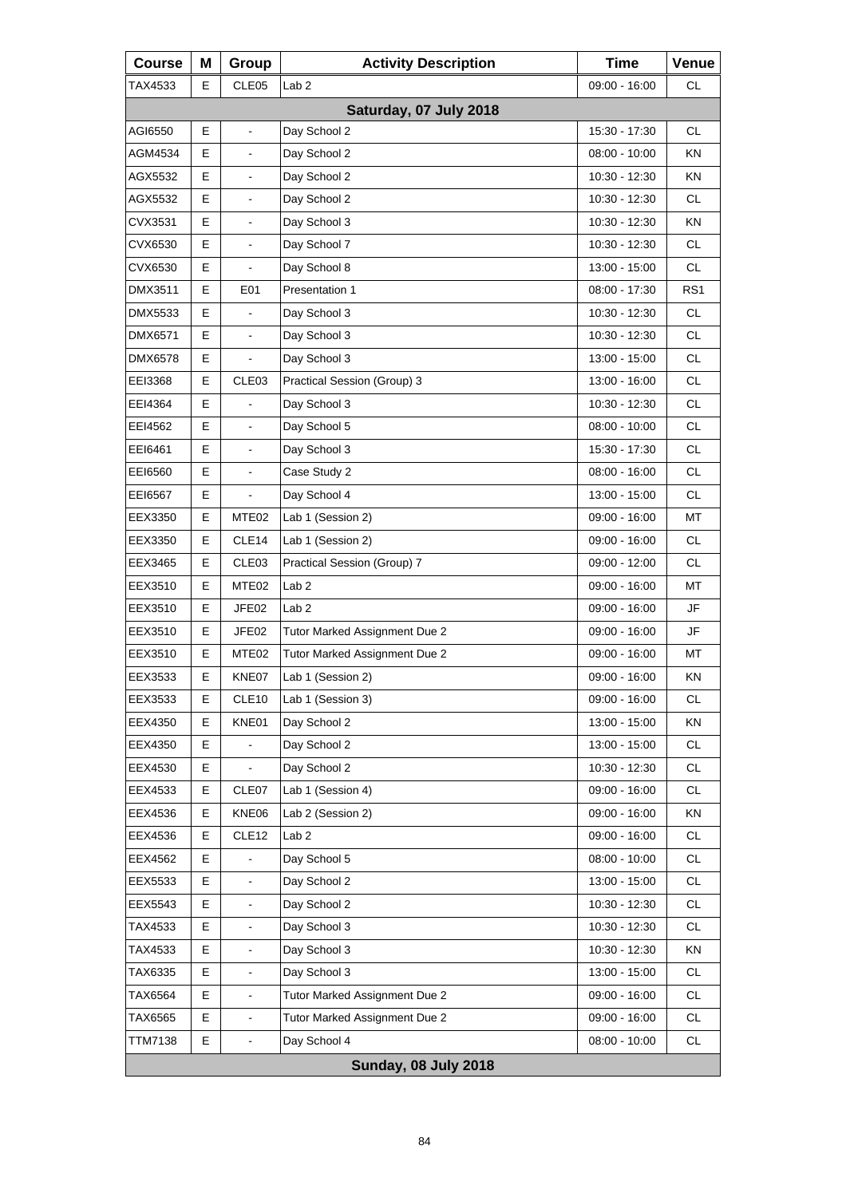| Course | M | Group | Activity Description | Time | Venue |
|---|---|---|---|---|---|
| TAX4533 | E | CLE05 | Lab 2 | 09:00 - 16:00 | CL |
| **Saturday, 07 July 2018** | | | | | |
| AGI6550 | E | - | Day School 2 | 15:30 - 17:30 | CL |
| AGM4534 | E | - | Day School 2 | 08:00 - 10:00 | KN |
| AGX5532 | E | - | Day School 2 | 10:30 - 12:30 | KN |
| AGX5532 | E | - | Day School 2 | 10:30 - 12:30 | CL |
| CVX3531 | E | - | Day School 3 | 10:30 - 12:30 | KN |
| CVX6530 | E | - | Day School 7 | 10:30 - 12:30 | CL |
| CVX6530 | E | - | Day School 8 | 13:00 - 15:00 | CL |
| DMX3511 | E | E01 | Presentation 1 | 08:00 - 17:30 | RS1 |
| DMX5533 | E | - | Day School 3 | 10:30 - 12:30 | CL |
| DMX6571 | E | - | Day School 3 | 10:30 - 12:30 | CL |
| DMX6578 | E | - | Day School 3 | 13:00 - 15:00 | CL |
| EEI3368 | E | CLE03 | Practical Session (Group) 3 | 13:00 - 16:00 | CL |
| EEI4364 | E | - | Day School 3 | 10:30 - 12:30 | CL |
| EEI4562 | E | - | Day School 5 | 08:00 - 10:00 | CL |
| EEI6461 | E | - | Day School 3 | 15:30 - 17:30 | CL |
| EEI6560 | E | - | Case Study 2 | 08:00 - 16:00 | CL |
| EEI6567 | E | - | Day School 4 | 13:00 - 15:00 | CL |
| EEX3350 | E | MTE02 | Lab 1 (Session 2) | 09:00 - 16:00 | MT |
| EEX3350 | E | CLE14 | Lab 1 (Session 2) | 09:00 - 16:00 | CL |
| EEX3465 | E | CLE03 | Practical Session (Group) 7 | 09:00 - 12:00 | CL |
| EEX3510 | E | MTE02 | Lab 2 | 09:00 - 16:00 | MT |
| EEX3510 | E | JFE02 | Lab 2 | 09:00 - 16:00 | JF |
| EEX3510 | E | JFE02 | Tutor Marked Assignment Due 2 | 09:00 - 16:00 | JF |
| EEX3510 | E | MTE02 | Tutor Marked Assignment Due 2 | 09:00 - 16:00 | MT |
| EEX3533 | E | KNE07 | Lab 1 (Session 2) | 09:00 - 16:00 | KN |
| EEX3533 | E | CLE10 | Lab 1 (Session 3) | 09:00 - 16:00 | CL |
| EEX4350 | E | KNE01 | Day School 2 | 13:00 - 15:00 | KN |
| EEX4350 | E | - | Day School 2 | 13:00 - 15:00 | CL |
| EEX4530 | E | - | Day School 2 | 10:30 - 12:30 | CL |
| EEX4533 | E | CLE07 | Lab 1 (Session 4) | 09:00 - 16:00 | CL |
| EEX4536 | E | KNE06 | Lab 2 (Session 2) | 09:00 - 16:00 | KN |
| EEX4536 | E | CLE12 | Lab 2 | 09:00 - 16:00 | CL |
| EEX4562 | E | - | Day School 5 | 08:00 - 10:00 | CL |
| EEX5533 | E | - | Day School 2 | 13:00 - 15:00 | CL |
| EEX5543 | E | - | Day School 2 | 10:30 - 12:30 | CL |
| TAX4533 | E | - | Day School 3 | 10:30 - 12:30 | CL |
| TAX4533 | E | - | Day School 3 | 10:30 - 12:30 | KN |
| TAX6335 | E | - | Day School 3 | 13:00 - 15:00 | CL |
| TAX6564 | E | - | Tutor Marked Assignment Due 2 | 09:00 - 16:00 | CL |
| TAX6565 | E | - | Tutor Marked Assignment Due 2 | 09:00 - 16:00 | CL |
| TTM7138 | E | - | Day School 4 | 08:00 - 10:00 | CL |
| **Sunday, 08 July 2018** | | | | | |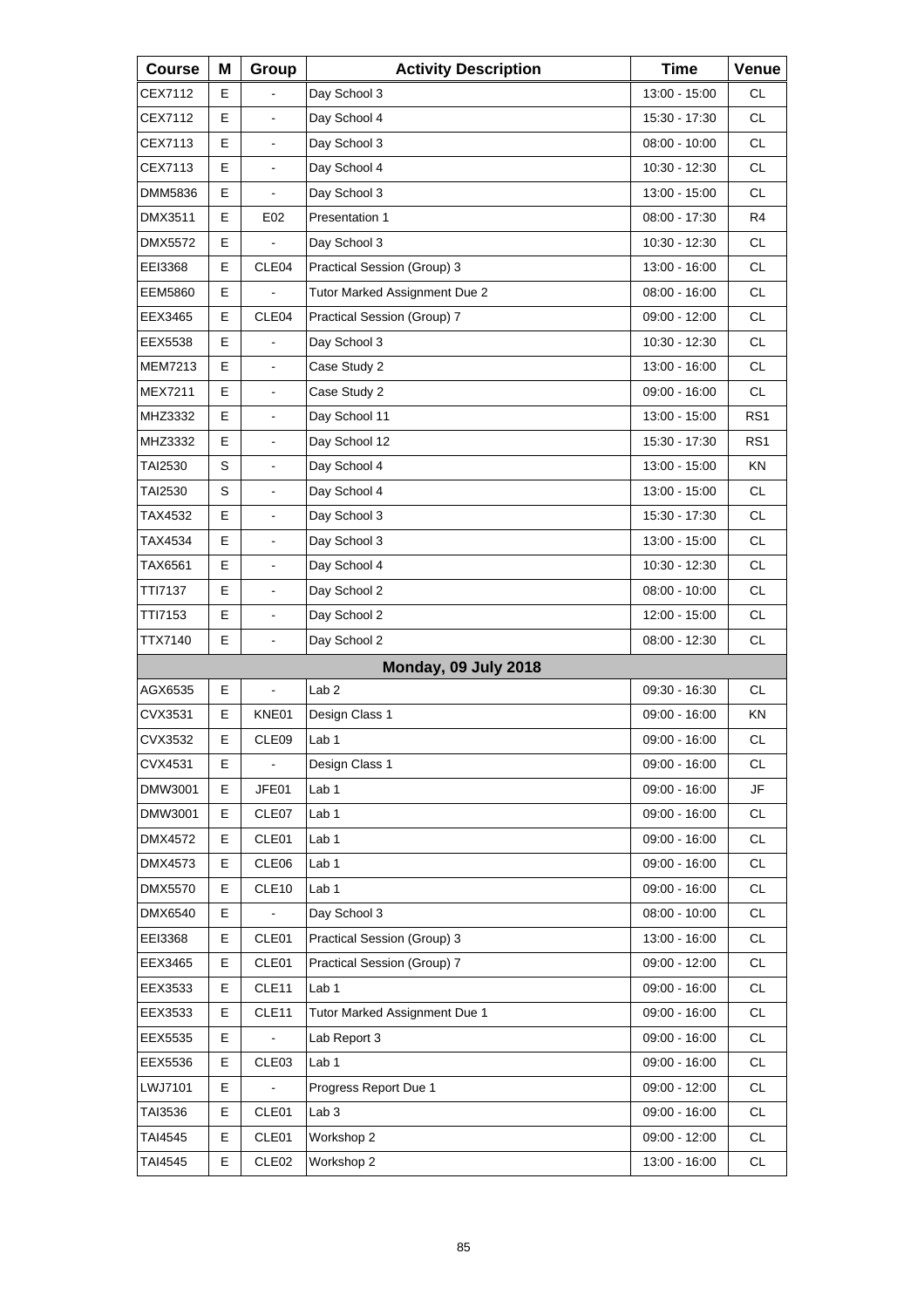| Course | M | Group | Activity Description | Time | Venue |
| --- | --- | --- | --- | --- | --- |
| CEX7112 | E | - | Day School 3 | 13:00 - 15:00 | CL |
| CEX7112 | E | - | Day School 4 | 15:30 - 17:30 | CL |
| CEX7113 | E | - | Day School 3 | 08:00 - 10:00 | CL |
| CEX7113 | E | - | Day School 4 | 10:30 - 12:30 | CL |
| DMM5836 | E | - | Day School 3 | 13:00 - 15:00 | CL |
| DMX3511 | E | E02 | Presentation 1 | 08:00 - 17:30 | R4 |
| DMX5572 | E | - | Day School 3 | 10:30 - 12:30 | CL |
| EEI3368 | E | CLE04 | Practical Session (Group) 3 | 13:00 - 16:00 | CL |
| EEM5860 | E | - | Tutor Marked Assignment Due 2 | 08:00 - 16:00 | CL |
| EEX3465 | E | CLE04 | Practical Session (Group) 7 | 09:00 - 12:00 | CL |
| EEX5538 | E | - | Day School 3 | 10:30 - 12:30 | CL |
| MEM7213 | E | - | Case Study 2 | 13:00 - 16:00 | CL |
| MEX7211 | E | - | Case Study 2 | 09:00 - 16:00 | CL |
| MHZ3332 | E | - | Day School 11 | 13:00 - 15:00 | RS1 |
| MHZ3332 | E | - | Day School 12 | 15:30 - 17:30 | RS1 |
| TAI2530 | S | - | Day School 4 | 13:00 - 15:00 | KN |
| TAI2530 | S | - | Day School 4 | 13:00 - 15:00 | CL |
| TAX4532 | E | - | Day School 3 | 15:30 - 17:30 | CL |
| TAX4534 | E | - | Day School 3 | 13:00 - 15:00 | CL |
| TAX6561 | E | - | Day School 4 | 10:30 - 12:30 | CL |
| TTI7137 | E | - | Day School 2 | 08:00 - 10:00 | CL |
| TTI7153 | E | - | Day School 2 | 12:00 - 15:00 | CL |
| TTX7140 | E | - | Day School 2 | 08:00 - 12:30 | CL |
| | | | **Monday, 09 July 2018** | | |
| AGX6535 | E | - | Lab 2 | 09:30 - 16:30 | CL |
| CVX3531 | E | KNE01 | Design Class 1 | 09:00 - 16:00 | KN |
| CVX3532 | E | CLE09 | Lab 1 | 09:00 - 16:00 | CL |
| CVX4531 | E | - | Design Class 1 | 09:00 - 16:00 | CL |
| DMW3001 | E | JFE01 | Lab 1 | 09:00 - 16:00 | JF |
| DMW3001 | E | CLE07 | Lab 1 | 09:00 - 16:00 | CL |
| DMX4572 | E | CLE01 | Lab 1 | 09:00 - 16:00 | CL |
| DMX4573 | E | CLE06 | Lab 1 | 09:00 - 16:00 | CL |
| DMX5570 | E | CLE10 | Lab 1 | 09:00 - 16:00 | CL |
| DMX6540 | E | - | Day School 3 | 08:00 - 10:00 | CL |
| EEI3368 | E | CLE01 | Practical Session (Group) 3 | 13:00 - 16:00 | CL |
| EEX3465 | E | CLE01 | Practical Session (Group) 7 | 09:00 - 12:00 | CL |
| EEX3533 | E | CLE11 | Lab 1 | 09:00 - 16:00 | CL |
| EEX3533 | E | CLE11 | Tutor Marked Assignment Due 1 | 09:00 - 16:00 | CL |
| EEX5535 | E | - | Lab Report 3 | 09:00 - 16:00 | CL |
| EEX5536 | E | CLE03 | Lab 1 | 09:00 - 16:00 | CL |
| LWJ7101 | E | - | Progress Report Due 1 | 09:00 - 12:00 | CL |
| TAI3536 | E | CLE01 | Lab 3 | 09:00 - 16:00 | CL |
| TAI4545 | E | CLE01 | Workshop 2 | 09:00 - 12:00 | CL |
| TAI4545 | E | CLE02 | Workshop 2 | 13:00 - 16:00 | CL |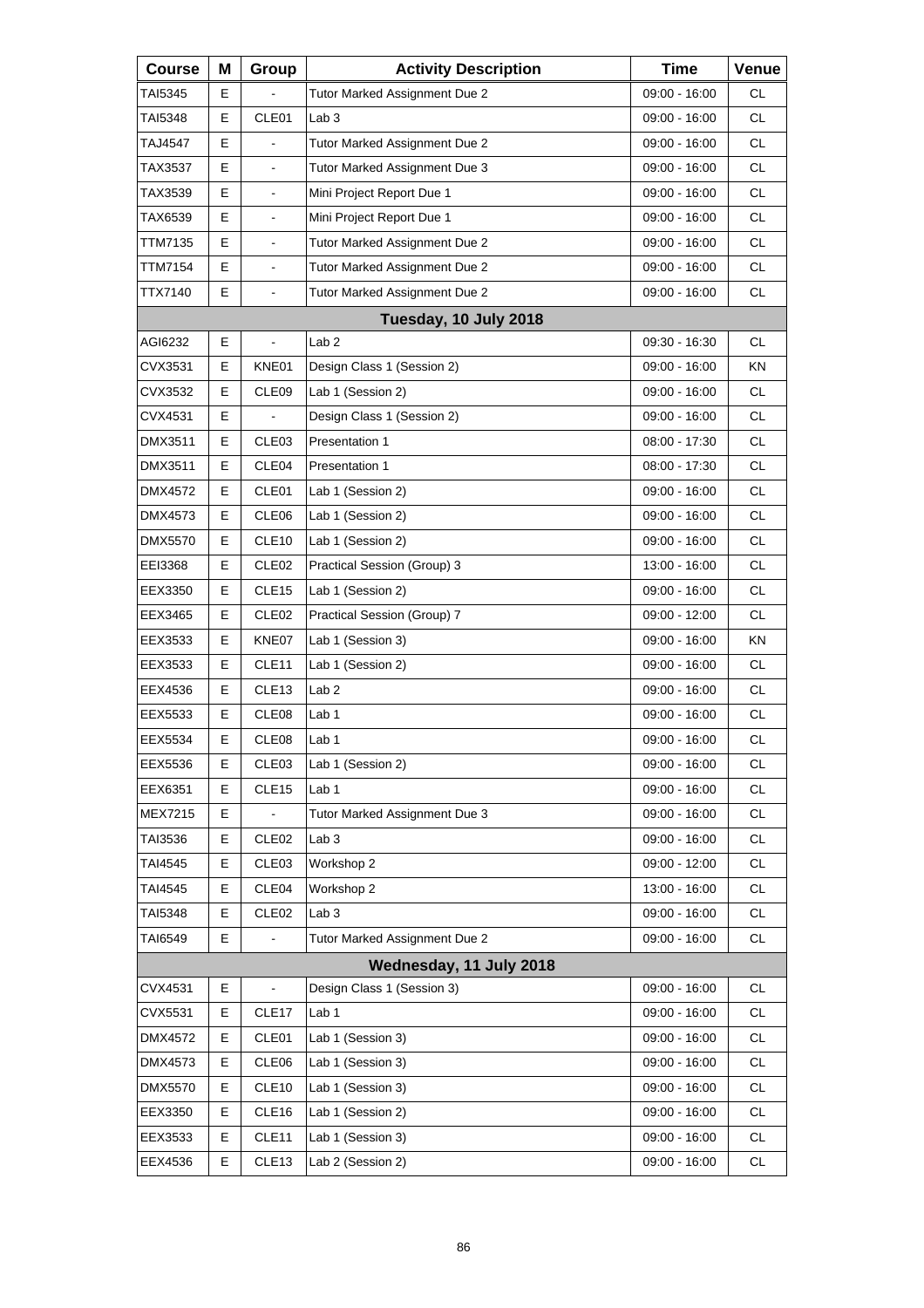| Course | M | Group | Activity Description | Time | Venue |
|---|---|---|---|---|---|
| TAI5345 | E | - | Tutor Marked Assignment Due 2 | 09:00 - 16:00 | CL |
| TAI5348 | E | CLE01 | Lab 3 | 09:00 - 16:00 | CL |
| TAJ4547 | E | - | Tutor Marked Assignment Due 2 | 09:00 - 16:00 | CL |
| TAX3537 | E | - | Tutor Marked Assignment Due 3 | 09:00 - 16:00 | CL |
| TAX3539 | E | - | Mini Project Report Due 1 | 09:00 - 16:00 | CL |
| TAX6539 | E | - | Mini Project Report Due 1 | 09:00 - 16:00 | CL |
| TTM7135 | E | - | Tutor Marked Assignment Due 2 | 09:00 - 16:00 | CL |
| TTM7154 | E | - | Tutor Marked Assignment Due 2 | 09:00 - 16:00 | CL |
| TTX7140 | E | - | Tutor Marked Assignment Due 2 | 09:00 - 16:00 | CL |
| **Tuesday, 10 July 2018** | | | | | |
| AGI6232 | E | - | Lab 2 | 09:30 - 16:30 | CL |
| CVX3531 | E | KNE01 | Design Class 1 (Session 2) | 09:00 - 16:00 | KN |
| CVX3532 | E | CLE09 | Lab 1 (Session 2) | 09:00 - 16:00 | CL |
| CVX4531 | E | - | Design Class 1 (Session 2) | 09:00 - 16:00 | CL |
| DMX3511 | E | CLE03 | Presentation 1 | 08:00 - 17:30 | CL |
| DMX3511 | E | CLE04 | Presentation 1 | 08:00 - 17:30 | CL |
| DMX4572 | E | CLE01 | Lab 1 (Session 2) | 09:00 - 16:00 | CL |
| DMX4573 | E | CLE06 | Lab 1 (Session 2) | 09:00 - 16:00 | CL |
| DMX5570 | E | CLE10 | Lab 1 (Session 2) | 09:00 - 16:00 | CL |
| EEI3368 | E | CLE02 | Practical Session (Group) 3 | 13:00 - 16:00 | CL |
| EEX3350 | E | CLE15 | Lab 1 (Session 2) | 09:00 - 16:00 | CL |
| EEX3465 | E | CLE02 | Practical Session (Group) 7 | 09:00 - 12:00 | CL |
| EEX3533 | E | KNE07 | Lab 1 (Session 3) | 09:00 - 16:00 | KN |
| EEX3533 | E | CLE11 | Lab 1 (Session 2) | 09:00 - 16:00 | CL |
| EEX4536 | E | CLE13 | Lab 2 | 09:00 - 16:00 | CL |
| EEX5533 | E | CLE08 | Lab 1 | 09:00 - 16:00 | CL |
| EEX5534 | E | CLE08 | Lab 1 | 09:00 - 16:00 | CL |
| EEX5536 | E | CLE03 | Lab 1 (Session 2) | 09:00 - 16:00 | CL |
| EEX6351 | E | CLE15 | Lab 1 | 09:00 - 16:00 | CL |
| MEX7215 | E | - | Tutor Marked Assignment Due 3 | 09:00 - 16:00 | CL |
| TAI3536 | E | CLE02 | Lab 3 | 09:00 - 16:00 | CL |
| TAI4545 | E | CLE03 | Workshop 2 | 09:00 - 12:00 | CL |
| TAI4545 | E | CLE04 | Workshop 2 | 13:00 - 16:00 | CL |
| TAI5348 | E | CLE02 | Lab 3 | 09:00 - 16:00 | CL |
| TAI6549 | E | - | Tutor Marked Assignment Due 2 | 09:00 - 16:00 | CL |
| **Wednesday, 11 July 2018** | | | | | |
| CVX4531 | E | - | Design Class 1 (Session 3) | 09:00 - 16:00 | CL |
| CVX5531 | E | CLE17 | Lab 1 | 09:00 - 16:00 | CL |
| DMX4572 | E | CLE01 | Lab 1 (Session 3) | 09:00 - 16:00 | CL |
| DMX4573 | E | CLE06 | Lab 1 (Session 3) | 09:00 - 16:00 | CL |
| DMX5570 | E | CLE10 | Lab 1 (Session 3) | 09:00 - 16:00 | CL |
| EEX3350 | E | CLE16 | Lab 1 (Session 2) | 09:00 - 16:00 | CL |
| EEX3533 | E | CLE11 | Lab 1 (Session 3) | 09:00 - 16:00 | CL |
| EEX4536 | E | CLE13 | Lab 2 (Session 2) | 09:00 - 16:00 | CL |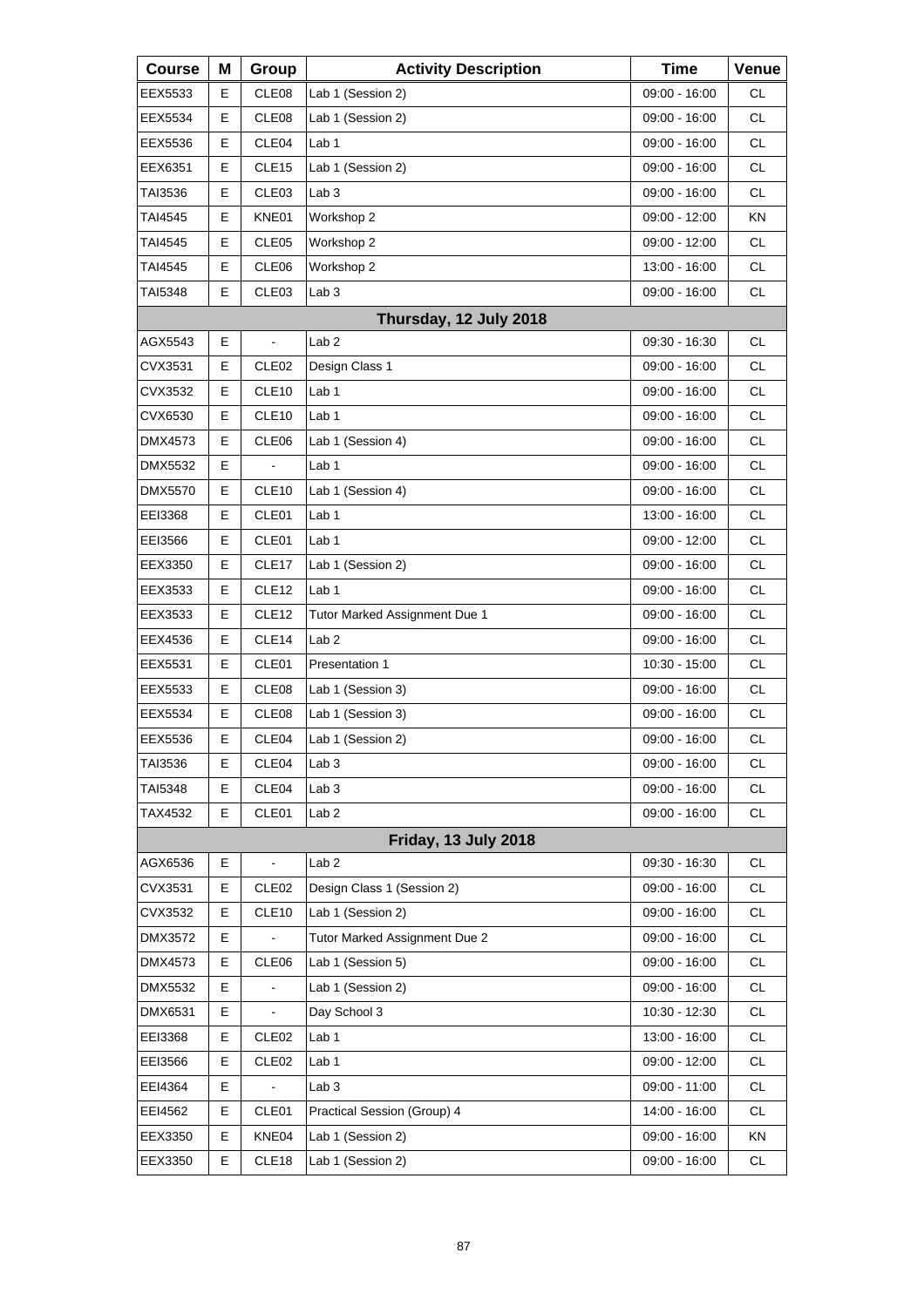| Course | M | Group | Activity Description | Time | Venue |
|---|---|---|---|---|---|
| EEX5533 | E | CLE08 | Lab 1 (Session 2) | 09:00 - 16:00 | CL |
| EEX5534 | E | CLE08 | Lab 1 (Session 2) | 09:00 - 16:00 | CL |
| EEX5536 | E | CLE04 | Lab 1 | 09:00 - 16:00 | CL |
| EEX6351 | E | CLE15 | Lab 1 (Session 2) | 09:00 - 16:00 | CL |
| TAI3536 | E | CLE03 | Lab 3 | 09:00 - 16:00 | CL |
| TAI4545 | E | KNE01 | Workshop 2 | 09:00 - 12:00 | KN |
| TAI4545 | E | CLE05 | Workshop 2 | 09:00 - 12:00 | CL |
| TAI4545 | E | CLE06 | Workshop 2 | 13:00 - 16:00 | CL |
| TAI5348 | E | CLE03 | Lab 3 | 09:00 - 16:00 | CL |
| | | | **Thursday, 12 July 2018** | | |
| AGX5543 | E | - | Lab 2 | 09:30 - 16:30 | CL |
| CVX3531 | E | CLE02 | Design Class 1 | 09:00 - 16:00 | CL |
| CVX3532 | E | CLE10 | Lab 1 | 09:00 - 16:00 | CL |
| CVX6530 | E | CLE10 | Lab 1 | 09:00 - 16:00 | CL |
| DMX4573 | E | CLE06 | Lab 1 (Session 4) | 09:00 - 16:00 | CL |
| DMX5532 | E | - | Lab 1 | 09:00 - 16:00 | CL |
| DMX5570 | E | CLE10 | Lab 1 (Session 4) | 09:00 - 16:00 | CL |
| EEI3368 | E | CLE01 | Lab 1 | 13:00 - 16:00 | CL |
| EEI3566 | E | CLE01 | Lab 1 | 09:00 - 12:00 | CL |
| EEX3350 | E | CLE17 | Lab 1 (Session 2) | 09:00 - 16:00 | CL |
| EEX3533 | E | CLE12 | Lab 1 | 09:00 - 16:00 | CL |
| EEX3533 | E | CLE12 | Tutor Marked Assignment Due 1 | 09:00 - 16:00 | CL |
| EEX4536 | E | CLE14 | Lab 2 | 09:00 - 16:00 | CL |
| EEX5531 | E | CLE01 | Presentation 1 | 10:30 - 15:00 | CL |
| EEX5533 | E | CLE08 | Lab 1 (Session 3) | 09:00 - 16:00 | CL |
| EEX5534 | E | CLE08 | Lab 1 (Session 3) | 09:00 - 16:00 | CL |
| EEX5536 | E | CLE04 | Lab 1 (Session 2) | 09:00 - 16:00 | CL |
| TAI3536 | E | CLE04 | Lab 3 | 09:00 - 16:00 | CL |
| TAI5348 | E | CLE04 | Lab 3 | 09:00 - 16:00 | CL |
| TAX4532 | E | CLE01 | Lab 2 | 09:00 - 16:00 | CL |
| | | | **Friday, 13 July 2018** | | |
| AGX6536 | E | - | Lab 2 | 09:30 - 16:30 | CL |
| CVX3531 | E | CLE02 | Design Class 1 (Session 2) | 09:00 - 16:00 | CL |
| CVX3532 | E | CLE10 | Lab 1 (Session 2) | 09:00 - 16:00 | CL |
| DMX3572 | E | - | Tutor Marked Assignment Due 2 | 09:00 - 16:00 | CL |
| DMX4573 | E | CLE06 | Lab 1 (Session 5) | 09:00 - 16:00 | CL |
| DMX5532 | E | - | Lab 1 (Session 2) | 09:00 - 16:00 | CL |
| DMX6531 | E | - | Day School 3 | 10:30 - 12:30 | CL |
| EEI3368 | E | CLE02 | Lab 1 | 13:00 - 16:00 | CL |
| EEI3566 | E | CLE02 | Lab 1 | 09:00 - 12:00 | CL |
| EEI4364 | E | - | Lab 3 | 09:00 - 11:00 | CL |
| EEI4562 | E | CLE01 | Practical Session (Group) 4 | 14:00 - 16:00 | CL |
| EEX3350 | E | KNE04 | Lab 1 (Session 2) | 09:00 - 16:00 | KN |
| EEX3350 | E | CLE18 | Lab 1 (Session 2) | 09:00 - 16:00 | CL |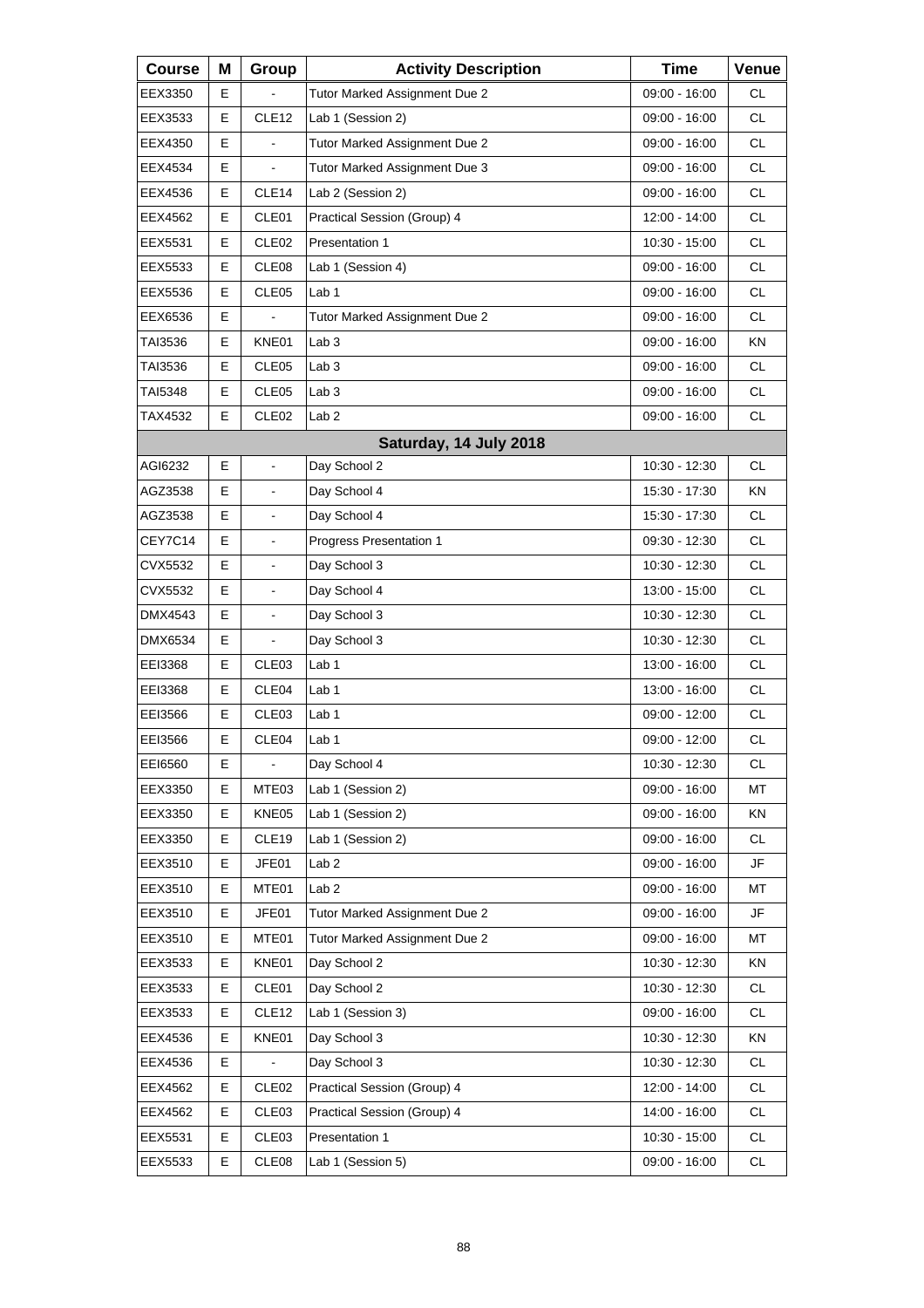| Course | M | Group | Activity Description | Time | Venue |
|---|---|---|---|---|---|
| EEX3350 | E | - | Tutor Marked Assignment Due 2 | 09:00 - 16:00 | CL |
| EEX3533 | E | CLE12 | Lab 1 (Session 2) | 09:00 - 16:00 | CL |
| EEX4350 | E | - | Tutor Marked Assignment Due 2 | 09:00 - 16:00 | CL |
| EEX4534 | E | - | Tutor Marked Assignment Due 3 | 09:00 - 16:00 | CL |
| EEX4536 | E | CLE14 | Lab 2 (Session 2) | 09:00 - 16:00 | CL |
| EEX4562 | E | CLE01 | Practical Session (Group) 4 | 12:00 - 14:00 | CL |
| EEX5531 | E | CLE02 | Presentation 1 | 10:30 - 15:00 | CL |
| EEX5533 | E | CLE08 | Lab 1 (Session 4) | 09:00 - 16:00 | CL |
| EEX5536 | E | CLE05 | Lab 1 | 09:00 - 16:00 | CL |
| EEX6536 | E | - | Tutor Marked Assignment Due 2 | 09:00 - 16:00 | CL |
| TAI3536 | E | KNE01 | Lab 3 | 09:00 - 16:00 | KN |
| TAI3536 | E | CLE05 | Lab 3 | 09:00 - 16:00 | CL |
| TAI5348 | E | CLE05 | Lab 3 | 09:00 - 16:00 | CL |
| TAX4532 | E | CLE02 | Lab 2 | 09:00 - 16:00 | CL |
| | | | **Saturday, 14 July 2018** | | |
| AGI6232 | E | - | Day School 2 | 10:30 - 12:30 | CL |
| AGZ3538 | E | - | Day School 4 | 15:30 - 17:30 | KN |
| AGZ3538 | E | - | Day School 4 | 15:30 - 17:30 | CL |
| CEY7C14 | E | - | Progress Presentation 1 | 09:30 - 12:30 | CL |
| CVX5532 | E | - | Day School 3 | 10:30 - 12:30 | CL |
| CVX5532 | E | - | Day School 4 | 13:00 - 15:00 | CL |
| DMX4543 | E | - | Day School 3 | 10:30 - 12:30 | CL |
| DMX6534 | E | - | Day School 3 | 10:30 - 12:30 | CL |
| EEI3368 | E | CLE03 | Lab 1 | 13:00 - 16:00 | CL |
| EEI3368 | E | CLE04 | Lab 1 | 13:00 - 16:00 | CL |
| EEI3566 | E | CLE03 | Lab 1 | 09:00 - 12:00 | CL |
| EEI3566 | E | CLE04 | Lab 1 | 09:00 - 12:00 | CL |
| EEI6560 | E | - | Day School 4 | 10:30 - 12:30 | CL |
| EEX3350 | E | MTE03 | Lab 1 (Session 2) | 09:00 - 16:00 | MT |
| EEX3350 | E | KNE05 | Lab 1 (Session 2) | 09:00 - 16:00 | KN |
| EEX3350 | E | CLE19 | Lab 1 (Session 2) | 09:00 - 16:00 | CL |
| EEX3510 | E | JFE01 | Lab 2 | 09:00 - 16:00 | JF |
| EEX3510 | E | MTE01 | Lab 2 | 09:00 - 16:00 | MT |
| EEX3510 | E | JFE01 | Tutor Marked Assignment Due 2 | 09:00 - 16:00 | JF |
| EEX3510 | E | MTE01 | Tutor Marked Assignment Due 2 | 09:00 - 16:00 | MT |
| EEX3533 | E | KNE01 | Day School 2 | 10:30 - 12:30 | KN |
| EEX3533 | E | CLE01 | Day School 2 | 10:30 - 12:30 | CL |
| EEX3533 | E | CLE12 | Lab 1 (Session 3) | 09:00 - 16:00 | CL |
| EEX4536 | E | KNE01 | Day School 3 | 10:30 - 12:30 | KN |
| EEX4536 | E | - | Day School 3 | 10:30 - 12:30 | CL |
| EEX4562 | E | CLE02 | Practical Session (Group) 4 | 12:00 - 14:00 | CL |
| EEX4562 | E | CLE03 | Practical Session (Group) 4 | 14:00 - 16:00 | CL |
| EEX5531 | E | CLE03 | Presentation 1 | 10:30 - 15:00 | CL |
| EEX5533 | E | CLE08 | Lab 1 (Session 5) | 09:00 - 16:00 | CL |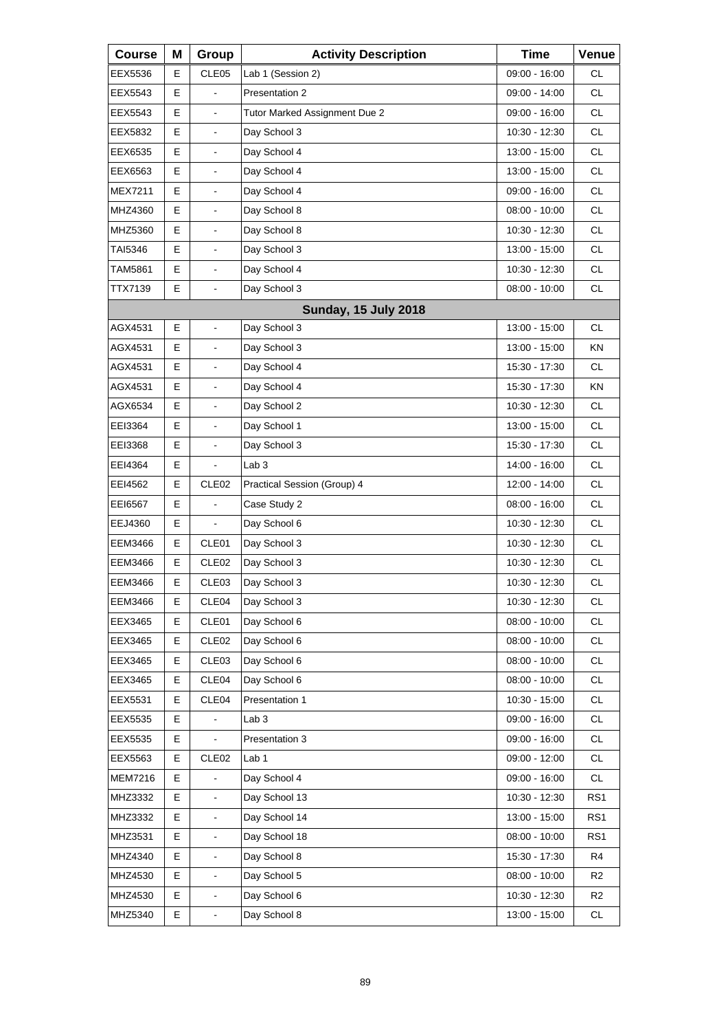| Course | M | Group | Activity Description | Time | Venue |
|---|---|---|---|---|---|
| EEX5536 | E | CLE05 | Lab 1 (Session 2) | 09:00 - 16:00 | CL |
| EEX5543 | E | - | Presentation 2 | 09:00 - 14:00 | CL |
| EEX5543 | E | - | Tutor Marked Assignment Due 2 | 09:00 - 16:00 | CL |
| EEX5832 | E | - | Day School 3 | 10:30 - 12:30 | CL |
| EEX6535 | E | - | Day School 4 | 13:00 - 15:00 | CL |
| EEX6563 | E | - | Day School 4 | 13:00 - 15:00 | CL |
| MEX7211 | E | - | Day School 4 | 09:00 - 16:00 | CL |
| MHZ4360 | E | - | Day School 8 | 08:00 - 10:00 | CL |
| MHZ5360 | E | - | Day School 8 | 10:30 - 12:30 | CL |
| TAI5346 | E | - | Day School 3 | 13:00 - 15:00 | CL |
| TAM5861 | E | - | Day School 4 | 10:30 - 12:30 | CL |
| TTX7139 | E | - | Day School 3 | 08:00 - 10:00 | CL |
| | | | **Sunday, 15 July 2018** | | |
| AGX4531 | E | - | Day School 3 | 13:00 - 15:00 | CL |
| AGX4531 | E | - | Day School 3 | 13:00 - 15:00 | KN |
| AGX4531 | E | - | Day School 4 | 15:30 - 17:30 | CL |
| AGX4531 | E | - | Day School 4 | 15:30 - 17:30 | KN |
| AGX6534 | E | - | Day School 2 | 10:30 - 12:30 | CL |
| EEI3364 | E | - | Day School 1 | 13:00 - 15:00 | CL |
| EEI3368 | E | - | Day School 3 | 15:30 - 17:30 | CL |
| EEI4364 | E | - | Lab 3 | 14:00 - 16:00 | CL |
| EEI4562 | E | CLE02 | Practical Session (Group) 4 | 12:00 - 14:00 | CL |
| EEI6567 | E | - | Case Study 2 | 08:00 - 16:00 | CL |
| EEJ4360 | E | - | Day School 6 | 10:30 - 12:30 | CL |
| EEM3466 | E | CLE01 | Day School 3 | 10:30 - 12:30 | CL |
| EEM3466 | E | CLE02 | Day School 3 | 10:30 - 12:30 | CL |
| EEM3466 | E | CLE03 | Day School 3 | 10:30 - 12:30 | CL |
| EEM3466 | E | CLE04 | Day School 3 | 10:30 - 12:30 | CL |
| EEX3465 | E | CLE01 | Day School 6 | 08:00 - 10:00 | CL |
| EEX3465 | E | CLE02 | Day School 6 | 08:00 - 10:00 | CL |
| EEX3465 | E | CLE03 | Day School 6 | 08:00 - 10:00 | CL |
| EEX3465 | E | CLE04 | Day School 6 | 08:00 - 10:00 | CL |
| EEX5531 | E | CLE04 | Presentation 1 | 10:30 - 15:00 | CL |
| EEX5535 | E | - | Lab 3 | 09:00 - 16:00 | CL |
| EEX5535 | E | - | Presentation 3 | 09:00 - 16:00 | CL |
| EEX5563 | E | CLE02 | Lab 1 | 09:00 - 12:00 | CL |
| MEM7216 | E | - | Day School 4 | 09:00 - 16:00 | CL |
| MHZ3332 | E | - | Day School 13 | 10:30 - 12:30 | RS1 |
| MHZ3332 | E | - | Day School 14 | 13:00 - 15:00 | RS1 |
| MHZ3531 | E | - | Day School 18 | 08:00 - 10:00 | RS1 |
| MHZ4340 | E | - | Day School 8 | 15:30 - 17:30 | R4 |
| MHZ4530 | E | - | Day School 5 | 08:00 - 10:00 | R2 |
| MHZ4530 | E | - | Day School 6 | 10:30 - 12:30 | R2 |
| MHZ5340 | E | - | Day School 8 | 13:00 - 15:00 | CL |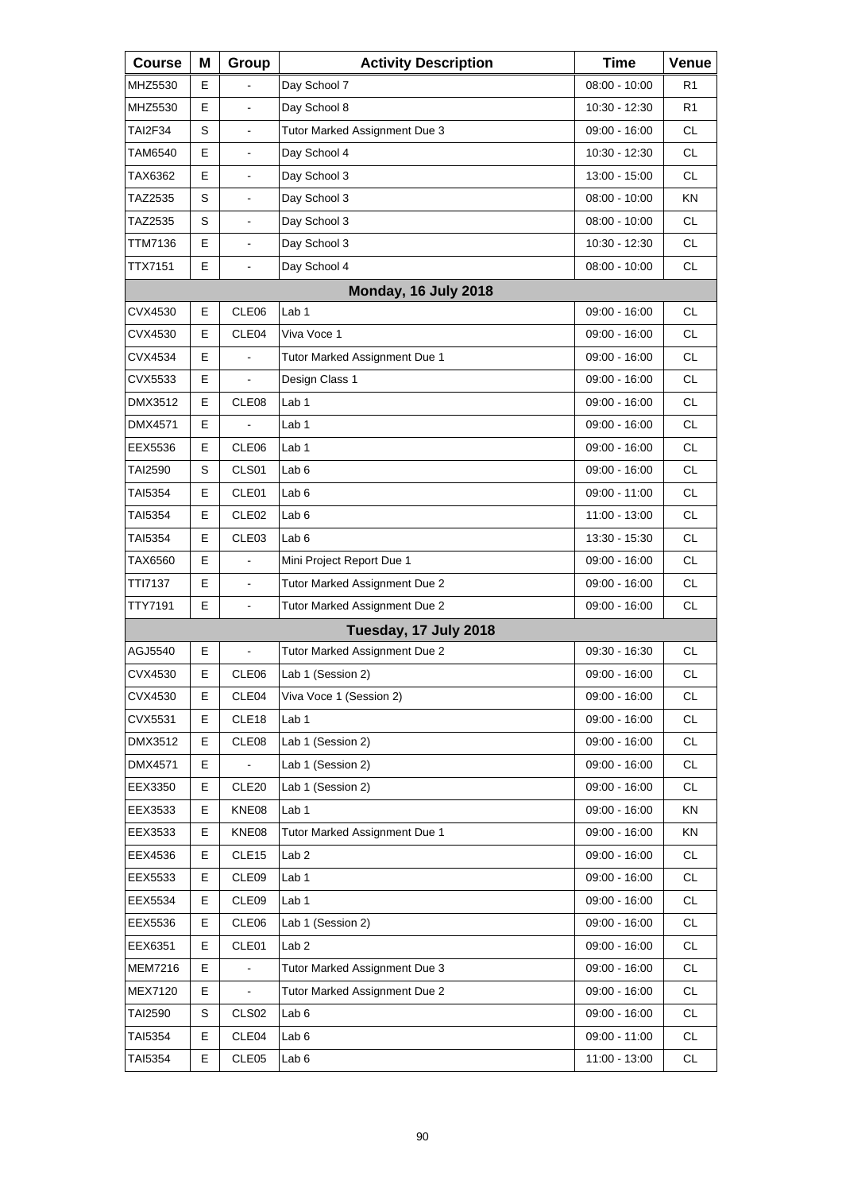| Course | M | Group | Activity Description | Time | Venue |
|---|---|---|---|---|---|
| MHZ5530 | E | - | Day School 7 | 08:00 - 10:00 | R1 |
| MHZ5530 | E | - | Day School 8 | 10:30 - 12:30 | R1 |
| TAI2F34 | S | - | Tutor Marked Assignment Due 3 | 09:00 - 16:00 | CL |
| TAM6540 | E | - | Day School 4 | 10:30 - 12:30 | CL |
| TAX6362 | E | - | Day School 3 | 13:00 - 15:00 | CL |
| TAZ2535 | S | - | Day School 3 | 08:00 - 10:00 | KN |
| TAZ2535 | S | - | Day School 3 | 08:00 - 10:00 | CL |
| TTM7136 | E | - | Day School 3 | 10:30 - 12:30 | CL |
| TTX7151 | E | - | Day School 4 | 08:00 - 10:00 | CL |
| | | | **Monday, 16 July 2018** | | |
| CVX4530 | E | CLE06 | Lab 1 | 09:00 - 16:00 | CL |
| CVX4530 | E | CLE04 | Viva Voce 1 | 09:00 - 16:00 | CL |
| CVX4534 | E | - | Tutor Marked Assignment Due 1 | 09:00 - 16:00 | CL |
| CVX5533 | E | - | Design Class 1 | 09:00 - 16:00 | CL |
| DMX3512 | E | CLE08 | Lab 1 | 09:00 - 16:00 | CL |
| DMX4571 | E | - | Lab 1 | 09:00 - 16:00 | CL |
| EEX5536 | E | CLE06 | Lab 1 | 09:00 - 16:00 | CL |
| TAI2590 | S | CLS01 | Lab 6 | 09:00 - 16:00 | CL |
| TAI5354 | E | CLE01 | Lab 6 | 09:00 - 11:00 | CL |
| TAI5354 | E | CLE02 | Lab 6 | 11:00 - 13:00 | CL |
| TAI5354 | E | CLE03 | Lab 6 | 13:30 - 15:30 | CL |
| TAX6560 | E | - | Mini Project Report Due 1 | 09:00 - 16:00 | CL |
| TTI7137 | E | - | Tutor Marked Assignment Due 2 | 09:00 - 16:00 | CL |
| TTY7191 | E | - | Tutor Marked Assignment Due 2 | 09:00 - 16:00 | CL |
| | | | **Tuesday, 17 July 2018** | | |
| AGJ5540 | E | - | Tutor Marked Assignment Due 2 | 09:30 - 16:30 | CL |
| CVX4530 | E | CLE06 | Lab 1 (Session 2) | 09:00 - 16:00 | CL |
| CVX4530 | E | CLE04 | Viva Voce 1 (Session 2) | 09:00 - 16:00 | CL |
| CVX5531 | E | CLE18 | Lab 1 | 09:00 - 16:00 | CL |
| DMX3512 | E | CLE08 | Lab 1 (Session 2) | 09:00 - 16:00 | CL |
| DMX4571 | E | - | Lab 1 (Session 2) | 09:00 - 16:00 | CL |
| EEX3350 | E | CLE20 | Lab 1 (Session 2) | 09:00 - 16:00 | CL |
| EEX3533 | E | KNE08 | Lab 1 | 09:00 - 16:00 | KN |
| EEX3533 | E | KNE08 | Tutor Marked Assignment Due 1 | 09:00 - 16:00 | KN |
| EEX4536 | E | CLE15 | Lab 2 | 09:00 - 16:00 | CL |
| EEX5533 | E | CLE09 | Lab 1 | 09:00 - 16:00 | CL |
| EEX5534 | E | CLE09 | Lab 1 | 09:00 - 16:00 | CL |
| EEX5536 | E | CLE06 | Lab 1 (Session 2) | 09:00 - 16:00 | CL |
| EEX6351 | E | CLE01 | Lab 2 | 09:00 - 16:00 | CL |
| MEM7216 | E | - | Tutor Marked Assignment Due 3 | 09:00 - 16:00 | CL |
| MEX7120 | E | - | Tutor Marked Assignment Due 2 | 09:00 - 16:00 | CL |
| TAI2590 | S | CLS02 | Lab 6 | 09:00 - 16:00 | CL |
| TAI5354 | E | CLE04 | Lab 6 | 09:00 - 11:00 | CL |
| TAI5354 | E | CLE05 | Lab 6 | 11:00 - 13:00 | CL |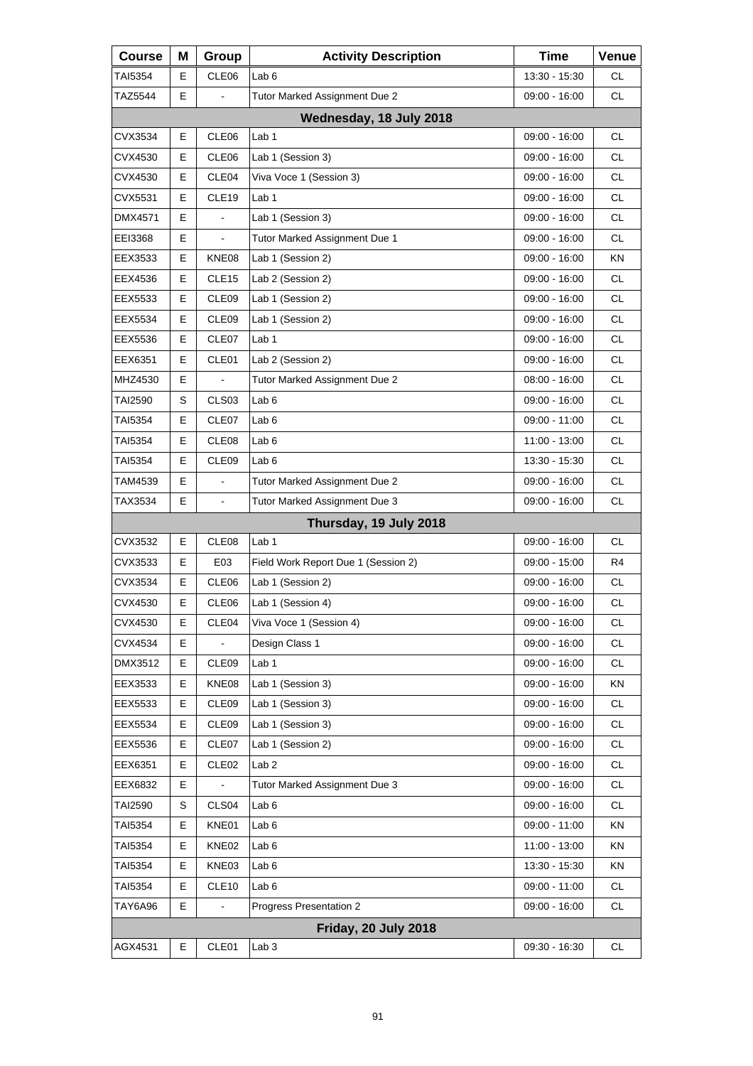| Course | M | Group | Activity Description | Time | Venue |
|---|---|---|---|---|---|
| TAI5354 | E | CLE06 | Lab 6 | 13:30 - 15:30 | CL |
| TAZ5544 | E | - | Tutor Marked Assignment Due 2 | 09:00 - 16:00 | CL |
| **Wednesday, 18 July 2018** | | | | | |
| CVX3534 | E | CLE06 | Lab 1 | 09:00 - 16:00 | CL |
| CVX4530 | E | CLE06 | Lab 1 (Session 3) | 09:00 - 16:00 | CL |
| CVX4530 | E | CLE04 | Viva Voce 1 (Session 3) | 09:00 - 16:00 | CL |
| CVX5531 | E | CLE19 | Lab 1 | 09:00 - 16:00 | CL |
| DMX4571 | E | - | Lab 1 (Session 3) | 09:00 - 16:00 | CL |
| EEI3368 | E | - | Tutor Marked Assignment Due 1 | 09:00 - 16:00 | CL |
| EEX3533 | E | KNE08 | Lab 1 (Session 2) | 09:00 - 16:00 | KN |
| EEX4536 | E | CLE15 | Lab 2 (Session 2) | 09:00 - 16:00 | CL |
| EEX5533 | E | CLE09 | Lab 1 (Session 2) | 09:00 - 16:00 | CL |
| EEX5534 | E | CLE09 | Lab 1 (Session 2) | 09:00 - 16:00 | CL |
| EEX5536 | E | CLE07 | Lab 1 | 09:00 - 16:00 | CL |
| EEX6351 | E | CLE01 | Lab 2 (Session 2) | 09:00 - 16:00 | CL |
| MHZ4530 | E | - | Tutor Marked Assignment Due 2 | 08:00 - 16:00 | CL |
| TAI2590 | S | CLS03 | Lab 6 | 09:00 - 16:00 | CL |
| TAI5354 | E | CLE07 | Lab 6 | 09:00 - 11:00 | CL |
| TAI5354 | E | CLE08 | Lab 6 | 11:00 - 13:00 | CL |
| TAI5354 | E | CLE09 | Lab 6 | 13:30 - 15:30 | CL |
| TAM4539 | E | - | Tutor Marked Assignment Due 2 | 09:00 - 16:00 | CL |
| TAX3534 | E | - | Tutor Marked Assignment Due 3 | 09:00 - 16:00 | CL |
| **Thursday, 19 July 2018** | | | | | |
| CVX3532 | E | CLE08 | Lab 1 | 09:00 - 16:00 | CL |
| CVX3533 | E | E03 | Field Work Report Due 1 (Session 2) | 09:00 - 15:00 | R4 |
| CVX3534 | E | CLE06 | Lab 1 (Session 2) | 09:00 - 16:00 | CL |
| CVX4530 | E | CLE06 | Lab 1 (Session 4) | 09:00 - 16:00 | CL |
| CVX4530 | E | CLE04 | Viva Voce 1 (Session 4) | 09:00 - 16:00 | CL |
| CVX4534 | E | - | Design Class 1 | 09:00 - 16:00 | CL |
| DMX3512 | E | CLE09 | Lab 1 | 09:00 - 16:00 | CL |
| EEX3533 | E | KNE08 | Lab 1 (Session 3) | 09:00 - 16:00 | KN |
| EEX5533 | E | CLE09 | Lab 1 (Session 3) | 09:00 - 16:00 | CL |
| EEX5534 | E | CLE09 | Lab 1 (Session 3) | 09:00 - 16:00 | CL |
| EEX5536 | E | CLE07 | Lab 1 (Session 2) | 09:00 - 16:00 | CL |
| EEX6351 | E | CLE02 | Lab 2 | 09:00 - 16:00 | CL |
| EEX6832 | E | - | Tutor Marked Assignment Due 3 | 09:00 - 16:00 | CL |
| TAI2590 | S | CLS04 | Lab 6 | 09:00 - 16:00 | CL |
| TAI5354 | E | KNE01 | Lab 6 | 09:00 - 11:00 | KN |
| TAI5354 | E | KNE02 | Lab 6 | 11:00 - 13:00 | KN |
| TAI5354 | E | KNE03 | Lab 6 | 13:30 - 15:30 | KN |
| TAI5354 | E | CLE10 | Lab 6 | 09:00 - 11:00 | CL |
| TAY6A96 | E | - | Progress Presentation 2 | 09:00 - 16:00 | CL |
| **Friday, 20 July 2018** | | | | | |
| AGX4531 | E | CLE01 | Lab 3 | 09:30 - 16:30 | CL |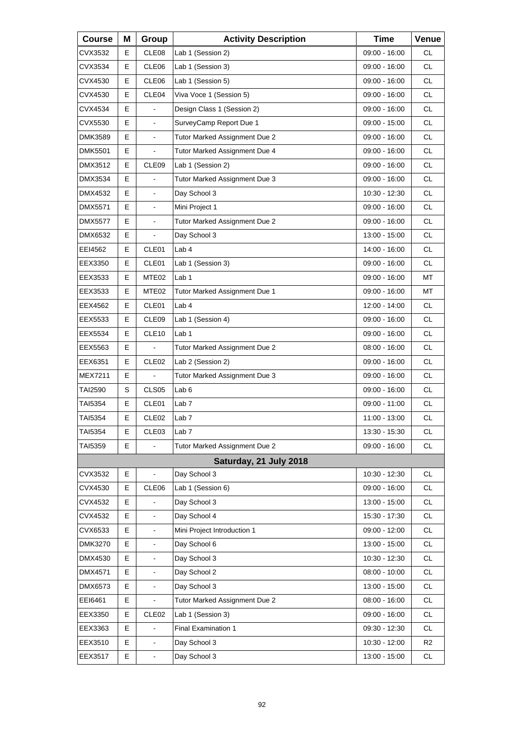| Course | M | Group | Activity Description | Time | Venue |
|---|---|---|---|---|---|
| CVX3532 | E | CLE08 | Lab 1 (Session 2) | 09:00 - 16:00 | CL |
| CVX3534 | E | CLE06 | Lab 1 (Session 3) | 09:00 - 16:00 | CL |
| CVX4530 | E | CLE06 | Lab 1 (Session 5) | 09:00 - 16:00 | CL |
| CVX4530 | E | CLE04 | Viva Voce 1 (Session 5) | 09:00 - 16:00 | CL |
| CVX4534 | E | - | Design Class 1 (Session 2) | 09:00 - 16:00 | CL |
| CVX5530 | E | - | SurveyCamp Report Due 1 | 09:00 - 15:00 | CL |
| DMK3589 | E | - | Tutor Marked Assignment Due 2 | 09:00 - 16:00 | CL |
| DMK5501 | E | - | Tutor Marked Assignment Due 4 | 09:00 - 16:00 | CL |
| DMX3512 | E | CLE09 | Lab 1 (Session 2) | 09:00 - 16:00 | CL |
| DMX3534 | E | - | Tutor Marked Assignment Due 3 | 09:00 - 16:00 | CL |
| DMX4532 | E | - | Day School 3 | 10:30 - 12:30 | CL |
| DMX5571 | E | - | Mini Project 1 | 09:00 - 16:00 | CL |
| DMX5577 | E | - | Tutor Marked Assignment Due 2 | 09:00 - 16:00 | CL |
| DMX6532 | E | - | Day School 3 | 13:00 - 15:00 | CL |
| EEI4562 | E | CLE01 | Lab 4 | 14:00 - 16:00 | CL |
| EEX3350 | E | CLE01 | Lab 1 (Session 3) | 09:00 - 16:00 | CL |
| EEX3533 | E | MTE02 | Lab 1 | 09:00 - 16:00 | MT |
| EEX3533 | E | MTE02 | Tutor Marked Assignment Due 1 | 09:00 - 16:00 | MT |
| EEX4562 | E | CLE01 | Lab 4 | 12:00 - 14:00 | CL |
| EEX5533 | E | CLE09 | Lab 1 (Session 4) | 09:00 - 16:00 | CL |
| EEX5534 | E | CLE10 | Lab 1 | 09:00 - 16:00 | CL |
| EEX5563 | E | - | Tutor Marked Assignment Due 2 | 08:00 - 16:00 | CL |
| EEX6351 | E | CLE02 | Lab 2 (Session 2) | 09:00 - 16:00 | CL |
| MEX7211 | E | - | Tutor Marked Assignment Due 3 | 09:00 - 16:00 | CL |
| TAI2590 | S | CLS05 | Lab 6 | 09:00 - 16:00 | CL |
| TAI5354 | E | CLE01 | Lab 7 | 09:00 - 11:00 | CL |
| TAI5354 | E | CLE02 | Lab 7 | 11:00 - 13:00 | CL |
| TAI5354 | E | CLE03 | Lab 7 | 13:30 - 15:30 | CL |
| TAI5359 | E | - | Tutor Marked Assignment Due 2 | 09:00 - 16:00 | CL |
| | | | **Saturday, 21 July 2018** | | |
| CVX3532 | E | - | Day School 3 | 10:30 - 12:30 | CL |
| CVX4530 | E | CLE06 | Lab 1 (Session 6) | 09:00 - 16:00 | CL |
| CVX4532 | E | - | Day School 3 | 13:00 - 15:00 | CL |
| CVX4532 | E | - | Day School 4 | 15:30 - 17:30 | CL |
| CVX6533 | E | - | Mini Project Introduction 1 | 09:00 - 12:00 | CL |
| DMK3270 | E | - | Day School 6 | 13:00 - 15:00 | CL |
| DMX4530 | E | - | Day School 3 | 10:30 - 12:30 | CL |
| DMX4571 | E | - | Day School 2 | 08:00 - 10:00 | CL |
| DMX6573 | E | - | Day School 3 | 13:00 - 15:00 | CL |
| EEI6461 | E | - | Tutor Marked Assignment Due 2 | 08:00 - 16:00 | CL |
| EEX3350 | E | CLE02 | Lab 1 (Session 3) | 09:00 - 16:00 | CL |
| EEX3363 | E | - | Final Examination 1 | 09:30 - 12:30 | CL |
| EEX3510 | E | - | Day School 3 | 10:30 - 12:00 | R2 |
| EEX3517 | E | - | Day School 3 | 13:00 - 15:00 | CL |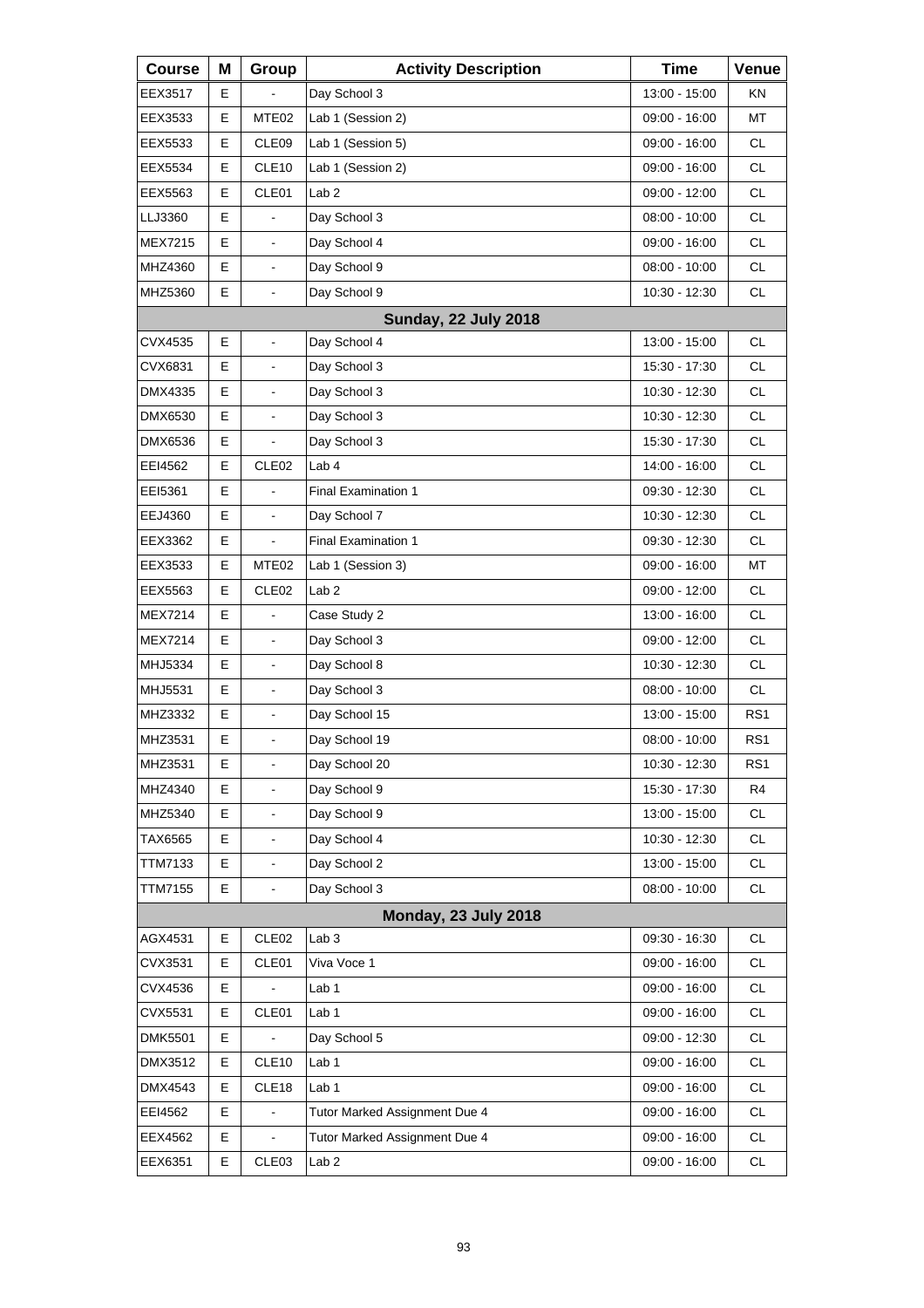| Course | M | Group | Activity Description | Time | Venue |
|---|---|---|---|---|---|
| EEX3517 | E | - | Day School 3 | 13:00 - 15:00 | KN |
| EEX3533 | E | MTE02 | Lab 1 (Session 2) | 09:00 - 16:00 | MT |
| EEX5533 | E | CLE09 | Lab 1 (Session 5) | 09:00 - 16:00 | CL |
| EEX5534 | E | CLE10 | Lab 1 (Session 2) | 09:00 - 16:00 | CL |
| EEX5563 | E | CLE01 | Lab 2 | 09:00 - 12:00 | CL |
| LLJ3360 | E | - | Day School 3 | 08:00 - 10:00 | CL |
| MEX7215 | E | - | Day School 4 | 09:00 - 16:00 | CL |
| MHZ4360 | E | - | Day School 9 | 08:00 - 10:00 | CL |
| MHZ5360 | E | - | Day School 9 | 10:30 - 12:30 | CL |
| | | | **Sunday, 22 July 2018** | | |
| CVX4535 | E | - | Day School 4 | 13:00 - 15:00 | CL |
| CVX6831 | E | - | Day School 3 | 15:30 - 17:30 | CL |
| DMX4335 | E | - | Day School 3 | 10:30 - 12:30 | CL |
| DMX6530 | E | - | Day School 3 | 10:30 - 12:30 | CL |
| DMX6536 | E | - | Day School 3 | 15:30 - 17:30 | CL |
| EEI4562 | E | CLE02 | Lab 4 | 14:00 - 16:00 | CL |
| EEI5361 | E | - | Final Examination 1 | 09:30 - 12:30 | CL |
| EEJ4360 | E | - | Day School 7 | 10:30 - 12:30 | CL |
| EEX3362 | E | - | Final Examination 1 | 09:30 - 12:30 | CL |
| EEX3533 | E | MTE02 | Lab 1 (Session 3) | 09:00 - 16:00 | MT |
| EEX5563 | E | CLE02 | Lab 2 | 09:00 - 12:00 | CL |
| MEX7214 | E | - | Case Study 2 | 13:00 - 16:00 | CL |
| MEX7214 | E | - | Day School 3 | 09:00 - 12:00 | CL |
| MHJ5334 | E | - | Day School 8 | 10:30 - 12:30 | CL |
| MHJ5531 | E | - | Day School 3 | 08:00 - 10:00 | CL |
| MHZ3332 | E | - | Day School 15 | 13:00 - 15:00 | RS1 |
| MHZ3531 | E | - | Day School 19 | 08:00 - 10:00 | RS1 |
| MHZ3531 | E | - | Day School 20 | 10:30 - 12:30 | RS1 |
| MHZ4340 | E | - | Day School 9 | 15:30 - 17:30 | R4 |
| MHZ5340 | E | - | Day School 9 | 13:00 - 15:00 | CL |
| TAX6565 | E | - | Day School 4 | 10:30 - 12:30 | CL |
| TTM7133 | E | - | Day School 2 | 13:00 - 15:00 | CL |
| TTM7155 | E | - | Day School 3 | 08:00 - 10:00 | CL |
| | | | **Monday, 23 July 2018** | | |
| AGX4531 | E | CLE02 | Lab 3 | 09:30 - 16:30 | CL |
| CVX3531 | E | CLE01 | Viva Voce 1 | 09:00 - 16:00 | CL |
| CVX4536 | E | - | Lab 1 | 09:00 - 16:00 | CL |
| CVX5531 | E | CLE01 | Lab 1 | 09:00 - 16:00 | CL |
| DMK5501 | E | - | Day School 5 | 09:00 - 12:30 | CL |
| DMX3512 | E | CLE10 | Lab 1 | 09:00 - 16:00 | CL |
| DMX4543 | E | CLE18 | Lab 1 | 09:00 - 16:00 | CL |
| EEI4562 | E | - | Tutor Marked Assignment Due 4 | 09:00 - 16:00 | CL |
| EEX4562 | E | - | Tutor Marked Assignment Due 4 | 09:00 - 16:00 | CL |
| EEX6351 | E | CLE03 | Lab 2 | 09:00 - 16:00 | CL |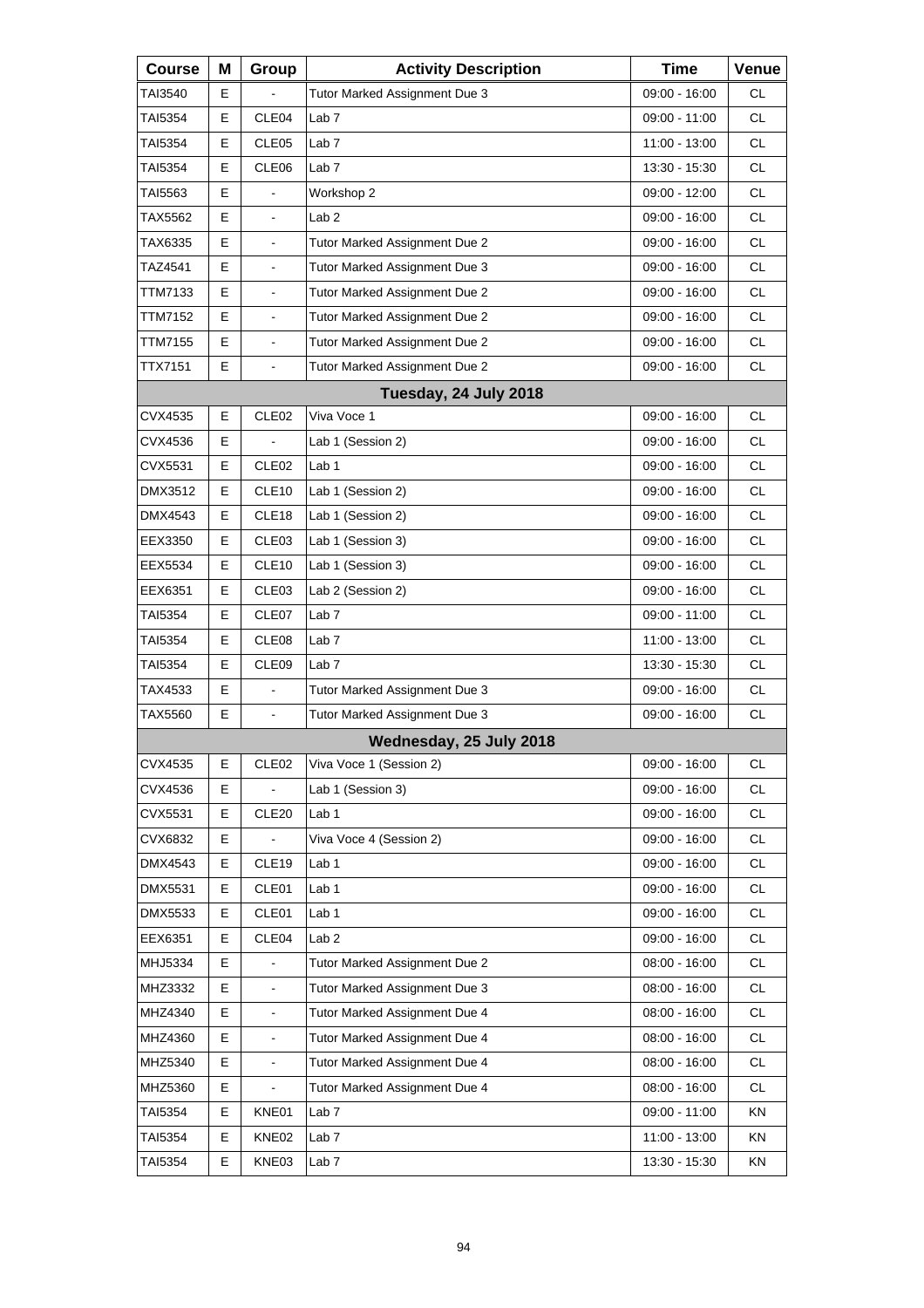| Course | M | Group | Activity Description | Time | Venue |
|---|---|---|---|---|---|
| TAI3540 | E | - | Tutor Marked Assignment Due 3 | 09:00 - 16:00 | CL |
| TAI5354 | E | CLE04 | Lab 7 | 09:00 - 11:00 | CL |
| TAI5354 | E | CLE05 | Lab 7 | 11:00 - 13:00 | CL |
| TAI5354 | E | CLE06 | Lab 7 | 13:30 - 15:30 | CL |
| TAI5563 | E | - | Workshop 2 | 09:00 - 12:00 | CL |
| TAX5562 | E | - | Lab 2 | 09:00 - 16:00 | CL |
| TAX6335 | E | - | Tutor Marked Assignment Due 2 | 09:00 - 16:00 | CL |
| TAZ4541 | E | - | Tutor Marked Assignment Due 3 | 09:00 - 16:00 | CL |
| TTM7133 | E | - | Tutor Marked Assignment Due 2 | 09:00 - 16:00 | CL |
| TTM7152 | E | - | Tutor Marked Assignment Due 2 | 09:00 - 16:00 | CL |
| TTM7155 | E | - | Tutor Marked Assignment Due 2 | 09:00 - 16:00 | CL |
| TTX7151 | E | - | Tutor Marked Assignment Due 2 | 09:00 - 16:00 | CL |
| **Tuesday, 24 July 2018** | | | | | |
| CVX4535 | E | CLE02 | Viva Voce 1 | 09:00 - 16:00 | CL |
| CVX4536 | E | - | Lab 1 (Session 2) | 09:00 - 16:00 | CL |
| CVX5531 | E | CLE02 | Lab 1 | 09:00 - 16:00 | CL |
| DMX3512 | E | CLE10 | Lab 1 (Session 2) | 09:00 - 16:00 | CL |
| DMX4543 | E | CLE18 | Lab 1 (Session 2) | 09:00 - 16:00 | CL |
| EEX3350 | E | CLE03 | Lab 1 (Session 3) | 09:00 - 16:00 | CL |
| EEX5534 | E | CLE10 | Lab 1 (Session 3) | 09:00 - 16:00 | CL |
| EEX6351 | E | CLE03 | Lab 2 (Session 2) | 09:00 - 16:00 | CL |
| TAI5354 | E | CLE07 | Lab 7 | 09:00 - 11:00 | CL |
| TAI5354 | E | CLE08 | Lab 7 | 11:00 - 13:00 | CL |
| TAI5354 | E | CLE09 | Lab 7 | 13:30 - 15:30 | CL |
| TAX4533 | E | - | Tutor Marked Assignment Due 3 | 09:00 - 16:00 | CL |
| TAX5560 | E | - | Tutor Marked Assignment Due 3 | 09:00 - 16:00 | CL |
| **Wednesday, 25 July 2018** | | | | | |
| CVX4535 | E | CLE02 | Viva Voce 1 (Session 2) | 09:00 - 16:00 | CL |
| CVX4536 | E | - | Lab 1 (Session 3) | 09:00 - 16:00 | CL |
| CVX5531 | E | CLE20 | Lab 1 | 09:00 - 16:00 | CL |
| CVX6832 | E | - | Viva Voce 4 (Session 2) | 09:00 - 16:00 | CL |
| DMX4543 | E | CLE19 | Lab 1 | 09:00 - 16:00 | CL |
| DMX5531 | E | CLE01 | Lab 1 | 09:00 - 16:00 | CL |
| DMX5533 | E | CLE01 | Lab 1 | 09:00 - 16:00 | CL |
| EEX6351 | E | CLE04 | Lab 2 | 09:00 - 16:00 | CL |
| MHJ5334 | E | - | Tutor Marked Assignment Due 2 | 08:00 - 16:00 | CL |
| MHZ3332 | E | - | Tutor Marked Assignment Due 3 | 08:00 - 16:00 | CL |
| MHZ4340 | E | - | Tutor Marked Assignment Due 4 | 08:00 - 16:00 | CL |
| MHZ4360 | E | - | Tutor Marked Assignment Due 4 | 08:00 - 16:00 | CL |
| MHZ5340 | E | - | Tutor Marked Assignment Due 4 | 08:00 - 16:00 | CL |
| MHZ5360 | E | - | Tutor Marked Assignment Due 4 | 08:00 - 16:00 | CL |
| TAI5354 | E | KNE01 | Lab 7 | 09:00 - 11:00 | KN |
| TAI5354 | E | KNE02 | Lab 7 | 11:00 - 13:00 | KN |
| TAI5354 | E | KNE03 | Lab 7 | 13:30 - 15:30 | KN |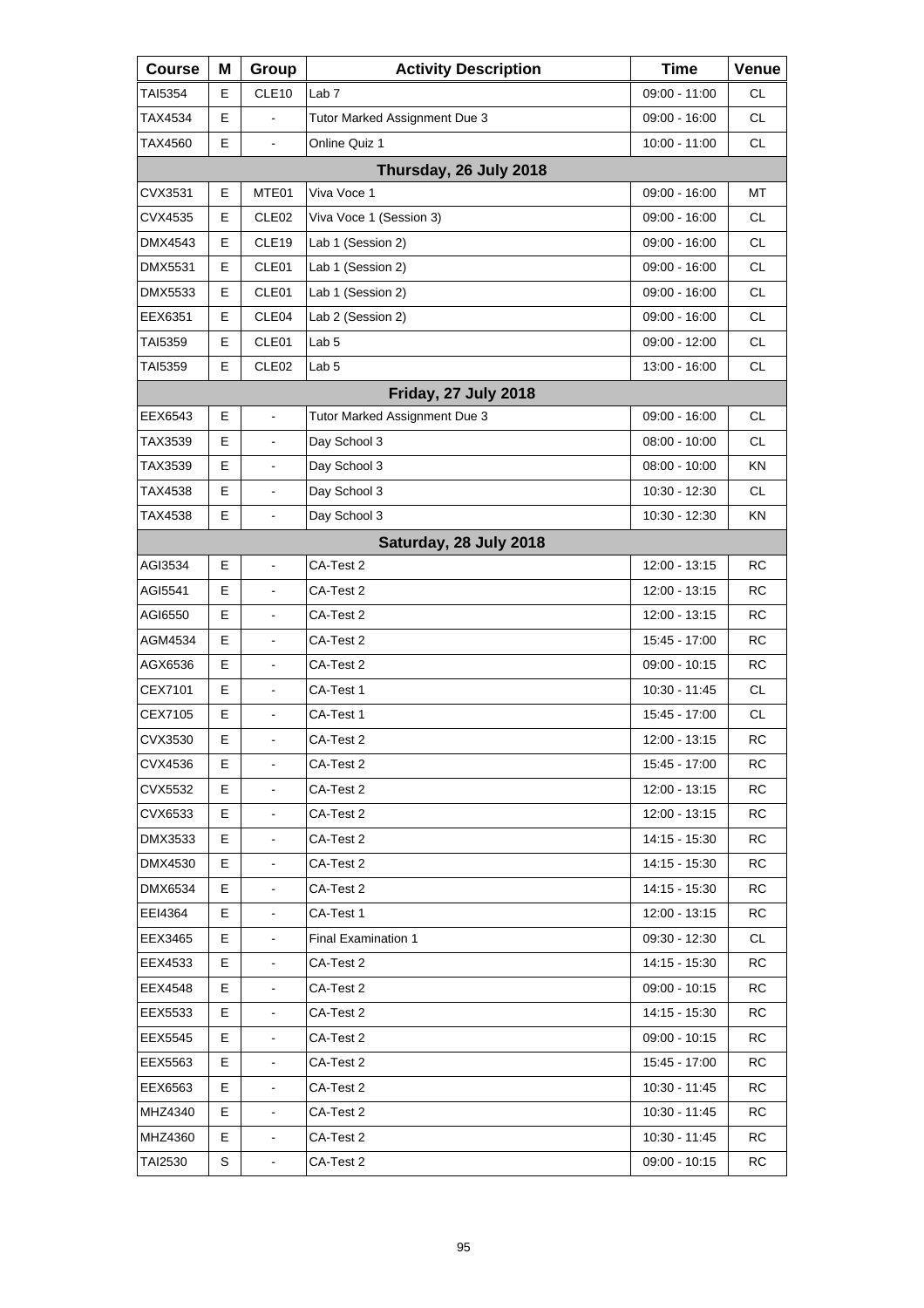| Course | M | Group | Activity Description | Time | Venue |
|---|---|---|---|---|---|
| TAI5354 | E | CLE10 | Lab 7 | 09:00 - 11:00 | CL |
| TAX4534 | E | - | Tutor Marked Assignment Due 3 | 09:00 - 16:00 | CL |
| TAX4560 | E | - | Online Quiz 1 | 10:00 - 11:00 | CL |
| | | | **Thursday, 26 July 2018** | | |
| CVX3531 | E | MTE01 | Viva Voce 1 | 09:00 - 16:00 | MT |
| CVX4535 | E | CLE02 | Viva Voce 1 (Session 3) | 09:00 - 16:00 | CL |
| DMX4543 | E | CLE19 | Lab 1 (Session 2) | 09:00 - 16:00 | CL |
| DMX5531 | E | CLE01 | Lab 1 (Session 2) | 09:00 - 16:00 | CL |
| DMX5533 | E | CLE01 | Lab 1 (Session 2) | 09:00 - 16:00 | CL |
| EEX6351 | E | CLE04 | Lab 2 (Session 2) | 09:00 - 16:00 | CL |
| TAI5359 | E | CLE01 | Lab 5 | 09:00 - 12:00 | CL |
| TAI5359 | E | CLE02 | Lab 5 | 13:00 - 16:00 | CL |
| | | | **Friday, 27 July 2018** | | |
| EEX6543 | E | - | Tutor Marked Assignment Due 3 | 09:00 - 16:00 | CL |
| TAX3539 | E | - | Day School 3 | 08:00 - 10:00 | CL |
| TAX3539 | E | - | Day School 3 | 08:00 - 10:00 | KN |
| TAX4538 | E | - | Day School 3 | 10:30 - 12:30 | CL |
| TAX4538 | E | - | Day School 3 | 10:30 - 12:30 | KN |
| | | | **Saturday, 28 July 2018** | | |
| AGI3534 | E | - | CA-Test 2 | 12:00 - 13:15 | RC |
| AGI5541 | E | - | CA-Test 2 | 12:00 - 13:15 | RC |
| AGI6550 | E | - | CA-Test 2 | 12:00 - 13:15 | RC |
| AGM4534 | E | - | CA-Test 2 | 15:45 - 17:00 | RC |
| AGX6536 | E | - | CA-Test 2 | 09:00 - 10:15 | RC |
| CEX7101 | E | - | CA-Test 1 | 10:30 - 11:45 | CL |
| CEX7105 | E | - | CA-Test 1 | 15:45 - 17:00 | CL |
| CVX3530 | E | - | CA-Test 2 | 12:00 - 13:15 | RC |
| CVX4536 | E | - | CA-Test 2 | 15:45 - 17:00 | RC |
| CVX5532 | E | - | CA-Test 2 | 12:00 - 13:15 | RC |
| CVX6533 | E | - | CA-Test 2 | 12:00 - 13:15 | RC |
| DMX3533 | E | - | CA-Test 2 | 14:15 - 15:30 | RC |
| DMX4530 | E | - | CA-Test 2 | 14:15 - 15:30 | RC |
| DMX6534 | E | - | CA-Test 2 | 14:15 - 15:30 | RC |
| EEI4364 | E | - | CA-Test 1 | 12:00 - 13:15 | RC |
| EEX3465 | E | - | Final Examination 1 | 09:30 - 12:30 | CL |
| EEX4533 | E | - | CA-Test 2 | 14:15 - 15:30 | RC |
| EEX4548 | E | - | CA-Test 2 | 09:00 - 10:15 | RC |
| EEX5533 | E | - | CA-Test 2 | 14:15 - 15:30 | RC |
| EEX5545 | E | - | CA-Test 2 | 09:00 - 10:15 | RC |
| EEX5563 | E | - | CA-Test 2 | 15:45 - 17:00 | RC |
| EEX6563 | E | - | CA-Test 2 | 10:30 - 11:45 | RC |
| MHZ4340 | E | - | CA-Test 2 | 10:30 - 11:45 | RC |
| MHZ4360 | E | - | CA-Test 2 | 10:30 - 11:45 | RC |
| TAI2530 | S | - | CA-Test 2 | 09:00 - 10:15 | RC |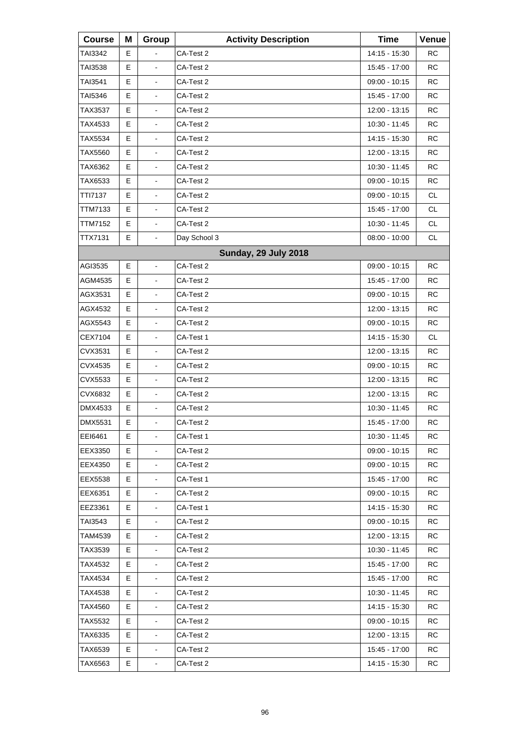| Course | M | Group | Activity Description | Time | Venue |
|---|---|---|---|---|---|
| TAI3342 | E | - | CA-Test 2 | 14:15 - 15:30 | RC |
| TAI3538 | E | - | CA-Test 2 | 15:45 - 17:00 | RC |
| TAI3541 | E | - | CA-Test 2 | 09:00 - 10:15 | RC |
| TAI5346 | E | - | CA-Test 2 | 15:45 - 17:00 | RC |
| TAX3537 | E | - | CA-Test 2 | 12:00 - 13:15 | RC |
| TAX4533 | E | - | CA-Test 2 | 10:30 - 11:45 | RC |
| TAX5534 | E | - | CA-Test 2 | 14:15 - 15:30 | RC |
| TAX5560 | E | - | CA-Test 2 | 12:00 - 13:15 | RC |
| TAX6362 | E | - | CA-Test 2 | 10:30 - 11:45 | RC |
| TAX6533 | E | - | CA-Test 2 | 09:00 - 10:15 | RC |
| TTI7137 | E | - | CA-Test 2 | 09:00 - 10:15 | CL |
| TTM7133 | E | - | CA-Test 2 | 15:45 - 17:00 | CL |
| TTM7152 | E | - | CA-Test 2 | 10:30 - 11:45 | CL |
| TTX7131 | E | - | Day School 3 | 08:00 - 10:00 | CL |
| | | | **Sunday, 29 July 2018** | | |
| AGI3535 | E | - | CA-Test 2 | 09:00 - 10:15 | RC |
| AGM4535 | E | - | CA-Test 2 | 15:45 - 17:00 | RC |
| AGX3531 | E | - | CA-Test 2 | 09:00 - 10:15 | RC |
| AGX4532 | E | - | CA-Test 2 | 12:00 - 13:15 | RC |
| AGX5543 | E | - | CA-Test 2 | 09:00 - 10:15 | RC |
| CEX7104 | E | - | CA-Test 1 | 14:15 - 15:30 | CL |
| CVX3531 | E | - | CA-Test 2 | 12:00 - 13:15 | RC |
| CVX4535 | E | - | CA-Test 2 | 09:00 - 10:15 | RC |
| CVX5533 | E | - | CA-Test 2 | 12:00 - 13:15 | RC |
| CVX6832 | E | - | CA-Test 2 | 12:00 - 13:15 | RC |
| DMX4533 | E | - | CA-Test 2 | 10:30 - 11:45 | RC |
| DMX5531 | E | - | CA-Test 2 | 15:45 - 17:00 | RC |
| EEI6461 | E | - | CA-Test 1 | 10:30 - 11:45 | RC |
| EEX3350 | E | - | CA-Test 2 | 09:00 - 10:15 | RC |
| EEX4350 | E | - | CA-Test 2 | 09:00 - 10:15 | RC |
| EEX5538 | E | - | CA-Test 1 | 15:45 - 17:00 | RC |
| EEX6351 | E | - | CA-Test 2 | 09:00 - 10:15 | RC |
| EEZ3361 | E | - | CA-Test 1 | 14:15 - 15:30 | RC |
| TAI3543 | E | - | CA-Test 2 | 09:00 - 10:15 | RC |
| TAM4539 | E | - | CA-Test 2 | 12:00 - 13:15 | RC |
| TAX3539 | E | - | CA-Test 2 | 10:30 - 11:45 | RC |
| TAX4532 | E | - | CA-Test 2 | 15:45 - 17:00 | RC |
| TAX4534 | E | - | CA-Test 2 | 15:45 - 17:00 | RC |
| TAX4538 | E | - | CA-Test 2 | 10:30 - 11:45 | RC |
| TAX4560 | E | - | CA-Test 2 | 14:15 - 15:30 | RC |
| TAX5532 | E | - | CA-Test 2 | 09:00 - 10:15 | RC |
| TAX6335 | E | - | CA-Test 2 | 12:00 - 13:15 | RC |
| TAX6539 | E | - | CA-Test 2 | 15:45 - 17:00 | RC |
| TAX6563 | E | - | CA-Test 2 | 14:15 - 15:30 | RC |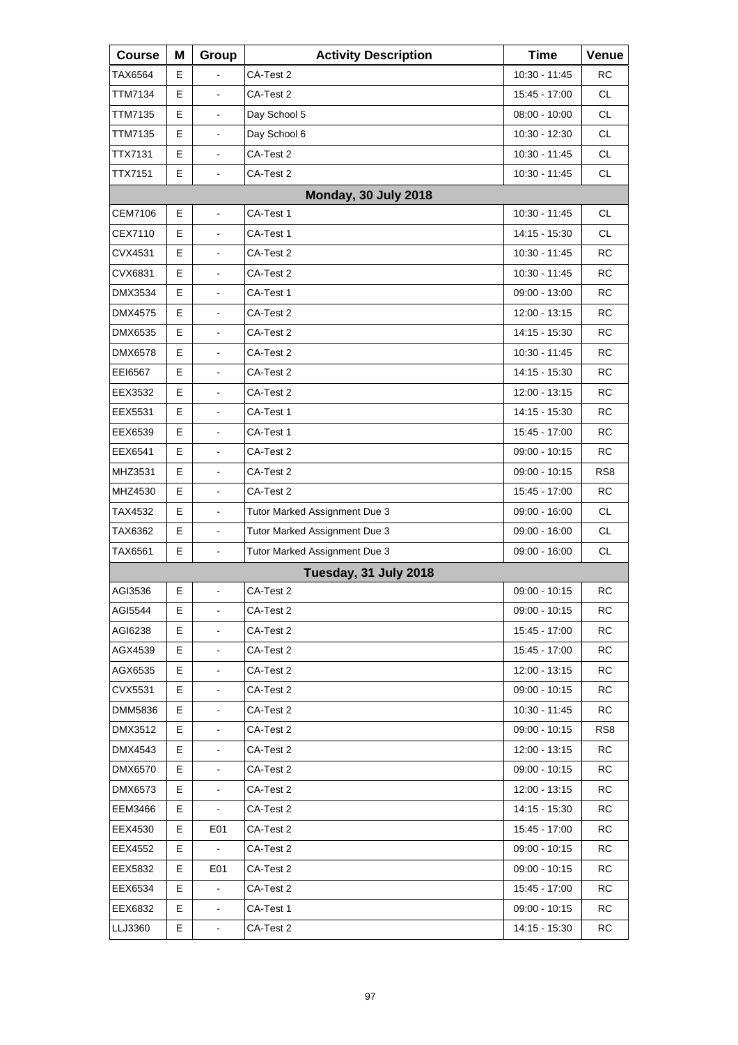| Course | M | Group | Activity Description | Time | Venue |
|---|---|---|---|---|---|
| TAX6564 | E | - | CA-Test 2 | 10:30 - 11:45 | RC |
| TTM7134 | E | - | CA-Test 2 | 15:45 - 17:00 | CL |
| TTM7135 | E | - | Day School 5 | 08:00 - 10:00 | CL |
| TTM7135 | E | - | Day School 6 | 10:30 - 12:30 | CL |
| TTX7131 | E | - | CA-Test 2 | 10:30 - 11:45 | CL |
| TTX7151 | E | - | CA-Test 2 | 10:30 - 11:45 | CL |
| **Monday, 30 July 2018** | | | | | |
| CEM7106 | E | - | CA-Test 1 | 10:30 - 11:45 | CL |
| CEX7110 | E | - | CA-Test 1 | 14:15 - 15:30 | CL |
| CVX4531 | E | - | CA-Test 2 | 10:30 - 11:45 | RC |
| CVX6831 | E | - | CA-Test 2 | 10:30 - 11:45 | RC |
| DMX3534 | E | - | CA-Test 1 | 09:00 - 13:00 | RC |
| DMX4575 | E | - | CA-Test 2 | 12:00 - 13:15 | RC |
| DMX6535 | E | - | CA-Test 2 | 14:15 - 15:30 | RC |
| DMX6578 | E | - | CA-Test 2 | 10:30 - 11:45 | RC |
| EEI6567 | E | - | CA-Test 2 | 14:15 - 15:30 | RC |
| EEX3532 | E | - | CA-Test 2 | 12:00 - 13:15 | RC |
| EEX5531 | E | - | CA-Test 1 | 14:15 - 15:30 | RC |
| EEX6539 | E | - | CA-Test 1 | 15:45 - 17:00 | RC |
| EEX6541 | E | - | CA-Test 2 | 09:00 - 10:15 | RC |
| MHZ3531 | E | - | CA-Test 2 | 09:00 - 10:15 | RS8 |
| MHZ4530 | E | - | CA-Test 2 | 15:45 - 17:00 | RC |
| TAX4532 | E | - | Tutor Marked Assignment Due 3 | 09:00 - 16:00 | CL |
| TAX6362 | E | - | Tutor Marked Assignment Due 3 | 09:00 - 16:00 | CL |
| TAX6561 | E | - | Tutor Marked Assignment Due 3 | 09:00 - 16:00 | CL |
| **Tuesday, 31 July 2018** | | | | | |
| AGI3536 | E | - | CA-Test 2 | 09:00 - 10:15 | RC |
| AGI5544 | E | - | CA-Test 2 | 09:00 - 10:15 | RC |
| AGI6238 | E | - | CA-Test 2 | 15:45 - 17:00 | RC |
| AGX4539 | E | - | CA-Test 2 | 15:45 - 17:00 | RC |
| AGX6535 | E | - | CA-Test 2 | 12:00 - 13:15 | RC |
| CVX5531 | E | - | CA-Test 2 | 09:00 - 10:15 | RC |
| DMM5836 | E | - | CA-Test 2 | 10:30 - 11:45 | RC |
| DMX3512 | E | - | CA-Test 2 | 09:00 - 10:15 | RS8 |
| DMX4543 | E | - | CA-Test 2 | 12:00 - 13:15 | RC |
| DMX6570 | E | - | CA-Test 2 | 09:00 - 10:15 | RC |
| DMX6573 | E | - | CA-Test 2 | 12:00 - 13:15 | RC |
| EEM3466 | E | - | CA-Test 2 | 14:15 - 15:30 | RC |
| EEX4530 | E | E01 | CA-Test 2 | 15:45 - 17:00 | RC |
| EEX4552 | E | - | CA-Test 2 | 09:00 - 10:15 | RC |
| EEX5832 | E | E01 | CA-Test 2 | 09:00 - 10:15 | RC |
| EEX6534 | E | - | CA-Test 2 | 15:45 - 17:00 | RC |
| EEX6832 | E | - | CA-Test 1 | 09:00 - 10:15 | RC |
| LLJ3360 | E | - | CA-Test 2 | 14:15 - 15:30 | RC |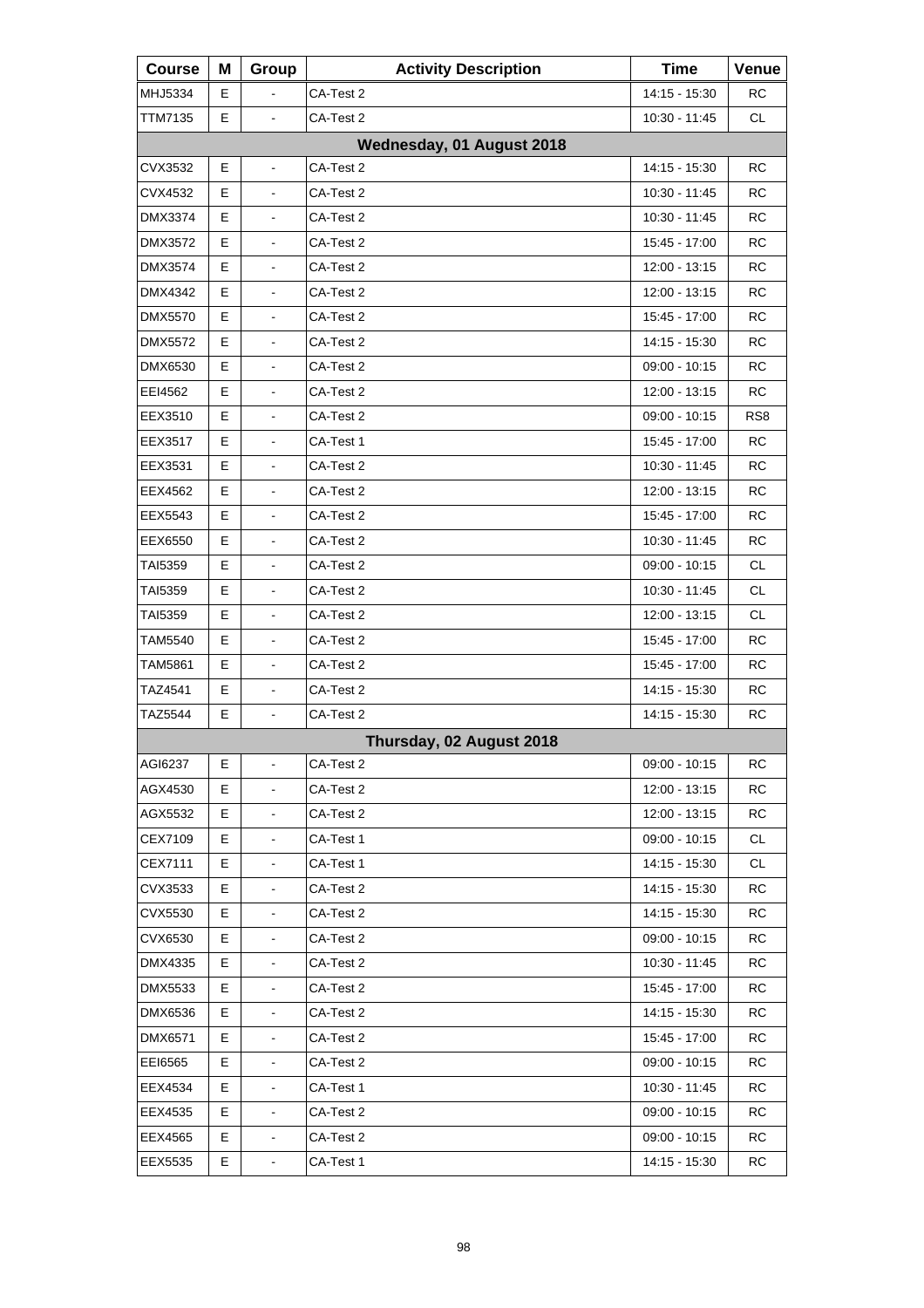| Course | M | Group | Activity Description | Time | Venue |
|---|---|---|---|---|---|
| MHJ5334 | E | - | CA-Test 2 | 14:15 - 15:30 | RC |
| TTM7135 | E | - | CA-Test 2 | 10:30 - 11:45 | CL |
| **Wednesday, 01 August 2018** | | | | | |
| CVX3532 | E | - | CA-Test 2 | 14:15 - 15:30 | RC |
| CVX4532 | E | - | CA-Test 2 | 10:30 - 11:45 | RC |
| DMX3374 | E | - | CA-Test 2 | 10:30 - 11:45 | RC |
| DMX3572 | E | - | CA-Test 2 | 15:45 - 17:00 | RC |
| DMX3574 | E | - | CA-Test 2 | 12:00 - 13:15 | RC |
| DMX4342 | E | - | CA-Test 2 | 12:00 - 13:15 | RC |
| DMX5570 | E | - | CA-Test 2 | 15:45 - 17:00 | RC |
| DMX5572 | E | - | CA-Test 2 | 14:15 - 15:30 | RC |
| DMX6530 | E | - | CA-Test 2 | 09:00 - 10:15 | RC |
| EEI4562 | E | - | CA-Test 2 | 12:00 - 13:15 | RC |
| EEX3510 | E | - | CA-Test 2 | 09:00 - 10:15 | RS8 |
| EEX3517 | E | - | CA-Test 1 | 15:45 - 17:00 | RC |
| EEX3531 | E | - | CA-Test 2 | 10:30 - 11:45 | RC |
| EEX4562 | E | - | CA-Test 2 | 12:00 - 13:15 | RC |
| EEX5543 | E | - | CA-Test 2 | 15:45 - 17:00 | RC |
| EEX6550 | E | - | CA-Test 2 | 10:30 - 11:45 | RC |
| TAI5359 | E | - | CA-Test 2 | 09:00 - 10:15 | CL |
| TAI5359 | E | - | CA-Test 2 | 10:30 - 11:45 | CL |
| TAI5359 | E | - | CA-Test 2 | 12:00 - 13:15 | CL |
| TAM5540 | E | - | CA-Test 2 | 15:45 - 17:00 | RC |
| TAM5861 | E | - | CA-Test 2 | 15:45 - 17:00 | RC |
| TAZ4541 | E | - | CA-Test 2 | 14:15 - 15:30 | RC |
| TAZ5544 | E | - | CA-Test 2 | 14:15 - 15:30 | RC |
| **Thursday, 02 August 2018** | | | | | |
| AGI6237 | E | - | CA-Test 2 | 09:00 - 10:15 | RC |
| AGX4530 | E | - | CA-Test 2 | 12:00 - 13:15 | RC |
| AGX5532 | E | - | CA-Test 2 | 12:00 - 13:15 | RC |
| CEX7109 | E | - | CA-Test 1 | 09:00 - 10:15 | CL |
| CEX7111 | E | - | CA-Test 1 | 14:15 - 15:30 | CL |
| CVX3533 | E | - | CA-Test 2 | 14:15 - 15:30 | RC |
| CVX5530 | E | - | CA-Test 2 | 14:15 - 15:30 | RC |
| CVX6530 | E | - | CA-Test 2 | 09:00 - 10:15 | RC |
| DMX4335 | E | - | CA-Test 2 | 10:30 - 11:45 | RC |
| DMX5533 | E | - | CA-Test 2 | 15:45 - 17:00 | RC |
| DMX6536 | E | - | CA-Test 2 | 14:15 - 15:30 | RC |
| DMX6571 | E | - | CA-Test 2 | 15:45 - 17:00 | RC |
| EEI6565 | E | - | CA-Test 2 | 09:00 - 10:15 | RC |
| EEX4534 | E | - | CA-Test 1 | 10:30 - 11:45 | RC |
| EEX4535 | E | - | CA-Test 2 | 09:00 - 10:15 | RC |
| EEX4565 | E | - | CA-Test 2 | 09:00 - 10:15 | RC |
| EEX5535 | E | - | CA-Test 1 | 14:15 - 15:30 | RC |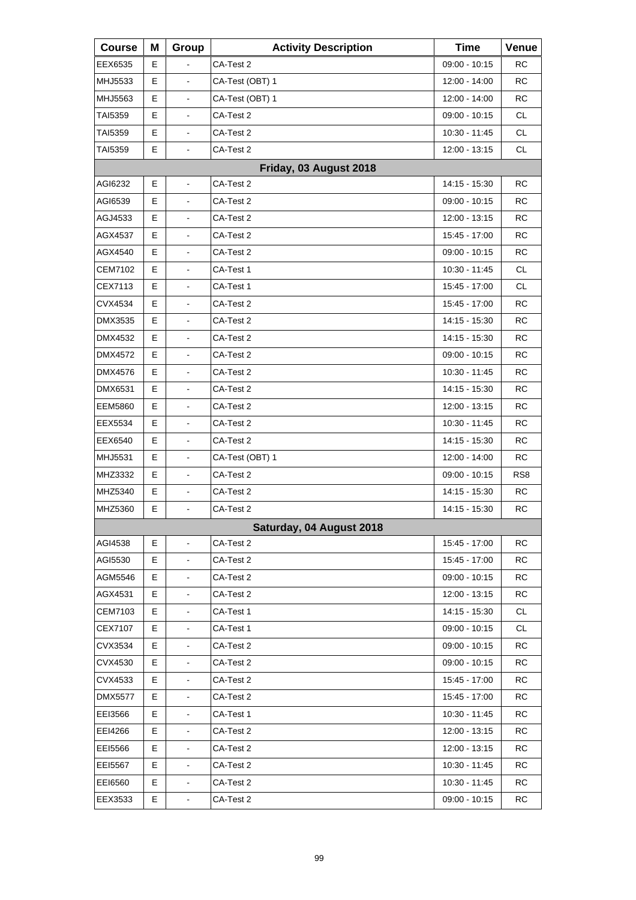| Course | M | Group | Activity Description | Time | Venue |
|---|---|---|---|---|---|
| EEX6535 | E | - | CA-Test 2 | 09:00 - 10:15 | RC |
| MHJ5533 | E | - | CA-Test (OBT) 1 | 12:00 - 14:00 | RC |
| MHJ5563 | E | - | CA-Test (OBT) 1 | 12:00 - 14:00 | RC |
| TAI5359 | E | - | CA-Test 2 | 09:00 - 10:15 | CL |
| TAI5359 | E | - | CA-Test 2 | 10:30 - 11:45 | CL |
| TAI5359 | E | - | CA-Test 2 | 12:00 - 13:15 | CL |
| | | | **Friday, 03 August 2018** | | |
| AGI6232 | E | - | CA-Test 2 | 14:15 - 15:30 | RC |
| AGI6539 | E | - | CA-Test 2 | 09:00 - 10:15 | RC |
| AGJ4533 | E | - | CA-Test 2 | 12:00 - 13:15 | RC |
| AGX4537 | E | - | CA-Test 2 | 15:45 - 17:00 | RC |
| AGX4540 | E | - | CA-Test 2 | 09:00 - 10:15 | RC |
| CEM7102 | E | - | CA-Test 1 | 10:30 - 11:45 | CL |
| CEX7113 | E | - | CA-Test 1 | 15:45 - 17:00 | CL |
| CVX4534 | E | - | CA-Test 2 | 15:45 - 17:00 | RC |
| DMX3535 | E | - | CA-Test 2 | 14:15 - 15:30 | RC |
| DMX4532 | E | - | CA-Test 2 | 14:15 - 15:30 | RC |
| DMX4572 | E | - | CA-Test 2 | 09:00 - 10:15 | RC |
| DMX4576 | E | - | CA-Test 2 | 10:30 - 11:45 | RC |
| DMX6531 | E | - | CA-Test 2 | 14:15 - 15:30 | RC |
| EEM5860 | E | - | CA-Test 2 | 12:00 - 13:15 | RC |
| EEX5534 | E | - | CA-Test 2 | 10:30 - 11:45 | RC |
| EEX6540 | E | - | CA-Test 2 | 14:15 - 15:30 | RC |
| MHJ5531 | E | - | CA-Test (OBT) 1 | 12:00 - 14:00 | RC |
| MHZ3332 | E | - | CA-Test 2 | 09:00 - 10:15 | RS8 |
| MHZ5340 | E | - | CA-Test 2 | 14:15 - 15:30 | RC |
| MHZ5360 | E | - | CA-Test 2 | 14:15 - 15:30 | RC |
| | | | **Saturday, 04 August 2018** | | |
| AGI4538 | E | - | CA-Test 2 | 15:45 - 17:00 | RC |
| AGI5530 | E | - | CA-Test 2 | 15:45 - 17:00 | RC |
| AGM5546 | E | - | CA-Test 2 | 09:00 - 10:15 | RC |
| AGX4531 | E | - | CA-Test 2 | 12:00 - 13:15 | RC |
| CEM7103 | E | - | CA-Test 1 | 14:15 - 15:30 | CL |
| CEX7107 | E | - | CA-Test 1 | 09:00 - 10:15 | CL |
| CVX3534 | E | - | CA-Test 2 | 09:00 - 10:15 | RC |
| CVX4530 | E | - | CA-Test 2 | 09:00 - 10:15 | RC |
| CVX4533 | E | - | CA-Test 2 | 15:45 - 17:00 | RC |
| DMX5577 | E | - | CA-Test 2 | 15:45 - 17:00 | RC |
| EEI3566 | E | - | CA-Test 1 | 10:30 - 11:45 | RC |
| EEI4266 | E | - | CA-Test 2 | 12:00 - 13:15 | RC |
| EEI5566 | E | - | CA-Test 2 | 12:00 - 13:15 | RC |
| EEI5567 | E | - | CA-Test 2 | 10:30 - 11:45 | RC |
| EEI6560 | E | - | CA-Test 2 | 10:30 - 11:45 | RC |
| EEX3533 | E | - | CA-Test 2 | 09:00 - 10:15 | RC |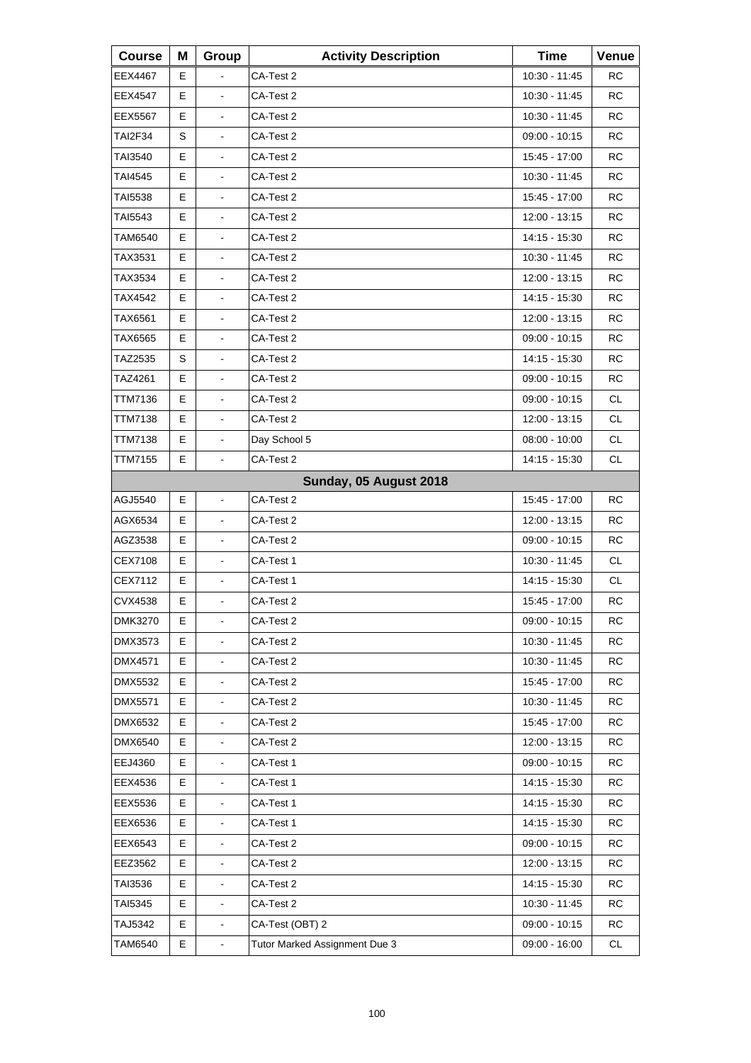| Course | M | Group | Activity Description | Time | Venue |
| --- | --- | --- | --- | --- | --- |
| EEX4467 | E | - | CA-Test 2 | 10:30 - 11:45 | RC |
| EEX4547 | E | - | CA-Test 2 | 10:30 - 11:45 | RC |
| EEX5567 | E | - | CA-Test 2 | 10:30 - 11:45 | RC |
| TAI2F34 | S | - | CA-Test 2 | 09:00 - 10:15 | RC |
| TAI3540 | E | - | CA-Test 2 | 15:45 - 17:00 | RC |
| TAI4545 | E | - | CA-Test 2 | 10:30 - 11:45 | RC |
| TAI5538 | E | - | CA-Test 2 | 15:45 - 17:00 | RC |
| TAI5543 | E | - | CA-Test 2 | 12:00 - 13:15 | RC |
| TAM6540 | E | - | CA-Test 2 | 14:15 - 15:30 | RC |
| TAX3531 | E | - | CA-Test 2 | 10:30 - 11:45 | RC |
| TAX3534 | E | - | CA-Test 2 | 12:00 - 13:15 | RC |
| TAX4542 | E | - | CA-Test 2 | 14:15 - 15:30 | RC |
| TAX6561 | E | - | CA-Test 2 | 12:00 - 13:15 | RC |
| TAX6565 | E | - | CA-Test 2 | 09:00 - 10:15 | RC |
| TAZ2535 | S | - | CA-Test 2 | 14:15 - 15:30 | RC |
| TAZ4261 | E | - | CA-Test 2 | 09:00 - 10:15 | RC |
| TTM7136 | E | - | CA-Test 2 | 09:00 - 10:15 | CL |
| TTM7138 | E | - | CA-Test 2 | 12:00 - 13:15 | CL |
| TTM7138 | E | - | Day School 5 | 08:00 - 10:00 | CL |
| TTM7155 | E | - | CA-Test 2 | 14:15 - 15:30 | CL |
| | | | **Sunday, 05 August 2018** | | |
| AGJ5540 | E | - | CA-Test 2 | 15:45 - 17:00 | RC |
| AGX6534 | E | - | CA-Test 2 | 12:00 - 13:15 | RC |
| AGZ3538 | E | - | CA-Test 2 | 09:00 - 10:15 | RC |
| CEX7108 | E | - | CA-Test 1 | 10:30 - 11:45 | CL |
| CEX7112 | E | - | CA-Test 1 | 14:15 - 15:30 | CL |
| CVX4538 | E | - | CA-Test 2 | 15:45 - 17:00 | RC |
| DMK3270 | E | - | CA-Test 2 | 09:00 - 10:15 | RC |
| DMX3573 | E | - | CA-Test 2 | 10:30 - 11:45 | RC |
| DMX4571 | E | - | CA-Test 2 | 10:30 - 11:45 | RC |
| DMX5532 | E | - | CA-Test 2 | 15:45 - 17:00 | RC |
| DMX5571 | E | - | CA-Test 2 | 10:30 - 11:45 | RC |
| DMX6532 | E | - | CA-Test 2 | 15:45 - 17:00 | RC |
| DMX6540 | E | - | CA-Test 2 | 12:00 - 13:15 | RC |
| EEJ4360 | E | - | CA-Test 1 | 09:00 - 10:15 | RC |
| EEX4536 | E | - | CA-Test 1 | 14:15 - 15:30 | RC |
| EEX5536 | E | - | CA-Test 1 | 14:15 - 15:30 | RC |
| EEX6536 | E | - | CA-Test 1 | 14:15 - 15:30 | RC |
| EEX6543 | E | - | CA-Test 2 | 09:00 - 10:15 | RC |
| EEZ3562 | E | - | CA-Test 2 | 12:00 - 13:15 | RC |
| TAI3536 | E | - | CA-Test 2 | 14:15 - 15:30 | RC |
| TAI5345 | E | - | CA-Test 2 | 10:30 - 11:45 | RC |
| TAJ5342 | E | - | CA-Test (OBT) 2 | 09:00 - 10:15 | RC |
| TAM6540 | E | - | Tutor Marked Assignment Due 3 | 09:00 - 16:00 | CL |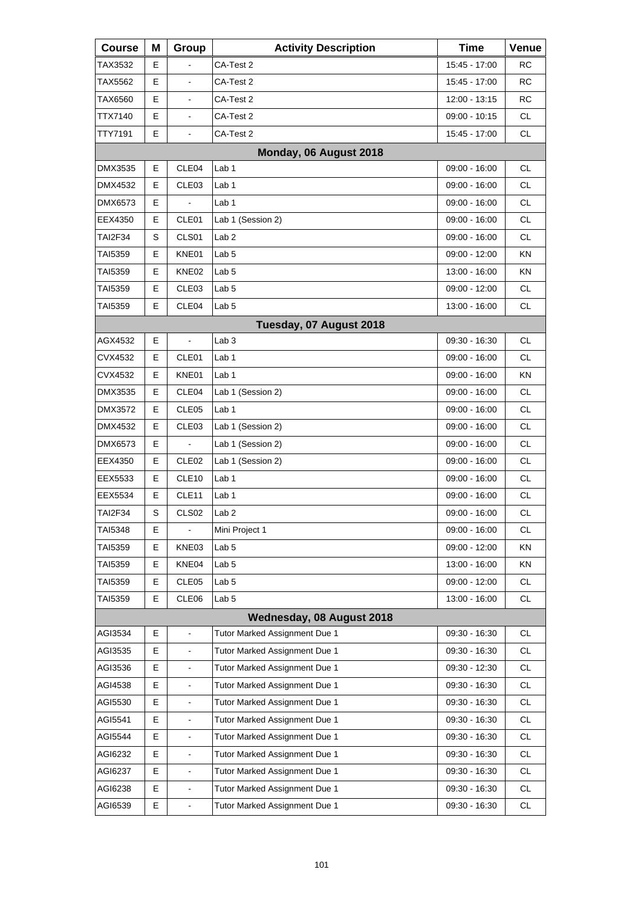| Course | M | Group | Activity Description | Time | Venue |
|---|---|---|---|---|---|
| TAX3532 | E | - | CA-Test 2 | 15:45 - 17:00 | RC |
| TAX5562 | E | - | CA-Test 2 | 15:45 - 17:00 | RC |
| TAX6560 | E | - | CA-Test 2 | 12:00 - 13:15 | RC |
| TTX7140 | E | - | CA-Test 2 | 09:00 - 10:15 | CL |
| TTY7191 | E | - | CA-Test 2 | 15:45 - 17:00 | CL |
| | | | **Monday, 06 August 2018** | | |
| DMX3535 | E | CLE04 | Lab 1 | 09:00 - 16:00 | CL |
| DMX4532 | E | CLE03 | Lab 1 | 09:00 - 16:00 | CL |
| DMX6573 | E | - | Lab 1 | 09:00 - 16:00 | CL |
| EEX4350 | E | CLE01 | Lab 1 (Session 2) | 09:00 - 16:00 | CL |
| TAI2F34 | S | CLS01 | Lab 2 | 09:00 - 16:00 | CL |
| TAI5359 | E | KNE01 | Lab 5 | 09:00 - 12:00 | KN |
| TAI5359 | E | KNE02 | Lab 5 | 13:00 - 16:00 | KN |
| TAI5359 | E | CLE03 | Lab 5 | 09:00 - 12:00 | CL |
| TAI5359 | E | CLE04 | Lab 5 | 13:00 - 16:00 | CL |
| | | | **Tuesday, 07 August 2018** | | |
| AGX4532 | E | - | Lab 3 | 09:30 - 16:30 | CL |
| CVX4532 | E | CLE01 | Lab 1 | 09:00 - 16:00 | CL |
| CVX4532 | E | KNE01 | Lab 1 | 09:00 - 16:00 | KN |
| DMX3535 | E | CLE04 | Lab 1 (Session 2) | 09:00 - 16:00 | CL |
| DMX3572 | E | CLE05 | Lab 1 | 09:00 - 16:00 | CL |
| DMX4532 | E | CLE03 | Lab 1 (Session 2) | 09:00 - 16:00 | CL |
| DMX6573 | E | - | Lab 1 (Session 2) | 09:00 - 16:00 | CL |
| EEX4350 | E | CLE02 | Lab 1 (Session 2) | 09:00 - 16:00 | CL |
| EEX5533 | E | CLE10 | Lab 1 | 09:00 - 16:00 | CL |
| EEX5534 | E | CLE11 | Lab 1 | 09:00 - 16:00 | CL |
| TAI2F34 | S | CLS02 | Lab 2 | 09:00 - 16:00 | CL |
| TAI5348 | E | - | Mini Project 1 | 09:00 - 16:00 | CL |
| TAI5359 | E | KNE03 | Lab 5 | 09:00 - 12:00 | KN |
| TAI5359 | E | KNE04 | Lab 5 | 13:00 - 16:00 | KN |
| TAI5359 | E | CLE05 | Lab 5 | 09:00 - 12:00 | CL |
| TAI5359 | E | CLE06 | Lab 5 | 13:00 - 16:00 | CL |
| | | | **Wednesday, 08 August 2018** | | |
| AGI3534 | E | - | Tutor Marked Assignment Due 1 | 09:30 - 16:30 | CL |
| AGI3535 | E | - | Tutor Marked Assignment Due 1 | 09:30 - 16:30 | CL |
| AGI3536 | E | - | Tutor Marked Assignment Due 1 | 09:30 - 12:30 | CL |
| AGI4538 | E | - | Tutor Marked Assignment Due 1 | 09:30 - 16:30 | CL |
| AGI5530 | E | - | Tutor Marked Assignment Due 1 | 09:30 - 16:30 | CL |
| AGI5541 | E | - | Tutor Marked Assignment Due 1 | 09:30 - 16:30 | CL |
| AGI5544 | E | - | Tutor Marked Assignment Due 1 | 09:30 - 16:30 | CL |
| AGI6232 | E | - | Tutor Marked Assignment Due 1 | 09:30 - 16:30 | CL |
| AGI6237 | E | - | Tutor Marked Assignment Due 1 | 09:30 - 16:30 | CL |
| AGI6238 | E | - | Tutor Marked Assignment Due 1 | 09:30 - 16:30 | CL |
| AGI6539 | E | - | Tutor Marked Assignment Due 1 | 09:30 - 16:30 | CL |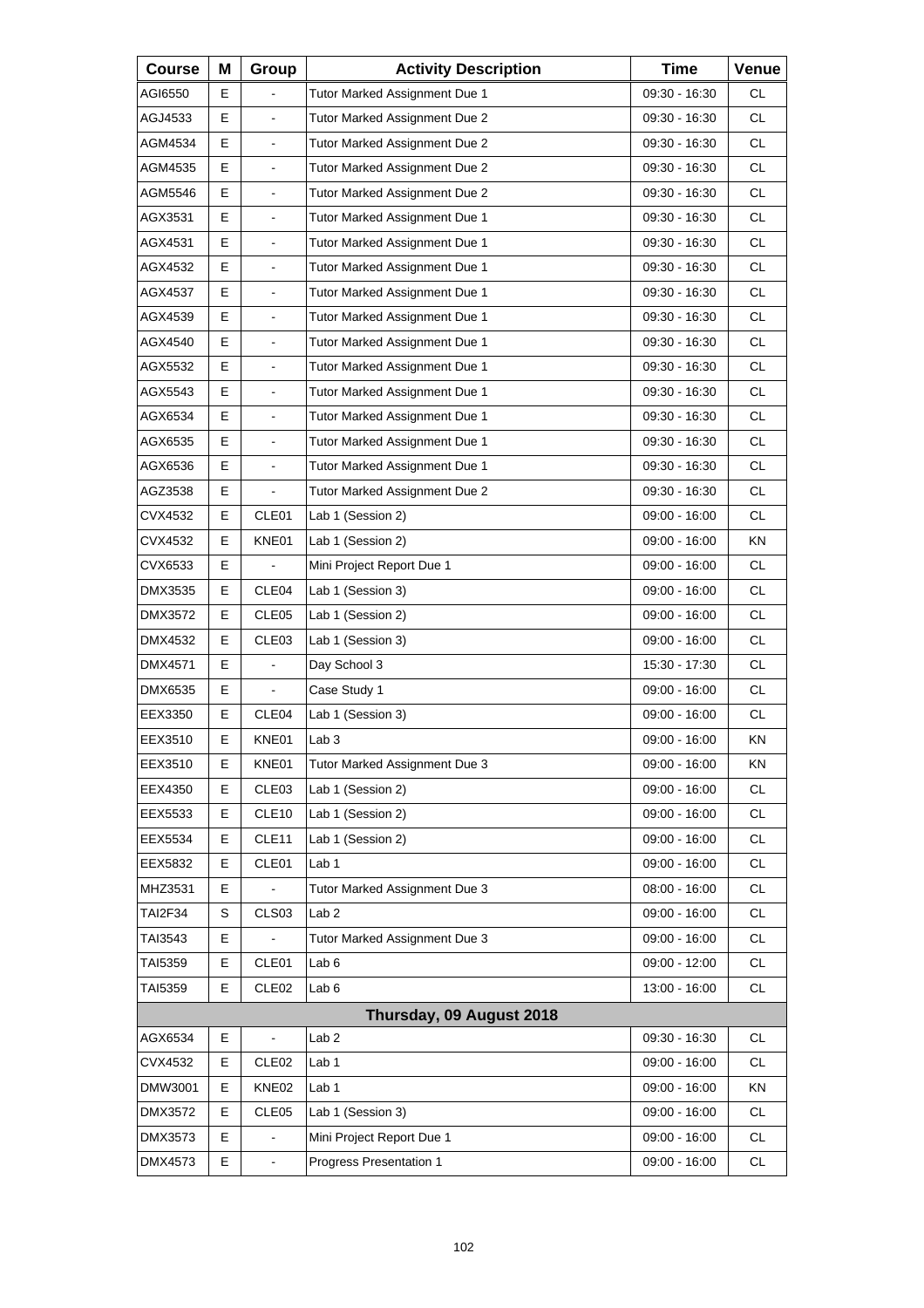| Course | M | Group | Activity Description | Time | Venue |
|---|---|---|---|---|---|
| AGI6550 | E | - | Tutor Marked Assignment Due 1 | 09:30 - 16:30 | CL |
| AGJ4533 | E | - | Tutor Marked Assignment Due 2 | 09:30 - 16:30 | CL |
| AGM4534 | E | - | Tutor Marked Assignment Due 2 | 09:30 - 16:30 | CL |
| AGM4535 | E | - | Tutor Marked Assignment Due 2 | 09:30 - 16:30 | CL |
| AGM5546 | E | - | Tutor Marked Assignment Due 2 | 09:30 - 16:30 | CL |
| AGX3531 | E | - | Tutor Marked Assignment Due 1 | 09:30 - 16:30 | CL |
| AGX4531 | E | - | Tutor Marked Assignment Due 1 | 09:30 - 16:30 | CL |
| AGX4532 | E | - | Tutor Marked Assignment Due 1 | 09:30 - 16:30 | CL |
| AGX4537 | E | - | Tutor Marked Assignment Due 1 | 09:30 - 16:30 | CL |
| AGX4539 | E | - | Tutor Marked Assignment Due 1 | 09:30 - 16:30 | CL |
| AGX4540 | E | - | Tutor Marked Assignment Due 1 | 09:30 - 16:30 | CL |
| AGX5532 | E | - | Tutor Marked Assignment Due 1 | 09:30 - 16:30 | CL |
| AGX5543 | E | - | Tutor Marked Assignment Due 1 | 09:30 - 16:30 | CL |
| AGX6534 | E | - | Tutor Marked Assignment Due 1 | 09:30 - 16:30 | CL |
| AGX6535 | E | - | Tutor Marked Assignment Due 1 | 09:30 - 16:30 | CL |
| AGX6536 | E | - | Tutor Marked Assignment Due 1 | 09:30 - 16:30 | CL |
| AGZ3538 | E | - | Tutor Marked Assignment Due 2 | 09:30 - 16:30 | CL |
| CVX4532 | E | CLE01 | Lab 1 (Session 2) | 09:00 - 16:00 | CL |
| CVX4532 | E | KNE01 | Lab 1 (Session 2) | 09:00 - 16:00 | KN |
| CVX6533 | E | - | Mini Project Report Due 1 | 09:00 - 16:00 | CL |
| DMX3535 | E | CLE04 | Lab 1 (Session 3) | 09:00 - 16:00 | CL |
| DMX3572 | E | CLE05 | Lab 1 (Session 2) | 09:00 - 16:00 | CL |
| DMX4532 | E | CLE03 | Lab 1 (Session 3) | 09:00 - 16:00 | CL |
| DMX4571 | E | - | Day School 3 | 15:30 - 17:30 | CL |
| DMX6535 | E | - | Case Study 1 | 09:00 - 16:00 | CL |
| EEX3350 | E | CLE04 | Lab 1 (Session 3) | 09:00 - 16:00 | CL |
| EEX3510 | E | KNE01 | Lab 3 | 09:00 - 16:00 | KN |
| EEX3510 | E | KNE01 | Tutor Marked Assignment Due 3 | 09:00 - 16:00 | KN |
| EEX4350 | E | CLE03 | Lab 1 (Session 2) | 09:00 - 16:00 | CL |
| EEX5533 | E | CLE10 | Lab 1 (Session 2) | 09:00 - 16:00 | CL |
| EEX5534 | E | CLE11 | Lab 1 (Session 2) | 09:00 - 16:00 | CL |
| EEX5832 | E | CLE01 | Lab 1 | 09:00 - 16:00 | CL |
| MHZ3531 | E | - | Tutor Marked Assignment Due 3 | 08:00 - 16:00 | CL |
| TAI2F34 | S | CLS03 | Lab 2 | 09:00 - 16:00 | CL |
| TAI3543 | E | - | Tutor Marked Assignment Due 3 | 09:00 - 16:00 | CL |
| TAI5359 | E | CLE01 | Lab 6 | 09:00 - 12:00 | CL |
| TAI5359 | E | CLE02 | Lab 6 | 13:00 - 16:00 | CL |
| **Thursday, 09 August 2018** | | | | | |
| AGX6534 | E | - | Lab 2 | 09:30 - 16:30 | CL |
| CVX4532 | E | CLE02 | Lab 1 | 09:00 - 16:00 | CL |
| DMW3001 | E | KNE02 | Lab 1 | 09:00 - 16:00 | KN |
| DMX3572 | E | CLE05 | Lab 1 (Session 3) | 09:00 - 16:00 | CL |
| DMX3573 | E | - | Mini Project Report Due 1 | 09:00 - 16:00 | CL |
| DMX4573 | E | - | Progress Presentation 1 | 09:00 - 16:00 | CL |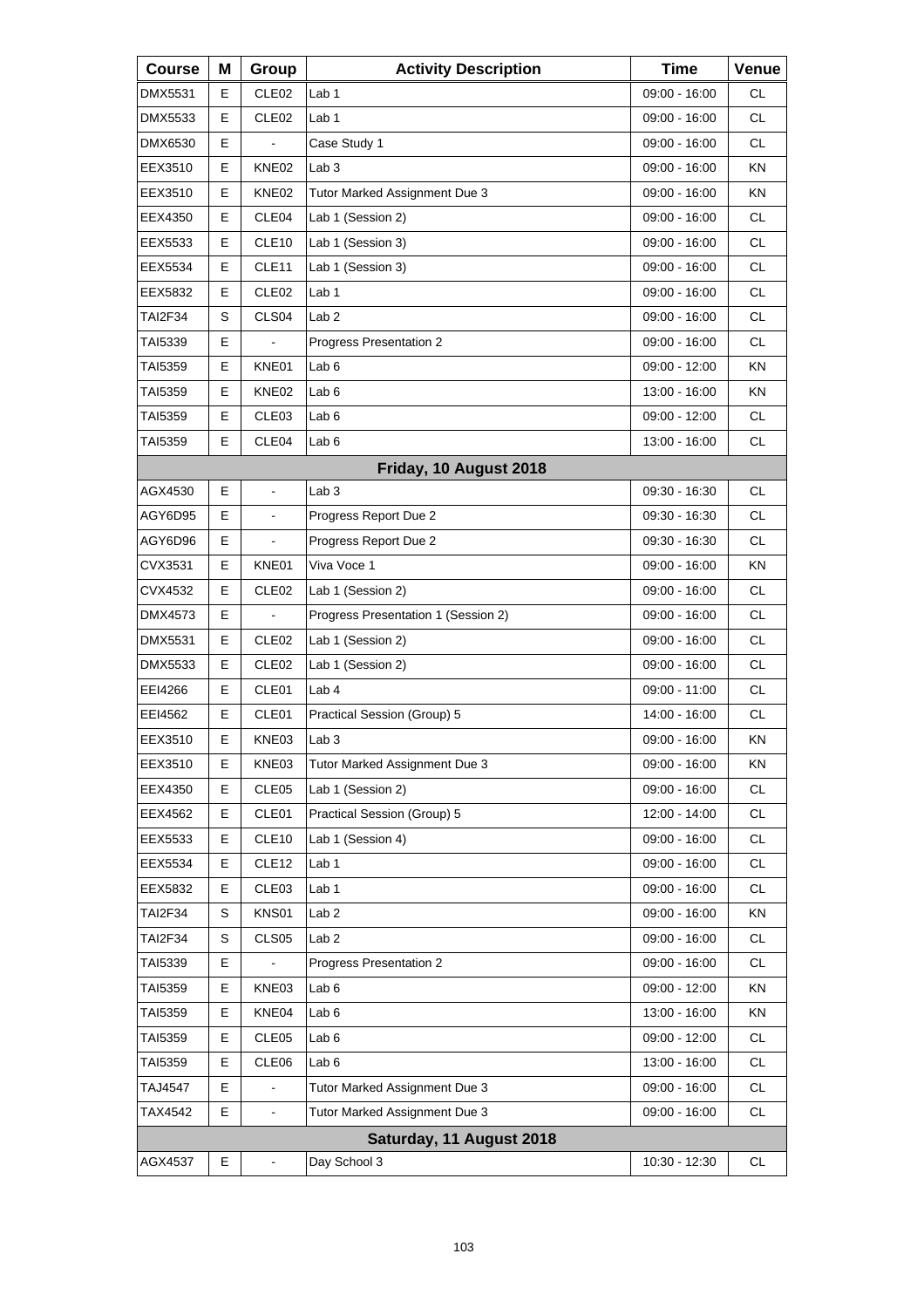| Course | M | Group | Activity Description | Time | Venue |
| --- | --- | --- | --- | --- | --- |
| DMX5531 | E | CLE02 | Lab 1 | 09:00 - 16:00 | CL |
| DMX5533 | E | CLE02 | Lab 1 | 09:00 - 16:00 | CL |
| DMX6530 | E | - | Case Study 1 | 09:00 - 16:00 | CL |
| EEX3510 | E | KNE02 | Lab 3 | 09:00 - 16:00 | KN |
| EEX3510 | E | KNE02 | Tutor Marked Assignment Due 3 | 09:00 - 16:00 | KN |
| EEX4350 | E | CLE04 | Lab 1 (Session 2) | 09:00 - 16:00 | CL |
| EEX5533 | E | CLE10 | Lab 1 (Session 3) | 09:00 - 16:00 | CL |
| EEX5534 | E | CLE11 | Lab 1 (Session 3) | 09:00 - 16:00 | CL |
| EEX5832 | E | CLE02 | Lab 1 | 09:00 - 16:00 | CL |
| TAI2F34 | S | CLS04 | Lab 2 | 09:00 - 16:00 | CL |
| TAI5339 | E | - | Progress Presentation 2 | 09:00 - 16:00 | CL |
| TAI5359 | E | KNE01 | Lab 6 | 09:00 - 12:00 | KN |
| TAI5359 | E | KNE02 | Lab 6 | 13:00 - 16:00 | KN |
| TAI5359 | E | CLE03 | Lab 6 | 09:00 - 12:00 | CL |
| TAI5359 | E | CLE04 | Lab 6 | 13:00 - 16:00 | CL |
| | | | **Friday, 10 August 2018** | | |
| AGX4530 | E | - | Lab 3 | 09:30 - 16:30 | CL |
| AGY6D95 | E | - | Progress Report Due 2 | 09:30 - 16:30 | CL |
| AGY6D96 | E | - | Progress Report Due 2 | 09:30 - 16:30 | CL |
| CVX3531 | E | KNE01 | Viva Voce 1 | 09:00 - 16:00 | KN |
| CVX4532 | E | CLE02 | Lab 1 (Session 2) | 09:00 - 16:00 | CL |
| DMX4573 | E | - | Progress Presentation 1 (Session 2) | 09:00 - 16:00 | CL |
| DMX5531 | E | CLE02 | Lab 1 (Session 2) | 09:00 - 16:00 | CL |
| DMX5533 | E | CLE02 | Lab 1 (Session 2) | 09:00 - 16:00 | CL |
| EEI4266 | E | CLE01 | Lab 4 | 09:00 - 11:00 | CL |
| EEI4562 | E | CLE01 | Practical Session (Group) 5 | 14:00 - 16:00 | CL |
| EEX3510 | E | KNE03 | Lab 3 | 09:00 - 16:00 | KN |
| EEX3510 | E | KNE03 | Tutor Marked Assignment Due 3 | 09:00 - 16:00 | KN |
| EEX4350 | E | CLE05 | Lab 1 (Session 2) | 09:00 - 16:00 | CL |
| EEX4562 | E | CLE01 | Practical Session (Group) 5 | 12:00 - 14:00 | CL |
| EEX5533 | E | CLE10 | Lab 1 (Session 4) | 09:00 - 16:00 | CL |
| EEX5534 | E | CLE12 | Lab 1 | 09:00 - 16:00 | CL |
| EEX5832 | E | CLE03 | Lab 1 | 09:00 - 16:00 | CL |
| TAI2F34 | S | KNS01 | Lab 2 | 09:00 - 16:00 | KN |
| TAI2F34 | S | CLS05 | Lab 2 | 09:00 - 16:00 | CL |
| TAI5339 | E | - | Progress Presentation 2 | 09:00 - 16:00 | CL |
| TAI5359 | E | KNE03 | Lab 6 | 09:00 - 12:00 | KN |
| TAI5359 | E | KNE04 | Lab 6 | 13:00 - 16:00 | KN |
| TAI5359 | E | CLE05 | Lab 6 | 09:00 - 12:00 | CL |
| TAI5359 | E | CLE06 | Lab 6 | 13:00 - 16:00 | CL |
| TAJ4547 | E | - | Tutor Marked Assignment Due 3 | 09:00 - 16:00 | CL |
| TAX4542 | E | - | Tutor Marked Assignment Due 3 | 09:00 - 16:00 | CL |
| | | | **Saturday, 11 August 2018** | | |
| AGX4537 | E | - | Day School 3 | 10:30 - 12:30 | CL |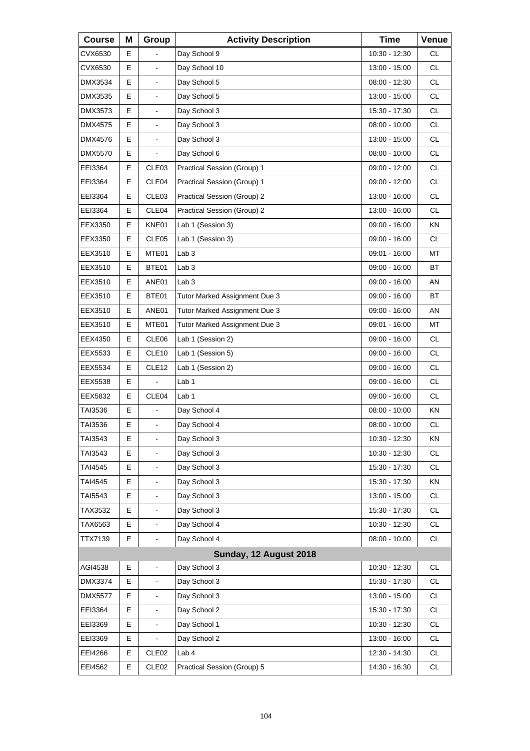| Course | M | Group | Activity Description | Time | Venue |
|---|---|---|---|---|---|
| CVX6530 | E | - | Day School 9 | 10:30 - 12:30 | CL |
| CVX6530 | E | - | Day School 10 | 13:00 - 15:00 | CL |
| DMX3534 | E | - | Day School 5 | 08:00 - 12:30 | CL |
| DMX3535 | E | - | Day School 5 | 13:00 - 15:00 | CL |
| DMX3573 | E | - | Day School 3 | 15:30 - 17:30 | CL |
| DMX4575 | E | - | Day School 3 | 08:00 - 10:00 | CL |
| DMX4576 | E | - | Day School 3 | 13:00 - 15:00 | CL |
| DMX5570 | E | - | Day School 6 | 08:00 - 10:00 | CL |
| EEI3364 | E | CLE03 | Practical Session (Group) 1 | 09:00 - 12:00 | CL |
| EEI3364 | E | CLE04 | Practical Session (Group) 1 | 09:00 - 12:00 | CL |
| EEI3364 | E | CLE03 | Practical Session (Group) 2 | 13:00 - 16:00 | CL |
| EEI3364 | E | CLE04 | Practical Session (Group) 2 | 13:00 - 16:00 | CL |
| EEX3350 | E | KNE01 | Lab 1 (Session 3) | 09:00 - 16:00 | KN |
| EEX3350 | E | CLE05 | Lab 1 (Session 3) | 09:00 - 16:00 | CL |
| EEX3510 | E | MTE01 | Lab 3 | 09:01 - 16:00 | MT |
| EEX3510 | E | BTE01 | Lab 3 | 09:00 - 16:00 | BT |
| EEX3510 | E | ANE01 | Lab 3 | 09:00 - 16:00 | AN |
| EEX3510 | E | BTE01 | Tutor Marked Assignment Due 3 | 09:00 - 16:00 | BT |
| EEX3510 | E | ANE01 | Tutor Marked Assignment Due 3 | 09:00 - 16:00 | AN |
| EEX3510 | E | MTE01 | Tutor Marked Assignment Due 3 | 09:01 - 16:00 | MT |
| EEX4350 | E | CLE06 | Lab 1 (Session 2) | 09:00 - 16:00 | CL |
| EEX5533 | E | CLE10 | Lab 1 (Session 5) | 09:00 - 16:00 | CL |
| EEX5534 | E | CLE12 | Lab 1 (Session 2) | 09:00 - 16:00 | CL |
| EEX5538 | E | - | Lab 1 | 09:00 - 16:00 | CL |
| EEX5832 | E | CLE04 | Lab 1 | 09:00 - 16:00 | CL |
| TAI3536 | E | - | Day School 4 | 08:00 - 10:00 | KN |
| TAI3536 | E | - | Day School 4 | 08:00 - 10:00 | CL |
| TAI3543 | E | - | Day School 3 | 10:30 - 12:30 | KN |
| TAI3543 | E | - | Day School 3 | 10:30 - 12:30 | CL |
| TAI4545 | E | - | Day School 3 | 15:30 - 17:30 | CL |
| TAI4545 | E | - | Day School 3 | 15:30 - 17:30 | KN |
| TAI5543 | E | - | Day School 3 | 13:00 - 15:00 | CL |
| TAX3532 | E | - | Day School 3 | 15:30 - 17:30 | CL |
| TAX6563 | E | - | Day School 4 | 10:30 - 12:30 | CL |
| TTX7139 | E | - | Day School 4 | 08:00 - 10:00 | CL |
| | | | **Sunday, 12 August 2018** | | |
| AGI4538 | E | - | Day School 3 | 10:30 - 12:30 | CL |
| DMX3374 | E | - | Day School 3 | 15:30 - 17:30 | CL |
| DMX5577 | E | - | Day School 3 | 13:00 - 15:00 | CL |
| EEI3364 | E | - | Day School 2 | 15:30 - 17:30 | CL |
| EEI3369 | E | - | Day School 1 | 10:30 - 12:30 | CL |
| EEI3369 | E | - | Day School 2 | 13:00 - 16:00 | CL |
| EEI4266 | E | CLE02 | Lab 4 | 12:30 - 14:30 | CL |
| EEI4562 | E | CLE02 | Practical Session (Group) 5 | 14:30 - 16:30 | CL |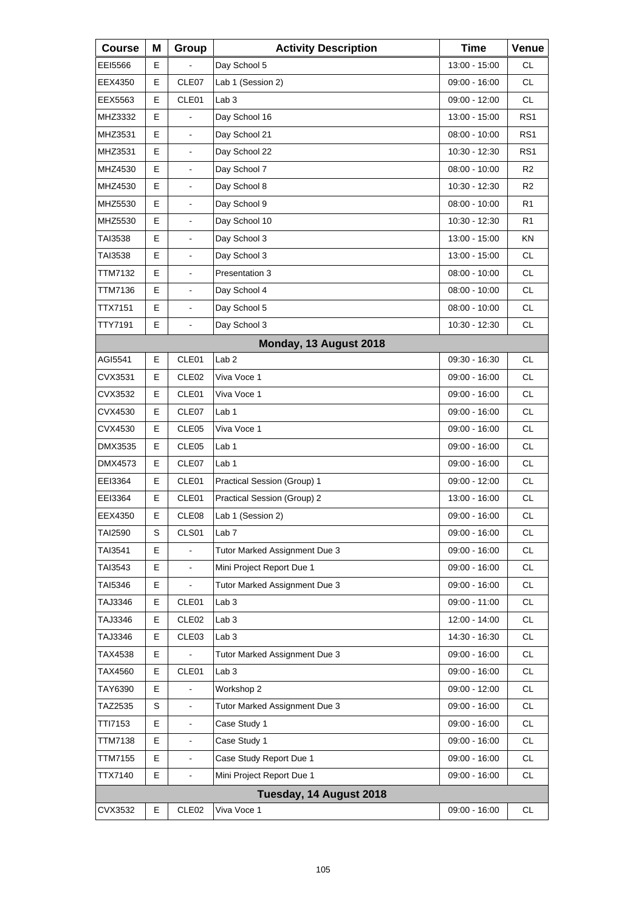| Course | M | Group | Activity Description | Time | Venue |
|---|---|---|---|---|---|
| EEI5566 | E | - | Day School 5 | 13:00 - 15:00 | CL |
| EEX4350 | E | CLE07 | Lab 1 (Session 2) | 09:00 - 16:00 | CL |
| EEX5563 | E | CLE01 | Lab 3 | 09:00 - 12:00 | CL |
| MHZ3332 | E | - | Day School 16 | 13:00 - 15:00 | RS1 |
| MHZ3531 | E | - | Day School 21 | 08:00 - 10:00 | RS1 |
| MHZ3531 | E | - | Day School 22 | 10:30 - 12:30 | RS1 |
| MHZ4530 | E | - | Day School 7 | 08:00 - 10:00 | R2 |
| MHZ4530 | E | - | Day School 8 | 10:30 - 12:30 | R2 |
| MHZ5530 | E | - | Day School 9 | 08:00 - 10:00 | R1 |
| MHZ5530 | E | - | Day School 10 | 10:30 - 12:30 | R1 |
| TAI3538 | E | - | Day School 3 | 13:00 - 15:00 | KN |
| TAI3538 | E | - | Day School 3 | 13:00 - 15:00 | CL |
| TTM7132 | E | - | Presentation 3 | 08:00 - 10:00 | CL |
| TTM7136 | E | - | Day School 4 | 08:00 - 10:00 | CL |
| TTX7151 | E | - | Day School 5 | 08:00 - 10:00 | CL |
| TTY7191 | E | - | Day School 3 | 10:30 - 12:30 | CL |
| | | | **Monday, 13 August 2018** | | |
| AGI5541 | E | CLE01 | Lab 2 | 09:30 - 16:30 | CL |
| CVX3531 | E | CLE02 | Viva Voce 1 | 09:00 - 16:00 | CL |
| CVX3532 | E | CLE01 | Viva Voce 1 | 09:00 - 16:00 | CL |
| CVX4530 | E | CLE07 | Lab 1 | 09:00 - 16:00 | CL |
| CVX4530 | E | CLE05 | Viva Voce 1 | 09:00 - 16:00 | CL |
| DMX3535 | E | CLE05 | Lab 1 | 09:00 - 16:00 | CL |
| DMX4573 | E | CLE07 | Lab 1 | 09:00 - 16:00 | CL |
| EEI3364 | E | CLE01 | Practical Session (Group) 1 | 09:00 - 12:00 | CL |
| EEI3364 | E | CLE01 | Practical Session (Group) 2 | 13:00 - 16:00 | CL |
| EEX4350 | E | CLE08 | Lab 1 (Session 2) | 09:00 - 16:00 | CL |
| TAI2590 | S | CLS01 | Lab 7 | 09:00 - 16:00 | CL |
| TAI3541 | E | - | Tutor Marked Assignment Due 3 | 09:00 - 16:00 | CL |
| TAI3543 | E | - | Mini Project Report Due 1 | 09:00 - 16:00 | CL |
| TAI5346 | E | - | Tutor Marked Assignment Due 3 | 09:00 - 16:00 | CL |
| TAJ3346 | E | CLE01 | Lab 3 | 09:00 - 11:00 | CL |
| TAJ3346 | E | CLE02 | Lab 3 | 12:00 - 14:00 | CL |
| TAJ3346 | E | CLE03 | Lab 3 | 14:30 - 16:30 | CL |
| TAX4538 | E | - | Tutor Marked Assignment Due 3 | 09:00 - 16:00 | CL |
| TAX4560 | E | CLE01 | Lab 3 | 09:00 - 16:00 | CL |
| TAY6390 | E | - | Workshop 2 | 09:00 - 12:00 | CL |
| TAZ2535 | S | - | Tutor Marked Assignment Due 3 | 09:00 - 16:00 | CL |
| TTI7153 | E | - | Case Study 1 | 09:00 - 16:00 | CL |
| TTM7138 | E | - | Case Study 1 | 09:00 - 16:00 | CL |
| TTM7155 | E | - | Case Study Report Due 1 | 09:00 - 16:00 | CL |
| TTX7140 | E | - | Mini Project Report Due 1 | 09:00 - 16:00 | CL |
| | | | **Tuesday, 14 August 2018** | | |
| CVX3532 | E | CLE02 | Viva Voce 1 | 09:00 - 16:00 | CL |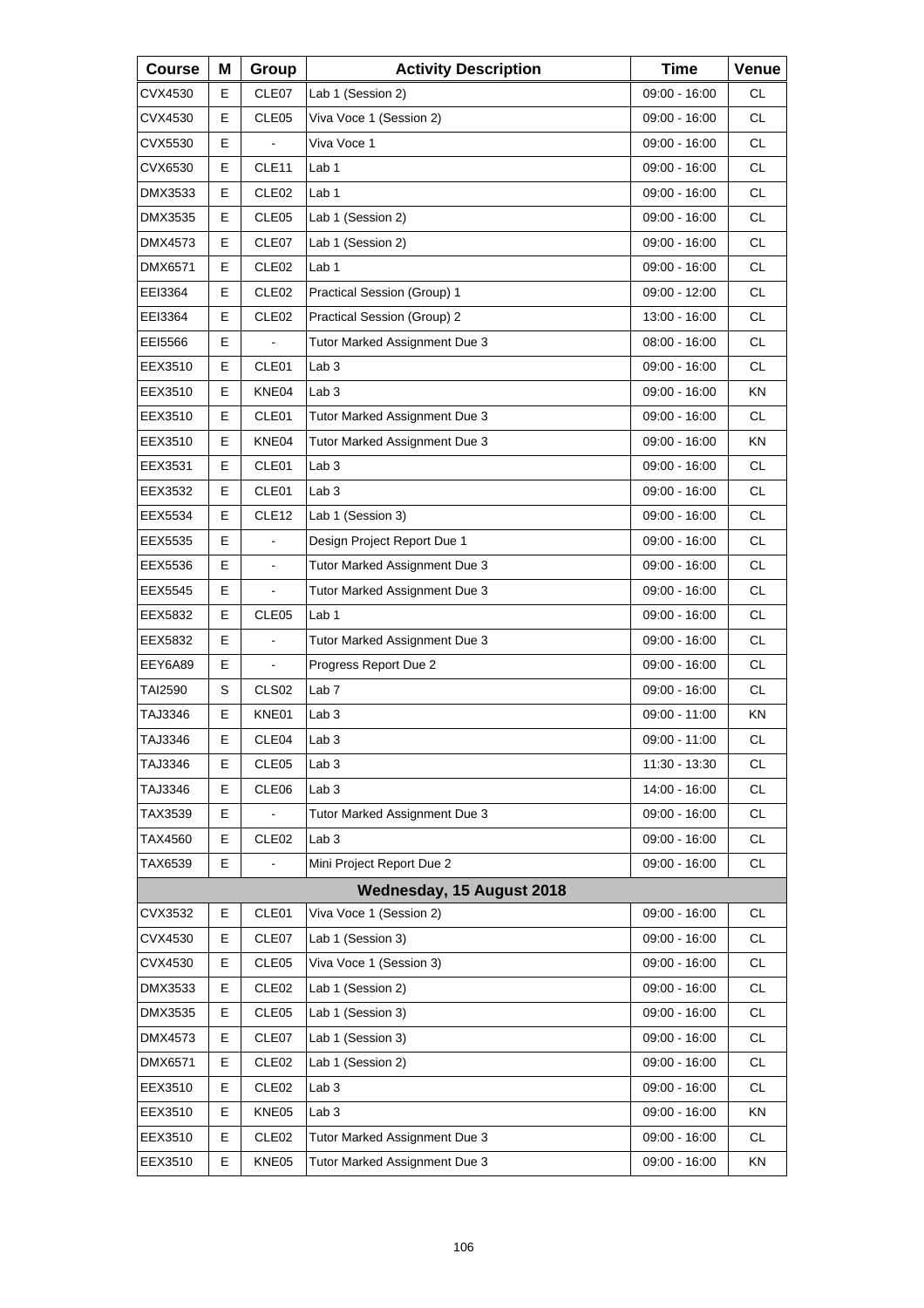| Course | M | Group | Activity Description | Time | Venue |
|---|---|---|---|---|---|
| CVX4530 | E | CLE07 | Lab 1 (Session 2) | 09:00 - 16:00 | CL |
| CVX4530 | E | CLE05 | Viva Voce 1 (Session 2) | 09:00 - 16:00 | CL |
| CVX5530 | E | - | Viva Voce 1 | 09:00 - 16:00 | CL |
| CVX6530 | E | CLE11 | Lab 1 | 09:00 - 16:00 | CL |
| DMX3533 | E | CLE02 | Lab 1 | 09:00 - 16:00 | CL |
| DMX3535 | E | CLE05 | Lab 1 (Session 2) | 09:00 - 16:00 | CL |
| DMX4573 | E | CLE07 | Lab 1 (Session 2) | 09:00 - 16:00 | CL |
| DMX6571 | E | CLE02 | Lab 1 | 09:00 - 16:00 | CL |
| EEI3364 | E | CLE02 | Practical Session (Group) 1 | 09:00 - 12:00 | CL |
| EEI3364 | E | CLE02 | Practical Session (Group) 2 | 13:00 - 16:00 | CL |
| EEI5566 | E | - | Tutor Marked Assignment Due 3 | 08:00 - 16:00 | CL |
| EEX3510 | E | CLE01 | Lab 3 | 09:00 - 16:00 | CL |
| EEX3510 | E | KNE04 | Lab 3 | 09:00 - 16:00 | KN |
| EEX3510 | E | CLE01 | Tutor Marked Assignment Due 3 | 09:00 - 16:00 | CL |
| EEX3510 | E | KNE04 | Tutor Marked Assignment Due 3 | 09:00 - 16:00 | KN |
| EEX3531 | E | CLE01 | Lab 3 | 09:00 - 16:00 | CL |
| EEX3532 | E | CLE01 | Lab 3 | 09:00 - 16:00 | CL |
| EEX5534 | E | CLE12 | Lab 1 (Session 3) | 09:00 - 16:00 | CL |
| EEX5535 | E | - | Design Project Report Due 1 | 09:00 - 16:00 | CL |
| EEX5536 | E | - | Tutor Marked Assignment Due 3 | 09:00 - 16:00 | CL |
| EEX5545 | E | - | Tutor Marked Assignment Due 3 | 09:00 - 16:00 | CL |
| EEX5832 | E | CLE05 | Lab 1 | 09:00 - 16:00 | CL |
| EEX5832 | E | - | Tutor Marked Assignment Due 3 | 09:00 - 16:00 | CL |
| EEY6A89 | E | - | Progress Report Due 2 | 09:00 - 16:00 | CL |
| TAI2590 | S | CLS02 | Lab 7 | 09:00 - 16:00 | CL |
| TAJ3346 | E | KNE01 | Lab 3 | 09:00 - 11:00 | KN |
| TAJ3346 | E | CLE04 | Lab 3 | 09:00 - 11:00 | CL |
| TAJ3346 | E | CLE05 | Lab 3 | 11:30 - 13:30 | CL |
| TAJ3346 | E | CLE06 | Lab 3 | 14:00 - 16:00 | CL |
| TAX3539 | E | - | Tutor Marked Assignment Due 3 | 09:00 - 16:00 | CL |
| TAX4560 | E | CLE02 | Lab 3 | 09:00 - 16:00 | CL |
| TAX6539 | E | - | Mini Project Report Due 2 | 09:00 - 16:00 | CL |
| | | | **Wednesday, 15 August 2018** | | |
| CVX3532 | E | CLE01 | Viva Voce 1 (Session 2) | 09:00 - 16:00 | CL |
| CVX4530 | E | CLE07 | Lab 1 (Session 3) | 09:00 - 16:00 | CL |
| CVX4530 | E | CLE05 | Viva Voce 1 (Session 3) | 09:00 - 16:00 | CL |
| DMX3533 | E | CLE02 | Lab 1 (Session 2) | 09:00 - 16:00 | CL |
| DMX3535 | E | CLE05 | Lab 1 (Session 3) | 09:00 - 16:00 | CL |
| DMX4573 | E | CLE07 | Lab 1 (Session 3) | 09:00 - 16:00 | CL |
| DMX6571 | E | CLE02 | Lab 1 (Session 2) | 09:00 - 16:00 | CL |
| EEX3510 | E | CLE02 | Lab 3 | 09:00 - 16:00 | CL |
| EEX3510 | E | KNE05 | Lab 3 | 09:00 - 16:00 | KN |
| EEX3510 | E | CLE02 | Tutor Marked Assignment Due 3 | 09:00 - 16:00 | CL |
| EEX3510 | E | KNE05 | Tutor Marked Assignment Due 3 | 09:00 - 16:00 | KN |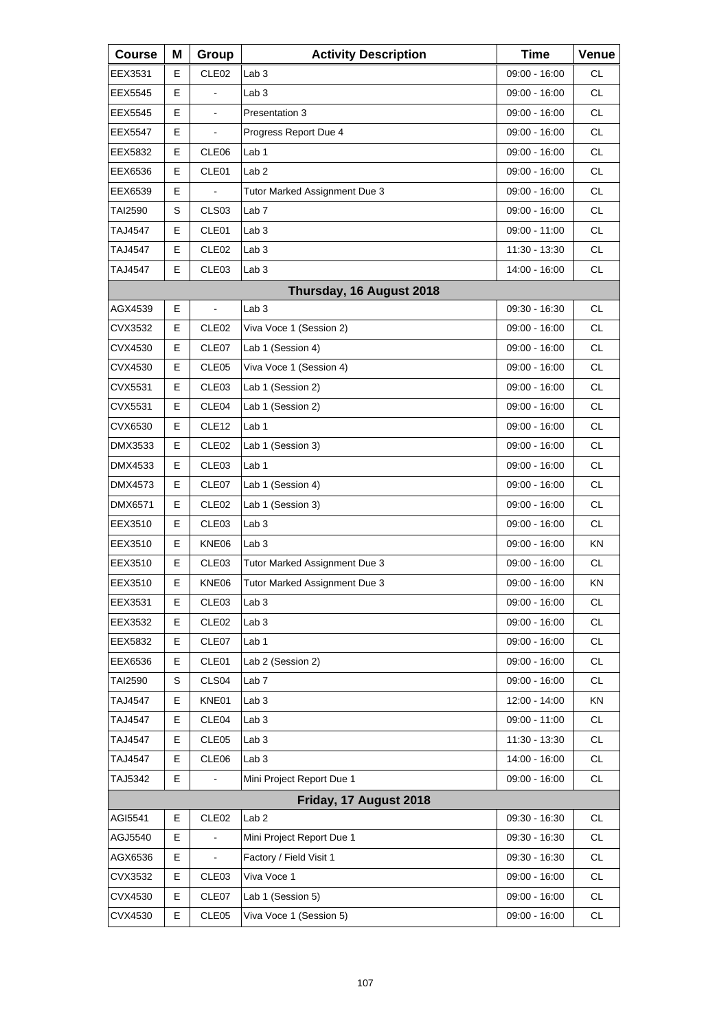| Course | M | Group | Activity Description | Time | Venue |
|---|---|---|---|---|---|
| EEX3531 | E | CLE02 | Lab 3 | 09:00 - 16:00 | CL |
| EEX5545 | E | - | Lab 3 | 09:00 - 16:00 | CL |
| EEX5545 | E | - | Presentation 3 | 09:00 - 16:00 | CL |
| EEX5547 | E | - | Progress Report Due 4 | 09:00 - 16:00 | CL |
| EEX5832 | E | CLE06 | Lab 1 | 09:00 - 16:00 | CL |
| EEX6536 | E | CLE01 | Lab 2 | 09:00 - 16:00 | CL |
| EEX6539 | E | - | Tutor Marked Assignment Due 3 | 09:00 - 16:00 | CL |
| TAI2590 | S | CLS03 | Lab 7 | 09:00 - 16:00 | CL |
| TAJ4547 | E | CLE01 | Lab 3 | 09:00 - 11:00 | CL |
| TAJ4547 | E | CLE02 | Lab 3 | 11:30 - 13:30 | CL |
| TAJ4547 | E | CLE03 | Lab 3 | 14:00 - 16:00 | CL |
| **Thursday, 16 August 2018** | | | | | |
| AGX4539 | E | - | Lab 3 | 09:30 - 16:30 | CL |
| CVX3532 | E | CLE02 | Viva Voce 1 (Session 2) | 09:00 - 16:00 | CL |
| CVX4530 | E | CLE07 | Lab 1 (Session 4) | 09:00 - 16:00 | CL |
| CVX4530 | E | CLE05 | Viva Voce 1 (Session 4) | 09:00 - 16:00 | CL |
| CVX5531 | E | CLE03 | Lab 1 (Session 2) | 09:00 - 16:00 | CL |
| CVX5531 | E | CLE04 | Lab 1 (Session 2) | 09:00 - 16:00 | CL |
| CVX6530 | E | CLE12 | Lab 1 | 09:00 - 16:00 | CL |
| DMX3533 | E | CLE02 | Lab 1 (Session 3) | 09:00 - 16:00 | CL |
| DMX4533 | E | CLE03 | Lab 1 | 09:00 - 16:00 | CL |
| DMX4573 | E | CLE07 | Lab 1 (Session 4) | 09:00 - 16:00 | CL |
| DMX6571 | E | CLE02 | Lab 1 (Session 3) | 09:00 - 16:00 | CL |
| EEX3510 | E | CLE03 | Lab 3 | 09:00 - 16:00 | CL |
| EEX3510 | E | KNE06 | Lab 3 | 09:00 - 16:00 | KN |
| EEX3510 | E | CLE03 | Tutor Marked Assignment Due 3 | 09:00 - 16:00 | CL |
| EEX3510 | E | KNE06 | Tutor Marked Assignment Due 3 | 09:00 - 16:00 | KN |
| EEX3531 | E | CLE03 | Lab 3 | 09:00 - 16:00 | CL |
| EEX3532 | E | CLE02 | Lab 3 | 09:00 - 16:00 | CL |
| EEX5832 | E | CLE07 | Lab 1 | 09:00 - 16:00 | CL |
| EEX6536 | E | CLE01 | Lab 2 (Session 2) | 09:00 - 16:00 | CL |
| TAI2590 | S | CLS04 | Lab 7 | 09:00 - 16:00 | CL |
| TAJ4547 | E | KNE01 | Lab 3 | 12:00 - 14:00 | KN |
| TAJ4547 | E | CLE04 | Lab 3 | 09:00 - 11:00 | CL |
| TAJ4547 | E | CLE05 | Lab 3 | 11:30 - 13:30 | CL |
| TAJ4547 | E | CLE06 | Lab 3 | 14:00 - 16:00 | CL |
| TAJ5342 | E | - | Mini Project Report Due 1 | 09:00 - 16:00 | CL |
| **Friday, 17 August 2018** | | | | | |
| AGI5541 | E | CLE02 | Lab 2 | 09:30 - 16:30 | CL |
| AGJ5540 | E | - | Mini Project Report Due 1 | 09:30 - 16:30 | CL |
| AGX6536 | E | - | Factory / Field Visit 1 | 09:30 - 16:30 | CL |
| CVX3532 | E | CLE03 | Viva Voce 1 | 09:00 - 16:00 | CL |
| CVX4530 | E | CLE07 | Lab 1 (Session 5) | 09:00 - 16:00 | CL |
| CVX4530 | E | CLE05 | Viva Voce 1 (Session 5) | 09:00 - 16:00 | CL |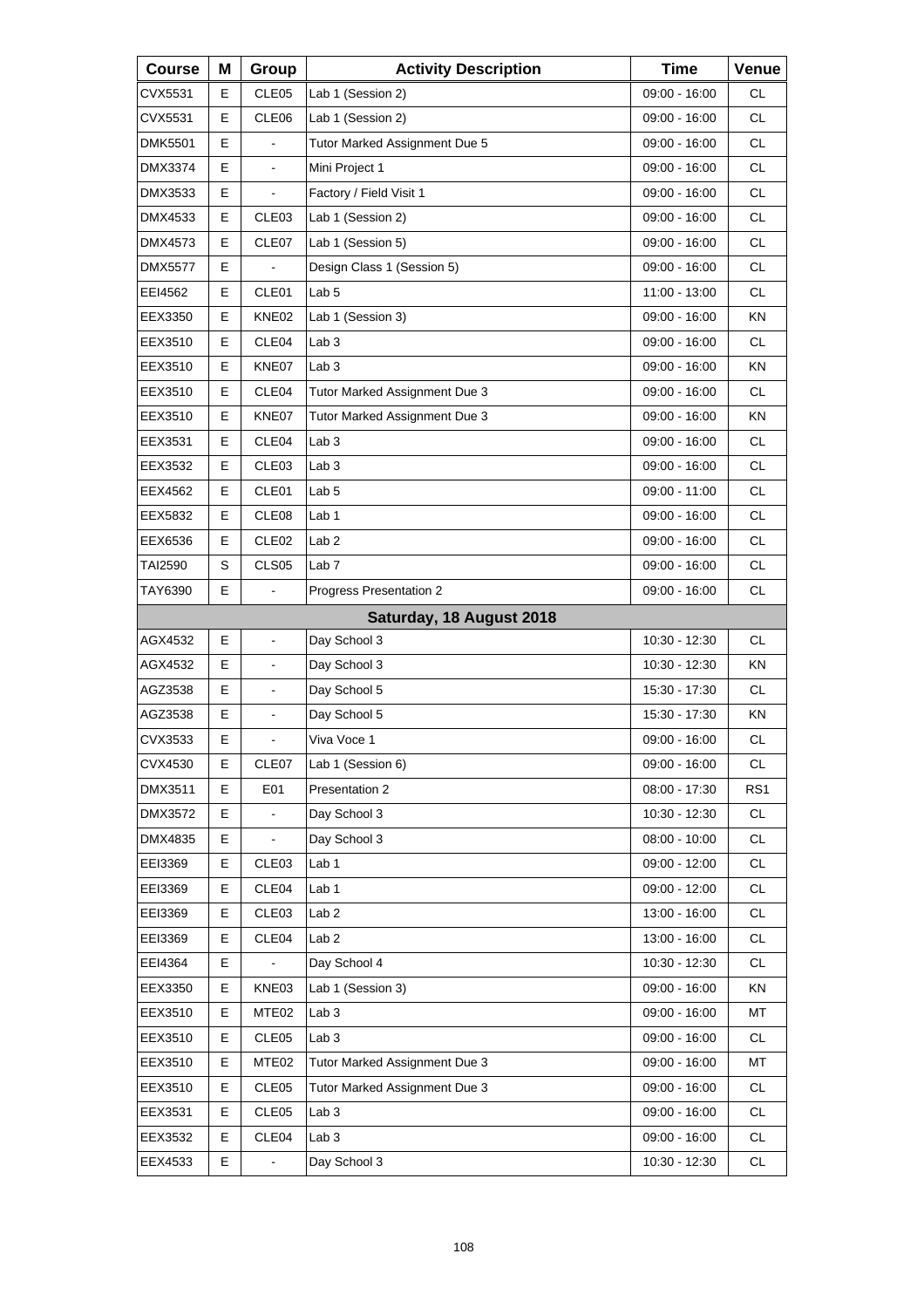| Course | M | Group | Activity Description | Time | Venue |
|---|---|---|---|---|---|
| CVX5531 | E | CLE05 | Lab 1 (Session 2) | 09:00 - 16:00 | CL |
| CVX5531 | E | CLE06 | Lab 1 (Session 2) | 09:00 - 16:00 | CL |
| DMK5501 | E | - | Tutor Marked Assignment Due 5 | 09:00 - 16:00 | CL |
| DMX3374 | E | - | Mini Project 1 | 09:00 - 16:00 | CL |
| DMX3533 | E | - | Factory / Field Visit 1 | 09:00 - 16:00 | CL |
| DMX4533 | E | CLE03 | Lab 1 (Session 2) | 09:00 - 16:00 | CL |
| DMX4573 | E | CLE07 | Lab 1 (Session 5) | 09:00 - 16:00 | CL |
| DMX5577 | E | - | Design Class 1 (Session 5) | 09:00 - 16:00 | CL |
| EEI4562 | E | CLE01 | Lab 5 | 11:00 - 13:00 | CL |
| EEX3350 | E | KNE02 | Lab 1 (Session 3) | 09:00 - 16:00 | KN |
| EEX3510 | E | CLE04 | Lab 3 | 09:00 - 16:00 | CL |
| EEX3510 | E | KNE07 | Lab 3 | 09:00 - 16:00 | KN |
| EEX3510 | E | CLE04 | Tutor Marked Assignment Due 3 | 09:00 - 16:00 | CL |
| EEX3510 | E | KNE07 | Tutor Marked Assignment Due 3 | 09:00 - 16:00 | KN |
| EEX3531 | E | CLE04 | Lab 3 | 09:00 - 16:00 | CL |
| EEX3532 | E | CLE03 | Lab 3 | 09:00 - 16:00 | CL |
| EEX4562 | E | CLE01 | Lab 5 | 09:00 - 11:00 | CL |
| EEX5832 | E | CLE08 | Lab 1 | 09:00 - 16:00 | CL |
| EEX6536 | E | CLE02 | Lab 2 | 09:00 - 16:00 | CL |
| TAI2590 | S | CLS05 | Lab 7 | 09:00 - 16:00 | CL |
| TAY6390 | E | - | Progress Presentation 2 | 09:00 - 16:00 | CL |
| | | | **Saturday, 18 August 2018** | | |
| AGX4532 | E | - | Day School 3 | 10:30 - 12:30 | CL |
| AGX4532 | E | - | Day School 3 | 10:30 - 12:30 | KN |
| AGZ3538 | E | - | Day School 5 | 15:30 - 17:30 | CL |
| AGZ3538 | E | - | Day School 5 | 15:30 - 17:30 | KN |
| CVX3533 | E | - | Viva Voce 1 | 09:00 - 16:00 | CL |
| CVX4530 | E | CLE07 | Lab 1 (Session 6) | 09:00 - 16:00 | CL |
| DMX3511 | E | E01 | Presentation 2 | 08:00 - 17:30 | RS1 |
| DMX3572 | E | - | Day School 3 | 10:30 - 12:30 | CL |
| DMX4835 | E | - | Day School 3 | 08:00 - 10:00 | CL |
| EEI3369 | E | CLE03 | Lab 1 | 09:00 - 12:00 | CL |
| EEI3369 | E | CLE04 | Lab 1 | 09:00 - 12:00 | CL |
| EEI3369 | E | CLE03 | Lab 2 | 13:00 - 16:00 | CL |
| EEI3369 | E | CLE04 | Lab 2 | 13:00 - 16:00 | CL |
| EEI4364 | E | - | Day School 4 | 10:30 - 12:30 | CL |
| EEX3350 | E | KNE03 | Lab 1 (Session 3) | 09:00 - 16:00 | KN |
| EEX3510 | E | MTE02 | Lab 3 | 09:00 - 16:00 | MT |
| EEX3510 | E | CLE05 | Lab 3 | 09:00 - 16:00 | CL |
| EEX3510 | E | MTE02 | Tutor Marked Assignment Due 3 | 09:00 - 16:00 | MT |
| EEX3510 | E | CLE05 | Tutor Marked Assignment Due 3 | 09:00 - 16:00 | CL |
| EEX3531 | E | CLE05 | Lab 3 | 09:00 - 16:00 | CL |
| EEX3532 | E | CLE04 | Lab 3 | 09:00 - 16:00 | CL |
| EEX4533 | E | - | Day School 3 | 10:30 - 12:30 | CL |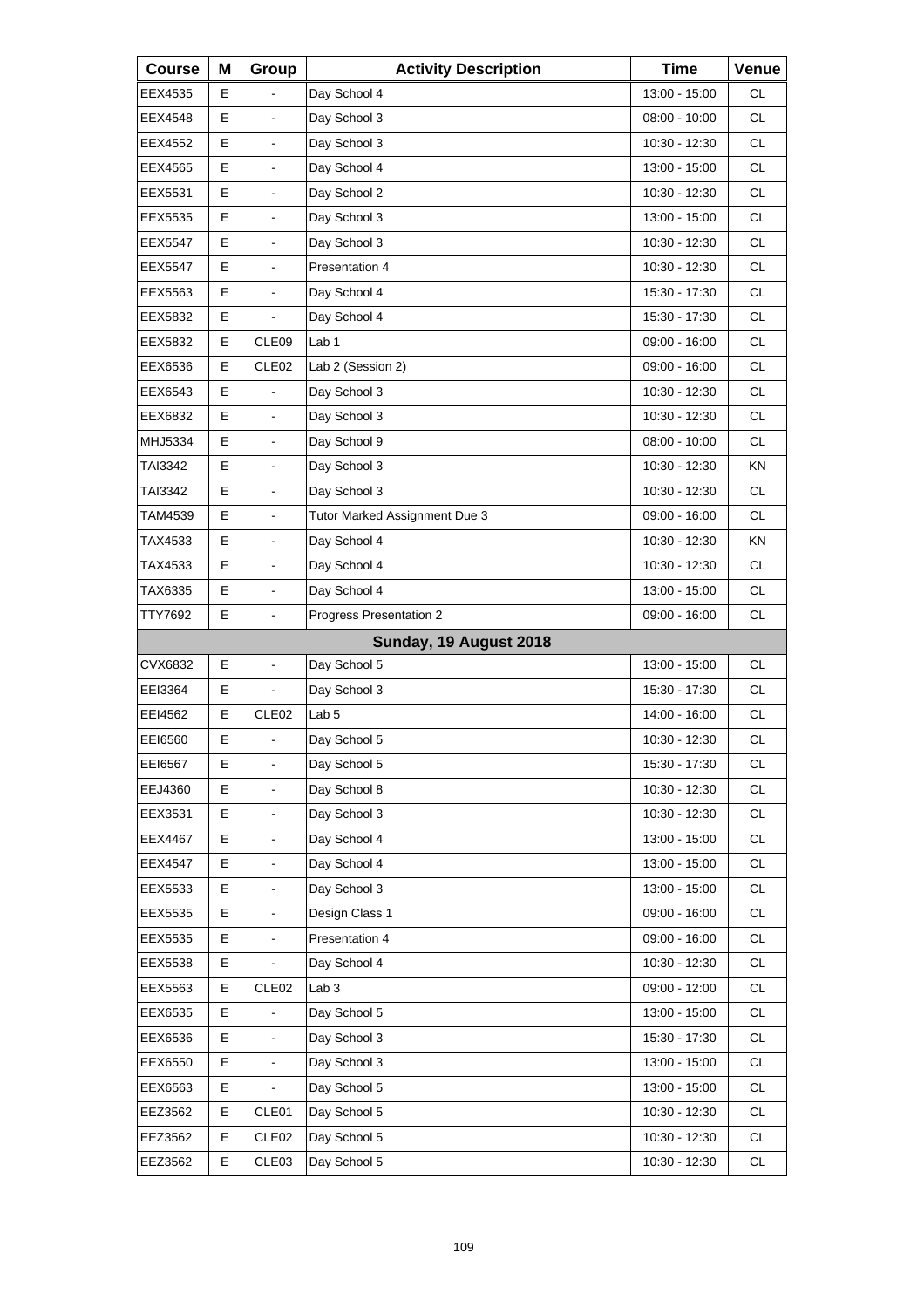| Course | M | Group | Activity Description | Time | Venue |
| --- | --- | --- | --- | --- | --- |
| EEX4535 | E | - | Day School 4 | 13:00 - 15:00 | CL |
| EEX4548 | E | - | Day School 3 | 08:00 - 10:00 | CL |
| EEX4552 | E | - | Day School 3 | 10:30 - 12:30 | CL |
| EEX4565 | E | - | Day School 4 | 13:00 - 15:00 | CL |
| EEX5531 | E | - | Day School 2 | 10:30 - 12:30 | CL |
| EEX5535 | E | - | Day School 3 | 13:00 - 15:00 | CL |
| EEX5547 | E | - | Day School 3 | 10:30 - 12:30 | CL |
| EEX5547 | E | - | Presentation 4 | 10:30 - 12:30 | CL |
| EEX5563 | E | - | Day School 4 | 15:30 - 17:30 | CL |
| EEX5832 | E | - | Day School 4 | 15:30 - 17:30 | CL |
| EEX5832 | E | CLE09 | Lab 1 | 09:00 - 16:00 | CL |
| EEX6536 | E | CLE02 | Lab 2 (Session 2) | 09:00 - 16:00 | CL |
| EEX6543 | E | - | Day School 3 | 10:30 - 12:30 | CL |
| EEX6832 | E | - | Day School 3 | 10:30 - 12:30 | CL |
| MHJ5334 | E | - | Day School 9 | 08:00 - 10:00 | CL |
| TAI3342 | E | - | Day School 3 | 10:30 - 12:30 | KN |
| TAI3342 | E | - | Day School 3 | 10:30 - 12:30 | CL |
| TAM4539 | E | - | Tutor Marked Assignment Due 3 | 09:00 - 16:00 | CL |
| TAX4533 | E | - | Day School 4 | 10:30 - 12:30 | KN |
| TAX4533 | E | - | Day School 4 | 10:30 - 12:30 | CL |
| TAX6335 | E | - | Day School 4 | 13:00 - 15:00 | CL |
| TTY7692 | E | - | Progress Presentation 2 | 09:00 - 16:00 | CL |
| | | | **Sunday, 19 August 2018** | | |
| CVX6832 | E | - | Day School 5 | 13:00 - 15:00 | CL |
| EEI3364 | E | - | Day School 3 | 15:30 - 17:30 | CL |
| EEI4562 | E | CLE02 | Lab 5 | 14:00 - 16:00 | CL |
| EEI6560 | E | - | Day School 5 | 10:30 - 12:30 | CL |
| EEI6567 | E | - | Day School 5 | 15:30 - 17:30 | CL |
| EEJ4360 | E | - | Day School 8 | 10:30 - 12:30 | CL |
| EEX3531 | E | - | Day School 3 | 10:30 - 12:30 | CL |
| EEX4467 | E | - | Day School 4 | 13:00 - 15:00 | CL |
| EEX4547 | E | - | Day School 4 | 13:00 - 15:00 | CL |
| EEX5533 | E | - | Day School 3 | 13:00 - 15:00 | CL |
| EEX5535 | E | - | Design Class 1 | 09:00 - 16:00 | CL |
| EEX5535 | E | - | Presentation 4 | 09:00 - 16:00 | CL |
| EEX5538 | E | - | Day School 4 | 10:30 - 12:30 | CL |
| EEX5563 | E | CLE02 | Lab 3 | 09:00 - 12:00 | CL |
| EEX6535 | E | - | Day School 5 | 13:00 - 15:00 | CL |
| EEX6536 | E | - | Day School 3 | 15:30 - 17:30 | CL |
| EEX6550 | E | - | Day School 3 | 13:00 - 15:00 | CL |
| EEX6563 | E | - | Day School 5 | 13:00 - 15:00 | CL |
| EEZ3562 | E | CLE01 | Day School 5 | 10:30 - 12:30 | CL |
| EEZ3562 | E | CLE02 | Day School 5 | 10:30 - 12:30 | CL |
| EEZ3562 | E | CLE03 | Day School 5 | 10:30 - 12:30 | CL |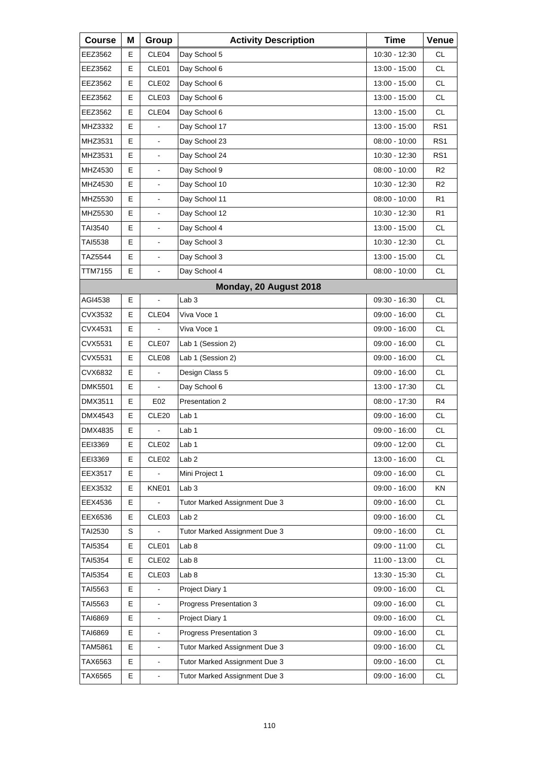| Course | M | Group | Activity Description | Time | Venue |
|---|---|---|---|---|---|
| EEZ3562 | E | CLE04 | Day School 5 | 10:30 - 12:30 | CL |
| EEZ3562 | E | CLE01 | Day School 6 | 13:00 - 15:00 | CL |
| EEZ3562 | E | CLE02 | Day School 6 | 13:00 - 15:00 | CL |
| EEZ3562 | E | CLE03 | Day School 6 | 13:00 - 15:00 | CL |
| EEZ3562 | E | CLE04 | Day School 6 | 13:00 - 15:00 | CL |
| MHZ3332 | E | - | Day School 17 | 13:00 - 15:00 | RS1 |
| MHZ3531 | E | - | Day School 23 | 08:00 - 10:00 | RS1 |
| MHZ3531 | E | - | Day School 24 | 10:30 - 12:30 | RS1 |
| MHZ4530 | E | - | Day School 9 | 08:00 - 10:00 | R2 |
| MHZ4530 | E | - | Day School 10 | 10:30 - 12:30 | R2 |
| MHZ5530 | E | - | Day School 11 | 08:00 - 10:00 | R1 |
| MHZ5530 | E | - | Day School 12 | 10:30 - 12:30 | R1 |
| TAI3540 | E | - | Day School 4 | 13:00 - 15:00 | CL |
| TAI5538 | E | - | Day School 3 | 10:30 - 12:30 | CL |
| TAZ5544 | E | - | Day School 3 | 13:00 - 15:00 | CL |
| TTM7155 | E | - | Day School 4 | 08:00 - 10:00 | CL |
| | | | **Monday, 20 August 2018** | | |
| AGI4538 | E | - | Lab 3 | 09:30 - 16:30 | CL |
| CVX3532 | E | CLE04 | Viva Voce 1 | 09:00 - 16:00 | CL |
| CVX4531 | E | - | Viva Voce 1 | 09:00 - 16:00 | CL |
| CVX5531 | E | CLE07 | Lab 1 (Session 2) | 09:00 - 16:00 | CL |
| CVX5531 | E | CLE08 | Lab 1 (Session 2) | 09:00 - 16:00 | CL |
| CVX6832 | E | - | Design Class 5 | 09:00 - 16:00 | CL |
| DMK5501 | E | - | Day School 6 | 13:00 - 17:30 | CL |
| DMX3511 | E | E02 | Presentation 2 | 08:00 - 17:30 | R4 |
| DMX4543 | E | CLE20 | Lab 1 | 09:00 - 16:00 | CL |
| DMX4835 | E | - | Lab 1 | 09:00 - 16:00 | CL |
| EEI3369 | E | CLE02 | Lab 1 | 09:00 - 12:00 | CL |
| EEI3369 | E | CLE02 | Lab 2 | 13:00 - 16:00 | CL |
| EEX3517 | E | - | Mini Project 1 | 09:00 - 16:00 | CL |
| EEX3532 | E | KNE01 | Lab 3 | 09:00 - 16:00 | KN |
| EEX4536 | E | - | Tutor Marked Assignment Due 3 | 09:00 - 16:00 | CL |
| EEX6536 | E | CLE03 | Lab 2 | 09:00 - 16:00 | CL |
| TAI2530 | S | - | Tutor Marked Assignment Due 3 | 09:00 - 16:00 | CL |
| TAI5354 | E | CLE01 | Lab 8 | 09:00 - 11:00 | CL |
| TAI5354 | E | CLE02 | Lab 8 | 11:00 - 13:00 | CL |
| TAI5354 | E | CLE03 | Lab 8 | 13:30 - 15:30 | CL |
| TAI5563 | E | - | Project Diary 1 | 09:00 - 16:00 | CL |
| TAI5563 | E | - | Progress Presentation 3 | 09:00 - 16:00 | CL |
| TAI6869 | E | - | Project Diary 1 | 09:00 - 16:00 | CL |
| TAI6869 | E | - | Progress Presentation 3 | 09:00 - 16:00 | CL |
| TAM5861 | E | - | Tutor Marked Assignment Due 3 | 09:00 - 16:00 | CL |
| TAX6563 | E | - | Tutor Marked Assignment Due 3 | 09:00 - 16:00 | CL |
| TAX6565 | E | - | Tutor Marked Assignment Due 3 | 09:00 - 16:00 | CL |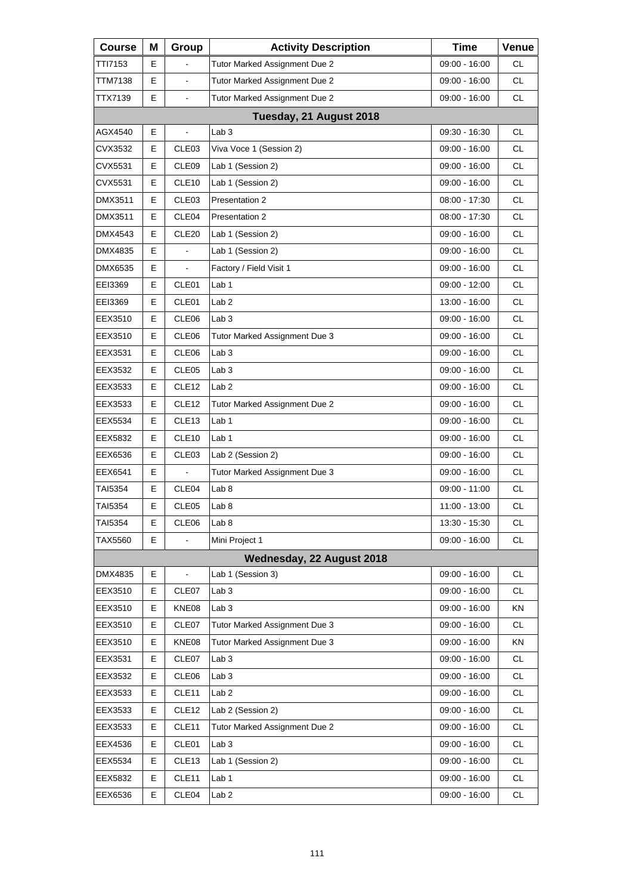| Course | M | Group | Activity Description | Time | Venue |
|---|---|---|---|---|---|
| TTI7153 | E | - | Tutor Marked Assignment Due 2 | 09:00 - 16:00 | CL |
| TTM7138 | E | - | Tutor Marked Assignment Due 2 | 09:00 - 16:00 | CL |
| TTX7139 | E | - | Tutor Marked Assignment Due 2 | 09:00 - 16:00 | CL |
| | | | **Tuesday, 21 August 2018** | | |
| AGX4540 | E | - | Lab 3 | 09:30 - 16:30 | CL |
| CVX3532 | E | CLE03 | Viva Voce 1 (Session 2) | 09:00 - 16:00 | CL |
| CVX5531 | E | CLE09 | Lab 1 (Session 2) | 09:00 - 16:00 | CL |
| CVX5531 | E | CLE10 | Lab 1 (Session 2) | 09:00 - 16:00 | CL |
| DMX3511 | E | CLE03 | Presentation 2 | 08:00 - 17:30 | CL |
| DMX3511 | E | CLE04 | Presentation 2 | 08:00 - 17:30 | CL |
| DMX4543 | E | CLE20 | Lab 1 (Session 2) | 09:00 - 16:00 | CL |
| DMX4835 | E | - | Lab 1 (Session 2) | 09:00 - 16:00 | CL |
| DMX6535 | E | - | Factory / Field Visit 1 | 09:00 - 16:00 | CL |
| EEI3369 | E | CLE01 | Lab 1 | 09:00 - 12:00 | CL |
| EEI3369 | E | CLE01 | Lab 2 | 13:00 - 16:00 | CL |
| EEX3510 | E | CLE06 | Lab 3 | 09:00 - 16:00 | CL |
| EEX3510 | E | CLE06 | Tutor Marked Assignment Due 3 | 09:00 - 16:00 | CL |
| EEX3531 | E | CLE06 | Lab 3 | 09:00 - 16:00 | CL |
| EEX3532 | E | CLE05 | Lab 3 | 09:00 - 16:00 | CL |
| EEX3533 | E | CLE12 | Lab 2 | 09:00 - 16:00 | CL |
| EEX3533 | E | CLE12 | Tutor Marked Assignment Due 2 | 09:00 - 16:00 | CL |
| EEX5534 | E | CLE13 | Lab 1 | 09:00 - 16:00 | CL |
| EEX5832 | E | CLE10 | Lab 1 | 09:00 - 16:00 | CL |
| EEX6536 | E | CLE03 | Lab 2 (Session 2) | 09:00 - 16:00 | CL |
| EEX6541 | E | - | Tutor Marked Assignment Due 3 | 09:00 - 16:00 | CL |
| TAI5354 | E | CLE04 | Lab 8 | 09:00 - 11:00 | CL |
| TAI5354 | E | CLE05 | Lab 8 | 11:00 - 13:00 | CL |
| TAI5354 | E | CLE06 | Lab 8 | 13:30 - 15:30 | CL |
| TAX5560 | E | - | Mini Project 1 | 09:00 - 16:00 | CL |
| | | | **Wednesday, 22 August 2018** | | |
| DMX4835 | E | - | Lab 1 (Session 3) | 09:00 - 16:00 | CL |
| EEX3510 | E | CLE07 | Lab 3 | 09:00 - 16:00 | CL |
| EEX3510 | E | KNE08 | Lab 3 | 09:00 - 16:00 | KN |
| EEX3510 | E | CLE07 | Tutor Marked Assignment Due 3 | 09:00 - 16:00 | CL |
| EEX3510 | E | KNE08 | Tutor Marked Assignment Due 3 | 09:00 - 16:00 | KN |
| EEX3531 | E | CLE07 | Lab 3 | 09:00 - 16:00 | CL |
| EEX3532 | E | CLE06 | Lab 3 | 09:00 - 16:00 | CL |
| EEX3533 | E | CLE11 | Lab 2 | 09:00 - 16:00 | CL |
| EEX3533 | E | CLE12 | Lab 2 (Session 2) | 09:00 - 16:00 | CL |
| EEX3533 | E | CLE11 | Tutor Marked Assignment Due 2 | 09:00 - 16:00 | CL |
| EEX4536 | E | CLE01 | Lab 3 | 09:00 - 16:00 | CL |
| EEX5534 | E | CLE13 | Lab 1 (Session 2) | 09:00 - 16:00 | CL |
| EEX5832 | E | CLE11 | Lab 1 | 09:00 - 16:00 | CL |
| EEX6536 | E | CLE04 | Lab 2 | 09:00 - 16:00 | CL |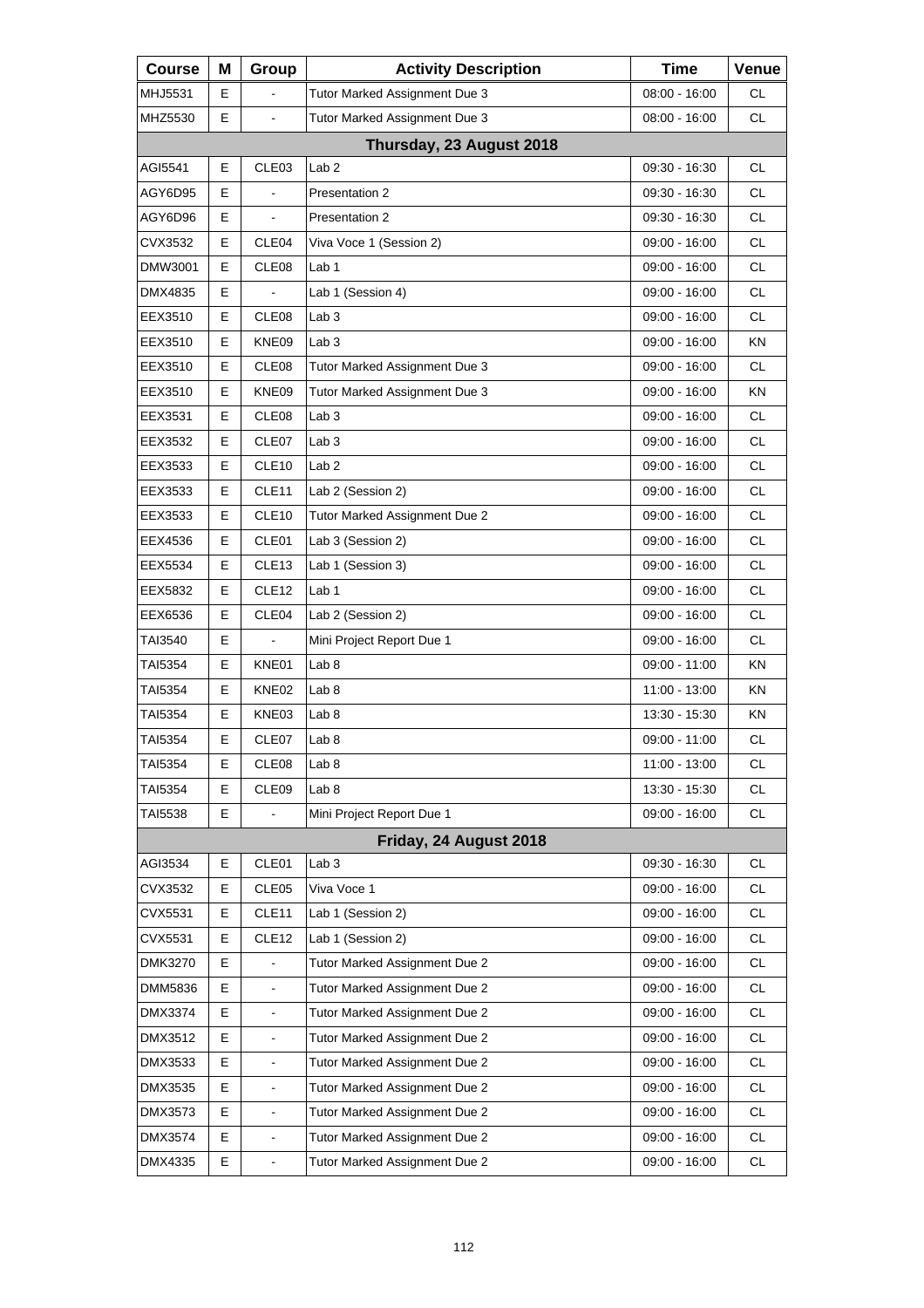| Course | M | Group | Activity Description | Time | Venue |
|---|---|---|---|---|---|
| MHJ5531 | E | - | Tutor Marked Assignment Due 3 | 08:00 - 16:00 | CL |
| MHZ5530 | E | - | Tutor Marked Assignment Due 3 | 08:00 - 16:00 | CL |
| **Thursday, 23 August 2018** | | | | | |
| AGI5541 | E | CLE03 | Lab 2 | 09:30 - 16:30 | CL |
| AGY6D95 | E | - | Presentation 2 | 09:30 - 16:30 | CL |
| AGY6D96 | E | - | Presentation 2 | 09:30 - 16:30 | CL |
| CVX3532 | E | CLE04 | Viva Voce 1 (Session 2) | 09:00 - 16:00 | CL |
| DMW3001 | E | CLE08 | Lab 1 | 09:00 - 16:00 | CL |
| DMX4835 | E | - | Lab 1 (Session 4) | 09:00 - 16:00 | CL |
| EEX3510 | E | CLE08 | Lab 3 | 09:00 - 16:00 | CL |
| EEX3510 | E | KNE09 | Lab 3 | 09:00 - 16:00 | KN |
| EEX3510 | E | CLE08 | Tutor Marked Assignment Due 3 | 09:00 - 16:00 | CL |
| EEX3510 | E | KNE09 | Tutor Marked Assignment Due 3 | 09:00 - 16:00 | KN |
| EEX3531 | E | CLE08 | Lab 3 | 09:00 - 16:00 | CL |
| EEX3532 | E | CLE07 | Lab 3 | 09:00 - 16:00 | CL |
| EEX3533 | E | CLE10 | Lab 2 | 09:00 - 16:00 | CL |
| EEX3533 | E | CLE11 | Lab 2 (Session 2) | 09:00 - 16:00 | CL |
| EEX3533 | E | CLE10 | Tutor Marked Assignment Due 2 | 09:00 - 16:00 | CL |
| EEX4536 | E | CLE01 | Lab 3 (Session 2) | 09:00 - 16:00 | CL |
| EEX5534 | E | CLE13 | Lab 1 (Session 3) | 09:00 - 16:00 | CL |
| EEX5832 | E | CLE12 | Lab 1 | 09:00 - 16:00 | CL |
| EEX6536 | E | CLE04 | Lab 2 (Session 2) | 09:00 - 16:00 | CL |
| TAI3540 | E | - | Mini Project Report Due 1 | 09:00 - 16:00 | CL |
| TAI5354 | E | KNE01 | Lab 8 | 09:00 - 11:00 | KN |
| TAI5354 | E | KNE02 | Lab 8 | 11:00 - 13:00 | KN |
| TAI5354 | E | KNE03 | Lab 8 | 13:30 - 15:30 | KN |
| TAI5354 | E | CLE07 | Lab 8 | 09:00 - 11:00 | CL |
| TAI5354 | E | CLE08 | Lab 8 | 11:00 - 13:00 | CL |
| TAI5354 | E | CLE09 | Lab 8 | 13:30 - 15:30 | CL |
| TAI5538 | E | - | Mini Project Report Due 1 | 09:00 - 16:00 | CL |
| **Friday, 24 August 2018** | | | | | |
| AGI3534 | E | CLE01 | Lab 3 | 09:30 - 16:30 | CL |
| CVX3532 | E | CLE05 | Viva Voce 1 | 09:00 - 16:00 | CL |
| CVX5531 | E | CLE11 | Lab 1 (Session 2) | 09:00 - 16:00 | CL |
| CVX5531 | E | CLE12 | Lab 1 (Session 2) | 09:00 - 16:00 | CL |
| DMK3270 | E | - | Tutor Marked Assignment Due 2 | 09:00 - 16:00 | CL |
| DMM5836 | E | - | Tutor Marked Assignment Due 2 | 09:00 - 16:00 | CL |
| DMX3374 | E | - | Tutor Marked Assignment Due 2 | 09:00 - 16:00 | CL |
| DMX3512 | E | - | Tutor Marked Assignment Due 2 | 09:00 - 16:00 | CL |
| DMX3533 | E | - | Tutor Marked Assignment Due 2 | 09:00 - 16:00 | CL |
| DMX3535 | E | - | Tutor Marked Assignment Due 2 | 09:00 - 16:00 | CL |
| DMX3573 | E | - | Tutor Marked Assignment Due 2 | 09:00 - 16:00 | CL |
| DMX3574 | E | - | Tutor Marked Assignment Due 2 | 09:00 - 16:00 | CL |
| DMX4335 | E | - | Tutor Marked Assignment Due 2 | 09:00 - 16:00 | CL |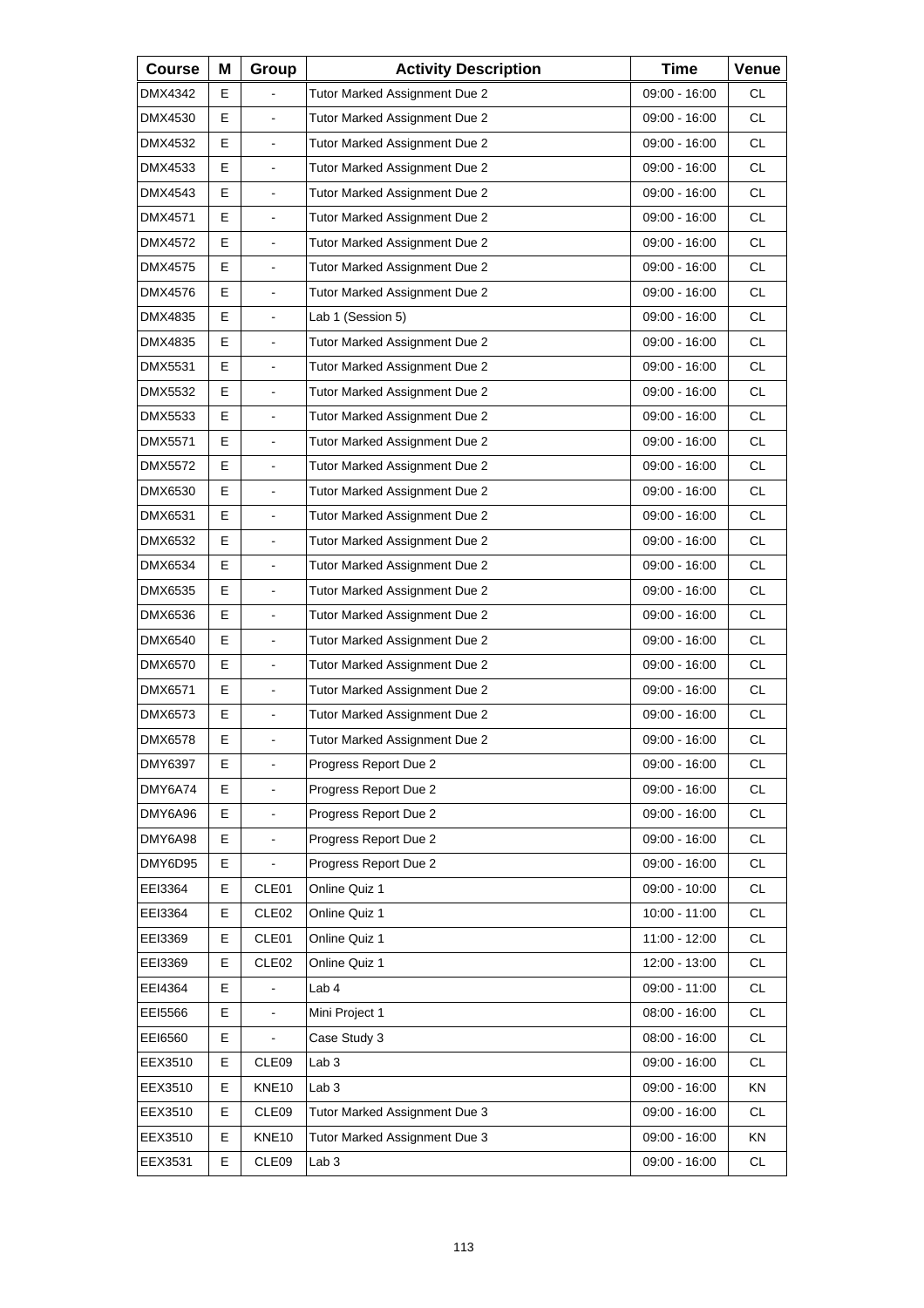| Course | M | Group | Activity Description | Time | Venue |
|---|---|---|---|---|---|
| DMX4342 | E | - | Tutor Marked Assignment Due 2 | 09:00 - 16:00 | CL |
| DMX4530 | E | - | Tutor Marked Assignment Due 2 | 09:00 - 16:00 | CL |
| DMX4532 | E | - | Tutor Marked Assignment Due 2 | 09:00 - 16:00 | CL |
| DMX4533 | E | - | Tutor Marked Assignment Due 2 | 09:00 - 16:00 | CL |
| DMX4543 | E | - | Tutor Marked Assignment Due 2 | 09:00 - 16:00 | CL |
| DMX4571 | E | - | Tutor Marked Assignment Due 2 | 09:00 - 16:00 | CL |
| DMX4572 | E | - | Tutor Marked Assignment Due 2 | 09:00 - 16:00 | CL |
| DMX4575 | E | - | Tutor Marked Assignment Due 2 | 09:00 - 16:00 | CL |
| DMX4576 | E | - | Tutor Marked Assignment Due 2 | 09:00 - 16:00 | CL |
| DMX4835 | E | - | Lab 1 (Session 5) | 09:00 - 16:00 | CL |
| DMX4835 | E | - | Tutor Marked Assignment Due 2 | 09:00 - 16:00 | CL |
| DMX5531 | E | - | Tutor Marked Assignment Due 2 | 09:00 - 16:00 | CL |
| DMX5532 | E | - | Tutor Marked Assignment Due 2 | 09:00 - 16:00 | CL |
| DMX5533 | E | - | Tutor Marked Assignment Due 2 | 09:00 - 16:00 | CL |
| DMX5571 | E | - | Tutor Marked Assignment Due 2 | 09:00 - 16:00 | CL |
| DMX5572 | E | - | Tutor Marked Assignment Due 2 | 09:00 - 16:00 | CL |
| DMX6530 | E | - | Tutor Marked Assignment Due 2 | 09:00 - 16:00 | CL |
| DMX6531 | E | - | Tutor Marked Assignment Due 2 | 09:00 - 16:00 | CL |
| DMX6532 | E | - | Tutor Marked Assignment Due 2 | 09:00 - 16:00 | CL |
| DMX6534 | E | - | Tutor Marked Assignment Due 2 | 09:00 - 16:00 | CL |
| DMX6535 | E | - | Tutor Marked Assignment Due 2 | 09:00 - 16:00 | CL |
| DMX6536 | E | - | Tutor Marked Assignment Due 2 | 09:00 - 16:00 | CL |
| DMX6540 | E | - | Tutor Marked Assignment Due 2 | 09:00 - 16:00 | CL |
| DMX6570 | E | - | Tutor Marked Assignment Due 2 | 09:00 - 16:00 | CL |
| DMX6571 | E | - | Tutor Marked Assignment Due 2 | 09:00 - 16:00 | CL |
| DMX6573 | E | - | Tutor Marked Assignment Due 2 | 09:00 - 16:00 | CL |
| DMX6578 | E | - | Tutor Marked Assignment Due 2 | 09:00 - 16:00 | CL |
| DMY6397 | E | - | Progress Report Due 2 | 09:00 - 16:00 | CL |
| DMY6A74 | E | - | Progress Report Due 2 | 09:00 - 16:00 | CL |
| DMY6A96 | E | - | Progress Report Due 2 | 09:00 - 16:00 | CL |
| DMY6A98 | E | - | Progress Report Due 2 | 09:00 - 16:00 | CL |
| DMY6D95 | E | - | Progress Report Due 2 | 09:00 - 16:00 | CL |
| EEI3364 | E | CLE01 | Online Quiz 1 | 09:00 - 10:00 | CL |
| EEI3364 | E | CLE02 | Online Quiz 1 | 10:00 - 11:00 | CL |
| EEI3369 | E | CLE01 | Online Quiz 1 | 11:00 - 12:00 | CL |
| EEI3369 | E | CLE02 | Online Quiz 1 | 12:00 - 13:00 | CL |
| EEI4364 | E | - | Lab 4 | 09:00 - 11:00 | CL |
| EEI5566 | E | - | Mini Project 1 | 08:00 - 16:00 | CL |
| EEI6560 | E | - | Case Study 3 | 08:00 - 16:00 | CL |
| EEX3510 | E | CLE09 | Lab 3 | 09:00 - 16:00 | CL |
| EEX3510 | E | KNE10 | Lab 3 | 09:00 - 16:00 | KN |
| EEX3510 | E | CLE09 | Tutor Marked Assignment Due 3 | 09:00 - 16:00 | CL |
| EEX3510 | E | KNE10 | Tutor Marked Assignment Due 3 | 09:00 - 16:00 | KN |
| EEX3531 | E | CLE09 | Lab 3 | 09:00 - 16:00 | CL |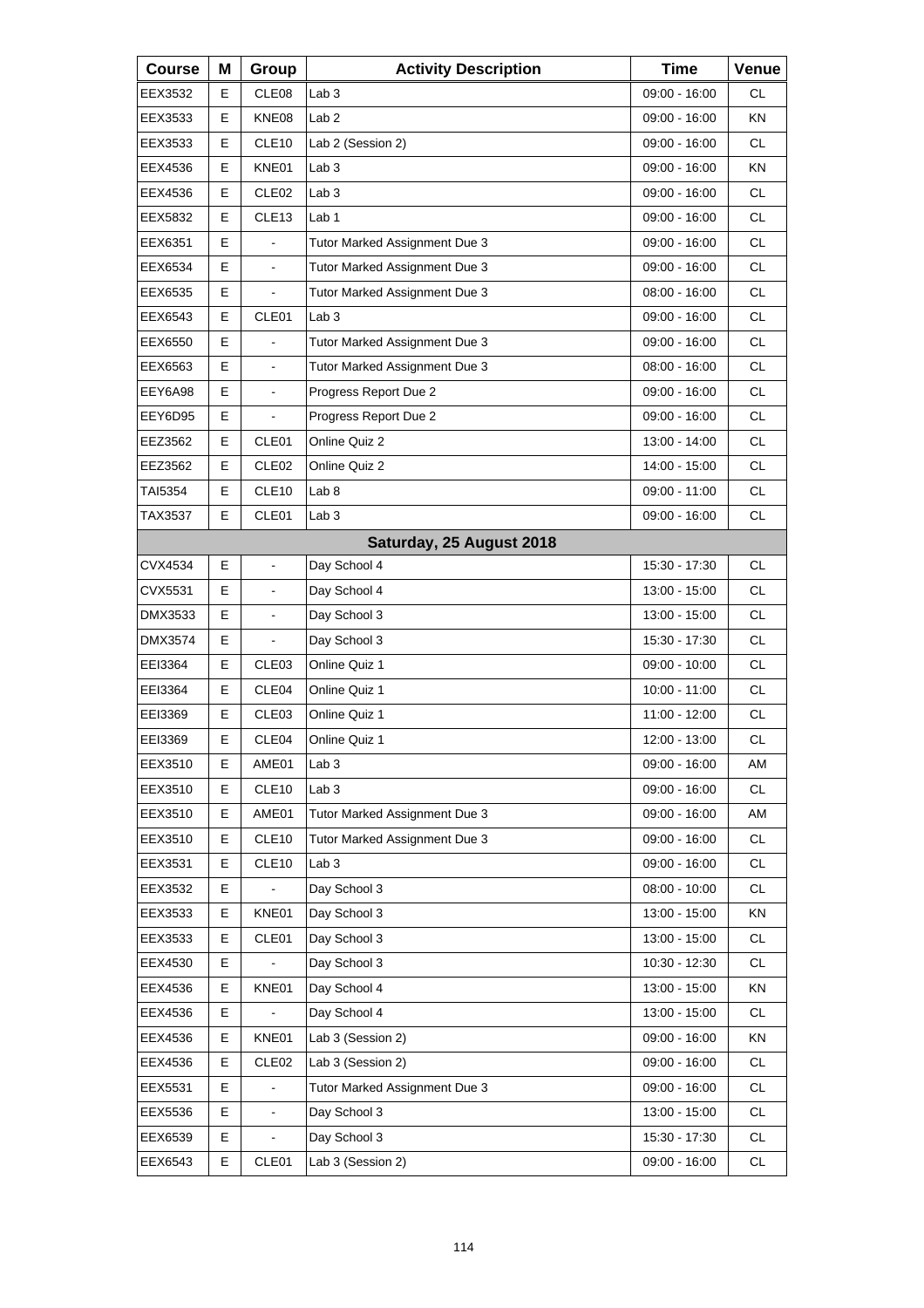| Course | M | Group | Activity Description | Time | Venue |
| --- | --- | --- | --- | --- | --- |
| EEX3532 | E | CLE08 | Lab 3 | 09:00 - 16:00 | CL |
| EEX3533 | E | KNE08 | Lab 2 | 09:00 - 16:00 | KN |
| EEX3533 | E | CLE10 | Lab 2 (Session 2) | 09:00 - 16:00 | CL |
| EEX4536 | E | KNE01 | Lab 3 | 09:00 - 16:00 | KN |
| EEX4536 | E | CLE02 | Lab 3 | 09:00 - 16:00 | CL |
| EEX5832 | E | CLE13 | Lab 1 | 09:00 - 16:00 | CL |
| EEX6351 | E | - | Tutor Marked Assignment Due 3 | 09:00 - 16:00 | CL |
| EEX6534 | E | - | Tutor Marked Assignment Due 3 | 09:00 - 16:00 | CL |
| EEX6535 | E | - | Tutor Marked Assignment Due 3 | 08:00 - 16:00 | CL |
| EEX6543 | E | CLE01 | Lab 3 | 09:00 - 16:00 | CL |
| EEX6550 | E | - | Tutor Marked Assignment Due 3 | 09:00 - 16:00 | CL |
| EEX6563 | E | - | Tutor Marked Assignment Due 3 | 08:00 - 16:00 | CL |
| EEY6A98 | E | - | Progress Report Due 2 | 09:00 - 16:00 | CL |
| EEY6D95 | E | - | Progress Report Due 2 | 09:00 - 16:00 | CL |
| EEZ3562 | E | CLE01 | Online Quiz 2 | 13:00 - 14:00 | CL |
| EEZ3562 | E | CLE02 | Online Quiz 2 | 14:00 - 15:00 | CL |
| TAI5354 | E | CLE10 | Lab 8 | 09:00 - 11:00 | CL |
| TAX3537 | E | CLE01 | Lab 3 | 09:00 - 16:00 | CL |
| **Saturday, 25 August 2018** | | | | | |
| CVX4534 | E | - | Day School 4 | 15:30 - 17:30 | CL |
| CVX5531 | E | - | Day School 4 | 13:00 - 15:00 | CL |
| DMX3533 | E | - | Day School 3 | 13:00 - 15:00 | CL |
| DMX3574 | E | - | Day School 3 | 15:30 - 17:30 | CL |
| EEI3364 | E | CLE03 | Online Quiz 1 | 09:00 - 10:00 | CL |
| EEI3364 | E | CLE04 | Online Quiz 1 | 10:00 - 11:00 | CL |
| EEI3369 | E | CLE03 | Online Quiz 1 | 11:00 - 12:00 | CL |
| EEI3369 | E | CLE04 | Online Quiz 1 | 12:00 - 13:00 | CL |
| EEX3510 | E | AME01 | Lab 3 | 09:00 - 16:00 | AM |
| EEX3510 | E | CLE10 | Lab 3 | 09:00 - 16:00 | CL |
| EEX3510 | E | AME01 | Tutor Marked Assignment Due 3 | 09:00 - 16:00 | AM |
| EEX3510 | E | CLE10 | Tutor Marked Assignment Due 3 | 09:00 - 16:00 | CL |
| EEX3531 | E | CLE10 | Lab 3 | 09:00 - 16:00 | CL |
| EEX3532 | E | - | Day School 3 | 08:00 - 10:00 | CL |
| EEX3533 | E | KNE01 | Day School 3 | 13:00 - 15:00 | KN |
| EEX3533 | E | CLE01 | Day School 3 | 13:00 - 15:00 | CL |
| EEX4530 | E | - | Day School 3 | 10:30 - 12:30 | CL |
| EEX4536 | E | KNE01 | Day School 4 | 13:00 - 15:00 | KN |
| EEX4536 | E | - | Day School 4 | 13:00 - 15:00 | CL |
| EEX4536 | E | KNE01 | Lab 3 (Session 2) | 09:00 - 16:00 | KN |
| EEX4536 | E | CLE02 | Lab 3 (Session 2) | 09:00 - 16:00 | CL |
| EEX5531 | E | - | Tutor Marked Assignment Due 3 | 09:00 - 16:00 | CL |
| EEX5536 | E | - | Day School 3 | 13:00 - 15:00 | CL |
| EEX6539 | E | - | Day School 3 | 15:30 - 17:30 | CL |
| EEX6543 | E | CLE01 | Lab 3 (Session 2) | 09:00 - 16:00 | CL |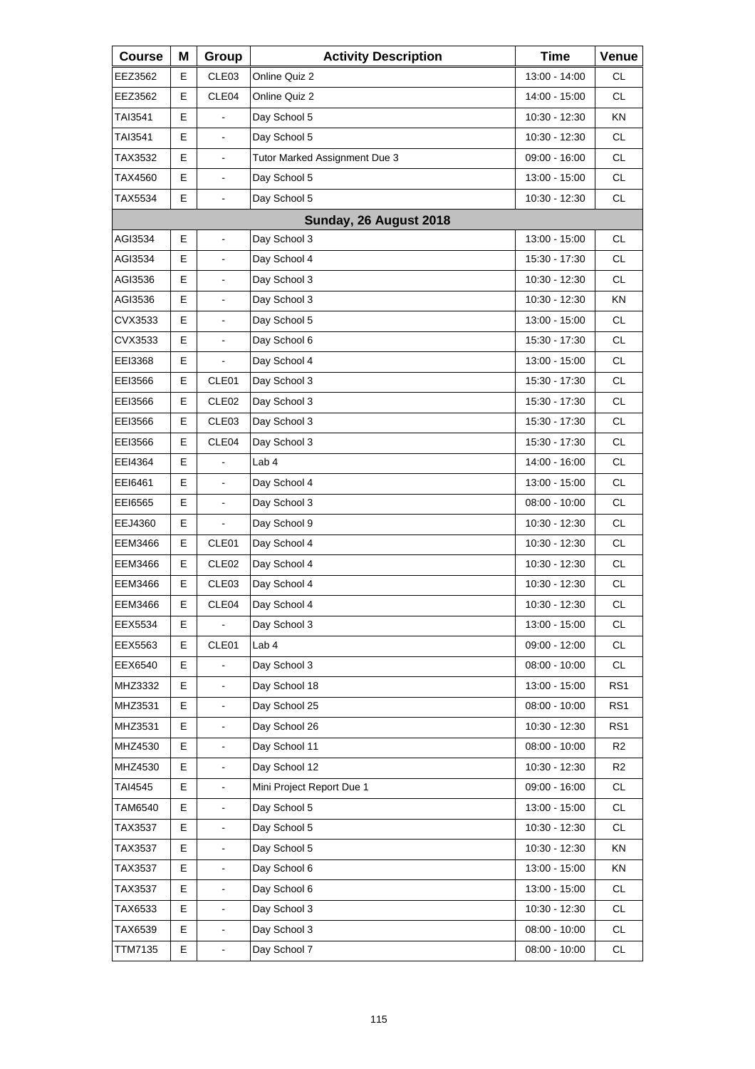| Course | M | Group | Activity Description | Time | Venue |
|---|---|---|---|---|---|
| EEZ3562 | E | CLE03 | Online Quiz 2 | 13:00 - 14:00 | CL |
| EEZ3562 | E | CLE04 | Online Quiz 2 | 14:00 - 15:00 | CL |
| TAI3541 | E | - | Day School 5 | 10:30 - 12:30 | KN |
| TAI3541 | E | - | Day School 5 | 10:30 - 12:30 | CL |
| TAX3532 | E | - | Tutor Marked Assignment Due 3 | 09:00 - 16:00 | CL |
| TAX4560 | E | - | Day School 5 | 13:00 - 15:00 | CL |
| TAX5534 | E | - | Day School 5 | 10:30 - 12:30 | CL |
| **Sunday, 26 August 2018** | | | | | |
| AGI3534 | E | - | Day School 3 | 13:00 - 15:00 | CL |
| AGI3534 | E | - | Day School 4 | 15:30 - 17:30 | CL |
| AGI3536 | E | - | Day School 3 | 10:30 - 12:30 | CL |
| AGI3536 | E | - | Day School 3 | 10:30 - 12:30 | KN |
| CVX3533 | E | - | Day School 5 | 13:00 - 15:00 | CL |
| CVX3533 | E | - | Day School 6 | 15:30 - 17:30 | CL |
| EEI3368 | E | - | Day School 4 | 13:00 - 15:00 | CL |
| EEI3566 | E | CLE01 | Day School 3 | 15:30 - 17:30 | CL |
| EEI3566 | E | CLE02 | Day School 3 | 15:30 - 17:30 | CL |
| EEI3566 | E | CLE03 | Day School 3 | 15:30 - 17:30 | CL |
| EEI3566 | E | CLE04 | Day School 3 | 15:30 - 17:30 | CL |
| EEI4364 | E | - | Lab 4 | 14:00 - 16:00 | CL |
| EEI6461 | E | - | Day School 4 | 13:00 - 15:00 | CL |
| EEI6565 | E | - | Day School 3 | 08:00 - 10:00 | CL |
| EEJ4360 | E | - | Day School 9 | 10:30 - 12:30 | CL |
| EEM3466 | E | CLE01 | Day School 4 | 10:30 - 12:30 | CL |
| EEM3466 | E | CLE02 | Day School 4 | 10:30 - 12:30 | CL |
| EEM3466 | E | CLE03 | Day School 4 | 10:30 - 12:30 | CL |
| EEM3466 | E | CLE04 | Day School 4 | 10:30 - 12:30 | CL |
| EEX5534 | E | - | Day School 3 | 13:00 - 15:00 | CL |
| EEX5563 | E | CLE01 | Lab 4 | 09:00 - 12:00 | CL |
| EEX6540 | E | - | Day School 3 | 08:00 - 10:00 | CL |
| MHZ3332 | E | - | Day School 18 | 13:00 - 15:00 | RS1 |
| MHZ3531 | E | - | Day School 25 | 08:00 - 10:00 | RS1 |
| MHZ3531 | E | - | Day School 26 | 10:30 - 12:30 | RS1 |
| MHZ4530 | E | - | Day School 11 | 08:00 - 10:00 | R2 |
| MHZ4530 | E | - | Day School 12 | 10:30 - 12:30 | R2 |
| TAI4545 | E | - | Mini Project Report Due 1 | 09:00 - 16:00 | CL |
| TAM6540 | E | - | Day School 5 | 13:00 - 15:00 | CL |
| TAX3537 | E | - | Day School 5 | 10:30 - 12:30 | CL |
| TAX3537 | E | - | Day School 5 | 10:30 - 12:30 | KN |
| TAX3537 | E | - | Day School 6 | 13:00 - 15:00 | KN |
| TAX3537 | E | - | Day School 6 | 13:00 - 15:00 | CL |
| TAX6533 | E | - | Day School 3 | 10:30 - 12:30 | CL |
| TAX6539 | E | - | Day School 3 | 08:00 - 10:00 | CL |
| TTM7135 | E | - | Day School 7 | 08:00 - 10:00 | CL |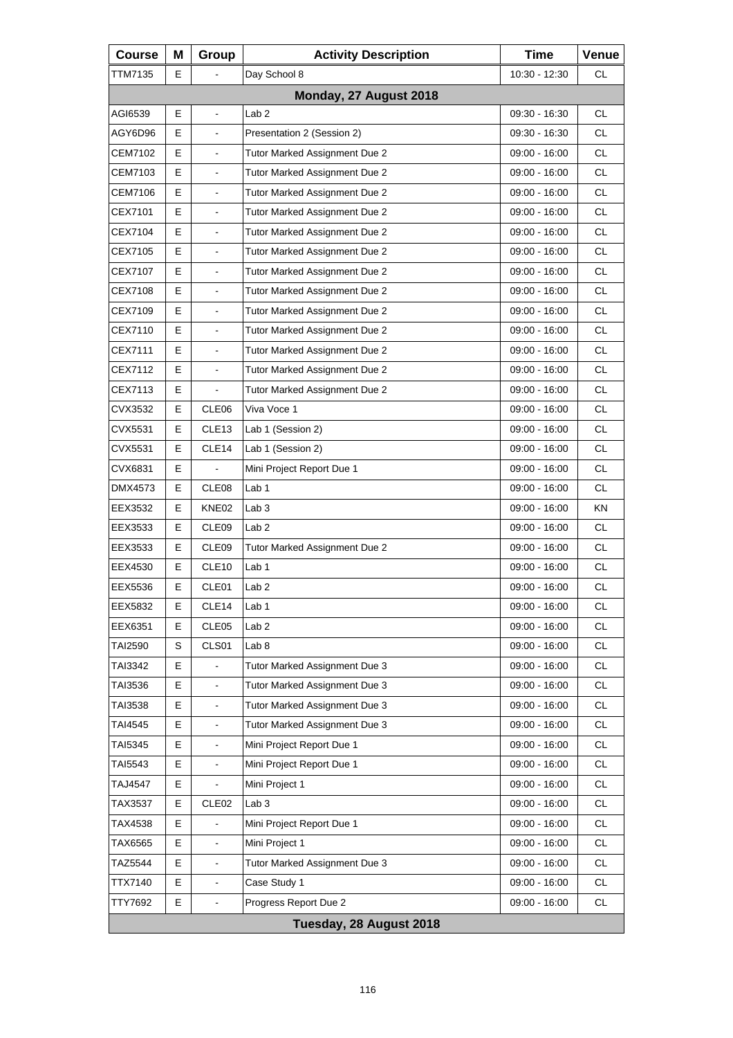| Course | M | Group | Activity Description | Time | Venue |
|---|---|---|---|---|---|
| TTM7135 | E | - | Day School 8 | 10:30 - 12:30 | CL |
| **Monday, 27 August 2018** | | | | | |
| AGI6539 | E | - | Lab 2 | 09:30 - 16:30 | CL |
| AGY6D96 | E | - | Presentation 2 (Session 2) | 09:30 - 16:30 | CL |
| CEM7102 | E | - | Tutor Marked Assignment Due 2 | 09:00 - 16:00 | CL |
| CEM7103 | E | - | Tutor Marked Assignment Due 2 | 09:00 - 16:00 | CL |
| CEM7106 | E | - | Tutor Marked Assignment Due 2 | 09:00 - 16:00 | CL |
| CEX7101 | E | - | Tutor Marked Assignment Due 2 | 09:00 - 16:00 | CL |
| CEX7104 | E | - | Tutor Marked Assignment Due 2 | 09:00 - 16:00 | CL |
| CEX7105 | E | - | Tutor Marked Assignment Due 2 | 09:00 - 16:00 | CL |
| CEX7107 | E | - | Tutor Marked Assignment Due 2 | 09:00 - 16:00 | CL |
| CEX7108 | E | - | Tutor Marked Assignment Due 2 | 09:00 - 16:00 | CL |
| CEX7109 | E | - | Tutor Marked Assignment Due 2 | 09:00 - 16:00 | CL |
| CEX7110 | E | - | Tutor Marked Assignment Due 2 | 09:00 - 16:00 | CL |
| CEX7111 | E | - | Tutor Marked Assignment Due 2 | 09:00 - 16:00 | CL |
| CEX7112 | E | - | Tutor Marked Assignment Due 2 | 09:00 - 16:00 | CL |
| CEX7113 | E | - | Tutor Marked Assignment Due 2 | 09:00 - 16:00 | CL |
| CVX3532 | E | CLE06 | Viva Voce 1 | 09:00 - 16:00 | CL |
| CVX5531 | E | CLE13 | Lab 1 (Session 2) | 09:00 - 16:00 | CL |
| CVX5531 | E | CLE14 | Lab 1 (Session 2) | 09:00 - 16:00 | CL |
| CVX6831 | E | - | Mini Project Report Due 1 | 09:00 - 16:00 | CL |
| DMX4573 | E | CLE08 | Lab 1 | 09:00 - 16:00 | CL |
| EEX3532 | E | KNE02 | Lab 3 | 09:00 - 16:00 | KN |
| EEX3533 | E | CLE09 | Lab 2 | 09:00 - 16:00 | CL |
| EEX3533 | E | CLE09 | Tutor Marked Assignment Due 2 | 09:00 - 16:00 | CL |
| EEX4530 | E | CLE10 | Lab 1 | 09:00 - 16:00 | CL |
| EEX5536 | E | CLE01 | Lab 2 | 09:00 - 16:00 | CL |
| EEX5832 | E | CLE14 | Lab 1 | 09:00 - 16:00 | CL |
| EEX6351 | E | CLE05 | Lab 2 | 09:00 - 16:00 | CL |
| TAI2590 | S | CLS01 | Lab 8 | 09:00 - 16:00 | CL |
| TAI3342 | E | - | Tutor Marked Assignment Due 3 | 09:00 - 16:00 | CL |
| TAI3536 | E | - | Tutor Marked Assignment Due 3 | 09:00 - 16:00 | CL |
| TAI3538 | E | - | Tutor Marked Assignment Due 3 | 09:00 - 16:00 | CL |
| TAI4545 | E | - | Tutor Marked Assignment Due 3 | 09:00 - 16:00 | CL |
| TAI5345 | E | - | Mini Project Report Due 1 | 09:00 - 16:00 | CL |
| TAI5543 | E | - | Mini Project Report Due 1 | 09:00 - 16:00 | CL |
| TAJ4547 | E | - | Mini Project 1 | 09:00 - 16:00 | CL |
| TAX3537 | E | CLE02 | Lab 3 | 09:00 - 16:00 | CL |
| TAX4538 | E | - | Mini Project Report Due 1 | 09:00 - 16:00 | CL |
| TAX6565 | E | - | Mini Project 1 | 09:00 - 16:00 | CL |
| TAZ5544 | E | - | Tutor Marked Assignment Due 3 | 09:00 - 16:00 | CL |
| TTX7140 | E | - | Case Study 1 | 09:00 - 16:00 | CL |
| TTY7692 | E | - | Progress Report Due 2 | 09:00 - 16:00 | CL |
| **Tuesday, 28 August 2018** | | | | | |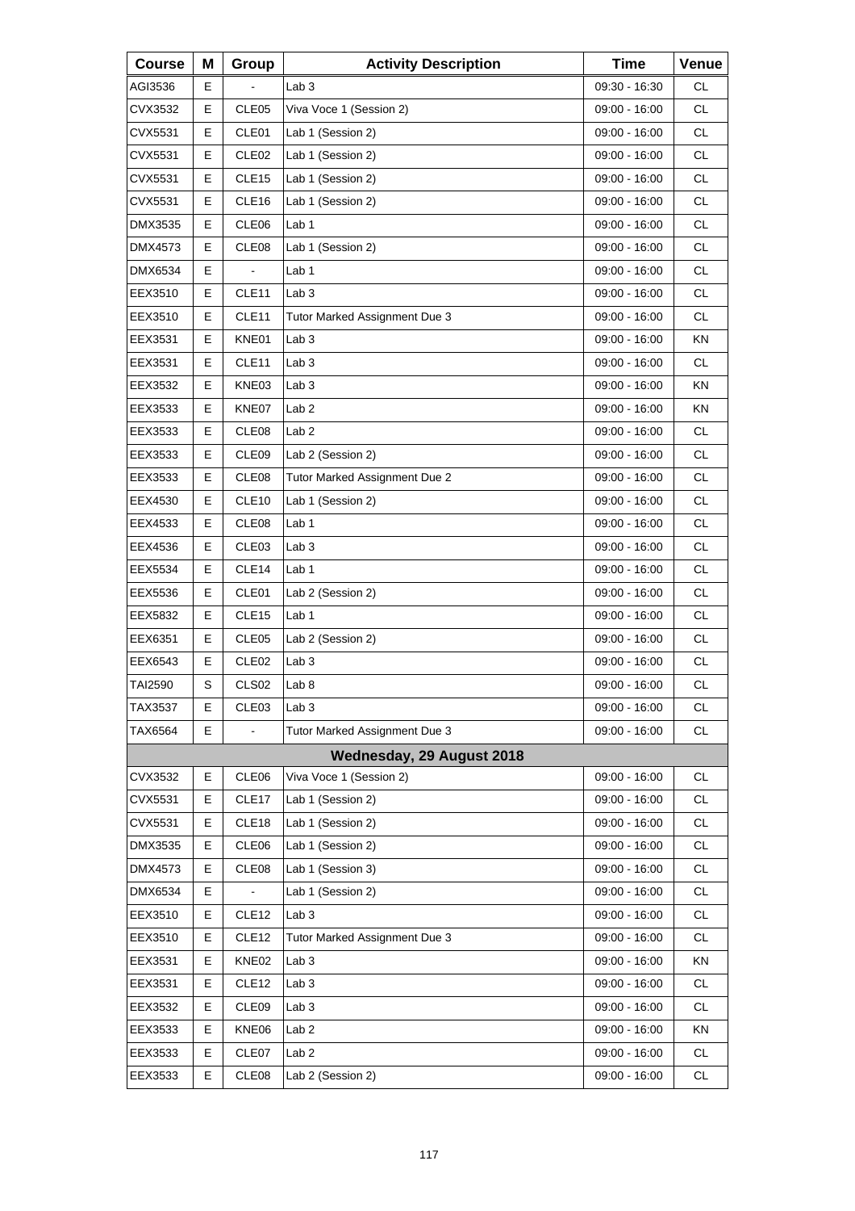| Course | M | Group | Activity Description | Time | Venue |
|---|---|---|---|---|---|
| AGI3536 | E | - | Lab 3 | 09:30 - 16:30 | CL |
| CVX3532 | E | CLE05 | Viva Voce 1 (Session 2) | 09:00 - 16:00 | CL |
| CVX5531 | E | CLE01 | Lab 1 (Session 2) | 09:00 - 16:00 | CL |
| CVX5531 | E | CLE02 | Lab 1 (Session 2) | 09:00 - 16:00 | CL |
| CVX5531 | E | CLE15 | Lab 1 (Session 2) | 09:00 - 16:00 | CL |
| CVX5531 | E | CLE16 | Lab 1 (Session 2) | 09:00 - 16:00 | CL |
| DMX3535 | E | CLE06 | Lab 1 | 09:00 - 16:00 | CL |
| DMX4573 | E | CLE08 | Lab 1 (Session 2) | 09:00 - 16:00 | CL |
| DMX6534 | E | - | Lab 1 | 09:00 - 16:00 | CL |
| EEX3510 | E | CLE11 | Lab 3 | 09:00 - 16:00 | CL |
| EEX3510 | E | CLE11 | Tutor Marked Assignment Due 3 | 09:00 - 16:00 | CL |
| EEX3531 | E | KNE01 | Lab 3 | 09:00 - 16:00 | KN |
| EEX3531 | E | CLE11 | Lab 3 | 09:00 - 16:00 | CL |
| EEX3532 | E | KNE03 | Lab 3 | 09:00 - 16:00 | KN |
| EEX3533 | E | KNE07 | Lab 2 | 09:00 - 16:00 | KN |
| EEX3533 | E | CLE08 | Lab 2 | 09:00 - 16:00 | CL |
| EEX3533 | E | CLE09 | Lab 2 (Session 2) | 09:00 - 16:00 | CL |
| EEX3533 | E | CLE08 | Tutor Marked Assignment Due 2 | 09:00 - 16:00 | CL |
| EEX4530 | E | CLE10 | Lab 1 (Session 2) | 09:00 - 16:00 | CL |
| EEX4533 | E | CLE08 | Lab 1 | 09:00 - 16:00 | CL |
| EEX4536 | E | CLE03 | Lab 3 | 09:00 - 16:00 | CL |
| EEX5534 | E | CLE14 | Lab 1 | 09:00 - 16:00 | CL |
| EEX5536 | E | CLE01 | Lab 2 (Session 2) | 09:00 - 16:00 | CL |
| EEX5832 | E | CLE15 | Lab 1 | 09:00 - 16:00 | CL |
| EEX6351 | E | CLE05 | Lab 2 (Session 2) | 09:00 - 16:00 | CL |
| EEX6543 | E | CLE02 | Lab 3 | 09:00 - 16:00 | CL |
| TAI2590 | S | CLS02 | Lab 8 | 09:00 - 16:00 | CL |
| TAX3537 | E | CLE03 | Lab 3 | 09:00 - 16:00 | CL |
| TAX6564 | E | - | Tutor Marked Assignment Due 3 | 09:00 - 16:00 | CL |
| | | | **Wednesday, 29 August 2018** | | |
| CVX3532 | E | CLE06 | Viva Voce 1 (Session 2) | 09:00 - 16:00 | CL |
| CVX5531 | E | CLE17 | Lab 1 (Session 2) | 09:00 - 16:00 | CL |
| CVX5531 | E | CLE18 | Lab 1 (Session 2) | 09:00 - 16:00 | CL |
| DMX3535 | E | CLE06 | Lab 1 (Session 2) | 09:00 - 16:00 | CL |
| DMX4573 | E | CLE08 | Lab 1 (Session 3) | 09:00 - 16:00 | CL |
| DMX6534 | E | - | Lab 1 (Session 2) | 09:00 - 16:00 | CL |
| EEX3510 | E | CLE12 | Lab 3 | 09:00 - 16:00 | CL |
| EEX3510 | E | CLE12 | Tutor Marked Assignment Due 3 | 09:00 - 16:00 | CL |
| EEX3531 | E | KNE02 | Lab 3 | 09:00 - 16:00 | KN |
| EEX3531 | E | CLE12 | Lab 3 | 09:00 - 16:00 | CL |
| EEX3532 | E | CLE09 | Lab 3 | 09:00 - 16:00 | CL |
| EEX3533 | E | KNE06 | Lab 2 | 09:00 - 16:00 | KN |
| EEX3533 | E | CLE07 | Lab 2 | 09:00 - 16:00 | CL |
| EEX3533 | E | CLE08 | Lab 2 (Session 2) | 09:00 - 16:00 | CL |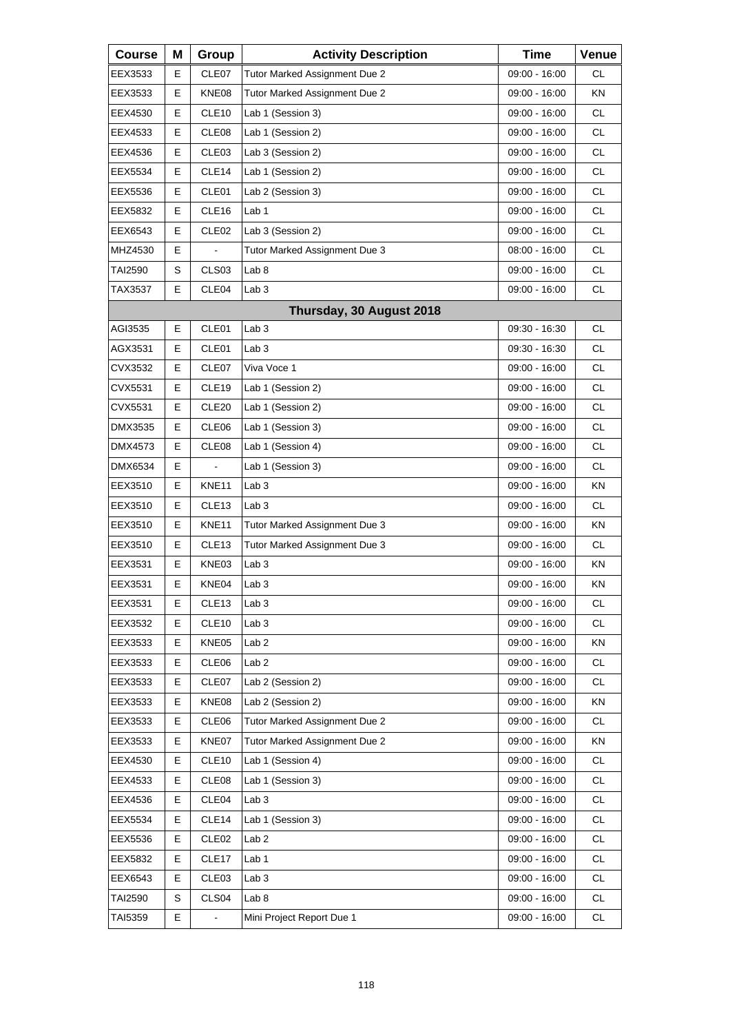| Course | M | Group | Activity Description | Time | Venue |
|---|---|---|---|---|---|
| EEX3533 | E | CLE07 | Tutor Marked Assignment Due 2 | 09:00 - 16:00 | CL |
| EEX3533 | E | KNE08 | Tutor Marked Assignment Due 2 | 09:00 - 16:00 | KN |
| EEX4530 | E | CLE10 | Lab 1 (Session 3) | 09:00 - 16:00 | CL |
| EEX4533 | E | CLE08 | Lab 1 (Session 2) | 09:00 - 16:00 | CL |
| EEX4536 | E | CLE03 | Lab 3 (Session 2) | 09:00 - 16:00 | CL |
| EEX5534 | E | CLE14 | Lab 1 (Session 2) | 09:00 - 16:00 | CL |
| EEX5536 | E | CLE01 | Lab 2 (Session 3) | 09:00 - 16:00 | CL |
| EEX5832 | E | CLE16 | Lab 1 | 09:00 - 16:00 | CL |
| EEX6543 | E | CLE02 | Lab 3 (Session 2) | 09:00 - 16:00 | CL |
| MHZ4530 | E | - | Tutor Marked Assignment Due 3 | 08:00 - 16:00 | CL |
| TAI2590 | S | CLS03 | Lab 8 | 09:00 - 16:00 | CL |
| TAX3537 | E | CLE04 | Lab 3 | 09:00 - 16:00 | CL |
| **Thursday, 30 August 2018** | | | | | |
| AGI3535 | E | CLE01 | Lab 3 | 09:30 - 16:30 | CL |
| AGX3531 | E | CLE01 | Lab 3 | 09:30 - 16:30 | CL |
| CVX3532 | E | CLE07 | Viva Voce 1 | 09:00 - 16:00 | CL |
| CVX5531 | E | CLE19 | Lab 1 (Session 2) | 09:00 - 16:00 | CL |
| CVX5531 | E | CLE20 | Lab 1 (Session 2) | 09:00 - 16:00 | CL |
| DMX3535 | E | CLE06 | Lab 1 (Session 3) | 09:00 - 16:00 | CL |
| DMX4573 | E | CLE08 | Lab 1 (Session 4) | 09:00 - 16:00 | CL |
| DMX6534 | E | - | Lab 1 (Session 3) | 09:00 - 16:00 | CL |
| EEX3510 | E | KNE11 | Lab 3 | 09:00 - 16:00 | KN |
| EEX3510 | E | CLE13 | Lab 3 | 09:00 - 16:00 | CL |
| EEX3510 | E | KNE11 | Tutor Marked Assignment Due 3 | 09:00 - 16:00 | KN |
| EEX3510 | E | CLE13 | Tutor Marked Assignment Due 3 | 09:00 - 16:00 | CL |
| EEX3531 | E | KNE03 | Lab 3 | 09:00 - 16:00 | KN |
| EEX3531 | E | KNE04 | Lab 3 | 09:00 - 16:00 | KN |
| EEX3531 | E | CLE13 | Lab 3 | 09:00 - 16:00 | CL |
| EEX3532 | E | CLE10 | Lab 3 | 09:00 - 16:00 | CL |
| EEX3533 | E | KNE05 | Lab 2 | 09:00 - 16:00 | KN |
| EEX3533 | E | CLE06 | Lab 2 | 09:00 - 16:00 | CL |
| EEX3533 | E | CLE07 | Lab 2 (Session 2) | 09:00 - 16:00 | CL |
| EEX3533 | E | KNE08 | Lab 2 (Session 2) | 09:00 - 16:00 | KN |
| EEX3533 | E | CLE06 | Tutor Marked Assignment Due 2 | 09:00 - 16:00 | CL |
| EEX3533 | E | KNE07 | Tutor Marked Assignment Due 2 | 09:00 - 16:00 | KN |
| EEX4530 | E | CLE10 | Lab 1 (Session 4) | 09:00 - 16:00 | CL |
| EEX4533 | E | CLE08 | Lab 1 (Session 3) | 09:00 - 16:00 | CL |
| EEX4536 | E | CLE04 | Lab 3 | 09:00 - 16:00 | CL |
| EEX5534 | E | CLE14 | Lab 1 (Session 3) | 09:00 - 16:00 | CL |
| EEX5536 | E | CLE02 | Lab 2 | 09:00 - 16:00 | CL |
| EEX5832 | E | CLE17 | Lab 1 | 09:00 - 16:00 | CL |
| EEX6543 | E | CLE03 | Lab 3 | 09:00 - 16:00 | CL |
| TAI2590 | S | CLS04 | Lab 8 | 09:00 - 16:00 | CL |
| TAI5359 | E | - | Mini Project Report Due 1 | 09:00 - 16:00 | CL |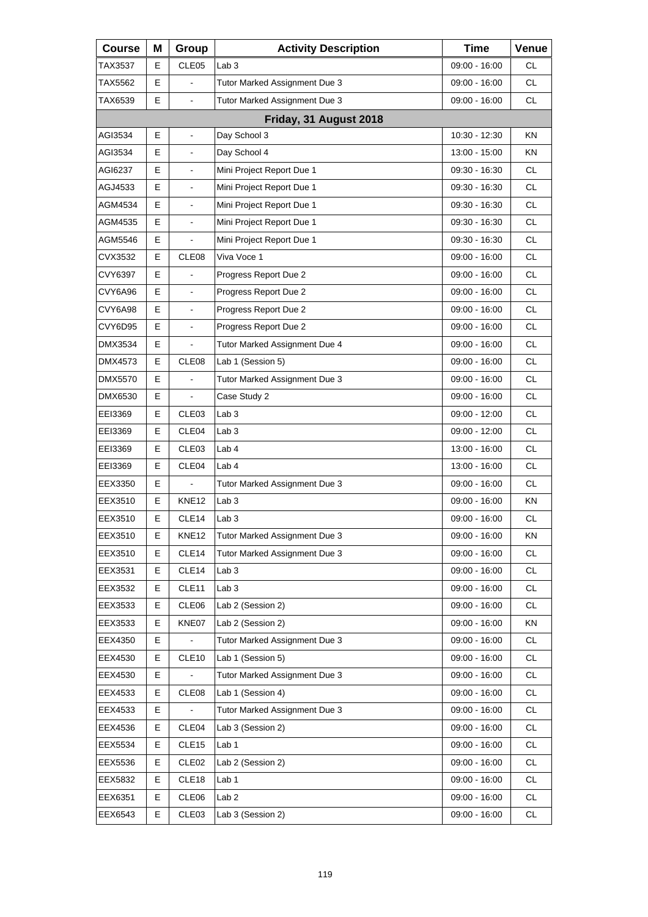| Course | M | Group | Activity Description | Time | Venue |
|---|---|---|---|---|---|
| TAX3537 | E | CLE05 | Lab 3 | 09:00 - 16:00 | CL |
| TAX5562 | E | - | Tutor Marked Assignment Due 3 | 09:00 - 16:00 | CL |
| TAX6539 | E | - | Tutor Marked Assignment Due 3 | 09:00 - 16:00 | CL |
| **Friday, 31 August 2018** | | | | | |
| AGI3534 | E | - | Day School 3 | 10:30 - 12:30 | KN |
| AGI3534 | E | - | Day School 4 | 13:00 - 15:00 | KN |
| AGI6237 | E | - | Mini Project Report Due 1 | 09:30 - 16:30 | CL |
| AGJ4533 | E | - | Mini Project Report Due 1 | 09:30 - 16:30 | CL |
| AGM4534 | E | - | Mini Project Report Due 1 | 09:30 - 16:30 | CL |
| AGM4535 | E | - | Mini Project Report Due 1 | 09:30 - 16:30 | CL |
| AGM5546 | E | - | Mini Project Report Due 1 | 09:30 - 16:30 | CL |
| CVX3532 | E | CLE08 | Viva Voce 1 | 09:00 - 16:00 | CL |
| CVY6397 | E | - | Progress Report Due 2 | 09:00 - 16:00 | CL |
| CVY6A96 | E | - | Progress Report Due 2 | 09:00 - 16:00 | CL |
| CVY6A98 | E | - | Progress Report Due 2 | 09:00 - 16:00 | CL |
| CVY6D95 | E | - | Progress Report Due 2 | 09:00 - 16:00 | CL |
| DMX3534 | E | - | Tutor Marked Assignment Due 4 | 09:00 - 16:00 | CL |
| DMX4573 | E | CLE08 | Lab 1 (Session 5) | 09:00 - 16:00 | CL |
| DMX5570 | E | - | Tutor Marked Assignment Due 3 | 09:00 - 16:00 | CL |
| DMX6530 | E | - | Case Study 2 | 09:00 - 16:00 | CL |
| EEI3369 | E | CLE03 | Lab 3 | 09:00 - 12:00 | CL |
| EEI3369 | E | CLE04 | Lab 3 | 09:00 - 12:00 | CL |
| EEI3369 | E | CLE03 | Lab 4 | 13:00 - 16:00 | CL |
| EEI3369 | E | CLE04 | Lab 4 | 13:00 - 16:00 | CL |
| EEX3350 | E | - | Tutor Marked Assignment Due 3 | 09:00 - 16:00 | CL |
| EEX3510 | E | KNE12 | Lab 3 | 09:00 - 16:00 | KN |
| EEX3510 | E | CLE14 | Lab 3 | 09:00 - 16:00 | CL |
| EEX3510 | E | KNE12 | Tutor Marked Assignment Due 3 | 09:00 - 16:00 | KN |
| EEX3510 | E | CLE14 | Tutor Marked Assignment Due 3 | 09:00 - 16:00 | CL |
| EEX3531 | E | CLE14 | Lab 3 | 09:00 - 16:00 | CL |
| EEX3532 | E | CLE11 | Lab 3 | 09:00 - 16:00 | CL |
| EEX3533 | E | CLE06 | Lab 2 (Session 2) | 09:00 - 16:00 | CL |
| EEX3533 | E | KNE07 | Lab 2 (Session 2) | 09:00 - 16:00 | KN |
| EEX4350 | E | - | Tutor Marked Assignment Due 3 | 09:00 - 16:00 | CL |
| EEX4530 | E | CLE10 | Lab 1 (Session 5) | 09:00 - 16:00 | CL |
| EEX4530 | E | - | Tutor Marked Assignment Due 3 | 09:00 - 16:00 | CL |
| EEX4533 | E | CLE08 | Lab 1 (Session 4) | 09:00 - 16:00 | CL |
| EEX4533 | E | - | Tutor Marked Assignment Due 3 | 09:00 - 16:00 | CL |
| EEX4536 | E | CLE04 | Lab 3 (Session 2) | 09:00 - 16:00 | CL |
| EEX5534 | E | CLE15 | Lab 1 | 09:00 - 16:00 | CL |
| EEX5536 | E | CLE02 | Lab 2 (Session 2) | 09:00 - 16:00 | CL |
| EEX5832 | E | CLE18 | Lab 1 | 09:00 - 16:00 | CL |
| EEX6351 | E | CLE06 | Lab 2 | 09:00 - 16:00 | CL |
| EEX6543 | E | CLE03 | Lab 3 (Session 2) | 09:00 - 16:00 | CL |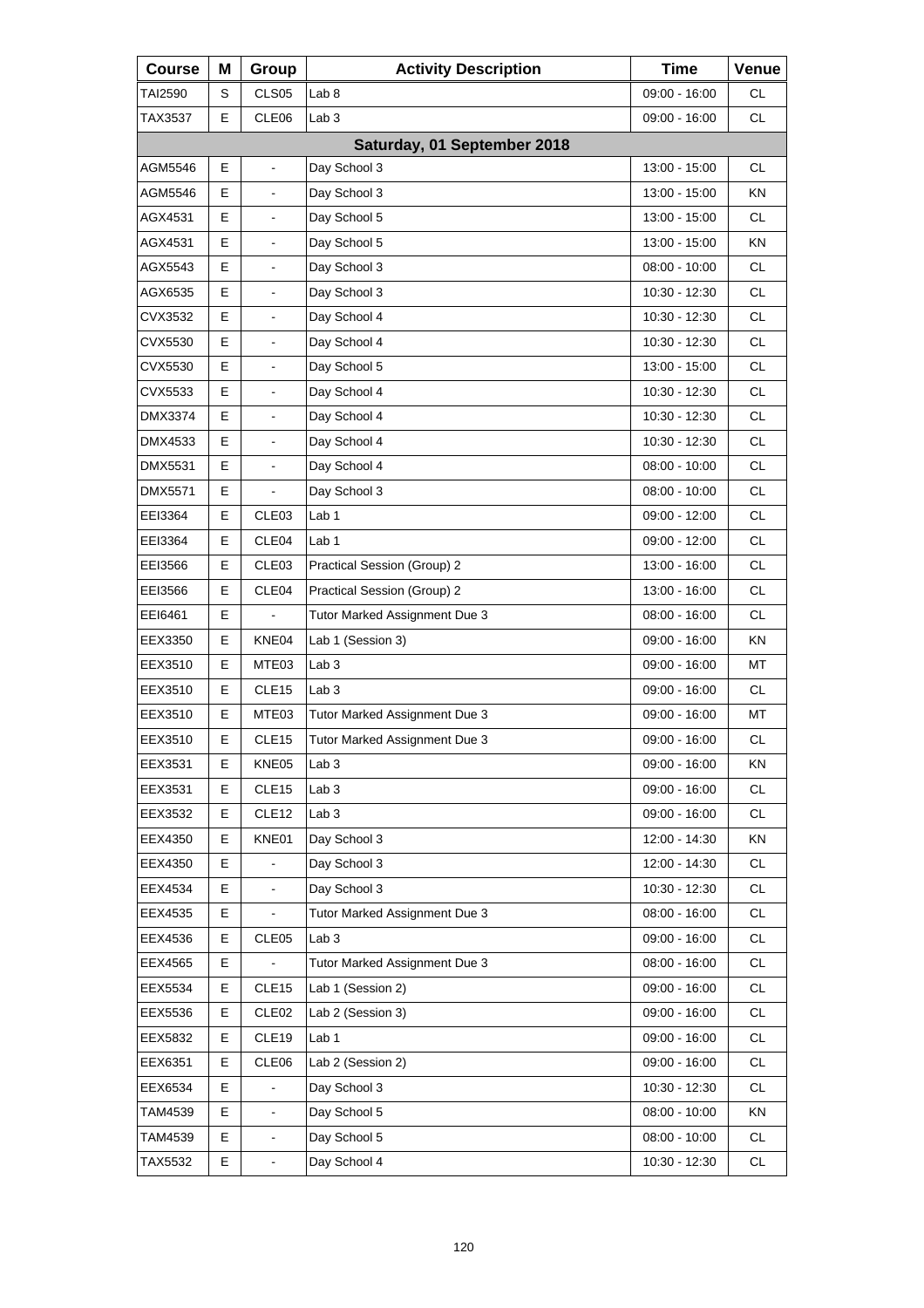| Course | M | Group | Activity Description | Time | Venue |
|---|---|---|---|---|---|
| TAI2590 | S | CLS05 | Lab 8 | 09:00 - 16:00 | CL |
| TAX3537 | E | CLE06 | Lab 3 | 09:00 - 16:00 | CL |
| **Saturday, 01 September 2018** | | | | | |
| AGM5546 | E | - | Day School 3 | 13:00 - 15:00 | CL |
| AGM5546 | E | - | Day School 3 | 13:00 - 15:00 | KN |
| AGX4531 | E | - | Day School 5 | 13:00 - 15:00 | CL |
| AGX4531 | E | - | Day School 5 | 13:00 - 15:00 | KN |
| AGX5543 | E | - | Day School 3 | 08:00 - 10:00 | CL |
| AGX6535 | E | - | Day School 3 | 10:30 - 12:30 | CL |
| CVX3532 | E | - | Day School 4 | 10:30 - 12:30 | CL |
| CVX5530 | E | - | Day School 4 | 10:30 - 12:30 | CL |
| CVX5530 | E | - | Day School 5 | 13:00 - 15:00 | CL |
| CVX5533 | E | - | Day School 4 | 10:30 - 12:30 | CL |
| DMX3374 | E | - | Day School 4 | 10:30 - 12:30 | CL |
| DMX4533 | E | - | Day School 4 | 10:30 - 12:30 | CL |
| DMX5531 | E | - | Day School 4 | 08:00 - 10:00 | CL |
| DMX5571 | E | - | Day School 3 | 08:00 - 10:00 | CL |
| EEI3364 | E | CLE03 | Lab 1 | 09:00 - 12:00 | CL |
| EEI3364 | E | CLE04 | Lab 1 | 09:00 - 12:00 | CL |
| EEI3566 | E | CLE03 | Practical Session (Group) 2 | 13:00 - 16:00 | CL |
| EEI3566 | E | CLE04 | Practical Session (Group) 2 | 13:00 - 16:00 | CL |
| EEI6461 | E | - | Tutor Marked Assignment Due 3 | 08:00 - 16:00 | CL |
| EEX3350 | E | KNE04 | Lab 1 (Session 3) | 09:00 - 16:00 | KN |
| EEX3510 | E | MTE03 | Lab 3 | 09:00 - 16:00 | MT |
| EEX3510 | E | CLE15 | Lab 3 | 09:00 - 16:00 | CL |
| EEX3510 | E | MTE03 | Tutor Marked Assignment Due 3 | 09:00 - 16:00 | MT |
| EEX3510 | E | CLE15 | Tutor Marked Assignment Due 3 | 09:00 - 16:00 | CL |
| EEX3531 | E | KNE05 | Lab 3 | 09:00 - 16:00 | KN |
| EEX3531 | E | CLE15 | Lab 3 | 09:00 - 16:00 | CL |
| EEX3532 | E | CLE12 | Lab 3 | 09:00 - 16:00 | CL |
| EEX4350 | E | KNE01 | Day School 3 | 12:00 - 14:30 | KN |
| EEX4350 | E | - | Day School 3 | 12:00 - 14:30 | CL |
| EEX4534 | E | - | Day School 3 | 10:30 - 12:30 | CL |
| EEX4535 | E | - | Tutor Marked Assignment Due 3 | 08:00 - 16:00 | CL |
| EEX4536 | E | CLE05 | Lab 3 | 09:00 - 16:00 | CL |
| EEX4565 | E | - | Tutor Marked Assignment Due 3 | 08:00 - 16:00 | CL |
| EEX5534 | E | CLE15 | Lab 1 (Session 2) | 09:00 - 16:00 | CL |
| EEX5536 | E | CLE02 | Lab 2 (Session 3) | 09:00 - 16:00 | CL |
| EEX5832 | E | CLE19 | Lab 1 | 09:00 - 16:00 | CL |
| EEX6351 | E | CLE06 | Lab 2 (Session 2) | 09:00 - 16:00 | CL |
| EEX6534 | E | - | Day School 3 | 10:30 - 12:30 | CL |
| TAM4539 | E | - | Day School 5 | 08:00 - 10:00 | KN |
| TAM4539 | E | - | Day School 5 | 08:00 - 10:00 | CL |
| TAX5532 | E | - | Day School 4 | 10:30 - 12:30 | CL |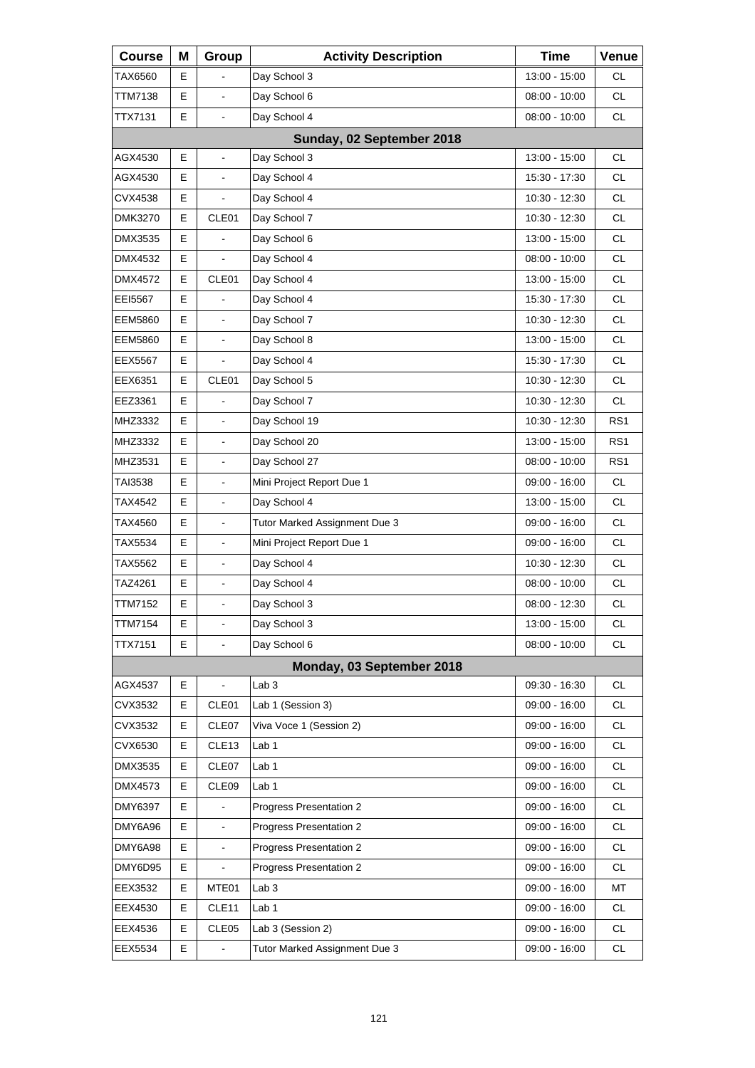| Course | M | Group | Activity Description | Time | Venue |
|---|---|---|---|---|---|
| TAX6560 | E | - | Day School 3 | 13:00 - 15:00 | CL |
| TTM7138 | E | - | Day School 6 | 08:00 - 10:00 | CL |
| TTX7131 | E | - | Day School 4 | 08:00 - 10:00 | CL |
| **Sunday, 02 September 2018** | | | | | |
| AGX4530 | E | - | Day School 3 | 13:00 - 15:00 | CL |
| AGX4530 | E | - | Day School 4 | 15:30 - 17:30 | CL |
| CVX4538 | E | - | Day School 4 | 10:30 - 12:30 | CL |
| DMK3270 | E | CLE01 | Day School 7 | 10:30 - 12:30 | CL |
| DMX3535 | E | - | Day School 6 | 13:00 - 15:00 | CL |
| DMX4532 | E | - | Day School 4 | 08:00 - 10:00 | CL |
| DMX4572 | E | CLE01 | Day School 4 | 13:00 - 15:00 | CL |
| EEI5567 | E | - | Day School 4 | 15:30 - 17:30 | CL |
| EEM5860 | E | - | Day School 7 | 10:30 - 12:30 | CL |
| EEM5860 | E | - | Day School 8 | 13:00 - 15:00 | CL |
| EEX5567 | E | - | Day School 4 | 15:30 - 17:30 | CL |
| EEX6351 | E | CLE01 | Day School 5 | 10:30 - 12:30 | CL |
| EEZ3361 | E | - | Day School 7 | 10:30 - 12:30 | CL |
| MHZ3332 | E | - | Day School 19 | 10:30 - 12:30 | RS1 |
| MHZ3332 | E | - | Day School 20 | 13:00 - 15:00 | RS1 |
| MHZ3531 | E | - | Day School 27 | 08:00 - 10:00 | RS1 |
| TAI3538 | E | - | Mini Project Report Due 1 | 09:00 - 16:00 | CL |
| TAX4542 | E | - | Day School 4 | 13:00 - 15:00 | CL |
| TAX4560 | E | - | Tutor Marked Assignment Due 3 | 09:00 - 16:00 | CL |
| TAX5534 | E | - | Mini Project Report Due 1 | 09:00 - 16:00 | CL |
| TAX5562 | E | - | Day School 4 | 10:30 - 12:30 | CL |
| TAZ4261 | E | - | Day School 4 | 08:00 - 10:00 | CL |
| TTM7152 | E | - | Day School 3 | 08:00 - 12:30 | CL |
| TTM7154 | E | - | Day School 3 | 13:00 - 15:00 | CL |
| TTX7151 | E | - | Day School 6 | 08:00 - 10:00 | CL |
| **Monday, 03 September 2018** | | | | | |
| AGX4537 | E | - | Lab 3 | 09:30 - 16:30 | CL |
| CVX3532 | E | CLE01 | Lab 1 (Session 3) | 09:00 - 16:00 | CL |
| CVX3532 | E | CLE07 | Viva Voce 1 (Session 2) | 09:00 - 16:00 | CL |
| CVX6530 | E | CLE13 | Lab 1 | 09:00 - 16:00 | CL |
| DMX3535 | E | CLE07 | Lab 1 | 09:00 - 16:00 | CL |
| DMX4573 | E | CLE09 | Lab 1 | 09:00 - 16:00 | CL |
| DMY6397 | E | - | Progress Presentation 2 | 09:00 - 16:00 | CL |
| DMY6A96 | E | - | Progress Presentation 2 | 09:00 - 16:00 | CL |
| DMY6A98 | E | - | Progress Presentation 2 | 09:00 - 16:00 | CL |
| DMY6D95 | E | - | Progress Presentation 2 | 09:00 - 16:00 | CL |
| EEX3532 | E | MTE01 | Lab 3 | 09:00 - 16:00 | MT |
| EEX4530 | E | CLE11 | Lab 1 | 09:00 - 16:00 | CL |
| EEX4536 | E | CLE05 | Lab 3 (Session 2) | 09:00 - 16:00 | CL |
| EEX5534 | E | - | Tutor Marked Assignment Due 3 | 09:00 - 16:00 | CL |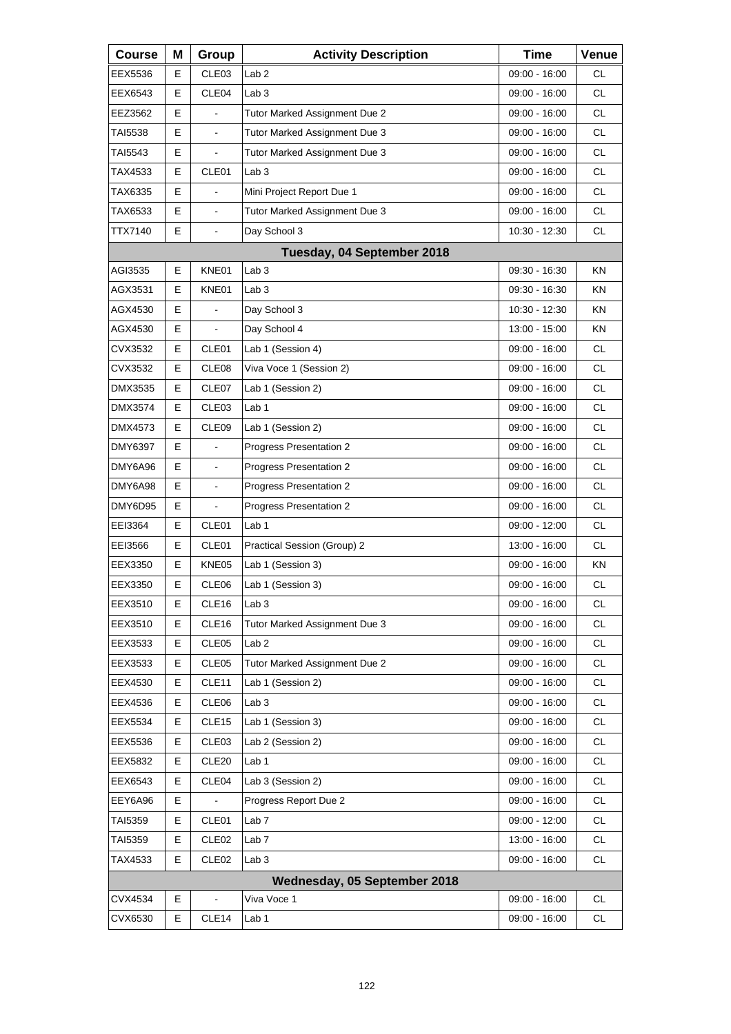| Course | M | Group | Activity Description | Time | Venue |
|---|---|---|---|---|---|
| EEX5536 | E | CLE03 | Lab 2 | 09:00 - 16:00 | CL |
| EEX6543 | E | CLE04 | Lab 3 | 09:00 - 16:00 | CL |
| EEZ3562 | E | - | Tutor Marked Assignment Due 2 | 09:00 - 16:00 | CL |
| TAI5538 | E | - | Tutor Marked Assignment Due 3 | 09:00 - 16:00 | CL |
| TAI5543 | E | - | Tutor Marked Assignment Due 3 | 09:00 - 16:00 | CL |
| TAX4533 | E | CLE01 | Lab 3 | 09:00 - 16:00 | CL |
| TAX6335 | E | - | Mini Project Report Due 1 | 09:00 - 16:00 | CL |
| TAX6533 | E | - | Tutor Marked Assignment Due 3 | 09:00 - 16:00 | CL |
| TTX7140 | E | - | Day School 3 | 10:30 - 12:30 | CL |
| | | | **Tuesday, 04 September 2018** | | |
| AGI3535 | E | KNE01 | Lab 3 | 09:30 - 16:30 | KN |
| AGX3531 | E | KNE01 | Lab 3 | 09:30 - 16:30 | KN |
| AGX4530 | E | - | Day School 3 | 10:30 - 12:30 | KN |
| AGX4530 | E | - | Day School 4 | 13:00 - 15:00 | KN |
| CVX3532 | E | CLE01 | Lab 1 (Session 4) | 09:00 - 16:00 | CL |
| CVX3532 | E | CLE08 | Viva Voce 1 (Session 2) | 09:00 - 16:00 | CL |
| DMX3535 | E | CLE07 | Lab 1 (Session 2) | 09:00 - 16:00 | CL |
| DMX3574 | E | CLE03 | Lab 1 | 09:00 - 16:00 | CL |
| DMX4573 | E | CLE09 | Lab 1 (Session 2) | 09:00 - 16:00 | CL |
| DMY6397 | E | - | Progress Presentation 2 | 09:00 - 16:00 | CL |
| DMY6A96 | E | - | Progress Presentation 2 | 09:00 - 16:00 | CL |
| DMY6A98 | E | - | Progress Presentation 2 | 09:00 - 16:00 | CL |
| DMY6D95 | E | - | Progress Presentation 2 | 09:00 - 16:00 | CL |
| EEI3364 | E | CLE01 | Lab 1 | 09:00 - 12:00 | CL |
| EEI3566 | E | CLE01 | Practical Session (Group) 2 | 13:00 - 16:00 | CL |
| EEX3350 | E | KNE05 | Lab 1 (Session 3) | 09:00 - 16:00 | KN |
| EEX3350 | E | CLE06 | Lab 1 (Session 3) | 09:00 - 16:00 | CL |
| EEX3510 | E | CLE16 | Lab 3 | 09:00 - 16:00 | CL |
| EEX3510 | E | CLE16 | Tutor Marked Assignment Due 3 | 09:00 - 16:00 | CL |
| EEX3533 | E | CLE05 | Lab 2 | 09:00 - 16:00 | CL |
| EEX3533 | E | CLE05 | Tutor Marked Assignment Due 2 | 09:00 - 16:00 | CL |
| EEX4530 | E | CLE11 | Lab 1 (Session 2) | 09:00 - 16:00 | CL |
| EEX4536 | E | CLE06 | Lab 3 | 09:00 - 16:00 | CL |
| EEX5534 | E | CLE15 | Lab 1 (Session 3) | 09:00 - 16:00 | CL |
| EEX5536 | E | CLE03 | Lab 2 (Session 2) | 09:00 - 16:00 | CL |
| EEX5832 | E | CLE20 | Lab 1 | 09:00 - 16:00 | CL |
| EEX6543 | E | CLE04 | Lab 3 (Session 2) | 09:00 - 16:00 | CL |
| EEY6A96 | E | - | Progress Report Due 2 | 09:00 - 16:00 | CL |
| TAI5359 | E | CLE01 | Lab 7 | 09:00 - 12:00 | CL |
| TAI5359 | E | CLE02 | Lab 7 | 13:00 - 16:00 | CL |
| TAX4533 | E | CLE02 | Lab 3 | 09:00 - 16:00 | CL |
| | | | **Wednesday, 05 September 2018** | | |
| CVX4534 | E | - | Viva Voce 1 | 09:00 - 16:00 | CL |
| CVX6530 | E | CLE14 | Lab 1 | 09:00 - 16:00 | CL |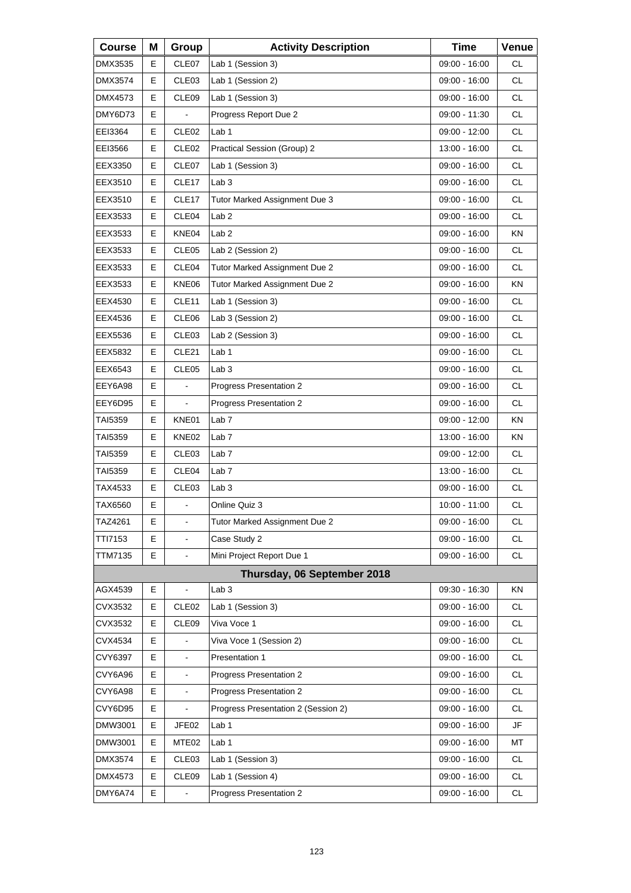| Course | M | Group | Activity Description | Time | Venue |
| --- | --- | --- | --- | --- | --- |
| DMX3535 | E | CLE07 | Lab 1 (Session 3) | 09:00 - 16:00 | CL |
| DMX3574 | E | CLE03 | Lab 1 (Session 2) | 09:00 - 16:00 | CL |
| DMX4573 | E | CLE09 | Lab 1 (Session 3) | 09:00 - 16:00 | CL |
| DMY6D73 | E | - | Progress Report Due 2 | 09:00 - 11:30 | CL |
| EEI3364 | E | CLE02 | Lab 1 | 09:00 - 12:00 | CL |
| EEI3566 | E | CLE02 | Practical Session (Group) 2 | 13:00 - 16:00 | CL |
| EEX3350 | E | CLE07 | Lab 1 (Session 3) | 09:00 - 16:00 | CL |
| EEX3510 | E | CLE17 | Lab 3 | 09:00 - 16:00 | CL |
| EEX3510 | E | CLE17 | Tutor Marked Assignment Due 3 | 09:00 - 16:00 | CL |
| EEX3533 | E | CLE04 | Lab 2 | 09:00 - 16:00 | CL |
| EEX3533 | E | KNE04 | Lab 2 | 09:00 - 16:00 | KN |
| EEX3533 | E | CLE05 | Lab 2 (Session 2) | 09:00 - 16:00 | CL |
| EEX3533 | E | CLE04 | Tutor Marked Assignment Due 2 | 09:00 - 16:00 | CL |
| EEX3533 | E | KNE06 | Tutor Marked Assignment Due 2 | 09:00 - 16:00 | KN |
| EEX4530 | E | CLE11 | Lab 1 (Session 3) | 09:00 - 16:00 | CL |
| EEX4536 | E | CLE06 | Lab 3 (Session 2) | 09:00 - 16:00 | CL |
| EEX5536 | E | CLE03 | Lab 2 (Session 3) | 09:00 - 16:00 | CL |
| EEX5832 | E | CLE21 | Lab 1 | 09:00 - 16:00 | CL |
| EEX6543 | E | CLE05 | Lab 3 | 09:00 - 16:00 | CL |
| EEY6A98 | E | - | Progress Presentation 2 | 09:00 - 16:00 | CL |
| EEY6D95 | E | - | Progress Presentation 2 | 09:00 - 16:00 | CL |
| TAI5359 | E | KNE01 | Lab 7 | 09:00 - 12:00 | KN |
| TAI5359 | E | KNE02 | Lab 7 | 13:00 - 16:00 | KN |
| TAI5359 | E | CLE03 | Lab 7 | 09:00 - 12:00 | CL |
| TAI5359 | E | CLE04 | Lab 7 | 13:00 - 16:00 | CL |
| TAX4533 | E | CLE03 | Lab 3 | 09:00 - 16:00 | CL |
| TAX6560 | E | - | Online Quiz 3 | 10:00 - 11:00 | CL |
| TAZ4261 | E | - | Tutor Marked Assignment Due 2 | 09:00 - 16:00 | CL |
| TTI7153 | E | - | Case Study 2 | 09:00 - 16:00 | CL |
| TTM7135 | E | - | Mini Project Report Due 1 | 09:00 - 16:00 | CL |
| | | | **Thursday, 06 September 2018** | | |
| AGX4539 | E | - | Lab 3 | 09:30 - 16:30 | KN |
| CVX3532 | E | CLE02 | Lab 1 (Session 3) | 09:00 - 16:00 | CL |
| CVX3532 | E | CLE09 | Viva Voce 1 | 09:00 - 16:00 | CL |
| CVX4534 | E | - | Viva Voce 1 (Session 2) | 09:00 - 16:00 | CL |
| CVY6397 | E | - | Presentation 1 | 09:00 - 16:00 | CL |
| CVY6A96 | E | - | Progress Presentation 2 | 09:00 - 16:00 | CL |
| CVY6A98 | E | - | Progress Presentation 2 | 09:00 - 16:00 | CL |
| CVY6D95 | E | - | Progress Presentation 2 (Session 2) | 09:00 - 16:00 | CL |
| DMW3001 | E | JFE02 | Lab 1 | 09:00 - 16:00 | JF |
| DMW3001 | E | MTE02 | Lab 1 | 09:00 - 16:00 | MT |
| DMX3574 | E | CLE03 | Lab 1 (Session 3) | 09:00 - 16:00 | CL |
| DMX4573 | E | CLE09 | Lab 1 (Session 4) | 09:00 - 16:00 | CL |
| DMY6A74 | E | - | Progress Presentation 2 | 09:00 - 16:00 | CL |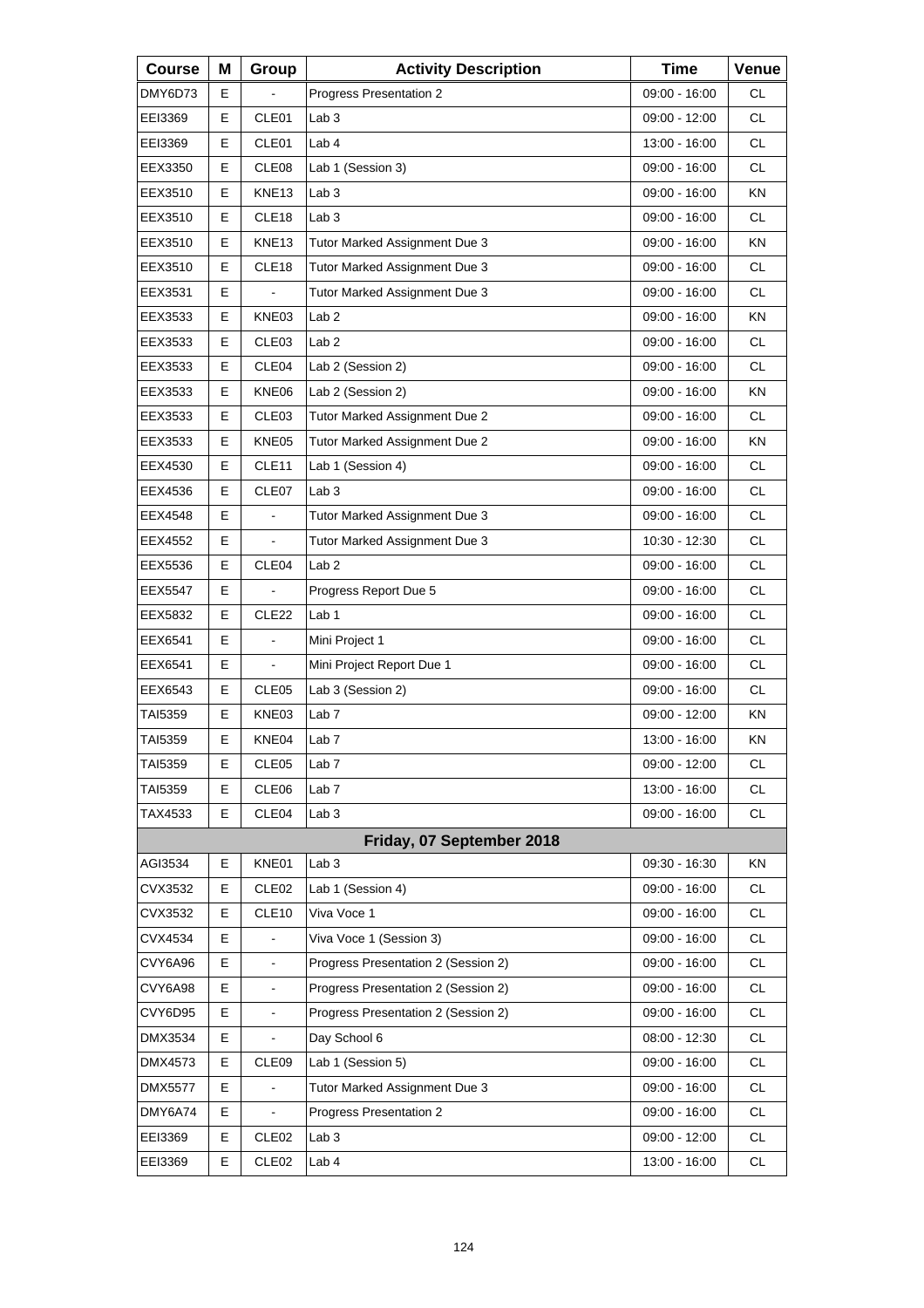| Course | M | Group | Activity Description | Time | Venue |
|---|---|---|---|---|---|
| DMY6D73 | E | - | Progress Presentation 2 | 09:00 - 16:00 | CL |
| EEI3369 | E | CLE01 | Lab 3 | 09:00 - 12:00 | CL |
| EEI3369 | E | CLE01 | Lab 4 | 13:00 - 16:00 | CL |
| EEX3350 | E | CLE08 | Lab 1 (Session 3) | 09:00 - 16:00 | CL |
| EEX3510 | E | KNE13 | Lab 3 | 09:00 - 16:00 | KN |
| EEX3510 | E | CLE18 | Lab 3 | 09:00 - 16:00 | CL |
| EEX3510 | E | KNE13 | Tutor Marked Assignment Due 3 | 09:00 - 16:00 | KN |
| EEX3510 | E | CLE18 | Tutor Marked Assignment Due 3 | 09:00 - 16:00 | CL |
| EEX3531 | E | - | Tutor Marked Assignment Due 3 | 09:00 - 16:00 | CL |
| EEX3533 | E | KNE03 | Lab 2 | 09:00 - 16:00 | KN |
| EEX3533 | E | CLE03 | Lab 2 | 09:00 - 16:00 | CL |
| EEX3533 | E | CLE04 | Lab 2 (Session 2) | 09:00 - 16:00 | CL |
| EEX3533 | E | KNE06 | Lab 2 (Session 2) | 09:00 - 16:00 | KN |
| EEX3533 | E | CLE03 | Tutor Marked Assignment Due 2 | 09:00 - 16:00 | CL |
| EEX3533 | E | KNE05 | Tutor Marked Assignment Due 2 | 09:00 - 16:00 | KN |
| EEX4530 | E | CLE11 | Lab 1 (Session 4) | 09:00 - 16:00 | CL |
| EEX4536 | E | CLE07 | Lab 3 | 09:00 - 16:00 | CL |
| EEX4548 | E | - | Tutor Marked Assignment Due 3 | 09:00 - 16:00 | CL |
| EEX4552 | E | - | Tutor Marked Assignment Due 3 | 10:30 - 12:30 | CL |
| EEX5536 | E | CLE04 | Lab 2 | 09:00 - 16:00 | CL |
| EEX5547 | E | - | Progress Report Due 5 | 09:00 - 16:00 | CL |
| EEX5832 | E | CLE22 | Lab 1 | 09:00 - 16:00 | CL |
| EEX6541 | E | - | Mini Project 1 | 09:00 - 16:00 | CL |
| EEX6541 | E | - | Mini Project Report Due 1 | 09:00 - 16:00 | CL |
| EEX6543 | E | CLE05 | Lab 3 (Session 2) | 09:00 - 16:00 | CL |
| TAI5359 | E | KNE03 | Lab 7 | 09:00 - 12:00 | KN |
| TAI5359 | E | KNE04 | Lab 7 | 13:00 - 16:00 | KN |
| TAI5359 | E | CLE05 | Lab 7 | 09:00 - 12:00 | CL |
| TAI5359 | E | CLE06 | Lab 7 | 13:00 - 16:00 | CL |
| TAX4533 | E | CLE04 | Lab 3 | 09:00 - 16:00 | CL |
| | | | **Friday, 07 September 2018** | | |
| AGI3534 | E | KNE01 | Lab 3 | 09:30 - 16:30 | KN |
| CVX3532 | E | CLE02 | Lab 1 (Session 4) | 09:00 - 16:00 | CL |
| CVX3532 | E | CLE10 | Viva Voce 1 | 09:00 - 16:00 | CL |
| CVX4534 | E | - | Viva Voce 1 (Session 3) | 09:00 - 16:00 | CL |
| CVY6A96 | E | - | Progress Presentation 2 (Session 2) | 09:00 - 16:00 | CL |
| CVY6A98 | E | - | Progress Presentation 2 (Session 2) | 09:00 - 16:00 | CL |
| CVY6D95 | E | - | Progress Presentation 2 (Session 2) | 09:00 - 16:00 | CL |
| DMX3534 | E | - | Day School 6 | 08:00 - 12:30 | CL |
| DMX4573 | E | CLE09 | Lab 1 (Session 5) | 09:00 - 16:00 | CL |
| DMX5577 | E | - | Tutor Marked Assignment Due 3 | 09:00 - 16:00 | CL |
| DMY6A74 | E | - | Progress Presentation 2 | 09:00 - 16:00 | CL |
| EEI3369 | E | CLE02 | Lab 3 | 09:00 - 12:00 | CL |
| EEI3369 | E | CLE02 | Lab 4 | 13:00 - 16:00 | CL |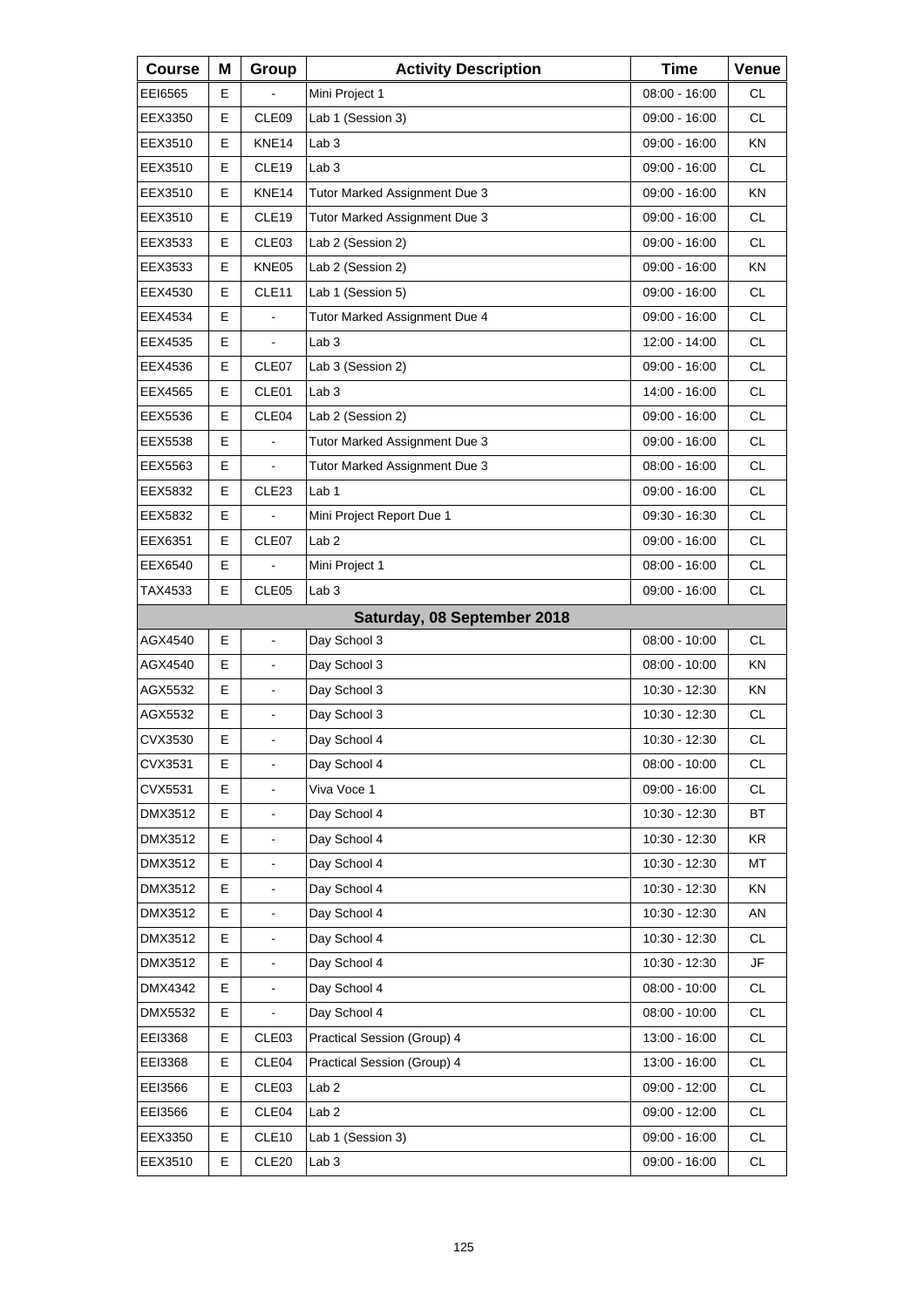| Course | M | Group | Activity Description | Time | Venue |
|---|---|---|---|---|---|
| EEI6565 | E | - | Mini Project 1 | 08:00 - 16:00 | CL |
| EEX3350 | E | CLE09 | Lab 1 (Session 3) | 09:00 - 16:00 | CL |
| EEX3510 | E | KNE14 | Lab 3 | 09:00 - 16:00 | KN |
| EEX3510 | E | CLE19 | Lab 3 | 09:00 - 16:00 | CL |
| EEX3510 | E | KNE14 | Tutor Marked Assignment Due 3 | 09:00 - 16:00 | KN |
| EEX3510 | E | CLE19 | Tutor Marked Assignment Due 3 | 09:00 - 16:00 | CL |
| EEX3533 | E | CLE03 | Lab 2 (Session 2) | 09:00 - 16:00 | CL |
| EEX3533 | E | KNE05 | Lab 2 (Session 2) | 09:00 - 16:00 | KN |
| EEX4530 | E | CLE11 | Lab 1 (Session 5) | 09:00 - 16:00 | CL |
| EEX4534 | E | - | Tutor Marked Assignment Due 4 | 09:00 - 16:00 | CL |
| EEX4535 | E | - | Lab 3 | 12:00 - 14:00 | CL |
| EEX4536 | E | CLE07 | Lab 3 (Session 2) | 09:00 - 16:00 | CL |
| EEX4565 | E | CLE01 | Lab 3 | 14:00 - 16:00 | CL |
| EEX5536 | E | CLE04 | Lab 2 (Session 2) | 09:00 - 16:00 | CL |
| EEX5538 | E | - | Tutor Marked Assignment Due 3 | 09:00 - 16:00 | CL |
| EEX5563 | E | - | Tutor Marked Assignment Due 3 | 08:00 - 16:00 | CL |
| EEX5832 | E | CLE23 | Lab 1 | 09:00 - 16:00 | CL |
| EEX5832 | E | - | Mini Project Report Due 1 | 09:30 - 16:30 | CL |
| EEX6351 | E | CLE07 | Lab 2 | 09:00 - 16:00 | CL |
| EEX6540 | E | - | Mini Project 1 | 08:00 - 16:00 | CL |
| TAX4533 | E | CLE05 | Lab 3 | 09:00 - 16:00 | CL |
| | | | **Saturday, 08 September 2018** | | |
| AGX4540 | E | - | Day School 3 | 08:00 - 10:00 | CL |
| AGX4540 | E | - | Day School 3 | 08:00 - 10:00 | KN |
| AGX5532 | E | - | Day School 3 | 10:30 - 12:30 | KN |
| AGX5532 | E | - | Day School 3 | 10:30 - 12:30 | CL |
| CVX3530 | E | - | Day School 4 | 10:30 - 12:30 | CL |
| CVX3531 | E | - | Day School 4 | 08:00 - 10:00 | CL |
| CVX5531 | E | - | Viva Voce 1 | 09:00 - 16:00 | CL |
| DMX3512 | E | - | Day School 4 | 10:30 - 12:30 | BT |
| DMX3512 | E | - | Day School 4 | 10:30 - 12:30 | KR |
| DMX3512 | E | - | Day School 4 | 10:30 - 12:30 | MT |
| DMX3512 | E | - | Day School 4 | 10:30 - 12:30 | KN |
| DMX3512 | E | - | Day School 4 | 10:30 - 12:30 | AN |
| DMX3512 | E | - | Day School 4 | 10:30 - 12:30 | CL |
| DMX3512 | E | - | Day School 4 | 10:30 - 12:30 | JF |
| DMX4342 | E | - | Day School 4 | 08:00 - 10:00 | CL |
| DMX5532 | E | - | Day School 4 | 08:00 - 10:00 | CL |
| EEI3368 | E | CLE03 | Practical Session (Group) 4 | 13:00 - 16:00 | CL |
| EEI3368 | E | CLE04 | Practical Session (Group) 4 | 13:00 - 16:00 | CL |
| EEI3566 | E | CLE03 | Lab 2 | 09:00 - 12:00 | CL |
| EEI3566 | E | CLE04 | Lab 2 | 09:00 - 12:00 | CL |
| EEX3350 | E | CLE10 | Lab 1 (Session 3) | 09:00 - 16:00 | CL |
| EEX3510 | E | CLE20 | Lab 3 | 09:00 - 16:00 | CL |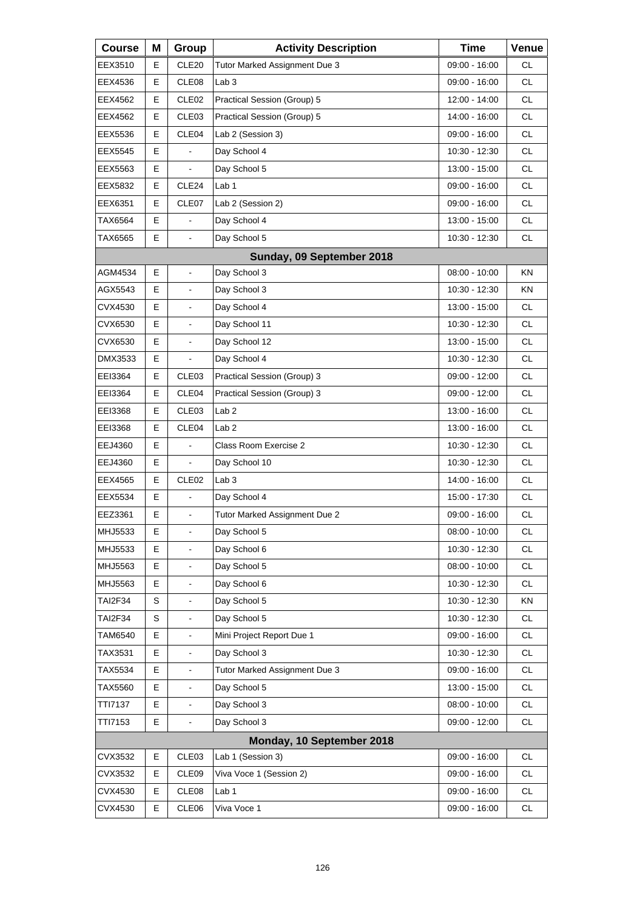| Course | M | Group | Activity Description | Time | Venue |
|---|---|---|---|---|---|
| EEX3510 | E | CLE20 | Tutor Marked Assignment Due 3 | 09:00 - 16:00 | CL |
| EEX4536 | E | CLE08 | Lab 3 | 09:00 - 16:00 | CL |
| EEX4562 | E | CLE02 | Practical Session (Group) 5 | 12:00 - 14:00 | CL |
| EEX4562 | E | CLE03 | Practical Session (Group) 5 | 14:00 - 16:00 | CL |
| EEX5536 | E | CLE04 | Lab 2 (Session 3) | 09:00 - 16:00 | CL |
| EEX5545 | E | - | Day School 4 | 10:30 - 12:30 | CL |
| EEX5563 | E | - | Day School 5 | 13:00 - 15:00 | CL |
| EEX5832 | E | CLE24 | Lab 1 | 09:00 - 16:00 | CL |
| EEX6351 | E | CLE07 | Lab 2 (Session 2) | 09:00 - 16:00 | CL |
| TAX6564 | E | - | Day School 4 | 13:00 - 15:00 | CL |
| TAX6565 | E | - | Day School 5 | 10:30 - 12:30 | CL |
| | | | **Sunday, 09 September 2018** | | |
| AGM4534 | E | - | Day School 3 | 08:00 - 10:00 | KN |
| AGX5543 | E | - | Day School 3 | 10:30 - 12:30 | KN |
| CVX4530 | E | - | Day School 4 | 13:00 - 15:00 | CL |
| CVX6530 | E | - | Day School 11 | 10:30 - 12:30 | CL |
| CVX6530 | E | - | Day School 12 | 13:00 - 15:00 | CL |
| DMX3533 | E | - | Day School 4 | 10:30 - 12:30 | CL |
| EEI3364 | E | CLE03 | Practical Session (Group) 3 | 09:00 - 12:00 | CL |
| EEI3364 | E | CLE04 | Practical Session (Group) 3 | 09:00 - 12:00 | CL |
| EEI3368 | E | CLE03 | Lab 2 | 13:00 - 16:00 | CL |
| EEI3368 | E | CLE04 | Lab 2 | 13:00 - 16:00 | CL |
| EEJ4360 | E | - | Class Room Exercise 2 | 10:30 - 12:30 | CL |
| EEJ4360 | E | - | Day School 10 | 10:30 - 12:30 | CL |
| EEX4565 | E | CLE02 | Lab 3 | 14:00 - 16:00 | CL |
| EEX5534 | E | - | Day School 4 | 15:00 - 17:30 | CL |
| EEZ3361 | E | - | Tutor Marked Assignment Due 2 | 09:00 - 16:00 | CL |
| MHJ5533 | E | - | Day School 5 | 08:00 - 10:00 | CL |
| MHJ5533 | E | - | Day School 6 | 10:30 - 12:30 | CL |
| MHJ5563 | E | - | Day School 5 | 08:00 - 10:00 | CL |
| MHJ5563 | E | - | Day School 6 | 10:30 - 12:30 | CL |
| TAI2F34 | S | - | Day School 5 | 10:30 - 12:30 | KN |
| TAI2F34 | S | - | Day School 5 | 10:30 - 12:30 | CL |
| TAM6540 | E | - | Mini Project Report Due 1 | 09:00 - 16:00 | CL |
| TAX3531 | E | - | Day School 3 | 10:30 - 12:30 | CL |
| TAX5534 | E | - | Tutor Marked Assignment Due 3 | 09:00 - 16:00 | CL |
| TAX5560 | E | - | Day School 5 | 13:00 - 15:00 | CL |
| TTI7137 | E | - | Day School 3 | 08:00 - 10:00 | CL |
| TTI7153 | E | - | Day School 3 | 09:00 - 12:00 | CL |
| | | | **Monday, 10 September 2018** | | |
| CVX3532 | E | CLE03 | Lab 1 (Session 3) | 09:00 - 16:00 | CL |
| CVX3532 | E | CLE09 | Viva Voce 1 (Session 2) | 09:00 - 16:00 | CL |
| CVX4530 | E | CLE08 | Lab 1 | 09:00 - 16:00 | CL |
| CVX4530 | E | CLE06 | Viva Voce 1 | 09:00 - 16:00 | CL |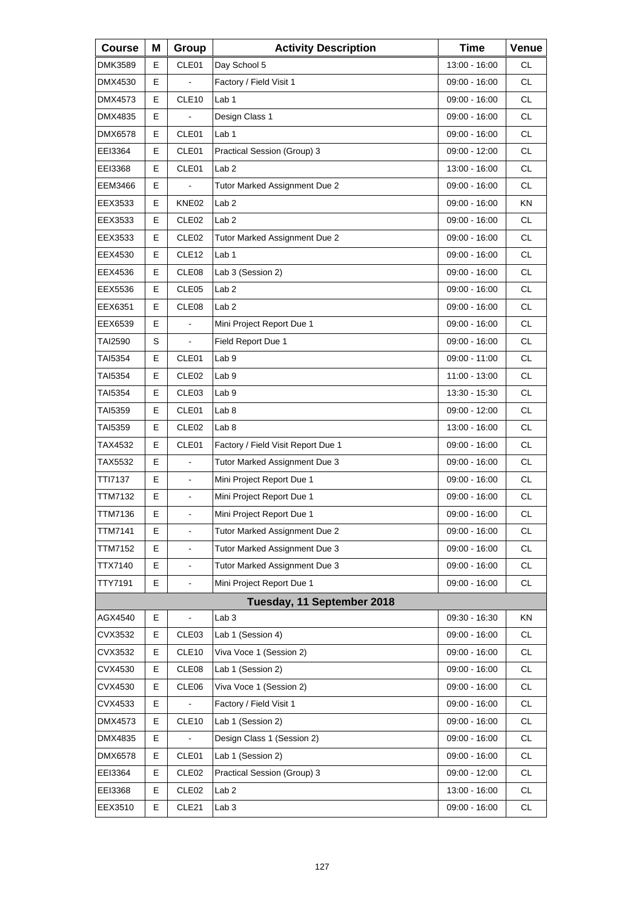| Course | M | Group | Activity Description | Time | Venue |
|---|---|---|---|---|---|
| DMK3589 | E | CLE01 | Day School 5 | 13:00 - 16:00 | CL |
| DMX4530 | E | - | Factory / Field Visit 1 | 09:00 - 16:00 | CL |
| DMX4573 | E | CLE10 | Lab 1 | 09:00 - 16:00 | CL |
| DMX4835 | E | - | Design Class 1 | 09:00 - 16:00 | CL |
| DMX6578 | E | CLE01 | Lab 1 | 09:00 - 16:00 | CL |
| EEI3364 | E | CLE01 | Practical Session (Group) 3 | 09:00 - 12:00 | CL |
| EEI3368 | E | CLE01 | Lab 2 | 13:00 - 16:00 | CL |
| EEM3466 | E | - | Tutor Marked Assignment Due 2 | 09:00 - 16:00 | CL |
| EEX3533 | E | KNE02 | Lab 2 | 09:00 - 16:00 | KN |
| EEX3533 | E | CLE02 | Lab 2 | 09:00 - 16:00 | CL |
| EEX3533 | E | CLE02 | Tutor Marked Assignment Due 2 | 09:00 - 16:00 | CL |
| EEX4530 | E | CLE12 | Lab 1 | 09:00 - 16:00 | CL |
| EEX4536 | E | CLE08 | Lab 3 (Session 2) | 09:00 - 16:00 | CL |
| EEX5536 | E | CLE05 | Lab 2 | 09:00 - 16:00 | CL |
| EEX6351 | E | CLE08 | Lab 2 | 09:00 - 16:00 | CL |
| EEX6539 | E | - | Mini Project Report Due 1 | 09:00 - 16:00 | CL |
| TAI2590 | S | - | Field Report Due 1 | 09:00 - 16:00 | CL |
| TAI5354 | E | CLE01 | Lab 9 | 09:00 - 11:00 | CL |
| TAI5354 | E | CLE02 | Lab 9 | 11:00 - 13:00 | CL |
| TAI5354 | E | CLE03 | Lab 9 | 13:30 - 15:30 | CL |
| TAI5359 | E | CLE01 | Lab 8 | 09:00 - 12:00 | CL |
| TAI5359 | E | CLE02 | Lab 8 | 13:00 - 16:00 | CL |
| TAX4532 | E | CLE01 | Factory / Field Visit Report Due 1 | 09:00 - 16:00 | CL |
| TAX5532 | E | - | Tutor Marked Assignment Due 3 | 09:00 - 16:00 | CL |
| TTI7137 | E | - | Mini Project Report Due 1 | 09:00 - 16:00 | CL |
| TTM7132 | E | - | Mini Project Report Due 1 | 09:00 - 16:00 | CL |
| TTM7136 | E | - | Mini Project Report Due 1 | 09:00 - 16:00 | CL |
| TTM7141 | E | - | Tutor Marked Assignment Due 2 | 09:00 - 16:00 | CL |
| TTM7152 | E | - | Tutor Marked Assignment Due 3 | 09:00 - 16:00 | CL |
| TTX7140 | E | - | Tutor Marked Assignment Due 3 | 09:00 - 16:00 | CL |
| TTY7191 | E | - | Mini Project Report Due 1 | 09:00 - 16:00 | CL |
| | | | **Tuesday, 11 September 2018** | | |
| AGX4540 | E | - | Lab 3 | 09:30 - 16:30 | KN |
| CVX3532 | E | CLE03 | Lab 1 (Session 4) | 09:00 - 16:00 | CL |
| CVX3532 | E | CLE10 | Viva Voce 1 (Session 2) | 09:00 - 16:00 | CL |
| CVX4530 | E | CLE08 | Lab 1 (Session 2) | 09:00 - 16:00 | CL |
| CVX4530 | E | CLE06 | Viva Voce 1 (Session 2) | 09:00 - 16:00 | CL |
| CVX4533 | E | - | Factory / Field Visit 1 | 09:00 - 16:00 | CL |
| DMX4573 | E | CLE10 | Lab 1 (Session 2) | 09:00 - 16:00 | CL |
| DMX4835 | E | - | Design Class 1 (Session 2) | 09:00 - 16:00 | CL |
| DMX6578 | E | CLE01 | Lab 1 (Session 2) | 09:00 - 16:00 | CL |
| EEI3364 | E | CLE02 | Practical Session (Group) 3 | 09:00 - 12:00 | CL |
| EEI3368 | E | CLE02 | Lab 2 | 13:00 - 16:00 | CL |
| EEX3510 | E | CLE21 | Lab 3 | 09:00 - 16:00 | CL |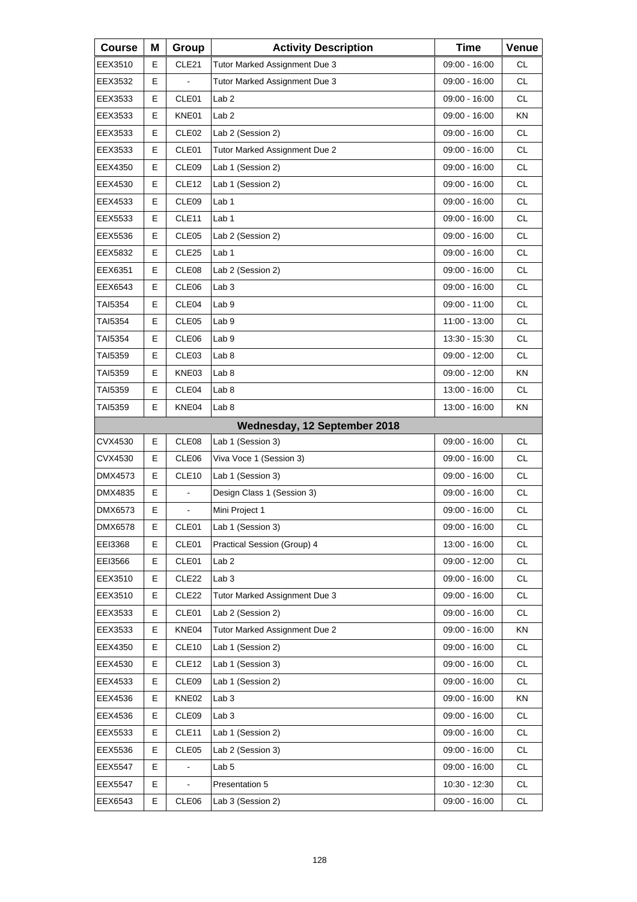| Course | M | Group | Activity Description | Time | Venue |
|---|---|---|---|---|---|
| EEX3510 | E | CLE21 | Tutor Marked Assignment Due 3 | 09:00 - 16:00 | CL |
| EEX3532 | E | - | Tutor Marked Assignment Due 3 | 09:00 - 16:00 | CL |
| EEX3533 | E | CLE01 | Lab 2 | 09:00 - 16:00 | CL |
| EEX3533 | E | KNE01 | Lab 2 | 09:00 - 16:00 | KN |
| EEX3533 | E | CLE02 | Lab 2 (Session 2) | 09:00 - 16:00 | CL |
| EEX3533 | E | CLE01 | Tutor Marked Assignment Due 2 | 09:00 - 16:00 | CL |
| EEX4350 | E | CLE09 | Lab 1 (Session 2) | 09:00 - 16:00 | CL |
| EEX4530 | E | CLE12 | Lab 1 (Session 2) | 09:00 - 16:00 | CL |
| EEX4533 | E | CLE09 | Lab 1 | 09:00 - 16:00 | CL |
| EEX5533 | E | CLE11 | Lab 1 | 09:00 - 16:00 | CL |
| EEX5536 | E | CLE05 | Lab 2 (Session 2) | 09:00 - 16:00 | CL |
| EEX5832 | E | CLE25 | Lab 1 | 09:00 - 16:00 | CL |
| EEX6351 | E | CLE08 | Lab 2 (Session 2) | 09:00 - 16:00 | CL |
| EEX6543 | E | CLE06 | Lab 3 | 09:00 - 16:00 | CL |
| TAI5354 | E | CLE04 | Lab 9 | 09:00 - 11:00 | CL |
| TAI5354 | E | CLE05 | Lab 9 | 11:00 - 13:00 | CL |
| TAI5354 | E | CLE06 | Lab 9 | 13:30 - 15:30 | CL |
| TAI5359 | E | CLE03 | Lab 8 | 09:00 - 12:00 | CL |
| TAI5359 | E | KNE03 | Lab 8 | 09:00 - 12:00 | KN |
| TAI5359 | E | CLE04 | Lab 8 | 13:00 - 16:00 | CL |
| TAI5359 | E | KNE04 | Lab 8 | 13:00 - 16:00 | KN |
| | | | **Wednesday, 12 September 2018** | | |
| CVX4530 | E | CLE08 | Lab 1 (Session 3) | 09:00 - 16:00 | CL |
| CVX4530 | E | CLE06 | Viva Voce 1 (Session 3) | 09:00 - 16:00 | CL |
| DMX4573 | E | CLE10 | Lab 1 (Session 3) | 09:00 - 16:00 | CL |
| DMX4835 | E | - | Design Class 1 (Session 3) | 09:00 - 16:00 | CL |
| DMX6573 | E | - | Mini Project 1 | 09:00 - 16:00 | CL |
| DMX6578 | E | CLE01 | Lab 1 (Session 3) | 09:00 - 16:00 | CL |
| EEI3368 | E | CLE01 | Practical Session (Group) 4 | 13:00 - 16:00 | CL |
| EEI3566 | E | CLE01 | Lab 2 | 09:00 - 12:00 | CL |
| EEX3510 | E | CLE22 | Lab 3 | 09:00 - 16:00 | CL |
| EEX3510 | E | CLE22 | Tutor Marked Assignment Due 3 | 09:00 - 16:00 | CL |
| EEX3533 | E | CLE01 | Lab 2 (Session 2) | 09:00 - 16:00 | CL |
| EEX3533 | E | KNE04 | Tutor Marked Assignment Due 2 | 09:00 - 16:00 | KN |
| EEX4350 | E | CLE10 | Lab 1 (Session 2) | 09:00 - 16:00 | CL |
| EEX4530 | E | CLE12 | Lab 1 (Session 3) | 09:00 - 16:00 | CL |
| EEX4533 | E | CLE09 | Lab 1 (Session 2) | 09:00 - 16:00 | CL |
| EEX4536 | E | KNE02 | Lab 3 | 09:00 - 16:00 | KN |
| EEX4536 | E | CLE09 | Lab 3 | 09:00 - 16:00 | CL |
| EEX5533 | E | CLE11 | Lab 1 (Session 2) | 09:00 - 16:00 | CL |
| EEX5536 | E | CLE05 | Lab 2 (Session 3) | 09:00 - 16:00 | CL |
| EEX5547 | E | - | Lab 5 | 09:00 - 16:00 | CL |
| EEX5547 | E | - | Presentation 5 | 10:30 - 12:30 | CL |
| EEX6543 | E | CLE06 | Lab 3 (Session 2) | 09:00 - 16:00 | CL |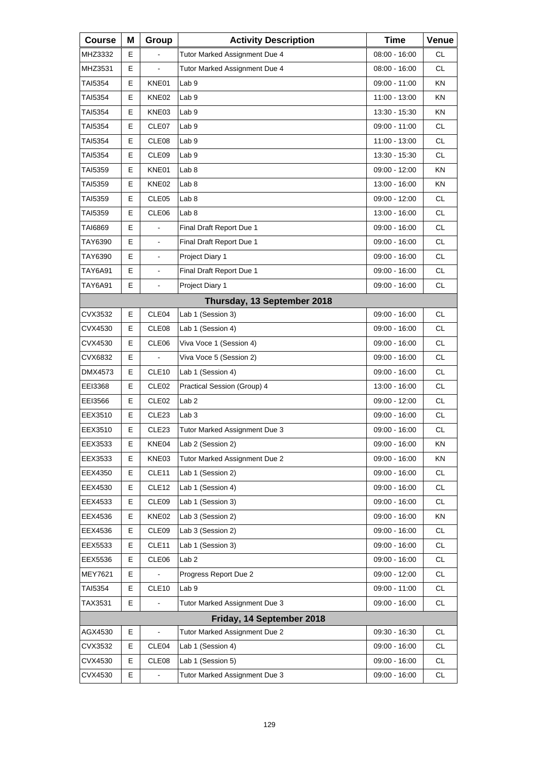| Course | M | Group | Activity Description | Time | Venue |
|---|---|---|---|---|---|
| MHZ3332 | E | - | Tutor Marked Assignment Due 4 | 08:00 - 16:00 | CL |
| MHZ3531 | E | - | Tutor Marked Assignment Due 4 | 08:00 - 16:00 | CL |
| TAI5354 | E | KNE01 | Lab 9 | 09:00 - 11:00 | KN |
| TAI5354 | E | KNE02 | Lab 9 | 11:00 - 13:00 | KN |
| TAI5354 | E | KNE03 | Lab 9 | 13:30 - 15:30 | KN |
| TAI5354 | E | CLE07 | Lab 9 | 09:00 - 11:00 | CL |
| TAI5354 | E | CLE08 | Lab 9 | 11:00 - 13:00 | CL |
| TAI5354 | E | CLE09 | Lab 9 | 13:30 - 15:30 | CL |
| TAI5359 | E | KNE01 | Lab 8 | 09:00 - 12:00 | KN |
| TAI5359 | E | KNE02 | Lab 8 | 13:00 - 16:00 | KN |
| TAI5359 | E | CLE05 | Lab 8 | 09:00 - 12:00 | CL |
| TAI5359 | E | CLE06 | Lab 8 | 13:00 - 16:00 | CL |
| TAI6869 | E | - | Final Draft Report Due 1 | 09:00 - 16:00 | CL |
| TAY6390 | E | - | Final Draft Report Due 1 | 09:00 - 16:00 | CL |
| TAY6390 | E | - | Project Diary 1 | 09:00 - 16:00 | CL |
| TAY6A91 | E | - | Final Draft Report Due 1 | 09:00 - 16:00 | CL |
| TAY6A91 | E | - | Project Diary 1 | 09:00 - 16:00 | CL |
| | | | **Thursday, 13 September 2018** | | |
| CVX3532 | E | CLE04 | Lab 1 (Session 3) | 09:00 - 16:00 | CL |
| CVX4530 | E | CLE08 | Lab 1 (Session 4) | 09:00 - 16:00 | CL |
| CVX4530 | E | CLE06 | Viva Voce 1 (Session 4) | 09:00 - 16:00 | CL |
| CVX6832 | E | - | Viva Voce 5 (Session 2) | 09:00 - 16:00 | CL |
| DMX4573 | E | CLE10 | Lab 1 (Session 4) | 09:00 - 16:00 | CL |
| EEI3368 | E | CLE02 | Practical Session (Group) 4 | 13:00 - 16:00 | CL |
| EEI3566 | E | CLE02 | Lab 2 | 09:00 - 12:00 | CL |
| EEX3510 | E | CLE23 | Lab 3 | 09:00 - 16:00 | CL |
| EEX3510 | E | CLE23 | Tutor Marked Assignment Due 3 | 09:00 - 16:00 | CL |
| EEX3533 | E | KNE04 | Lab 2 (Session 2) | 09:00 - 16:00 | KN |
| EEX3533 | E | KNE03 | Tutor Marked Assignment Due 2 | 09:00 - 16:00 | KN |
| EEX4350 | E | CLE11 | Lab 1 (Session 2) | 09:00 - 16:00 | CL |
| EEX4530 | E | CLE12 | Lab 1 (Session 4) | 09:00 - 16:00 | CL |
| EEX4533 | E | CLE09 | Lab 1 (Session 3) | 09:00 - 16:00 | CL |
| EEX4536 | E | KNE02 | Lab 3 (Session 2) | 09:00 - 16:00 | KN |
| EEX4536 | E | CLE09 | Lab 3 (Session 2) | 09:00 - 16:00 | CL |
| EEX5533 | E | CLE11 | Lab 1 (Session 3) | 09:00 - 16:00 | CL |
| EEX5536 | E | CLE06 | Lab 2 | 09:00 - 16:00 | CL |
| MEY7621 | E | - | Progress Report Due 2 | 09:00 - 12:00 | CL |
| TAI5354 | E | CLE10 | Lab 9 | 09:00 - 11:00 | CL |
| TAX3531 | E | - | Tutor Marked Assignment Due 3 | 09:00 - 16:00 | CL |
| | | | **Friday, 14 September 2018** | | |
| AGX4530 | E | - | Tutor Marked Assignment Due 2 | 09:30 - 16:30 | CL |
| CVX3532 | E | CLE04 | Lab 1 (Session 4) | 09:00 - 16:00 | CL |
| CVX4530 | E | CLE08 | Lab 1 (Session 5) | 09:00 - 16:00 | CL |
| CVX4530 | E | - | Tutor Marked Assignment Due 3 | 09:00 - 16:00 | CL |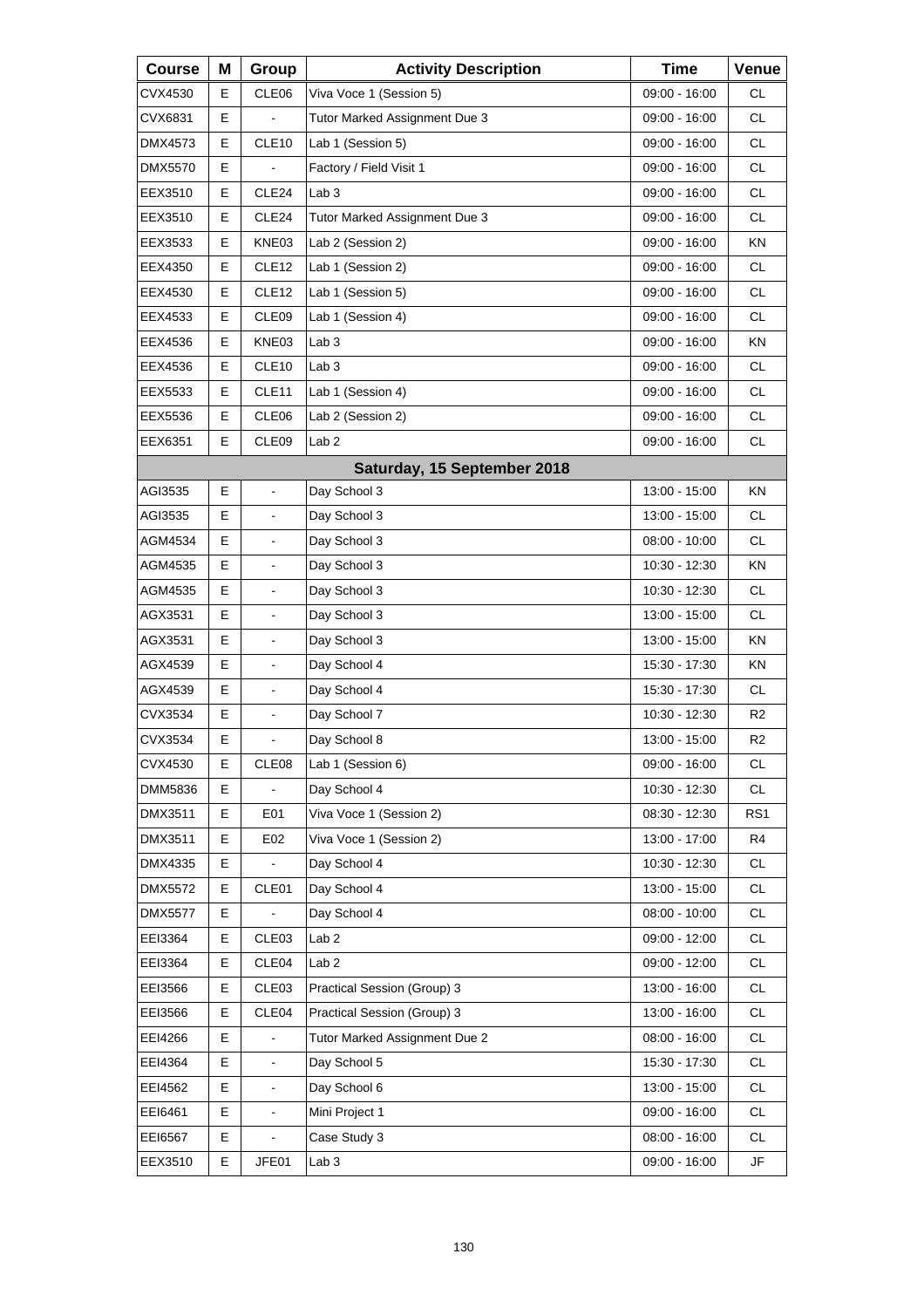| Course | M | Group | Activity Description | Time | Venue |
|---|---|---|---|---|---|
| CVX4530 | E | CLE06 | Viva Voce 1 (Session 5) | 09:00 - 16:00 | CL |
| CVX6831 | E | - | Tutor Marked Assignment Due 3 | 09:00 - 16:00 | CL |
| DMX4573 | E | CLE10 | Lab 1 (Session 5) | 09:00 - 16:00 | CL |
| DMX5570 | E | - | Factory / Field Visit 1 | 09:00 - 16:00 | CL |
| EEX3510 | E | CLE24 | Lab 3 | 09:00 - 16:00 | CL |
| EEX3510 | E | CLE24 | Tutor Marked Assignment Due 3 | 09:00 - 16:00 | CL |
| EEX3533 | E | KNE03 | Lab 2 (Session 2) | 09:00 - 16:00 | KN |
| EEX4350 | E | CLE12 | Lab 1 (Session 2) | 09:00 - 16:00 | CL |
| EEX4530 | E | CLE12 | Lab 1 (Session 5) | 09:00 - 16:00 | CL |
| EEX4533 | E | CLE09 | Lab 1 (Session 4) | 09:00 - 16:00 | CL |
| EEX4536 | E | KNE03 | Lab 3 | 09:00 - 16:00 | KN |
| EEX4536 | E | CLE10 | Lab 3 | 09:00 - 16:00 | CL |
| EEX5533 | E | CLE11 | Lab 1 (Session 4) | 09:00 - 16:00 | CL |
| EEX5536 | E | CLE06 | Lab 2 (Session 2) | 09:00 - 16:00 | CL |
| EEX6351 | E | CLE09 | Lab 2 | 09:00 - 16:00 | CL |
| | | | **Saturday, 15 September 2018** | | |
| AGI3535 | E | - | Day School 3 | 13:00 - 15:00 | KN |
| AGI3535 | E | - | Day School 3 | 13:00 - 15:00 | CL |
| AGM4534 | E | - | Day School 3 | 08:00 - 10:00 | CL |
| AGM4535 | E | - | Day School 3 | 10:30 - 12:30 | KN |
| AGM4535 | E | - | Day School 3 | 10:30 - 12:30 | CL |
| AGX3531 | E | - | Day School 3 | 13:00 - 15:00 | CL |
| AGX3531 | E | - | Day School 3 | 13:00 - 15:00 | KN |
| AGX4539 | E | - | Day School 4 | 15:30 - 17:30 | KN |
| AGX4539 | E | - | Day School 4 | 15:30 - 17:30 | CL |
| CVX3534 | E | - | Day School 7 | 10:30 - 12:30 | R2 |
| CVX3534 | E | - | Day School 8 | 13:00 - 15:00 | R2 |
| CVX4530 | E | CLE08 | Lab 1 (Session 6) | 09:00 - 16:00 | CL |
| DMM5836 | E | - | Day School 4 | 10:30 - 12:30 | CL |
| DMX3511 | E | E01 | Viva Voce 1 (Session 2) | 08:30 - 12:30 | RS1 |
| DMX3511 | E | E02 | Viva Voce 1 (Session 2) | 13:00 - 17:00 | R4 |
| DMX4335 | E | - | Day School 4 | 10:30 - 12:30 | CL |
| DMX5572 | E | CLE01 | Day School 4 | 13:00 - 15:00 | CL |
| DMX5577 | E | - | Day School 4 | 08:00 - 10:00 | CL |
| EEI3364 | E | CLE03 | Lab 2 | 09:00 - 12:00 | CL |
| EEI3364 | E | CLE04 | Lab 2 | 09:00 - 12:00 | CL |
| EEI3566 | E | CLE03 | Practical Session (Group) 3 | 13:00 - 16:00 | CL |
| EEI3566 | E | CLE04 | Practical Session (Group) 3 | 13:00 - 16:00 | CL |
| EEI4266 | E | - | Tutor Marked Assignment Due 2 | 08:00 - 16:00 | CL |
| EEI4364 | E | - | Day School 5 | 15:30 - 17:30 | CL |
| EEI4562 | E | - | Day School 6 | 13:00 - 15:00 | CL |
| EEI6461 | E | - | Mini Project 1 | 09:00 - 16:00 | CL |
| EEI6567 | E | - | Case Study 3 | 08:00 - 16:00 | CL |
| EEX3510 | E | JFE01 | Lab 3 | 09:00 - 16:00 | JF |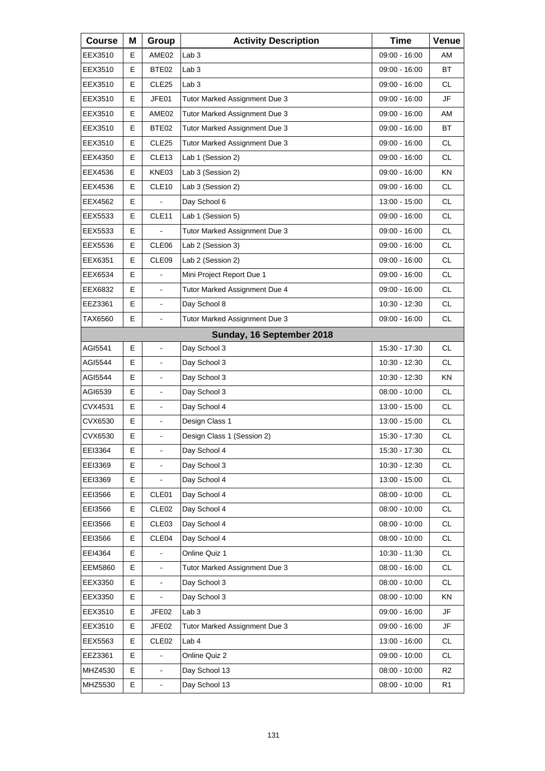| Course | M | Group | Activity Description | Time | Venue |
|---|---|---|---|---|---|
| EEX3510 | E | AME02 | Lab 3 | 09:00 - 16:00 | AM |
| EEX3510 | E | BTE02 | Lab 3 | 09:00 - 16:00 | BT |
| EEX3510 | E | CLE25 | Lab 3 | 09:00 - 16:00 | CL |
| EEX3510 | E | JFE01 | Tutor Marked Assignment Due 3 | 09:00 - 16:00 | JF |
| EEX3510 | E | AME02 | Tutor Marked Assignment Due 3 | 09:00 - 16:00 | AM |
| EEX3510 | E | BTE02 | Tutor Marked Assignment Due 3 | 09:00 - 16:00 | BT |
| EEX3510 | E | CLE25 | Tutor Marked Assignment Due 3 | 09:00 - 16:00 | CL |
| EEX4350 | E | CLE13 | Lab 1 (Session 2) | 09:00 - 16:00 | CL |
| EEX4536 | E | KNE03 | Lab 3 (Session 2) | 09:00 - 16:00 | KN |
| EEX4536 | E | CLE10 | Lab 3 (Session 2) | 09:00 - 16:00 | CL |
| EEX4562 | E | - | Day School 6 | 13:00 - 15:00 | CL |
| EEX5533 | E | CLE11 | Lab 1 (Session 5) | 09:00 - 16:00 | CL |
| EEX5533 | E | - | Tutor Marked Assignment Due 3 | 09:00 - 16:00 | CL |
| EEX5536 | E | CLE06 | Lab 2 (Session 3) | 09:00 - 16:00 | CL |
| EEX6351 | E | CLE09 | Lab 2 (Session 2) | 09:00 - 16:00 | CL |
| EEX6534 | E | - | Mini Project Report Due 1 | 09:00 - 16:00 | CL |
| EEX6832 | E | - | Tutor Marked Assignment Due 4 | 09:00 - 16:00 | CL |
| EEZ3361 | E | - | Day School 8 | 10:30 - 12:30 | CL |
| TAX6560 | E | - | Tutor Marked Assignment Due 3 | 09:00 - 16:00 | CL |
| | | | **Sunday, 16 September 2018** | | |
| AGI5541 | E | - | Day School 3 | 15:30 - 17:30 | CL |
| AGI5544 | E | - | Day School 3 | 10:30 - 12:30 | CL |
| AGI5544 | E | - | Day School 3 | 10:30 - 12:30 | KN |
| AGI6539 | E | - | Day School 3 | 08:00 - 10:00 | CL |
| CVX4531 | E | - | Day School 4 | 13:00 - 15:00 | CL |
| CVX6530 | E | - | Design Class 1 | 13:00 - 15:00 | CL |
| CVX6530 | E | - | Design Class 1 (Session 2) | 15:30 - 17:30 | CL |
| EEI3364 | E | - | Day School 4 | 15:30 - 17:30 | CL |
| EEI3369 | E | - | Day School 3 | 10:30 - 12:30 | CL |
| EEI3369 | E | - | Day School 4 | 13:00 - 15:00 | CL |
| EEI3566 | E | CLE01 | Day School 4 | 08:00 - 10:00 | CL |
| EEI3566 | E | CLE02 | Day School 4 | 08:00 - 10:00 | CL |
| EEI3566 | E | CLE03 | Day School 4 | 08:00 - 10:00 | CL |
| EEI3566 | E | CLE04 | Day School 4 | 08:00 - 10:00 | CL |
| EEI4364 | E | - | Online Quiz 1 | 10:30 - 11:30 | CL |
| EEM5860 | E | - | Tutor Marked Assignment Due 3 | 08:00 - 16:00 | CL |
| EEX3350 | E | - | Day School 3 | 08:00 - 10:00 | CL |
| EEX3350 | E | - | Day School 3 | 08:00 - 10:00 | KN |
| EEX3510 | E | JFE02 | Lab 3 | 09:00 - 16:00 | JF |
| EEX3510 | E | JFE02 | Tutor Marked Assignment Due 3 | 09:00 - 16:00 | JF |
| EEX5563 | E | CLE02 | Lab 4 | 13:00 - 16:00 | CL |
| EEZ3361 | E | - | Online Quiz 2 | 09:00 - 10:00 | CL |
| MHZ4530 | E | - | Day School 13 | 08:00 - 10:00 | R2 |
| MHZ5530 | E | - | Day School 13 | 08:00 - 10:00 | R1 |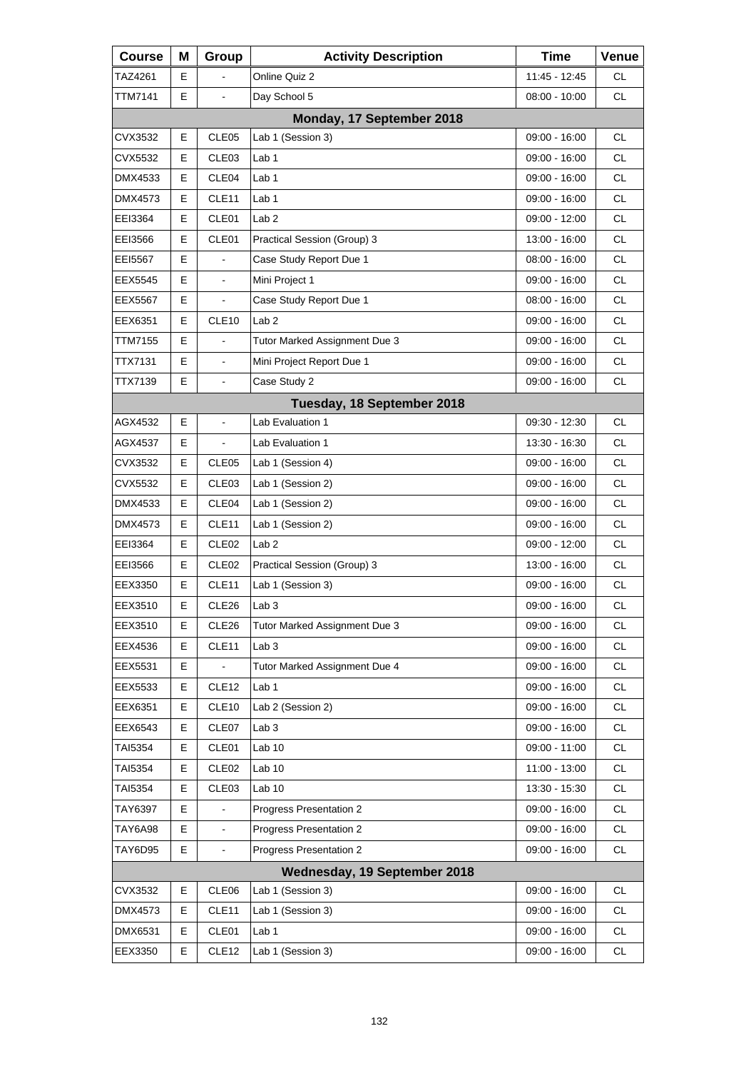| Course | M | Group | Activity Description | Time | Venue |
|---|---|---|---|---|---|
| TAZ4261 | E | - | Online Quiz 2 | 11:45 - 12:45 | CL |
| TTM7141 | E | - | Day School 5 | 08:00 - 10:00 | CL |
| **Monday, 17 September 2018** | | | | | |
| CVX3532 | E | CLE05 | Lab 1 (Session 3) | 09:00 - 16:00 | CL |
| CVX5532 | E | CLE03 | Lab 1 | 09:00 - 16:00 | CL |
| DMX4533 | E | CLE04 | Lab 1 | 09:00 - 16:00 | CL |
| DMX4573 | E | CLE11 | Lab 1 | 09:00 - 16:00 | CL |
| EEI3364 | E | CLE01 | Lab 2 | 09:00 - 12:00 | CL |
| EEI3566 | E | CLE01 | Practical Session (Group) 3 | 13:00 - 16:00 | CL |
| EEI5567 | E | - | Case Study Report Due 1 | 08:00 - 16:00 | CL |
| EEX5545 | E | - | Mini Project 1 | 09:00 - 16:00 | CL |
| EEX5567 | E | - | Case Study Report Due 1 | 08:00 - 16:00 | CL |
| EEX6351 | E | CLE10 | Lab 2 | 09:00 - 16:00 | CL |
| TTM7155 | E | - | Tutor Marked Assignment Due 3 | 09:00 - 16:00 | CL |
| TTX7131 | E | - | Mini Project Report Due 1 | 09:00 - 16:00 | CL |
| TTX7139 | E | - | Case Study 2 | 09:00 - 16:00 | CL |
| **Tuesday, 18 September 2018** | | | | | |
| AGX4532 | E | - | Lab Evaluation 1 | 09:30 - 12:30 | CL |
| AGX4537 | E | - | Lab Evaluation 1 | 13:30 - 16:30 | CL |
| CVX3532 | E | CLE05 | Lab 1 (Session 4) | 09:00 - 16:00 | CL |
| CVX5532 | E | CLE03 | Lab 1 (Session 2) | 09:00 - 16:00 | CL |
| DMX4533 | E | CLE04 | Lab 1 (Session 2) | 09:00 - 16:00 | CL |
| DMX4573 | E | CLE11 | Lab 1 (Session 2) | 09:00 - 16:00 | CL |
| EEI3364 | E | CLE02 | Lab 2 | 09:00 - 12:00 | CL |
| EEI3566 | E | CLE02 | Practical Session (Group) 3 | 13:00 - 16:00 | CL |
| EEX3350 | E | CLE11 | Lab 1 (Session 3) | 09:00 - 16:00 | CL |
| EEX3510 | E | CLE26 | Lab 3 | 09:00 - 16:00 | CL |
| EEX3510 | E | CLE26 | Tutor Marked Assignment Due 3 | 09:00 - 16:00 | CL |
| EEX4536 | E | CLE11 | Lab 3 | 09:00 - 16:00 | CL |
| EEX5531 | E | - | Tutor Marked Assignment Due 4 | 09:00 - 16:00 | CL |
| EEX5533 | E | CLE12 | Lab 1 | 09:00 - 16:00 | CL |
| EEX6351 | E | CLE10 | Lab 2 (Session 2) | 09:00 - 16:00 | CL |
| EEX6543 | E | CLE07 | Lab 3 | 09:00 - 16:00 | CL |
| TAI5354 | E | CLE01 | Lab 10 | 09:00 - 11:00 | CL |
| TAI5354 | E | CLE02 | Lab 10 | 11:00 - 13:00 | CL |
| TAI5354 | E | CLE03 | Lab 10 | 13:30 - 15:30 | CL |
| TAY6397 | E | - | Progress Presentation 2 | 09:00 - 16:00 | CL |
| TAY6A98 | E | - | Progress Presentation 2 | 09:00 - 16:00 | CL |
| TAY6D95 | E | - | Progress Presentation 2 | 09:00 - 16:00 | CL |
| **Wednesday, 19 September 2018** | | | | | |
| CVX3532 | E | CLE06 | Lab 1 (Session 3) | 09:00 - 16:00 | CL |
| DMX4573 | E | CLE11 | Lab 1 (Session 3) | 09:00 - 16:00 | CL |
| DMX6531 | E | CLE01 | Lab 1 | 09:00 - 16:00 | CL |
| EEX3350 | E | CLE12 | Lab 1 (Session 3) | 09:00 - 16:00 | CL |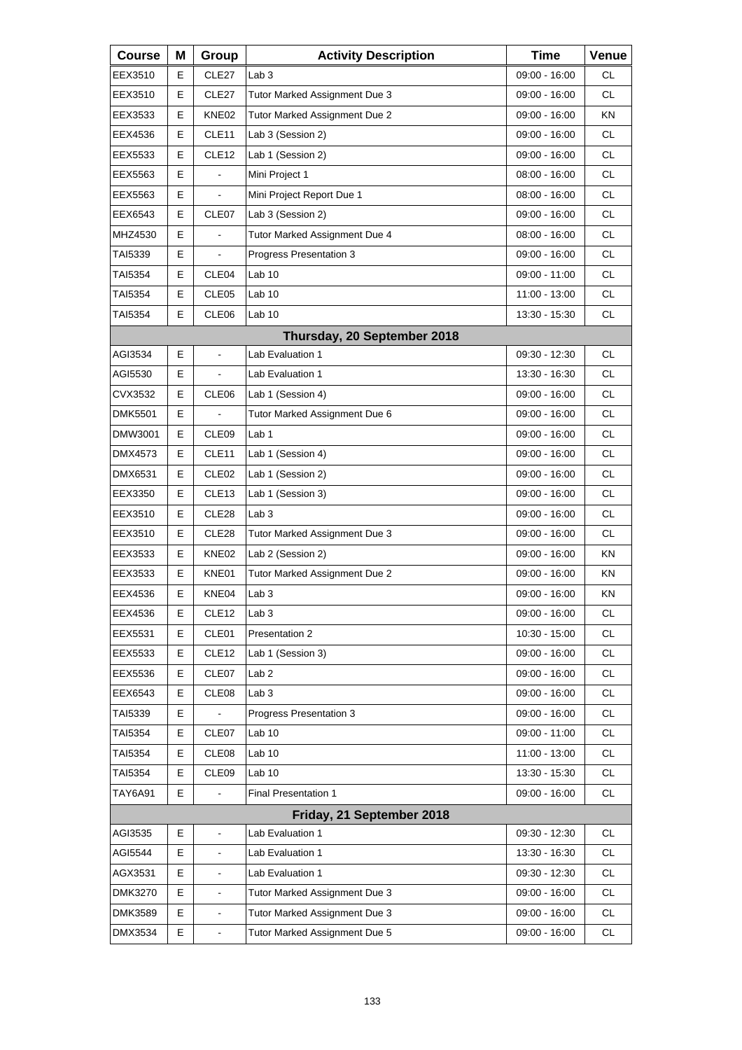| Course | M | Group | Activity Description | Time | Venue |
|---|---|---|---|---|---|
| EEX3510 | E | CLE27 | Lab 3 | 09:00 - 16:00 | CL |
| EEX3510 | E | CLE27 | Tutor Marked Assignment Due 3 | 09:00 - 16:00 | CL |
| EEX3533 | E | KNE02 | Tutor Marked Assignment Due 2 | 09:00 - 16:00 | KN |
| EEX4536 | E | CLE11 | Lab 3 (Session 2) | 09:00 - 16:00 | CL |
| EEX5533 | E | CLE12 | Lab 1 (Session 2) | 09:00 - 16:00 | CL |
| EEX5563 | E | - | Mini Project 1 | 08:00 - 16:00 | CL |
| EEX5563 | E | - | Mini Project Report Due 1 | 08:00 - 16:00 | CL |
| EEX6543 | E | CLE07 | Lab 3 (Session 2) | 09:00 - 16:00 | CL |
| MHZ4530 | E | - | Tutor Marked Assignment Due 4 | 08:00 - 16:00 | CL |
| TAI5339 | E | - | Progress Presentation 3 | 09:00 - 16:00 | CL |
| TAI5354 | E | CLE04 | Lab 10 | 09:00 - 11:00 | CL |
| TAI5354 | E | CLE05 | Lab 10 | 11:00 - 13:00 | CL |
| TAI5354 | E | CLE06 | Lab 10 | 13:30 - 15:30 | CL |
| **Thursday, 20 September 2018** | | | | | |
| AGI3534 | E | - | Lab Evaluation 1 | 09:30 - 12:30 | CL |
| AGI5530 | E | - | Lab Evaluation 1 | 13:30 - 16:30 | CL |
| CVX3532 | E | CLE06 | Lab 1 (Session 4) | 09:00 - 16:00 | CL |
| DMK5501 | E | - | Tutor Marked Assignment Due 6 | 09:00 - 16:00 | CL |
| DMW3001 | E | CLE09 | Lab 1 | 09:00 - 16:00 | CL |
| DMX4573 | E | CLE11 | Lab 1 (Session 4) | 09:00 - 16:00 | CL |
| DMX6531 | E | CLE02 | Lab 1 (Session 2) | 09:00 - 16:00 | CL |
| EEX3350 | E | CLE13 | Lab 1 (Session 3) | 09:00 - 16:00 | CL |
| EEX3510 | E | CLE28 | Lab 3 | 09:00 - 16:00 | CL |
| EEX3510 | E | CLE28 | Tutor Marked Assignment Due 3 | 09:00 - 16:00 | CL |
| EEX3533 | E | KNE02 | Lab 2 (Session 2) | 09:00 - 16:00 | KN |
| EEX3533 | E | KNE01 | Tutor Marked Assignment Due 2 | 09:00 - 16:00 | KN |
| EEX4536 | E | KNE04 | Lab 3 | 09:00 - 16:00 | KN |
| EEX4536 | E | CLE12 | Lab 3 | 09:00 - 16:00 | CL |
| EEX5531 | E | CLE01 | Presentation 2 | 10:30 - 15:00 | CL |
| EEX5533 | E | CLE12 | Lab 1 (Session 3) | 09:00 - 16:00 | CL |
| EEX5536 | E | CLE07 | Lab 2 | 09:00 - 16:00 | CL |
| EEX6543 | E | CLE08 | Lab 3 | 09:00 - 16:00 | CL |
| TAI5339 | E | - | Progress Presentation 3 | 09:00 - 16:00 | CL |
| TAI5354 | E | CLE07 | Lab 10 | 09:00 - 11:00 | CL |
| TAI5354 | E | CLE08 | Lab 10 | 11:00 - 13:00 | CL |
| TAI5354 | E | CLE09 | Lab 10 | 13:30 - 15:30 | CL |
| TAY6A91 | E | - | Final Presentation 1 | 09:00 - 16:00 | CL |
| **Friday, 21 September 2018** | | | | | |
| AGI3535 | E | - | Lab Evaluation 1 | 09:30 - 12:30 | CL |
| AGI5544 | E | - | Lab Evaluation 1 | 13:30 - 16:30 | CL |
| AGX3531 | E | - | Lab Evaluation 1 | 09:30 - 12:30 | CL |
| DMK3270 | E | - | Tutor Marked Assignment Due 3 | 09:00 - 16:00 | CL |
| DMK3589 | E | - | Tutor Marked Assignment Due 3 | 09:00 - 16:00 | CL |
| DMX3534 | E | - | Tutor Marked Assignment Due 5 | 09:00 - 16:00 | CL |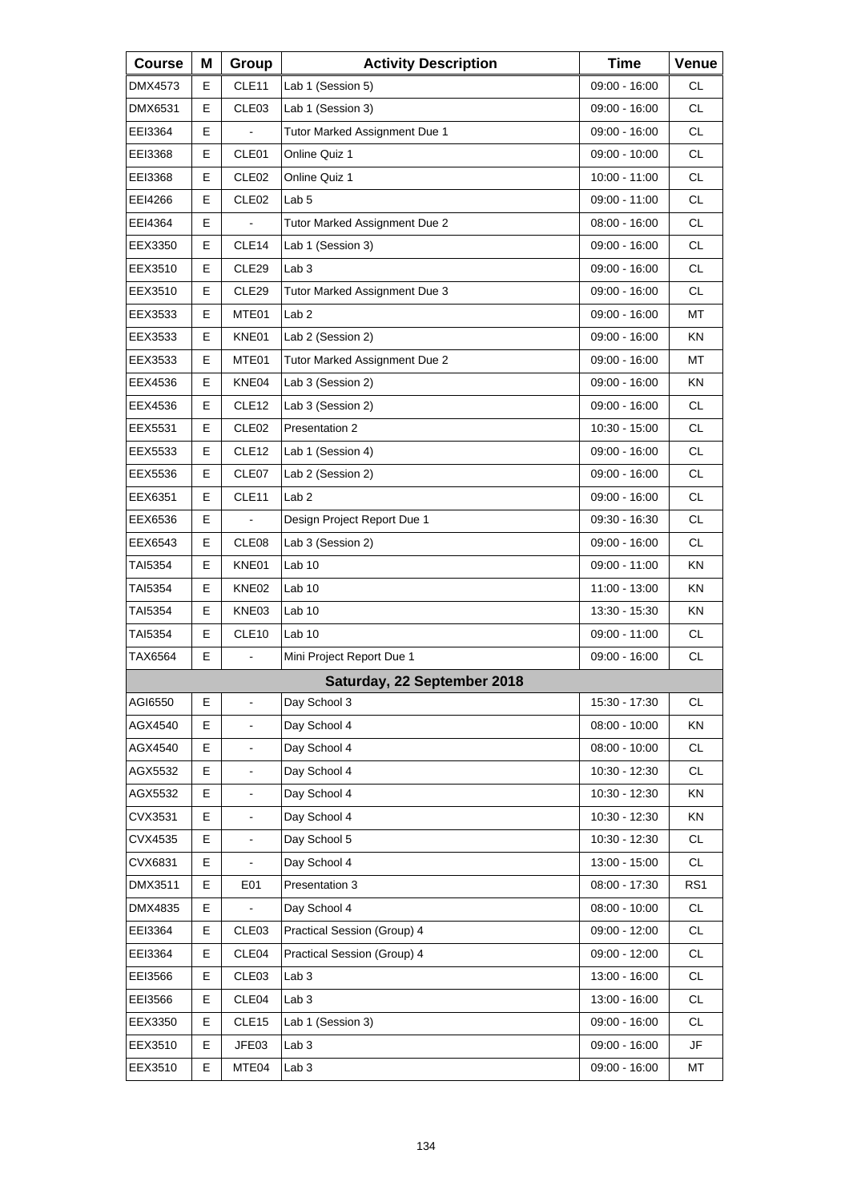| Course | M | Group | Activity Description | Time | Venue |
|---|---|---|---|---|---|
| DMX4573 | E | CLE11 | Lab 1 (Session 5) | 09:00 - 16:00 | CL |
| DMX6531 | E | CLE03 | Lab 1 (Session 3) | 09:00 - 16:00 | CL |
| EEI3364 | E | - | Tutor Marked Assignment Due 1 | 09:00 - 16:00 | CL |
| EEI3368 | E | CLE01 | Online Quiz 1 | 09:00 - 10:00 | CL |
| EEI3368 | E | CLE02 | Online Quiz 1 | 10:00 - 11:00 | CL |
| EEI4266 | E | CLE02 | Lab 5 | 09:00 - 11:00 | CL |
| EEI4364 | E | - | Tutor Marked Assignment Due 2 | 08:00 - 16:00 | CL |
| EEX3350 | E | CLE14 | Lab 1 (Session 3) | 09:00 - 16:00 | CL |
| EEX3510 | E | CLE29 | Lab 3 | 09:00 - 16:00 | CL |
| EEX3510 | E | CLE29 | Tutor Marked Assignment Due 3 | 09:00 - 16:00 | CL |
| EEX3533 | E | MTE01 | Lab 2 | 09:00 - 16:00 | MT |
| EEX3533 | E | KNE01 | Lab 2 (Session 2) | 09:00 - 16:00 | KN |
| EEX3533 | E | MTE01 | Tutor Marked Assignment Due 2 | 09:00 - 16:00 | MT |
| EEX4536 | E | KNE04 | Lab 3 (Session 2) | 09:00 - 16:00 | KN |
| EEX4536 | E | CLE12 | Lab 3 (Session 2) | 09:00 - 16:00 | CL |
| EEX5531 | E | CLE02 | Presentation 2 | 10:30 - 15:00 | CL |
| EEX5533 | E | CLE12 | Lab 1 (Session 4) | 09:00 - 16:00 | CL |
| EEX5536 | E | CLE07 | Lab 2 (Session 2) | 09:00 - 16:00 | CL |
| EEX6351 | E | CLE11 | Lab 2 | 09:00 - 16:00 | CL |
| EEX6536 | E | - | Design Project Report Due 1 | 09:30 - 16:30 | CL |
| EEX6543 | E | CLE08 | Lab 3 (Session 2) | 09:00 - 16:00 | CL |
| TAI5354 | E | KNE01 | Lab 10 | 09:00 - 11:00 | KN |
| TAI5354 | E | KNE02 | Lab 10 | 11:00 - 13:00 | KN |
| TAI5354 | E | KNE03 | Lab 10 | 13:30 - 15:30 | KN |
| TAI5354 | E | CLE10 | Lab 10 | 09:00 - 11:00 | CL |
| TAX6564 | E | - | Mini Project Report Due 1 | 09:00 - 16:00 | CL |
| | | | **Saturday, 22 September 2018** | | |
| AGI6550 | E | - | Day School 3 | 15:30 - 17:30 | CL |
| AGX4540 | E | - | Day School 4 | 08:00 - 10:00 | KN |
| AGX4540 | E | - | Day School 4 | 08:00 - 10:00 | CL |
| AGX5532 | E | - | Day School 4 | 10:30 - 12:30 | CL |
| AGX5532 | E | - | Day School 4 | 10:30 - 12:30 | KN |
| CVX3531 | E | - | Day School 4 | 10:30 - 12:30 | KN |
| CVX4535 | E | - | Day School 5 | 10:30 - 12:30 | CL |
| CVX6831 | E | - | Day School 4 | 13:00 - 15:00 | CL |
| DMX3511 | E | E01 | Presentation 3 | 08:00 - 17:30 | RS1 |
| DMX4835 | E | - | Day School 4 | 08:00 - 10:00 | CL |
| EEI3364 | E | CLE03 | Practical Session (Group) 4 | 09:00 - 12:00 | CL |
| EEI3364 | E | CLE04 | Practical Session (Group) 4 | 09:00 - 12:00 | CL |
| EEI3566 | E | CLE03 | Lab 3 | 13:00 - 16:00 | CL |
| EEI3566 | E | CLE04 | Lab 3 | 13:00 - 16:00 | CL |
| EEX3350 | E | CLE15 | Lab 1 (Session 3) | 09:00 - 16:00 | CL |
| EEX3510 | E | JFE03 | Lab 3 | 09:00 - 16:00 | JF |
| EEX3510 | E | MTE04 | Lab 3 | 09:00 - 16:00 | MT |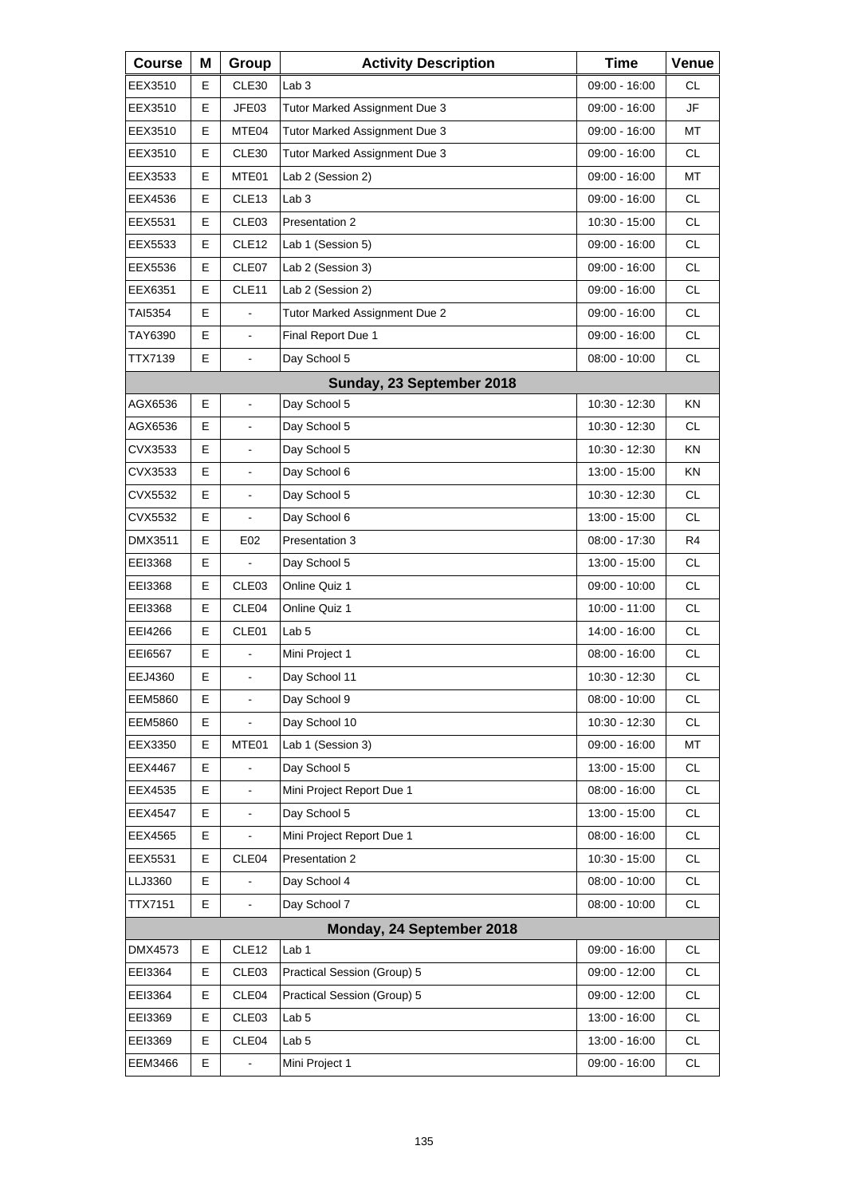| Course | M | Group | Activity Description | Time | Venue |
|---|---|---|---|---|---|
| EEX3510 | E | CLE30 | Lab 3 | 09:00 - 16:00 | CL |
| EEX3510 | E | JFE03 | Tutor Marked Assignment Due 3 | 09:00 - 16:00 | JF |
| EEX3510 | E | MTE04 | Tutor Marked Assignment Due 3 | 09:00 - 16:00 | MT |
| EEX3510 | E | CLE30 | Tutor Marked Assignment Due 3 | 09:00 - 16:00 | CL |
| EEX3533 | E | MTE01 | Lab 2 (Session 2) | 09:00 - 16:00 | MT |
| EEX4536 | E | CLE13 | Lab 3 | 09:00 - 16:00 | CL |
| EEX5531 | E | CLE03 | Presentation 2 | 10:30 - 15:00 | CL |
| EEX5533 | E | CLE12 | Lab 1 (Session 5) | 09:00 - 16:00 | CL |
| EEX5536 | E | CLE07 | Lab 2 (Session 3) | 09:00 - 16:00 | CL |
| EEX6351 | E | CLE11 | Lab 2 (Session 2) | 09:00 - 16:00 | CL |
| TAI5354 | E | - | Tutor Marked Assignment Due 2 | 09:00 - 16:00 | CL |
| TAY6390 | E | - | Final Report Due 1 | 09:00 - 16:00 | CL |
| TTX7139 | E | - | Day School 5 | 08:00 - 10:00 | CL |
| | | | **Sunday, 23 September 2018** | | |
| AGX6536 | E | - | Day School 5 | 10:30 - 12:30 | KN |
| AGX6536 | E | - | Day School 5 | 10:30 - 12:30 | CL |
| CVX3533 | E | - | Day School 5 | 10:30 - 12:30 | KN |
| CVX3533 | E | - | Day School 6 | 13:00 - 15:00 | KN |
| CVX5532 | E | - | Day School 5 | 10:30 - 12:30 | CL |
| CVX5532 | E | - | Day School 6 | 13:00 - 15:00 | CL |
| DMX3511 | E | E02 | Presentation 3 | 08:00 - 17:30 | R4 |
| EEI3368 | E | - | Day School 5 | 13:00 - 15:00 | CL |
| EEI3368 | E | CLE03 | Online Quiz 1 | 09:00 - 10:00 | CL |
| EEI3368 | E | CLE04 | Online Quiz 1 | 10:00 - 11:00 | CL |
| EEI4266 | E | CLE01 | Lab 5 | 14:00 - 16:00 | CL |
| EEI6567 | E | - | Mini Project 1 | 08:00 - 16:00 | CL |
| EEJ4360 | E | - | Day School 11 | 10:30 - 12:30 | CL |
| EEM5860 | E | - | Day School 9 | 08:00 - 10:00 | CL |
| EEM5860 | E | - | Day School 10 | 10:30 - 12:30 | CL |
| EEX3350 | E | MTE01 | Lab 1 (Session 3) | 09:00 - 16:00 | MT |
| EEX4467 | E | - | Day School 5 | 13:00 - 15:00 | CL |
| EEX4535 | E | - | Mini Project Report Due 1 | 08:00 - 16:00 | CL |
| EEX4547 | E | - | Day School 5 | 13:00 - 15:00 | CL |
| EEX4565 | E | - | Mini Project Report Due 1 | 08:00 - 16:00 | CL |
| EEX5531 | E | CLE04 | Presentation 2 | 10:30 - 15:00 | CL |
| LLJ3360 | E | - | Day School 4 | 08:00 - 10:00 | CL |
| TTX7151 | E | - | Day School 7 | 08:00 - 10:00 | CL |
| | | | **Monday, 24 September 2018** | | |
| DMX4573 | E | CLE12 | Lab 1 | 09:00 - 16:00 | CL |
| EEI3364 | E | CLE03 | Practical Session (Group) 5 | 09:00 - 12:00 | CL |
| EEI3364 | E | CLE04 | Practical Session (Group) 5 | 09:00 - 12:00 | CL |
| EEI3369 | E | CLE03 | Lab 5 | 13:00 - 16:00 | CL |
| EEI3369 | E | CLE04 | Lab 5 | 13:00 - 16:00 | CL |
| EEM3466 | E | - | Mini Project 1 | 09:00 - 16:00 | CL |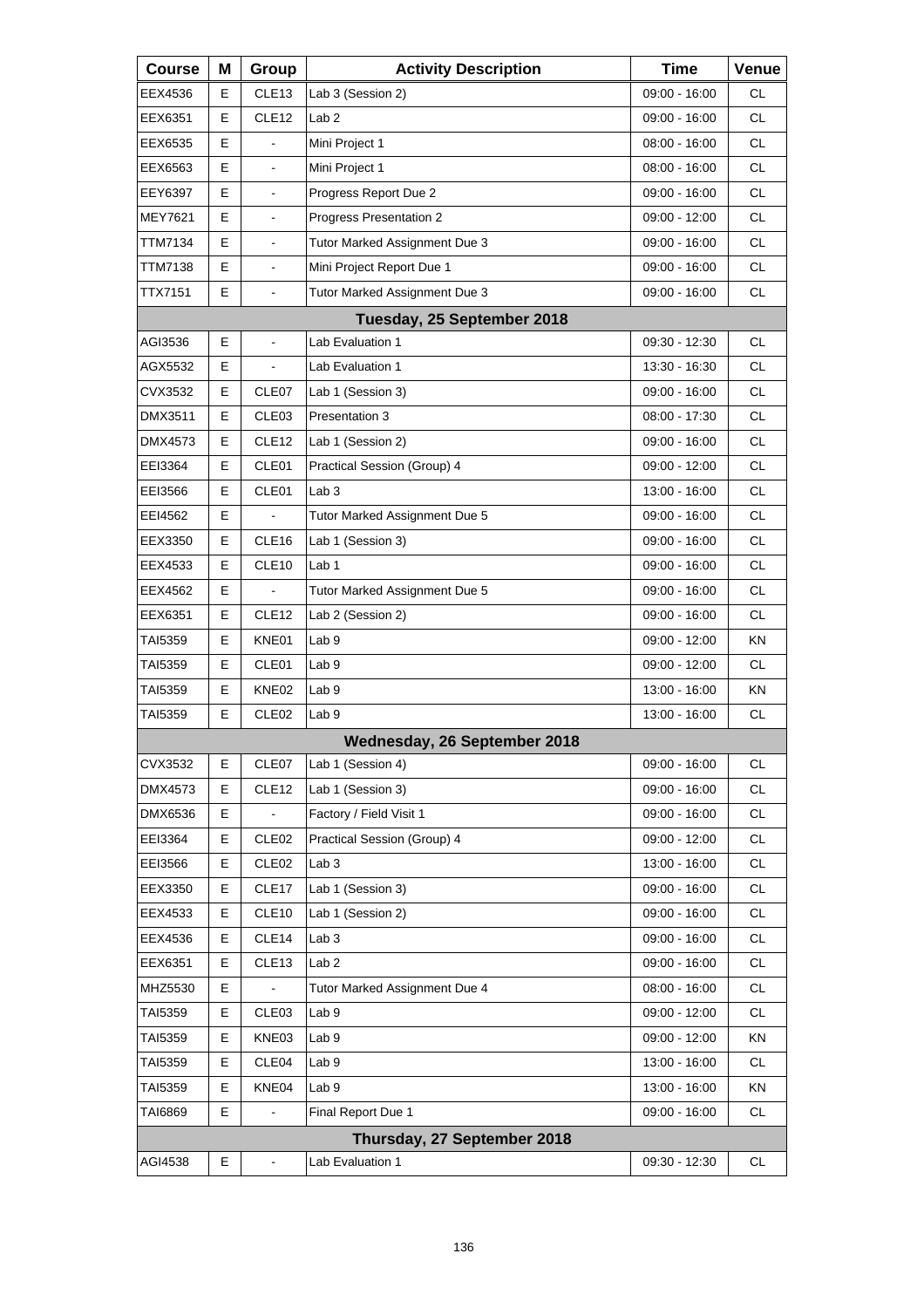| Course | M | Group | Activity Description | Time | Venue |
|---|---|---|---|---|---|
| EEX4536 | E | CLE13 | Lab 3 (Session 2) | 09:00 - 16:00 | CL |
| EEX6351 | E | CLE12 | Lab 2 | 09:00 - 16:00 | CL |
| EEX6535 | E | - | Mini Project 1 | 08:00 - 16:00 | CL |
| EEX6563 | E | - | Mini Project 1 | 08:00 - 16:00 | CL |
| EEY6397 | E | - | Progress Report Due 2 | 09:00 - 16:00 | CL |
| MEY7621 | E | - | Progress Presentation 2 | 09:00 - 12:00 | CL |
| TTM7134 | E | - | Tutor Marked Assignment Due 3 | 09:00 - 16:00 | CL |
| TTM7138 | E | - | Mini Project Report Due 1 | 09:00 - 16:00 | CL |
| TTX7151 | E | - | Tutor Marked Assignment Due 3 | 09:00 - 16:00 | CL |
| **Tuesday, 25 September 2018** | | | | | |
| AGI3536 | E | - | Lab Evaluation 1 | 09:30 - 12:30 | CL |
| AGX5532 | E | - | Lab Evaluation 1 | 13:30 - 16:30 | CL |
| CVX3532 | E | CLE07 | Lab 1 (Session 3) | 09:00 - 16:00 | CL |
| DMX3511 | E | CLE03 | Presentation 3 | 08:00 - 17:30 | CL |
| DMX4573 | E | CLE12 | Lab 1 (Session 2) | 09:00 - 16:00 | CL |
| EEI3364 | E | CLE01 | Practical Session (Group) 4 | 09:00 - 12:00 | CL |
| EEI3566 | E | CLE01 | Lab 3 | 13:00 - 16:00 | CL |
| EEI4562 | E | - | Tutor Marked Assignment Due 5 | 09:00 - 16:00 | CL |
| EEX3350 | E | CLE16 | Lab 1 (Session 3) | 09:00 - 16:00 | CL |
| EEX4533 | E | CLE10 | Lab 1 | 09:00 - 16:00 | CL |
| EEX4562 | E | - | Tutor Marked Assignment Due 5 | 09:00 - 16:00 | CL |
| EEX6351 | E | CLE12 | Lab 2 (Session 2) | 09:00 - 16:00 | CL |
| TAI5359 | E | KNE01 | Lab 9 | 09:00 - 12:00 | KN |
| TAI5359 | E | CLE01 | Lab 9 | 09:00 - 12:00 | CL |
| TAI5359 | E | KNE02 | Lab 9 | 13:00 - 16:00 | KN |
| TAI5359 | E | CLE02 | Lab 9 | 13:00 - 16:00 | CL |
| **Wednesday, 26 September 2018** | | | | | |
| CVX3532 | E | CLE07 | Lab 1 (Session 4) | 09:00 - 16:00 | CL |
| DMX4573 | E | CLE12 | Lab 1 (Session 3) | 09:00 - 16:00 | CL |
| DMX6536 | E | - | Factory / Field Visit 1 | 09:00 - 16:00 | CL |
| EEI3364 | E | CLE02 | Practical Session (Group) 4 | 09:00 - 12:00 | CL |
| EEI3566 | E | CLE02 | Lab 3 | 13:00 - 16:00 | CL |
| EEX3350 | E | CLE17 | Lab 1 (Session 3) | 09:00 - 16:00 | CL |
| EEX4533 | E | CLE10 | Lab 1 (Session 2) | 09:00 - 16:00 | CL |
| EEX4536 | E | CLE14 | Lab 3 | 09:00 - 16:00 | CL |
| EEX6351 | E | CLE13 | Lab 2 | 09:00 - 16:00 | CL |
| MHZ5530 | E | - | Tutor Marked Assignment Due 4 | 08:00 - 16:00 | CL |
| TAI5359 | E | CLE03 | Lab 9 | 09:00 - 12:00 | CL |
| TAI5359 | E | KNE03 | Lab 9 | 09:00 - 12:00 | KN |
| TAI5359 | E | CLE04 | Lab 9 | 13:00 - 16:00 | CL |
| TAI5359 | E | KNE04 | Lab 9 | 13:00 - 16:00 | KN |
| TAI6869 | E | - | Final Report Due 1 | 09:00 - 16:00 | CL |
| **Thursday, 27 September 2018** | | | | | |
| AGI4538 | E | - | Lab Evaluation 1 | 09:30 - 12:30 | CL |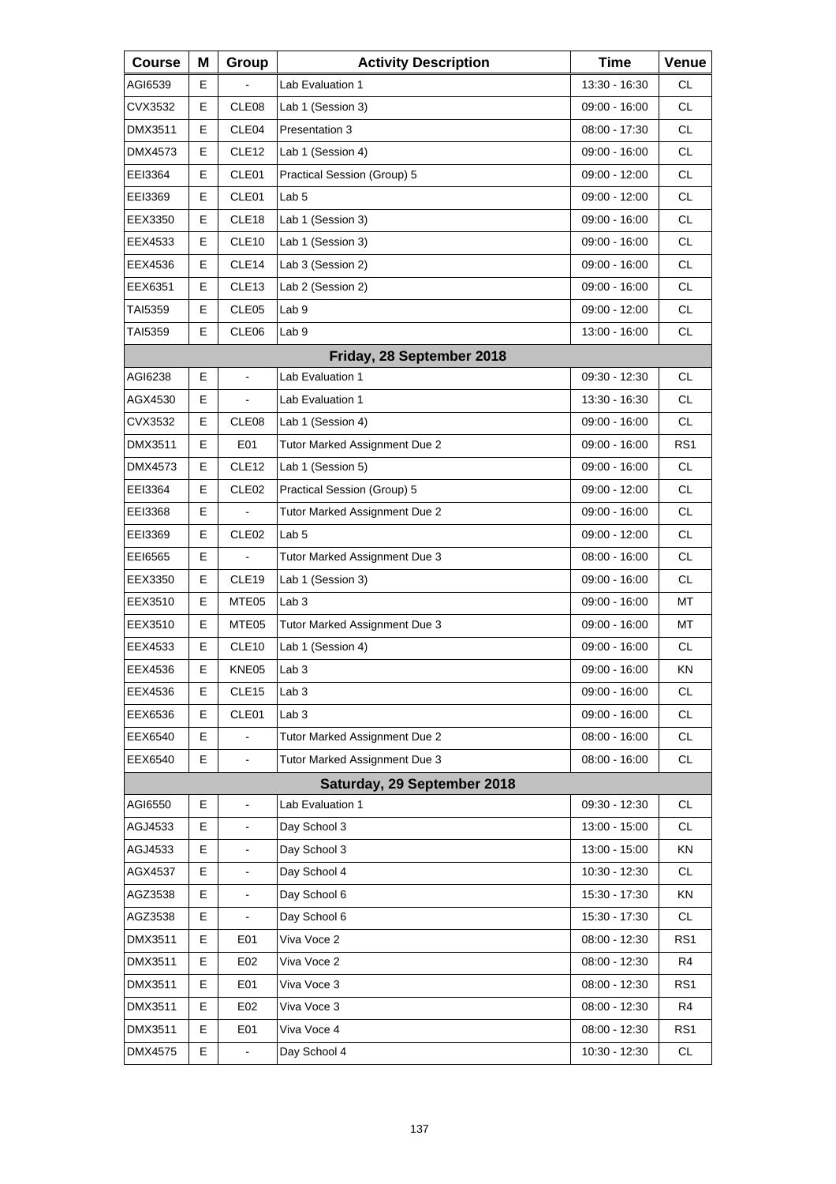| Course | M | Group | Activity Description | Time | Venue |
|---|---|---|---|---|---|
| AGI6539 | E | - | Lab Evaluation 1 | 13:30 - 16:30 | CL |
| CVX3532 | E | CLE08 | Lab 1 (Session 3) | 09:00 - 16:00 | CL |
| DMX3511 | E | CLE04 | Presentation 3 | 08:00 - 17:30 | CL |
| DMX4573 | E | CLE12 | Lab 1 (Session 4) | 09:00 - 16:00 | CL |
| EEI3364 | E | CLE01 | Practical Session (Group) 5 | 09:00 - 12:00 | CL |
| EEI3369 | E | CLE01 | Lab 5 | 09:00 - 12:00 | CL |
| EEX3350 | E | CLE18 | Lab 1 (Session 3) | 09:00 - 16:00 | CL |
| EEX4533 | E | CLE10 | Lab 1 (Session 3) | 09:00 - 16:00 | CL |
| EEX4536 | E | CLE14 | Lab 3 (Session 2) | 09:00 - 16:00 | CL |
| EEX6351 | E | CLE13 | Lab 2 (Session 2) | 09:00 - 16:00 | CL |
| TAI5359 | E | CLE05 | Lab 9 | 09:00 - 12:00 | CL |
| TAI5359 | E | CLE06 | Lab 9 | 13:00 - 16:00 | CL |
| **Friday, 28 September 2018** | | | | | |
| AGI6238 | E | - | Lab Evaluation 1 | 09:30 - 12:30 | CL |
| AGX4530 | E | - | Lab Evaluation 1 | 13:30 - 16:30 | CL |
| CVX3532 | E | CLE08 | Lab 1 (Session 4) | 09:00 - 16:00 | CL |
| DMX3511 | E | E01 | Tutor Marked Assignment Due 2 | 09:00 - 16:00 | RS1 |
| DMX4573 | E | CLE12 | Lab 1 (Session 5) | 09:00 - 16:00 | CL |
| EEI3364 | E | CLE02 | Practical Session (Group) 5 | 09:00 - 12:00 | CL |
| EEI3368 | E | - | Tutor Marked Assignment Due 2 | 09:00 - 16:00 | CL |
| EEI3369 | E | CLE02 | Lab 5 | 09:00 - 12:00 | CL |
| EEI6565 | E | - | Tutor Marked Assignment Due 3 | 08:00 - 16:00 | CL |
| EEX3350 | E | CLE19 | Lab 1 (Session 3) | 09:00 - 16:00 | CL |
| EEX3510 | E | MTE05 | Lab 3 | 09:00 - 16:00 | MT |
| EEX3510 | E | MTE05 | Tutor Marked Assignment Due 3 | 09:00 - 16:00 | MT |
| EEX4533 | E | CLE10 | Lab 1 (Session 4) | 09:00 - 16:00 | CL |
| EEX4536 | E | KNE05 | Lab 3 | 09:00 - 16:00 | KN |
| EEX4536 | E | CLE15 | Lab 3 | 09:00 - 16:00 | CL |
| EEX6536 | E | CLE01 | Lab 3 | 09:00 - 16:00 | CL |
| EEX6540 | E | - | Tutor Marked Assignment Due 2 | 08:00 - 16:00 | CL |
| EEX6540 | E | - | Tutor Marked Assignment Due 3 | 08:00 - 16:00 | CL |
| **Saturday, 29 September 2018** | | | | | |
| AGI6550 | E | - | Lab Evaluation 1 | 09:30 - 12:30 | CL |
| AGJ4533 | E | - | Day School 3 | 13:00 - 15:00 | CL |
| AGJ4533 | E | - | Day School 3 | 13:00 - 15:00 | KN |
| AGX4537 | E | - | Day School 4 | 10:30 - 12:30 | CL |
| AGZ3538 | E | - | Day School 6 | 15:30 - 17:30 | KN |
| AGZ3538 | E | - | Day School 6 | 15:30 - 17:30 | CL |
| DMX3511 | E | E01 | Viva Voce 2 | 08:00 - 12:30 | RS1 |
| DMX3511 | E | E02 | Viva Voce 2 | 08:00 - 12:30 | R4 |
| DMX3511 | E | E01 | Viva Voce 3 | 08:00 - 12:30 | RS1 |
| DMX3511 | E | E02 | Viva Voce 3 | 08:00 - 12:30 | R4 |
| DMX3511 | E | E01 | Viva Voce 4 | 08:00 - 12:30 | RS1 |
| DMX4575 | E | - | Day School 4 | 10:30 - 12:30 | CL |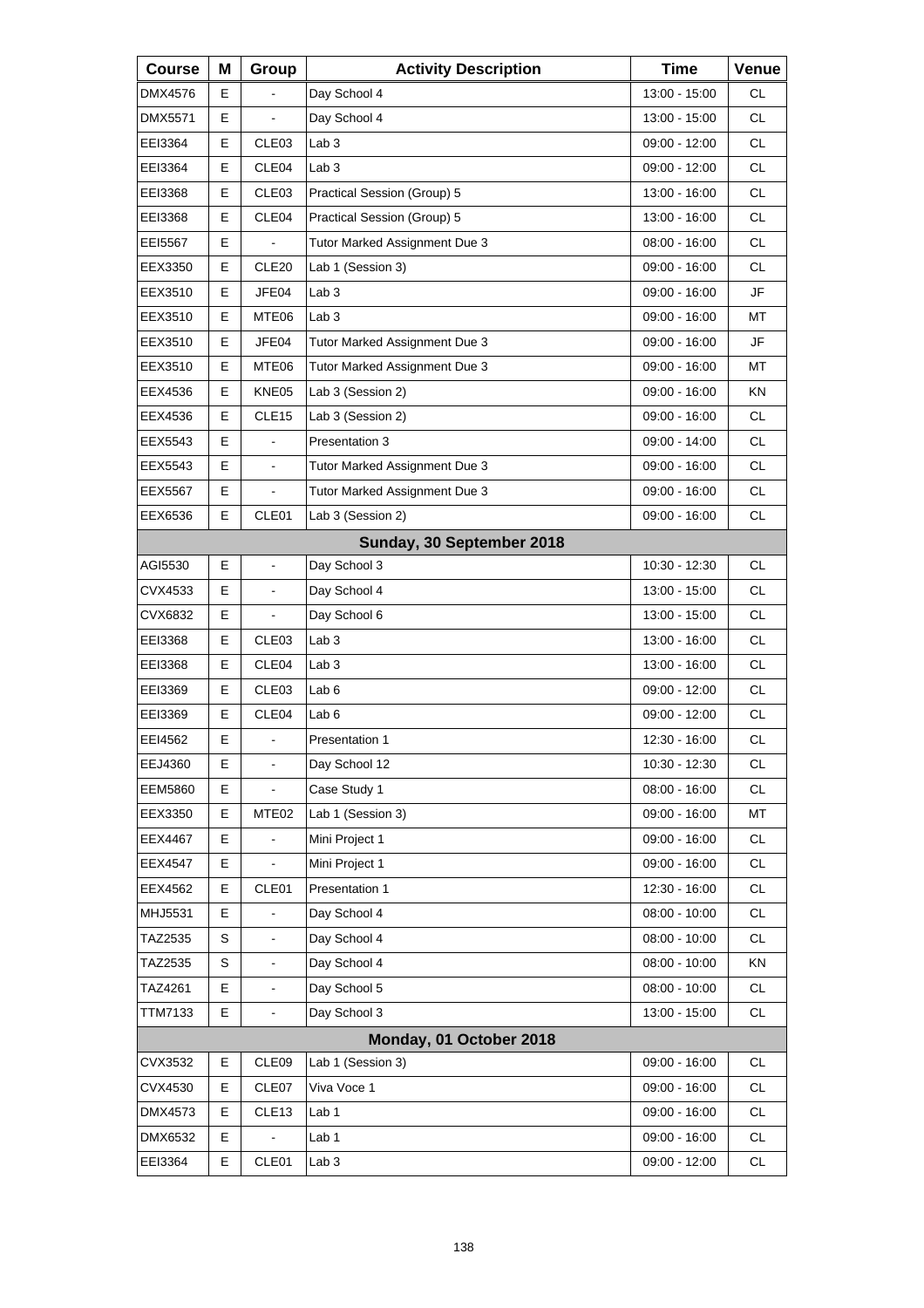| Course | M | Group | Activity Description | Time | Venue |
|---|---|---|---|---|---|
| DMX4576 | E | - | Day School 4 | 13:00 - 15:00 | CL |
| DMX5571 | E | - | Day School 4 | 13:00 - 15:00 | CL |
| EEI3364 | E | CLE03 | Lab 3 | 09:00 - 12:00 | CL |
| EEI3364 | E | CLE04 | Lab 3 | 09:00 - 12:00 | CL |
| EEI3368 | E | CLE03 | Practical Session (Group) 5 | 13:00 - 16:00 | CL |
| EEI3368 | E | CLE04 | Practical Session (Group) 5 | 13:00 - 16:00 | CL |
| EEI5567 | E | - | Tutor Marked Assignment Due 3 | 08:00 - 16:00 | CL |
| EEX3350 | E | CLE20 | Lab 1 (Session 3) | 09:00 - 16:00 | CL |
| EEX3510 | E | JFE04 | Lab 3 | 09:00 - 16:00 | JF |
| EEX3510 | E | MTE06 | Lab 3 | 09:00 - 16:00 | MT |
| EEX3510 | E | JFE04 | Tutor Marked Assignment Due 3 | 09:00 - 16:00 | JF |
| EEX3510 | E | MTE06 | Tutor Marked Assignment Due 3 | 09:00 - 16:00 | MT |
| EEX4536 | E | KNE05 | Lab 3 (Session 2) | 09:00 - 16:00 | KN |
| EEX4536 | E | CLE15 | Lab 3 (Session 2) | 09:00 - 16:00 | CL |
| EEX5543 | E | - | Presentation 3 | 09:00 - 14:00 | CL |
| EEX5543 | E | - | Tutor Marked Assignment Due 3 | 09:00 - 16:00 | CL |
| EEX5567 | E | - | Tutor Marked Assignment Due 3 | 09:00 - 16:00 | CL |
| EEX6536 | E | CLE01 | Lab 3 (Session 2) | 09:00 - 16:00 | CL |
| | | | **Sunday, 30 September 2018** | | |
| AGI5530 | E | - | Day School 3 | 10:30 - 12:30 | CL |
| CVX4533 | E | - | Day School 4 | 13:00 - 15:00 | CL |
| CVX6832 | E | - | Day School 6 | 13:00 - 15:00 | CL |
| EEI3368 | E | CLE03 | Lab 3 | 13:00 - 16:00 | CL |
| EEI3368 | E | CLE04 | Lab 3 | 13:00 - 16:00 | CL |
| EEI3369 | E | CLE03 | Lab 6 | 09:00 - 12:00 | CL |
| EEI3369 | E | CLE04 | Lab 6 | 09:00 - 12:00 | CL |
| EEI4562 | E | - | Presentation 1 | 12:30 - 16:00 | CL |
| EEJ4360 | E | - | Day School 12 | 10:30 - 12:30 | CL |
| EEM5860 | E | - | Case Study 1 | 08:00 - 16:00 | CL |
| EEX3350 | E | MTE02 | Lab 1 (Session 3) | 09:00 - 16:00 | MT |
| EEX4467 | E | - | Mini Project 1 | 09:00 - 16:00 | CL |
| EEX4547 | E | - | Mini Project 1 | 09:00 - 16:00 | CL |
| EEX4562 | E | CLE01 | Presentation 1 | 12:30 - 16:00 | CL |
| MHJ5531 | E | - | Day School 4 | 08:00 - 10:00 | CL |
| TAZ2535 | S | - | Day School 4 | 08:00 - 10:00 | CL |
| TAZ2535 | S | - | Day School 4 | 08:00 - 10:00 | KN |
| TAZ4261 | E | - | Day School 5 | 08:00 - 10:00 | CL |
| TTM7133 | E | - | Day School 3 | 13:00 - 15:00 | CL |
| | | | **Monday, 01 October 2018** | | |
| CVX3532 | E | CLE09 | Lab 1 (Session 3) | 09:00 - 16:00 | CL |
| CVX4530 | E | CLE07 | Viva Voce 1 | 09:00 - 16:00 | CL |
| DMX4573 | E | CLE13 | Lab 1 | 09:00 - 16:00 | CL |
| DMX6532 | E | - | Lab 1 | 09:00 - 16:00 | CL |
| EEI3364 | E | CLE01 | Lab 3 | 09:00 - 12:00 | CL |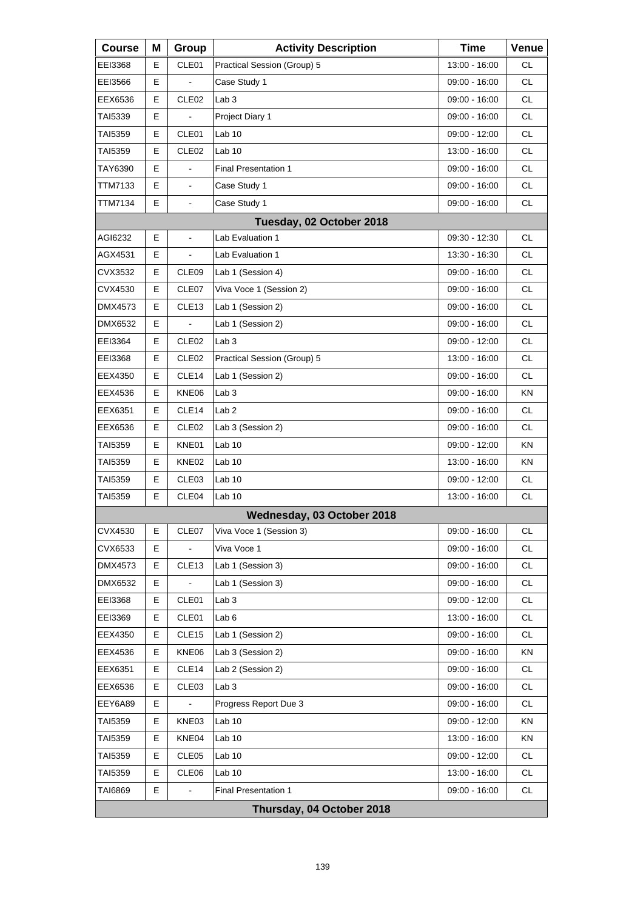| Course | M | Group | Activity Description | Time | Venue |
|---|---|---|---|---|---|
| EEI3368 | E | CLE01 | Practical Session (Group) 5 | 13:00 - 16:00 | CL |
| EEI3566 | E | - | Case Study 1 | 09:00 - 16:00 | CL |
| EEX6536 | E | CLE02 | Lab 3 | 09:00 - 16:00 | CL |
| TAI5339 | E | - | Project Diary 1 | 09:00 - 16:00 | CL |
| TAI5359 | E | CLE01 | Lab 10 | 09:00 - 12:00 | CL |
| TAI5359 | E | CLE02 | Lab 10 | 13:00 - 16:00 | CL |
| TAY6390 | E | - | Final Presentation 1 | 09:00 - 16:00 | CL |
| TTM7133 | E | - | Case Study 1 | 09:00 - 16:00 | CL |
| TTM7134 | E | - | Case Study 1 | 09:00 - 16:00 | CL |
| | | | **Tuesday, 02 October 2018** | | |
| AGI6232 | E | - | Lab Evaluation 1 | 09:30 - 12:30 | CL |
| AGX4531 | E | - | Lab Evaluation 1 | 13:30 - 16:30 | CL |
| CVX3532 | E | CLE09 | Lab 1 (Session 4) | 09:00 - 16:00 | CL |
| CVX4530 | E | CLE07 | Viva Voce 1 (Session 2) | 09:00 - 16:00 | CL |
| DMX4573 | E | CLE13 | Lab 1 (Session 2) | 09:00 - 16:00 | CL |
| DMX6532 | E | - | Lab 1 (Session 2) | 09:00 - 16:00 | CL |
| EEI3364 | E | CLE02 | Lab 3 | 09:00 - 12:00 | CL |
| EEI3368 | E | CLE02 | Practical Session (Group) 5 | 13:00 - 16:00 | CL |
| EEX4350 | E | CLE14 | Lab 1 (Session 2) | 09:00 - 16:00 | CL |
| EEX4536 | E | KNE06 | Lab 3 | 09:00 - 16:00 | KN |
| EEX6351 | E | CLE14 | Lab 2 | 09:00 - 16:00 | CL |
| EEX6536 | E | CLE02 | Lab 3 (Session 2) | 09:00 - 16:00 | CL |
| TAI5359 | E | KNE01 | Lab 10 | 09:00 - 12:00 | KN |
| TAI5359 | E | KNE02 | Lab 10 | 13:00 - 16:00 | KN |
| TAI5359 | E | CLE03 | Lab 10 | 09:00 - 12:00 | CL |
| TAI5359 | E | CLE04 | Lab 10 | 13:00 - 16:00 | CL |
| | | | **Wednesday, 03 October 2018** | | |
| CVX4530 | E | CLE07 | Viva Voce 1 (Session 3) | 09:00 - 16:00 | CL |
| CVX6533 | E | - | Viva Voce 1 | 09:00 - 16:00 | CL |
| DMX4573 | E | CLE13 | Lab 1 (Session 3) | 09:00 - 16:00 | CL |
| DMX6532 | E | - | Lab 1 (Session 3) | 09:00 - 16:00 | CL |
| EEI3368 | E | CLE01 | Lab 3 | 09:00 - 12:00 | CL |
| EEI3369 | E | CLE01 | Lab 6 | 13:00 - 16:00 | CL |
| EEX4350 | E | CLE15 | Lab 1 (Session 2) | 09:00 - 16:00 | CL |
| EEX4536 | E | KNE06 | Lab 3 (Session 2) | 09:00 - 16:00 | KN |
| EEX6351 | E | CLE14 | Lab 2 (Session 2) | 09:00 - 16:00 | CL |
| EEX6536 | E | CLE03 | Lab 3 | 09:00 - 16:00 | CL |
| EEY6A89 | E | - | Progress Report Due 3 | 09:00 - 16:00 | CL |
| TAI5359 | E | KNE03 | Lab 10 | 09:00 - 12:00 | KN |
| TAI5359 | E | KNE04 | Lab 10 | 13:00 - 16:00 | KN |
| TAI5359 | E | CLE05 | Lab 10 | 09:00 - 12:00 | CL |
| TAI5359 | E | CLE06 | Lab 10 | 13:00 - 16:00 | CL |
| TAI6869 | E | - | Final Presentation 1 | 09:00 - 16:00 | CL |
| | | | **Thursday, 04 October 2018** | | |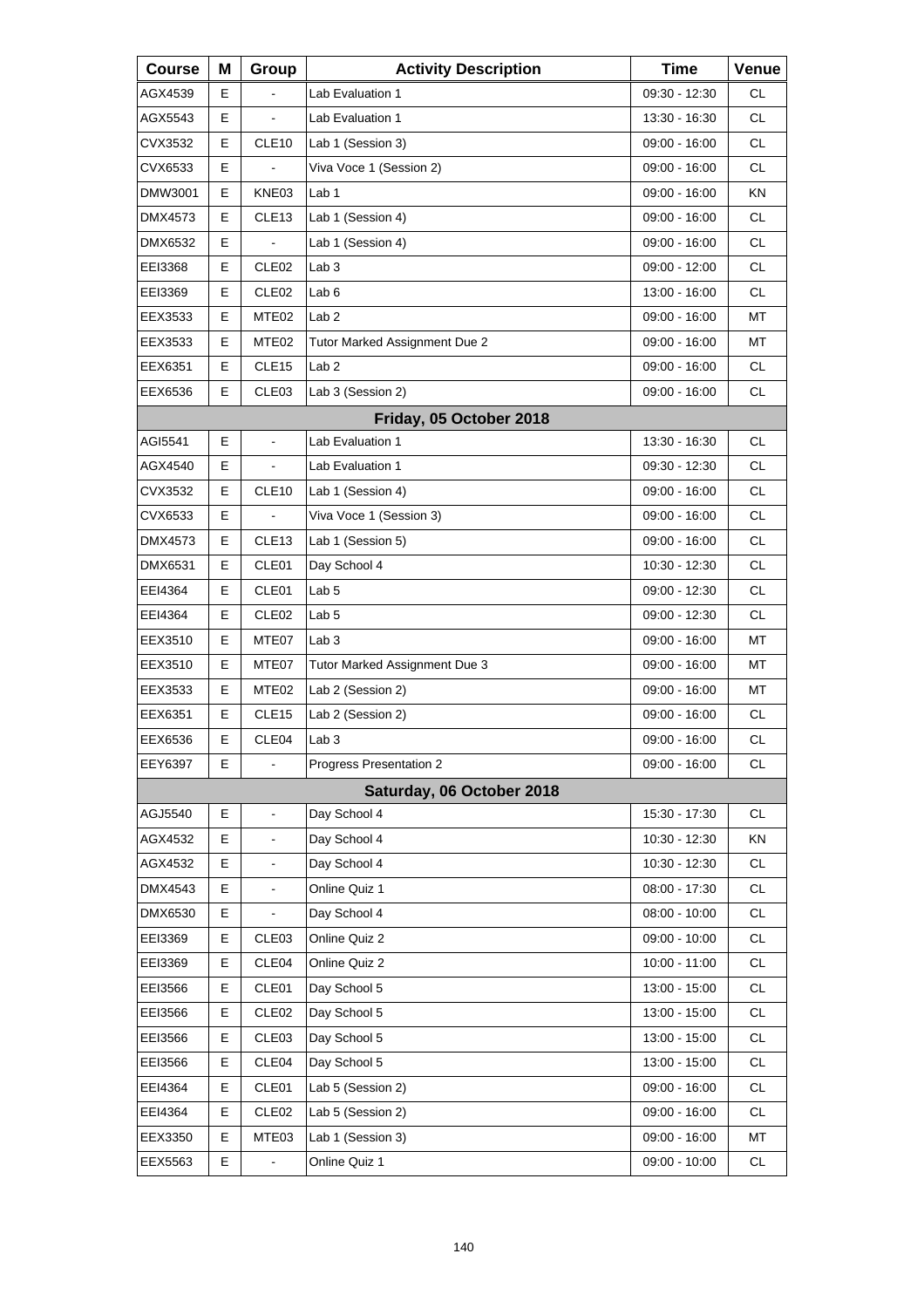| Course | M | Group | Activity Description | Time | Venue |
|---|---|---|---|---|---|
| AGX4539 | E | - | Lab Evaluation 1 | 09:30 - 12:30 | CL |
| AGX5543 | E | - | Lab Evaluation 1 | 13:30 - 16:30 | CL |
| CVX3532 | E | CLE10 | Lab 1 (Session 3) | 09:00 - 16:00 | CL |
| CVX6533 | E | - | Viva Voce 1 (Session 2) | 09:00 - 16:00 | CL |
| DMW3001 | E | KNE03 | Lab 1 | 09:00 - 16:00 | KN |
| DMX4573 | E | CLE13 | Lab 1 (Session 4) | 09:00 - 16:00 | CL |
| DMX6532 | E | - | Lab 1 (Session 4) | 09:00 - 16:00 | CL |
| EEI3368 | E | CLE02 | Lab 3 | 09:00 - 12:00 | CL |
| EEI3369 | E | CLE02 | Lab 6 | 13:00 - 16:00 | CL |
| EEX3533 | E | MTE02 | Lab 2 | 09:00 - 16:00 | MT |
| EEX3533 | E | MTE02 | Tutor Marked Assignment Due 2 | 09:00 - 16:00 | MT |
| EEX6351 | E | CLE15 | Lab 2 | 09:00 - 16:00 | CL |
| EEX6536 | E | CLE03 | Lab 3 (Session 2) | 09:00 - 16:00 | CL |
| **Friday, 05 October 2018** | | | | | |
| AGI5541 | E | - | Lab Evaluation 1 | 13:30 - 16:30 | CL |
| AGX4540 | E | - | Lab Evaluation 1 | 09:30 - 12:30 | CL |
| CVX3532 | E | CLE10 | Lab 1 (Session 4) | 09:00 - 16:00 | CL |
| CVX6533 | E | - | Viva Voce 1 (Session 3) | 09:00 - 16:00 | CL |
| DMX4573 | E | CLE13 | Lab 1 (Session 5) | 09:00 - 16:00 | CL |
| DMX6531 | E | CLE01 | Day School 4 | 10:30 - 12:30 | CL |
| EEI4364 | E | CLE01 | Lab 5 | 09:00 - 12:30 | CL |
| EEI4364 | E | CLE02 | Lab 5 | 09:00 - 12:30 | CL |
| EEX3510 | E | MTE07 | Lab 3 | 09:00 - 16:00 | MT |
| EEX3510 | E | MTE07 | Tutor Marked Assignment Due 3 | 09:00 - 16:00 | MT |
| EEX3533 | E | MTE02 | Lab 2 (Session 2) | 09:00 - 16:00 | MT |
| EEX6351 | E | CLE15 | Lab 2 (Session 2) | 09:00 - 16:00 | CL |
| EEX6536 | E | CLE04 | Lab 3 | 09:00 - 16:00 | CL |
| EEY6397 | E | - | Progress Presentation 2 | 09:00 - 16:00 | CL |
| **Saturday, 06 October 2018** | | | | | |
| AGJ5540 | E | - | Day School 4 | 15:30 - 17:30 | CL |
| AGX4532 | E | - | Day School 4 | 10:30 - 12:30 | KN |
| AGX4532 | E | - | Day School 4 | 10:30 - 12:30 | CL |
| DMX4543 | E | - | Online Quiz 1 | 08:00 - 17:30 | CL |
| DMX6530 | E | - | Day School 4 | 08:00 - 10:00 | CL |
| EEI3369 | E | CLE03 | Online Quiz 2 | 09:00 - 10:00 | CL |
| EEI3369 | E | CLE04 | Online Quiz 2 | 10:00 - 11:00 | CL |
| EEI3566 | E | CLE01 | Day School 5 | 13:00 - 15:00 | CL |
| EEI3566 | E | CLE02 | Day School 5 | 13:00 - 15:00 | CL |
| EEI3566 | E | CLE03 | Day School 5 | 13:00 - 15:00 | CL |
| EEI3566 | E | CLE04 | Day School 5 | 13:00 - 15:00 | CL |
| EEI4364 | E | CLE01 | Lab 5 (Session 2) | 09:00 - 16:00 | CL |
| EEI4364 | E | CLE02 | Lab 5 (Session 2) | 09:00 - 16:00 | CL |
| EEX3350 | E | MTE03 | Lab 1 (Session 3) | 09:00 - 16:00 | MT |
| EEX5563 | E | - | Online Quiz 1 | 09:00 - 10:00 | CL |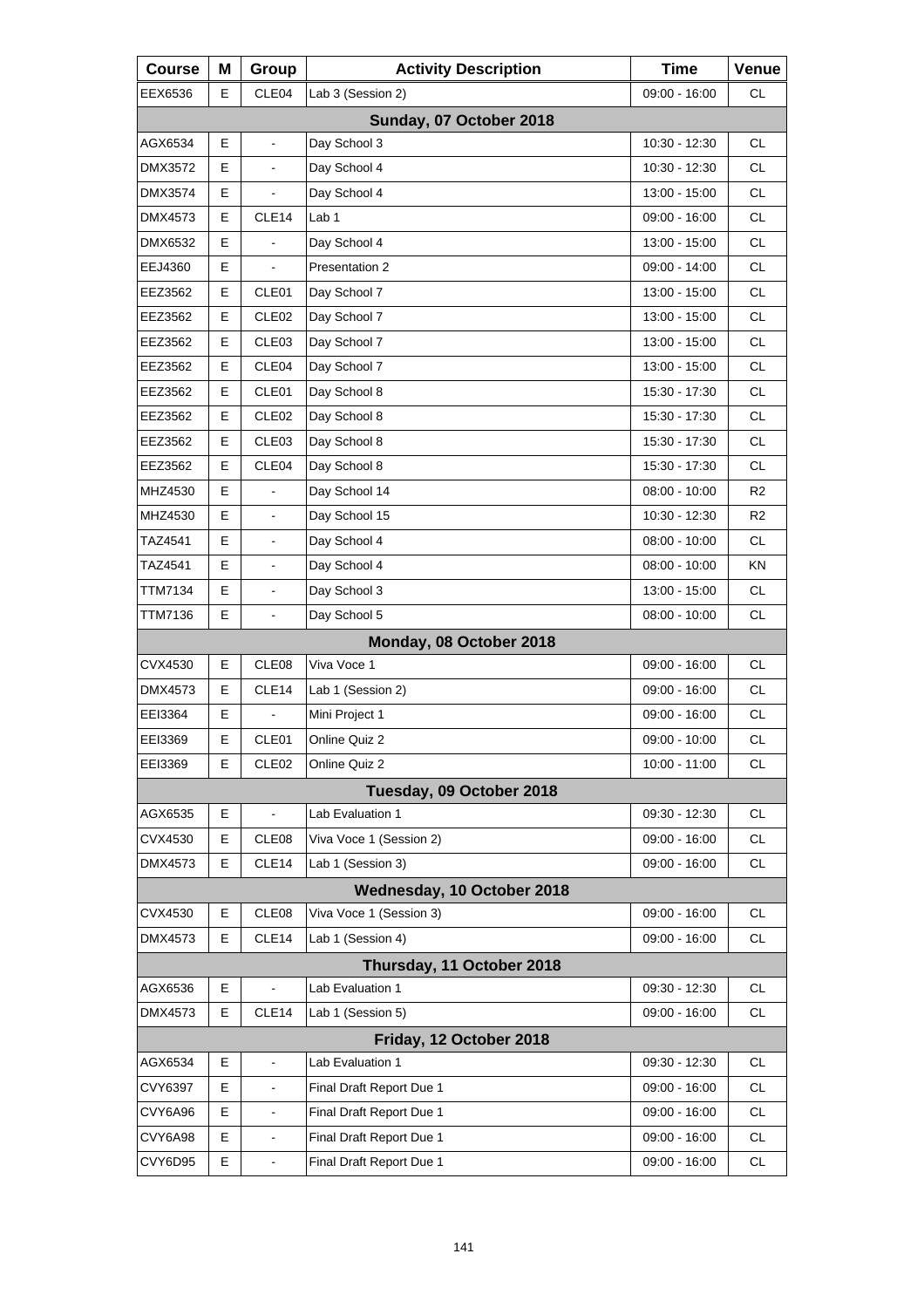| Course | M | Group | Activity Description | Time | Venue |
|---|---|---|---|---|---|
| EEX6536 | E | CLE04 | Lab 3 (Session 2) | 09:00 - 16:00 | CL |
| **Sunday, 07 October 2018** | | | | | |
| AGX6534 | E | - | Day School 3 | 10:30 - 12:30 | CL |
| DMX3572 | E | - | Day School 4 | 10:30 - 12:30 | CL |
| DMX3574 | E | - | Day School 4 | 13:00 - 15:00 | CL |
| DMX4573 | E | CLE14 | Lab 1 | 09:00 - 16:00 | CL |
| DMX6532 | E | - | Day School 4 | 13:00 - 15:00 | CL |
| EEJ4360 | E | - | Presentation 2 | 09:00 - 14:00 | CL |
| EEZ3562 | E | CLE01 | Day School 7 | 13:00 - 15:00 | CL |
| EEZ3562 | E | CLE02 | Day School 7 | 13:00 - 15:00 | CL |
| EEZ3562 | E | CLE03 | Day School 7 | 13:00 - 15:00 | CL |
| EEZ3562 | E | CLE04 | Day School 7 | 13:00 - 15:00 | CL |
| EEZ3562 | E | CLE01 | Day School 8 | 15:30 - 17:30 | CL |
| EEZ3562 | E | CLE02 | Day School 8 | 15:30 - 17:30 | CL |
| EEZ3562 | E | CLE03 | Day School 8 | 15:30 - 17:30 | CL |
| EEZ3562 | E | CLE04 | Day School 8 | 15:30 - 17:30 | CL |
| MHZ4530 | E | - | Day School 14 | 08:00 - 10:00 | R2 |
| MHZ4530 | E | - | Day School 15 | 10:30 - 12:30 | R2 |
| TAZ4541 | E | - | Day School 4 | 08:00 - 10:00 | CL |
| TAZ4541 | E | - | Day School 4 | 08:00 - 10:00 | KN |
| TTM7134 | E | - | Day School 3 | 13:00 - 15:00 | CL |
| TTM7136 | E | - | Day School 5 | 08:00 - 10:00 | CL |
| **Monday, 08 October 2018** | | | | | |
| CVX4530 | E | CLE08 | Viva Voce 1 | 09:00 - 16:00 | CL |
| DMX4573 | E | CLE14 | Lab 1 (Session 2) | 09:00 - 16:00 | CL |
| EEI3364 | E | - | Mini Project 1 | 09:00 - 16:00 | CL |
| EEI3369 | E | CLE01 | Online Quiz 2 | 09:00 - 10:00 | CL |
| EEI3369 | E | CLE02 | Online Quiz 2 | 10:00 - 11:00 | CL |
| **Tuesday, 09 October 2018** | | | | | |
| AGX6535 | E | - | Lab Evaluation 1 | 09:30 - 12:30 | CL |
| CVX4530 | E | CLE08 | Viva Voce 1 (Session 2) | 09:00 - 16:00 | CL |
| DMX4573 | E | CLE14 | Lab 1 (Session 3) | 09:00 - 16:00 | CL |
| **Wednesday, 10 October 2018** | | | | | |
| CVX4530 | E | CLE08 | Viva Voce 1 (Session 3) | 09:00 - 16:00 | CL |
| DMX4573 | E | CLE14 | Lab 1 (Session 4) | 09:00 - 16:00 | CL |
| **Thursday, 11 October 2018** | | | | | |
| AGX6536 | E | - | Lab Evaluation 1 | 09:30 - 12:30 | CL |
| DMX4573 | E | CLE14 | Lab 1 (Session 5) | 09:00 - 16:00 | CL |
| **Friday, 12 October 2018** | | | | | |
| AGX6534 | E | - | Lab Evaluation 1 | 09:30 - 12:30 | CL |
| CVY6397 | E | - | Final Draft Report Due 1 | 09:00 - 16:00 | CL |
| CVY6A96 | E | - | Final Draft Report Due 1 | 09:00 - 16:00 | CL |
| CVY6A98 | E | - | Final Draft Report Due 1 | 09:00 - 16:00 | CL |
| CVY6D95 | E | - | Final Draft Report Due 1 | 09:00 - 16:00 | CL |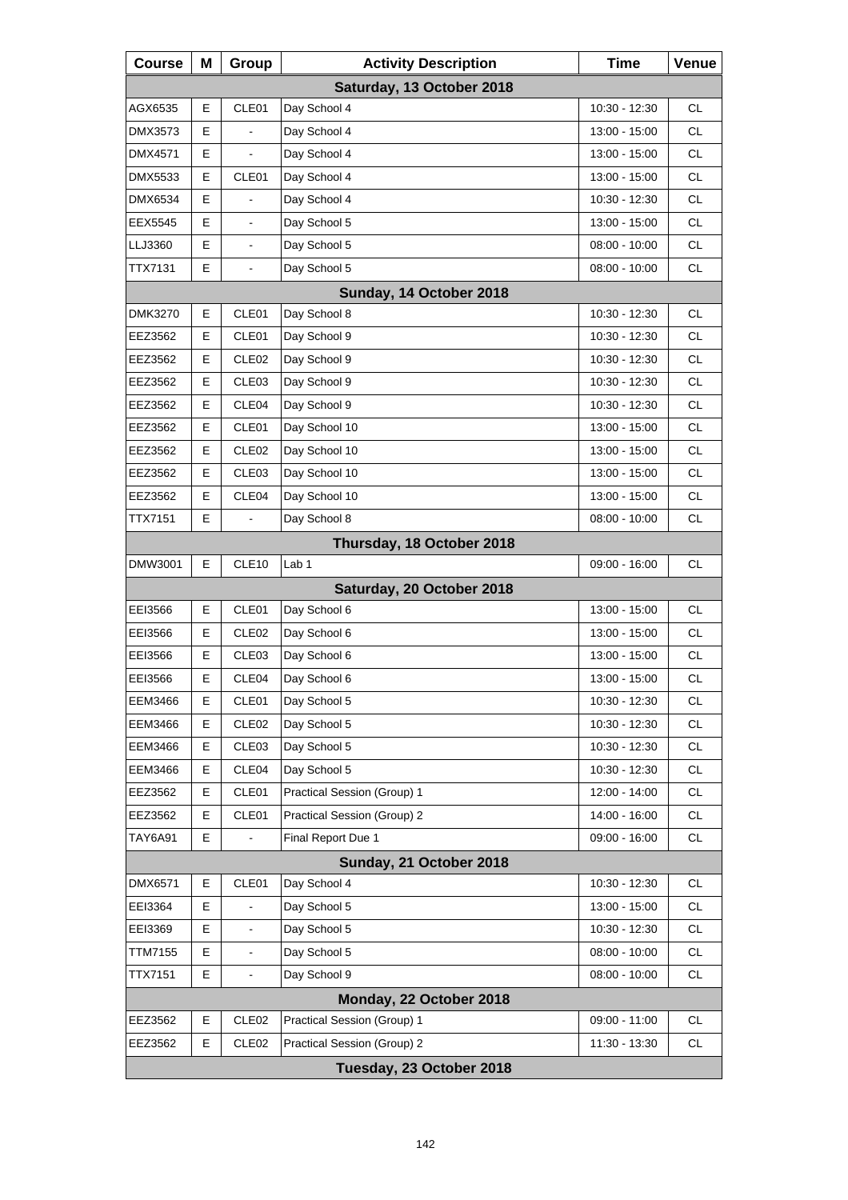| Course | M | Group | Activity Description | Time | Venue |
|---|---|---|---|---|---|
| **Saturday, 13 October 2018** | | | | | |
| AGX6535 | E | CLE01 | Day School 4 | 10:30 - 12:30 | CL |
| DMX3573 | E | - | Day School 4 | 13:00 - 15:00 | CL |
| DMX4571 | E | - | Day School 4 | 13:00 - 15:00 | CL |
| DMX5533 | E | CLE01 | Day School 4 | 13:00 - 15:00 | CL |
| DMX6534 | E | - | Day School 4 | 10:30 - 12:30 | CL |
| EEX5545 | E | - | Day School 5 | 13:00 - 15:00 | CL |
| LLJ3360 | E | - | Day School 5 | 08:00 - 10:00 | CL |
| TTX7131 | E | - | Day School 5 | 08:00 - 10:00 | CL |
| **Sunday, 14 October 2018** | | | | | |
| DMK3270 | E | CLE01 | Day School 8 | 10:30 - 12:30 | CL |
| EEZ3562 | E | CLE01 | Day School 9 | 10:30 - 12:30 | CL |
| EEZ3562 | E | CLE02 | Day School 9 | 10:30 - 12:30 | CL |
| EEZ3562 | E | CLE03 | Day School 9 | 10:30 - 12:30 | CL |
| EEZ3562 | E | CLE04 | Day School 9 | 10:30 - 12:30 | CL |
| EEZ3562 | E | CLE01 | Day School 10 | 13:00 - 15:00 | CL |
| EEZ3562 | E | CLE02 | Day School 10 | 13:00 - 15:00 | CL |
| EEZ3562 | E | CLE03 | Day School 10 | 13:00 - 15:00 | CL |
| EEZ3562 | E | CLE04 | Day School 10 | 13:00 - 15:00 | CL |
| TTX7151 | E | - | Day School 8 | 08:00 - 10:00 | CL |
| **Thursday, 18 October 2018** | | | | | |
| DMW3001 | E | CLE10 | Lab 1 | 09:00 - 16:00 | CL |
| **Saturday, 20 October 2018** | | | | | |
| EEI3566 | E | CLE01 | Day School 6 | 13:00 - 15:00 | CL |
| EEI3566 | E | CLE02 | Day School 6 | 13:00 - 15:00 | CL |
| EEI3566 | E | CLE03 | Day School 6 | 13:00 - 15:00 | CL |
| EEI3566 | E | CLE04 | Day School 6 | 13:00 - 15:00 | CL |
| EEM3466 | E | CLE01 | Day School 5 | 10:30 - 12:30 | CL |
| EEM3466 | E | CLE02 | Day School 5 | 10:30 - 12:30 | CL |
| EEM3466 | E | CLE03 | Day School 5 | 10:30 - 12:30 | CL |
| EEM3466 | E | CLE04 | Day School 5 | 10:30 - 12:30 | CL |
| EEZ3562 | E | CLE01 | Practical Session (Group) 1 | 12:00 - 14:00 | CL |
| EEZ3562 | E | CLE01 | Practical Session (Group) 2 | 14:00 - 16:00 | CL |
| TAY6A91 | E | - | Final Report Due 1 | 09:00 - 16:00 | CL |
| **Sunday, 21 October 2018** | | | | | |
| DMX6571 | E | CLE01 | Day School 4 | 10:30 - 12:30 | CL |
| EEI3364 | E | - | Day School 5 | 13:00 - 15:00 | CL |
| EEI3369 | E | - | Day School 5 | 10:30 - 12:30 | CL |
| TTM7155 | E | - | Day School 5 | 08:00 - 10:00 | CL |
| TTX7151 | E | - | Day School 9 | 08:00 - 10:00 | CL |
| **Monday, 22 October 2018** | | | | | |
| EEZ3562 | E | CLE02 | Practical Session (Group) 1 | 09:00 - 11:00 | CL |
| EEZ3562 | E | CLE02 | Practical Session (Group) 2 | 11:30 - 13:30 | CL |
| **Tuesday, 23 October 2018** | | | | | |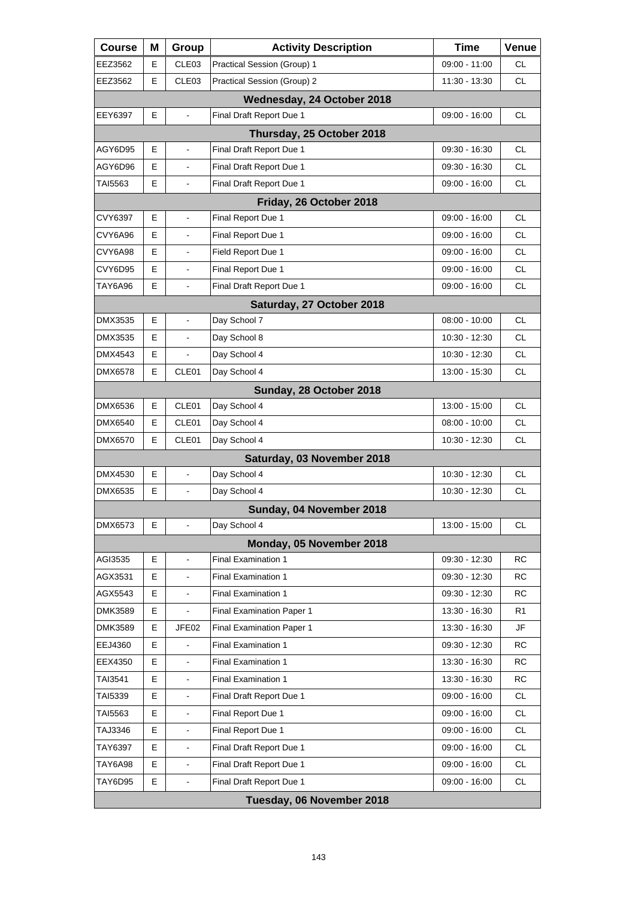| Course | M | Group | Activity Description | Time | Venue |
|---|---|---|---|---|---|
| EEZ3562 | E | CLE03 | Practical Session (Group) 1 | 09:00 - 11:00 | CL |
| EEZ3562 | E | CLE03 | Practical Session (Group) 2 | 11:30 - 13:30 | CL |
| **Wednesday, 24 October 2018** | | | | | |
| EEY6397 | E | - | Final Draft Report Due 1 | 09:00 - 16:00 | CL |
| **Thursday, 25 October 2018** | | | | | |
| AGY6D95 | E | - | Final Draft Report Due 1 | 09:30 - 16:30 | CL |
| AGY6D96 | E | - | Final Draft Report Due 1 | 09:30 - 16:30 | CL |
| TAI5563 | E | - | Final Draft Report Due 1 | 09:00 - 16:00 | CL |
| **Friday, 26 October 2018** | | | | | |
| CVY6397 | E | - | Final Report Due 1 | 09:00 - 16:00 | CL |
| CVY6A96 | E | - | Final Report Due 1 | 09:00 - 16:00 | CL |
| CVY6A98 | E | - | Field Report Due 1 | 09:00 - 16:00 | CL |
| CVY6D95 | E | - | Final Report Due 1 | 09:00 - 16:00 | CL |
| TAY6A96 | E | - | Final Draft Report Due 1 | 09:00 - 16:00 | CL |
| **Saturday, 27 October 2018** | | | | | |
| DMX3535 | E | - | Day School 7 | 08:00 - 10:00 | CL |
| DMX3535 | E | - | Day School 8 | 10:30 - 12:30 | CL |
| DMX4543 | E | - | Day School 4 | 10:30 - 12:30 | CL |
| DMX6578 | E | CLE01 | Day School 4 | 13:00 - 15:30 | CL |
| **Sunday, 28 October 2018** | | | | | |
| DMX6536 | E | CLE01 | Day School 4 | 13:00 - 15:00 | CL |
| DMX6540 | E | CLE01 | Day School 4 | 08:00 - 10:00 | CL |
| DMX6570 | E | CLE01 | Day School 4 | 10:30 - 12:30 | CL |
| **Saturday, 03 November 2018** | | | | | |
| DMX4530 | E | - | Day School 4 | 10:30 - 12:30 | CL |
| DMX6535 | E | - | Day School 4 | 10:30 - 12:30 | CL |
| **Sunday, 04 November 2018** | | | | | |
| DMX6573 | E | - | Day School 4 | 13:00 - 15:00 | CL |
| **Monday, 05 November 2018** | | | | | |
| AGI3535 | E | - | Final Examination 1 | 09:30 - 12:30 | RC |
| AGX3531 | E | - | Final Examination 1 | 09:30 - 12:30 | RC |
| AGX5543 | E | - | Final Examination 1 | 09:30 - 12:30 | RC |
| DMK3589 | E | - | Final Examination Paper 1 | 13:30 - 16:30 | R1 |
| DMK3589 | E | JFE02 | Final Examination Paper 1 | 13:30 - 16:30 | JF |
| EEJ4360 | E | - | Final Examination 1 | 09:30 - 12:30 | RC |
| EEX4350 | E | - | Final Examination 1 | 13:30 - 16:30 | RC |
| TAI3541 | E | - | Final Examination 1 | 13:30 - 16:30 | RC |
| TAI5339 | E | - | Final Draft Report Due 1 | 09:00 - 16:00 | CL |
| TAI5563 | E | - | Final Report Due 1 | 09:00 - 16:00 | CL |
| TAJ3346 | E | - | Final Report Due 1 | 09:00 - 16:00 | CL |
| TAY6397 | E | - | Final Draft Report Due 1 | 09:00 - 16:00 | CL |
| TAY6A98 | E | - | Final Draft Report Due 1 | 09:00 - 16:00 | CL |
| TAY6D95 | E | - | Final Draft Report Due 1 | 09:00 - 16:00 | CL |
| **Tuesday, 06 November 2018** | | | | | |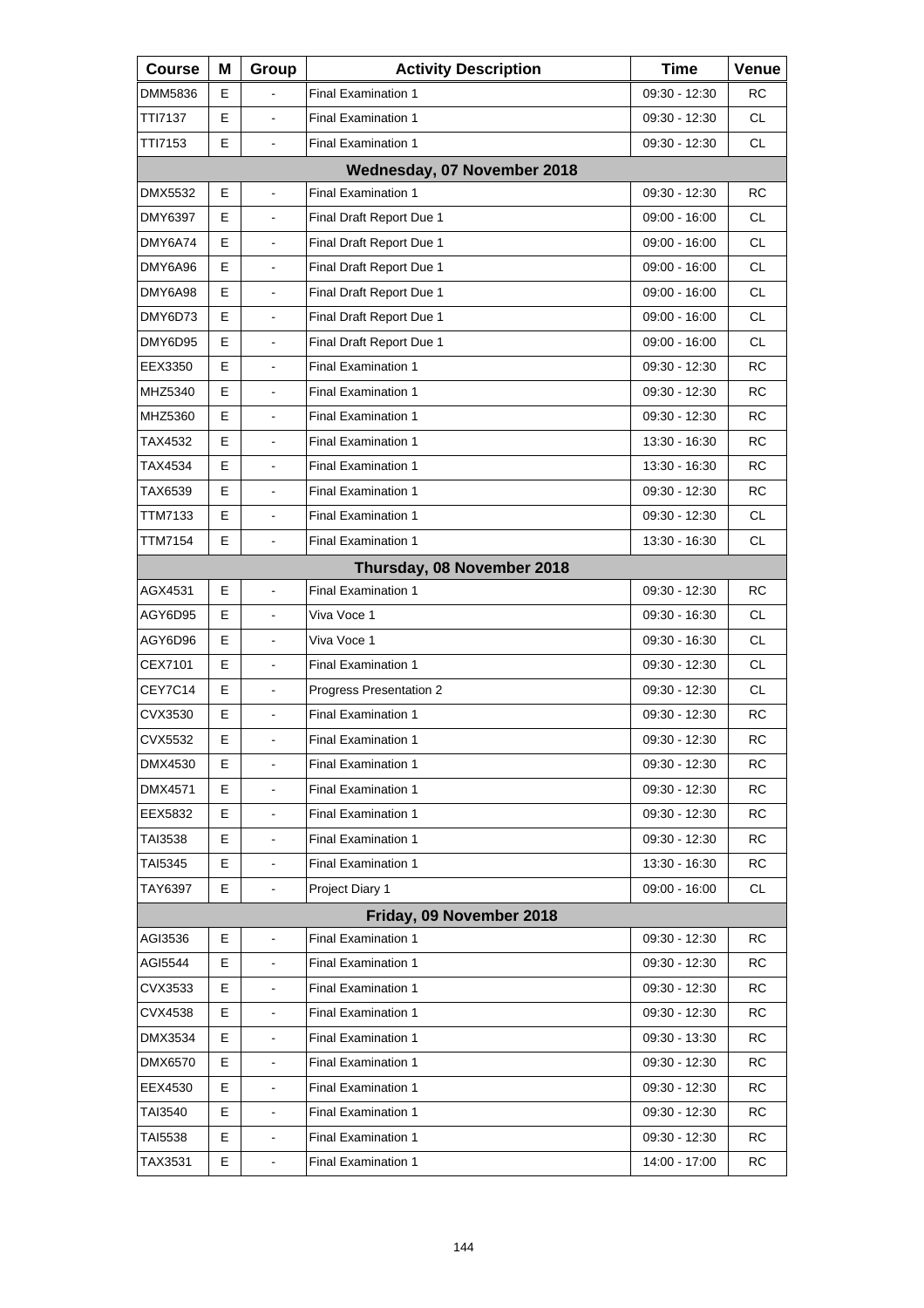| Course | M | Group | Activity Description | Time | Venue |
|---|---|---|---|---|---|
| DMM5836 | E | - | Final Examination 1 | 09:30 - 12:30 | RC |
| TTI7137 | E | - | Final Examination 1 | 09:30 - 12:30 | CL |
| TTI7153 | E | - | Final Examination 1 | 09:30 - 12:30 | CL |
| **Wednesday, 07 November 2018** | | | | | |
| DMX5532 | E | - | Final Examination 1 | 09:30 - 12:30 | RC |
| DMY6397 | E | - | Final Draft Report Due 1 | 09:00 - 16:00 | CL |
| DMY6A74 | E | - | Final Draft Report Due 1 | 09:00 - 16:00 | CL |
| DMY6A96 | E | - | Final Draft Report Due 1 | 09:00 - 16:00 | CL |
| DMY6A98 | E | - | Final Draft Report Due 1 | 09:00 - 16:00 | CL |
| DMY6D73 | E | - | Final Draft Report Due 1 | 09:00 - 16:00 | CL |
| DMY6D95 | E | - | Final Draft Report Due 1 | 09:00 - 16:00 | CL |
| EEX3350 | E | - | Final Examination 1 | 09:30 - 12:30 | RC |
| MHZ5340 | E | - | Final Examination 1 | 09:30 - 12:30 | RC |
| MHZ5360 | E | - | Final Examination 1 | 09:30 - 12:30 | RC |
| TAX4532 | E | - | Final Examination 1 | 13:30 - 16:30 | RC |
| TAX4534 | E | - | Final Examination 1 | 13:30 - 16:30 | RC |
| TAX6539 | E | - | Final Examination 1 | 09:30 - 12:30 | RC |
| TTM7133 | E | - | Final Examination 1 | 09:30 - 12:30 | CL |
| TTM7154 | E | - | Final Examination 1 | 13:30 - 16:30 | CL |
| **Thursday, 08 November 2018** | | | | | |
| AGX4531 | E | - | Final Examination 1 | 09:30 - 12:30 | RC |
| AGY6D95 | E | - | Viva Voce 1 | 09:30 - 16:30 | CL |
| AGY6D96 | E | - | Viva Voce 1 | 09:30 - 16:30 | CL |
| CEX7101 | E | - | Final Examination 1 | 09:30 - 12:30 | CL |
| CEY7C14 | E | - | Progress Presentation 2 | 09:30 - 12:30 | CL |
| CVX3530 | E | - | Final Examination 1 | 09:30 - 12:30 | RC |
| CVX5532 | E | - | Final Examination 1 | 09:30 - 12:30 | RC |
| DMX4530 | E | - | Final Examination 1 | 09:30 - 12:30 | RC |
| DMX4571 | E | - | Final Examination 1 | 09:30 - 12:30 | RC |
| EEX5832 | E | - | Final Examination 1 | 09:30 - 12:30 | RC |
| TAI3538 | E | - | Final Examination 1 | 09:30 - 12:30 | RC |
| TAI5345 | E | - | Final Examination 1 | 13:30 - 16:30 | RC |
| TAY6397 | E | - | Project Diary 1 | 09:00 - 16:00 | CL |
| **Friday, 09 November 2018** | | | | | |
| AGI3536 | E | - | Final Examination 1 | 09:30 - 12:30 | RC |
| AGI5544 | E | - | Final Examination 1 | 09:30 - 12:30 | RC |
| CVX3533 | E | - | Final Examination 1 | 09:30 - 12:30 | RC |
| CVX4538 | E | - | Final Examination 1 | 09:30 - 12:30 | RC |
| DMX3534 | E | - | Final Examination 1 | 09:30 - 13:30 | RC |
| DMX6570 | E | - | Final Examination 1 | 09:30 - 12:30 | RC |
| EEX4530 | E | - | Final Examination 1 | 09:30 - 12:30 | RC |
| TAI3540 | E | - | Final Examination 1 | 09:30 - 12:30 | RC |
| TAI5538 | E | - | Final Examination 1 | 09:30 - 12:30 | RC |
| TAX3531 | E | - | Final Examination 1 | 14:00 - 17:00 | RC |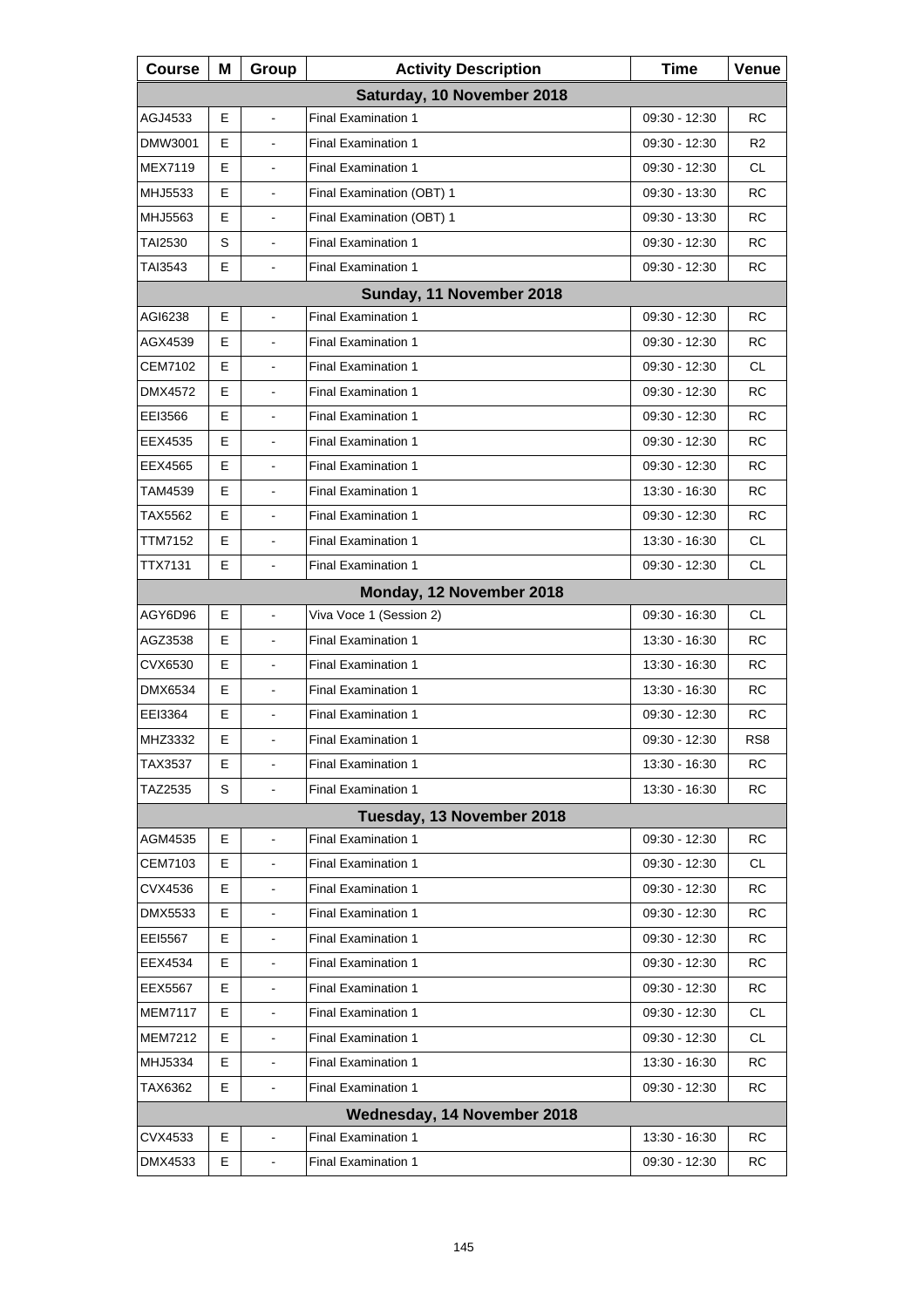| Course | M | Group | Activity Description | Time | Venue |
|---|---|---|---|---|---|
| **Saturday, 10 November 2018** | | | | | |
| AGJ4533 | E | - | Final Examination 1 | 09:30 - 12:30 | RC |
| DMW3001 | E | - | Final Examination 1 | 09:30 - 12:30 | R2 |
| MEX7119 | E | - | Final Examination 1 | 09:30 - 12:30 | CL |
| MHJ5533 | E | - | Final Examination (OBT) 1 | 09:30 - 13:30 | RC |
| MHJ5563 | E | - | Final Examination (OBT) 1 | 09:30 - 13:30 | RC |
| TAI2530 | S | - | Final Examination 1 | 09:30 - 12:30 | RC |
| TAI3543 | E | - | Final Examination 1 | 09:30 - 12:30 | RC |
| **Sunday, 11 November 2018** | | | | | |
| AGI6238 | E | - | Final Examination 1 | 09:30 - 12:30 | RC |
| AGX4539 | E | - | Final Examination 1 | 09:30 - 12:30 | RC |
| CEM7102 | E | - | Final Examination 1 | 09:30 - 12:30 | CL |
| DMX4572 | E | - | Final Examination 1 | 09:30 - 12:30 | RC |
| EEI3566 | E | - | Final Examination 1 | 09:30 - 12:30 | RC |
| EEX4535 | E | - | Final Examination 1 | 09:30 - 12:30 | RC |
| EEX4565 | E | - | Final Examination 1 | 09:30 - 12:30 | RC |
| TAM4539 | E | - | Final Examination 1 | 13:30 - 16:30 | RC |
| TAX5562 | E | - | Final Examination 1 | 09:30 - 12:30 | RC |
| TTM7152 | E | - | Final Examination 1 | 13:30 - 16:30 | CL |
| TTX7131 | E | - | Final Examination 1 | 09:30 - 12:30 | CL |
| **Monday, 12 November 2018** | | | | | |
| AGY6D96 | E | - | Viva Voce 1 (Session 2) | 09:30 - 16:30 | CL |
| AGZ3538 | E | - | Final Examination 1 | 13:30 - 16:30 | RC |
| CVX6530 | E | - | Final Examination 1 | 13:30 - 16:30 | RC |
| DMX6534 | E | - | Final Examination 1 | 13:30 - 16:30 | RC |
| EEI3364 | E | - | Final Examination 1 | 09:30 - 12:30 | RC |
| MHZ3332 | E | - | Final Examination 1 | 09:30 - 12:30 | RS8 |
| TAX3537 | E | - | Final Examination 1 | 13:30 - 16:30 | RC |
| TAZ2535 | S | - | Final Examination 1 | 13:30 - 16:30 | RC |
| **Tuesday, 13 November 2018** | | | | | |
| AGM4535 | E | - | Final Examination 1 | 09:30 - 12:30 | RC |
| CEM7103 | E | - | Final Examination 1 | 09:30 - 12:30 | CL |
| CVX4536 | E | - | Final Examination 1 | 09:30 - 12:30 | RC |
| DMX5533 | E | - | Final Examination 1 | 09:30 - 12:30 | RC |
| EEI5567 | E | - | Final Examination 1 | 09:30 - 12:30 | RC |
| EEX4534 | E | - | Final Examination 1 | 09:30 - 12:30 | RC |
| EEX5567 | E | - | Final Examination 1 | 09:30 - 12:30 | RC |
| MEM7117 | E | - | Final Examination 1 | 09:30 - 12:30 | CL |
| MEM7212 | E | - | Final Examination 1 | 09:30 - 12:30 | CL |
| MHJ5334 | E | - | Final Examination 1 | 13:30 - 16:30 | RC |
| TAX6362 | E | - | Final Examination 1 | 09:30 - 12:30 | RC |
| **Wednesday, 14 November 2018** | | | | | |
| CVX4533 | E | - | Final Examination 1 | 13:30 - 16:30 | RC |
| DMX4533 | E | - | Final Examination 1 | 09:30 - 12:30 | RC |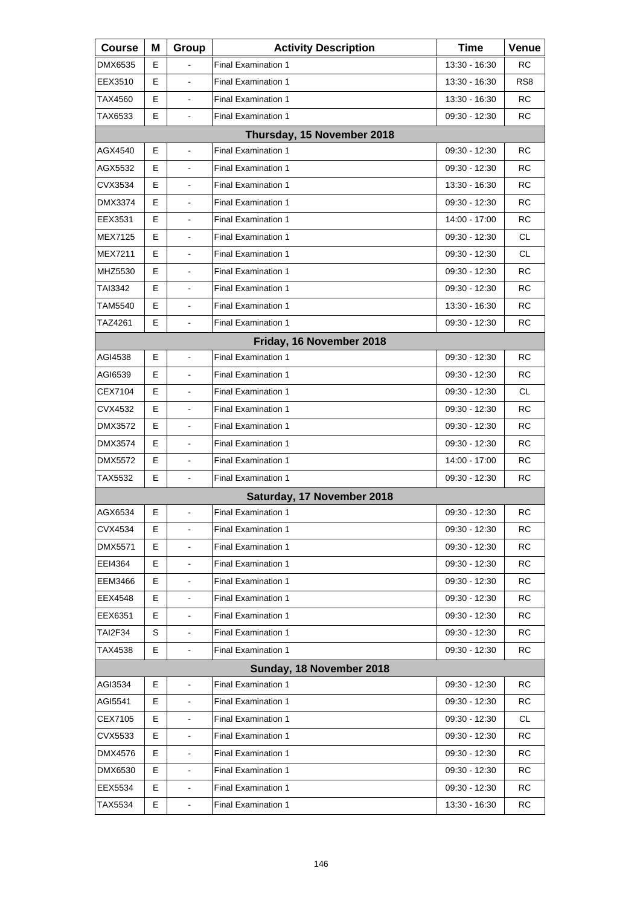| Course | M | Group | Activity Description | Time | Venue |
|---|---|---|---|---|---|
| DMX6535 | E | - | Final Examination 1 | 13:30 - 16:30 | RC |
| EEX3510 | E | - | Final Examination 1 | 13:30 - 16:30 | RS8 |
| TAX4560 | E | - | Final Examination 1 | 13:30 - 16:30 | RC |
| TAX6533 | E | - | Final Examination 1 | 09:30 - 12:30 | RC |
| **Thursday, 15 November 2018** | | | | | |
| AGX4540 | E | - | Final Examination 1 | 09:30 - 12:30 | RC |
| AGX5532 | E | - | Final Examination 1 | 09:30 - 12:30 | RC |
| CVX3534 | E | - | Final Examination 1 | 13:30 - 16:30 | RC |
| DMX3374 | E | - | Final Examination 1 | 09:30 - 12:30 | RC |
| EEX3531 | E | - | Final Examination 1 | 14:00 - 17:00 | RC |
| MEX7125 | E | - | Final Examination 1 | 09:30 - 12:30 | CL |
| MEX7211 | E | - | Final Examination 1 | 09:30 - 12:30 | CL |
| MHZ5530 | E | - | Final Examination 1 | 09:30 - 12:30 | RC |
| TAI3342 | E | - | Final Examination 1 | 09:30 - 12:30 | RC |
| TAM5540 | E | - | Final Examination 1 | 13:30 - 16:30 | RC |
| TAZ4261 | E | - | Final Examination 1 | 09:30 - 12:30 | RC |
| **Friday, 16 November 2018** | | | | | |
| AGI4538 | E | - | Final Examination 1 | 09:30 - 12:30 | RC |
| AGI6539 | E | - | Final Examination 1 | 09:30 - 12:30 | RC |
| CEX7104 | E | - | Final Examination 1 | 09:30 - 12:30 | CL |
| CVX4532 | E | - | Final Examination 1 | 09:30 - 12:30 | RC |
| DMX3572 | E | - | Final Examination 1 | 09:30 - 12:30 | RC |
| DMX3574 | E | - | Final Examination 1 | 09:30 - 12:30 | RC |
| DMX5572 | E | - | Final Examination 1 | 14:00 - 17:00 | RC |
| TAX5532 | E | - | Final Examination 1 | 09:30 - 12:30 | RC |
| **Saturday, 17 November 2018** | | | | | |
| AGX6534 | E | - | Final Examination 1 | 09:30 - 12:30 | RC |
| CVX4534 | E | - | Final Examination 1 | 09:30 - 12:30 | RC |
| DMX5571 | E | - | Final Examination 1 | 09:30 - 12:30 | RC |
| EEI4364 | E | - | Final Examination 1 | 09:30 - 12:30 | RC |
| EEM3466 | E | - | Final Examination 1 | 09:30 - 12:30 | RC |
| EEX4548 | E | - | Final Examination 1 | 09:30 - 12:30 | RC |
| EEX6351 | E | - | Final Examination 1 | 09:30 - 12:30 | RC |
| TAI2F34 | S | - | Final Examination 1 | 09:30 - 12:30 | RC |
| TAX4538 | E | - | Final Examination 1 | 09:30 - 12:30 | RC |
| **Sunday, 18 November 2018** | | | | | |
| AGI3534 | E | - | Final Examination 1 | 09:30 - 12:30 | RC |
| AGI5541 | E | - | Final Examination 1 | 09:30 - 12:30 | RC |
| CEX7105 | E | - | Final Examination 1 | 09:30 - 12:30 | CL |
| CVX5533 | E | - | Final Examination 1 | 09:30 - 12:30 | RC |
| DMX4576 | E | - | Final Examination 1 | 09:30 - 12:30 | RC |
| DMX6530 | E | - | Final Examination 1 | 09:30 - 12:30 | RC |
| EEX5534 | E | - | Final Examination 1 | 09:30 - 12:30 | RC |
| TAX5534 | E | - | Final Examination 1 | 13:30 - 16:30 | RC |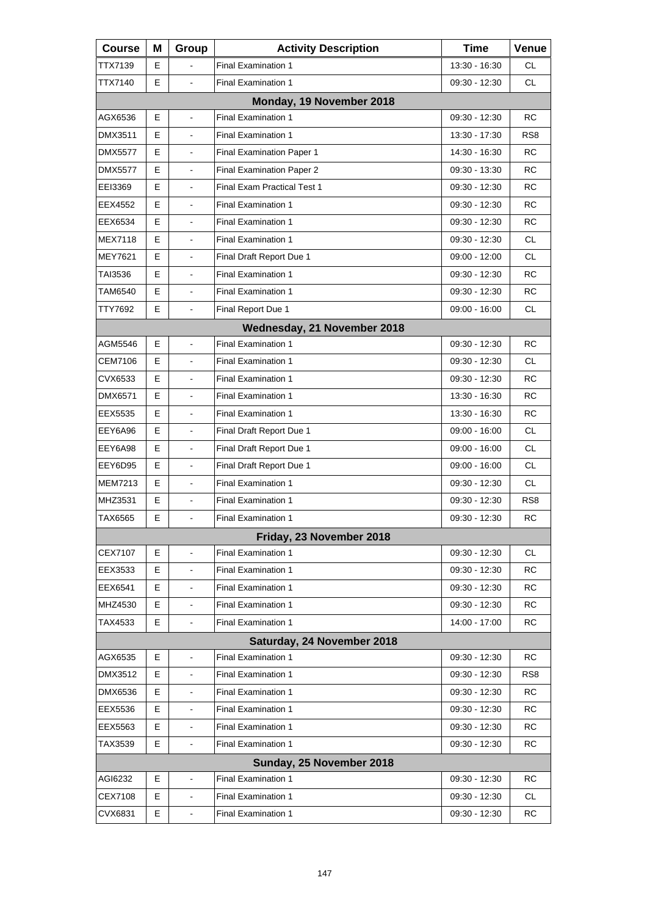| Course | M | Group | Activity Description | Time | Venue |
|---|---|---|---|---|---|
| TTX7139 | E | - | Final Examination 1 | 13:30 - 16:30 | CL |
| TTX7140 | E | - | Final Examination 1 | 09:30 - 12:30 | CL |
| **Monday, 19 November 2018** | | | | | |
| AGX6536 | E | - | Final Examination 1 | 09:30 - 12:30 | RC |
| DMX3511 | E | - | Final Examination 1 | 13:30 - 17:30 | RS8 |
| DMX5577 | E | - | Final Examination Paper 1 | 14:30 - 16:30 | RC |
| DMX5577 | E | - | Final Examination Paper 2 | 09:30 - 13:30 | RC |
| EEI3369 | E | - | Final Exam Practical Test 1 | 09:30 - 12:30 | RC |
| EEX4552 | E | - | Final Examination 1 | 09:30 - 12:30 | RC |
| EEX6534 | E | - | Final Examination 1 | 09:30 - 12:30 | RC |
| MEX7118 | E | - | Final Examination 1 | 09:30 - 12:30 | CL |
| MEY7621 | E | - | Final Draft Report Due 1 | 09:00 - 12:00 | CL |
| TAI3536 | E | - | Final Examination 1 | 09:30 - 12:30 | RC |
| TAM6540 | E | - | Final Examination 1 | 09:30 - 12:30 | RC |
| TTY7692 | E | - | Final Report Due 1 | 09:00 - 16:00 | CL |
| **Wednesday, 21 November 2018** | | | | | |
| AGM5546 | E | - | Final Examination 1 | 09:30 - 12:30 | RC |
| CEM7106 | E | - | Final Examination 1 | 09:30 - 12:30 | CL |
| CVX6533 | E | - | Final Examination 1 | 09:30 - 12:30 | RC |
| DMX6571 | E | - | Final Examination 1 | 13:30 - 16:30 | RC |
| EEX5535 | E | - | Final Examination 1 | 13:30 - 16:30 | RC |
| EEY6A96 | E | - | Final Draft Report Due 1 | 09:00 - 16:00 | CL |
| EEY6A98 | E | - | Final Draft Report Due 1 | 09:00 - 16:00 | CL |
| EEY6D95 | E | - | Final Draft Report Due 1 | 09:00 - 16:00 | CL |
| MEM7213 | E | - | Final Examination 1 | 09:30 - 12:30 | CL |
| MHZ3531 | E | - | Final Examination 1 | 09:30 - 12:30 | RS8 |
| TAX6565 | E | - | Final Examination 1 | 09:30 - 12:30 | RC |
| **Friday, 23 November 2018** | | | | | |
| CEX7107 | E | - | Final Examination 1 | 09:30 - 12:30 | CL |
| EEX3533 | E | - | Final Examination 1 | 09:30 - 12:30 | RC |
| EEX6541 | E | - | Final Examination 1 | 09:30 - 12:30 | RC |
| MHZ4530 | E | - | Final Examination 1 | 09:30 - 12:30 | RC |
| TAX4533 | E | - | Final Examination 1 | 14:00 - 17:00 | RC |
| **Saturday, 24 November 2018** | | | | | |
| AGX6535 | E | - | Final Examination 1 | 09:30 - 12:30 | RC |
| DMX3512 | E | - | Final Examination 1 | 09:30 - 12:30 | RS8 |
| DMX6536 | E | - | Final Examination 1 | 09:30 - 12:30 | RC |
| EEX5536 | E | - | Final Examination 1 | 09:30 - 12:30 | RC |
| EEX5563 | E | - | Final Examination 1 | 09:30 - 12:30 | RC |
| TAX3539 | E | - | Final Examination 1 | 09:30 - 12:30 | RC |
| **Sunday, 25 November 2018** | | | | | |
| AGI6232 | E | - | Final Examination 1 | 09:30 - 12:30 | RC |
| CEX7108 | E | - | Final Examination 1 | 09:30 - 12:30 | CL |
| CVX6831 | E | - | Final Examination 1 | 09:30 - 12:30 | RC |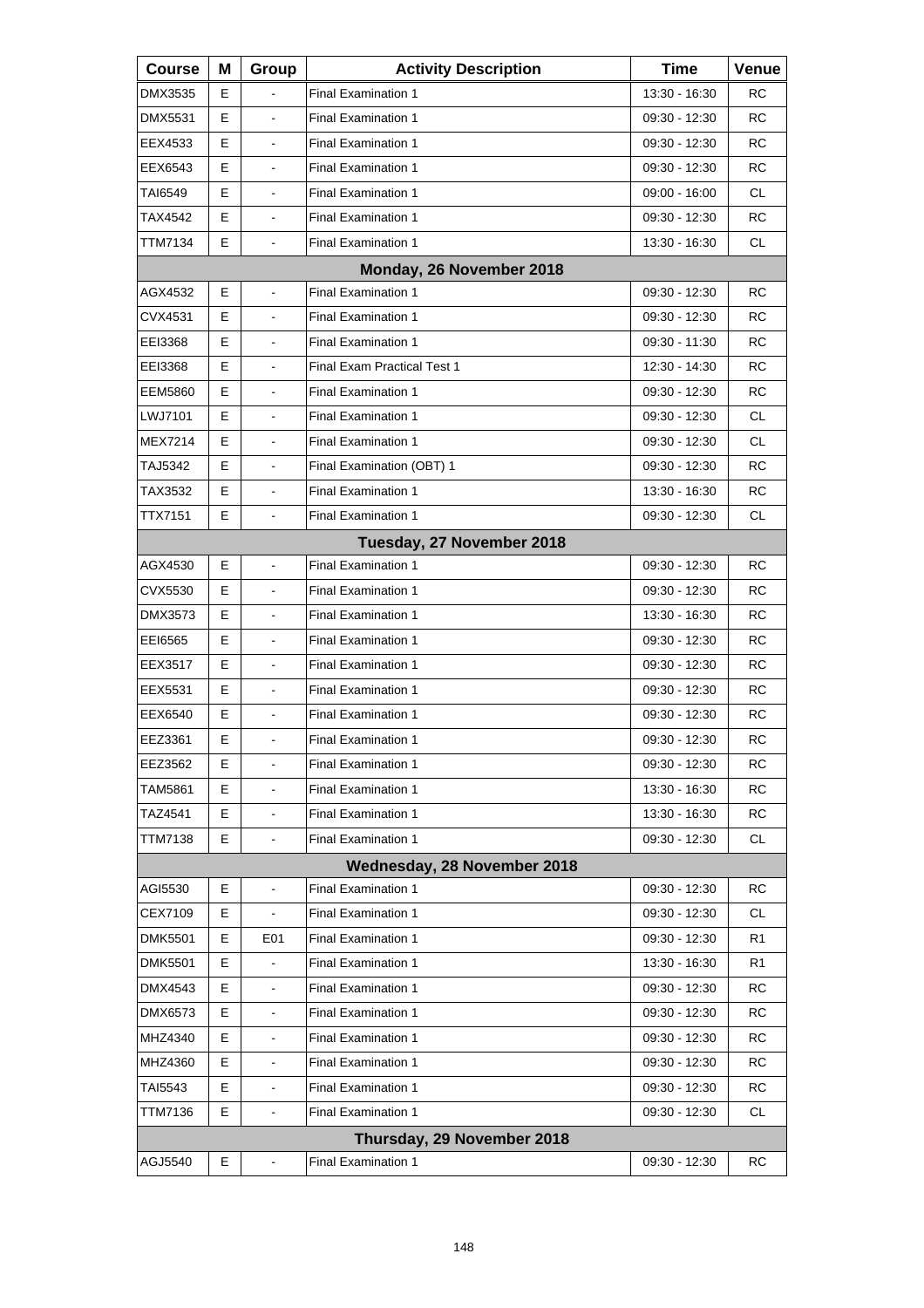| Course | M | Group | Activity Description | Time | Venue |
|---|---|---|---|---|---|
| DMX3535 | E | - | Final Examination 1 | 13:30 - 16:30 | RC |
| DMX5531 | E | - | Final Examination 1 | 09:30 - 12:30 | RC |
| EEX4533 | E | - | Final Examination 1 | 09:30 - 12:30 | RC |
| EEX6543 | E | - | Final Examination 1 | 09:30 - 12:30 | RC |
| TAI6549 | E | - | Final Examination 1 | 09:00 - 16:00 | CL |
| TAX4542 | E | - | Final Examination 1 | 09:30 - 12:30 | RC |
| TTM7134 | E | - | Final Examination 1 | 13:30 - 16:30 | CL |
| **Monday, 26 November 2018** | | | | | |
| AGX4532 | E | - | Final Examination 1 | 09:30 - 12:30 | RC |
| CVX4531 | E | - | Final Examination 1 | 09:30 - 12:30 | RC |
| EEI3368 | E | - | Final Examination 1 | 09:30 - 11:30 | RC |
| EEI3368 | E | - | Final Exam Practical Test 1 | 12:30 - 14:30 | RC |
| EEM5860 | E | - | Final Examination 1 | 09:30 - 12:30 | RC |
| LWJ7101 | E | - | Final Examination 1 | 09:30 - 12:30 | CL |
| MEX7214 | E | - | Final Examination 1 | 09:30 - 12:30 | CL |
| TAJ5342 | E | - | Final Examination (OBT) 1 | 09:30 - 12:30 | RC |
| TAX3532 | E | - | Final Examination 1 | 13:30 - 16:30 | RC |
| TTX7151 | E | - | Final Examination 1 | 09:30 - 12:30 | CL |
| **Tuesday, 27 November 2018** | | | | | |
| AGX4530 | E | - | Final Examination 1 | 09:30 - 12:30 | RC |
| CVX5530 | E | - | Final Examination 1 | 09:30 - 12:30 | RC |
| DMX3573 | E | - | Final Examination 1 | 13:30 - 16:30 | RC |
| EEI6565 | E | - | Final Examination 1 | 09:30 - 12:30 | RC |
| EEX3517 | E | - | Final Examination 1 | 09:30 - 12:30 | RC |
| EEX5531 | E | - | Final Examination 1 | 09:30 - 12:30 | RC |
| EEX6540 | E | - | Final Examination 1 | 09:30 - 12:30 | RC |
| EEZ3361 | E | - | Final Examination 1 | 09:30 - 12:30 | RC |
| EEZ3562 | E | - | Final Examination 1 | 09:30 - 12:30 | RC |
| TAM5861 | E | - | Final Examination 1 | 13:30 - 16:30 | RC |
| TAZ4541 | E | - | Final Examination 1 | 13:30 - 16:30 | RC |
| TTM7138 | E | - | Final Examination 1 | 09:30 - 12:30 | CL |
| **Wednesday, 28 November 2018** | | | | | |
| AGI5530 | E | - | Final Examination 1 | 09:30 - 12:30 | RC |
| CEX7109 | E | - | Final Examination 1 | 09:30 - 12:30 | CL |
| DMK5501 | E | E01 | Final Examination 1 | 09:30 - 12:30 | R1 |
| DMK5501 | E | - | Final Examination 1 | 13:30 - 16:30 | R1 |
| DMX4543 | E | - | Final Examination 1 | 09:30 - 12:30 | RC |
| DMX6573 | E | - | Final Examination 1 | 09:30 - 12:30 | RC |
| MHZ4340 | E | - | Final Examination 1 | 09:30 - 12:30 | RC |
| MHZ4360 | E | - | Final Examination 1 | 09:30 - 12:30 | RC |
| TAI5543 | E | - | Final Examination 1 | 09:30 - 12:30 | RC |
| TTM7136 | E | - | Final Examination 1 | 09:30 - 12:30 | CL |
| **Thursday, 29 November 2018** | | | | | |
| AGJ5540 | E | - | Final Examination 1 | 09:30 - 12:30 | RC |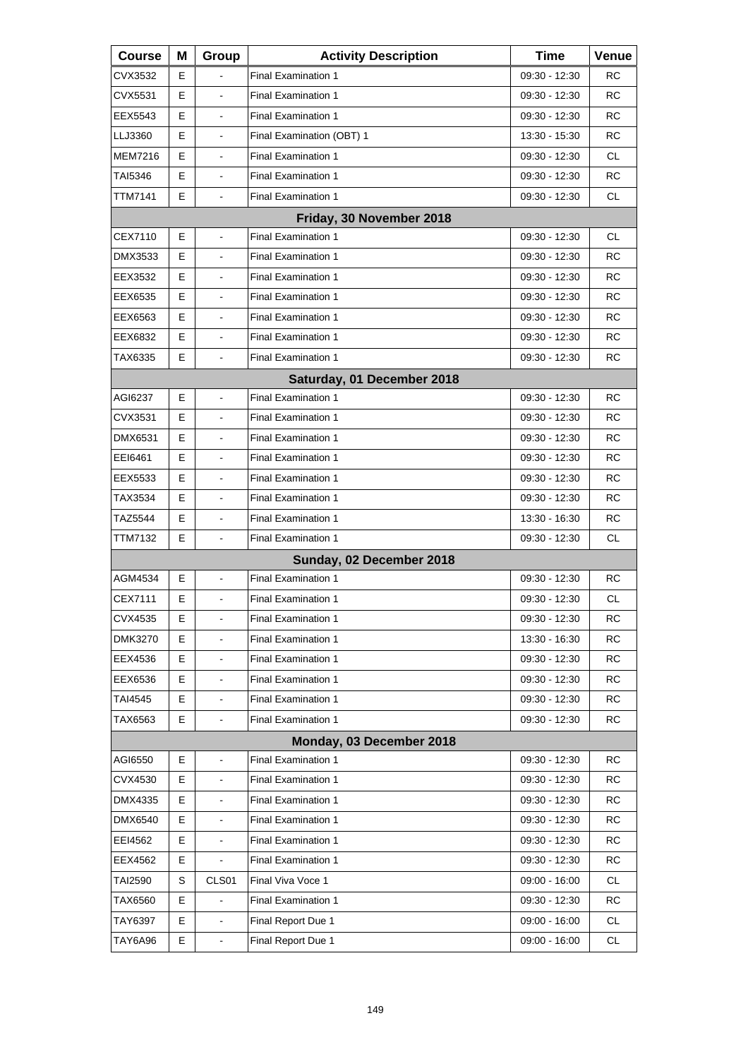| Course | M | Group | Activity Description | Time | Venue |
|---|---|---|---|---|---|
| CVX3532 | E | - | Final Examination 1 | 09:30 - 12:30 | RC |
| CVX5531 | E | - | Final Examination 1 | 09:30 - 12:30 | RC |
| EEX5543 | E | - | Final Examination 1 | 09:30 - 12:30 | RC |
| LLJ3360 | E | - | Final Examination (OBT) 1 | 13:30 - 15:30 | RC |
| MEM7216 | E | - | Final Examination 1 | 09:30 - 12:30 | CL |
| TAI5346 | E | - | Final Examination 1 | 09:30 - 12:30 | RC |
| TTM7141 | E | - | Final Examination 1 | 09:30 - 12:30 | CL |
| **Friday, 30 November 2018** | | | | | |
| CEX7110 | E | - | Final Examination 1 | 09:30 - 12:30 | CL |
| DMX3533 | E | - | Final Examination 1 | 09:30 - 12:30 | RC |
| EEX3532 | E | - | Final Examination 1 | 09:30 - 12:30 | RC |
| EEX6535 | E | - | Final Examination 1 | 09:30 - 12:30 | RC |
| EEX6563 | E | - | Final Examination 1 | 09:30 - 12:30 | RC |
| EEX6832 | E | - | Final Examination 1 | 09:30 - 12:30 | RC |
| TAX6335 | E | - | Final Examination 1 | 09:30 - 12:30 | RC |
| **Saturday, 01 December 2018** | | | | | |
| AGI6237 | E | - | Final Examination 1 | 09:30 - 12:30 | RC |
| CVX3531 | E | - | Final Examination 1 | 09:30 - 12:30 | RC |
| DMX6531 | E | - | Final Examination 1 | 09:30 - 12:30 | RC |
| EEI6461 | E | - | Final Examination 1 | 09:30 - 12:30 | RC |
| EEX5533 | E | - | Final Examination 1 | 09:30 - 12:30 | RC |
| TAX3534 | E | - | Final Examination 1 | 09:30 - 12:30 | RC |
| TAZ5544 | E | - | Final Examination 1 | 13:30 - 16:30 | RC |
| TTM7132 | E | - | Final Examination 1 | 09:30 - 12:30 | CL |
| **Sunday, 02 December 2018** | | | | | |
| AGM4534 | E | - | Final Examination 1 | 09:30 - 12:30 | RC |
| CEX7111 | E | - | Final Examination 1 | 09:30 - 12:30 | CL |
| CVX4535 | E | - | Final Examination 1 | 09:30 - 12:30 | RC |
| DMK3270 | E | - | Final Examination 1 | 13:30 - 16:30 | RC |
| EEX4536 | E | - | Final Examination 1 | 09:30 - 12:30 | RC |
| EEX6536 | E | - | Final Examination 1 | 09:30 - 12:30 | RC |
| TAI4545 | E | - | Final Examination 1 | 09:30 - 12:30 | RC |
| TAX6563 | E | - | Final Examination 1 | 09:30 - 12:30 | RC |
| **Monday, 03 December 2018** | | | | | |
| AGI6550 | E | - | Final Examination 1 | 09:30 - 12:30 | RC |
| CVX4530 | E | - | Final Examination 1 | 09:30 - 12:30 | RC |
| DMX4335 | E | - | Final Examination 1 | 09:30 - 12:30 | RC |
| DMX6540 | E | - | Final Examination 1 | 09:30 - 12:30 | RC |
| EEI4562 | E | - | Final Examination 1 | 09:30 - 12:30 | RC |
| EEX4562 | E | - | Final Examination 1 | 09:30 - 12:30 | RC |
| TAI2590 | S | CLS01 | Final Viva Voce 1 | 09:00 - 16:00 | CL |
| TAX6560 | E | - | Final Examination 1 | 09:30 - 12:30 | RC |
| TAY6397 | E | - | Final Report Due 1 | 09:00 - 16:00 | CL |
| TAY6A96 | E | - | Final Report Due 1 | 09:00 - 16:00 | CL |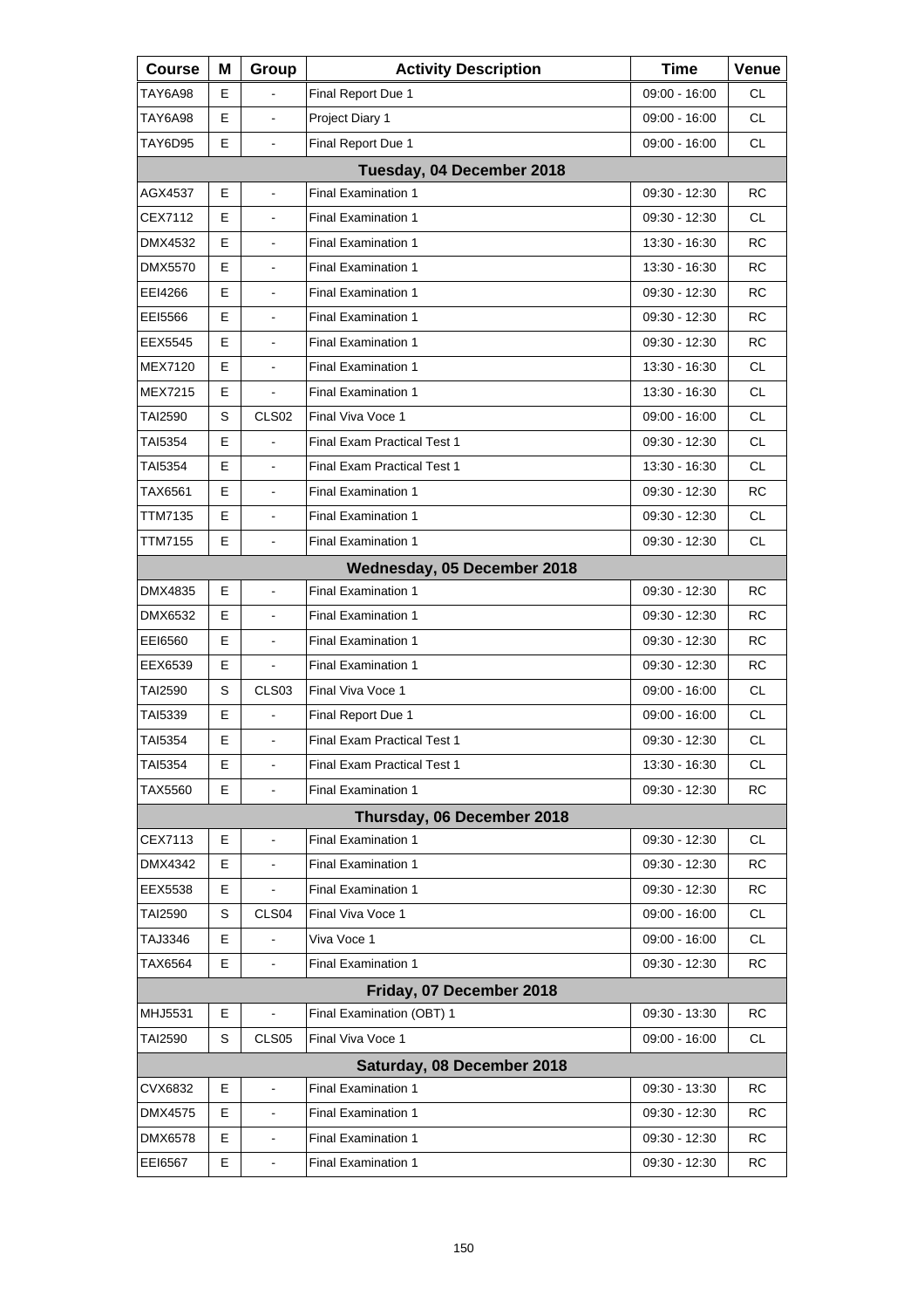| Course | M | Group | Activity Description | Time | Venue |
| --- | --- | --- | --- | --- | --- |
| TAY6A98 | E | - | Final Report Due 1 | 09:00 - 16:00 | CL |
| TAY6A98 | E | - | Project Diary 1 | 09:00 - 16:00 | CL |
| TAY6D95 | E | - | Final Report Due 1 | 09:00 - 16:00 | CL |
| **Tuesday, 04 December 2018** | | | | | |
| AGX4537 | E | - | Final Examination 1 | 09:30 - 12:30 | RC |
| CEX7112 | E | - | Final Examination 1 | 09:30 - 12:30 | CL |
| DMX4532 | E | - | Final Examination 1 | 13:30 - 16:30 | RC |
| DMX5570 | E | - | Final Examination 1 | 13:30 - 16:30 | RC |
| EEI4266 | E | - | Final Examination 1 | 09:30 - 12:30 | RC |
| EEI5566 | E | - | Final Examination 1 | 09:30 - 12:30 | RC |
| EEX5545 | E | - | Final Examination 1 | 09:30 - 12:30 | RC |
| MEX7120 | E | - | Final Examination 1 | 13:30 - 16:30 | CL |
| MEX7215 | E | - | Final Examination 1 | 13:30 - 16:30 | CL |
| TAI2590 | S | CLS02 | Final Viva Voce 1 | 09:00 - 16:00 | CL |
| TAI5354 | E | - | Final Exam Practical Test 1 | 09:30 - 12:30 | CL |
| TAI5354 | E | - | Final Exam Practical Test 1 | 13:30 - 16:30 | CL |
| TAX6561 | E | - | Final Examination 1 | 09:30 - 12:30 | RC |
| TTM7135 | E | - | Final Examination 1 | 09:30 - 12:30 | CL |
| TTM7155 | E | - | Final Examination 1 | 09:30 - 12:30 | CL |
| **Wednesday, 05 December 2018** | | | | | |
| DMX4835 | E | - | Final Examination 1 | 09:30 - 12:30 | RC |
| DMX6532 | E | - | Final Examination 1 | 09:30 - 12:30 | RC |
| EEI6560 | E | - | Final Examination 1 | 09:30 - 12:30 | RC |
| EEX6539 | E | - | Final Examination 1 | 09:30 - 12:30 | RC |
| TAI2590 | S | CLS03 | Final Viva Voce 1 | 09:00 - 16:00 | CL |
| TAI5339 | E | - | Final Report Due 1 | 09:00 - 16:00 | CL |
| TAI5354 | E | - | Final Exam Practical Test 1 | 09:30 - 12:30 | CL |
| TAI5354 | E | - | Final Exam Practical Test 1 | 13:30 - 16:30 | CL |
| TAX5560 | E | - | Final Examination 1 | 09:30 - 12:30 | RC |
| **Thursday, 06 December 2018** | | | | | |
| CEX7113 | E | - | Final Examination 1 | 09:30 - 12:30 | CL |
| DMX4342 | E | - | Final Examination 1 | 09:30 - 12:30 | RC |
| EEX5538 | E | - | Final Examination 1 | 09:30 - 12:30 | RC |
| TAI2590 | S | CLS04 | Final Viva Voce 1 | 09:00 - 16:00 | CL |
| TAJ3346 | E | - | Viva Voce 1 | 09:00 - 16:00 | CL |
| TAX6564 | E | - | Final Examination 1 | 09:30 - 12:30 | RC |
| **Friday, 07 December 2018** | | | | | |
| MHJ5531 | E | - | Final Examination (OBT) 1 | 09:30 - 13:30 | RC |
| TAI2590 | S | CLS05 | Final Viva Voce 1 | 09:00 - 16:00 | CL |
| **Saturday, 08 December 2018** | | | | | |
| CVX6832 | E | - | Final Examination 1 | 09:30 - 13:30 | RC |
| DMX4575 | E | - | Final Examination 1 | 09:30 - 12:30 | RC |
| DMX6578 | E | - | Final Examination 1 | 09:30 - 12:30 | RC |
| EEI6567 | E | - | Final Examination 1 | 09:30 - 12:30 | RC |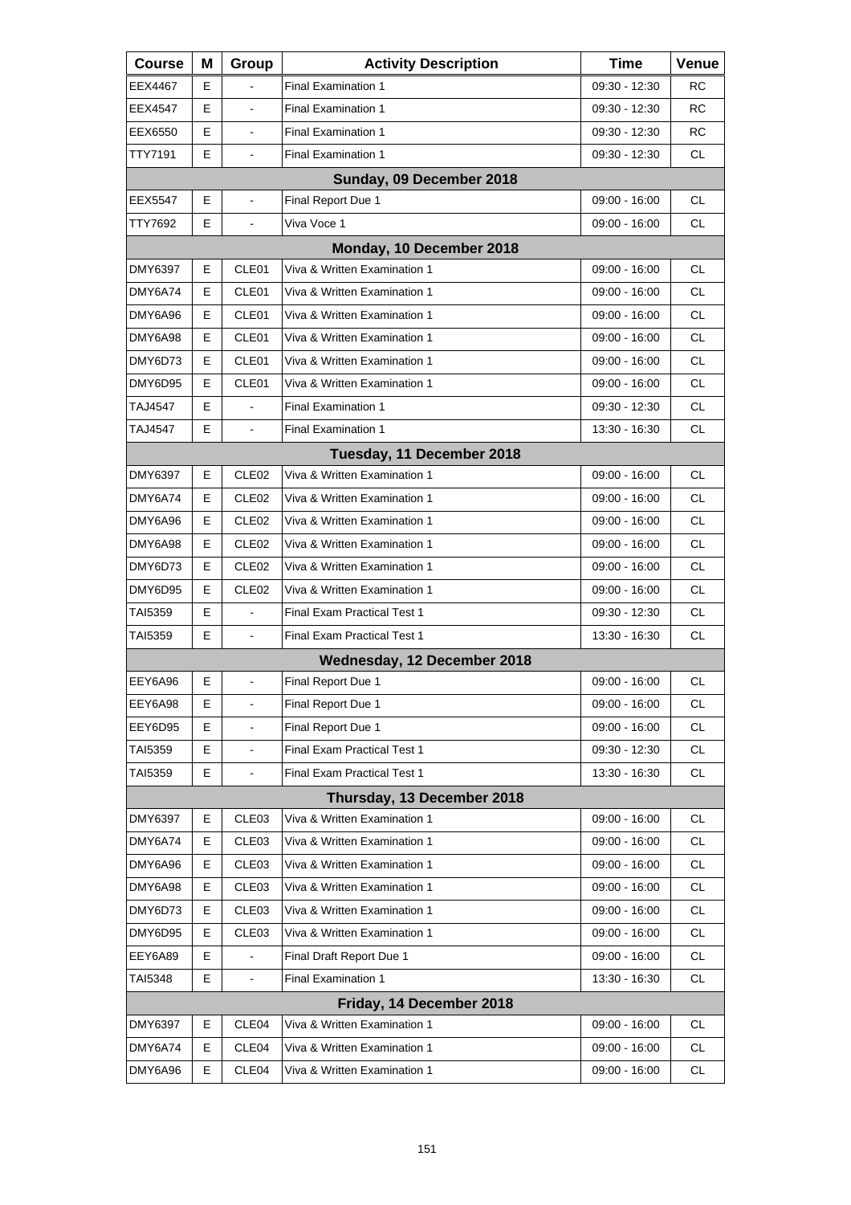| Course | M | Group | Activity Description | Time | Venue |
|---|---|---|---|---|---|
| EEX4467 | E | - | Final Examination 1 | 09:30 - 12:30 | RC |
| EEX4547 | E | - | Final Examination 1 | 09:30 - 12:30 | RC |
| EEX6550 | E | - | Final Examination 1 | 09:30 - 12:30 | RC |
| TTY7191 | E | - | Final Examination 1 | 09:30 - 12:30 | CL |
| **Sunday, 09 December 2018** | | | | | |
| EEX5547 | E | - | Final Report Due 1 | 09:00 - 16:00 | CL |
| TTY7692 | E | - | Viva Voce 1 | 09:00 - 16:00 | CL |
| **Monday, 10 December 2018** | | | | | |
| DMY6397 | E | CLE01 | Viva & Written Examination 1 | 09:00 - 16:00 | CL |
| DMY6A74 | E | CLE01 | Viva & Written Examination 1 | 09:00 - 16:00 | CL |
| DMY6A96 | E | CLE01 | Viva & Written Examination 1 | 09:00 - 16:00 | CL |
| DMY6A98 | E | CLE01 | Viva & Written Examination 1 | 09:00 - 16:00 | CL |
| DMY6D73 | E | CLE01 | Viva & Written Examination 1 | 09:00 - 16:00 | CL |
| DMY6D95 | E | CLE01 | Viva & Written Examination 1 | 09:00 - 16:00 | CL |
| TAJ4547 | E | - | Final Examination 1 | 09:30 - 12:30 | CL |
| TAJ4547 | E | - | Final Examination 1 | 13:30 - 16:30 | CL |
| **Tuesday, 11 December 2018** | | | | | |
| DMY6397 | E | CLE02 | Viva & Written Examination 1 | 09:00 - 16:00 | CL |
| DMY6A74 | E | CLE02 | Viva & Written Examination 1 | 09:00 - 16:00 | CL |
| DMY6A96 | E | CLE02 | Viva & Written Examination 1 | 09:00 - 16:00 | CL |
| DMY6A98 | E | CLE02 | Viva & Written Examination 1 | 09:00 - 16:00 | CL |
| DMY6D73 | E | CLE02 | Viva & Written Examination 1 | 09:00 - 16:00 | CL |
| DMY6D95 | E | CLE02 | Viva & Written Examination 1 | 09:00 - 16:00 | CL |
| TAI5359 | E | - | Final Exam Practical Test 1 | 09:30 - 12:30 | CL |
| TAI5359 | E | - | Final Exam Practical Test 1 | 13:30 - 16:30 | CL |
| **Wednesday, 12 December 2018** | | | | | |
| EEY6A96 | E | - | Final Report Due 1 | 09:00 - 16:00 | CL |
| EEY6A98 | E | - | Final Report Due 1 | 09:00 - 16:00 | CL |
| EEY6D95 | E | - | Final Report Due 1 | 09:00 - 16:00 | CL |
| TAI5359 | E | - | Final Exam Practical Test 1 | 09:30 - 12:30 | CL |
| TAI5359 | E | - | Final Exam Practical Test 1 | 13:30 - 16:30 | CL |
| **Thursday, 13 December 2018** | | | | | |
| DMY6397 | E | CLE03 | Viva & Written Examination 1 | 09:00 - 16:00 | CL |
| DMY6A74 | E | CLE03 | Viva & Written Examination 1 | 09:00 - 16:00 | CL |
| DMY6A96 | E | CLE03 | Viva & Written Examination 1 | 09:00 - 16:00 | CL |
| DMY6A98 | E | CLE03 | Viva & Written Examination 1 | 09:00 - 16:00 | CL |
| DMY6D73 | E | CLE03 | Viva & Written Examination 1 | 09:00 - 16:00 | CL |
| DMY6D95 | E | CLE03 | Viva & Written Examination 1 | 09:00 - 16:00 | CL |
| EEY6A89 | E | - | Final Draft Report Due 1 | 09:00 - 16:00 | CL |
| TAI5348 | E | - | Final Examination 1 | 13:30 - 16:30 | CL |
| **Friday, 14 December 2018** | | | | | |
| DMY6397 | E | CLE04 | Viva & Written Examination 1 | 09:00 - 16:00 | CL |
| DMY6A74 | E | CLE04 | Viva & Written Examination 1 | 09:00 - 16:00 | CL |
| DMY6A96 | E | CLE04 | Viva & Written Examination 1 | 09:00 - 16:00 | CL |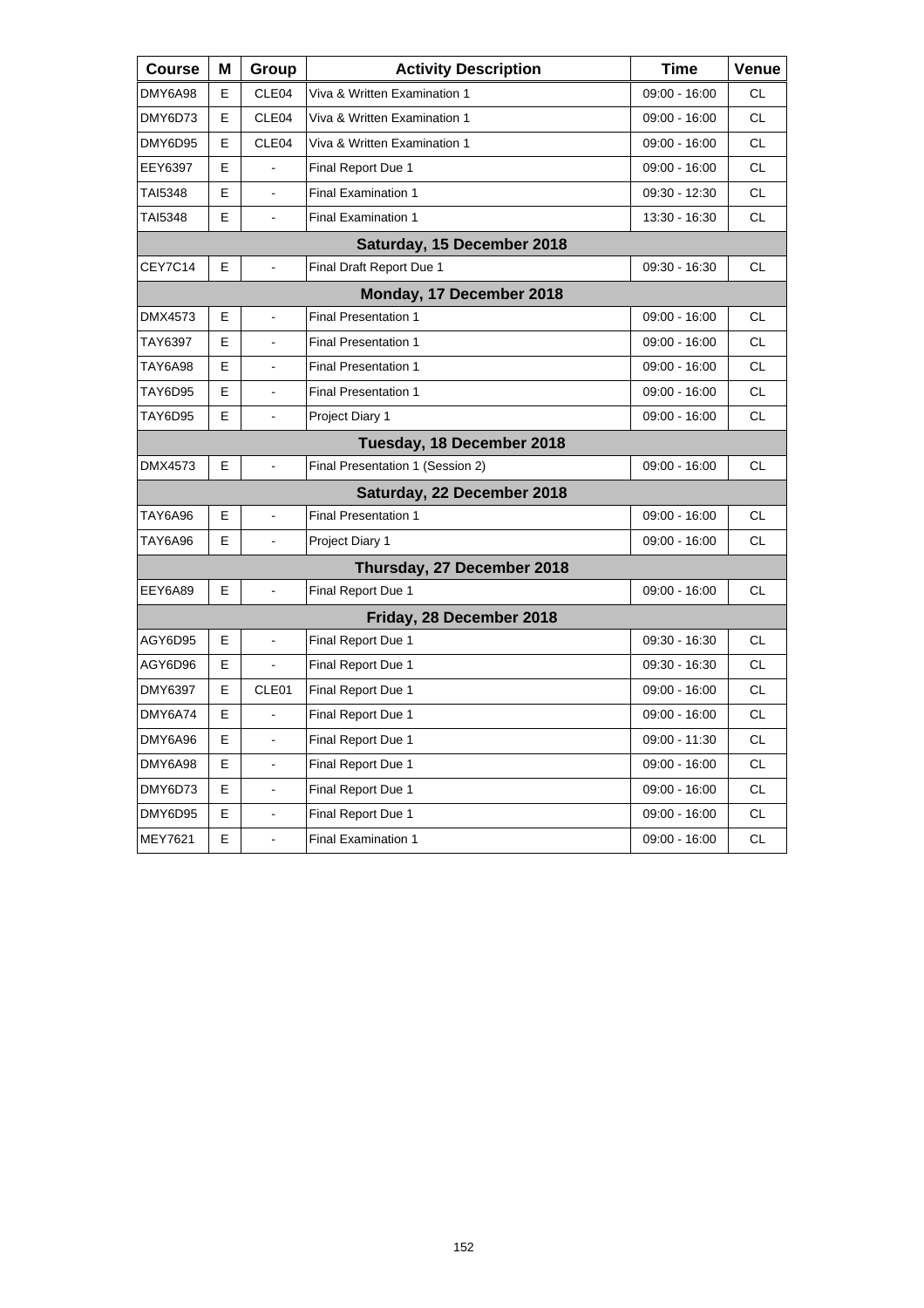| Course | M | Group | Activity Description | Time | Venue |
|---|---|---|---|---|---|
| DMY6A98 | E | CLE04 | Viva & Written Examination 1 | 09:00 - 16:00 | CL |
| DMY6D73 | E | CLE04 | Viva & Written Examination 1 | 09:00 - 16:00 | CL |
| DMY6D95 | E | CLE04 | Viva & Written Examination 1 | 09:00 - 16:00 | CL |
| EEY6397 | E | - | Final Report Due 1 | 09:00 - 16:00 | CL |
| TAI5348 | E | - | Final Examination 1 | 09:30 - 12:30 | CL |
| TAI5348 | E | - | Final Examination 1 | 13:30 - 16:30 | CL |
| **Saturday, 15 December 2018** | | | | | |
| CEY7C14 | E | - | Final Draft Report Due 1 | 09:30 - 16:30 | CL |
| **Monday, 17 December 2018** | | | | | |
| DMX4573 | E | - | Final Presentation 1 | 09:00 - 16:00 | CL |
| TAY6397 | E | - | Final Presentation 1 | 09:00 - 16:00 | CL |
| TAY6A98 | E | - | Final Presentation 1 | 09:00 - 16:00 | CL |
| TAY6D95 | E | - | Final Presentation 1 | 09:00 - 16:00 | CL |
| TAY6D95 | E | - | Project Diary 1 | 09:00 - 16:00 | CL |
| **Tuesday, 18 December 2018** | | | | | |
| DMX4573 | E | - | Final Presentation 1 (Session 2) | 09:00 - 16:00 | CL |
| **Saturday, 22 December 2018** | | | | | |
| TAY6A96 | E | - | Final Presentation 1 | 09:00 - 16:00 | CL |
| TAY6A96 | E | - | Project Diary 1 | 09:00 - 16:00 | CL |
| **Thursday, 27 December 2018** | | | | | |
| EEY6A89 | E | - | Final Report Due 1 | 09:00 - 16:00 | CL |
| **Friday, 28 December 2018** | | | | | |
| AGY6D95 | E | - | Final Report Due 1 | 09:30 - 16:30 | CL |
| AGY6D96 | E | - | Final Report Due 1 | 09:30 - 16:30 | CL |
| DMY6397 | E | CLE01 | Final Report Due 1 | 09:00 - 16:00 | CL |
| DMY6A74 | E | - | Final Report Due 1 | 09:00 - 16:00 | CL |
| DMY6A96 | E | - | Final Report Due 1 | 09:00 - 11:30 | CL |
| DMY6A98 | E | - | Final Report Due 1 | 09:00 - 16:00 | CL |
| DMY6D73 | E | - | Final Report Due 1 | 09:00 - 16:00 | CL |
| DMY6D95 | E | - | Final Report Due 1 | 09:00 - 16:00 | CL |
| MEY7621 | E | - | Final Examination 1 | 09:00 - 16:00 | CL |